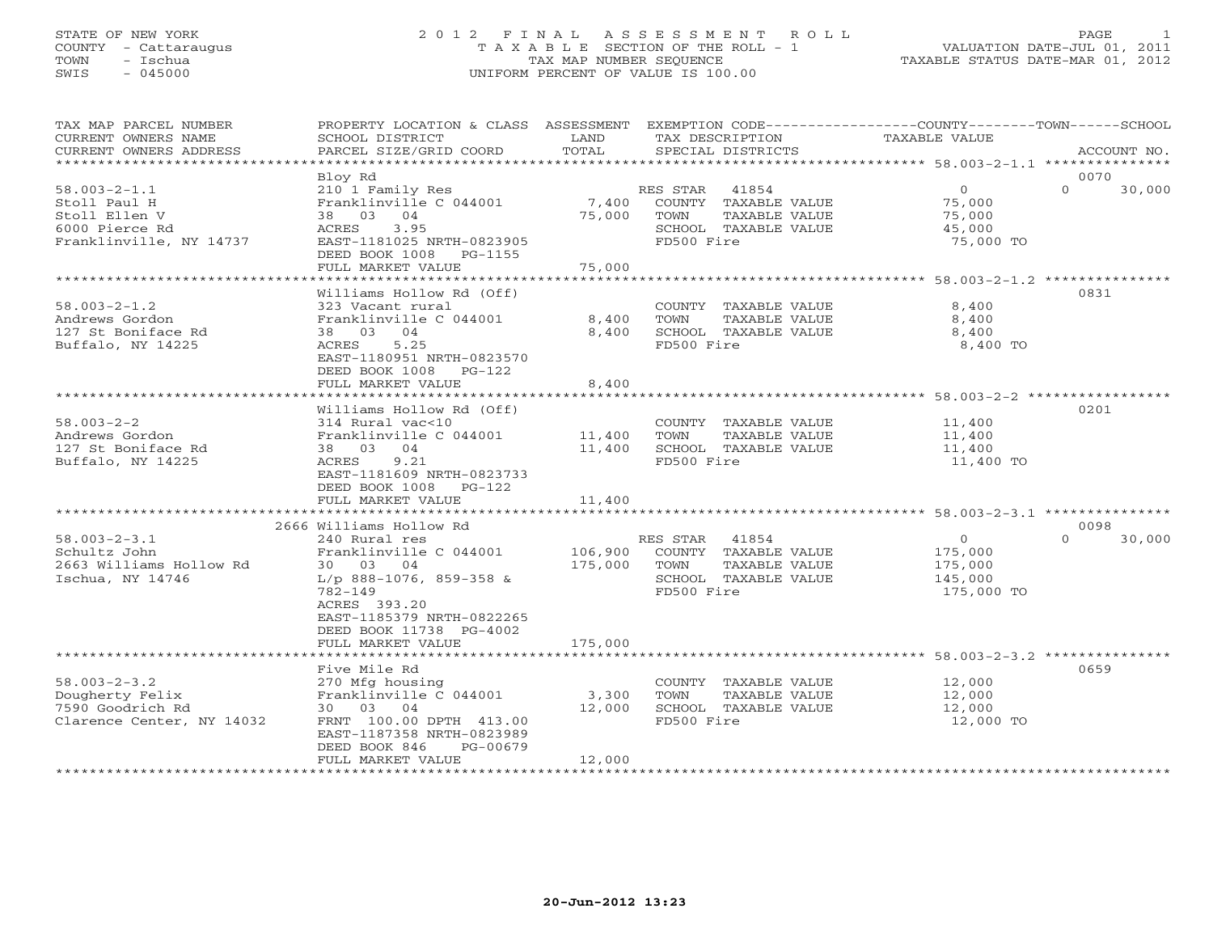STATE OF NEW YORK
COUNTY - Cattaraugus
TOWN - Ischua
SWIS - 045000

# 2012 FINAL ASSESSMENT ROLL

TAXABLE SECTION OF THE ROLL - 1
TAX MAP NUMBER SEQUENCE
UNIFORM PERCENT OF VALUE IS 100.00

VALUATION DATE-JUL 01, 2011
TAXABLE STATUS DATE-MAR 01, 2012

| TAX MAP PARCEL NUMBER / CURRENT OWNERS NAME / CURRENT OWNERS ADDRESS | PROPERTY LOCATION & CLASS / SCHOOL DISTRICT / PARCEL SIZE/GRID COORD | ASSESSMENT LAND | TOTAL | EXEMPTION CODE / TAX DESCRIPTION / SPECIAL DISTRICTS | COUNTY / TOWN TAXABLE VALUE | SCHOOL | ACCOUNT NO. |
|---|---|---|---|---|---|---|---|
| 58.003-2-1.1 | Bloy Rd | | | | | | 0070 |
| Stoll Paul H | 210 1 Family Res | | | RES STAR 41854 | 0 | 0 30,000 | |
| Stoll Ellen V | Franklinville C 044001 | 7,400 | | COUNTY TAXABLE VALUE | 75,000 | | |
| 6000 Pierce Rd | 38 03 04 | | 75,000 | TOWN TAXABLE VALUE | 75,000 | | |
| Franklinville, NY 14737 | ACRES 3.95 | | | SCHOOL TAXABLE VALUE | 45,000 | | |
| | EAST-1181025 NRTH-0823905 | | | FD500 Fire | 75,000 TO | | |
| | DEED BOOK 1008 PG-1155 | | | | | | |
| | FULL MARKET VALUE | | 75,000 | | | | |
| 58.003-2-1.2 | Williams Hollow Rd (Off) | | | | | | 0831 |
| Andrews Gordon | 323 Vacant rural | | | COUNTY TAXABLE VALUE | 8,400 | | |
| 127 St Boniface Rd | Franklinville C 044001 | 8,400 | | TOWN TAXABLE VALUE | 8,400 | | |
| Buffalo, NY 14225 | 38 03 04 | | 8,400 | SCHOOL TAXABLE VALUE | 8,400 | | |
| | ACRES 5.25 | | | FD500 Fire | 8,400 TO | | |
| | EAST-1180951 NRTH-0823570 | | | | | | |
| | DEED BOOK 1008 PG-122 | | | | | | |
| | FULL MARKET VALUE | | 8,400 | | | | |
| 58.003-2-2 | Williams Hollow Rd (Off) | | | | | | 0201 |
| Andrews Gordon | 314 Rural vac<10 | | | COUNTY TAXABLE VALUE | 11,400 | | |
| 127 St Boniface Rd | Franklinville C 044001 | 11,400 | | TOWN TAXABLE VALUE | 11,400 | | |
| Buffalo, NY 14225 | 38 03 04 | | 11,400 | SCHOOL TAXABLE VALUE | 11,400 | | |
| | ACRES 9.21 | | | FD500 Fire | 11,400 TO | | |
| | EAST-1181609 NRTH-0823733 | | | | | | |
| | DEED BOOK 1008 PG-122 | | | | | | |
| | FULL MARKET VALUE | | 11,400 | | | | |
| 58.003-2-3.1 | 2666 Williams Hollow Rd | | | | | | 0098 |
| Schultz John | 240 Rural res | | | RES STAR 41854 | 0 | 0 30,000 | |
| 2663 Williams Hollow Rd | Franklinville C 044001 | 106,900 | | COUNTY TAXABLE VALUE | 175,000 | | |
| Ischua, NY 14746 | 30 03 04 | | 175,000 | TOWN TAXABLE VALUE | 175,000 | | |
| | L/p 888-1076, 859-358 & | | | SCHOOL TAXABLE VALUE | 145,000 | | |
| | 782-149 | | | FD500 Fire | 175,000 TO | | |
| | ACRES 393.20 | | | | | | |
| | EAST-1185379 NRTH-0822265 | | | | | | |
| | DEED BOOK 11738 PG-4002 | | | | | | |
| | FULL MARKET VALUE | | 175,000 | | | | |
| 58.003-2-3.2 | Five Mile Rd | | | | | | 0659 |
| Dougherty Felix | 270 Mfg housing | | | COUNTY TAXABLE VALUE | 12,000 | | |
| 7590 Goodrich Rd | Franklinville C 044001 | 3,300 | | TOWN TAXABLE VALUE | 12,000 | | |
| Clarence Center, NY 14032 | 30 03 04 | | 12,000 | SCHOOL TAXABLE VALUE | 12,000 | | |
| | FRNT 100.00 DPTH 413.00 | | | FD500 Fire | 12,000 TO | | |
| | EAST-1187358 NRTH-0823989 | | | | | | |
| | DEED BOOK 846 PG-00679 | | | | | | |
| | FULL MARKET VALUE | | 12,000 | | | | |

20-Jun-2012 13:23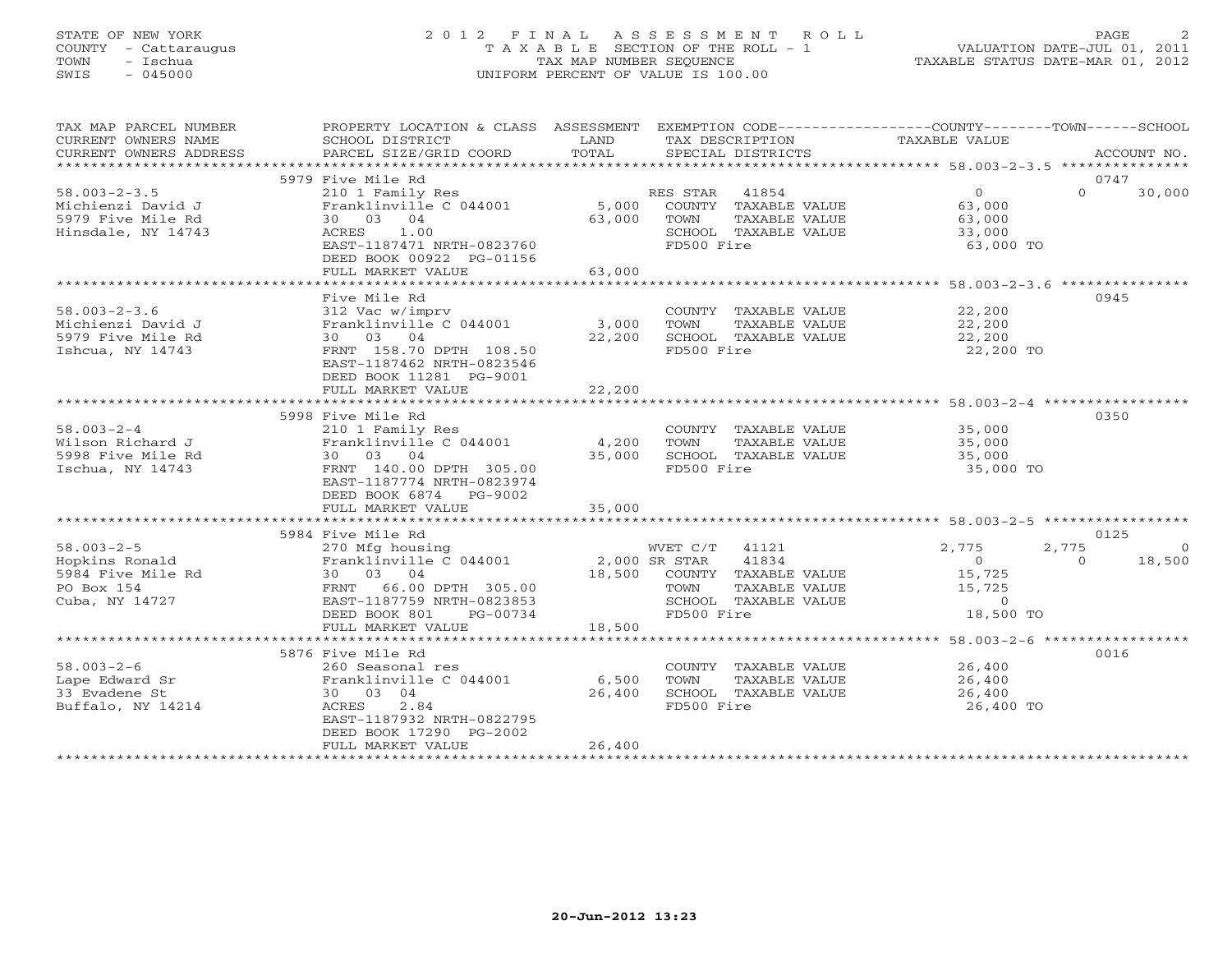STATE OF NEW YORK
COUNTY - Cattaraugus
TOWN - Ischua
SWIS - 045000

# 2012 FINAL ASSESSMENT ROLL
TAXABLE SECTION OF THE ROLL - 1
TAX MAP NUMBER SEQUENCE
UNIFORM PERCENT OF VALUE IS 100.00

VALUATION DATE-JUL 01, 2011
TAXABLE STATUS DATE-MAR 01, 2012

| TAX MAP PARCEL NUMBER / CURRENT OWNERS NAME / CURRENT OWNERS ADDRESS | PROPERTY LOCATION & CLASS / SCHOOL DISTRICT / PARCEL SIZE/GRID COORD | ASSESSMENT LAND / TOTAL | EXEMPTION CODE / TAX DESCRIPTION / SPECIAL DISTRICTS | COUNTY TAXABLE VALUE | TOWN | SCHOOL | ACCOUNT NO. |
|---|---|---|---|---|---|---|---|
| 58.003-2-3.5 | 5979 Five Mile Rd | | | | | | 0747 |
| Michienzi David J | 210 1 Family Res | | RES STAR 41854 | 0 | 0 | 30,000 | |
| 5979 Five Mile Rd | Franklinville C 044001 | 5,000 | COUNTY TAXABLE VALUE | 63,000 | | | |
| Hinsdale, NY 14743 | 30 03 04 | 63,000 | TOWN TAXABLE VALUE | 63,000 | | | |
| | ACRES 1.00 | | SCHOOL TAXABLE VALUE | 33,000 | | | |
| | EAST-1187471 NRTH-0823760 | | FD500 Fire | 63,000 TO | | | |
| | DEED BOOK 00922 PG-01156 | | | | | | |
| | FULL MARKET VALUE | 63,000 | | | | | |
| 58.003-2-3.6 | Five Mile Rd | | | | | | 0945 |
| Michienzi David J | 312 Vac w/imprv | | COUNTY TAXABLE VALUE | 22,200 | | | |
| 5979 Five Mile Rd | Franklinville C 044001 | 3,000 | TOWN TAXABLE VALUE | 22,200 | | | |
| Ishcua, NY 14743 | 30 03 04 | 22,200 | SCHOOL TAXABLE VALUE | 22,200 | | | |
| | FRNT 158.70 DPTH 108.50 | | FD500 Fire | 22,200 TO | | | |
| | EAST-1187462 NRTH-0823546 | | | | | | |
| | DEED BOOK 11281 PG-9001 | | | | | | |
| | FULL MARKET VALUE | 22,200 | | | | | |
| 58.003-2-4 | 5998 Five Mile Rd | | | | | | 0350 |
| Wilson Richard J | 210 1 Family Res | | COUNTY TAXABLE VALUE | 35,000 | | | |
| 5998 Five Mile Rd | Franklinville C 044001 | 4,200 | TOWN TAXABLE VALUE | 35,000 | | | |
| Ischua, NY 14743 | 30 03 04 | 35,000 | SCHOOL TAXABLE VALUE | 35,000 | | | |
| | FRNT 140.00 DPTH 305.00 | | FD500 Fire | 35,000 TO | | | |
| | EAST-1187774 NRTH-0823974 | | | | | | |
| | DEED BOOK 6874 PG-9002 | | | | | | |
| | FULL MARKET VALUE | 35,000 | | | | | |
| 58.003-2-5 | 5984 Five Mile Rd | | | | | | 0125 |
| Hopkins Ronald | 270 Mfg housing | | WVET C/T 41121 | 2,775 | 2,775 | 0 | |
| 5984 Five Mile Rd | Franklinville C 044001 | 2,000 | SR STAR 41834 | 0 | 0 | 18,500 | |
| PO Box 154 | 30 03 04 | 18,500 | COUNTY TAXABLE VALUE | 15,725 | | | |
| Cuba, NY 14727 | FRNT 66.00 DPTH 305.00 | | TOWN TAXABLE VALUE | 15,725 | | | |
| | EAST-1187759 NRTH-0823853 | | SCHOOL TAXABLE VALUE | 0 | | | |
| | DEED BOOK 801 PG-00734 | | FD500 Fire | 18,500 TO | | | |
| | FULL MARKET VALUE | 18,500 | | | | | |
| 58.003-2-6 | 5876 Five Mile Rd | | | | | | 0016 |
| Lape Edward Sr | 260 Seasonal res | | COUNTY TAXABLE VALUE | 26,400 | | | |
| 33 Evadene St | Franklinville C 044001 | 6,500 | TOWN TAXABLE VALUE | 26,400 | | | |
| Buffalo, NY 14214 | 30 03 04 | 26,400 | SCHOOL TAXABLE VALUE | 26,400 | | | |
| | ACRES 2.84 | | FD500 Fire | 26,400 TO | | | |
| | EAST-1187932 NRTH-0822795 | | | | | | |
| | DEED BOOK 17290 PG-2002 | | | | | | |
| | FULL MARKET VALUE | 26,400 | | | | | |

20-Jun-2012 13:23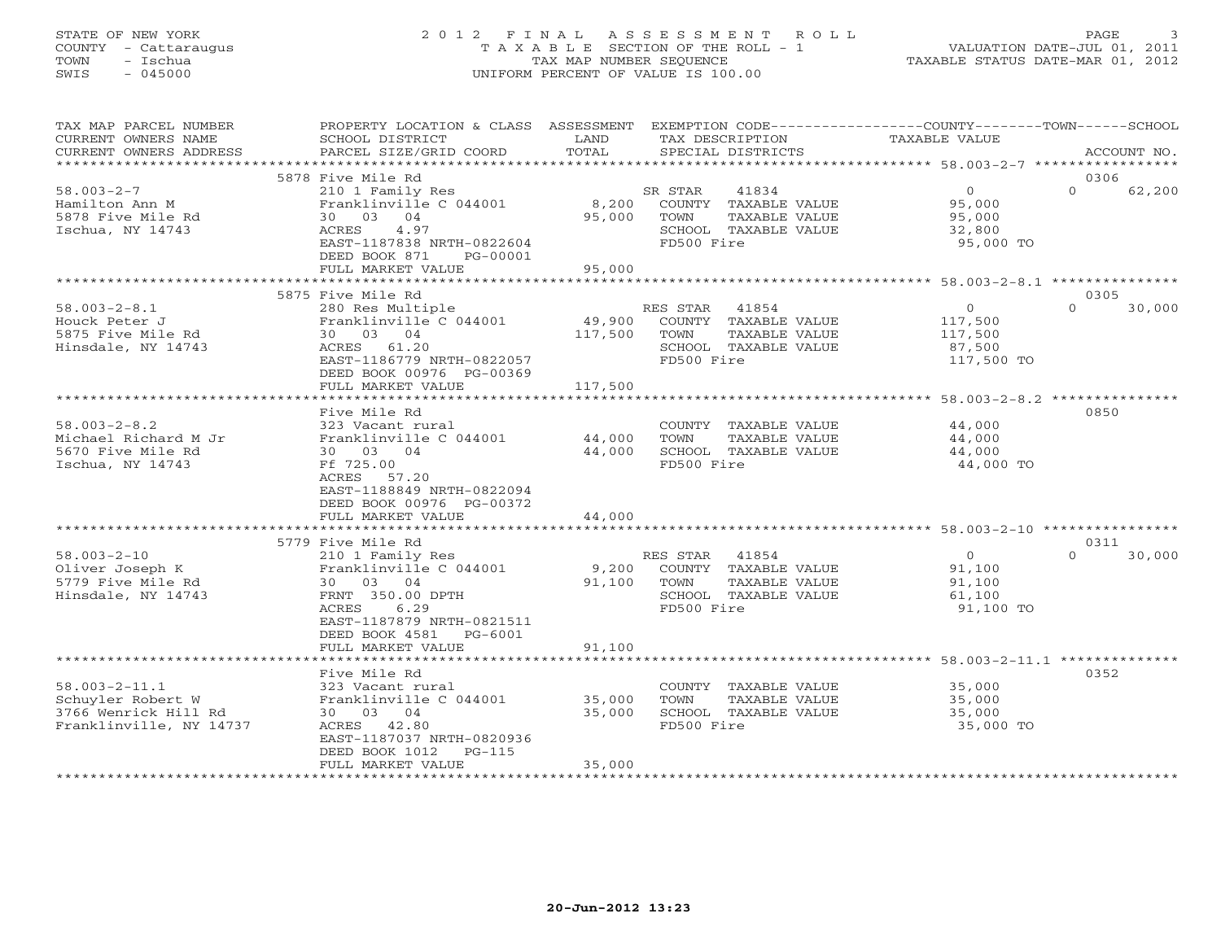STATE OF NEW YORK
COUNTY - Cattaraugus
TOWN - Ischua
SWIS - 045000

# 2012 FINAL ASSESSMENT ROLL
TAXABLE SECTION OF THE ROLL - 1
TAX MAP NUMBER SEQUENCE
UNIFORM PERCENT OF VALUE IS 100.00

VALUATION DATE-JUL 01, 2011
TAXABLE STATUS DATE-MAR 01, 2012

| TAX MAP PARCEL NUMBER / CURRENT OWNERS NAME / CURRENT OWNERS ADDRESS | PROPERTY LOCATION & CLASS / SCHOOL DISTRICT / PARCEL SIZE/GRID COORD | ASSESSMENT LAND | TOTAL | EXEMPTION CODE / TAX DESCRIPTION / SPECIAL DISTRICTS | COUNTY TAXABLE VALUE | TOWN | SCHOOL / ACCOUNT NO. |
|---|---|---|---|---|---|---|---|
| **58.003-2-7** | 5878 Five Mile Rd | | | | | | 0306 |
| Hamilton Ann M | 210 1 Family Res | | | SR STAR 41834 | 0 | 0 | 62,200 |
| 5878 Five Mile Rd | Franklinville C 044001 | 8,200 | | COUNTY TAXABLE VALUE | 95,000 | | |
| Ischua, NY 14743 | 30 03 04 | | 95,000 | TOWN TAXABLE VALUE | 95,000 | | |
| | ACRES 4.97 | | | SCHOOL TAXABLE VALUE | 32,800 | | |
| | EAST-1187838 NRTH-0822604 | | | FD500 Fire | 95,000 TO | | |
| | DEED BOOK 871 PG-00001 | | | | | | |
| | FULL MARKET VALUE | | 95,000 | | | | |
| **58.003-2-8.1** | 5875 Five Mile Rd | | | | | | 0305 |
| Houck Peter J | 280 Res Multiple | | | RES STAR 41854 | 0 | 0 | 30,000 |
| 5875 Five Mile Rd | Franklinville C 044001 | 49,900 | | COUNTY TAXABLE VALUE | 117,500 | | |
| Hinsdale, NY 14743 | 30 03 04 | | 117,500 | TOWN TAXABLE VALUE | 117,500 | | |
| | ACRES 61.20 | | | SCHOOL TAXABLE VALUE | 87,500 | | |
| | EAST-1186779 NRTH-0822057 | | | FD500 Fire | 117,500 TO | | |
| | DEED BOOK 00976 PG-00369 | | | | | | |
| | FULL MARKET VALUE | | 117,500 | | | | |
| **58.003-2-8.2** | Five Mile Rd | | | | | | 0850 |
| Michael Richard M Jr | 323 Vacant rural | | | COUNTY TAXABLE VALUE | 44,000 | | |
| 5670 Five Mile Rd | Franklinville C 044001 | 44,000 | | TOWN TAXABLE VALUE | 44,000 | | |
| Ischua, NY 14743 | 30 03 04 | | 44,000 | SCHOOL TAXABLE VALUE | 44,000 | | |
| | Ff 725.00 | | | FD500 Fire | 44,000 TO | | |
| | ACRES 57.20 | | | | | | |
| | EAST-1188849 NRTH-0822094 | | | | | | |
| | DEED BOOK 00976 PG-00372 | | | | | | |
| | FULL MARKET VALUE | | 44,000 | | | | |
| **58.003-2-10** | 5779 Five Mile Rd | | | | | | 0311 |
| Oliver Joseph K | 210 1 Family Res | | | RES STAR 41854 | 0 | 0 | 30,000 |
| 5779 Five Mile Rd | Franklinville C 044001 | 9,200 | | COUNTY TAXABLE VALUE | 91,100 | | |
| Hinsdale, NY 14743 | 30 03 04 | | 91,100 | TOWN TAXABLE VALUE | 91,100 | | |
| | FRNT 350.00 DPTH | | | SCHOOL TAXABLE VALUE | 61,100 | | |
| | ACRES 6.29 | | | FD500 Fire | 91,100 TO | | |
| | EAST-1187879 NRTH-0821511 | | | | | | |
| | DEED BOOK 4581 PG-6001 | | | | | | |
| | FULL MARKET VALUE | | 91,100 | | | | |
| **58.003-2-11.1** | Five Mile Rd | | | | | | 0352 |
| Schuyler Robert W | 323 Vacant rural | | | COUNTY TAXABLE VALUE | 35,000 | | |
| 3766 Wenrick Hill Rd | Franklinville C 044001 | 35,000 | | TOWN TAXABLE VALUE | 35,000 | | |
| Franklinville, NY 14737 | 30 03 04 | | 35,000 | SCHOOL TAXABLE VALUE | 35,000 | | |
| | ACRES 42.80 | | | FD500 Fire | 35,000 TO | | |
| | EAST-1187037 NRTH-0820936 | | | | | | |
| | DEED BOOK 1012 PG-115 | | | | | | |
| | FULL MARKET VALUE | | 35,000 | | | | |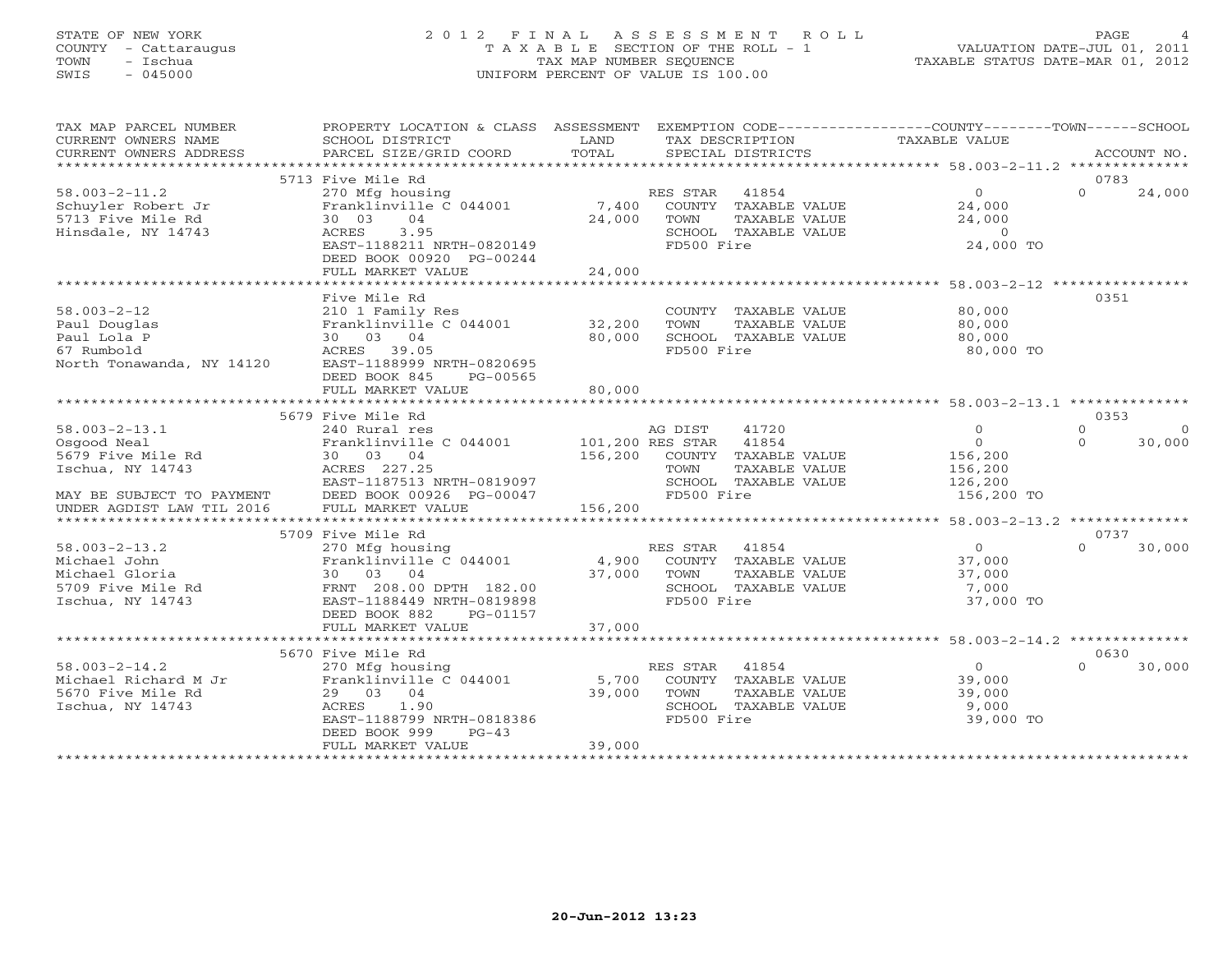STATE OF NEW YORK
COUNTY - Cattaraugus
TOWN - Ischua
SWIS - 045000

# 2012 FINAL ASSESSMENT ROLL
TAXABLE SECTION OF THE ROLL - 1
TAX MAP NUMBER SEQUENCE
UNIFORM PERCENT OF VALUE IS 100.00

VALUATION DATE-JUL 01, 2011
TAXABLE STATUS DATE-MAR 01, 2012

| TAX MAP PARCEL NUMBER / CURRENT OWNERS NAME / CURRENT OWNERS ADDRESS | PROPERTY LOCATION & CLASS / SCHOOL DISTRICT / PARCEL SIZE/GRID COORD | ASSESSMENT LAND / TOTAL | EXEMPTION CODE / TAX DESCRIPTION / SPECIAL DISTRICTS | COUNTY TAXABLE VALUE | TOWN | SCHOOL / ACCOUNT NO. |
|---|---|---|---|---|---|---|
| | 5713 Five Mile Rd | | | | | 0783 |
| 58.003-2-11.2 | 270 Mfg housing | | RES STAR 41854 | 0 | 0 | 24,000 |
| Schuyler Robert Jr | Franklinville C 044001 | 7,400 | COUNTY TAXABLE VALUE | 24,000 | | |
| 5713 Five Mile Rd | 30 03 04 | 24,000 | TOWN TAXABLE VALUE | 24,000 | | |
| Hinsdale, NY 14743 | ACRES 3.95 | | SCHOOL TAXABLE VALUE | 0 | | |
| | EAST-1188211 NRTH-0820149 | | FD500 Fire | 24,000 TO | | |
| | DEED BOOK 00920 PG-00244 | | | | | |
| | FULL MARKET VALUE | 24,000 | | | | |
| | Five Mile Rd | | | | | 0351 |
| 58.003-2-12 | 210 1 Family Res | | COUNTY TAXABLE VALUE | 80,000 | | |
| Paul Douglas | Franklinville C 044001 | 32,200 | TOWN TAXABLE VALUE | 80,000 | | |
| Paul Lola P | 30 03 04 | 80,000 | SCHOOL TAXABLE VALUE | 80,000 | | |
| 67 Rumbold | ACRES 39.05 | | FD500 Fire | 80,000 TO | | |
| North Tonawanda, NY 14120 | EAST-1188999 NRTH-0820695 | | | | | |
| | DEED BOOK 845 PG-00565 | | | | | |
| | FULL MARKET VALUE | 80,000 | | | | |
| | 5679 Five Mile Rd | | | | | 0353 |
| 58.003-2-13.1 | 240 Rural res | | AG DIST 41720 | 0 | 0 | 0 |
| Osgood Neal | Franklinville C 044001 | 101,200 | RES STAR 41854 | 0 | 0 | 30,000 |
| 5679 Five Mile Rd | 30 03 04 | 156,200 | COUNTY TAXABLE VALUE | 156,200 | | |
| Ischua, NY 14743 | ACRES 227.25 | | TOWN TAXABLE VALUE | 156,200 | | |
| | EAST-1187513 NRTH-0819097 | | SCHOOL TAXABLE VALUE | 126,200 | | |
| MAY BE SUBJECT TO PAYMENT | DEED BOOK 00926 PG-00047 | | FD500 Fire | 156,200 TO | | |
| UNDER AGDIST LAW TIL 2016 | FULL MARKET VALUE | 156,200 | | | | |
| | 5709 Five Mile Rd | | | | | 0737 |
| 58.003-2-13.2 | 270 Mfg housing | | RES STAR 41854 | 0 | 0 | 30,000 |
| Michael John | Franklinville C 044001 | 4,900 | COUNTY TAXABLE VALUE | 37,000 | | |
| Michael Gloria | 30 03 04 | 37,000 | TOWN TAXABLE VALUE | 37,000 | | |
| 5709 Five Mile Rd | FRNT 208.00 DPTH 182.00 | | SCHOOL TAXABLE VALUE | 7,000 | | |
| Ischua, NY 14743 | EAST-1188449 NRTH-0819898 | | FD500 Fire | 37,000 TO | | |
| | DEED BOOK 882 PG-01157 | | | | | |
| | FULL MARKET VALUE | 37,000 | | | | |
| | 5670 Five Mile Rd | | | | | 0630 |
| 58.003-2-14.2 | 270 Mfg housing | | RES STAR 41854 | 0 | 0 | 30,000 |
| Michael Richard M Jr | Franklinville C 044001 | 5,700 | COUNTY TAXABLE VALUE | 39,000 | | |
| 5670 Five Mile Rd | 29 03 04 | 39,000 | TOWN TAXABLE VALUE | 39,000 | | |
| Ischua, NY 14743 | ACRES 1.90 | | SCHOOL TAXABLE VALUE | 9,000 | | |
| | EAST-1188799 NRTH-0818386 | | FD500 Fire | 39,000 TO | | |
| | DEED BOOK 999 PG-43 | | | | | |
| | FULL MARKET VALUE | 39,000 | | | | |

20-Jun-2012 13:23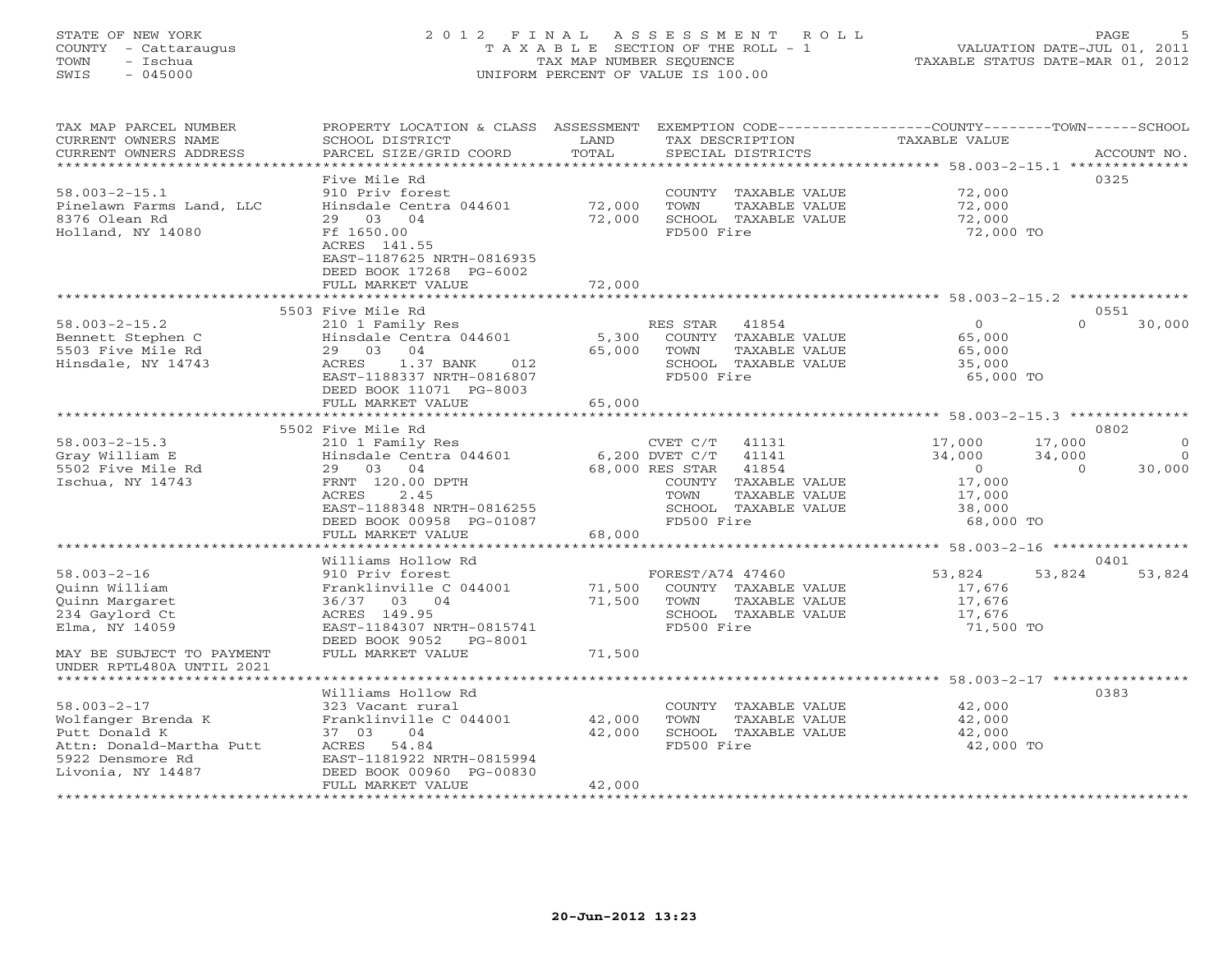STATE OF NEW YORK
COUNTY - Cattaraugus
TOWN - Ischua
SWIS - 045000

# 2012 FINAL ASSESSMENT ROLL
TAXABLE SECTION OF THE ROLL - 1
TAX MAP NUMBER SEQUENCE
UNIFORM PERCENT OF VALUE IS 100.00

VALUATION DATE-JUL 01, 2011
TAXABLE STATUS DATE-MAR 01, 2012

| TAX MAP PARCEL NUMBER / CURRENT OWNERS NAME / CURRENT OWNERS ADDRESS | PROPERTY LOCATION & CLASS / SCHOOL DISTRICT / PARCEL SIZE/GRID COORD | ASSESSMENT LAND / TOTAL | EXEMPTION CODE / TAX DESCRIPTION / SPECIAL DISTRICTS | COUNTY | TOWN | SCHOOL | ACCOUNT NO. |
|---|---|---|---|---|---|---|---|
| 58.003-2-15.1 | Five Mile Rd | | | | | | 0325 |
| | 910 Priv forest | | COUNTY TAXABLE VALUE | 72,000 | | | |
| Pinelawn Farms Land, LLC | Hinsdale Centra 044601 | 72,000 | TOWN TAXABLE VALUE | | 72,000 | | |
| 8376 Olean Rd | 29 03 04 | 72,000 | SCHOOL TAXABLE VALUE | | | 72,000 | |
| Holland, NY 14080 | Ff 1650.00 | | FD500 Fire | 72,000 TO | | | |
| | ACRES 141.55 | | | | | | |
| | EAST-1187625 NRTH-0816935 | | | | | | |
| | DEED BOOK 17268 PG-6002 | | | | | | |
| | FULL MARKET VALUE | 72,000 | | | | | |
| 58.003-2-15.2 | 5503 Five Mile Rd | | | | | | 0551 |
| | 210 1 Family Res | | RES STAR 41854 | 0 | 0 | 30,000 | |
| Bennett Stephen C | Hinsdale Centra 044601 | 5,300 | COUNTY TAXABLE VALUE | 65,000 | | | |
| 5503 Five Mile Rd | 29 03 04 | 65,000 | TOWN TAXABLE VALUE | | 65,000 | | |
| Hinsdale, NY 14743 | ACRES 1.37 BANK 012 | | SCHOOL TAXABLE VALUE | | | 35,000 | |
| | EAST-1188337 NRTH-0816807 | | FD500 Fire | 65,000 TO | | | |
| | DEED BOOK 11071 PG-8003 | | | | | | |
| | FULL MARKET VALUE | 65,000 | | | | | |
| 58.003-2-15.3 | 5502 Five Mile Rd | | | | | | 0802 |
| | 210 1 Family Res | | CVET C/T 41131 | 17,000 | 17,000 | 0 | |
| Gray William E | Hinsdale Centra 044601 | 6,200 | DVET C/T 41141 | 34,000 | 34,000 | 0 | |
| 5502 Five Mile Rd | 29 03 04 | 68,000 | RES STAR 41854 | 0 | 0 | 30,000 | |
| Ischua, NY 14743 | FRNT 120.00 DPTH | | COUNTY TAXABLE VALUE | 17,000 | | | |
| | ACRES 2.45 | | TOWN TAXABLE VALUE | | 17,000 | | |
| | EAST-1188348 NRTH-0816255 | | SCHOOL TAXABLE VALUE | | | 38,000 | |
| | DEED BOOK 00958 PG-01087 | | FD500 Fire | 68,000 TO | | | |
| | FULL MARKET VALUE | 68,000 | | | | | |
| 58.003-2-16 | Williams Hollow Rd | | | | | | 0401 |
| | 910 Priv forest | | FOREST/A74 47460 | 53,824 | 53,824 | 53,824 | |
| Quinn William | Franklinville C 044001 | 71,500 | COUNTY TAXABLE VALUE | 17,676 | | | |
| Quinn Margaret | 36/37 03 04 | 71,500 | TOWN TAXABLE VALUE | | 17,676 | | |
| 234 Gaylord Ct | ACRES 149.95 | | SCHOOL TAXABLE VALUE | | | 17,676 | |
| Elma, NY 14059 | EAST-1184307 NRTH-0815741 | | FD500 Fire | 71,500 TO | | | |
| | DEED BOOK 9052 PG-8001 | | | | | | |
| MAY BE SUBJECT TO PAYMENT UNDER RPTL480A UNTIL 2021 | FULL MARKET VALUE | 71,500 | | | | | |
| 58.003-2-17 | Williams Hollow Rd | | | | | | 0383 |
| | 323 Vacant rural | | COUNTY TAXABLE VALUE | 42,000 | | | |
| Wolfanger Brenda K | Franklinville C 044001 | 42,000 | TOWN TAXABLE VALUE | | 42,000 | | |
| Putt Donald K | 37 03 04 | 42,000 | SCHOOL TAXABLE VALUE | | | 42,000 | |
| Attn: Donald-Martha Putt | ACRES 54.84 | | FD500 Fire | 42,000 TO | | | |
| 5922 Densmore Rd | EAST-1181922 NRTH-0815994 | | | | | | |
| Livonia, NY 14487 | DEED BOOK 00960 PG-00830 | | | | | | |
| | FULL MARKET VALUE | 42,000 | | | | | |

20-Jun-2012 13:23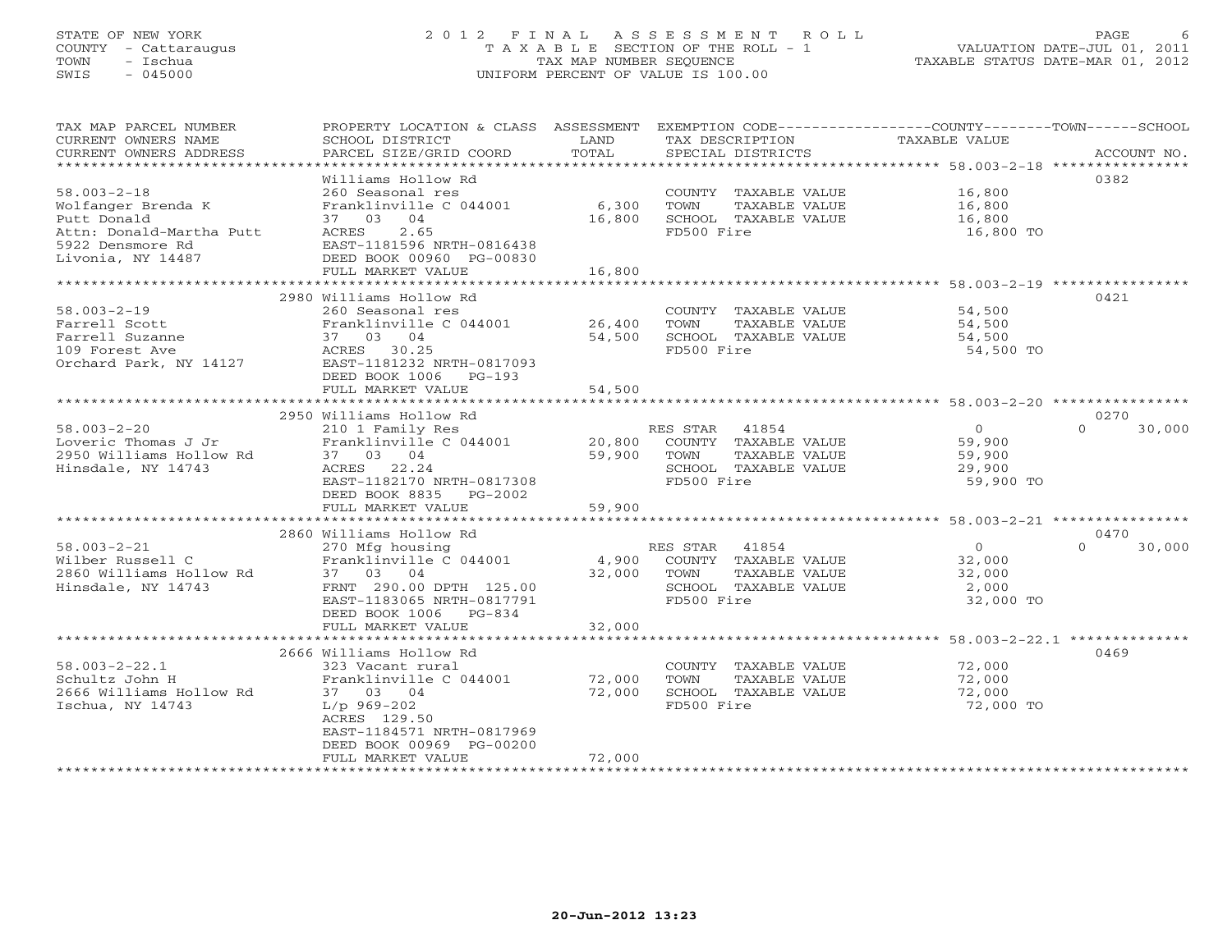STATE OF NEW YORK
COUNTY - Cattaraugus
TOWN - Ischua
SWIS - 045000

# 2012 FINAL ASSESSMENT ROLL
TAXABLE SECTION OF THE ROLL - 1
TAX MAP NUMBER SEQUENCE
UNIFORM PERCENT OF VALUE IS 100.00

VALUATION DATE-JUL 01, 2011
TAXABLE STATUS DATE-MAR 01, 2012

| TAX MAP PARCEL NUMBER / CURRENT OWNERS NAME / CURRENT OWNERS ADDRESS | PROPERTY LOCATION & CLASS / SCHOOL DISTRICT / PARCEL SIZE/GRID COORD | ASSESSMENT LAND / TOTAL | EXEMPTION CODE / TAX DESCRIPTION / SPECIAL DISTRICTS | COUNTY TAXABLE VALUE | TOWN | SCHOOL | ACCOUNT NO. |
|---|---|---|---|---|---|---|---|
| **58.003-2-18** | Williams Hollow Rd | | | | | | 0382 |
| 58.003-2-18 | 260 Seasonal res | | COUNTY TAXABLE VALUE | 16,800 | | | |
| Wolfanger Brenda K | Franklinville C 044001 | 6,300 | TOWN TAXABLE VALUE | 16,800 | | | |
| Putt Donald | 37 03 04 | 16,800 | SCHOOL TAXABLE VALUE | 16,800 | | | |
| Attn: Donald-Martha Putt | ACRES 2.65 | | FD500 Fire | 16,800 TO | | | |
| 5922 Densmore Rd | EAST-1181596 NRTH-0816438 | | | | | | |
| Livonia, NY 14487 | DEED BOOK 00960 PG-00830 | | | | | | |
| | FULL MARKET VALUE | 16,800 | | | | | |
| **58.003-2-19** | 2980 Williams Hollow Rd | | | | | | 0421 |
| 58.003-2-19 | 260 Seasonal res | | COUNTY TAXABLE VALUE | 54,500 | | | |
| Farrell Scott | Franklinville C 044001 | 26,400 | TOWN TAXABLE VALUE | 54,500 | | | |
| Farrell Suzanne | 37 03 04 | 54,500 | SCHOOL TAXABLE VALUE | 54,500 | | | |
| 109 Forest Ave | ACRES 30.25 | | FD500 Fire | 54,500 TO | | | |
| Orchard Park, NY 14127 | EAST-1181232 NRTH-0817093 | | | | | | |
| | DEED BOOK 1006 PG-193 | | | | | | |
| | FULL MARKET VALUE | 54,500 | | | | | |
| **58.003-2-20** | 2950 Williams Hollow Rd | | | | | | 0270 |
| 58.003-2-20 | 210 1 Family Res | | RES STAR 41854 | 0 | | 0 | 30,000 |
| Loveric Thomas J Jr | Franklinville C 044001 | 20,800 | COUNTY TAXABLE VALUE | 59,900 | | | |
| 2950 Williams Hollow Rd | 37 03 04 | 59,900 | TOWN TAXABLE VALUE | 59,900 | | | |
| Hinsdale, NY 14743 | ACRES 22.24 | | SCHOOL TAXABLE VALUE | 29,900 | | | |
| | EAST-1182170 NRTH-0817308 | | FD500 Fire | 59,900 TO | | | |
| | DEED BOOK 8835 PG-2002 | | | | | | |
| | FULL MARKET VALUE | 59,900 | | | | | |
| **58.003-2-21** | 2860 Williams Hollow Rd | | | | | | 0470 |
| 58.003-2-21 | 270 Mfg housing | | RES STAR 41854 | 0 | | 0 | 30,000 |
| Wilber Russell C | Franklinville C 044001 | 4,900 | COUNTY TAXABLE VALUE | 32,000 | | | |
| 2860 Williams Hollow Rd | 37 03 04 | 32,000 | TOWN TAXABLE VALUE | 32,000 | | | |
| Hinsdale, NY 14743 | FRNT 290.00 DPTH 125.00 | | SCHOOL TAXABLE VALUE | 2,000 | | | |
| | EAST-1183065 NRTH-0817791 | | FD500 Fire | 32,000 TO | | | |
| | DEED BOOK 1006 PG-834 | | | | | | |
| | FULL MARKET VALUE | 32,000 | | | | | |
| **58.003-2-22.1** | 2666 Williams Hollow Rd | | | | | | 0469 |
| 58.003-2-22.1 | 323 Vacant rural | | COUNTY TAXABLE VALUE | 72,000 | | | |
| Schultz John H | Franklinville C 044001 | 72,000 | TOWN TAXABLE VALUE | 72,000 | | | |
| 2666 Williams Hollow Rd | 37 03 04 | 72,000 | SCHOOL TAXABLE VALUE | 72,000 | | | |
| Ischua, NY 14743 | L/p 969-202 | | FD500 Fire | 72,000 TO | | | |
| | ACRES 129.50 | | | | | | |
| | EAST-1184571 NRTH-0817969 | | | | | | |
| | DEED BOOK 00969 PG-00200 | | | | | | |
| | FULL MARKET VALUE | 72,000 | | | | | |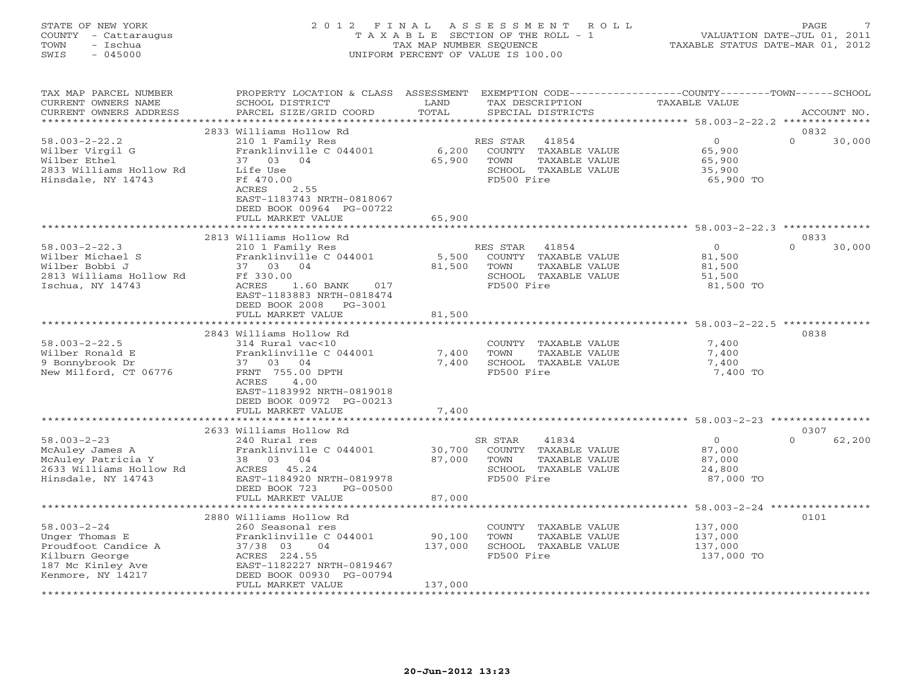STATE OF NEW YORK
COUNTY - Cattaraugus
TOWN - Ischua
SWIS - 045000

# 2012 FINAL ASSESSMENT ROLL
TAXABLE SECTION OF THE ROLL - 1
TAX MAP NUMBER SEQUENCE
UNIFORM PERCENT OF VALUE IS 100.00

VALUATION DATE-JUL 01, 2011
TAXABLE STATUS DATE-MAR 01, 2012

| TAX MAP PARCEL NUMBER / CURRENT OWNERS NAME / CURRENT OWNERS ADDRESS | PROPERTY LOCATION & CLASS / SCHOOL DISTRICT / PARCEL SIZE/GRID COORD | ASSESSMENT LAND / TOTAL | EXEMPTION CODE / TAX DESCRIPTION / SPECIAL DISTRICTS | COUNTY / TOWN / SCHOOL TAXABLE VALUE | ACCOUNT NO. |
|---|---|---|---|---|---|
| **58.003-2-22.2** | 2833 Williams Hollow Rd | | | | 0832 |
| Wilber Virgil G | 210 1 Family Res | | RES STAR 41854 | 0 | 0 30,000 |
| Wilber Ethel | Franklinville C 044001 | 6,200 | COUNTY TAXABLE VALUE | 65,900 | |
| 2833 Williams Hollow Rd | 37 03 04 | 65,900 | TOWN TAXABLE VALUE | 65,900 | |
| Hinsdale, NY 14743 | Life Use | | SCHOOL TAXABLE VALUE | 35,900 | |
| | Ff 470.00 | | FD500 Fire | 65,900 TO | |
| | ACRES 2.55 | | | | |
| | EAST-1183743 NRTH-0818067 | | | | |
| | DEED BOOK 00964 PG-00722 | | | | |
| | FULL MARKET VALUE | 65,900 | | | |
| **58.003-2-22.3** | 2813 Williams Hollow Rd | | | | 0833 |
| Wilber Michael S | 210 1 Family Res | | RES STAR 41854 | 0 | 0 30,000 |
| Wilber Bobbi J | Franklinville C 044001 | 5,500 | COUNTY TAXABLE VALUE | 81,500 | |
| 2813 Williams Hollow Rd | 37 03 04 | 81,500 | TOWN TAXABLE VALUE | 81,500 | |
| Ischua, NY 14743 | Ff 330.00 | | SCHOOL TAXABLE VALUE | 51,500 | |
| | ACRES 1.60 BANK 017 | | FD500 Fire | 81,500 TO | |
| | EAST-1183883 NRTH-0818474 | | | | |
| | DEED BOOK 2008 PG-3001 | | | | |
| | FULL MARKET VALUE | 81,500 | | | |
| **58.003-2-22.5** | 2843 Williams Hollow Rd | | | | 0838 |
| Wilber Ronald E | 314 Rural vac<10 | | COUNTY TAXABLE VALUE | 7,400 | |
| 9 Bonnybrook Dr | Franklinville C 044001 | 7,400 | TOWN TAXABLE VALUE | 7,400 | |
| New Milford, CT 06776 | 37 03 04 | 7,400 | SCHOOL TAXABLE VALUE | 7,400 | |
| | FRNT 755.00 DPTH | | FD500 Fire | 7,400 TO | |
| | ACRES 4.00 | | | | |
| | EAST-1183992 NRTH-0819018 | | | | |
| | DEED BOOK 00972 PG-00213 | | | | |
| | FULL MARKET VALUE | 7,400 | | | |
| **58.003-2-23** | 2633 Williams Hollow Rd | | | | 0307 |
| McAuley James A | 240 Rural res | | SR STAR 41834 | 0 | 0 62,200 |
| McAuley Patricia Y | Franklinville C 044001 | 30,700 | COUNTY TAXABLE VALUE | 87,000 | |
| 2633 Williams Hollow Rd | 38 03 04 | 87,000 | TOWN TAXABLE VALUE | 87,000 | |
| Hinsdale, NY 14743 | ACRES 45.24 | | SCHOOL TAXABLE VALUE | 24,800 | |
| | EAST-1184920 NRTH-0819978 | | FD500 Fire | 87,000 TO | |
| | DEED BOOK 723 PG-00500 | | | | |
| | FULL MARKET VALUE | 87,000 | | | |
| **58.003-2-24** | 2880 Williams Hollow Rd | | | | 0101 |
| Unger Thomas E | 260 Seasonal res | | COUNTY TAXABLE VALUE | 137,000 | |
| Proudfoot Candice A | Franklinville C 044001 | 90,100 | TOWN TAXABLE VALUE | 137,000 | |
| Kilburn George | 37/38 03 04 | 137,000 | SCHOOL TAXABLE VALUE | 137,000 | |
| 187 Mc Kinley Ave | ACRES 224.55 | | FD500 Fire | 137,000 TO | |
| Kenmore, NY 14217 | EAST-1182227 NRTH-0819467 | | | | |
| | DEED BOOK 00930 PG-00794 | | | | |
| | FULL MARKET VALUE | 137,000 | | | |

20-Jun-2012 13:23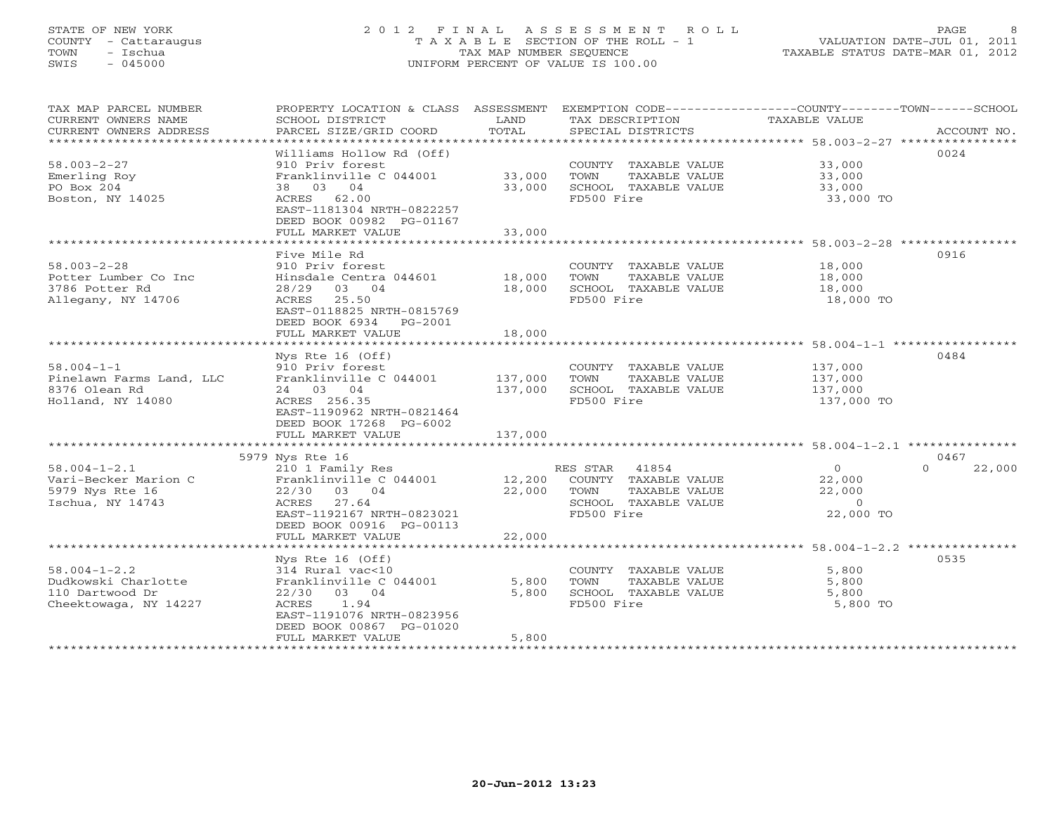STATE OF NEW YORK
COUNTY - Cattaraugus
TOWN - Ischua
SWIS - 045000

# 2012 FINAL ASSESSMENT ROLL
TAXABLE SECTION OF THE ROLL - 1
TAX MAP NUMBER SEQUENCE
UNIFORM PERCENT OF VALUE IS 100.00

VALUATION DATE-JUL 01, 2011
TAXABLE STATUS DATE-MAR 01, 2012

| TAX MAP PARCEL NUMBER / CURRENT OWNERS NAME / CURRENT OWNERS ADDRESS | PROPERTY LOCATION & CLASS / SCHOOL DISTRICT / PARCEL SIZE/GRID COORD | ASSESSMENT LAND | TOTAL | EXEMPTION CODE / TAX DESCRIPTION / SPECIAL DISTRICTS | COUNTY TAXABLE VALUE | TOWN | SCHOOL | ACCOUNT NO. |
|---|---|---|---|---|---|---|---|---|
| **58.003-2-27** | Williams Hollow Rd (Off) | | | | | | | 0024 |
| Emerling Roy | 910 Priv forest | | | COUNTY TAXABLE VALUE | 33,000 | | | |
| PO Box 204 | Franklinville C 044001 | 33,000 | | TOWN TAXABLE VALUE | 33,000 | | | |
| Boston, NY 14025 | 38 03 04 | | 33,000 | SCHOOL TAXABLE VALUE | 33,000 | | | |
| | ACRES 62.00 | | | FD500 Fire | 33,000 TO | | | |
| | EAST-1181304 NRTH-0822257 | | | | | | | |
| | DEED BOOK 00982 PG-01167 | | | | | | | |
| | FULL MARKET VALUE | | 33,000 | | | | | |
| **58.003-2-28** | Five Mile Rd | | | | | | | 0916 |
| Potter Lumber Co Inc | 910 Priv forest | | | COUNTY TAXABLE VALUE | 18,000 | | | |
| 3786 Potter Rd | Hinsdale Centra 044601 | 18,000 | | TOWN TAXABLE VALUE | 18,000 | | | |
| Allegany, NY 14706 | 28/29 03 04 | | 18,000 | SCHOOL TAXABLE VALUE | 18,000 | | | |
| | ACRES 25.50 | | | FD500 Fire | 18,000 TO | | | |
| | EAST-0118825 NRTH-0815769 | | | | | | | |
| | DEED BOOK 6934 PG-2001 | | | | | | | |
| | FULL MARKET VALUE | | 18,000 | | | | | |
| **58.004-1-1** | Nys Rte 16 (Off) | | | | | | | 0484 |
| Pinelawn Farms Land, LLC | 910 Priv forest | | | COUNTY TAXABLE VALUE | 137,000 | | | |
| 8376 Olean Rd | Franklinville C 044001 | 137,000 | | TOWN TAXABLE VALUE | 137,000 | | | |
| Holland, NY 14080 | 24 03 04 | | 137,000 | SCHOOL TAXABLE VALUE | 137,000 | | | |
| | ACRES 256.35 | | | FD500 Fire | 137,000 TO | | | |
| | EAST-1190962 NRTH-0821464 | | | | | | | |
| | DEED BOOK 17268 PG-6002 | | | | | | | |
| | FULL MARKET VALUE | | 137,000 | | | | | |
| **58.004-1-2.1** | 5979 Nys Rte 16 | | | | | | | 0467 |
| Vari-Becker Marion C | 210 1 Family Res | | | RES STAR 41854 | 0 | | 0 | 22,000 |
| 5979 Nys Rte 16 | Franklinville C 044001 | 12,200 | | COUNTY TAXABLE VALUE | 22,000 | | | |
| Ischua, NY 14743 | 22/30 03 04 | | 22,000 | TOWN TAXABLE VALUE | 22,000 | | | |
| | ACRES 27.64 | | | SCHOOL TAXABLE VALUE | 0 | | | |
| | EAST-1192167 NRTH-0823021 | | | FD500 Fire | 22,000 TO | | | |
| | DEED BOOK 00916 PG-00113 | | | | | | | |
| | FULL MARKET VALUE | | 22,000 | | | | | |
| **58.004-1-2.2** | Nys Rte 16 (Off) | | | | | | | 0535 |
| Dudkowski Charlotte | 314 Rural vac<10 | | | COUNTY TAXABLE VALUE | 5,800 | | | |
| 110 Dartwood Dr | Franklinville C 044001 | 5,800 | | TOWN TAXABLE VALUE | 5,800 | | | |
| Cheektowaga, NY 14227 | 22/30 03 04 | | 5,800 | SCHOOL TAXABLE VALUE | 5,800 | | | |
| | ACRES 1.94 | | | FD500 Fire | 5,800 TO | | | |
| | EAST-1191076 NRTH-0823956 | | | | | | | |
| | DEED BOOK 00867 PG-01020 | | | | | | | |
| | FULL MARKET VALUE | | 5,800 | | | | | |

20-Jun-2012 13:23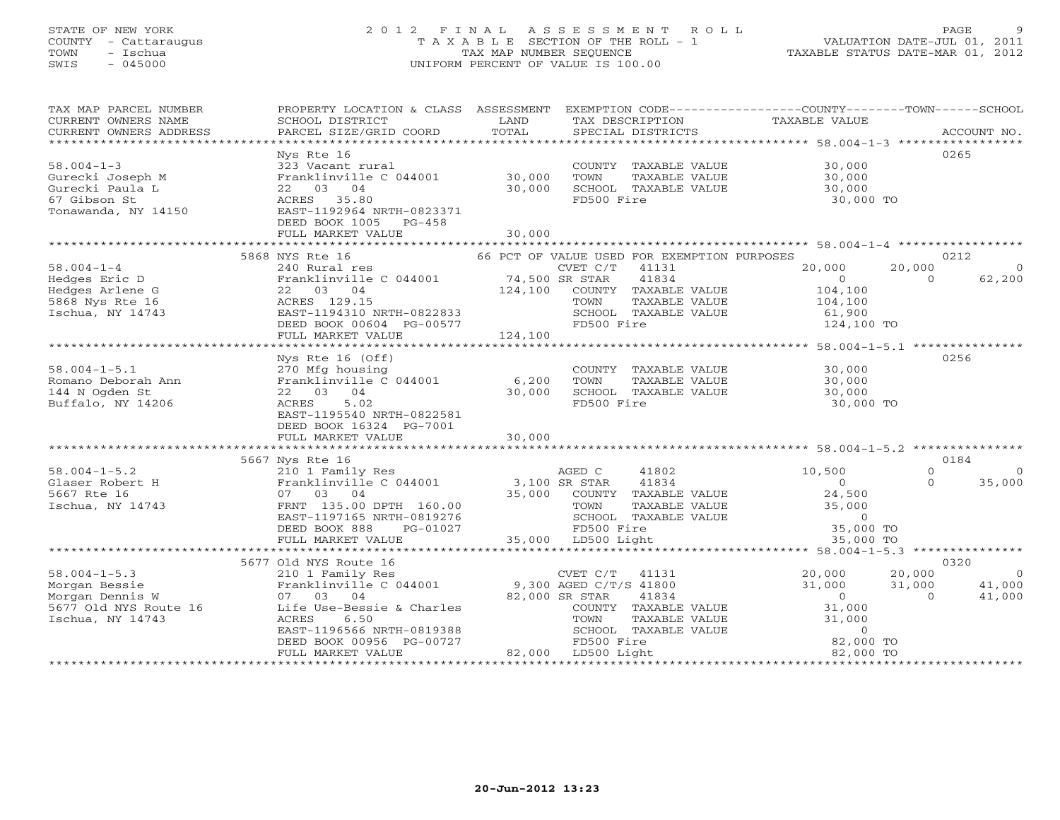STATE OF NEW YORK
COUNTY - Cattaraugus
TOWN - Ischua
SWIS - 045000

# 2012 FINAL ASSESSMENT ROLL

TAXABLE SECTION OF THE ROLL - 1
TAX MAP NUMBER SEQUENCE
UNIFORM PERCENT OF VALUE IS 100.00

VALUATION DATE-JUL 01, 2011
TAXABLE STATUS DATE-MAR 01, 2012

| TAX MAP PARCEL NUMBER / CURRENT OWNERS NAME / CURRENT OWNERS ADDRESS | PROPERTY LOCATION & CLASS / SCHOOL DISTRICT / PARCEL SIZE/GRID COORD | ASSESSMENT LAND / TOTAL | EXEMPTION CODE / TAX DESCRIPTION / SPECIAL DISTRICTS | COUNTY TAXABLE VALUE | TOWN | SCHOOL | ACCOUNT NO. |
|---|---|---|---|---|---|---|---|
| **58.004-1-3** | Nys Rte 16 | | | | | | 0265 |
| Gurecki Joseph M | 323 Vacant rural | | COUNTY TAXABLE VALUE | 30,000 | | | |
| Gurecki Paula L | Franklinville C 044001 | 30,000 | TOWN TAXABLE VALUE | 30,000 | | | |
| 67 Gibson St | 22 03 04 | 30,000 | SCHOOL TAXABLE VALUE | 30,000 | | | |
| Tonawanda, NY 14150 | ACRES 35.80 | | FD500 Fire | 30,000 TO | | | |
| | EAST-1192964 NRTH-0823371 | | | | | | |
| | DEED BOOK 1005 PG-458 | | | | | | |
| | FULL MARKET VALUE | 30,000 | | | | | |
| **58.004-1-4** | 5868 NYS Rte 16 | | 66 PCT OF VALUE USED FOR EXEMPTION PURPOSES | | | | 0212 |
| Hedges Eric D | 240 Rural res | | CVET C/T 41131 | 20,000 | 20,000 | 0 | |
| Hedges Arlene G | Franklinville C 044001 | 74,500 | SR STAR 41834 | 0 | 0 | 62,200 | |
| 5868 Nys Rte 16 | 22 03 04 | 124,100 | COUNTY TAXABLE VALUE | 104,100 | | | |
| Ischua, NY 14743 | ACRES 129.15 | | TOWN TAXABLE VALUE | 104,100 | | | |
| | EAST-1194310 NRTH-0822833 | | SCHOOL TAXABLE VALUE | 61,900 | | | |
| | DEED BOOK 00604 PG-00577 | | FD500 Fire | 124,100 TO | | | |
| | FULL MARKET VALUE | 124,100 | | | | | |
| **58.004-1-5.1** | Nys Rte 16 (Off) | | | | | | 0256 |
| Romano Deborah Ann | 270 Mfg housing | | COUNTY TAXABLE VALUE | 30,000 | | | |
| 144 N Ogden St | Franklinville C 044001 | 6,200 | TOWN TAXABLE VALUE | 30,000 | | | |
| Buffalo, NY 14206 | 22 03 04 | 30,000 | SCHOOL TAXABLE VALUE | 30,000 | | | |
| | ACRES 5.02 | | FD500 Fire | 30,000 TO | | | |
| | EAST-1195540 NRTH-0822581 | | | | | | |
| | DEED BOOK 16324 PG-7001 | | | | | | |
| | FULL MARKET VALUE | 30,000 | | | | | |
| **58.004-1-5.2** | 5667 Nys Rte 16 | | | | | | 0184 |
| Glaser Robert H | 210 1 Family Res | | AGED C 41802 | 10,500 | 0 | 0 | |
| 5667 Rte 16 | Franklinville C 044001 | 3,100 | SR STAR 41834 | 0 | 0 | 35,000 | |
| Ischua, NY 14743 | 07 03 04 | 35,000 | COUNTY TAXABLE VALUE | 24,500 | | | |
| | FRNT 135.00 DPTH 160.00 | | TOWN TAXABLE VALUE | 35,000 | | | |
| | EAST-1197165 NRTH-0819276 | | SCHOOL TAXABLE VALUE | 0 | | | |
| | DEED BOOK 888 PG-01027 | | FD500 Fire | 35,000 TO | | | |
| | FULL MARKET VALUE | 35,000 | LD500 Light | 35,000 TO | | | |
| **58.004-1-5.3** | 5677 Old NYS Route 16 | | | | | | 0320 |
| Morgan Bessie | 210 1 Family Res | | CVET C/T 41131 | 20,000 | 20,000 | 0 | |
| Morgan Dennis W | Franklinville C 044001 | 9,300 | AGED C/T/S 41800 | 31,000 | 31,000 | 41,000 | |
| 5677 Old NYS Route 16 | 07 03 04 | 82,000 | SR STAR 41834 | 0 | 0 | 41,000 | |
| Ischua, NY 14743 | Life Use-Bessie & Charles | | COUNTY TAXABLE VALUE | 31,000 | | | |
| | ACRES 6.50 | | TOWN TAXABLE VALUE | 31,000 | | | |
| | EAST-1196566 NRTH-0819388 | | SCHOOL TAXABLE VALUE | 0 | | | |
| | DEED BOOK 00956 PG-00727 | | FD500 Fire | 82,000 TO | | | |
| | FULL MARKET VALUE | 82,000 | LD500 Light | 82,000 TO | | | |

20-Jun-2012 13:23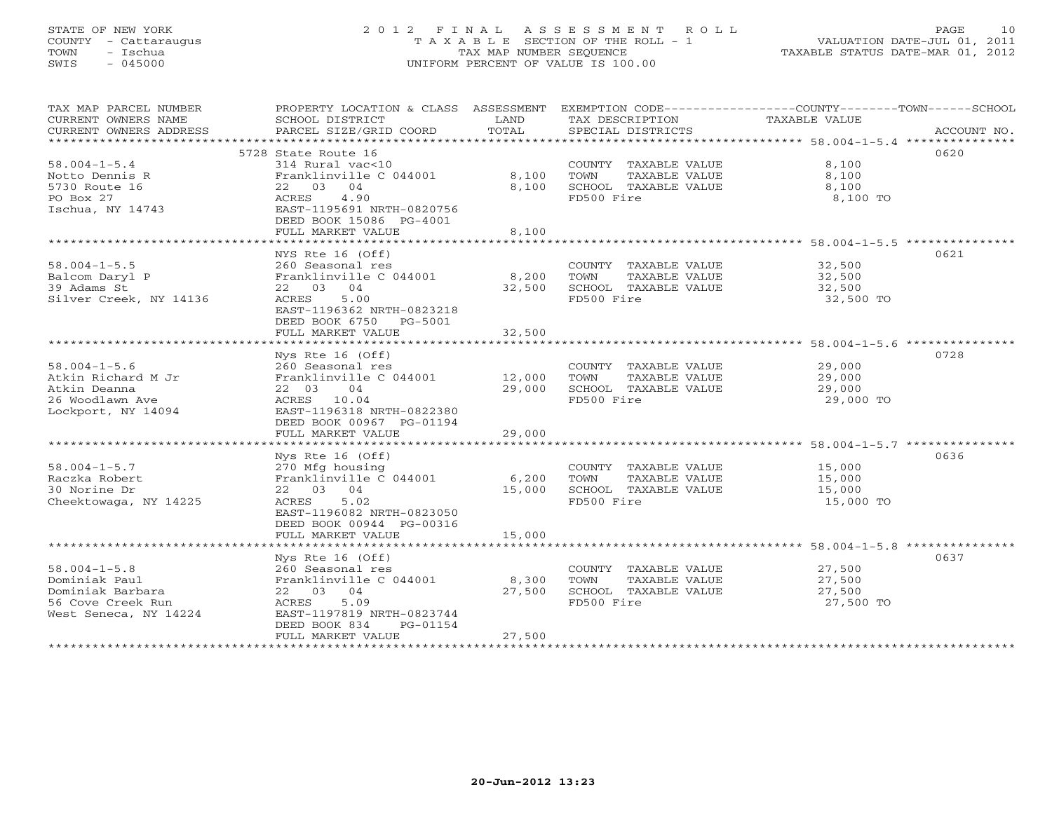STATE OF NEW YORK
COUNTY - Cattaraugus
TOWN - Ischua
SWIS - 045000

# 2012 FINAL ASSESSMENT ROLL

TAXABLE SECTION OF THE ROLL - 1
TAX MAP NUMBER SEQUENCE
UNIFORM PERCENT OF VALUE IS 100.00

VALUATION DATE-JUL 01, 2011
TAXABLE STATUS DATE-MAR 01, 2012

| TAX MAP PARCEL NUMBER / CURRENT OWNERS NAME / CURRENT OWNERS ADDRESS | PROPERTY LOCATION & CLASS / SCHOOL DISTRICT / PARCEL SIZE/GRID COORD | ASSESSMENT LAND / TOTAL | EXEMPTION CODE / TAX DESCRIPTION / SPECIAL DISTRICTS | TAXABLE VALUE | ACCOUNT NO. |
|---|---|---|---|---|---|
| | 5728 State Route 16 | | | | 0620 |
| 58.004-1-5.4 | 314 Rural vac<10 | | COUNTY TAXABLE VALUE | 8,100 | |
| Notto Dennis R | Franklinville C 044001 | 8,100 | TOWN TAXABLE VALUE | 8,100 | |
| 5730 Route 16 | 22 03 04 | 8,100 | SCHOOL TAXABLE VALUE | 8,100 | |
| PO Box 27 | ACRES 4.90 | | FD500 Fire | 8,100 TO | |
| Ischua, NY 14743 | EAST-1195691 NRTH-0820756 | | | | |
| | DEED BOOK 15086 PG-4001 | | | | |
| | FULL MARKET VALUE | 8,100 | | | |
| | NYS Rte 16 (Off) | | | | 0621 |
| 58.004-1-5.5 | 260 Seasonal res | | COUNTY TAXABLE VALUE | 32,500 | |
| Balcom Daryl P | Franklinville C 044001 | 8,200 | TOWN TAXABLE VALUE | 32,500 | |
| 39 Adams St | 22 03 04 | 32,500 | SCHOOL TAXABLE VALUE | 32,500 | |
| Silver Creek, NY 14136 | ACRES 5.00 | | FD500 Fire | 32,500 TO | |
| | EAST-1196362 NRTH-0823218 | | | | |
| | DEED BOOK 6750 PG-5001 | | | | |
| | FULL MARKET VALUE | 32,500 | | | |
| | Nys Rte 16 (Off) | | | | 0728 |
| 58.004-1-5.6 | 260 Seasonal res | | COUNTY TAXABLE VALUE | 29,000 | |
| Atkin Richard M Jr | Franklinville C 044001 | 12,000 | TOWN TAXABLE VALUE | 29,000 | |
| Atkin Deanna | 22 03 04 | 29,000 | SCHOOL TAXABLE VALUE | 29,000 | |
| 26 Woodlawn Ave | ACRES 10.04 | | FD500 Fire | 29,000 TO | |
| Lockport, NY 14094 | EAST-1196318 NRTH-0822380 | | | | |
| | DEED BOOK 00967 PG-01194 | | | | |
| | FULL MARKET VALUE | 29,000 | | | |
| | Nys Rte 16 (Off) | | | | 0636 |
| 58.004-1-5.7 | 270 Mfg housing | | COUNTY TAXABLE VALUE | 15,000 | |
| Raczka Robert | Franklinville C 044001 | 6,200 | TOWN TAXABLE VALUE | 15,000 | |
| 30 Norine Dr | 22 03 04 | 15,000 | SCHOOL TAXABLE VALUE | 15,000 | |
| Cheektowaga, NY 14225 | ACRES 5.02 | | FD500 Fire | 15,000 TO | |
| | EAST-1196082 NRTH-0823050 | | | | |
| | DEED BOOK 00944 PG-00316 | | | | |
| | FULL MARKET VALUE | 15,000 | | | |
| | Nys Rte 16 (Off) | | | | 0637 |
| 58.004-1-5.8 | 260 Seasonal res | | COUNTY TAXABLE VALUE | 27,500 | |
| Dominiak Paul | Franklinville C 044001 | 8,300 | TOWN TAXABLE VALUE | 27,500 | |
| Dominiak Barbara | 22 03 04 | 27,500 | SCHOOL TAXABLE VALUE | 27,500 | |
| 56 Cove Creek Run | ACRES 5.09 | | FD500 Fire | 27,500 TO | |
| West Seneca, NY 14224 | EAST-1197819 NRTH-0823744 | | | | |
| | DEED BOOK 834 PG-01154 | | | | |
| | FULL MARKET VALUE | 27,500 | | | |

20-Jun-2012 13:23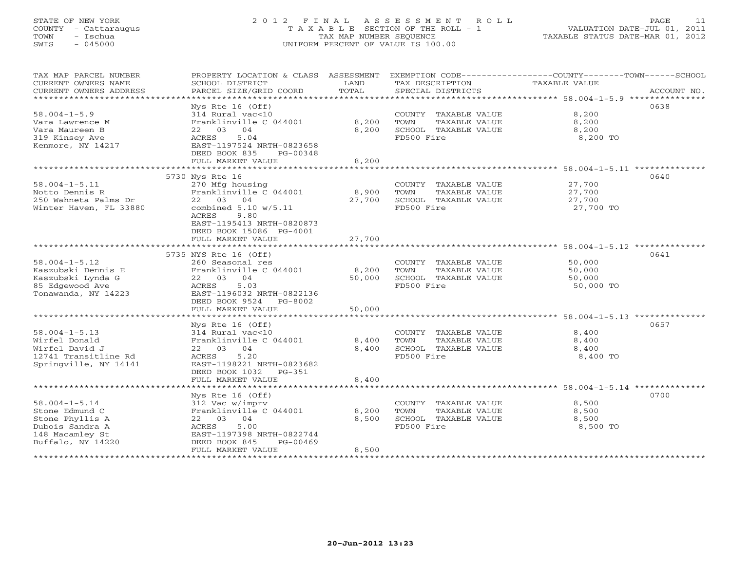STATE OF NEW YORK
COUNTY - Cattaraugus
TOWN - Ischua
SWIS - 045000

# 2012 FINAL ASSESSMENT ROLL
TAXABLE SECTION OF THE ROLL - 1
TAX MAP NUMBER SEQUENCE
UNIFORM PERCENT OF VALUE IS 100.00

VALUATION DATE-JUL 01, 2011
TAXABLE STATUS DATE-MAR 01, 2012

| TAX MAP PARCEL NUMBER / CURRENT OWNERS NAME / CURRENT OWNERS ADDRESS | PROPERTY LOCATION & CLASS / SCHOOL DISTRICT / PARCEL SIZE/GRID COORD | ASSESSMENT LAND / TOTAL | EXEMPTION CODE / TAX DESCRIPTION / SPECIAL DISTRICTS | TAXABLE VALUE (COUNTY / TOWN / SCHOOL) | ACCOUNT NO. |
|---|---|---|---|---|---|
| 58.004-1-5.9 | Nys Rte 16 (Off) | | | | 0638 |
| | 314 Rural vac<10 | | COUNTY TAXABLE VALUE | 8,200 | |
| Vara Lawrence M | Franklinville C 044001 | 8,200 | TOWN TAXABLE VALUE | 8,200 | |
| Vara Maureen B | 22 03 04 | 8,200 | SCHOOL TAXABLE VALUE | 8,200 | |
| 319 Kinsey Ave | ACRES 5.04 | | FD500 Fire | 8,200 TO | |
| Kenmore, NY 14217 | EAST-1197524 NRTH-0823658 | | | | |
| | DEED BOOK 835 PG-00348 | | | | |
| | FULL MARKET VALUE | 8,200 | | | |
| 58.004-1-5.11 | 5730 Nys Rte 16 | | | | 0640 |
| | 270 Mfg housing | | COUNTY TAXABLE VALUE | 27,700 | |
| Notto Dennis R | Franklinville C 044001 | 8,900 | TOWN TAXABLE VALUE | 27,700 | |
| 250 Wahneta Palms Dr | 22 03 04 | 27,700 | SCHOOL TAXABLE VALUE | 27,700 | |
| Winter Haven, FL 33880 | combined 5.10 w/5.11 | | FD500 Fire | 27,700 TO | |
| | ACRES 9.80 | | | | |
| | EAST-1195413 NRTH-0820873 | | | | |
| | DEED BOOK 15086 PG-4001 | | | | |
| | FULL MARKET VALUE | 27,700 | | | |
| 58.004-1-5.12 | 5735 NYS Rte 16 (Off) | | | | 0641 |
| | 260 Seasonal res | | COUNTY TAXABLE VALUE | 50,000 | |
| Kaszubski Dennis E | Franklinville C 044001 | 8,200 | TOWN TAXABLE VALUE | 50,000 | |
| Kaszubski Lynda G | 22 03 04 | 50,000 | SCHOOL TAXABLE VALUE | 50,000 | |
| 85 Edgewood Ave | ACRES 5.03 | | FD500 Fire | 50,000 TO | |
| Tonawanda, NY 14223 | EAST-1196032 NRTH-0822136 | | | | |
| | DEED BOOK 9524 PG-8002 | | | | |
| | FULL MARKET VALUE | 50,000 | | | |
| 58.004-1-5.13 | Nys Rte 16 (Off) | | | | 0657 |
| | 314 Rural vac<10 | | COUNTY TAXABLE VALUE | 8,400 | |
| Wirfel Donald | Franklinville C 044001 | 8,400 | TOWN TAXABLE VALUE | 8,400 | |
| Wirfel David J | 22 03 04 | 8,400 | SCHOOL TAXABLE VALUE | 8,400 | |
| 12741 Transitline Rd | ACRES 5.20 | | FD500 Fire | 8,400 TO | |
| Springville, NY 14141 | EAST-1198221 NRTH-0823682 | | | | |
| | DEED BOOK 1032 PG-351 | | | | |
| | FULL MARKET VALUE | 8,400 | | | |
| 58.004-1-5.14 | Nys Rte 16 (Off) | | | | 0700 |
| | 312 Vac w/imprv | | COUNTY TAXABLE VALUE | 8,500 | |
| Stone Edmund C | Franklinville C 044001 | 8,200 | TOWN TAXABLE VALUE | 8,500 | |
| Stone Phyllis A | 22 03 04 | 8,500 | SCHOOL TAXABLE VALUE | 8,500 | |
| Dubois Sandra A | ACRES 5.00 | | FD500 Fire | 8,500 TO | |
| 148 Macamley St | EAST-1197398 NRTH-0822744 | | | | |
| Buffalo, NY 14220 | DEED BOOK 845 PG-00469 | | | | |
| | FULL MARKET VALUE | 8,500 | | | |

20-Jun-2012 13:23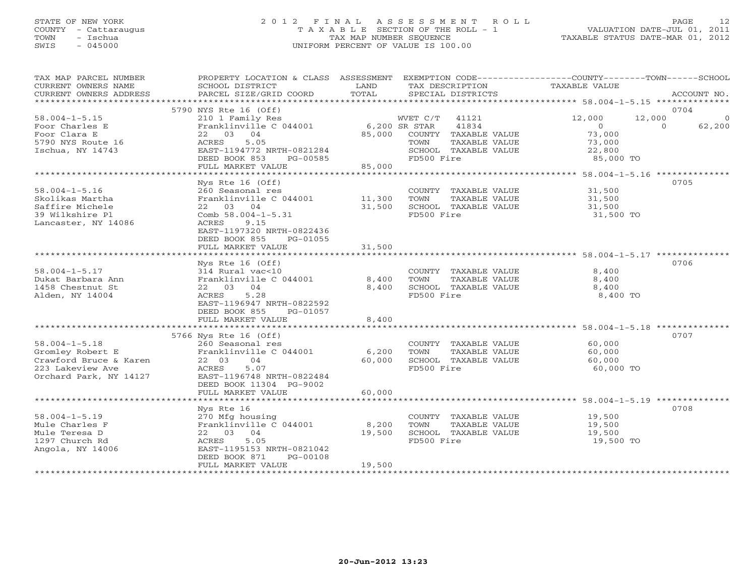STATE OF NEW YORK
COUNTY - Cattaraugus
TOWN - Ischua
SWIS - 045000

2 0 1 2 F I N A L A S S E S S M E N T R O L L
T A X A B L E SECTION OF THE ROLL - 1
TAX MAP NUMBER SEQUENCE
UNIFORM PERCENT OF VALUE IS 100.00

VALUATION DATE-JUL 01, 2011
TAXABLE STATUS DATE-MAR 01, 2012

| TAX MAP PARCEL NUMBER / CURRENT OWNERS NAME / CURRENT OWNERS ADDRESS | PROPERTY LOCATION & CLASS / SCHOOL DISTRICT / PARCEL SIZE/GRID COORD | ASSESSMENT LAND | TOTAL | EXEMPTION CODE / TAX DESCRIPTION / SPECIAL DISTRICTS | COUNTY TAXABLE VALUE | TOWN | SCHOOL | ACCOUNT NO. |
|---|---|---|---|---|---|---|---|---|
| 58.004-1-5.15 | 5790 NYS Rte 16 (Off) | | | | | | | 0704 |
| Foor Charles E | 210 1 Family Res | | | WVET C/T 41121 | 12,000 | 12,000 | 0 | |
| Foor Clara E | Franklinville C 044001 | 6,200 | | SR STAR 41834 | 0 | 0 | 62,200 | |
| 5790 NYS Route 16 | 22 03 04 | | 85,000 | COUNTY TAXABLE VALUE | 73,000 | | | |
| Ischua, NY 14743 | ACRES 5.05 | | | TOWN TAXABLE VALUE | 73,000 | | | |
| | EAST-1194772 NRTH-0821284 | | | SCHOOL TAXABLE VALUE | 22,800 | | | |
| | DEED BOOK 853 PG-00585 | | | FD500 Fire | 85,000 TO | | | |
| | FULL MARKET VALUE | | 85,000 | | | | | |
| 58.004-1-5.16 | Nys Rte 16 (Off) | | | | | | | 0705 |
| Skolikas Martha | 260 Seasonal res | | | COUNTY TAXABLE VALUE | 31,500 | | | |
| Saffire Michele | Franklinville C 044001 | 11,300 | | TOWN TAXABLE VALUE | 31,500 | | | |
| 39 Wilkshire Pl | 22 03 04 | | 31,500 | SCHOOL TAXABLE VALUE | 31,500 | | | |
| Lancaster, NY 14086 | Comb 58.004-1-5.31 | | | FD500 Fire | 31,500 TO | | | |
| | ACRES 9.15 | | | | | | | |
| | EAST-1197320 NRTH-0822436 | | | | | | | |
| | DEED BOOK 855 PG-01055 | | | | | | | |
| | FULL MARKET VALUE | | 31,500 | | | | | |
| 58.004-1-5.17 | Nys Rte 16 (Off) | | | | | | | 0706 |
| Dukat Barbara Ann | 314 Rural vac<10 | | | COUNTY TAXABLE VALUE | 8,400 | | | |
| 1458 Chestnut St | Franklinville C 044001 | 8,400 | | TOWN TAXABLE VALUE | 8,400 | | | |
| Alden, NY 14004 | 22 03 04 | | 8,400 | SCHOOL TAXABLE VALUE | 8,400 | | | |
| | ACRES 5.28 | | | FD500 Fire | 8,400 TO | | | |
| | EAST-1196947 NRTH-0822592 | | | | | | | |
| | DEED BOOK 855 PG-01057 | | | | | | | |
| | FULL MARKET VALUE | | 8,400 | | | | | |
| 58.004-1-5.18 | 5766 Nys Rte 16 (Off) | | | | | | | 0707 |
| Gromley Robert E | 260 Seasonal res | | | COUNTY TAXABLE VALUE | 60,000 | | | |
| Crawford Bruce & Karen | Franklinville C 044001 | 6,200 | | TOWN TAXABLE VALUE | 60,000 | | | |
| 223 Lakeview Ave | 22 03 04 | | 60,000 | SCHOOL TAXABLE VALUE | 60,000 | | | |
| Orchard Park, NY 14127 | ACRES 5.07 | | | FD500 Fire | 60,000 TO | | | |
| | EAST-1196748 NRTH-0822484 | | | | | | | |
| | DEED BOOK 11304 PG-9002 | | | | | | | |
| | FULL MARKET VALUE | | 60,000 | | | | | |
| 58.004-1-5.19 | Nys Rte 16 | | | | | | | 0708 |
| Mule Charles F | 270 Mfg housing | | | COUNTY TAXABLE VALUE | 19,500 | | | |
| Mule Teresa D | Franklinville C 044001 | 8,200 | | TOWN TAXABLE VALUE | 19,500 | | | |
| 1297 Church Rd | 22 03 04 | | 19,500 | SCHOOL TAXABLE VALUE | 19,500 | | | |
| Angola, NY 14006 | ACRES 5.05 | | | FD500 Fire | 19,500 TO | | | |
| | EAST-1195153 NRTH-0821042 | | | | | | | |
| | DEED BOOK 871 PG-00108 | | | | | | | |
| | FULL MARKET VALUE | | 19,500 | | | | | |

20-Jun-2012 13:23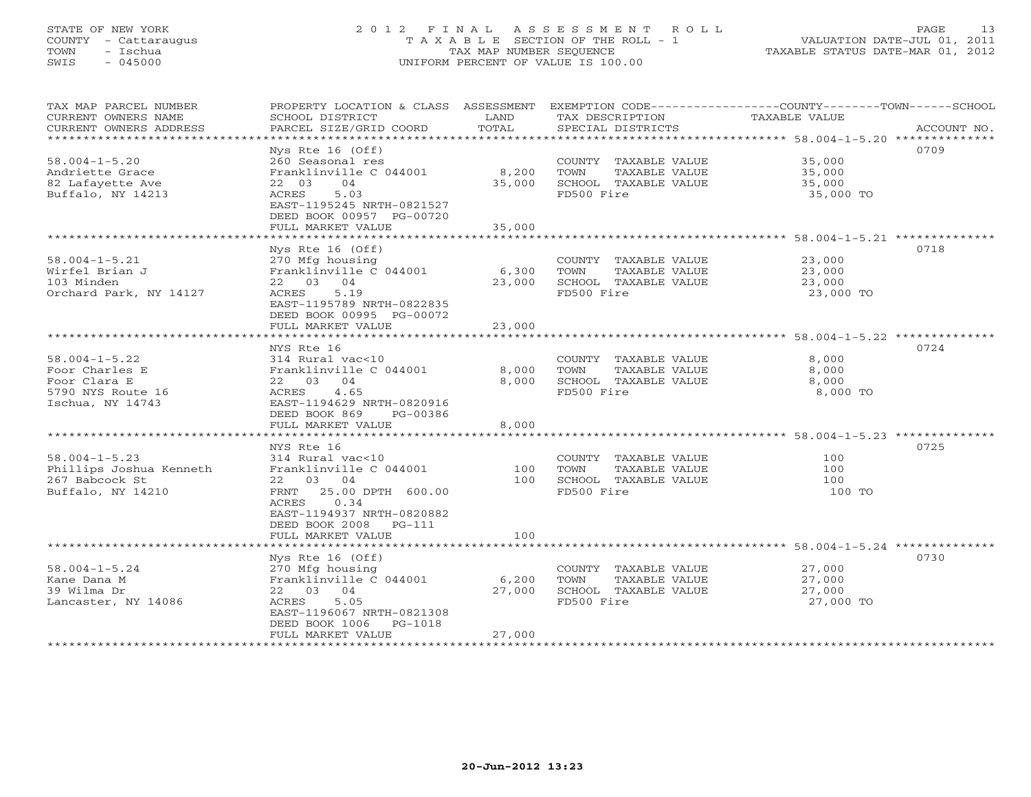STATE OF NEW YORK
COUNTY - Cattaraugus
TOWN - Ischua
SWIS - 045000

2012 FINAL ASSESSMENT ROLL
TAXABLE SECTION OF THE ROLL - 1
TAX MAP NUMBER SEQUENCE
UNIFORM PERCENT OF VALUE IS 100.00

VALUATION DATE-JUL 01, 2011
TAXABLE STATUS DATE-MAR 01, 2012

| TAX MAP PARCEL NUMBER / CURRENT OWNERS NAME / CURRENT OWNERS ADDRESS | PROPERTY LOCATION & CLASS / SCHOOL DISTRICT / PARCEL SIZE/GRID COORD | ASSESSMENT LAND | TOTAL | EXEMPTION CODE / TAX DESCRIPTION / SPECIAL DISTRICTS | TAXABLE VALUE (COUNTY / TOWN / SCHOOL) | ACCOUNT NO. |
|---|---|---|---|---|---|---|
| 58.004-1-5.20 | Nys Rte 16 (Off) | | | | | 0709 |
| | 260 Seasonal res | | | COUNTY TAXABLE VALUE | 35,000 | |
| Andriette Grace | Franklinville C 044001 | 8,200 | | TOWN TAXABLE VALUE | 35,000 | |
| 82 Lafayette Ave | 22 03 04 | | 35,000 | SCHOOL TAXABLE VALUE | 35,000 | |
| Buffalo, NY 14213 | ACRES 5.03 | | | FD500 Fire | 35,000 TO | |
| | EAST-1195245 NRTH-0821527 | | | | | |
| | DEED BOOK 00957 PG-00720 | | | | | |
| | FULL MARKET VALUE | | 35,000 | | | |
| 58.004-1-5.21 | Nys Rte 16 (Off) | | | | | 0718 |
| | 270 Mfg housing | | | COUNTY TAXABLE VALUE | 23,000 | |
| Wirfel Brian J | Franklinville C 044001 | 6,300 | | TOWN TAXABLE VALUE | 23,000 | |
| 103 Minden | 22 03 04 | | 23,000 | SCHOOL TAXABLE VALUE | 23,000 | |
| Orchard Park, NY 14127 | ACRES 5.19 | | | FD500 Fire | 23,000 TO | |
| | EAST-1195789 NRTH-0822835 | | | | | |
| | DEED BOOK 00995 PG-00072 | | | | | |
| | FULL MARKET VALUE | | 23,000 | | | |
| 58.004-1-5.22 | NYS Rte 16 | | | | | 0724 |
| | 314 Rural vac<10 | | | COUNTY TAXABLE VALUE | 8,000 | |
| Foor Charles E | Franklinville C 044001 | 8,000 | | TOWN TAXABLE VALUE | 8,000 | |
| Foor Clara E | 22 03 04 | | 8,000 | SCHOOL TAXABLE VALUE | 8,000 | |
| 5790 NYS Route 16 | ACRES 4.65 | | | FD500 Fire | 8,000 TO | |
| Ischua, NY 14743 | EAST-1194629 NRTH-0820916 | | | | | |
| | DEED BOOK 869 PG-00386 | | | | | |
| | FULL MARKET VALUE | | 8,000 | | | |
| 58.004-1-5.23 | NYS Rte 16 | | | | | 0725 |
| | 314 Rural vac<10 | | | COUNTY TAXABLE VALUE | 100 | |
| Phillips Joshua Kenneth | Franklinville C 044001 | 100 | | TOWN TAXABLE VALUE | 100 | |
| 267 Babcock St | 22 03 04 | | 100 | SCHOOL TAXABLE VALUE | 100 | |
| Buffalo, NY 14210 | FRNT 25.00 DPTH 600.00 | | | FD500 Fire | 100 TO | |
| | ACRES 0.34 | | | | | |
| | EAST-1194937 NRTH-0820882 | | | | | |
| | DEED BOOK 2008 PG-111 | | | | | |
| | FULL MARKET VALUE | | 100 | | | |
| 58.004-1-5.24 | Nys Rte 16 (Off) | | | | | 0730 |
| | 270 Mfg housing | | | COUNTY TAXABLE VALUE | 27,000 | |
| Kane Dana M | Franklinville C 044001 | 6,200 | | TOWN TAXABLE VALUE | 27,000 | |
| 39 Wilma Dr | 22 03 04 | | 27,000 | SCHOOL TAXABLE VALUE | 27,000 | |
| Lancaster, NY 14086 | ACRES 5.05 | | | FD500 Fire | 27,000 TO | |
| | EAST-1196067 NRTH-0821308 | | | | | |
| | DEED BOOK 1006 PG-1018 | | | | | |
| | FULL MARKET VALUE | | 27,000 | | | |

20-Jun-2012 13:23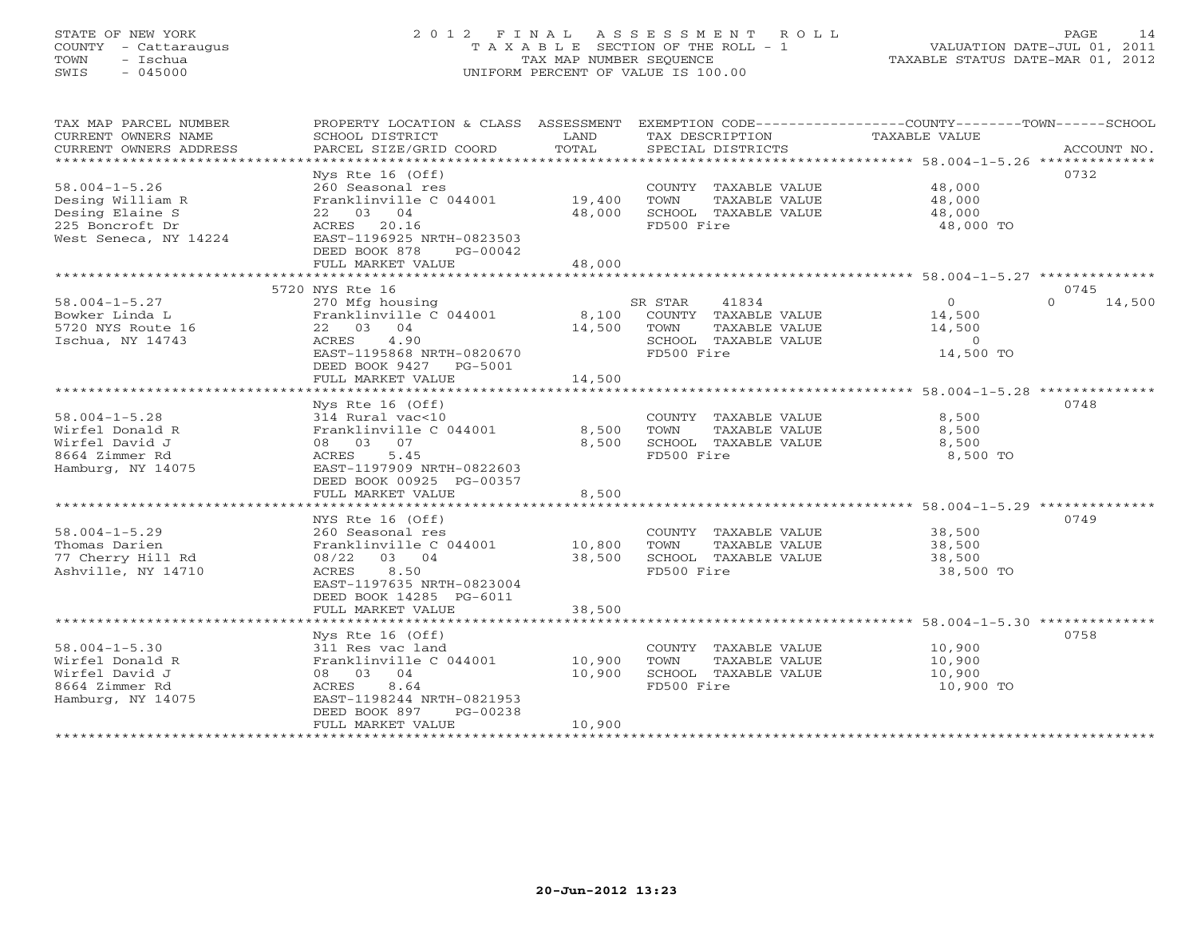STATE OF NEW YORK
COUNTY - Cattaraugus
TOWN - Ischua
SWIS - 045000

# 2012 FINAL ASSESSMENT ROLL

TAXABLE SECTION OF THE ROLL - 1
TAX MAP NUMBER SEQUENCE
UNIFORM PERCENT OF VALUE IS 100.00

VALUATION DATE-JUL 01, 2011
TAXABLE STATUS DATE-MAR 01, 2012

| TAX MAP PARCEL NUMBER / CURRENT OWNERS NAME / CURRENT OWNERS ADDRESS | PROPERTY LOCATION & CLASS / SCHOOL DISTRICT / PARCEL SIZE/GRID COORD | ASSESSMENT LAND / TOTAL | EXEMPTION CODE / TAX DESCRIPTION / SPECIAL DISTRICTS | COUNTY / TOWN TAXABLE VALUE | SCHOOL | ACCOUNT NO. |
|---|---|---|---|---|---|---|
| 58.004-1-5.26 | Nys Rte 16 (Off) | | | | | 0732 |
| 58.004-1-5.26 | 260 Seasonal res | | COUNTY TAXABLE VALUE | 48,000 | | |
| Desing William R | Franklinville C 044001 | 19,400 | TOWN TAXABLE VALUE | 48,000 | | |
| Desing Elaine S | 22 03 04 | 48,000 | SCHOOL TAXABLE VALUE | 48,000 | | |
| 225 Boncroft Dr | ACRES 20.16 | | FD500 Fire | 48,000 TO | | |
| West Seneca, NY 14224 | EAST-1196925 NRTH-0823503 | | | | | |
| | DEED BOOK 878 PG-00042 | | | | | |
| | FULL MARKET VALUE | 48,000 | | | | |
| 58.004-1-5.27 | 5720 NYS Rte 16 | | | | | 0745 |
| 58.004-1-5.27 | 270 Mfg housing | | SR STAR 41834 | 0 | 0 | 14,500 |
| Bowker Linda L | Franklinville C 044001 | 8,100 | COUNTY TAXABLE VALUE | 14,500 | | |
| 5720 NYS Route 16 | 22 03 04 | 14,500 | TOWN TAXABLE VALUE | 14,500 | | |
| Ischua, NY 14743 | ACRES 4.90 | | SCHOOL TAXABLE VALUE | 0 | | |
| | EAST-1195868 NRTH-0820670 | | FD500 Fire | 14,500 TO | | |
| | DEED BOOK 9427 PG-5001 | | | | | |
| | FULL MARKET VALUE | 14,500 | | | | |
| 58.004-1-5.28 | Nys Rte 16 (Off) | | | | | 0748 |
| 58.004-1-5.28 | 314 Rural vac<10 | | COUNTY TAXABLE VALUE | 8,500 | | |
| Wirfel Donald R | Franklinville C 044001 | 8,500 | TOWN TAXABLE VALUE | 8,500 | | |
| Wirfel David J | 08 03 07 | 8,500 | SCHOOL TAXABLE VALUE | 8,500 | | |
| 8664 Zimmer Rd | ACRES 5.45 | | FD500 Fire | 8,500 TO | | |
| Hamburg, NY 14075 | EAST-1197909 NRTH-0822603 | | | | | |
| | DEED BOOK 00925 PG-00357 | | | | | |
| | FULL MARKET VALUE | 8,500 | | | | |
| 58.004-1-5.29 | NYS Rte 16 (Off) | | | | | 0749 |
| 58.004-1-5.29 | 260 Seasonal res | | COUNTY TAXABLE VALUE | 38,500 | | |
| Thomas Darien | Franklinville C 044001 | 10,800 | TOWN TAXABLE VALUE | 38,500 | | |
| 77 Cherry Hill Rd | 08/22 03 04 | 38,500 | SCHOOL TAXABLE VALUE | 38,500 | | |
| Ashville, NY 14710 | ACRES 8.50 | | FD500 Fire | 38,500 TO | | |
| | EAST-1197635 NRTH-0823004 | | | | | |
| | DEED BOOK 14285 PG-6011 | | | | | |
| | FULL MARKET VALUE | 38,500 | | | | |
| 58.004-1-5.30 | Nys Rte 16 (Off) | | | | | 0758 |
| 58.004-1-5.30 | 311 Res vac land | | COUNTY TAXABLE VALUE | 10,900 | | |
| Wirfel Donald R | Franklinville C 044001 | 10,900 | TOWN TAXABLE VALUE | 10,900 | | |
| Wirfel David J | 08 03 04 | 10,900 | SCHOOL TAXABLE VALUE | 10,900 | | |
| 8664 Zimmer Rd | ACRES 8.64 | | FD500 Fire | 10,900 TO | | |
| Hamburg, NY 14075 | EAST-1198244 NRTH-0821953 | | | | | |
| | DEED BOOK 897 PG-00238 | | | | | |
| | FULL MARKET VALUE | 10,900 | | | | |

20-Jun-2012 13:23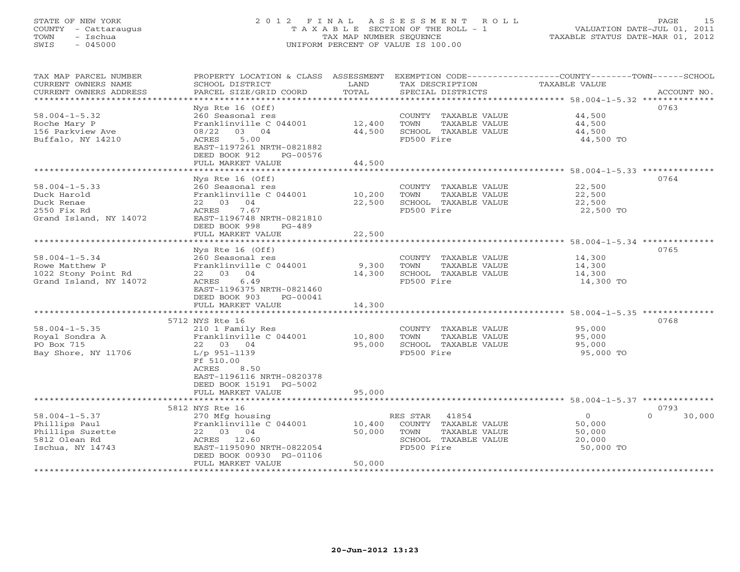STATE OF NEW YORK
COUNTY - Cattaraugus
TOWN - Ischua
SWIS - 045000

# 2012 FINAL ASSESSMENT ROLL
TAXABLE SECTION OF THE ROLL - 1
TAX MAP NUMBER SEQUENCE
UNIFORM PERCENT OF VALUE IS 100.00

VALUATION DATE-JUL 01, 2011
TAXABLE STATUS DATE-MAR 01, 2012

| TAX MAP PARCEL NUMBER / CURRENT OWNERS NAME / CURRENT OWNERS ADDRESS | PROPERTY LOCATION & CLASS / SCHOOL DISTRICT / PARCEL SIZE/GRID COORD | ASSESSMENT LAND | TOTAL | EXEMPTION CODE / TAX DESCRIPTION / SPECIAL DISTRICTS | COUNTY / TOWN / SCHOOL TAXABLE VALUE | ACCOUNT NO. |
|---|---|---|---|---|---|---|
| 58.004-1-5.32 | Nys Rte 16 (Off) | | | | | 0763 |
| 58.004-1-5.32 | 260 Seasonal res | | | COUNTY TAXABLE VALUE | 44,500 | |
| Roche Mary P | Franklinville C 044001 | 12,400 | | TOWN TAXABLE VALUE | 44,500 | |
| 156 Parkview Ave | 08/22 03 04 | | 44,500 | SCHOOL TAXABLE VALUE | 44,500 | |
| Buffalo, NY 14210 | ACRES 5.00 | | | FD500 Fire | 44,500 TO | |
| | EAST-1197261 NRTH-0821882 | | | | | |
| | DEED BOOK 912 PG-00576 | | | | | |
| | FULL MARKET VALUE | | 44,500 | | | |
| 58.004-1-5.33 | Nys Rte 16 (Off) | | | | | 0764 |
| 58.004-1-5.33 | 260 Seasonal res | | | COUNTY TAXABLE VALUE | 22,500 | |
| Duck Harold | Franklinville C 044001 | 10,200 | | TOWN TAXABLE VALUE | 22,500 | |
| Duck Renae | 22 03 04 | | 22,500 | SCHOOL TAXABLE VALUE | 22,500 | |
| 2550 Fix Rd | ACRES 7.67 | | | FD500 Fire | 22,500 TO | |
| Grand Island, NY 14072 | EAST-1196748 NRTH-0821810 | | | | | |
| | DEED BOOK 998 PG-489 | | | | | |
| | FULL MARKET VALUE | | 22,500 | | | |
| 58.004-1-5.34 | Nys Rte 16 (Off) | | | | | 0765 |
| 58.004-1-5.34 | 260 Seasonal res | | | COUNTY TAXABLE VALUE | 14,300 | |
| Rowe Matthew P | Franklinville C 044001 | 9,300 | | TOWN TAXABLE VALUE | 14,300 | |
| 1022 Stony Point Rd | 22 03 04 | | 14,300 | SCHOOL TAXABLE VALUE | 14,300 | |
| Grand Island, NY 14072 | ACRES 6.49 | | | FD500 Fire | 14,300 TO | |
| | EAST-1196375 NRTH-0821460 | | | | | |
| | DEED BOOK 903 PG-00041 | | | | | |
| | FULL MARKET VALUE | | 14,300 | | | |
| 58.004-1-5.35 | 5712 NYS Rte 16 | | | | | 0768 |
| 58.004-1-5.35 | 210 1 Family Res | | | COUNTY TAXABLE VALUE | 95,000 | |
| Royal Sondra A | Franklinville C 044001 | 10,800 | | TOWN TAXABLE VALUE | 95,000 | |
| PO Box 715 | 22 03 04 | | 95,000 | SCHOOL TAXABLE VALUE | 95,000 | |
| Bay Shore, NY 11706 | L/p 951-1139 | | | FD500 Fire | 95,000 TO | |
| | Ff 510.00 | | | | | |
| | ACRES 8.50 | | | | | |
| | EAST-1196116 NRTH-0820378 | | | | | |
| | DEED BOOK 15191 PG-5002 | | | | | |
| | FULL MARKET VALUE | | 95,000 | | | |
| 58.004-1-5.37 | 5812 NYS Rte 16 | | | | | 0793 |
| 58.004-1-5.37 | 270 Mfg housing | | | RES STAR 41854 | 0 / 0 / 30,000 | |
| Phillips Paul | Franklinville C 044001 | 10,400 | | COUNTY TAXABLE VALUE | 50,000 | |
| Phillips Suzette | 22 03 04 | | 50,000 | TOWN TAXABLE VALUE | 50,000 | |
| 5812 Olean Rd | ACRES 12.60 | | | SCHOOL TAXABLE VALUE | 20,000 | |
| Ischua, NY 14743 | EAST-1195090 NRTH-0822054 | | | FD500 Fire | 50,000 TO | |
| | DEED BOOK 00930 PG-01106 | | | | | |
| | FULL MARKET VALUE | | 50,000 | | | |

20-Jun-2012 13:23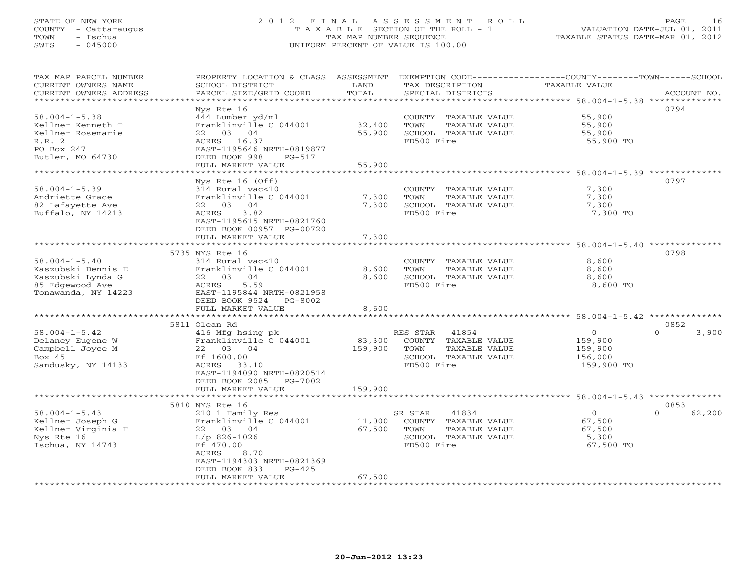STATE OF NEW YORK
COUNTY - Cattaraugus
TOWN - Ischua
SWIS - 045000

# 2012 FINAL ASSESSMENT ROLL

TAXABLE SECTION OF THE ROLL - 1
TAX MAP NUMBER SEQUENCE
UNIFORM PERCENT OF VALUE IS 100.00

VALUATION DATE-JUL 01, 2011
TAXABLE STATUS DATE-MAR 01, 2012

| TAX MAP PARCEL NUMBER / CURRENT OWNERS NAME / CURRENT OWNERS ADDRESS | PROPERTY LOCATION & CLASS / SCHOOL DISTRICT / PARCEL SIZE/GRID COORD | ASSESSMENT LAND | TOTAL | EXEMPTION CODE / TAX DESCRIPTION / SPECIAL DISTRICTS | COUNTY TAXABLE VALUE | TOWN | SCHOOL / ACCOUNT NO. |
|---|---|---|---|---|---|---|---|
| **58.004-1-5.38** | Nys Rte 16 | | | | | | 0794 |
| 58.004-1-5.38 | 444 Lumber yd/ml | | | COUNTY TAXABLE VALUE | 55,900 | | |
| Kellner Kenneth T | Franklinville C 044001 | 32,400 | | TOWN TAXABLE VALUE | 55,900 | | |
| Kellner Rosemarie | 22 03 04 | | 55,900 | SCHOOL TAXABLE VALUE | 55,900 | | |
| R.R. 2 | ACRES 16.37 | | | FD500 Fire | 55,900 TO | | |
| PO Box 247 | EAST-1195646 NRTH-0819877 | | | | | | |
| Butler, MO 64730 | DEED BOOK 998 PG-517 | | | | | | |
| | FULL MARKET VALUE | | 55,900 | | | | |
| **58.004-1-5.39** | Nys Rte 16 (Off) | | | | | | 0797 |
| 58.004-1-5.39 | 314 Rural vac<10 | | | COUNTY TAXABLE VALUE | 7,300 | | |
| Andriette Grace | Franklinville C 044001 | 7,300 | | TOWN TAXABLE VALUE | 7,300 | | |
| 82 Lafayette Ave | 22 03 04 | | 7,300 | SCHOOL TAXABLE VALUE | 7,300 | | |
| Buffalo, NY 14213 | ACRES 3.82 | | | FD500 Fire | 7,300 TO | | |
| | EAST-1195615 NRTH-0821760 | | | | | | |
| | DEED BOOK 00957 PG-00720 | | | | | | |
| | FULL MARKET VALUE | | 7,300 | | | | |
| **58.004-1-5.40** | 5735 NYS Rte 16 | | | | | | 0798 |
| 58.004-1-5.40 | 314 Rural vac<10 | | | COUNTY TAXABLE VALUE | 8,600 | | |
| Kaszubski Dennis E | Franklinville C 044001 | 8,600 | | TOWN TAXABLE VALUE | 8,600 | | |
| Kaszubski Lynda G | 22 03 04 | | 8,600 | SCHOOL TAXABLE VALUE | 8,600 | | |
| 85 Edgewood Ave | ACRES 5.59 | | | FD500 Fire | 8,600 TO | | |
| Tonawanda, NY 14223 | EAST-1195844 NRTH-0821958 | | | | | | |
| | DEED BOOK 9524 PG-8002 | | | | | | |
| | FULL MARKET VALUE | | 8,600 | | | | |
| **58.004-1-5.42** | 5811 Olean Rd | | | | | | 0852 |
| 58.004-1-5.42 | 416 Mfg hsing pk | | | RES STAR 41854 | 0 | 0 | 3,900 |
| Delaney Eugene W | Franklinville C 044001 | 83,300 | | COUNTY TAXABLE VALUE | 159,900 | | |
| Campbell Joyce M | 22 03 04 | | 159,900 | TOWN TAXABLE VALUE | 159,900 | | |
| Box 45 | Ff 1600.00 | | | SCHOOL TAXABLE VALUE | 156,000 | | |
| Sandusky, NY 14133 | ACRES 33.10 | | | FD500 Fire | 159,900 TO | | |
| | EAST-1194090 NRTH-0820514 | | | | | | |
| | DEED BOOK 2085 PG-7002 | | | | | | |
| | FULL MARKET VALUE | | 159,900 | | | | |
| **58.004-1-5.43** | 5810 NYS Rte 16 | | | | | | 0853 |
| 58.004-1-5.43 | 210 1 Family Res | | | SR STAR 41834 | 0 | 0 | 62,200 |
| Kellner Joseph G | Franklinville C 044001 | 11,000 | | COUNTY TAXABLE VALUE | 67,500 | | |
| Kellner Virginia F | 22 03 04 | | 67,500 | TOWN TAXABLE VALUE | 67,500 | | |
| Nys Rte 16 | L/p 826-1026 | | | SCHOOL TAXABLE VALUE | 5,300 | | |
| Ischua, NY 14743 | Ff 470.00 | | | FD500 Fire | 67,500 TO | | |
| | ACRES 8.70 | | | | | | |
| | EAST-1194303 NRTH-0821369 | | | | | | |
| | DEED BOOK 833 PG-425 | | | | | | |
| | FULL MARKET VALUE | | 67,500 | | | | |

20-Jun-2012 13:23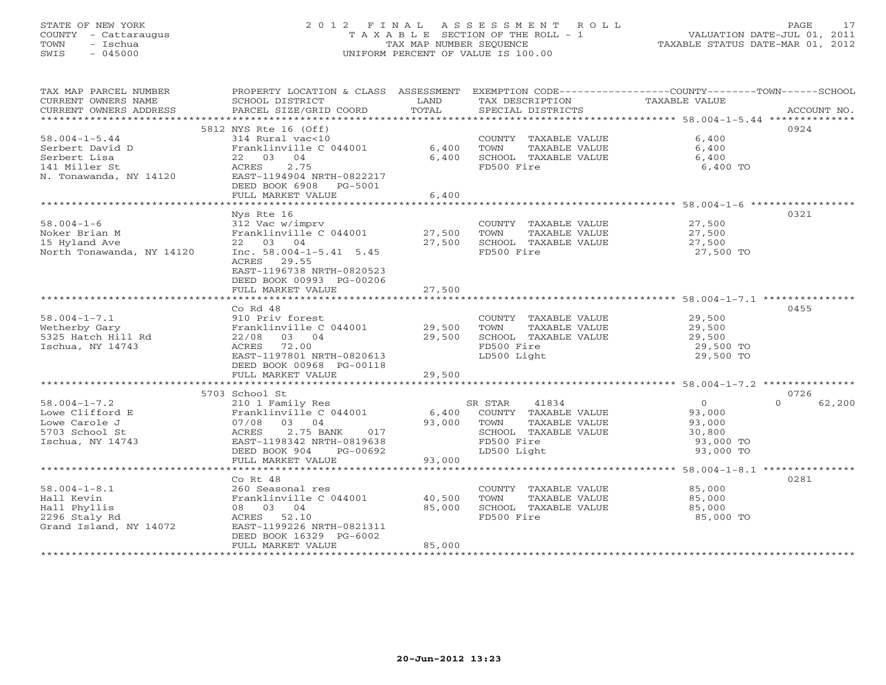STATE OF NEW YORK
COUNTY - Cattaraugus
TOWN - Ischua
SWIS - 045000

# 2012 FINAL ASSESSMENT ROLL
TAXABLE SECTION OF THE ROLL - 1
TAX MAP NUMBER SEQUENCE
UNIFORM PERCENT OF VALUE IS 100.00

VALUATION DATE-JUL 01, 2011
TAXABLE STATUS DATE-MAR 01, 2012

| TAX MAP PARCEL NUMBER / CURRENT OWNERS NAME / CURRENT OWNERS ADDRESS | PROPERTY LOCATION & CLASS / SCHOOL DISTRICT / PARCEL SIZE/GRID COORD | ASSESSMENT LAND | TOTAL | EXEMPTION CODE / TAX DESCRIPTION / SPECIAL DISTRICTS | COUNTY--------TOWN------SCHOOL TAXABLE VALUE | ACCOUNT NO. |
|---|---|---|---|---|---|---|
| **58.004-1-5.44** | 5812 NYS Rte 16 (Off) | | | | | 0924 |
| 58.004-1-5.44 | 314 Rural vac<10 | | | COUNTY TAXABLE VALUE | 6,400 | |
| Serbert David D | Franklinville C 044001 | 6,400 | | TOWN TAXABLE VALUE | 6,400 | |
| Serbert Lisa | 22 03 04 | | 6,400 | SCHOOL TAXABLE VALUE | 6,400 | |
| 141 Miller St | ACRES 2.75 | | | FD500 Fire | 6,400 TO | |
| N. Tonawanda, NY 14120 | EAST-1194904 NRTH-0822217 | | | | | |
| | DEED BOOK 6908 PG-5001 | | | | | |
| | FULL MARKET VALUE | | 6,400 | | | |
| **58.004-1-6** | Nys Rte 16 | | | | | 0321 |
| 58.004-1-6 | 312 Vac w/imprv | | | COUNTY TAXABLE VALUE | 27,500 | |
| Noker Brian M | Franklinville C 044001 | 27,500 | | TOWN TAXABLE VALUE | 27,500 | |
| 15 Hyland Ave | 22 03 04 | | 27,500 | SCHOOL TAXABLE VALUE | 27,500 | |
| North Tonawanda, NY 14120 | Inc. 58.004-1-5.41 5.45 | | | FD500 Fire | 27,500 TO | |
| | ACRES 29.55 | | | | | |
| | EAST-1196738 NRTH-0820523 | | | | | |
| | DEED BOOK 00993 PG-00206 | | | | | |
| | FULL MARKET VALUE | | 27,500 | | | |
| **58.004-1-7.1** | Co Rd 48 | | | | | 0455 |
| 58.004-1-7.1 | 910 Priv forest | | | COUNTY TAXABLE VALUE | 29,500 | |
| Wetherby Gary | Franklinville C 044001 | 29,500 | | TOWN TAXABLE VALUE | 29,500 | |
| 5325 Hatch Hill Rd | 22/08 03 04 | | 29,500 | SCHOOL TAXABLE VALUE | 29,500 | |
| Ischua, NY 14743 | ACRES 72.00 | | | FD500 Fire | 29,500 TO | |
| | EAST-1197801 NRTH-0820613 | | | LD500 Light | 29,500 TO | |
| | DEED BOOK 00968 PG-00118 | | | | | |
| | FULL MARKET VALUE | | 29,500 | | | |
| **58.004-1-7.2** | 5703 School St | | | | | 0726 |
| 58.004-1-7.2 | 210 1 Family Res | | | SR STAR 41834 | 0 0 62,200 | |
| Lowe Clifford E | Franklinville C 044001 | 6,400 | | COUNTY TAXABLE VALUE | 93,000 | |
| Lowe Carole J | 07/08 03 04 | | 93,000 | TOWN TAXABLE VALUE | 93,000 | |
| 5703 School St | ACRES 2.75 BANK 017 | | | SCHOOL TAXABLE VALUE | 30,800 | |
| Ischua, NY 14743 | EAST-1198342 NRTH-0819638 | | | FD500 Fire | 93,000 TO | |
| | DEED BOOK 904 PG-00692 | | | LD500 Light | 93,000 TO | |
| | FULL MARKET VALUE | | 93,000 | | | |
| **58.004-1-8.1** | Co Rt 48 | | | | | 0281 |
| 58.004-1-8.1 | 260 Seasonal res | | | COUNTY TAXABLE VALUE | 85,000 | |
| Hall Kevin | Franklinville C 044001 | 40,500 | | TOWN TAXABLE VALUE | 85,000 | |
| Hall Phyllis | 08 03 04 | | 85,000 | SCHOOL TAXABLE VALUE | 85,000 | |
| 2296 Staly Rd | ACRES 52.10 | | | FD500 Fire | 85,000 TO | |
| Grand Island, NY 14072 | EAST-1199226 NRTH-0821311 | | | | | |
| | DEED BOOK 16329 PG-6002 | | | | | |
| | FULL MARKET VALUE | | 85,000 | | | |

20-Jun-2012 13:23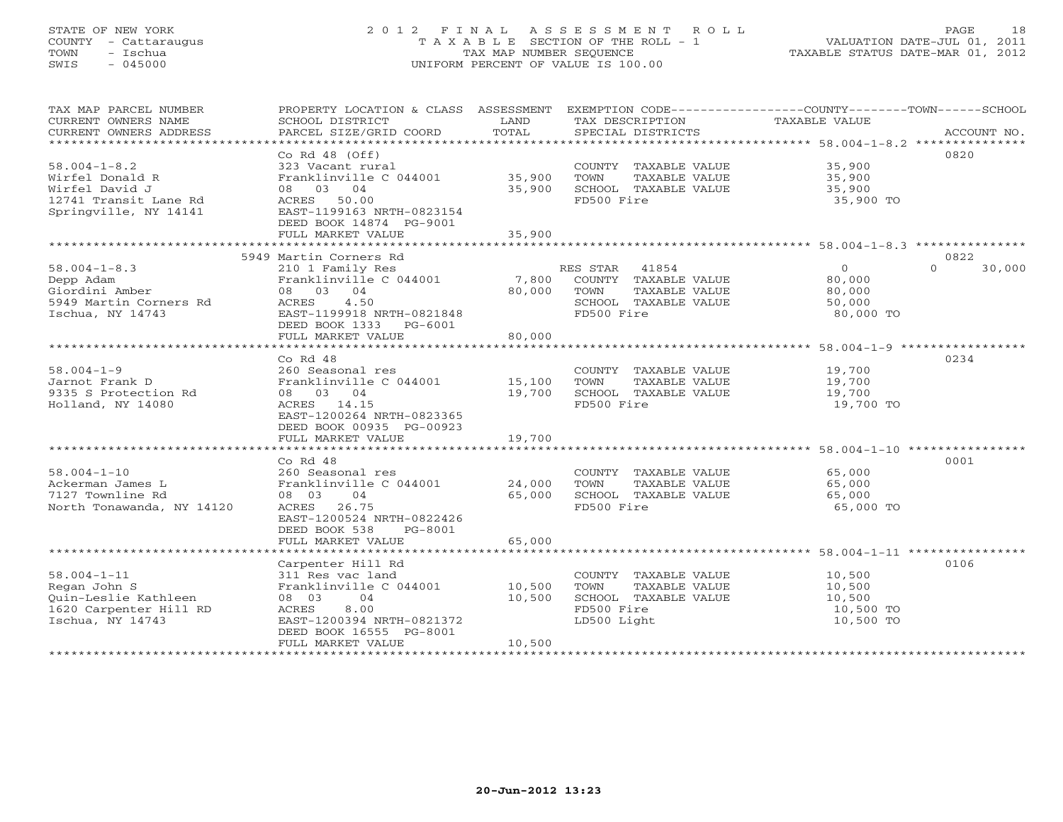STATE OF NEW YORK
COUNTY - Cattaraugus
TOWN - Ischua
SWIS - 045000

2012 FINAL ASSESSMENT ROLL
TAXABLE SECTION OF THE ROLL - 1
TAX MAP NUMBER SEQUENCE
UNIFORM PERCENT OF VALUE IS 100.00

VALUATION DATE-JUL 01, 2011
TAXABLE STATUS DATE-MAR 01, 2012

| TAX MAP PARCEL NUMBER / CURRENT OWNERS NAME / CURRENT OWNERS ADDRESS | PROPERTY LOCATION & CLASS / SCHOOL DISTRICT / PARCEL SIZE/GRID COORD | ASSESSMENT LAND | TOTAL | EXEMPTION CODE / TAX DESCRIPTION / SPECIAL DISTRICTS | COUNTY TAXABLE VALUE | TOWN | SCHOOL | ACCOUNT NO. |
|---|---|---|---|---|---|---|---|---|
| 58.004-1-8.2 | Co Rd 48 (Off) | | | | | | | 0820 |
| Wirfel Donald R | 323 Vacant rural | | | COUNTY TAXABLE VALUE | 35,900 | | | |
| Wirfel David J | Franklinville C 044001 | 35,900 | | TOWN TAXABLE VALUE | 35,900 | | | |
| 12741 Transit Lane Rd | 08 03 04 | | 35,900 | SCHOOL TAXABLE VALUE | 35,900 | | | |
| Springville, NY 14141 | ACRES 50.00 | | | FD500 Fire | 35,900 TO | | | |
| | EAST-1199163 NRTH-0823154 | | | | | | | |
| | DEED BOOK 14874 PG-9001 | | | | | | | |
| | FULL MARKET VALUE | | 35,900 | | | | | |
| 58.004-1-8.3 | 5949 Martin Corners Rd | | | | | | | 0822 |
| Depp Adam | 210 1 Family Res | | | RES STAR 41854 | 0 | 0 | 30,000 | |
| Giordini Amber | Franklinville C 044001 | 7,800 | | COUNTY TAXABLE VALUE | 80,000 | | | |
| 5949 Martin Corners Rd | 08 03 04 | | 80,000 | TOWN TAXABLE VALUE | 80,000 | | | |
| Ischua, NY 14743 | ACRES 4.50 | | | SCHOOL TAXABLE VALUE | 50,000 | | | |
| | EAST-1199918 NRTH-0821848 | | | FD500 Fire | 80,000 TO | | | |
| | DEED BOOK 1333 PG-6001 | | | | | | | |
| | FULL MARKET VALUE | | 80,000 | | | | | |
| 58.004-1-9 | Co Rd 48 | | | | | | | 0234 |
| Jarnot Frank D | 260 Seasonal res | | | COUNTY TAXABLE VALUE | 19,700 | | | |
| 9335 S Protection Rd | Franklinville C 044001 | 15,100 | | TOWN TAXABLE VALUE | 19,700 | | | |
| Holland, NY 14080 | 08 03 04 | | 19,700 | SCHOOL TAXABLE VALUE | 19,700 | | | |
| | ACRES 14.15 | | | FD500 Fire | 19,700 TO | | | |
| | EAST-1200264 NRTH-0823365 | | | | | | | |
| | DEED BOOK 00935 PG-00923 | | | | | | | |
| | FULL MARKET VALUE | | 19,700 | | | | | |
| 58.004-1-10 | Co Rd 48 | | | | | | | 0001 |
| Ackerman James L | 260 Seasonal res | | | COUNTY TAXABLE VALUE | 65,000 | | | |
| 7127 Townline Rd | Franklinville C 044001 | 24,000 | | TOWN TAXABLE VALUE | 65,000 | | | |
| North Tonawanda, NY 14120 | 08 03 04 | | 65,000 | SCHOOL TAXABLE VALUE | 65,000 | | | |
| | ACRES 26.75 | | | FD500 Fire | 65,000 TO | | | |
| | EAST-1200524 NRTH-0822426 | | | | | | | |
| | DEED BOOK 538 PG-8001 | | | | | | | |
| | FULL MARKET VALUE | | 65,000 | | | | | |
| 58.004-1-11 | Carpenter Hill Rd | | | | | | | 0106 |
| Regan John S | 311 Res vac land | | | COUNTY TAXABLE VALUE | 10,500 | | | |
| Quin-Leslie Kathleen | Franklinville C 044001 | 10,500 | | TOWN TAXABLE VALUE | 10,500 | | | |
| 1620 Carpenter Hill RD | 08 03 04 | | 10,500 | SCHOOL TAXABLE VALUE | 10,500 | | | |
| Ischua, NY 14743 | ACRES 8.00 | | | FD500 Fire | 10,500 TO | | | |
| | EAST-1200394 NRTH-0821372 | | | LD500 Light | 10,500 TO | | | |
| | DEED BOOK 16555 PG-8001 | | | | | | | |
| | FULL MARKET VALUE | | 10,500 | | | | | |

20-Jun-2012 13:23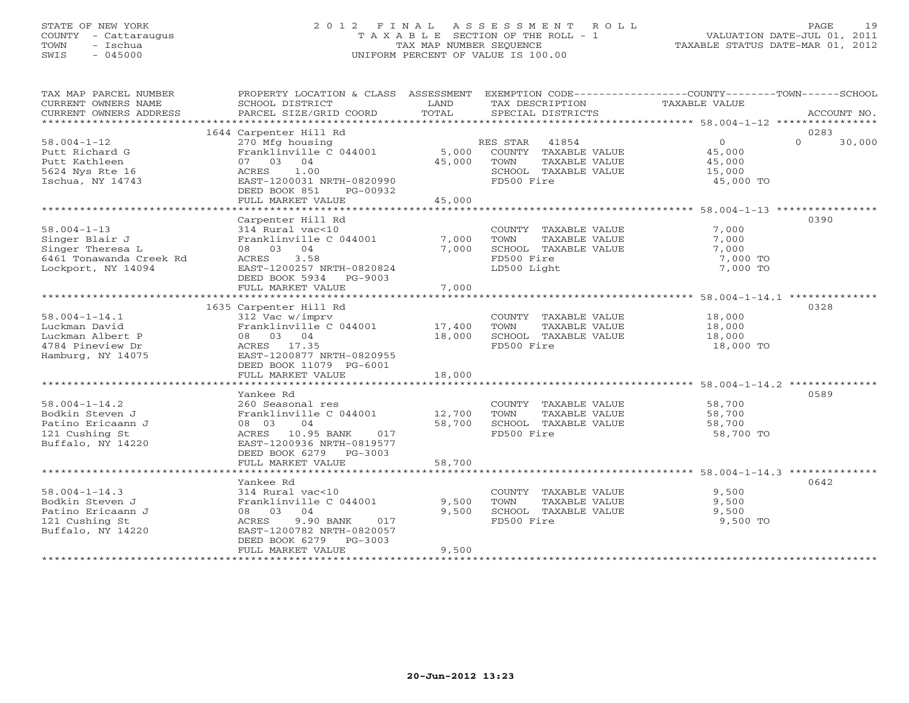STATE OF NEW YORK
COUNTY - Cattaraugus
TOWN - Ischua
SWIS - 045000

# 2012 FINAL ASSESSMENT ROLL
TAXABLE SECTION OF THE ROLL - 1
TAX MAP NUMBER SEQUENCE
UNIFORM PERCENT OF VALUE IS 100.00

VALUATION DATE-JUL 01, 2011
TAXABLE STATUS DATE-MAR 01, 2012

| TAX MAP PARCEL NUMBER / CURRENT OWNERS NAME / CURRENT OWNERS ADDRESS | PROPERTY LOCATION & CLASS / SCHOOL DISTRICT / PARCEL SIZE/GRID COORD | ASSESSMENT LAND / TOTAL | EXEMPTION CODE / TAX DESCRIPTION / SPECIAL DISTRICTS | TAXABLE VALUE (COUNTY / TOWN / SCHOOL) | ACCOUNT NO. |
|---|---|---|---|---|---|
| | 1644 Carpenter Hill Rd | | | | 0283 |
| 58.004-1-12 | 270 Mfg housing | | RES STAR 41854 | 0 / 0 / 30,000 | |
| Putt Richard G | Franklinville C 044001 | 5,000 | COUNTY TAXABLE VALUE | 45,000 | |
| Putt Kathleen | 07 03 04 | 45,000 | TOWN TAXABLE VALUE | 45,000 | |
| 5624 Nys Rte 16 | ACRES 1.00 | | SCHOOL TAXABLE VALUE | 15,000 | |
| Ischua, NY 14743 | EAST-1200031 NRTH-0820990 | | FD500 Fire | 45,000 TO | |
| | DEED BOOK 851 PG-00932 | | | | |
| | FULL MARKET VALUE | 45,000 | | | |
| | Carpenter Hill Rd | | | | 0390 |
| 58.004-1-13 | 314 Rural vac<10 | | COUNTY TAXABLE VALUE | 7,000 | |
| Singer Blair J | Franklinville C 044001 | 7,000 | TOWN TAXABLE VALUE | 7,000 | |
| Singer Theresa L | 08 03 04 | 7,000 | SCHOOL TAXABLE VALUE | 7,000 | |
| 6461 Tonawanda Creek Rd | ACRES 3.58 | | FD500 Fire | 7,000 TO | |
| Lockport, NY 14094 | EAST-1200257 NRTH-0820824 | | LD500 Light | 7,000 TO | |
| | DEED BOOK 5934 PG-9003 | | | | |
| | FULL MARKET VALUE | 7,000 | | | |
| | 1635 Carpenter Hill Rd | | | | 0328 |
| 58.004-1-14.1 | 312 Vac w/imprv | | COUNTY TAXABLE VALUE | 18,000 | |
| Luckman David | Franklinville C 044001 | 17,400 | TOWN TAXABLE VALUE | 18,000 | |
| Luckman Albert P | 08 03 04 | 18,000 | SCHOOL TAXABLE VALUE | 18,000 | |
| 4784 Pineview Dr | ACRES 17.35 | | FD500 Fire | 18,000 TO | |
| Hamburg, NY 14075 | EAST-1200877 NRTH-0820955 | | | | |
| | DEED BOOK 11079 PG-6001 | | | | |
| | FULL MARKET VALUE | 18,000 | | | |
| | Yankee Rd | | | | 0589 |
| 58.004-1-14.2 | 260 Seasonal res | | COUNTY TAXABLE VALUE | 58,700 | |
| Bodkin Steven J | Franklinville C 044001 | 12,700 | TOWN TAXABLE VALUE | 58,700 | |
| Patino Ericaann J | 08 03 04 | 58,700 | SCHOOL TAXABLE VALUE | 58,700 | |
| 121 Cushing St | ACRES 10.95 BANK 017 | | FD500 Fire | 58,700 TO | |
| Buffalo, NY 14220 | EAST-1200936 NRTH-0819577 | | | | |
| | DEED BOOK 6279 PG-3003 | | | | |
| | FULL MARKET VALUE | 58,700 | | | |
| | Yankee Rd | | | | 0642 |
| 58.004-1-14.3 | 314 Rural vac<10 | | COUNTY TAXABLE VALUE | 9,500 | |
| Bodkin Steven J | Franklinville C 044001 | 9,500 | TOWN TAXABLE VALUE | 9,500 | |
| Patino Ericaann J | 08 03 04 | 9,500 | SCHOOL TAXABLE VALUE | 9,500 | |
| 121 Cushing St | ACRES 9.90 BANK 017 | | FD500 Fire | 9,500 TO | |
| Buffalo, NY 14220 | EAST-1200782 NRTH-0820057 | | | | |
| | DEED BOOK 6279 PG-3003 | | | | |
| | FULL MARKET VALUE | 9,500 | | | |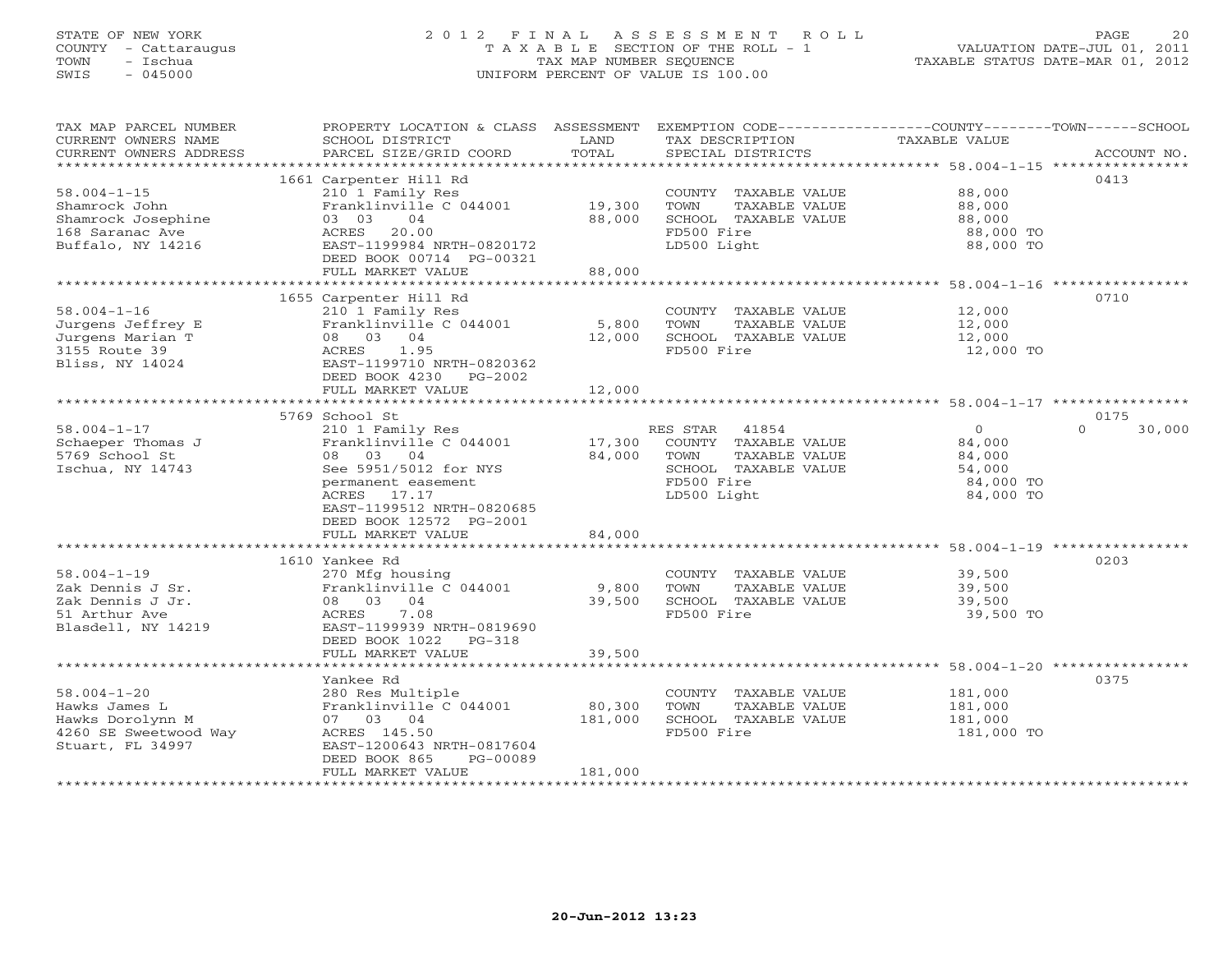STATE OF NEW YORK
COUNTY - Cattaraugus
TOWN - Ischua
SWIS - 045000

2 0 1 2 F I N A L A S S E S S M E N T R O L L
T A X A B L E SECTION OF THE ROLL - 1
TAX MAP NUMBER SEQUENCE
UNIFORM PERCENT OF VALUE IS 100.00

VALUATION DATE-JUL 01, 2011
TAXABLE STATUS DATE-MAR 01, 2012

| TAX MAP PARCEL NUMBER / CURRENT OWNERS NAME / CURRENT OWNERS ADDRESS | PROPERTY LOCATION & CLASS / SCHOOL DISTRICT / PARCEL SIZE/GRID COORD | ASSESSMENT LAND / TOTAL | EXEMPTION CODE / TAX DESCRIPTION / SPECIAL DISTRICTS | COUNTY / TOWN / SCHOOL TAXABLE VALUE | ACCOUNT NO. |
|---|---|---|---|---|---|
| 58.004-1-15 | 1661 Carpenter Hill Rd | | | | 0413 |
| Shamrock John | 210 1 Family Res | | COUNTY TAXABLE VALUE | 88,000 | |
| Shamrock Josephine | Franklinville C 044001 | 19,300 | TOWN TAXABLE VALUE | 88,000 | |
| 168 Saranac Ave | 03 03 04 | 88,000 | SCHOOL TAXABLE VALUE | 88,000 | |
| Buffalo, NY 14216 | ACRES 20.00 | | FD500 Fire | 88,000 TO | |
| | EAST-1199984 NRTH-0820172 | | LD500 Light | 88,000 TO | |
| | DEED BOOK 00714 PG-00321 | | | | |
| | FULL MARKET VALUE | 88,000 | | | |
| 58.004-1-16 | 1655 Carpenter Hill Rd | | | | 0710 |
| Jurgens Jeffrey E | 210 1 Family Res | | COUNTY TAXABLE VALUE | 12,000 | |
| Jurgens Marian T | Franklinville C 044001 | 5,800 | TOWN TAXABLE VALUE | 12,000 | |
| 3155 Route 39 | 08 03 04 | 12,000 | SCHOOL TAXABLE VALUE | 12,000 | |
| Bliss, NY 14024 | ACRES 1.95 | | FD500 Fire | 12,000 TO | |
| | EAST-1199710 NRTH-0820362 | | | | |
| | DEED BOOK 4230 PG-2002 | | | | |
| | FULL MARKET VALUE | 12,000 | | | |
| 58.004-1-17 | 5769 School St | | | | 0175 |
| Schaeper Thomas J | 210 1 Family Res | | RES STAR 41854 | 0 / 0 / 30,000 | |
| 5769 School St | Franklinville C 044001 | 17,300 | COUNTY TAXABLE VALUE | 84,000 | |
| Ischua, NY 14743 | 08 03 04 | 84,000 | TOWN TAXABLE VALUE | 84,000 | |
| | See 5951/5012 for NYS | | SCHOOL TAXABLE VALUE | 54,000 | |
| | permanent easement | | FD500 Fire | 84,000 TO | |
| | ACRES 17.17 | | LD500 Light | 84,000 TO | |
| | EAST-1199512 NRTH-0820685 | | | | |
| | DEED BOOK 12572 PG-2001 | | | | |
| | FULL MARKET VALUE | 84,000 | | | |
| 58.004-1-19 | 1610 Yankee Rd | | | | 0203 |
| Zak Dennis J Sr. | 270 Mfg housing | | COUNTY TAXABLE VALUE | 39,500 | |
| Zak Dennis J Jr. | Franklinville C 044001 | 9,800 | TOWN TAXABLE VALUE | 39,500 | |
| 51 Arthur Ave | 08 03 04 | 39,500 | SCHOOL TAXABLE VALUE | 39,500 | |
| Blasdell, NY 14219 | ACRES 7.08 | | FD500 Fire | 39,500 TO | |
| | EAST-1199939 NRTH-0819690 | | | | |
| | DEED BOOK 1022 PG-318 | | | | |
| | FULL MARKET VALUE | 39,500 | | | |
| 58.004-1-20 | Yankee Rd | | | | 0375 |
| Hawks James L | 280 Res Multiple | | COUNTY TAXABLE VALUE | 181,000 | |
| Hawks Dorolynn M | Franklinville C 044001 | 80,300 | TOWN TAXABLE VALUE | 181,000 | |
| 4260 SE Sweetwood Way | 07 03 04 | 181,000 | SCHOOL TAXABLE VALUE | 181,000 | |
| Stuart, FL 34997 | ACRES 145.50 | | FD500 Fire | 181,000 TO | |
| | EAST-1200643 NRTH-0817604 | | | | |
| | DEED BOOK 865 PG-00089 | | | | |
| | FULL MARKET VALUE | 181,000 | | | |

20-Jun-2012 13:23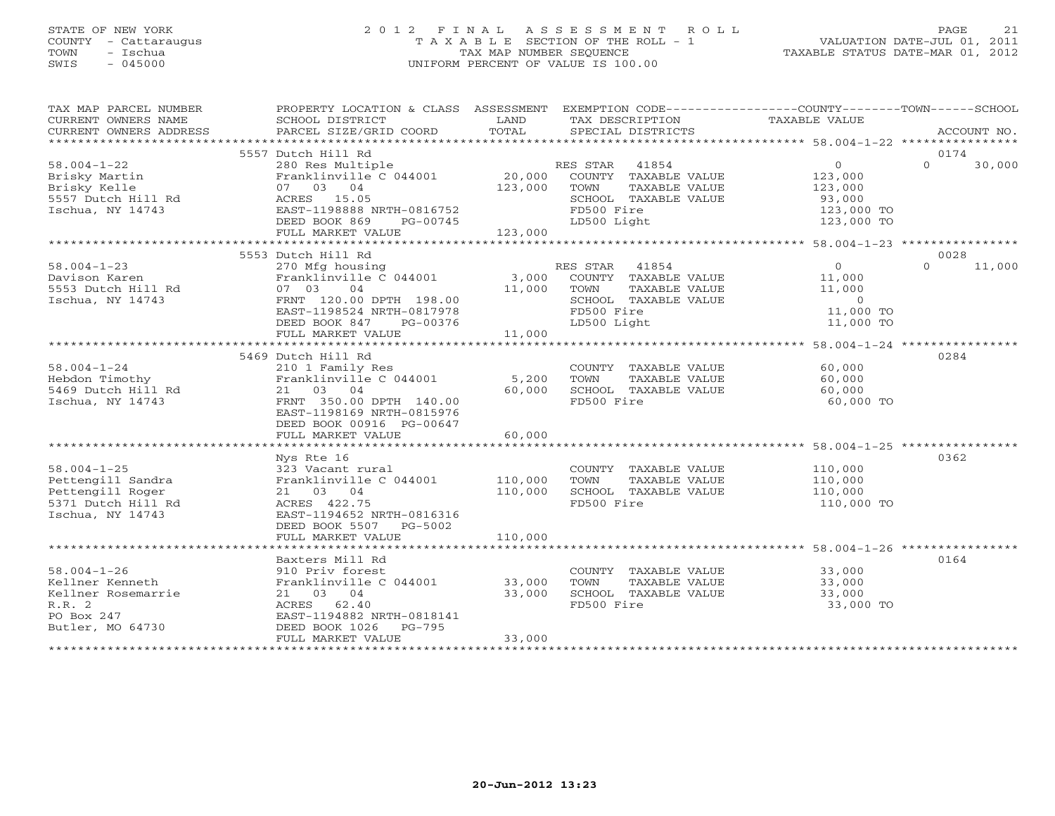STATE OF NEW YORK
COUNTY - Cattaraugus
TOWN - Ischua
SWIS - 045000

2012 FINAL ASSESSMENT ROLL
TAXABLE SECTION OF THE ROLL - 1
TAX MAP NUMBER SEQUENCE
UNIFORM PERCENT OF VALUE IS 100.00

VALUATION DATE-JUL 01, 2011
TAXABLE STATUS DATE-MAR 01, 2012

| TAX MAP PARCEL NUMBER / CURRENT OWNERS NAME / CURRENT OWNERS ADDRESS | PROPERTY LOCATION & CLASS / SCHOOL DISTRICT / PARCEL SIZE/GRID COORD | ASSESSMENT LAND / TOTAL | EXEMPTION CODE / TAX DESCRIPTION / SPECIAL DISTRICTS | COUNTY TAXABLE VALUE | TOWN | SCHOOL | ACCOUNT NO. |
|---|---|---|---|---|---|---|---|
| 58.004-1-22 | 5557 Dutch Hill Rd | | | | | | 0174 |
| | 280 Res Multiple | | RES STAR 41854 | 0 | 0 | 30,000 | |
| Brisky Martin | Franklinville C 044001 | 20,000 | COUNTY TAXABLE VALUE | 123,000 | | | |
| Brisky Kelle | 07 03 04 | 123,000 | TOWN TAXABLE VALUE | 123,000 | | | |
| 5557 Dutch Hill Rd | ACRES 15.05 | | SCHOOL TAXABLE VALUE | 93,000 | | | |
| Ischua, NY 14743 | EAST-1198888 NRTH-0816752 | | FD500 Fire | 123,000 TO | | | |
| | DEED BOOK 869 PG-00745 | | LD500 Light | 123,000 TO | | | |
| | FULL MARKET VALUE | 123,000 | | | | | |
| 58.004-1-23 | 5553 Dutch Hill Rd | | | | | | 0028 |
| | 270 Mfg housing | | RES STAR 41854 | 0 | 0 | 11,000 | |
| Davison Karen | Franklinville C 044001 | 3,000 | COUNTY TAXABLE VALUE | 11,000 | | | |
| 5553 Dutch Hill Rd | 07 03 04 | 11,000 | TOWN TAXABLE VALUE | 11,000 | | | |
| Ischua, NY 14743 | FRNT 120.00 DPTH 198.00 | | SCHOOL TAXABLE VALUE | 0 | | | |
| | EAST-1198524 NRTH-0817978 | | FD500 Fire | 11,000 TO | | | |
| | DEED BOOK 847 PG-00376 | | LD500 Light | 11,000 TO | | | |
| | FULL MARKET VALUE | 11,000 | | | | | |
| 58.004-1-24 | 5469 Dutch Hill Rd | | | | | | 0284 |
| | 210 1 Family Res | | COUNTY TAXABLE VALUE | 60,000 | | | |
| Hebdon Timothy | Franklinville C 044001 | 5,200 | TOWN TAXABLE VALUE | 60,000 | | | |
| 5469 Dutch Hill Rd | 21 03 04 | 60,000 | SCHOOL TAXABLE VALUE | 60,000 | | | |
| Ischua, NY 14743 | FRNT 350.00 DPTH 140.00 | | FD500 Fire | 60,000 TO | | | |
| | EAST-1198169 NRTH-0815976 | | | | | | |
| | DEED BOOK 00916 PG-00647 | | | | | | |
| | FULL MARKET VALUE | 60,000 | | | | | |
| 58.004-1-25 | Nys Rte 16 | | | | | | 0362 |
| | 323 Vacant rural | | COUNTY TAXABLE VALUE | 110,000 | | | |
| Pettengill Sandra | Franklinville C 044001 | 110,000 | TOWN TAXABLE VALUE | 110,000 | | | |
| Pettengill Roger | 21 03 04 | 110,000 | SCHOOL TAXABLE VALUE | 110,000 | | | |
| 5371 Dutch Hill Rd | ACRES 422.75 | | FD500 Fire | 110,000 TO | | | |
| Ischua, NY 14743 | EAST-1194652 NRTH-0816316 | | | | | | |
| | DEED BOOK 5507 PG-5002 | | | | | | |
| | FULL MARKET VALUE | 110,000 | | | | | |
| 58.004-1-26 | Baxters Mill Rd | | | | | | 0164 |
| | 910 Priv forest | | COUNTY TAXABLE VALUE | 33,000 | | | |
| Kellner Kenneth | Franklinville C 044001 | 33,000 | TOWN TAXABLE VALUE | 33,000 | | | |
| Kellner Rosemarrie | 21 03 04 | 33,000 | SCHOOL TAXABLE VALUE | 33,000 | | | |
| R.R. 2 | ACRES 62.40 | | FD500 Fire | 33,000 TO | | | |
| PO Box 247 | EAST-1194882 NRTH-0818141 | | | | | | |
| Butler, MO 64730 | DEED BOOK 1026 PG-795 | | | | | | |
| | FULL MARKET VALUE | 33,000 | | | | | |

20-Jun-2012 13:23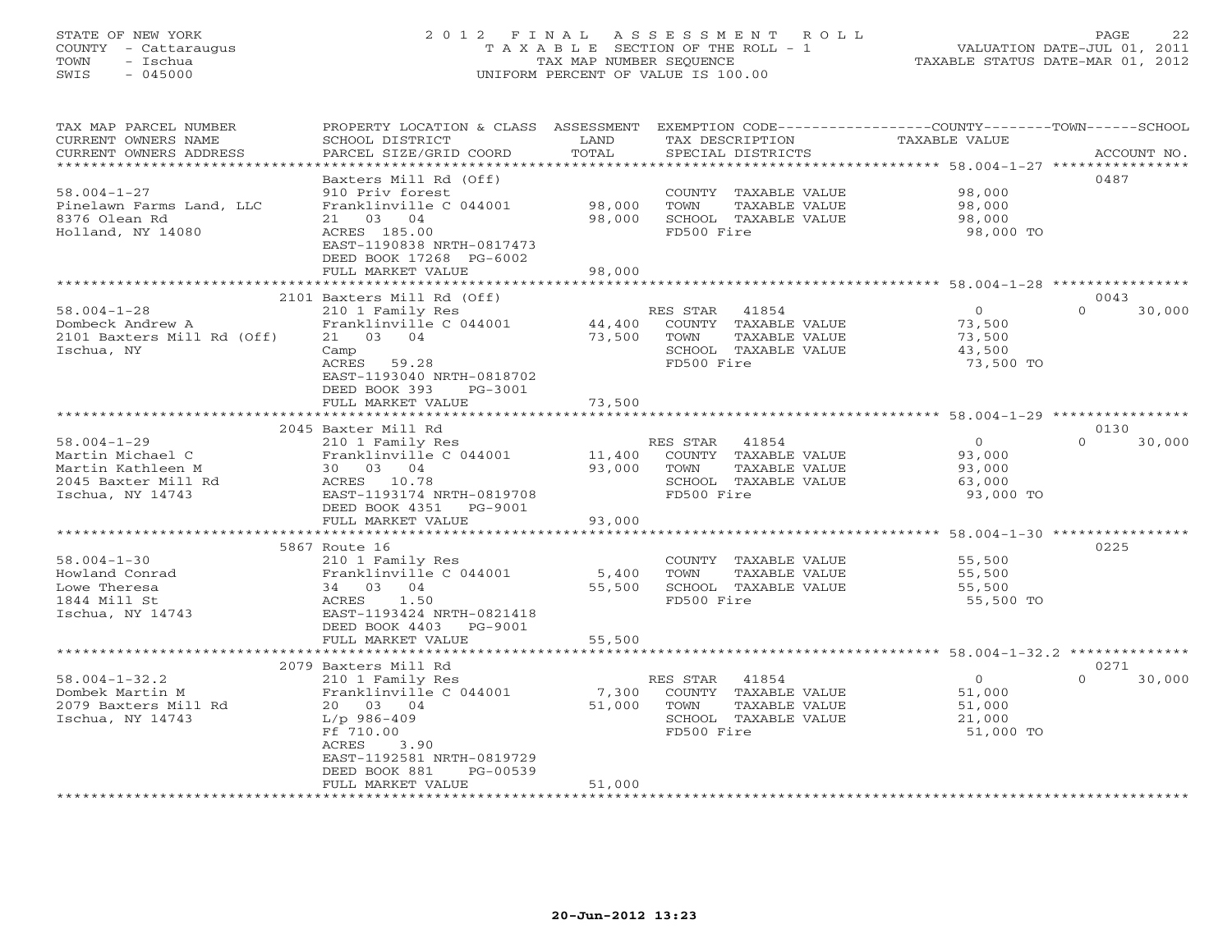STATE OF NEW YORK
COUNTY - Cattaraugus
TOWN - Ischua
SWIS - 045000

2012 FINAL ASSESSMENT ROLL
TAXABLE SECTION OF THE ROLL - 1
TAX MAP NUMBER SEQUENCE
UNIFORM PERCENT OF VALUE IS 100.00

VALUATION DATE-JUL 01, 2011
TAXABLE STATUS DATE-MAR 01, 2012

| TAX MAP PARCEL NUMBER / CURRENT OWNERS NAME / CURRENT OWNERS ADDRESS | PROPERTY LOCATION & CLASS / SCHOOL DISTRICT / PARCEL SIZE/GRID COORD | ASSESSMENT LAND / TOTAL | EXEMPTION CODE / TAX DESCRIPTION / SPECIAL DISTRICTS | COUNTY / TOWN / SCHOOL TAXABLE VALUE | ACCOUNT NO. |
|---|---|---|---|---|---|
| **58.004-1-27** | Baxters Mill Rd (Off) | | | | 0487 |
| | 910 Priv forest | | COUNTY TAXABLE VALUE | 98,000 | |
| Pinelawn Farms Land, LLC | Franklinville C 044001 | 98,000 | TOWN TAXABLE VALUE | 98,000 | |
| 8376 Olean Rd | 21 03 04 | 98,000 | SCHOOL TAXABLE VALUE | 98,000 | |
| Holland, NY 14080 | ACRES 185.00 | | FD500 Fire | 98,000 TO | |
| | EAST-1190838 NRTH-0817473 | | | | |
| | DEED BOOK 17268 PG-6002 | | | | |
| | FULL MARKET VALUE | 98,000 | | | |
| **58.004-1-28** | 2101 Baxters Mill Rd (Off) | | | | 0043 |
| | 210 1 Family Res | | RES STAR 41854 | 0 / 0 / 30,000 | |
| Dombeck Andrew A | Franklinville C 044001 | 44,400 | COUNTY TAXABLE VALUE | 73,500 | |
| 2101 Baxters Mill Rd (Off) | 21 03 04 | 73,500 | TOWN TAXABLE VALUE | 73,500 | |
| Ischua, NY | Camp | | SCHOOL TAXABLE VALUE | 43,500 | |
| | ACRES 59.28 | | FD500 Fire | 73,500 TO | |
| | EAST-1193040 NRTH-0818702 | | | | |
| | DEED BOOK 393 PG-3001 | | | | |
| | FULL MARKET VALUE | 73,500 | | | |
| **58.004-1-29** | 2045 Baxter Mill Rd | | | | 0130 |
| | 210 1 Family Res | | RES STAR 41854 | 0 / 0 / 30,000 | |
| Martin Michael C | Franklinville C 044001 | 11,400 | COUNTY TAXABLE VALUE | 93,000 | |
| Martin Kathleen M | 30 03 04 | 93,000 | TOWN TAXABLE VALUE | 93,000 | |
| 2045 Baxter Mill Rd | ACRES 10.78 | | SCHOOL TAXABLE VALUE | 63,000 | |
| Ischua, NY 14743 | EAST-1193174 NRTH-0819708 | | FD500 Fire | 93,000 TO | |
| | DEED BOOK 4351 PG-9001 | | | | |
| | FULL MARKET VALUE | 93,000 | | | |
| **58.004-1-30** | 5867 Route 16 | | | | 0225 |
| | 210 1 Family Res | | COUNTY TAXABLE VALUE | 55,500 | |
| Howland Conrad | Franklinville C 044001 | 5,400 | TOWN TAXABLE VALUE | 55,500 | |
| Lowe Theresa | 34 03 04 | 55,500 | SCHOOL TAXABLE VALUE | 55,500 | |
| 1844 Mill St | ACRES 1.50 | | FD500 Fire | 55,500 TO | |
| Ischua, NY 14743 | EAST-1193424 NRTH-0821418 | | | | |
| | DEED BOOK 4403 PG-9001 | | | | |
| | FULL MARKET VALUE | 55,500 | | | |
| **58.004-1-32.2** | 2079 Baxters Mill Rd | | | | 0271 |
| | 210 1 Family Res | | RES STAR 41854 | 0 / 0 / 30,000 | |
| Dombek Martin M | Franklinville C 044001 | 7,300 | COUNTY TAXABLE VALUE | 51,000 | |
| 2079 Baxters Mill Rd | 20 03 04 | 51,000 | TOWN TAXABLE VALUE | 51,000 | |
| Ischua, NY 14743 | L/p 986-409 | | SCHOOL TAXABLE VALUE | 21,000 | |
| | Ff 710.00 | | FD500 Fire | 51,000 TO | |
| | ACRES 3.90 | | | | |
| | EAST-1192581 NRTH-0819729 | | | | |
| | DEED BOOK 881 PG-00539 | | | | |
| | FULL MARKET VALUE | 51,000 | | | |

20-Jun-2012 13:23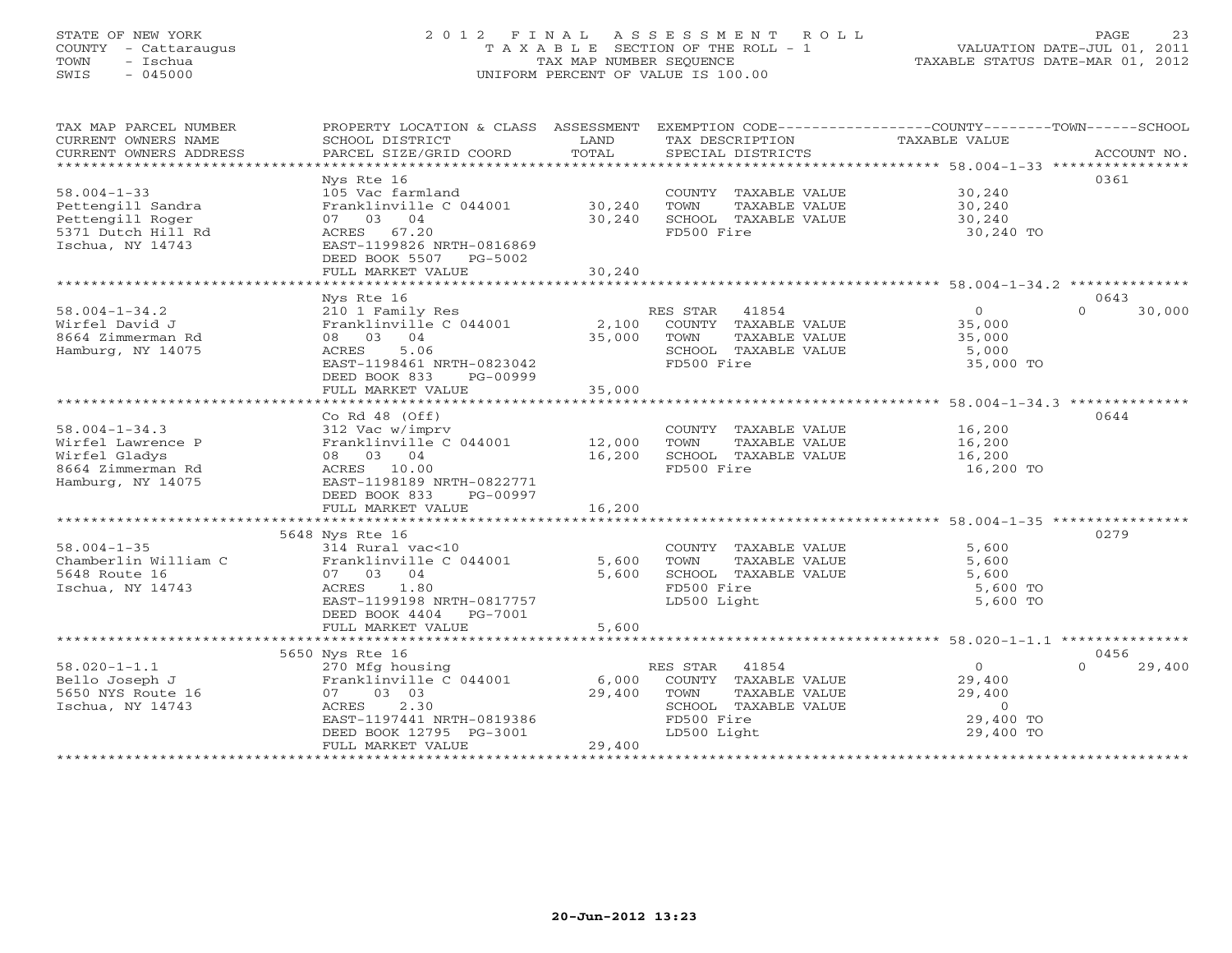STATE OF NEW YORK
COUNTY - Cattaraugus
TOWN - Ischua
SWIS - 045000

# 2012 FINAL ASSESSMENT ROLL
TAXABLE SECTION OF THE ROLL - 1
TAX MAP NUMBER SEQUENCE
UNIFORM PERCENT OF VALUE IS 100.00

VALUATION DATE-JUL 01, 2011
TAXABLE STATUS DATE-MAR 01, 2012

| TAX MAP PARCEL NUMBER / CURRENT OWNERS NAME / CURRENT OWNERS ADDRESS | PROPERTY LOCATION & CLASS / SCHOOL DISTRICT / PARCEL SIZE/GRID COORD | ASSESSMENT LAND / TOTAL | EXEMPTION CODE / TAX DESCRIPTION / SPECIAL DISTRICTS | COUNTY / TOWN / SCHOOL TAXABLE VALUE | ACCOUNT NO. |
|---|---|---|---|---|---|
| **58.004-1-33** | Nys Rte 16 | | | | 0361 |
| Pettengill Sandra | 105 Vac farmland | | COUNTY TAXABLE VALUE | 30,240 | |
| Pettengill Roger | Franklinville C 044001 | 30,240 | TOWN TAXABLE VALUE | 30,240 | |
| 5371 Dutch Hill Rd | 07 03 04 | 30,240 | SCHOOL TAXABLE VALUE | 30,240 | |
| Ischua, NY 14743 | ACRES 67.20 | | FD500 Fire | 30,240 TO | |
| | EAST-1199826 NRTH-0816869 | | | | |
| | DEED BOOK 5507 PG-5002 | | | | |
| | FULL MARKET VALUE | 30,240 | | | |
| **58.004-1-34.2** | Nys Rte 16 | | | | 0643 |
| Wirfel David J | 210 1 Family Res | | RES STAR 41854 | 0 / 0 / 30,000 | |
| 8664 Zimmerman Rd | Franklinville C 044001 | 2,100 | COUNTY TAXABLE VALUE | 35,000 | |
| Hamburg, NY 14075 | 08 03 04 | 35,000 | TOWN TAXABLE VALUE | 35,000 | |
| | ACRES 5.06 | | SCHOOL TAXABLE VALUE | 5,000 | |
| | EAST-1198461 NRTH-0823042 | | FD500 Fire | 35,000 TO | |
| | DEED BOOK 833 PG-00999 | | | | |
| | FULL MARKET VALUE | 35,000 | | | |
| **58.004-1-34.3** | Co Rd 48 (Off) | | | | 0644 |
| Wirfel Lawrence P | 312 Vac w/imprv | | COUNTY TAXABLE VALUE | 16,200 | |
| Wirfel Gladys | Franklinville C 044001 | 12,000 | TOWN TAXABLE VALUE | 16,200 | |
| 8664 Zimmerman Rd | 08 03 04 | 16,200 | SCHOOL TAXABLE VALUE | 16,200 | |
| Hamburg, NY 14075 | ACRES 10.00 | | FD500 Fire | 16,200 TO | |
| | EAST-1198189 NRTH-0822771 | | | | |
| | DEED BOOK 833 PG-00997 | | | | |
| | FULL MARKET VALUE | 16,200 | | | |
| **58.004-1-35** | 5648 Nys Rte 16 | | | | 0279 |
| Chamberlin William C | 314 Rural vac<10 | | COUNTY TAXABLE VALUE | 5,600 | |
| 5648 Route 16 | Franklinville C 044001 | 5,600 | TOWN TAXABLE VALUE | 5,600 | |
| Ischua, NY 14743 | 07 03 04 | 5,600 | SCHOOL TAXABLE VALUE | 5,600 | |
| | ACRES 1.80 | | FD500 Fire | 5,600 TO | |
| | EAST-1199198 NRTH-0817757 | | LD500 Light | 5,600 TO | |
| | DEED BOOK 4404 PG-7001 | | | | |
| | FULL MARKET VALUE | 5,600 | | | |
| **58.020-1-1.1** | 5650 Nys Rte 16 | | | | 0456 |
| Bello Joseph J | 270 Mfg housing | | RES STAR 41854 | 0 / 0 / 29,400 | |
| 5650 NYS Route 16 | Franklinville C 044001 | 6,000 | COUNTY TAXABLE VALUE | 29,400 | |
| Ischua, NY 14743 | 07 03 03 | 29,400 | TOWN TAXABLE VALUE | 29,400 | |
| | ACRES 2.30 | | SCHOOL TAXABLE VALUE | 0 | |
| | EAST-1197441 NRTH-0819386 | | FD500 Fire | 29,400 TO | |
| | DEED BOOK 12795 PG-3001 | | LD500 Light | 29,400 TO | |
| | FULL MARKET VALUE | 29,400 | | | |

20-Jun-2012 13:23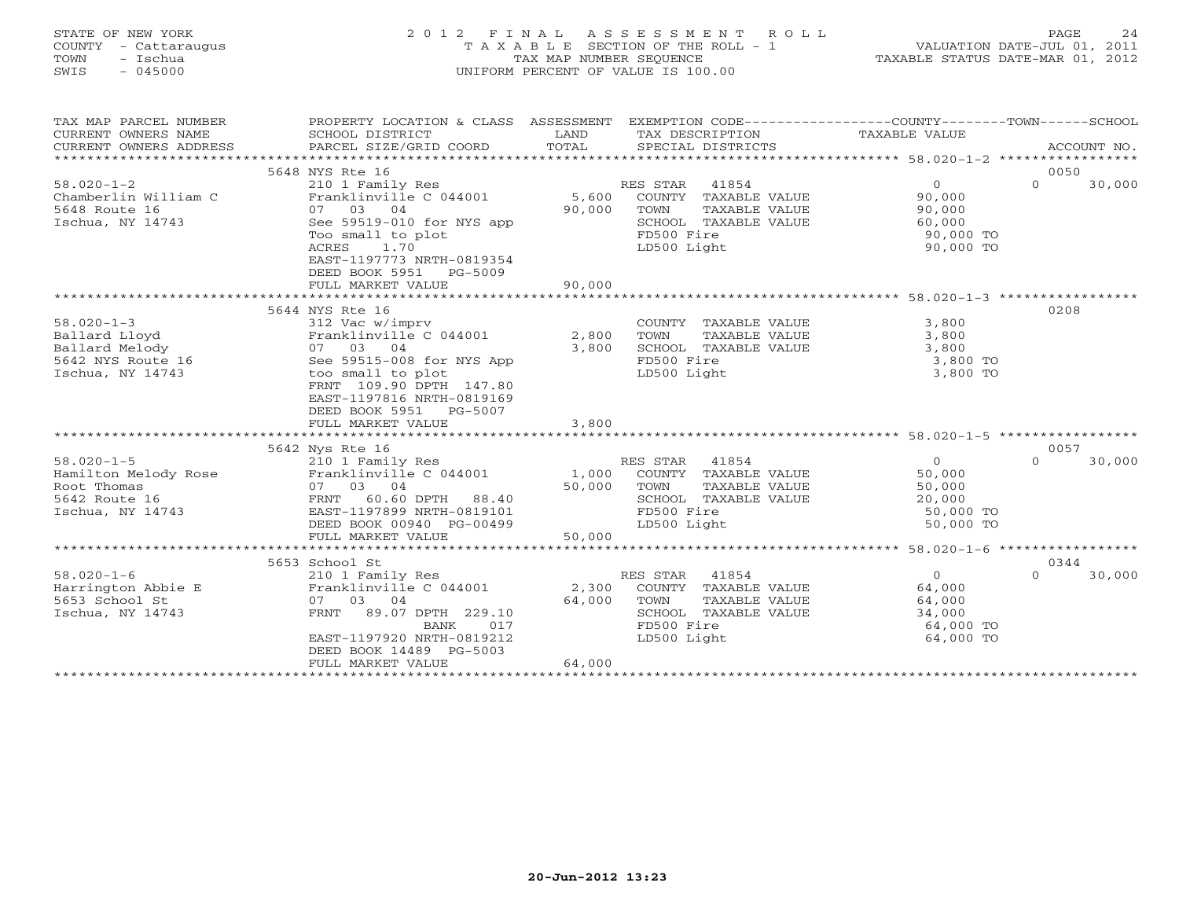STATE OF NEW YORK — 2012 FINAL ASSESSMENT ROLL
COUNTY - Cattaraugus — TAXABLE SECTION OF THE ROLL - 1 — VALUATION DATE-JUL 01, 2011
TOWN - Ischua — TAX MAP NUMBER SEQUENCE — TAXABLE STATUS DATE-MAR 01, 2012
SWIS - 045000 — UNIFORM PERCENT OF VALUE IS 100.00

| TAX MAP PARCEL NUMBER / CURRENT OWNERS NAME / CURRENT OWNERS ADDRESS | PROPERTY LOCATION & CLASS / SCHOOL DISTRICT / PARCEL SIZE/GRID COORD | ASSESSMENT LAND | TOTAL | EXEMPTION CODE / TAX DESCRIPTION / SPECIAL DISTRICTS | COUNTY TAXABLE VALUE | TOWN | SCHOOL | ACCOUNT NO. |
|---|---|---|---|---|---|---|---|---|
| 58.020-1-2 | 5648 NYS Rte 16 | | | | | | | 0050 |
| Chamberlin William C | 210 1 Family Res | | | RES STAR 41854 | 0 | 0 | 30,000 | |
| 5648 Route 16 | Franklinville C 044001 | 5,600 | | COUNTY TAXABLE VALUE | 90,000 | | | |
| Ischua, NY 14743 | 07 03 04 | | 90,000 | TOWN TAXABLE VALUE | | 90,000 | | |
| | See 59519-010 for NYS app | | | SCHOOL TAXABLE VALUE | | | 60,000 | |
| | Too small to plot | | | FD500 Fire | 90,000 TO | | | |
| | ACRES 1.70 | | | LD500 Light | 90,000 TO | | | |
| | EAST-1197773 NRTH-0819354 | | | | | | | |
| | DEED BOOK 5951 PG-5009 | | | | | | | |
| | FULL MARKET VALUE | | 90,000 | | | | | |
| 58.020-1-3 | 5644 NYS Rte 16 | | | | | | | 0208 |
| Ballard Lloyd | 312 Vac w/imprv | | | COUNTY TAXABLE VALUE | 3,800 | | | |
| Ballard Melody | Franklinville C 044001 | 2,800 | | TOWN TAXABLE VALUE | | 3,800 | | |
| 5642 NYS Route 16 | 07 03 04 | | 3,800 | SCHOOL TAXABLE VALUE | | | 3,800 | |
| Ischua, NY 14743 | See 59515-008 for NYS App | | | FD500 Fire | 3,800 TO | | | |
| | too small to plot | | | LD500 Light | 3,800 TO | | | |
| | FRNT 109.90 DPTH 147.80 | | | | | | | |
| | EAST-1197816 NRTH-0819169 | | | | | | | |
| | DEED BOOK 5951 PG-5007 | | | | | | | |
| | FULL MARKET VALUE | | 3,800 | | | | | |
| 58.020-1-5 | 5642 Nys Rte 16 | | | | | | | 0057 |
| Hamilton Melody Rose | 210 1 Family Res | | | RES STAR 41854 | 0 | 0 | 30,000 | |
| Root Thomas | Franklinville C 044001 | 1,000 | | COUNTY TAXABLE VALUE | 50,000 | | | |
| 5642 Route 16 | 07 03 04 | | 50,000 | TOWN TAXABLE VALUE | | 50,000 | | |
| Ischua, NY 14743 | FRNT 60.60 DPTH 88.40 | | | SCHOOL TAXABLE VALUE | | | 20,000 | |
| | EAST-1197899 NRTH-0819101 | | | FD500 Fire | 50,000 TO | | | |
| | DEED BOOK 00940 PG-00499 | | | LD500 Light | 50,000 TO | | | |
| | FULL MARKET VALUE | | 50,000 | | | | | |
| 58.020-1-6 | 5653 School St | | | | | | | 0344 |
| Harrington Abbie E | 210 1 Family Res | | | RES STAR 41854 | 0 | 0 | 30,000 | |
| 5653 School St | Franklinville C 044001 | 2,300 | | COUNTY TAXABLE VALUE | 64,000 | | | |
| Ischua, NY 14743 | 07 03 04 | | 64,000 | TOWN TAXABLE VALUE | | 64,000 | | |
| | FRNT 89.07 DPTH 229.10 | | | SCHOOL TAXABLE VALUE | | | 34,000 | |
| | BANK 017 | | | FD500 Fire | 64,000 TO | | | |
| | EAST-1197920 NRTH-0819212 | | | LD500 Light | 64,000 TO | | | |
| | DEED BOOK 14489 PG-5003 | | | | | | | |
| | FULL MARKET VALUE | | 64,000 | | | | | |

20-Jun-2012 13:23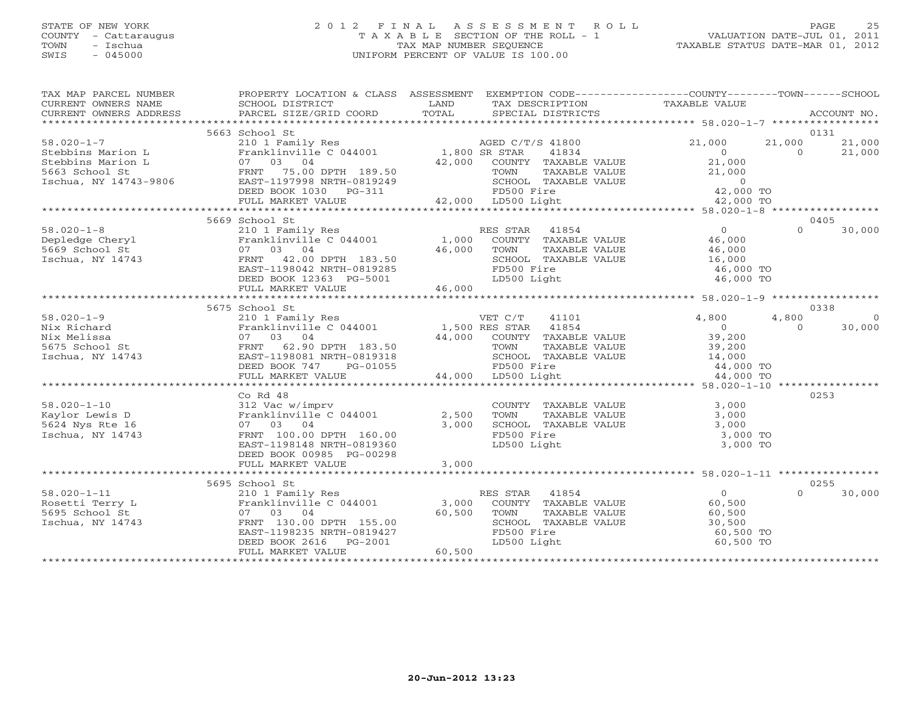STATE OF NEW YORK
COUNTY - Cattaraugus
TOWN - Ischua
SWIS - 045000

# 2012 FINAL ASSESSMENT ROLL
TAXABLE SECTION OF THE ROLL - 1
TAX MAP NUMBER SEQUENCE
UNIFORM PERCENT OF VALUE IS 100.00

VALUATION DATE-JUL 01, 2011
TAXABLE STATUS DATE-MAR 01, 2012

| TAX MAP PARCEL NUMBER / CURRENT OWNERS NAME / CURRENT OWNERS ADDRESS | PROPERTY LOCATION & CLASS / SCHOOL DISTRICT / PARCEL SIZE/GRID COORD | ASSESSMENT LAND | TOTAL | EXEMPTION CODE / TAX DESCRIPTION / SPECIAL DISTRICTS | COUNTY TAXABLE VALUE | TOWN | SCHOOL | ACCOUNT NO. |
|---|---|---|---|---|---|---|---|---|
| 58.020-1-7 | 5663 School St | | | | | | | 0131 |
| Stebbins Marion L | 210 1 Family Res | | | AGED C/T/S 41800 | 21,000 | 21,000 | 21,000 | |
| Stebbins Marion L | Franklinville C 044001 | 1,800 | | SR STAR 41834 | 0 | 0 | 21,000 | |
| 5663 School St | 07 03 04 | | 42,000 | COUNTY TAXABLE VALUE | 21,000 | | | |
| Ischua, NY 14743-9806 | FRNT 75.00 DPTH 189.50 | | | TOWN TAXABLE VALUE | 21,000 | | | |
| | EAST-1197998 NRTH-0819249 | | | SCHOOL TAXABLE VALUE | 0 | | | |
| | DEED BOOK 1030 PG-311 | | | FD500 Fire | 42,000 TO | | | |
| | FULL MARKET VALUE | | 42,000 | LD500 Light | 42,000 TO | | | |
| 58.020-1-8 | 5669 School St | | | | | | | 0405 |
| Depledge Cheryl | 210 1 Family Res | | | RES STAR 41854 | 0 | 0 | 30,000 | |
| 5669 School St | Franklinville C 044001 | 1,000 | | COUNTY TAXABLE VALUE | 46,000 | | | |
| Ischua, NY 14743 | 07 03 04 | | 46,000 | TOWN TAXABLE VALUE | 46,000 | | | |
| | FRNT 42.00 DPTH 183.50 | | | SCHOOL TAXABLE VALUE | 16,000 | | | |
| | EAST-1198042 NRTH-0819285 | | | FD500 Fire | 46,000 TO | | | |
| | DEED BOOK 12363 PG-5001 | | | LD500 Light | 46,000 TO | | | |
| | FULL MARKET VALUE | | 46,000 | | | | | |
| 58.020-1-9 | 5675 School St | | | | | | | 0338 |
| Nix Richard | 210 1 Family Res | | | VET C/T 41101 | 4,800 | 4,800 | 0 | |
| Nix Melissa | Franklinville C 044001 | 1,500 | | RES STAR 41854 | 0 | 0 | 30,000 | |
| 5675 School St | 07 03 04 | | 44,000 | COUNTY TAXABLE VALUE | 39,200 | | | |
| Ischua, NY 14743 | FRNT 62.90 DPTH 183.50 | | | TOWN TAXABLE VALUE | 39,200 | | | |
| | EAST-1198081 NRTH-0819318 | | | SCHOOL TAXABLE VALUE | 14,000 | | | |
| | DEED BOOK 747 PG-01055 | | | FD500 Fire | 44,000 TO | | | |
| | FULL MARKET VALUE | | 44,000 | LD500 Light | 44,000 TO | | | |
| 58.020-1-10 | Co Rd 48 | | | | | | | 0253 |
| Kaylor Lewis D | 312 Vac w/imprv | | | COUNTY TAXABLE VALUE | 3,000 | | | |
| 5624 Nys Rte 16 | Franklinville C 044001 | 2,500 | | TOWN TAXABLE VALUE | 3,000 | | | |
| Ischua, NY 14743 | 07 03 04 | | 3,000 | SCHOOL TAXABLE VALUE | 3,000 | | | |
| | FRNT 100.00 DPTH 160.00 | | | FD500 Fire | 3,000 TO | | | |
| | EAST-1198148 NRTH-0819360 | | | LD500 Light | 3,000 TO | | | |
| | DEED BOOK 00985 PG-00298 | | | | | | | |
| | FULL MARKET VALUE | | 3,000 | | | | | |
| 58.020-1-11 | 5695 School St | | | | | | | 0255 |
| Rosetti Terry L | 210 1 Family Res | | | RES STAR 41854 | 0 | 0 | 30,000 | |
| 5695 School St | Franklinville C 044001 | 3,000 | | COUNTY TAXABLE VALUE | 60,500 | | | |
| Ischua, NY 14743 | 07 03 04 | | 60,500 | TOWN TAXABLE VALUE | 60,500 | | | |
| | FRNT 130.00 DPTH 155.00 | | | SCHOOL TAXABLE VALUE | 30,500 | | | |
| | EAST-1198235 NRTH-0819427 | | | FD500 Fire | 60,500 TO | | | |
| | DEED BOOK 2616 PG-2001 | | | LD500 Light | 60,500 TO | | | |
| | FULL MARKET VALUE | | 60,500 | | | | | |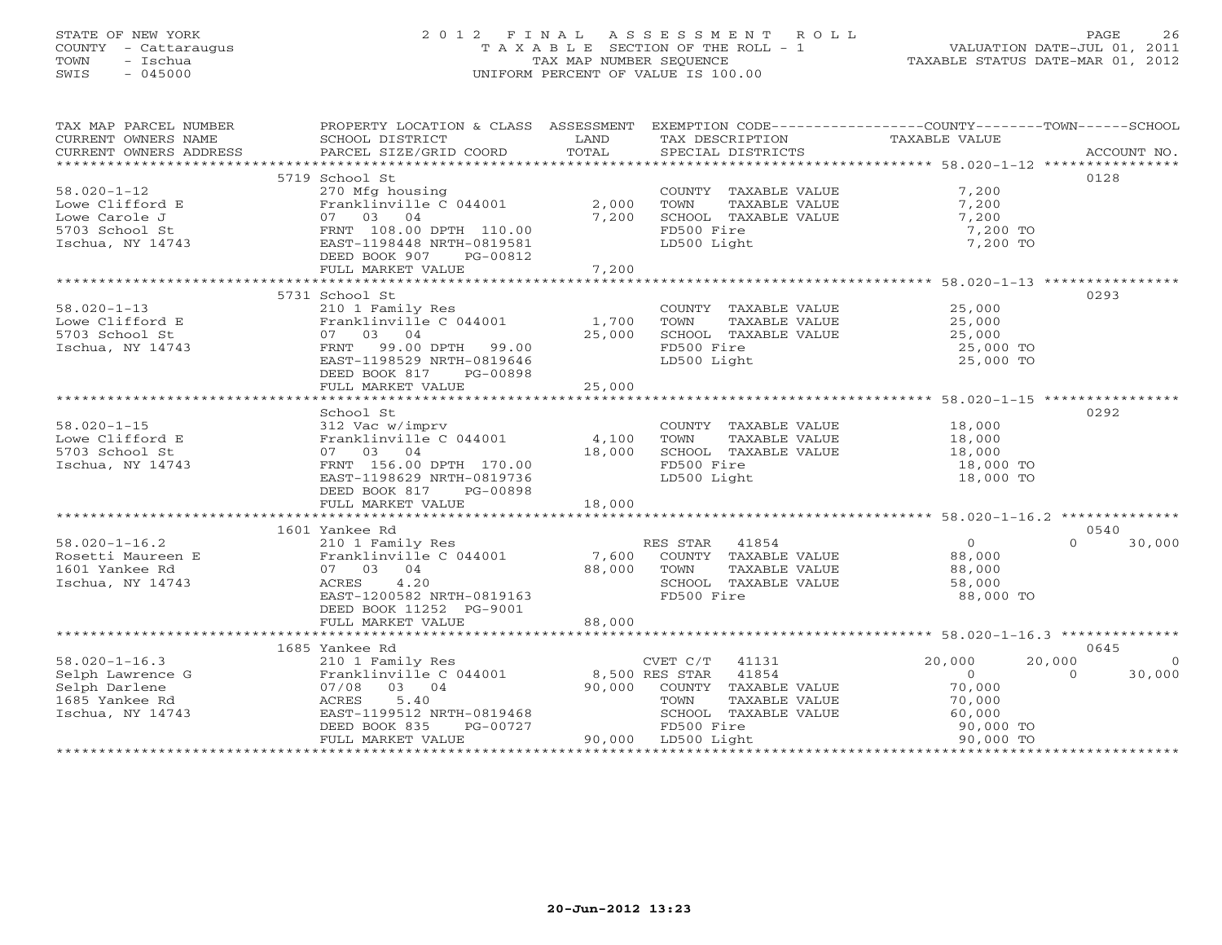STATE OF NEW YORK
COUNTY - Cattaraugus
TOWN - Ischua
SWIS - 045000

# 2012 FINAL ASSESSMENT ROLL

TAXABLE SECTION OF THE ROLL - 1
TAX MAP NUMBER SEQUENCE
UNIFORM PERCENT OF VALUE IS 100.00

VALUATION DATE-JUL 01, 2011
TAXABLE STATUS DATE-MAR 01, 2012

| TAX MAP PARCEL NUMBER / CURRENT OWNERS NAME / CURRENT OWNERS ADDRESS | PROPERTY LOCATION & CLASS / SCHOOL DISTRICT / PARCEL SIZE/GRID COORD | ASSESSMENT LAND / TOTAL | EXEMPTION CODE / TAX DESCRIPTION / SPECIAL DISTRICTS | COUNTY TAXABLE VALUE | TOWN | SCHOOL | ACCOUNT NO. |
|---|---|---|---|---|---|---|---|
| | 5719 School St | | | | | | 0128 |
| 58.020-1-12 | 270 Mfg housing | | COUNTY TAXABLE VALUE | 7,200 | | | |
| Lowe Clifford E | Franklinville C 044001 | 2,000 | TOWN TAXABLE VALUE | 7,200 | | | |
| Lowe Carole J | 07 03 04 | 7,200 | SCHOOL TAXABLE VALUE | 7,200 | | | |
| 5703 School St | FRNT 108.00 DPTH 110.00 | | FD500 Fire | 7,200 TO | | | |
| Ischua, NY 14743 | EAST-1198448 NRTH-0819581 | | LD500 Light | 7,200 TO | | | |
| | DEED BOOK 907 PG-00812 | | | | | | |
| | FULL MARKET VALUE | 7,200 | | | | | |
| | 5731 School St | | | | | | 0293 |
| 58.020-1-13 | 210 1 Family Res | | COUNTY TAXABLE VALUE | 25,000 | | | |
| Lowe Clifford E | Franklinville C 044001 | 1,700 | TOWN TAXABLE VALUE | 25,000 | | | |
| 5703 School St | 07 03 04 | 25,000 | SCHOOL TAXABLE VALUE | 25,000 | | | |
| Ischua, NY 14743 | FRNT 99.00 DPTH 99.00 | | FD500 Fire | 25,000 TO | | | |
| | EAST-1198529 NRTH-0819646 | | LD500 Light | 25,000 TO | | | |
| | DEED BOOK 817 PG-00898 | | | | | | |
| | FULL MARKET VALUE | 25,000 | | | | | |
| | School St | | | | | | 0292 |
| 58.020-1-15 | 312 Vac w/imprv | | COUNTY TAXABLE VALUE | 18,000 | | | |
| Lowe Clifford E | Franklinville C 044001 | 4,100 | TOWN TAXABLE VALUE | 18,000 | | | |
| 5703 School St | 07 03 04 | 18,000 | SCHOOL TAXABLE VALUE | 18,000 | | | |
| Ischua, NY 14743 | FRNT 156.00 DPTH 170.00 | | FD500 Fire | 18,000 TO | | | |
| | EAST-1198629 NRTH-0819736 | | LD500 Light | 18,000 TO | | | |
| | DEED BOOK 817 PG-00898 | | | | | | |
| | FULL MARKET VALUE | 18,000 | | | | | |
| | 1601 Yankee Rd | | | | | | 0540 |
| 58.020-1-16.2 | 210 1 Family Res | | RES STAR 41854 | 0 | 0 | 30,000 | |
| Rosetti Maureen E | Franklinville C 044001 | 7,600 | COUNTY TAXABLE VALUE | 88,000 | | | |
| 1601 Yankee Rd | 07 03 04 | 88,000 | TOWN TAXABLE VALUE | 88,000 | | | |
| Ischua, NY 14743 | ACRES 4.20 | | SCHOOL TAXABLE VALUE | 58,000 | | | |
| | EAST-1200582 NRTH-0819163 | | FD500 Fire | 88,000 TO | | | |
| | DEED BOOK 11252 PG-9001 | | | | | | |
| | FULL MARKET VALUE | 88,000 | | | | | |
| | 1685 Yankee Rd | | | | | | 0645 |
| 58.020-1-16.3 | 210 1 Family Res | | CVET C/T 41131 | 20,000 | 20,000 | 0 | |
| Selph Lawrence G | Franklinville C 044001 | 8,500 | RES STAR 41854 | 0 | 0 | 30,000 | |
| Selph Darlene | 07/08 03 04 | 90,000 | COUNTY TAXABLE VALUE | 70,000 | | | |
| 1685 Yankee Rd | ACRES 5.40 | | TOWN TAXABLE VALUE | 70,000 | | | |
| Ischua, NY 14743 | EAST-1199512 NRTH-0819468 | | SCHOOL TAXABLE VALUE | 60,000 | | | |
| | DEED BOOK 835 PG-00727 | | FD500 Fire | 90,000 TO | | | |
| | FULL MARKET VALUE | 90,000 | LD500 Light | 90,000 TO | | | |

20-Jun-2012 13:23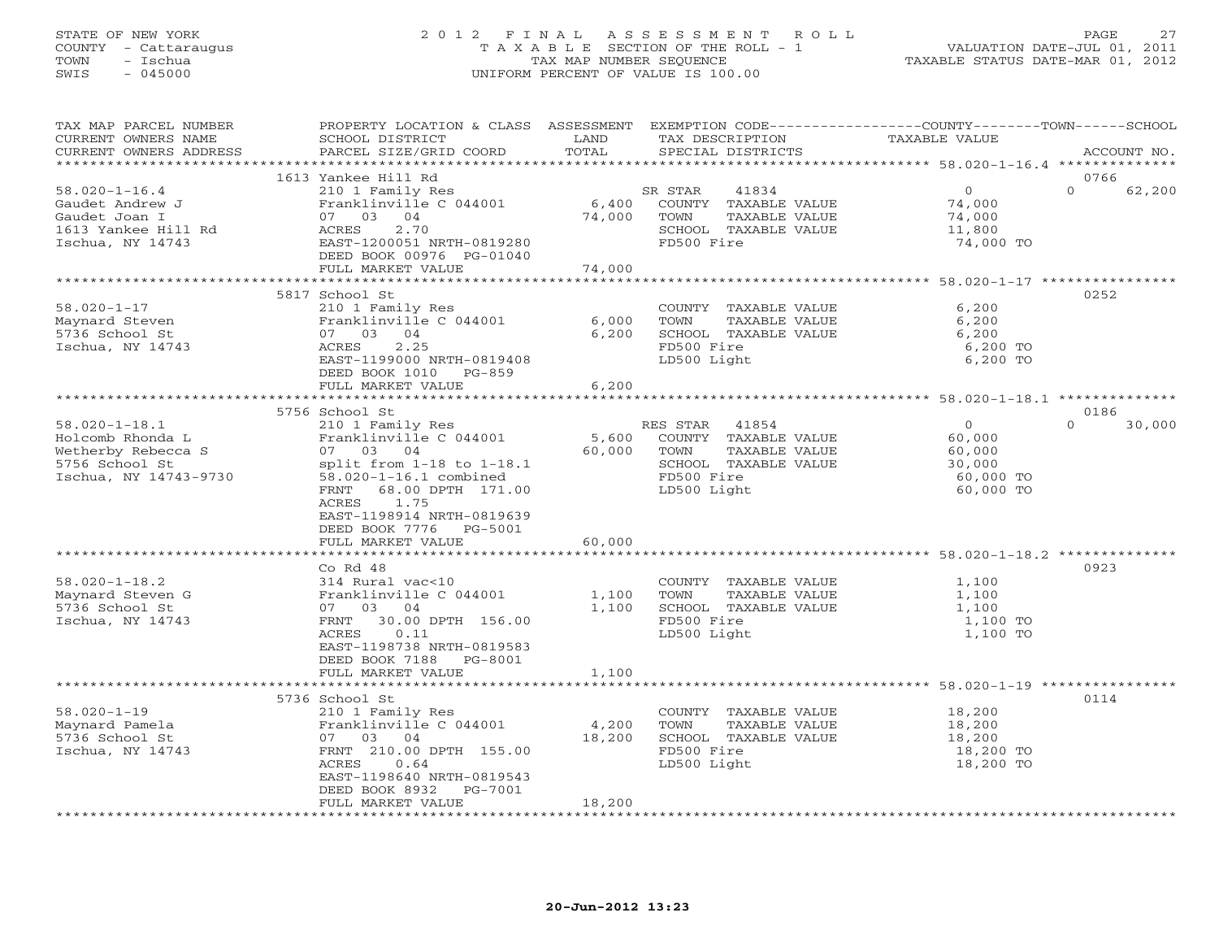STATE OF NEW YORK
COUNTY - Cattaraugus
TOWN - Ischua
SWIS - 045000

# 2012 FINAL ASSESSMENT ROLL
TAXABLE SECTION OF THE ROLL - 1
TAX MAP NUMBER SEQUENCE
UNIFORM PERCENT OF VALUE IS 100.00

VALUATION DATE-JUL 01, 2011
TAXABLE STATUS DATE-MAR 01, 2012

| TAX MAP PARCEL NUMBER / CURRENT OWNERS NAME / CURRENT OWNERS ADDRESS | PROPERTY LOCATION & CLASS / SCHOOL DISTRICT / PARCEL SIZE/GRID COORD | ASSESSMENT LAND | TOTAL | EXEMPTION CODE / TAX DESCRIPTION / SPECIAL DISTRICTS | COUNTY / TOWN / SCHOOL TAXABLE VALUE | ACCOUNT NO. |
|---|---|---|---|---|---|---|
| 58.020-1-16.4 | 1613 Yankee Hill Rd | | | | | 0766 |
| 58.020-1-16.4 | 210 1 Family Res | | | SR STAR 41834 | 0 / 0 | 62,200 |
| Gaudet Andrew J | Franklinville C 044001 | 6,400 | | COUNTY TAXABLE VALUE | 74,000 | |
| Gaudet Joan I | 07 03 04 | | 74,000 | TOWN TAXABLE VALUE | 74,000 | |
| 1613 Yankee Hill Rd | ACRES 2.70 | | | SCHOOL TAXABLE VALUE | 11,800 | |
| Ischua, NY 14743 | EAST-1200051 NRTH-0819280 | | | FD500 Fire | 74,000 TO | |
| | DEED BOOK 00976 PG-01040 | | | | | |
| | FULL MARKET VALUE | | 74,000 | | | |
| 58.020-1-17 | 5817 School St | | | | | 0252 |
| 58.020-1-17 | 210 1 Family Res | | | COUNTY TAXABLE VALUE | 6,200 | |
| Maynard Steven | Franklinville C 044001 | 6,000 | | TOWN TAXABLE VALUE | 6,200 | |
| 5736 School St | 07 03 04 | | 6,200 | SCHOOL TAXABLE VALUE | 6,200 | |
| Ischua, NY 14743 | ACRES 2.25 | | | FD500 Fire | 6,200 TO | |
| | EAST-1199000 NRTH-0819408 | | | LD500 Light | 6,200 TO | |
| | DEED BOOK 1010 PG-859 | | | | | |
| | FULL MARKET VALUE | | 6,200 | | | |
| 58.020-1-18.1 | 5756 School St | | | | | 0186 |
| 58.020-1-18.1 | 210 1 Family Res | | | RES STAR 41854 | 0 / 0 | 30,000 |
| Holcomb Rhonda L | Franklinville C 044001 | 5,600 | | COUNTY TAXABLE VALUE | 60,000 | |
| Wetherby Rebecca S | 07 03 04 | | 60,000 | TOWN TAXABLE VALUE | 60,000 | |
| 5756 School St | split from 1-18 to 1-18.1 | | | SCHOOL TAXABLE VALUE | 30,000 | |
| Ischua, NY 14743-9730 | 58.020-1-16.1 combined | | | FD500 Fire | 60,000 TO | |
| | FRNT 68.00 DPTH 171.00 | | | LD500 Light | 60,000 TO | |
| | ACRES 1.75 | | | | | |
| | EAST-1198914 NRTH-0819639 | | | | | |
| | DEED BOOK 7776 PG-5001 | | | | | |
| | FULL MARKET VALUE | | 60,000 | | | |
| 58.020-1-18.2 | Co Rd 48 | | | | | 0923 |
| 58.020-1-18.2 | 314 Rural vac<10 | | | COUNTY TAXABLE VALUE | 1,100 | |
| Maynard Steven G | Franklinville C 044001 | 1,100 | | TOWN TAXABLE VALUE | 1,100 | |
| 5736 School St | 07 03 04 | | 1,100 | SCHOOL TAXABLE VALUE | 1,100 | |
| Ischua, NY 14743 | FRNT 30.00 DPTH 156.00 | | | FD500 Fire | 1,100 TO | |
| | ACRES 0.11 | | | LD500 Light | 1,100 TO | |
| | EAST-1198738 NRTH-0819583 | | | | | |
| | DEED BOOK 7188 PG-8001 | | | | | |
| | FULL MARKET VALUE | | 1,100 | | | |
| 58.020-1-19 | 5736 School St | | | | | 0114 |
| 58.020-1-19 | 210 1 Family Res | | | COUNTY TAXABLE VALUE | 18,200 | |
| Maynard Pamela | Franklinville C 044001 | 4,200 | | TOWN TAXABLE VALUE | 18,200 | |
| 5736 School St | 07 03 04 | | 18,200 | SCHOOL TAXABLE VALUE | 18,200 | |
| Ischua, NY 14743 | FRNT 210.00 DPTH 155.00 | | | FD500 Fire | 18,200 TO | |
| | ACRES 0.64 | | | LD500 Light | 18,200 TO | |
| | EAST-1198640 NRTH-0819543 | | | | | |
| | DEED BOOK 8932 PG-7001 | | | | | |
| | FULL MARKET VALUE | | 18,200 | | | |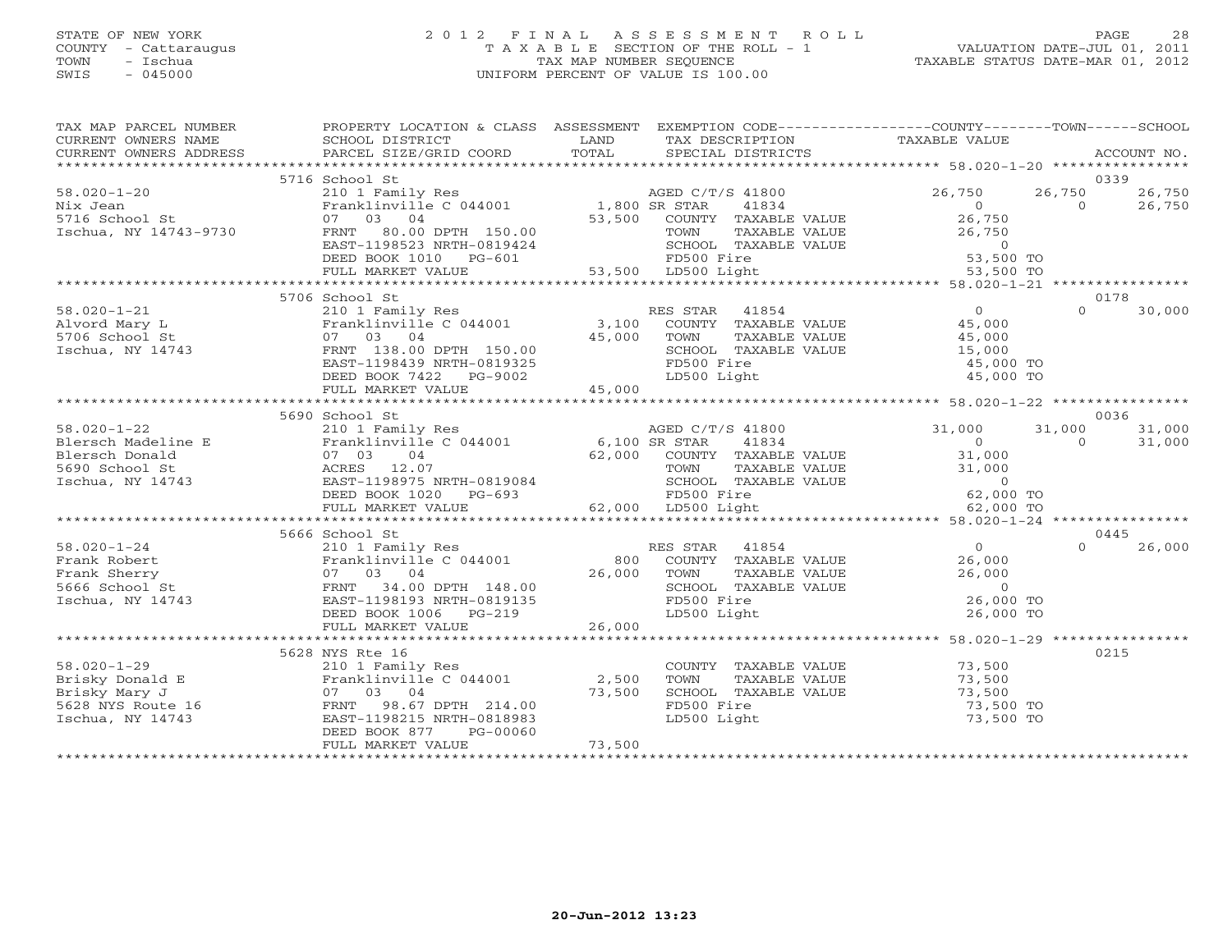STATE OF NEW YORK
COUNTY - Cattaraugus
TOWN - Ischua
SWIS - 045000

# 2012 FINAL ASSESSMENT ROLL
TAXABLE SECTION OF THE ROLL - 1
TAX MAP NUMBER SEQUENCE
UNIFORM PERCENT OF VALUE IS 100.00

VALUATION DATE-JUL 01, 2011
TAXABLE STATUS DATE-MAR 01, 2012

| TAX MAP PARCEL NUMBER / CURRENT OWNERS NAME / CURRENT OWNERS ADDRESS | PROPERTY LOCATION & CLASS / SCHOOL DISTRICT / PARCEL SIZE/GRID COORD | ASSESSMENT LAND | TOTAL | EXEMPTION CODE / TAX DESCRIPTION / SPECIAL DISTRICTS | COUNTY TAXABLE VALUE | TOWN | SCHOOL | ACCOUNT NO. |
|---|---|---|---|---|---|---|---|---|
| | 5716 School St | | | | | | | 0339 |
| 58.020-1-20 | 210 1 Family Res | | | AGED C/T/S 41800 | 26,750 | 26,750 | 26,750 | |
| Nix Jean | Franklinville C 044001 | 1,800 | | SR STAR 41834 | 0 | 0 | 26,750 | |
| 5716 School St | 07 03 04 | | 53,500 | COUNTY TAXABLE VALUE | 26,750 | | | |
| Ischua, NY 14743-9730 | FRNT 80.00 DPTH 150.00 | | | TOWN TAXABLE VALUE | 26,750 | | | |
| | EAST-1198523 NRTH-0819424 | | | SCHOOL TAXABLE VALUE | 0 | | | |
| | DEED BOOK 1010 PG-601 | | | FD500 Fire | 53,500 TO | | | |
| | FULL MARKET VALUE | | 53,500 | LD500 Light | 53,500 TO | | | |
| | 5706 School St | | | | | | | 0178 |
| 58.020-1-21 | 210 1 Family Res | | | RES STAR 41854 | 0 | 0 | 30,000 | |
| Alvord Mary L | Franklinville C 044001 | 3,100 | | COUNTY TAXABLE VALUE | 45,000 | | | |
| 5706 School St | 07 03 04 | | 45,000 | TOWN TAXABLE VALUE | 45,000 | | | |
| Ischua, NY 14743 | FRNT 138.00 DPTH 150.00 | | | SCHOOL TAXABLE VALUE | 15,000 | | | |
| | EAST-1198439 NRTH-0819325 | | | FD500 Fire | 45,000 TO | | | |
| | DEED BOOK 7422 PG-9002 | | | LD500 Light | 45,000 TO | | | |
| | FULL MARKET VALUE | | 45,000 | | | | | |
| | 5690 School St | | | | | | | 0036 |
| 58.020-1-22 | 210 1 Family Res | | | AGED C/T/S 41800 | 31,000 | 31,000 | 31,000 | |
| Blersch Madeline E | Franklinville C 044001 | 6,100 | | SR STAR 41834 | 0 | 0 | 31,000 | |
| Blersch Donald | 07 03 04 | | 62,000 | COUNTY TAXABLE VALUE | 31,000 | | | |
| 5690 School St | ACRES 12.07 | | | TOWN TAXABLE VALUE | 31,000 | | | |
| Ischua, NY 14743 | EAST-1198975 NRTH-0819084 | | | SCHOOL TAXABLE VALUE | 0 | | | |
| | DEED BOOK 1020 PG-693 | | | FD500 Fire | 62,000 TO | | | |
| | FULL MARKET VALUE | | 62,000 | LD500 Light | 62,000 TO | | | |
| | 5666 School St | | | | | | | 0445 |
| 58.020-1-24 | 210 1 Family Res | | | RES STAR 41854 | 0 | 0 | 26,000 | |
| Frank Robert | Franklinville C 044001 | 800 | | COUNTY TAXABLE VALUE | 26,000 | | | |
| Frank Sherry | 07 03 04 | | 26,000 | TOWN TAXABLE VALUE | 26,000 | | | |
| 5666 School St | FRNT 34.00 DPTH 148.00 | | | SCHOOL TAXABLE VALUE | 0 | | | |
| Ischua, NY 14743 | EAST-1198193 NRTH-0819135 | | | FD500 Fire | 26,000 TO | | | |
| | DEED BOOK 1006 PG-219 | | | LD500 Light | 26,000 TO | | | |
| | FULL MARKET VALUE | | 26,000 | | | | | |
| | 5628 NYS Rte 16 | | | | | | | 0215 |
| 58.020-1-29 | 210 1 Family Res | | | COUNTY TAXABLE VALUE | 73,500 | | | |
| Brisky Donald E | Franklinville C 044001 | 2,500 | | TOWN TAXABLE VALUE | 73,500 | | | |
| Brisky Mary J | 07 03 04 | | 73,500 | SCHOOL TAXABLE VALUE | 73,500 | | | |
| 5628 NYS Route 16 | FRNT 98.67 DPTH 214.00 | | | FD500 Fire | 73,500 TO | | | |
| Ischua, NY 14743 | EAST-1198215 NRTH-0818983 | | | LD500 Light | 73,500 TO | | | |
| | DEED BOOK 877 PG-00060 | | | | | | | |
| | FULL MARKET VALUE | | 73,500 | | | | | |

20-Jun-2012 13:23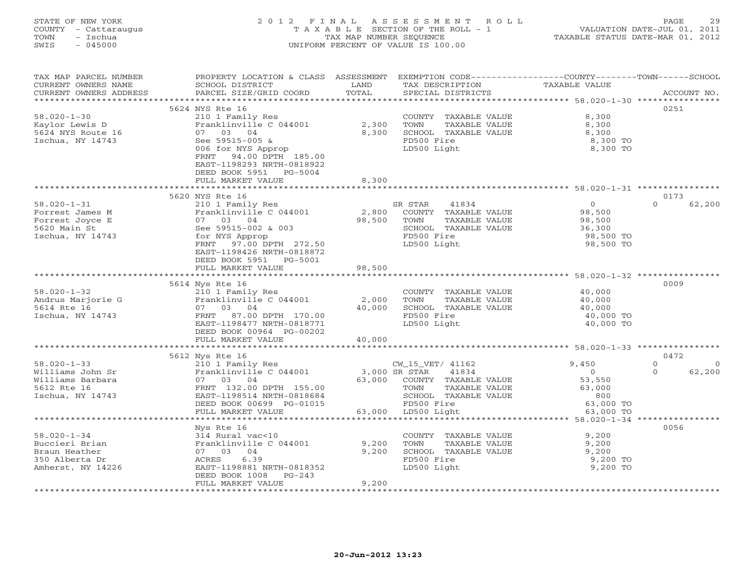STATE OF NEW YORK
COUNTY - Cattaraugus
TOWN - Ischua
SWIS - 045000

# 2012 FINAL ASSESSMENT ROLL
TAXABLE SECTION OF THE ROLL - 1
TAX MAP NUMBER SEQUENCE
UNIFORM PERCENT OF VALUE IS 100.00

VALUATION DATE-JUL 01, 2011
TAXABLE STATUS DATE-MAR 01, 2012

| TAX MAP PARCEL NUMBER / CURRENT OWNERS NAME / CURRENT OWNERS ADDRESS | PROPERTY LOCATION & CLASS / SCHOOL DISTRICT / PARCEL SIZE/GRID COORD | ASSESSMENT LAND | TOTAL | EXEMPTION CODE / TAX DESCRIPTION / SPECIAL DISTRICTS | COUNTY TAXABLE VALUE | TOWN | SCHOOL | ACCOUNT NO. |
|---|---|---|---|---|---|---|---|---|
| **58.020-1-30** | 5624 NYS Rte 16 | | | | | | | 0251 |
| Kaylor Lewis D | 210 1 Family Res | | | COUNTY TAXABLE VALUE | 8,300 | | | |
| 5624 NYS Route 16 | Franklinville C 044001 | 2,300 | | TOWN TAXABLE VALUE | 8,300 | | | |
| Ischua, NY 14743 | 07 03 04 | | 8,300 | SCHOOL TAXABLE VALUE | 8,300 | | | |
| | See 59515-005 & | | | FD500 Fire | 8,300 TO | | | |
| | 006 for NYS Approp | | | LD500 Light | 8,300 TO | | | |
| | FRNT 94.00 DPTH 185.00 | | | | | | | |
| | EAST-1198293 NRTH-0818922 | | | | | | | |
| | DEED BOOK 5951 PG-5004 | | | | | | | |
| | FULL MARKET VALUE | | 8,300 | | | | | |
| **58.020-1-31** | 5620 NYS Rte 16 | | | | | | | 0173 |
| Forrest James M | 210 1 Family Res | | | SR STAR 41834 | 0 | 0 | 62,200 | |
| Forrest Joyce E | Franklinville C 044001 | 2,800 | | COUNTY TAXABLE VALUE | 98,500 | | | |
| 5620 Main St | 07 03 04 | | 98,500 | TOWN TAXABLE VALUE | 98,500 | | | |
| Ischua, NY 14743 | See 59515-002 & 003 | | | SCHOOL TAXABLE VALUE | 36,300 | | | |
| | for NYS Approp | | | FD500 Fire | 98,500 TO | | | |
| | FRNT 97.00 DPTH 272.50 | | | LD500 Light | 98,500 TO | | | |
| | EAST-1198426 NRTH-0818872 | | | | | | | |
| | DEED BOOK 5951 PG-5001 | | | | | | | |
| | FULL MARKET VALUE | | 98,500 | | | | | |
| **58.020-1-32** | 5614 Nys Rte 16 | | | | | | | 0009 |
| Andrus Marjorie G | 210 1 Family Res | | | COUNTY TAXABLE VALUE | 40,000 | | | |
| 5614 Rte 16 | Franklinville C 044001 | 2,000 | | TOWN TAXABLE VALUE | 40,000 | | | |
| Ischua, NY 14743 | 07 03 04 | | 40,000 | SCHOOL TAXABLE VALUE | 40,000 | | | |
| | FRNT 87.00 DPTH 170.00 | | | FD500 Fire | 40,000 TO | | | |
| | EAST-1198477 NRTH-0818771 | | | LD500 Light | 40,000 TO | | | |
| | DEED BOOK 00964 PG-00202 | | | | | | | |
| | FULL MARKET VALUE | | 40,000 | | | | | |
| **58.020-1-33** | 5612 Nys Rte 16 | | | | | | | 0472 |
| Williams John Sr | 210 1 Family Res | | | CW_15_VET/ 41162 | 9,450 | 0 | 0 | |
| Williams Barbara | Franklinville C 044001 | 3,000 | | SR STAR 41834 | 0 | 0 | 62,200 | |
| 5612 Rte 16 | 07 03 04 | | 63,000 | COUNTY TAXABLE VALUE | 53,550 | | | |
| Ischua, NY 14743 | FRNT 132.00 DPTH 155.00 | | | TOWN TAXABLE VALUE | 63,000 | | | |
| | EAST-1198514 NRTH-0818684 | | | SCHOOL TAXABLE VALUE | 800 | | | |
| | DEED BOOK 00699 PG-01015 | | | FD500 Fire | 63,000 TO | | | |
| | FULL MARKET VALUE | | 63,000 | LD500 Light | 63,000 TO | | | |
| **58.020-1-34** | Nys Rte 16 | | | | | | | 0056 |
| Buccieri Brian | 314 Rural vac<10 | | | COUNTY TAXABLE VALUE | 9,200 | | | |
| Braun Heather | Franklinville C 044001 | 9,200 | | TOWN TAXABLE VALUE | 9,200 | | | |
| 350 Alberta Dr | 07 03 04 | | 9,200 | SCHOOL TAXABLE VALUE | 9,200 | | | |
| Amherst, NY 14226 | ACRES 6.39 | | | FD500 Fire | 9,200 TO | | | |
| | EAST-1198881 NRTH-0818352 | | | LD500 Light | 9,200 TO | | | |
| | DEED BOOK 1008 PG-243 | | | | | | | |
| | FULL MARKET VALUE | | 9,200 | | | | | |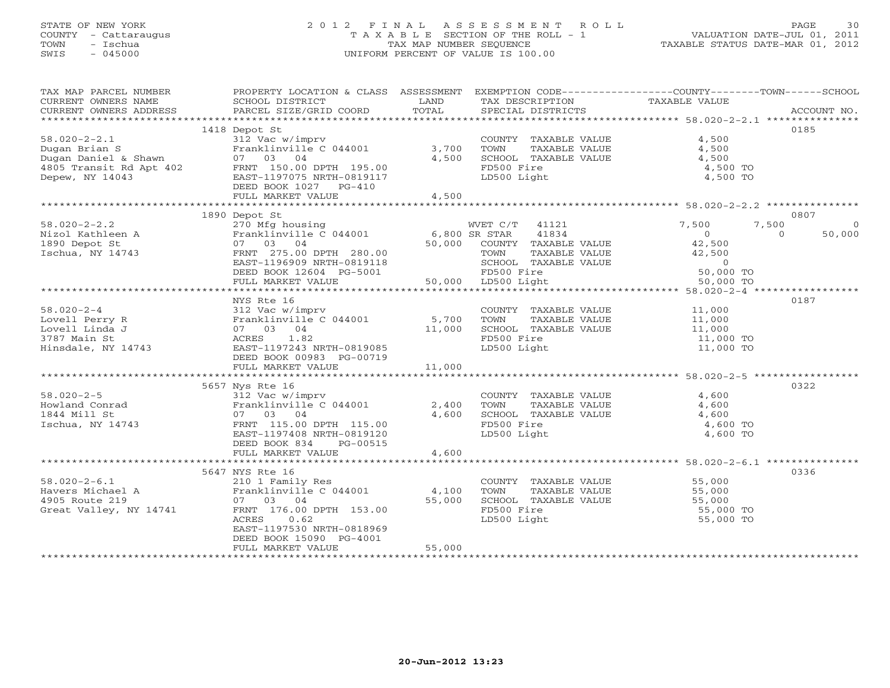STATE OF NEW YORK
COUNTY - Cattaraugus
TOWN - Ischua
SWIS - 045000

2012 FINAL ASSESSMENT ROLL
TAXABLE SECTION OF THE ROLL - 1
TAX MAP NUMBER SEQUENCE
UNIFORM PERCENT OF VALUE IS 100.00

VALUATION DATE-JUL 01, 2011
TAXABLE STATUS DATE-MAR 01, 2012

| TAX MAP PARCEL NUMBER / CURRENT OWNERS NAME / CURRENT OWNERS ADDRESS | PROPERTY LOCATION & CLASS / SCHOOL DISTRICT / PARCEL SIZE/GRID COORD | ASSESSMENT LAND / TOTAL | EXEMPTION CODE / TAX DESCRIPTION / SPECIAL DISTRICTS | COUNTY | TOWN | SCHOOL | ACCOUNT NO. |
|---|---|---|---|---|---|---|---|
| 58.020-2-2.1 | 1418 Depot St | | | | | | 0185 |
| Dugan Brian S | 312 Vac w/imprv | | COUNTY TAXABLE VALUE | 4,500 | | | |
| Dugan Daniel & Shawn | Franklinville C 044001 | 3,700 | TOWN TAXABLE VALUE | | 4,500 | | |
| 4805 Transit Rd Apt 402 | 07 03 04 | 4,500 | SCHOOL TAXABLE VALUE | | | 4,500 | |
| Depew, NY 14043 | FRNT 150.00 DPTH 195.00 | | FD500 Fire | 4,500 TO | | | |
| | EAST-1197075 NRTH-0819117 | | LD500 Light | 4,500 TO | | | |
| | DEED BOOK 1027 PG-410 | | | | | | |
| | FULL MARKET VALUE | 4,500 | | | | | |
| 58.020-2-2.2 | 1890 Depot St | | | | | | 0807 |
| Nizol Kathleen A | 270 Mfg housing | | WVET C/T 41121 | 7,500 | 7,500 | 0 | |
| 1890 Depot St | Franklinville C 044001 | 6,800 | SR STAR 41834 | 0 | 0 | 50,000 | |
| Ischua, NY 14743 | 07 03 04 | 50,000 | COUNTY TAXABLE VALUE | 42,500 | | | |
| | FRNT 275.00 DPTH 280.00 | | TOWN TAXABLE VALUE | | 42,500 | | |
| | EAST-1196909 NRTH-0819118 | | SCHOOL TAXABLE VALUE | | | 0 | |
| | DEED BOOK 12604 PG-5001 | | FD500 Fire | 50,000 TO | | | |
| | FULL MARKET VALUE | 50,000 | LD500 Light | 50,000 TO | | | |
| 58.020-2-4 | NYS Rte 16 | | | | | | 0187 |
| Lovell Perry R | 312 Vac w/imprv | | COUNTY TAXABLE VALUE | 11,000 | | | |
| Lovell Linda J | Franklinville C 044001 | 5,700 | TOWN TAXABLE VALUE | | 11,000 | | |
| 3787 Main St | 07 03 04 | 11,000 | SCHOOL TAXABLE VALUE | | | 11,000 | |
| Hinsdale, NY 14743 | ACRES 1.82 | | FD500 Fire | 11,000 TO | | | |
| | EAST-1197243 NRTH-0819085 | | LD500 Light | 11,000 TO | | | |
| | DEED BOOK 00983 PG-00719 | | | | | | |
| | FULL MARKET VALUE | 11,000 | | | | | |
| 58.020-2-5 | 5657 Nys Rte 16 | | | | | | 0322 |
| Howland Conrad | 312 Vac w/imprv | | COUNTY TAXABLE VALUE | 4,600 | | | |
| 1844 Mill St | Franklinville C 044001 | 2,400 | TOWN TAXABLE VALUE | | 4,600 | | |
| Ischua, NY 14743 | 07 03 04 | 4,600 | SCHOOL TAXABLE VALUE | | | 4,600 | |
| | FRNT 115.00 DPTH 115.00 | | FD500 Fire | 4,600 TO | | | |
| | EAST-1197408 NRTH-0819120 | | LD500 Light | 4,600 TO | | | |
| | DEED BOOK 834 PG-00515 | | | | | | |
| | FULL MARKET VALUE | 4,600 | | | | | |
| 58.020-2-6.1 | 5647 NYS Rte 16 | | | | | | 0336 |
| Havers Michael A | 210 1 Family Res | | COUNTY TAXABLE VALUE | 55,000 | | | |
| 4905 Route 219 | Franklinville C 044001 | 4,100 | TOWN TAXABLE VALUE | | 55,000 | | |
| Great Valley, NY 14741 | 07 03 04 | 55,000 | SCHOOL TAXABLE VALUE | | | 55,000 | |
| | FRNT 176.00 DPTH 153.00 | | FD500 Fire | 55,000 TO | | | |
| | ACRES 0.62 | | LD500 Light | 55,000 TO | | | |
| | EAST-1197530 NRTH-0818969 | | | | | | |
| | DEED BOOK 15090 PG-4001 | | | | | | |
| | FULL MARKET VALUE | 55,000 | | | | | |

20-Jun-2012 13:23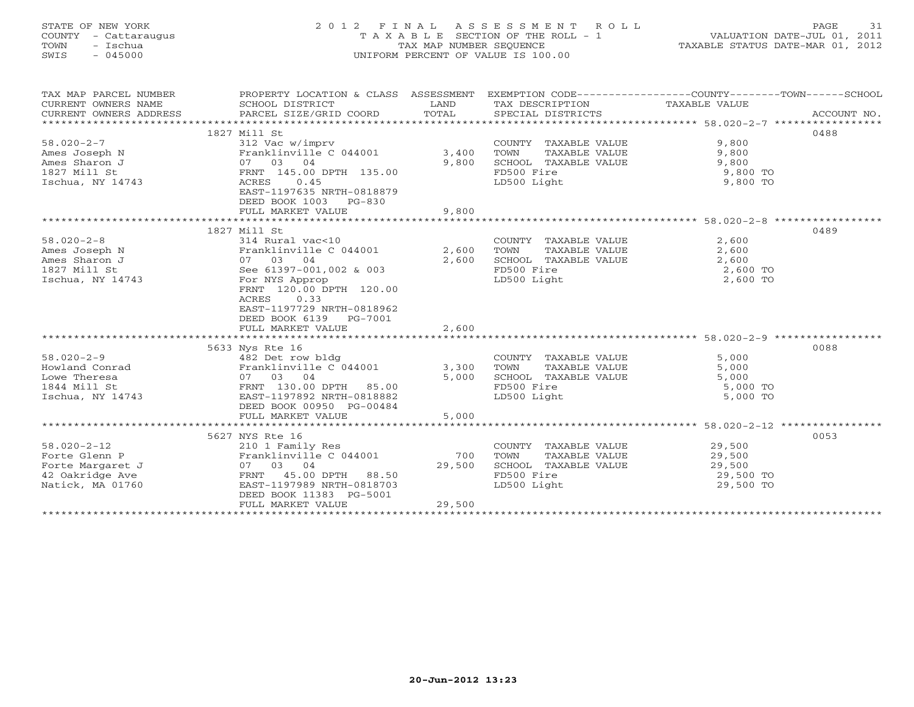STATE OF NEW YORK
COUNTY - Cattaraugus
TOWN - Ischua
SWIS - 045000

# 2012 FINAL ASSESSMENT ROLL

TAXABLE SECTION OF THE ROLL - 1
TAX MAP NUMBER SEQUENCE
UNIFORM PERCENT OF VALUE IS 100.00

VALUATION DATE-JUL 01, 2011
TAXABLE STATUS DATE-MAR 01, 2012

| TAX MAP PARCEL NUMBER / CURRENT OWNERS NAME / CURRENT OWNERS ADDRESS | PROPERTY LOCATION & CLASS / SCHOOL DISTRICT / PARCEL SIZE/GRID COORD | ASSESSMENT LAND | TOTAL | EXEMPTION CODE / TAX DESCRIPTION / SPECIAL DISTRICTS | COUNTY--------TOWN------SCHOOL TAXABLE VALUE | ACCOUNT NO. |
|---|---|---|---|---|---|---|
| 58.020-2-7 | 1827 Mill St | | | | | 0488 |
| 58.020-2-7 | 312 Vac w/imprv | | | COUNTY TAXABLE VALUE | 9,800 | |
| Ames Joseph N | Franklinville C 044001 | 3,400 | | TOWN TAXABLE VALUE | 9,800 | |
| Ames Sharon J | 07 03 04 | | 9,800 | SCHOOL TAXABLE VALUE | 9,800 | |
| 1827 Mill St | FRNT 145.00 DPTH 135.00 | | | FD500 Fire | 9,800 TO | |
| Ischua, NY 14743 | ACRES 0.45 | | | LD500 Light | 9,800 TO | |
| | EAST-1197635 NRTH-0818879 | | | | | |
| | DEED BOOK 1003 PG-830 | | | | | |
| | FULL MARKET VALUE | | 9,800 | | | |
| 58.020-2-8 | 1827 Mill St | | | | | 0489 |
| 58.020-2-8 | 314 Rural vac<10 | | | COUNTY TAXABLE VALUE | 2,600 | |
| Ames Joseph N | Franklinville C 044001 | 2,600 | | TOWN TAXABLE VALUE | 2,600 | |
| Ames Sharon J | 07 03 04 | | 2,600 | SCHOOL TAXABLE VALUE | 2,600 | |
| 1827 Mill St | See 61397-001,002 & 003 | | | FD500 Fire | 2,600 TO | |
| Ischua, NY 14743 | For NYS Approp | | | LD500 Light | 2,600 TO | |
| | FRNT 120.00 DPTH 120.00 | | | | | |
| | ACRES 0.33 | | | | | |
| | EAST-1197729 NRTH-0818962 | | | | | |
| | DEED BOOK 6139 PG-7001 | | | | | |
| | FULL MARKET VALUE | | 2,600 | | | |
| 58.020-2-9 | 5633 Nys Rte 16 | | | | | 0088 |
| 58.020-2-9 | 482 Det row bldg | | | COUNTY TAXABLE VALUE | 5,000 | |
| Howland Conrad | Franklinville C 044001 | 3,300 | | TOWN TAXABLE VALUE | 5,000 | |
| Lowe Theresa | 07 03 04 | | 5,000 | SCHOOL TAXABLE VALUE | 5,000 | |
| 1844 Mill St | FRNT 130.00 DPTH 85.00 | | | FD500 Fire | 5,000 TO | |
| Ischua, NY 14743 | EAST-1197892 NRTH-0818882 | | | LD500 Light | 5,000 TO | |
| | DEED BOOK 00950 PG-00484 | | | | | |
| | FULL MARKET VALUE | | 5,000 | | | |
| 58.020-2-12 | 5627 NYS Rte 16 | | | | | 0053 |
| 58.020-2-12 | 210 1 Family Res | | | COUNTY TAXABLE VALUE | 29,500 | |
| Forte Glenn P | Franklinville C 044001 | 700 | | TOWN TAXABLE VALUE | 29,500 | |
| Forte Margaret J | 07 03 04 | | 29,500 | SCHOOL TAXABLE VALUE | 29,500 | |
| 42 Oakridge Ave | FRNT 45.00 DPTH 88.50 | | | FD500 Fire | 29,500 TO | |
| Natick, MA 01760 | EAST-1197989 NRTH-0818703 | | | LD500 Light | 29,500 TO | |
| | DEED BOOK 11383 PG-5001 | | | | | |
| | FULL MARKET VALUE | | 29,500 | | | |

20-Jun-2012 13:23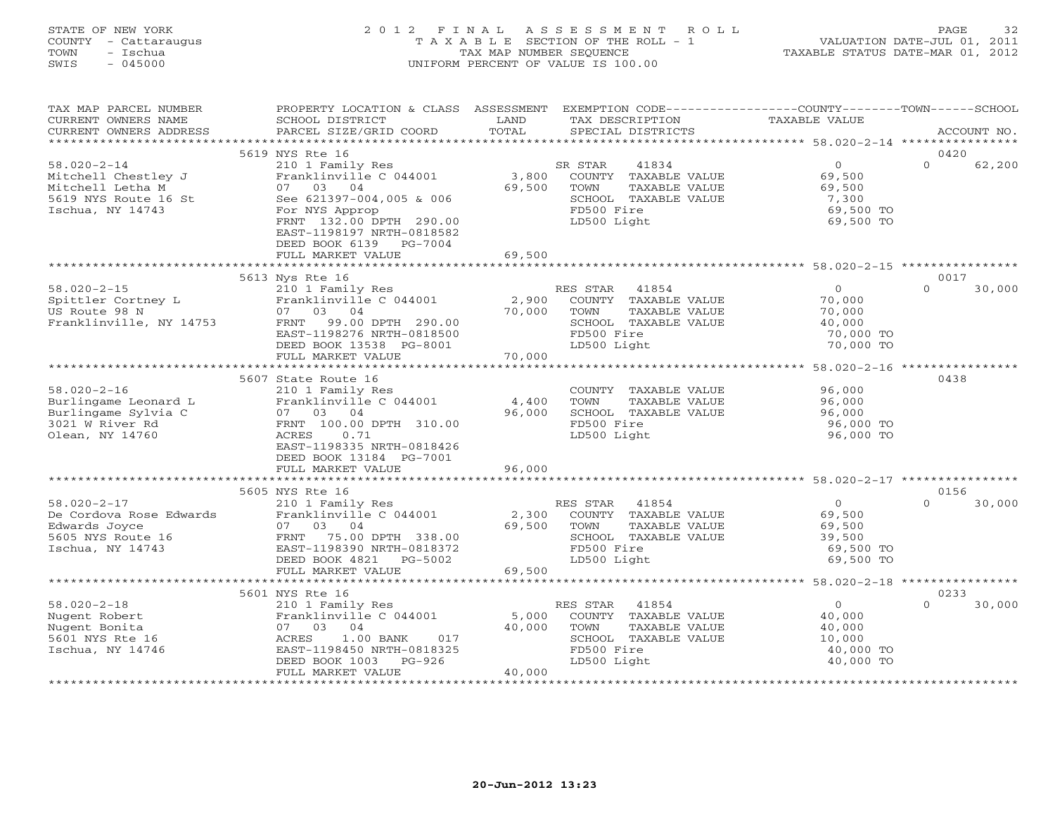STATE OF NEW YORK
COUNTY - Cattaraugus
TOWN - Ischua
SWIS - 045000

2012 FINAL ASSESSMENT ROLL
TAXABLE SECTION OF THE ROLL - 1
TAX MAP NUMBER SEQUENCE
UNIFORM PERCENT OF VALUE IS 100.00

VALUATION DATE-JUL 01, 2011
TAXABLE STATUS DATE-MAR 01, 2012

| TAX MAP PARCEL NUMBER / CURRENT OWNERS NAME / CURRENT OWNERS ADDRESS | PROPERTY LOCATION & CLASS / SCHOOL DISTRICT / PARCEL SIZE/GRID COORD | ASSESSMENT LAND / TOTAL | EXEMPTION CODE / TAX DESCRIPTION / SPECIAL DISTRICTS | COUNTY / TOWN / SCHOOL TAXABLE VALUE | ACCOUNT NO. |
|---|---|---|---|---|---|
| 58.020-2-14 | 5619 NYS Rte 16 | | | | 0420 |
| Mitchell Chestley J | 210 1 Family Res | | SR STAR 41834 | 0 | 0 62,200 |
| Mitchell Letha M | Franklinville C 044001 | 3,800 | COUNTY TAXABLE VALUE | 69,500 | |
| 5619 NYS Route 16 St | 07 03 04 | 69,500 | TOWN TAXABLE VALUE | 69,500 | |
| Ischua, NY 14743 | See 621397-004,005 & 006 | | SCHOOL TAXABLE VALUE | 7,300 | |
| | For NYS Approp | | FD500 Fire | 69,500 TO | |
| | FRNT 132.00 DPTH 290.00 | | LD500 Light | 69,500 TO | |
| | EAST-1198197 NRTH-0818582 | | | | |
| | DEED BOOK 6139 PG-7004 | | | | |
| | FULL MARKET VALUE | 69,500 | | | |
| 58.020-2-15 | 5613 Nys Rte 16 | | | | 0017 |
| Spittler Cortney L | 210 1 Family Res | | RES STAR 41854 | 0 | 0 30,000 |
| US Route 98 N | Franklinville C 044001 | 2,900 | COUNTY TAXABLE VALUE | 70,000 | |
| Franklinville, NY 14753 | 07 03 04 | 70,000 | TOWN TAXABLE VALUE | 70,000 | |
| | FRNT 99.00 DPTH 290.00 | | SCHOOL TAXABLE VALUE | 40,000 | |
| | EAST-1198276 NRTH-0818500 | | FD500 Fire | 70,000 TO | |
| | DEED BOOK 13538 PG-8001 | | LD500 Light | 70,000 TO | |
| | FULL MARKET VALUE | 70,000 | | | |
| 58.020-2-16 | 5607 State Route 16 | | | | 0438 |
| Burlingame Leonard L | 210 1 Family Res | | COUNTY TAXABLE VALUE | 96,000 | |
| Burlingame Sylvia C | Franklinville C 044001 | 4,400 | TOWN TAXABLE VALUE | 96,000 | |
| 3021 W River Rd | 07 03 04 | 96,000 | SCHOOL TAXABLE VALUE | 96,000 | |
| Olean, NY 14760 | FRNT 100.00 DPTH 310.00 | | FD500 Fire | 96,000 TO | |
| | ACRES 0.71 | | LD500 Light | 96,000 TO | |
| | EAST-1198335 NRTH-0818426 | | | | |
| | DEED BOOK 13184 PG-7001 | | | | |
| | FULL MARKET VALUE | 96,000 | | | |
| 58.020-2-17 | 5605 NYS Rte 16 | | | | 0156 |
| De Cordova Rose Edwards | 210 1 Family Res | | RES STAR 41854 | 0 | 0 30,000 |
| Edwards Joyce | Franklinville C 044001 | 2,300 | COUNTY TAXABLE VALUE | 69,500 | |
| 5605 NYS Route 16 | 07 03 04 | 69,500 | TOWN TAXABLE VALUE | 69,500 | |
| Ischua, NY 14743 | FRNT 75.00 DPTH 338.00 | | SCHOOL TAXABLE VALUE | 39,500 | |
| | EAST-1198390 NRTH-0818372 | | FD500 Fire | 69,500 TO | |
| | DEED BOOK 4821 PG-5002 | | LD500 Light | 69,500 TO | |
| | FULL MARKET VALUE | 69,500 | | | |
| 58.020-2-18 | 5601 NYS Rte 16 | | | | 0233 |
| Nugent Robert | 210 1 Family Res | | RES STAR 41854 | 0 | 0 30,000 |
| Nugent Bonita | Franklinville C 044001 | 5,000 | COUNTY TAXABLE VALUE | 40,000 | |
| 5601 NYS Rte 16 | 07 03 04 | 40,000 | TOWN TAXABLE VALUE | 40,000 | |
| Ischua, NY 14746 | ACRES 1.00 BANK 017 | | SCHOOL TAXABLE VALUE | 10,000 | |
| | EAST-1198450 NRTH-0818325 | | FD500 Fire | 40,000 TO | |
| | DEED BOOK 1003 PG-926 | | LD500 Light | 40,000 TO | |
| | FULL MARKET VALUE | 40,000 | | | |

20-Jun-2012 13:23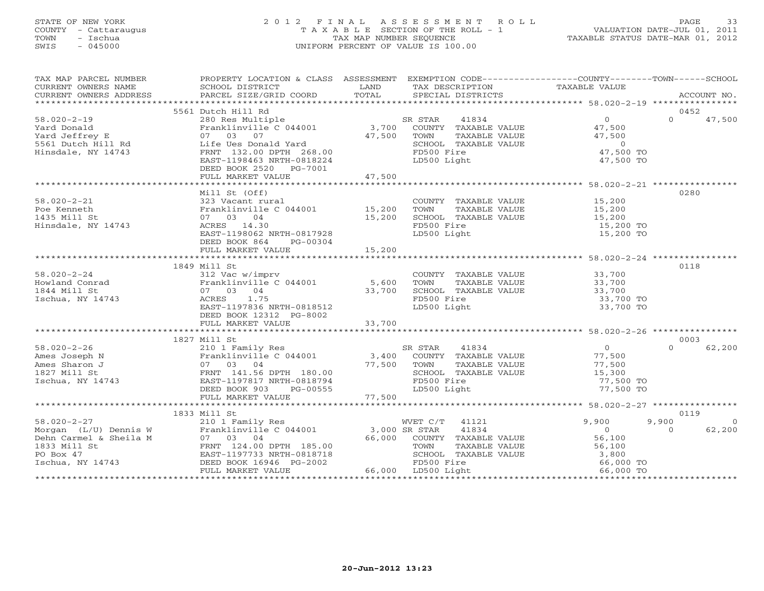STATE OF NEW YORK
COUNTY - Cattaraugus
TOWN - Ischua
SWIS - 045000

# 2012 FINAL ASSESSMENT ROLL
TAXABLE SECTION OF THE ROLL - 1
TAX MAP NUMBER SEQUENCE
UNIFORM PERCENT OF VALUE IS 100.00

VALUATION DATE-JUL 01, 2011
TAXABLE STATUS DATE-MAR 01, 2012

| TAX MAP PARCEL NUMBER / CURRENT OWNERS NAME / CURRENT OWNERS ADDRESS | PROPERTY LOCATION & CLASS / SCHOOL DISTRICT / PARCEL SIZE/GRID COORD | ASSESSMENT LAND / TOTAL | EXEMPTION CODE / TAX DESCRIPTION / SPECIAL DISTRICTS | COUNTY TAXABLE VALUE | TOWN | SCHOOL / ACCOUNT NO. |
|---|---|---|---|---|---|---|
| | 5561 Dutch Hill Rd | | | | | 0452 |
| 58.020-2-19 | 280 Res Multiple | | SR STAR 41834 | 0 | 0 | 47,500 |
| Yard Donald | Franklinville C 044001 | 3,700 | COUNTY TAXABLE VALUE | 47,500 | | |
| Yard Jeffrey E | 07 03 07 | 47,500 | TOWN TAXABLE VALUE | 47,500 | | |
| 5561 Dutch Hill Rd | Life Ues Donald Yard | | SCHOOL TAXABLE VALUE | 0 | | |
| Hinsdale, NY 14743 | FRNT 132.00 DPTH 268.00 | | FD500 Fire | 47,500 TO | | |
| | EAST-1198463 NRTH-0818224 | | LD500 Light | 47,500 TO | | |
| | DEED BOOK 2520 PG-7001 | | | | | |
| | FULL MARKET VALUE | 47,500 | | | | |
| | Mill St (Off) | | | | | 0280 |
| 58.020-2-21 | 323 Vacant rural | | COUNTY TAXABLE VALUE | 15,200 | | |
| Poe Kenneth | Franklinville C 044001 | 15,200 | TOWN TAXABLE VALUE | 15,200 | | |
| 1435 Mill St | 07 03 04 | 15,200 | SCHOOL TAXABLE VALUE | 15,200 | | |
| Hinsdale, NY 14743 | ACRES 14.30 | | FD500 Fire | 15,200 TO | | |
| | EAST-1198062 NRTH-0817928 | | LD500 Light | 15,200 TO | | |
| | DEED BOOK 864 PG-00304 | | | | | |
| | FULL MARKET VALUE | 15,200 | | | | |
| | 1849 Mill St | | | | | 0118 |
| 58.020-2-24 | 312 Vac w/imprv | | COUNTY TAXABLE VALUE | 33,700 | | |
| Howland Conrad | Franklinville C 044001 | 5,600 | TOWN TAXABLE VALUE | 33,700 | | |
| 1844 Mill St | 07 03 04 | 33,700 | SCHOOL TAXABLE VALUE | 33,700 | | |
| Ischua, NY 14743 | ACRES 1.75 | | FD500 Fire | 33,700 TO | | |
| | EAST-1197836 NRTH-0818512 | | LD500 Light | 33,700 TO | | |
| | DEED BOOK 12312 PG-8002 | | | | | |
| | FULL MARKET VALUE | 33,700 | | | | |
| | 1827 Mill St | | | | | 0003 |
| 58.020-2-26 | 210 1 Family Res | | SR STAR 41834 | 0 | 0 | 62,200 |
| Ames Joseph N | Franklinville C 044001 | 3,400 | COUNTY TAXABLE VALUE | 77,500 | | |
| Ames Sharon J | 07 03 04 | 77,500 | TOWN TAXABLE VALUE | 77,500 | | |
| 1827 Mill St | FRNT 141.56 DPTH 180.00 | | SCHOOL TAXABLE VALUE | 15,300 | | |
| Ischua, NY 14743 | EAST-1197817 NRTH-0818794 | | FD500 Fire | 77,500 TO | | |
| | DEED BOOK 903 PG-00555 | | LD500 Light | 77,500 TO | | |
| | FULL MARKET VALUE | 77,500 | | | | |
| | 1833 Mill St | | | | | 0119 |
| 58.020-2-27 | 210 1 Family Res | | WVET C/T 41121 | 9,900 | 9,900 | 0 |
| Morgan (L/U) Dennis W | Franklinville C 044001 | 3,000 | SR STAR 41834 | 0 | 0 | 62,200 |
| Dehn Carmel & Sheila M | 07 03 04 | 66,000 | COUNTY TAXABLE VALUE | 56,100 | | |
| 1833 Mill St | FRNT 124.00 DPTH 185.00 | | TOWN TAXABLE VALUE | 56,100 | | |
| PO Box 47 | EAST-1197733 NRTH-0818718 | | SCHOOL TAXABLE VALUE | 3,800 | | |
| Ischua, NY 14743 | DEED BOOK 16946 PG-2002 | | FD500 Fire | 66,000 TO | | |
| | FULL MARKET VALUE | 66,000 | LD500 Light | 66,000 TO | | |

20-Jun-2012 13:23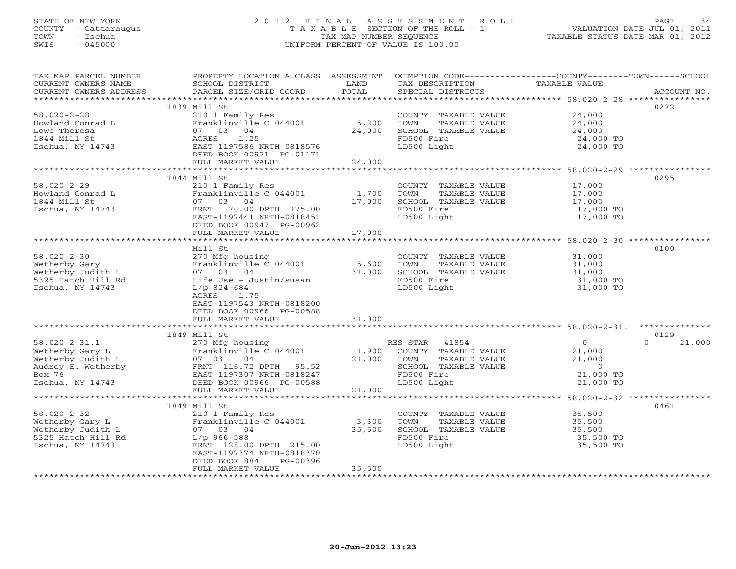STATE OF NEW YORK
COUNTY - Cattaraugus
TOWN - Ischua
SWIS - 045000

# 2012 FINAL ASSESSMENT ROLL

TAXABLE SECTION OF THE ROLL - 1
TAX MAP NUMBER SEQUENCE
UNIFORM PERCENT OF VALUE IS 100.00

VALUATION DATE-JUL 01, 2011
TAXABLE STATUS DATE-MAR 01, 2012

| TAX MAP PARCEL NUMBER / CURRENT OWNERS NAME / CURRENT OWNERS ADDRESS | PROPERTY LOCATION & CLASS / SCHOOL DISTRICT / PARCEL SIZE/GRID COORD | ASSESSMENT LAND | TOTAL | EXEMPTION CODE / TAX DESCRIPTION / SPECIAL DISTRICTS | COUNTY--------TOWN------SCHOOL TAXABLE VALUE | ACCOUNT NO. |
|---|---|---|---|---|---|---|
| **58.020-2-28** | 1839 Mill St | | | | | 0272 |
| 58.020-2-28 | 210 1 Family Res | | | COUNTY TAXABLE VALUE | 24,000 | |
| Howland Conrad L | Franklinville C 044001 | 5,200 | | TOWN TAXABLE VALUE | 24,000 | |
| Lowe Theresa | 07 03 04 | | 24,000 | SCHOOL TAXABLE VALUE | 24,000 | |
| 1844 Mill St | ACRES 1.25 | | | FD500 Fire | 24,000 TO | |
| Ischua, NY 14743 | EAST-1197586 NRTH-0818576 | | | LD500 Light | 24,000 TO | |
| | DEED BOOK 00971 PG-01171 | | | | | |
| | FULL MARKET VALUE | | 24,000 | | | |
| **58.020-2-29** | 1844 Mill St | | | | | 0295 |
| 58.020-2-29 | 210 1 Family Res | | | COUNTY TAXABLE VALUE | 17,000 | |
| Howland Conrad L | Franklinville C 044001 | 1,700 | | TOWN TAXABLE VALUE | 17,000 | |
| 1844 Mill St | 07 03 04 | | 17,000 | SCHOOL TAXABLE VALUE | 17,000 | |
| Ischua, NY 14743 | FRNT 70.00 DPTH 175.00 | | | FD500 Fire | 17,000 TO | |
| | EAST-1197441 NRTH-0818451 | | | LD500 Light | 17,000 TO | |
| | DEED BOOK 00947 PG-00962 | | | | | |
| | FULL MARKET VALUE | | 17,000 | | | |
| **58.020-2-30** | Mill St | | | | | 0100 |
| 58.020-2-30 | 270 Mfg housing | | | COUNTY TAXABLE VALUE | 31,000 | |
| Wetherby Gary | Franklinville C 044001 | 5,600 | | TOWN TAXABLE VALUE | 31,000 | |
| Wetherby Judith L | 07 03 04 | | 31,000 | SCHOOL TAXABLE VALUE | 31,000 | |
| 5325 Hatch Hill Rd | Life Use - Justin/susan | | | FD500 Fire | 31,000 TO | |
| Ischua, NY 14743 | L/p 824-684 | | | LD500 Light | 31,000 TO | |
| | ACRES 1.75 | | | | | |
| | EAST-1197543 NRTH-0818200 | | | | | |
| | DEED BOOK 00966 PG-00588 | | | | | |
| | FULL MARKET VALUE | | 31,000 | | | |
| **58.020-2-31.1** | 1849 Mill St | | | | | 0129 |
| 58.020-2-31.1 | 270 Mfg housing | | | RES STAR 41854 | 0 / 0 / 21,000 | |
| Wetherby Gary L | Franklinville C 044001 | 1,900 | | COUNTY TAXABLE VALUE | 21,000 | |
| Wetherby Judith L | 07 03 04 | | 21,000 | TOWN TAXABLE VALUE | 21,000 | |
| Audrey E. Wetherby | FRNT 116.72 DPTH 95.52 | | | SCHOOL TAXABLE VALUE | 0 | |
| Box 76 | EAST-1197307 NRTH-0818247 | | | FD500 Fire | 21,000 TO | |
| Ischua, NY 14743 | DEED BOOK 00966 PG-00588 | | | LD500 Light | 21,000 TO | |
| | FULL MARKET VALUE | | 21,000 | | | |
| **58.020-2-32** | 1849 Mill St | | | | | 0461 |
| 58.020-2-32 | 210 1 Family Res | | | COUNTY TAXABLE VALUE | 35,500 | |
| Wetherby Gary L | Franklinville C 044001 | 3,300 | | TOWN TAXABLE VALUE | 35,500 | |
| Wetherby Judith L | 07 03 04 | | 35,500 | SCHOOL TAXABLE VALUE | 35,500 | |
| 5325 Hatch Hill Rd | L/p 966-588 | | | FD500 Fire | 35,500 TO | |
| Ischua, NY 14743 | FRNT 128.00 DPTH 215.00 | | | LD500 Light | 35,500 TO | |
| | EAST-1197374 NRTH-0818370 | | | | | |
| | DEED BOOK 884 PG-00396 | | | | | |
| | FULL MARKET VALUE | | 35,500 | | | |

20-Jun-2012 13:23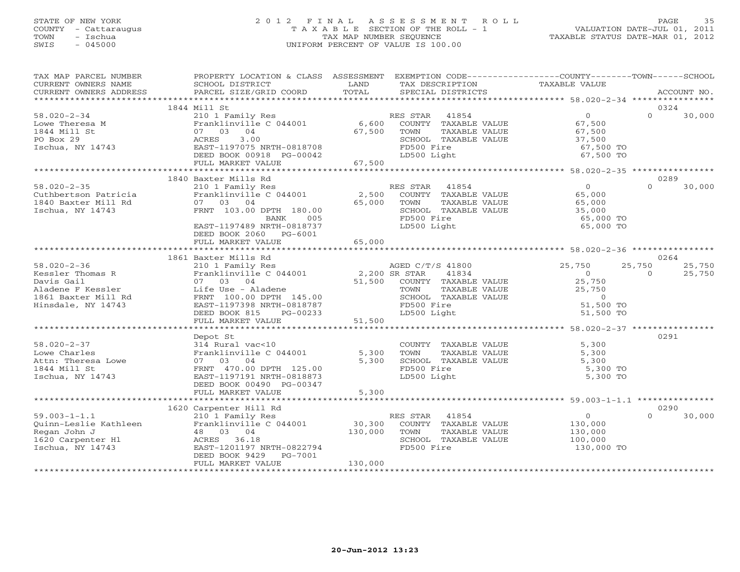STATE OF NEW YORK
COUNTY - Cattaraugus
TOWN - Ischua
SWIS - 045000

# 2012 FINAL ASSESSMENT ROLL
TAXABLE SECTION OF THE ROLL - 1
TAX MAP NUMBER SEQUENCE
UNIFORM PERCENT OF VALUE IS 100.00

VALUATION DATE-JUL 01, 2011
TAXABLE STATUS DATE-MAR 01, 2012

| TAX MAP PARCEL NUMBER / CURRENT OWNERS NAME / CURRENT OWNERS ADDRESS | PROPERTY LOCATION & CLASS / SCHOOL DISTRICT / PARCEL SIZE/GRID COORD | ASSESSMENT LAND / TOTAL | EXEMPTION CODE / TAX DESCRIPTION / SPECIAL DISTRICTS | COUNTY TAXABLE VALUE | TOWN | SCHOOL / ACCOUNT NO. |
|---|---|---|---|---|---|---|
| | 1844 Mill St | | | | | 0324 |
| 58.020-2-34 | 210 1 Family Res | | RES STAR 41854 | 0 | 0 | 30,000 |
| Lowe Theresa M | Franklinville C 044001 | 6,600 | COUNTY TAXABLE VALUE | 67,500 | | |
| 1844 Mill St | 07 03 04 | 67,500 | TOWN TAXABLE VALUE | 67,500 | | |
| PO Box 29 | ACRES 3.00 | | SCHOOL TAXABLE VALUE | 37,500 | | |
| Ischua, NY 14743 | EAST-1197075 NRTH-0818708 | | FD500 Fire | 67,500 TO | | |
| | DEED BOOK 00918 PG-00042 | | LD500 Light | 67,500 TO | | |
| | FULL MARKET VALUE | 67,500 | | | | |
| | 1840 Baxter Mills Rd | | | | | 0289 |
| 58.020-2-35 | 210 1 Family Res | | RES STAR 41854 | 0 | 0 | 30,000 |
| Cuthbertson Patricia | Franklinville C 044001 | 2,500 | COUNTY TAXABLE VALUE | 65,000 | | |
| 1840 Baxter Mill Rd | 07 03 04 | 65,000 | TOWN TAXABLE VALUE | 65,000 | | |
| Ischua, NY 14743 | FRNT 103.00 DPTH 180.00 | | SCHOOL TAXABLE VALUE | 35,000 | | |
| | BANK 005 | | FD500 Fire | 65,000 TO | | |
| | EAST-1197489 NRTH-0818737 | | LD500 Light | 65,000 TO | | |
| | DEED BOOK 2060 PG-6001 | | | | | |
| | FULL MARKET VALUE | 65,000 | | | | |
| | 1861 Baxter Mills Rd | | | | | 0264 |
| 58.020-2-36 | 210 1 Family Res | | AGED C/T/S 41800 | 25,750 | 25,750 | 25,750 |
| Kessler Thomas R | Franklinville C 044001 | 2,200 | SR STAR 41834 | 0 | 0 | 25,750 |
| Davis Gail | 07 03 04 | 51,500 | COUNTY TAXABLE VALUE | 25,750 | | |
| Aladene F Kessler | Life Use - Aladene | | TOWN TAXABLE VALUE | 25,750 | | |
| 1861 Baxter Mill Rd | FRNT 100.00 DPTH 145.00 | | SCHOOL TAXABLE VALUE | 0 | | |
| Hinsdale, NY 14743 | EAST-1197398 NRTH-0818787 | | FD500 Fire | 51,500 TO | | |
| | DEED BOOK 815 PG-00233 | | LD500 Light | 51,500 TO | | |
| | FULL MARKET VALUE | 51,500 | | | | |
| | Depot St | | | | | 0291 |
| 58.020-2-37 | 314 Rural vac<10 | | COUNTY TAXABLE VALUE | 5,300 | | |
| Lowe Charles | Franklinville C 044001 | 5,300 | TOWN TAXABLE VALUE | 5,300 | | |
| Attn: Theresa Lowe | 07 03 04 | 5,300 | SCHOOL TAXABLE VALUE | 5,300 | | |
| 1844 Mill St | FRNT 470.00 DPTH 125.00 | | FD500 Fire | 5,300 TO | | |
| Ischua, NY 14743 | EAST-1197191 NRTH-0818873 | | LD500 Light | 5,300 TO | | |
| | DEED BOOK 00490 PG-00347 | | | | | |
| | FULL MARKET VALUE | 5,300 | | | | |
| | 1620 Carpenter Hill Rd | | | | | 0290 |
| 59.003-1-1.1 | 210 1 Family Res | | RES STAR 41854 | 0 | 0 | 30,000 |
| Quinn-Leslie Kathleen | Franklinville C 044001 | 30,300 | COUNTY TAXABLE VALUE | 130,000 | | |
| Regan John J | 48 03 04 | 130,000 | TOWN TAXABLE VALUE | 130,000 | | |
| 1620 Carpenter Hl | ACRES 36.18 | | SCHOOL TAXABLE VALUE | 100,000 | | |
| Ischua, NY 14743 | EAST-1201197 NRTH-0822794 | | FD500 Fire | 130,000 TO | | |
| | DEED BOOK 9429 PG-7001 | | | | | |
| | FULL MARKET VALUE | 130,000 | | | | |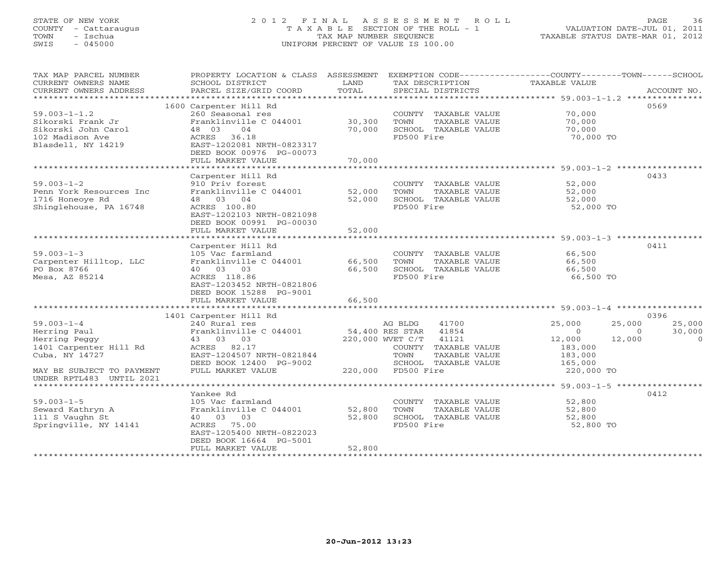STATE OF NEW YORK
COUNTY - Cattaraugus
TOWN - Ischua
SWIS - 045000

2 0 1 2 F I N A L A S S E S S M E N T R O L L
T A X A B L E SECTION OF THE ROLL - 1
TAX MAP NUMBER SEQUENCE
UNIFORM PERCENT OF VALUE IS 100.00

VALUATION DATE-JUL 01, 2011
TAXABLE STATUS DATE-MAR 01, 2012

| TAX MAP PARCEL NUMBER / CURRENT OWNERS NAME / CURRENT OWNERS ADDRESS | PROPERTY LOCATION & CLASS / SCHOOL DISTRICT / PARCEL SIZE/GRID COORD | ASSESSMENT LAND / TOTAL | EXEMPTION CODE / TAX DESCRIPTION / SPECIAL DISTRICTS | COUNTY TAXABLE VALUE | TOWN | SCHOOL | ACCOUNT NO. |
|---|---|---|---|---|---|---|---|
| 59.003-1-1.2 | 1600 Carpenter Hill Rd | | | | | | 0569 |
| Sikorski Frank Jr | 260 Seasonal res | | COUNTY TAXABLE VALUE | 70,000 | | | |
| Sikorski John Carol | Franklinville C 044001 | 30,300 | TOWN TAXABLE VALUE | 70,000 | | | |
| 102 Madison Ave | 48 03 04 | 70,000 | SCHOOL TAXABLE VALUE | 70,000 | | | |
| Blasdell, NY 14219 | ACRES 36.18 | | FD500 Fire | 70,000 TO | | | |
| | EAST-1202081 NRTH-0823317 | | | | | | |
| | DEED BOOK 00976 PG-00073 | | | | | | |
| | FULL MARKET VALUE | 70,000 | | | | | |
| 59.003-1-2 | Carpenter Hill Rd | | | | | | 0433 |
| Penn York Resources Inc | 910 Priv forest | | COUNTY TAXABLE VALUE | 52,000 | | | |
| 1716 Honeoye Rd | Franklinville C 044001 | 52,000 | TOWN TAXABLE VALUE | 52,000 | | | |
| Shinglehouse, PA 16748 | 48 03 04 | 52,000 | SCHOOL TAXABLE VALUE | 52,000 | | | |
| | ACRES 100.80 | | FD500 Fire | 52,000 TO | | | |
| | EAST-1202103 NRTH-0821098 | | | | | | |
| | DEED BOOK 00991 PG-00030 | | | | | | |
| | FULL MARKET VALUE | 52,000 | | | | | |
| 59.003-1-3 | Carpenter Hill Rd | | | | | | 0411 |
| Carpenter Hilltop, LLC | 105 Vac farmland | | COUNTY TAXABLE VALUE | 66,500 | | | |
| PO Box 8766 | Franklinville C 044001 | 66,500 | TOWN TAXABLE VALUE | 66,500 | | | |
| Mesa, AZ 85214 | 40 03 03 | 66,500 | SCHOOL TAXABLE VALUE | 66,500 | | | |
| | ACRES 118.86 | | FD500 Fire | 66,500 TO | | | |
| | EAST-1203452 NRTH-0821806 | | | | | | |
| | DEED BOOK 15288 PG-9001 | | | | | | |
| | FULL MARKET VALUE | 66,500 | | | | | |
| 59.003-1-4 | 1401 Carpenter Hill Rd | | | | | | 0396 |
| Herring Paul | 240 Rural res | | AG BLDG 41700 | 25,000 | 25,000 | 25,000 | |
| Herring Peggy | Franklinville C 044001 | 54,400 | RES STAR 41854 | 0 | 0 | 30,000 | |
| 1401 Carpenter Hill Rd | 43 03 03 | 220,000 | WVET C/T 41121 | 12,000 | 12,000 | 0 | |
| Cuba, NY 14727 | ACRES 82.17 | | COUNTY TAXABLE VALUE | 183,000 | | | |
| | EAST-1204507 NRTH-0821844 | | TOWN TAXABLE VALUE | 183,000 | | | |
| | DEED BOOK 12400 PG-9002 | | SCHOOL TAXABLE VALUE | 165,000 | | | |
| MAY BE SUBJECT TO PAYMENT UNDER RPTL483 UNTIL 2021 | FULL MARKET VALUE | 220,000 | FD500 Fire | 220,000 TO | | | |
| 59.003-1-5 | Yankee Rd | | | | | | 0412 |
| Seward Kathryn A | 105 Vac farmland | | COUNTY TAXABLE VALUE | 52,800 | | | |
| 111 S Vaughn St | Franklinville C 044001 | 52,800 | TOWN TAXABLE VALUE | 52,800 | | | |
| Springville, NY 14141 | 40 03 03 | 52,800 | SCHOOL TAXABLE VALUE | 52,800 | | | |
| | ACRES 75.00 | | FD500 Fire | 52,800 TO | | | |
| | EAST-1205400 NRTH-0822023 | | | | | | |
| | DEED BOOK 16664 PG-5001 | | | | | | |
| | FULL MARKET VALUE | 52,800 | | | | | |

20-Jun-2012 13:23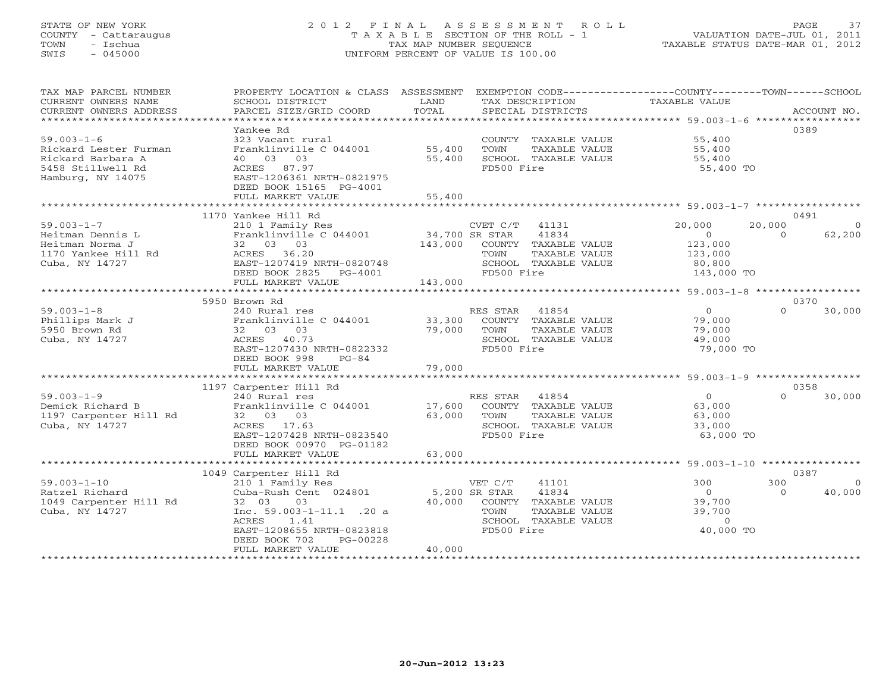STATE OF NEW YORK — 2012 FINAL ASSESSMENT ROLL
COUNTY - Cattaraugus — TAXABLE SECTION OF THE ROLL - 1 — VALUATION DATE-JUL 01, 2011
TOWN - Ischua — TAX MAP NUMBER SEQUENCE — TAXABLE STATUS DATE-MAR 01, 2012
SWIS - 045000 — UNIFORM PERCENT OF VALUE IS 100.00

| TAX MAP PARCEL NUMBER / CURRENT OWNERS NAME / CURRENT OWNERS ADDRESS | PROPERTY LOCATION & CLASS / SCHOOL DISTRICT / PARCEL SIZE/GRID COORD | ASSESSMENT LAND / TOTAL | EXEMPTION CODE / TAX DESCRIPTION / SPECIAL DISTRICTS | COUNTY TAXABLE VALUE | TOWN | SCHOOL | ACCOUNT NO. |
|---|---|---|---|---|---|---|---|
| 59.003-1-6 | Yankee Rd | | | | | | 0389 |
| Rickard Lester Furman | 323 Vacant rural | | COUNTY TAXABLE VALUE | 55,400 | | | |
| Rickard Barbara A | Franklinville C 044001 | 55,400 | TOWN TAXABLE VALUE | 55,400 | | | |
| 5458 Stillwell Rd | 40 03 03 | 55,400 | SCHOOL TAXABLE VALUE | 55,400 | | | |
| Hamburg, NY 14075 | ACRES 87.97 | | FD500 Fire | 55,400 TO | | | |
| | EAST-1206361 NRTH-0821975 | | | | | | |
| | DEED BOOK 15165 PG-4001 | | | | | | |
| | FULL MARKET VALUE | 55,400 | | | | | |
| 59.003-1-7 | 1170 Yankee Hill Rd | | | | | | 0491 |
| Heitman Dennis L | 210 1 Family Res | | CVET C/T 41131 | 20,000 | 20,000 | 0 | |
| Heitman Norma J | Franklinville C 044001 | 34,700 | SR STAR 41834 | 0 | 0 | 62,200 | |
| 1170 Yankee Hill Rd | 32 03 03 | 143,000 | COUNTY TAXABLE VALUE | 123,000 | | | |
| Cuba, NY 14727 | ACRES 36.20 | | TOWN TAXABLE VALUE | 123,000 | | | |
| | EAST-1207419 NRTH-0820748 | | SCHOOL TAXABLE VALUE | 80,800 | | | |
| | DEED BOOK 2825 PG-4001 | | FD500 Fire | 143,000 TO | | | |
| | FULL MARKET VALUE | 143,000 | | | | | |
| 59.003-1-8 | 5950 Brown Rd | | | | | | 0370 |
| Phillips Mark J | 240 Rural res | | RES STAR 41854 | 0 | 0 | 30,000 | |
| 5950 Brown Rd | Franklinville C 044001 | 33,300 | COUNTY TAXABLE VALUE | 79,000 | | | |
| Cuba, NY 14727 | 32 03 03 | 79,000 | TOWN TAXABLE VALUE | 79,000 | | | |
| | ACRES 40.73 | | SCHOOL TAXABLE VALUE | 49,000 | | | |
| | EAST-1207430 NRTH-0822332 | | FD500 Fire | 79,000 TO | | | |
| | DEED BOOK 998 PG-84 | | | | | | |
| | FULL MARKET VALUE | 79,000 | | | | | |
| 59.003-1-9 | 1197 Carpenter Hill Rd | | | | | | 0358 |
| Demick Richard B | 240 Rural res | | RES STAR 41854 | 0 | 0 | 30,000 | |
| 1197 Carpenter Hill Rd | Franklinville C 044001 | 17,600 | COUNTY TAXABLE VALUE | 63,000 | | | |
| Cuba, NY 14727 | 32 03 03 | 63,000 | TOWN TAXABLE VALUE | 63,000 | | | |
| | ACRES 17.63 | | SCHOOL TAXABLE VALUE | 33,000 | | | |
| | EAST-1207428 NRTH-0823540 | | FD500 Fire | 63,000 TO | | | |
| | DEED BOOK 00970 PG-01182 | | | | | | |
| | FULL MARKET VALUE | 63,000 | | | | | |
| 59.003-1-10 | 1049 Carpenter Hill Rd | | | | | | 0387 |
| Ratzel Richard | 210 1 Family Res | | VET C/T 41101 | 300 | 300 | 0 | |
| 1049 Carpenter Hill Rd | Cuba-Rush Cent 024801 | 5,200 | SR STAR 41834 | 0 | 0 | 40,000 | |
| Cuba, NY 14727 | 32 03 03 | 40,000 | COUNTY TAXABLE VALUE | 39,700 | | | |
| | Inc. 59.003-1-11.1 .20 a | | TOWN TAXABLE VALUE | 39,700 | | | |
| | ACRES 1.41 | | SCHOOL TAXABLE VALUE | 0 | | | |
| | EAST-1208655 NRTH-0823818 | | FD500 Fire | 40,000 TO | | | |
| | DEED BOOK 702 PG-00228 | | | | | | |
| | FULL MARKET VALUE | 40,000 | | | | | |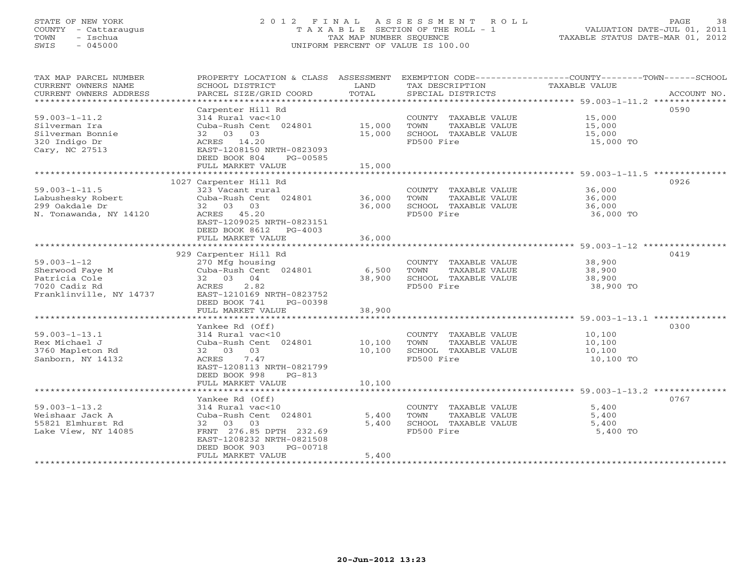STATE OF NEW YORK
COUNTY - Cattaraugus
TOWN - Ischua
SWIS - 045000

# 2012 FINAL ASSESSMENT ROLL
TAXABLE SECTION OF THE ROLL - 1
TAX MAP NUMBER SEQUENCE
UNIFORM PERCENT OF VALUE IS 100.00

VALUATION DATE-JUL 01, 2011
TAXABLE STATUS DATE-MAR 01, 2012

| TAX MAP PARCEL NUMBER / CURRENT OWNERS NAME / CURRENT OWNERS ADDRESS | PROPERTY LOCATION & CLASS / SCHOOL DISTRICT / PARCEL SIZE/GRID COORD | ASSESSMENT LAND | TOTAL | EXEMPTION CODE / TAX DESCRIPTION / SPECIAL DISTRICTS | TAXABLE VALUE (COUNTY/TOWN/SCHOOL) | ACCOUNT NO. |
|---|---|---|---|---|---|---|
| 59.003-1-11.2 | Carpenter Hill Rd | | | | | 0590 |
| Silverman Ira | 314 Rural vac<10 | | | COUNTY TAXABLE VALUE | 15,000 | |
| Silverman Bonnie | Cuba-Rush Cent 024801 | 15,000 | | TOWN TAXABLE VALUE | 15,000 | |
| 320 Indigo Dr | 32 03 03 | | 15,000 | SCHOOL TAXABLE VALUE | 15,000 | |
| Cary, NC 27513 | ACRES 14.20 | | | FD500 Fire | 15,000 TO | |
| | EAST-1208150 NRTH-0823093 | | | | | |
| | DEED BOOK 804 PG-00585 | | | | | |
| | FULL MARKET VALUE | | 15,000 | | | |
| 59.003-1-11.5 | 1027 Carpenter Hill Rd | | | | | 0926 |
| Labushesky Robert | 323 Vacant rural | | | COUNTY TAXABLE VALUE | 36,000 | |
| 299 Oakdale Dr | Cuba-Rush Cent 024801 | 36,000 | | TOWN TAXABLE VALUE | 36,000 | |
| N. Tonawanda, NY 14120 | 32 03 03 | | 36,000 | SCHOOL TAXABLE VALUE | 36,000 | |
| | ACRES 45.20 | | | FD500 Fire | 36,000 TO | |
| | EAST-1209025 NRTH-0823151 | | | | | |
| | DEED BOOK 8612 PG-4003 | | | | | |
| | FULL MARKET VALUE | | 36,000 | | | |
| 59.003-1-12 | 929 Carpenter Hill Rd | | | | | 0419 |
| Sherwood Faye M | 270 Mfg housing | | | COUNTY TAXABLE VALUE | 38,900 | |
| Patricia Cole | Cuba-Rush Cent 024801 | 6,500 | | TOWN TAXABLE VALUE | 38,900 | |
| 7020 Cadiz Rd | 32 03 04 | | 38,900 | SCHOOL TAXABLE VALUE | 38,900 | |
| Franklinville, NY 14737 | ACRES 2.82 | | | FD500 Fire | 38,900 TO | |
| | EAST-1210169 NRTH-0823752 | | | | | |
| | DEED BOOK 741 PG-00398 | | | | | |
| | FULL MARKET VALUE | | 38,900 | | | |
| 59.003-1-13.1 | Yankee Rd (Off) | | | | | 0300 |
| Rex Michael J | 314 Rural vac<10 | | | COUNTY TAXABLE VALUE | 10,100 | |
| 3760 Mapleton Rd | Cuba-Rush Cent 024801 | 10,100 | | TOWN TAXABLE VALUE | 10,100 | |
| Sanborn, NY 14132 | 32 03 03 | | 10,100 | SCHOOL TAXABLE VALUE | 10,100 | |
| | ACRES 7.47 | | | FD500 Fire | 10,100 TO | |
| | EAST-1208113 NRTH-0821799 | | | | | |
| | DEED BOOK 998 PG-813 | | | | | |
| | FULL MARKET VALUE | | 10,100 | | | |
| 59.003-1-13.2 | Yankee Rd (Off) | | | | | 0767 |
| Weishaar Jack A | 314 Rural vac<10 | | | COUNTY TAXABLE VALUE | 5,400 | |
| 55821 Elmhurst Rd | Cuba-Rush Cent 024801 | 5,400 | | TOWN TAXABLE VALUE | 5,400 | |
| Lake View, NY 14085 | 32 03 03 | | 5,400 | SCHOOL TAXABLE VALUE | 5,400 | |
| | FRNT 276.85 DPTH 232.69 | | | FD500 Fire | 5,400 TO | |
| | EAST-1208232 NRTH-0821508 | | | | | |
| | DEED BOOK 903 PG-00718 | | | | | |
| | FULL MARKET VALUE | | 5,400 | | | |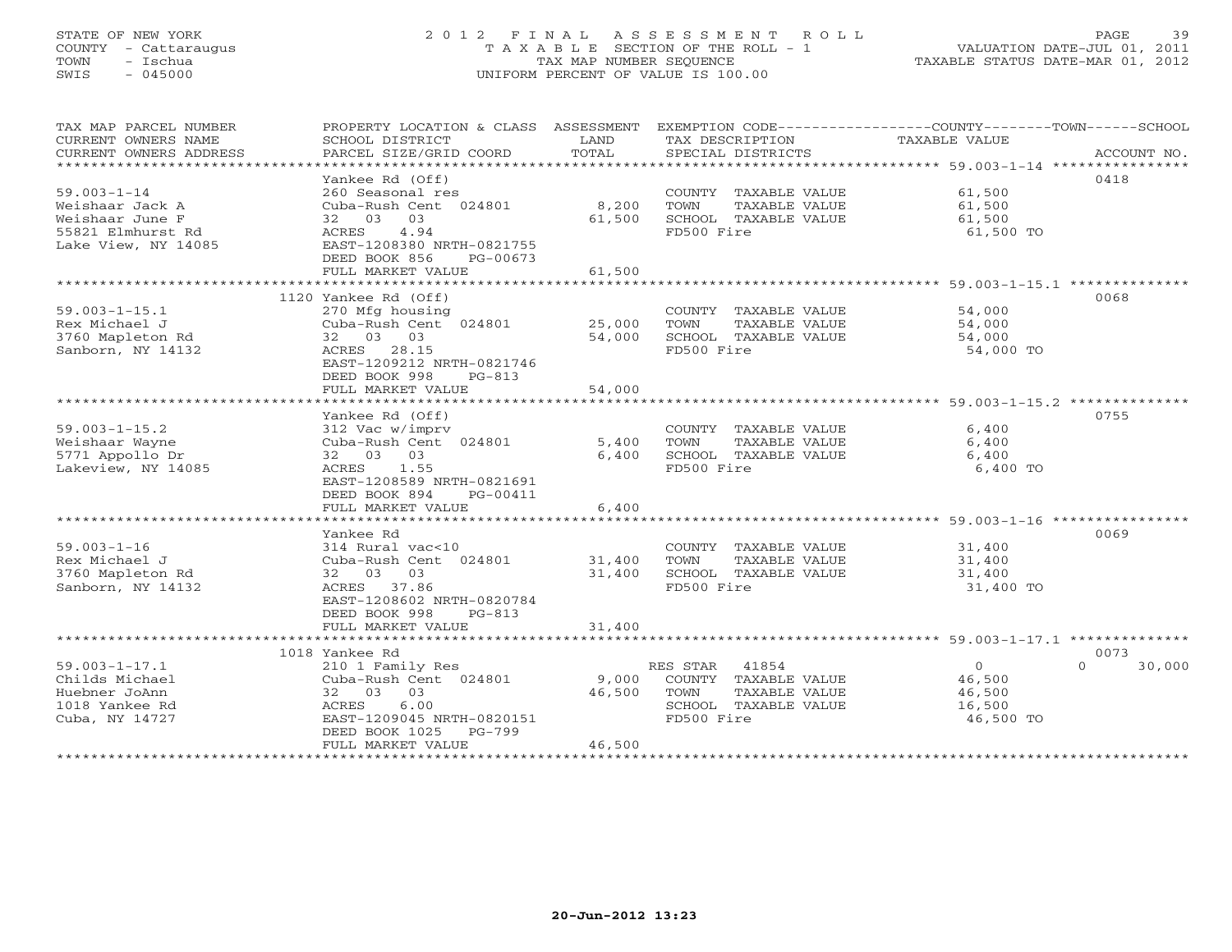STATE OF NEW YORK
COUNTY - Cattaraugus
TOWN - Ischua
SWIS - 045000

# 2012 FINAL ASSESSMENT ROLL
TAXABLE SECTION OF THE ROLL - 1
TAX MAP NUMBER SEQUENCE
UNIFORM PERCENT OF VALUE IS 100.00

VALUATION DATE-JUL 01, 2011
TAXABLE STATUS DATE-MAR 01, 2012

| TAX MAP PARCEL NUMBER / CURRENT OWNERS NAME / CURRENT OWNERS ADDRESS | PROPERTY LOCATION & CLASS / SCHOOL DISTRICT / PARCEL SIZE/GRID COORD | LAND / ASSESSMENT TOTAL | EXEMPTION CODE / TAX DESCRIPTION / SPECIAL DISTRICTS | COUNTY / TOWN / SCHOOL TAXABLE VALUE | ACCOUNT NO. |
|---|---|---|---|---|---|
| 59.003-1-14 | Yankee Rd (Off) | | | | 0418 |
| | 260 Seasonal res | | COUNTY TAXABLE VALUE | 61,500 | |
| Weishaar Jack A | Cuba-Rush Cent 024801 | 8,200 | TOWN TAXABLE VALUE | 61,500 | |
| Weishaar June F | 32 03 03 | 61,500 | SCHOOL TAXABLE VALUE | 61,500 | |
| 55821 Elmhurst Rd | ACRES 4.94 | | FD500 Fire | 61,500 TO | |
| Lake View, NY 14085 | EAST-1208380 NRTH-0821755 | | | | |
| | DEED BOOK 856 PG-00673 | | | | |
| | FULL MARKET VALUE | 61,500 | | | |
| 59.003-1-15.1 | 1120 Yankee Rd (Off) | | | | 0068 |
| | 270 Mfg housing | | COUNTY TAXABLE VALUE | 54,000 | |
| Rex Michael J | Cuba-Rush Cent 024801 | 25,000 | TOWN TAXABLE VALUE | 54,000 | |
| 3760 Mapleton Rd | 32 03 03 | 54,000 | SCHOOL TAXABLE VALUE | 54,000 | |
| Sanborn, NY 14132 | ACRES 28.15 | | FD500 Fire | 54,000 TO | |
| | EAST-1209212 NRTH-0821746 | | | | |
| | DEED BOOK 998 PG-813 | | | | |
| | FULL MARKET VALUE | 54,000 | | | |
| 59.003-1-15.2 | Yankee Rd (Off) | | | | 0755 |
| | 312 Vac w/imprv | | COUNTY TAXABLE VALUE | 6,400 | |
| Weishaar Wayne | Cuba-Rush Cent 024801 | 5,400 | TOWN TAXABLE VALUE | 6,400 | |
| 5771 Appollo Dr | 32 03 03 | 6,400 | SCHOOL TAXABLE VALUE | 6,400 | |
| Lakeview, NY 14085 | ACRES 1.55 | | FD500 Fire | 6,400 TO | |
| | EAST-1208589 NRTH-0821691 | | | | |
| | DEED BOOK 894 PG-00411 | | | | |
| | FULL MARKET VALUE | 6,400 | | | |
| 59.003-1-16 | Yankee Rd | | | | 0069 |
| | 314 Rural vac<10 | | COUNTY TAXABLE VALUE | 31,400 | |
| Rex Michael J | Cuba-Rush Cent 024801 | 31,400 | TOWN TAXABLE VALUE | 31,400 | |
| 3760 Mapleton Rd | 32 03 03 | 31,400 | SCHOOL TAXABLE VALUE | 31,400 | |
| Sanborn, NY 14132 | ACRES 37.86 | | FD500 Fire | 31,400 TO | |
| | EAST-1208602 NRTH-0820784 | | | | |
| | DEED BOOK 998 PG-813 | | | | |
| | FULL MARKET VALUE | 31,400 | | | |
| 59.003-1-17.1 | 1018 Yankee Rd | | | | 0073 |
| | 210 1 Family Res | | RES STAR 41854 | 0 / 0 / 30,000 | |
| Childs Michael | Cuba-Rush Cent 024801 | 9,000 | COUNTY TAXABLE VALUE | 46,500 | |
| Huebner JoAnn | 32 03 03 | 46,500 | TOWN TAXABLE VALUE | 46,500 | |
| 1018 Yankee Rd | ACRES 6.00 | | SCHOOL TAXABLE VALUE | 16,500 | |
| Cuba, NY 14727 | EAST-1209045 NRTH-0820151 | | FD500 Fire | 46,500 TO | |
| | DEED BOOK 1025 PG-799 | | | | |
| | FULL MARKET VALUE | 46,500 | | | |

20-Jun-2012 13:23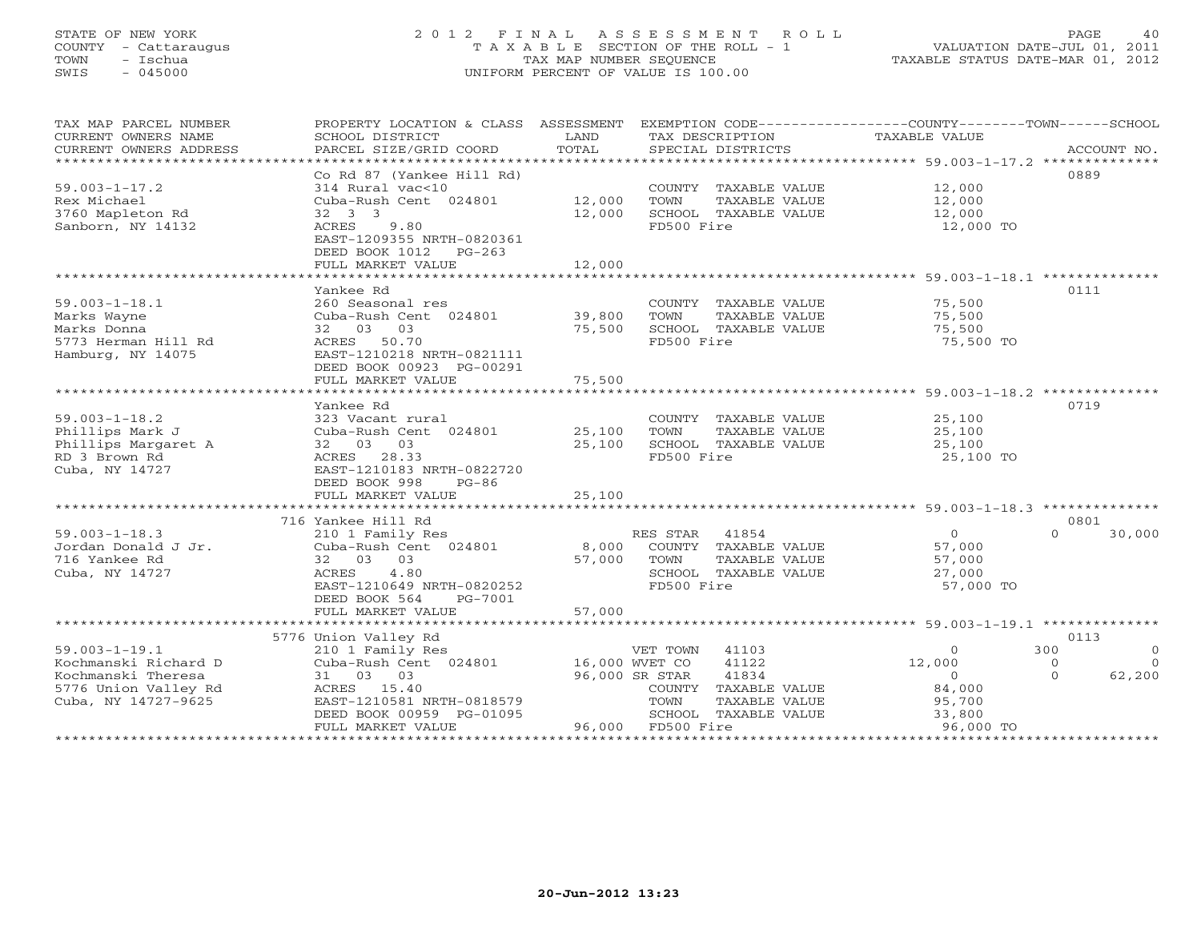STATE OF NEW YORK
COUNTY - Cattaraugus
TOWN - Ischua
SWIS - 045000

2 0 1 2 F I N A L A S S E S S M E N T R O L L
T A X A B L E SECTION OF THE ROLL - 1
TAX MAP NUMBER SEQUENCE
UNIFORM PERCENT OF VALUE IS 100.00

VALUATION DATE-JUL 01, 2011
TAXABLE STATUS DATE-MAR 01, 2012

| TAX MAP PARCEL NUMBER / CURRENT OWNERS NAME / CURRENT OWNERS ADDRESS | PROPERTY LOCATION & CLASS / SCHOOL DISTRICT / PARCEL SIZE/GRID COORD | ASSESSMENT LAND | TOTAL | EXEMPTION CODE / TAX DESCRIPTION / SPECIAL DISTRICTS | COUNTY | TOWN | SCHOOL / ACCOUNT NO. |
|---|---|---|---|---|---|---|---|
| **59.003-1-17.2** | Co Rd 87 (Yankee Hill Rd) | | | | | | 0889 |
| Rex Michael | 314 Rural vac<10 | | | COUNTY TAXABLE VALUE | 12,000 | | |
| 3760 Mapleton Rd | Cuba-Rush Cent 024801 | 12,000 | | TOWN TAXABLE VALUE | | 12,000 | |
| Sanborn, NY 14132 | 32 3 3 | | 12,000 | SCHOOL TAXABLE VALUE | | | 12,000 |
| | ACRES 9.80 | | | FD500 Fire | 12,000 TO | | |
| | EAST-1209355 NRTH-0820361 | | | | | | |
| | DEED BOOK 1012 PG-263 | | | | | | |
| | FULL MARKET VALUE | | 12,000 | | | | |
| **59.003-1-18.1** | Yankee Rd | | | | | | 0111 |
| Marks Wayne | 260 Seasonal res | | | COUNTY TAXABLE VALUE | 75,500 | | |
| Marks Donna | Cuba-Rush Cent 024801 | 39,800 | | TOWN TAXABLE VALUE | | 75,500 | |
| 5773 Herman Hill Rd | 32 03 03 | | 75,500 | SCHOOL TAXABLE VALUE | | | 75,500 |
| Hamburg, NY 14075 | ACRES 50.70 | | | FD500 Fire | 75,500 TO | | |
| | EAST-1210218 NRTH-0821111 | | | | | | |
| | DEED BOOK 00923 PG-00291 | | | | | | |
| | FULL MARKET VALUE | | 75,500 | | | | |
| **59.003-1-18.2** | Yankee Rd | | | | | | 0719 |
| Phillips Mark J | 323 Vacant rural | | | COUNTY TAXABLE VALUE | 25,100 | | |
| Phillips Margaret A | Cuba-Rush Cent 024801 | 25,100 | | TOWN TAXABLE VALUE | | 25,100 | |
| RD 3 Brown Rd | 32 03 03 | | 25,100 | SCHOOL TAXABLE VALUE | | | 25,100 |
| Cuba, NY 14727 | ACRES 28.33 | | | FD500 Fire | 25,100 TO | | |
| | EAST-1210183 NRTH-0822720 | | | | | | |
| | DEED BOOK 998 PG-86 | | | | | | |
| | FULL MARKET VALUE | | 25,100 | | | | |
| **59.003-1-18.3** | 716 Yankee Hill Rd | | | | | | 0801 |
| Jordan Donald J Jr. | 210 1 Family Res | | | RES STAR 41854 | 0 | 0 | 30,000 |
| 716 Yankee Rd | Cuba-Rush Cent 024801 | 8,000 | | COUNTY TAXABLE VALUE | 57,000 | | |
| Cuba, NY 14727 | 32 03 03 | | 57,000 | TOWN TAXABLE VALUE | | 57,000 | |
| | ACRES 4.80 | | | SCHOOL TAXABLE VALUE | | | 27,000 |
| | EAST-1210649 NRTH-0820252 | | | FD500 Fire | 57,000 TO | | |
| | DEED BOOK 564 PG-7001 | | | | | | |
| | FULL MARKET VALUE | | 57,000 | | | | |
| **59.003-1-19.1** | 5776 Union Valley Rd | | | | | | 0113 |
| Kochmanski Richard D | 210 1 Family Res | | | VET TOWN 41103 | 0 | 300 | 0 |
| Kochmanski Theresa | Cuba-Rush Cent 024801 | 16,000 | | WVET CO 41122 | 12,000 | 0 | 0 |
| 5776 Union Valley Rd | 31 03 03 | | 96,000 | SR STAR 41834 | 0 | 0 | 62,200 |
| Cuba, NY 14727-9625 | ACRES 15.40 | | | COUNTY TAXABLE VALUE | 84,000 | | |
| | EAST-1210581 NRTH-0818579 | | | TOWN TAXABLE VALUE | | 95,700 | |
| | DEED BOOK 00959 PG-01095 | | | SCHOOL TAXABLE VALUE | | | 33,800 |
| | FULL MARKET VALUE | | 96,000 | FD500 Fire | 96,000 TO | | |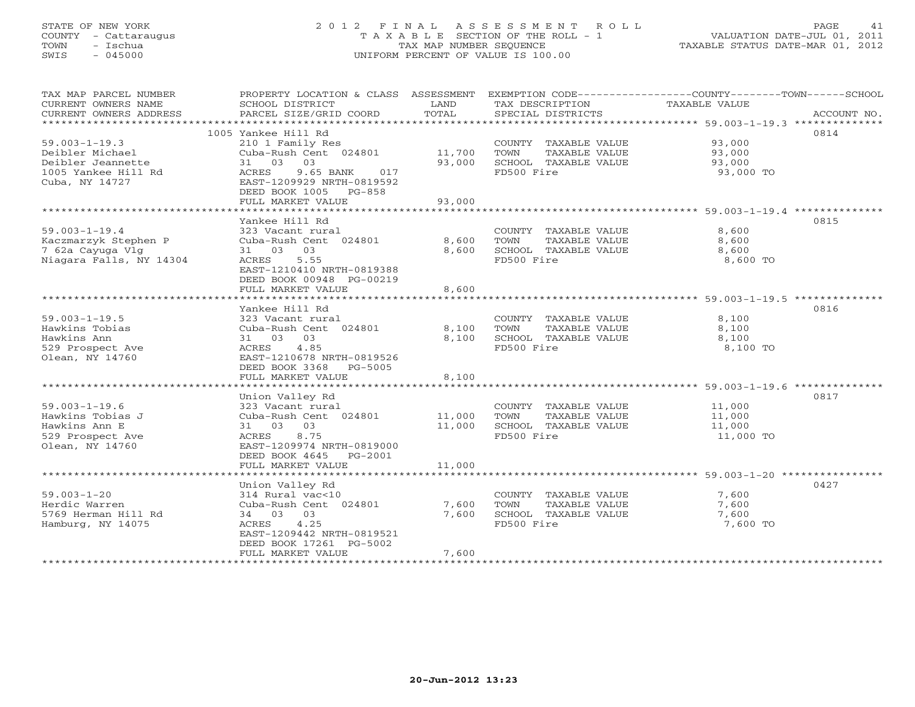STATE OF NEW YORK
COUNTY - Cattaraugus
TOWN - Ischua
SWIS - 045000

# 2012 FINAL ASSESSMENT ROLL
TAXABLE SECTION OF THE ROLL - 1
TAX MAP NUMBER SEQUENCE
UNIFORM PERCENT OF VALUE IS 100.00

VALUATION DATE-JUL 01, 2011
TAXABLE STATUS DATE-MAR 01, 2012

| TAX MAP PARCEL NUMBER / CURRENT OWNERS NAME / CURRENT OWNERS ADDRESS | PROPERTY LOCATION & CLASS / SCHOOL DISTRICT / PARCEL SIZE/GRID COORD | ASSESSMENT LAND | TOTAL | EXEMPTION CODE / TAX DESCRIPTION / SPECIAL DISTRICTS | TAXABLE VALUE (COUNTY / TOWN / SCHOOL) | ACCOUNT NO. |
|---|---|---|---|---|---|---|
| 59.003-1-19.3 | 1005 Yankee Hill Rd | | | | | 0814 |
| 59.003-1-19.3 | 210 1 Family Res | | | COUNTY TAXABLE VALUE | 93,000 | |
| Deibler Michael | Cuba-Rush Cent 024801 | 11,700 | | TOWN TAXABLE VALUE | 93,000 | |
| Deibler Jeannette | 31 03 03 | | 93,000 | SCHOOL TAXABLE VALUE | 93,000 | |
| 1005 Yankee Hill Rd | ACRES 9.65 BANK 017 | | | FD500 Fire | 93,000 TO | |
| Cuba, NY 14727 | EAST-1209929 NRTH-0819592 | | | | | |
| | DEED BOOK 1005 PG-858 | | | | | |
| | FULL MARKET VALUE | | 93,000 | | | |
| 59.003-1-19.4 | Yankee Hill Rd | | | | | 0815 |
| 59.003-1-19.4 | 323 Vacant rural | | | COUNTY TAXABLE VALUE | 8,600 | |
| Kaczmarzyk Stephen P | Cuba-Rush Cent 024801 | 8,600 | | TOWN TAXABLE VALUE | 8,600 | |
| 7 62a Cayuga Vlg | 31 03 03 | | 8,600 | SCHOOL TAXABLE VALUE | 8,600 | |
| Niagara Falls, NY 14304 | ACRES 5.55 | | | FD500 Fire | 8,600 TO | |
| | EAST-1210410 NRTH-0819388 | | | | | |
| | DEED BOOK 00948 PG-00219 | | | | | |
| | FULL MARKET VALUE | | 8,600 | | | |
| 59.003-1-19.5 | Yankee Hill Rd | | | | | 0816 |
| 59.003-1-19.5 | 323 Vacant rural | | | COUNTY TAXABLE VALUE | 8,100 | |
| Hawkins Tobias | Cuba-Rush Cent 024801 | 8,100 | | TOWN TAXABLE VALUE | 8,100 | |
| Hawkins Ann | 31 03 03 | | 8,100 | SCHOOL TAXABLE VALUE | 8,100 | |
| 529 Prospect Ave | ACRES 4.85 | | | FD500 Fire | 8,100 TO | |
| Olean, NY 14760 | EAST-1210678 NRTH-0819526 | | | | | |
| | DEED BOOK 3368 PG-5005 | | | | | |
| | FULL MARKET VALUE | | 8,100 | | | |
| 59.003-1-19.6 | Union Valley Rd | | | | | 0817 |
| 59.003-1-19.6 | 323 Vacant rural | | | COUNTY TAXABLE VALUE | 11,000 | |
| Hawkins Tobias J | Cuba-Rush Cent 024801 | 11,000 | | TOWN TAXABLE VALUE | 11,000 | |
| Hawkins Ann E | 31 03 03 | | 11,000 | SCHOOL TAXABLE VALUE | 11,000 | |
| 529 Prospect Ave | ACRES 8.75 | | | FD500 Fire | 11,000 TO | |
| Olean, NY 14760 | EAST-1209974 NRTH-0819000 | | | | | |
| | DEED BOOK 4645 PG-2001 | | | | | |
| | FULL MARKET VALUE | | 11,000 | | | |
| 59.003-1-20 | Union Valley Rd | | | | | 0427 |
| 59.003-1-20 | 314 Rural vac<10 | | | COUNTY TAXABLE VALUE | 7,600 | |
| Herdic Warren | Cuba-Rush Cent 024801 | 7,600 | | TOWN TAXABLE VALUE | 7,600 | |
| 5769 Herman Hill Rd | 34 03 03 | | 7,600 | SCHOOL TAXABLE VALUE | 7,600 | |
| Hamburg, NY 14075 | ACRES 4.25 | | | FD500 Fire | 7,600 TO | |
| | EAST-1209442 NRTH-0819521 | | | | | |
| | DEED BOOK 17261 PG-5002 | | | | | |
| | FULL MARKET VALUE | | 7,600 | | | |

20-Jun-2012 13:23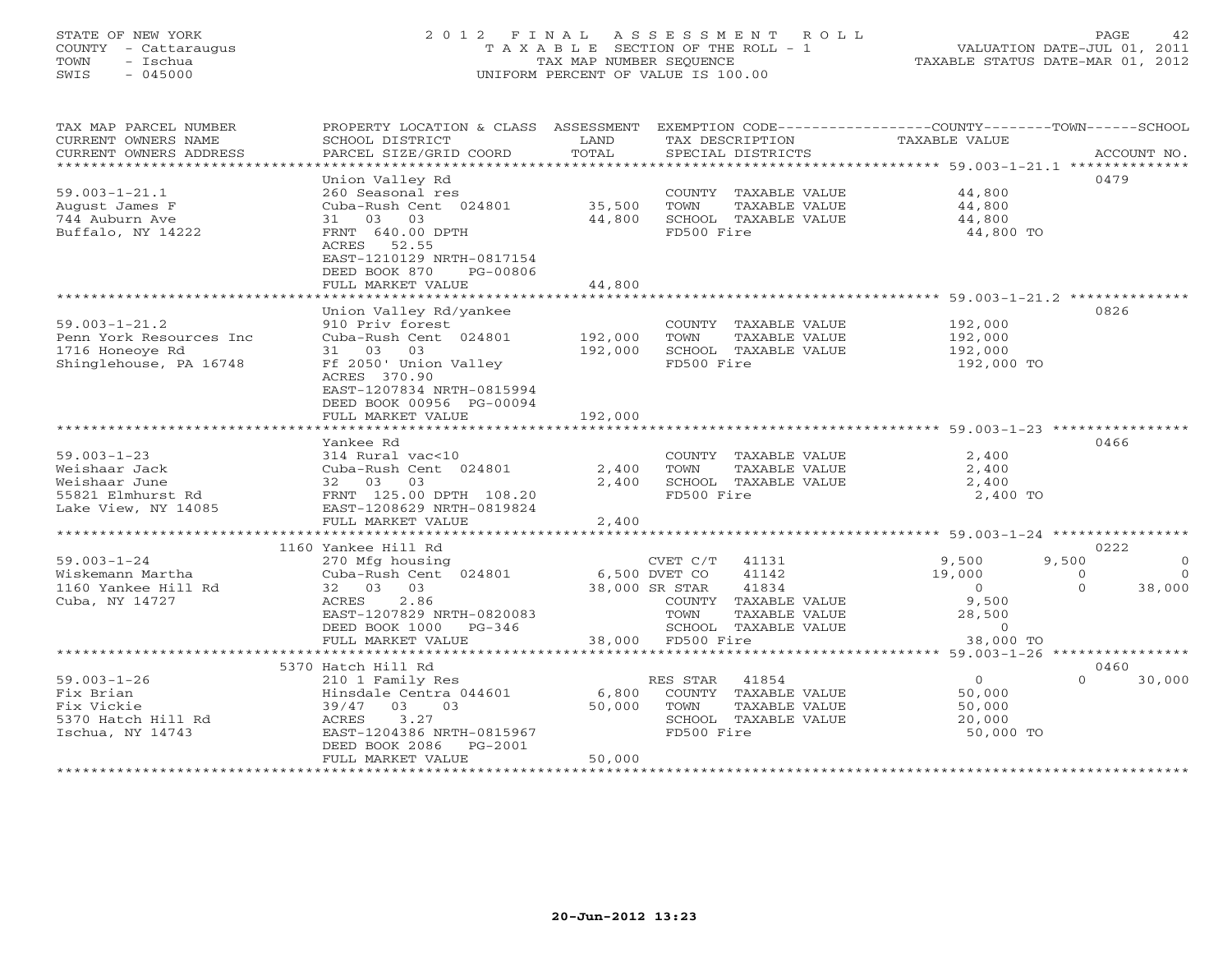STATE OF NEW YORK
COUNTY - Cattaraugus
TOWN - Ischua
SWIS - 045000

# 2012 FINAL ASSESSMENT ROLL

TAXABLE SECTION OF THE ROLL - 1
TAX MAP NUMBER SEQUENCE
UNIFORM PERCENT OF VALUE IS 100.00

VALUATION DATE-JUL 01, 2011
TAXABLE STATUS DATE-MAR 01, 2012

| TAX MAP PARCEL NUMBER / CURRENT OWNERS NAME / CURRENT OWNERS ADDRESS | PROPERTY LOCATION & CLASS / SCHOOL DISTRICT / PARCEL SIZE/GRID COORD | ASSESSMENT LAND / TOTAL | EXEMPTION CODE / TAX DESCRIPTION / SPECIAL DISTRICTS | COUNTY | TOWN | SCHOOL | ACCOUNT NO. |
|---|---|---|---|---|---|---|---|
| | Union Valley Rd | | | | | | 0479 |
| 59.003-1-21.1 | 260 Seasonal res | | COUNTY TAXABLE VALUE | 44,800 | | | |
| August James F | Cuba-Rush Cent 024801 | 35,500 | TOWN TAXABLE VALUE | 44,800 | | | |
| 744 Auburn Ave | 31 03 03 | 44,800 | SCHOOL TAXABLE VALUE | 44,800 | | | |
| Buffalo, NY 14222 | FRNT 640.00 DPTH | | FD500 Fire | 44,800 TO | | | |
| | ACRES 52.55 | | | | | | |
| | EAST-1210129 NRTH-0817154 | | | | | | |
| | DEED BOOK 870 PG-00806 | | | | | | |
| | FULL MARKET VALUE | 44,800 | | | | | |
| | Union Valley Rd/yankee | | | | | | 0826 |
| 59.003-1-21.2 | 910 Priv forest | | COUNTY TAXABLE VALUE | 192,000 | | | |
| Penn York Resources Inc | Cuba-Rush Cent 024801 | 192,000 | TOWN TAXABLE VALUE | 192,000 | | | |
| 1716 Honeoye Rd | 31 03 03 | 192,000 | SCHOOL TAXABLE VALUE | 192,000 | | | |
| Shinglehouse, PA 16748 | Ff 2050' Union Valley | | FD500 Fire | 192,000 TO | | | |
| | ACRES 370.90 | | | | | | |
| | EAST-1207834 NRTH-0815994 | | | | | | |
| | DEED BOOK 00956 PG-00094 | | | | | | |
| | FULL MARKET VALUE | 192,000 | | | | | |
| | Yankee Rd | | | | | | 0466 |
| 59.003-1-23 | 314 Rural vac<10 | | COUNTY TAXABLE VALUE | 2,400 | | | |
| Weishaar Jack | Cuba-Rush Cent 024801 | 2,400 | TOWN TAXABLE VALUE | 2,400 | | | |
| Weishaar June | 32 03 03 | 2,400 | SCHOOL TAXABLE VALUE | 2,400 | | | |
| 55821 Elmhurst Rd | FRNT 125.00 DPTH 108.20 | | FD500 Fire | 2,400 TO | | | |
| Lake View, NY 14085 | EAST-1208629 NRTH-0819824 | | | | | | |
| | FULL MARKET VALUE | 2,400 | | | | | |
| | 1160 Yankee Hill Rd | | | | | | 0222 |
| 59.003-1-24 | 270 Mfg housing | | CVET C/T 41131 | 9,500 | 9,500 | 0 | |
| Wiskemann Martha | Cuba-Rush Cent 024801 | 6,500 | DVET CO 41142 | 19,000 | 0 | 0 | |
| 1160 Yankee Hill Rd | 32 03 03 | 38,000 | SR STAR 41834 | 0 | 0 | 38,000 | |
| Cuba, NY 14727 | ACRES 2.86 | | COUNTY TAXABLE VALUE | 9,500 | | | |
| | EAST-1207829 NRTH-0820083 | | TOWN TAXABLE VALUE | 28,500 | | | |
| | DEED BOOK 1000 PG-346 | | SCHOOL TAXABLE VALUE | 0 | | | |
| | FULL MARKET VALUE | 38,000 | FD500 Fire | 38,000 TO | | | |
| | 5370 Hatch Hill Rd | | | | | | 0460 |
| 59.003-1-26 | 210 1 Family Res | | RES STAR 41854 | 0 | 0 | 30,000 | |
| Fix Brian | Hinsdale Centra 044601 | 6,800 | COUNTY TAXABLE VALUE | 50,000 | | | |
| Fix Vickie | 39/47 03 03 | 50,000 | TOWN TAXABLE VALUE | 50,000 | | | |
| 5370 Hatch Hill Rd | ACRES 3.27 | | SCHOOL TAXABLE VALUE | 20,000 | | | |
| Ischua, NY 14743 | EAST-1204386 NRTH-0815967 | | FD500 Fire | 50,000 TO | | | |
| | DEED BOOK 2086 PG-2001 | | | | | | |
| | FULL MARKET VALUE | 50,000 | | | | | |

20-Jun-2012 13:23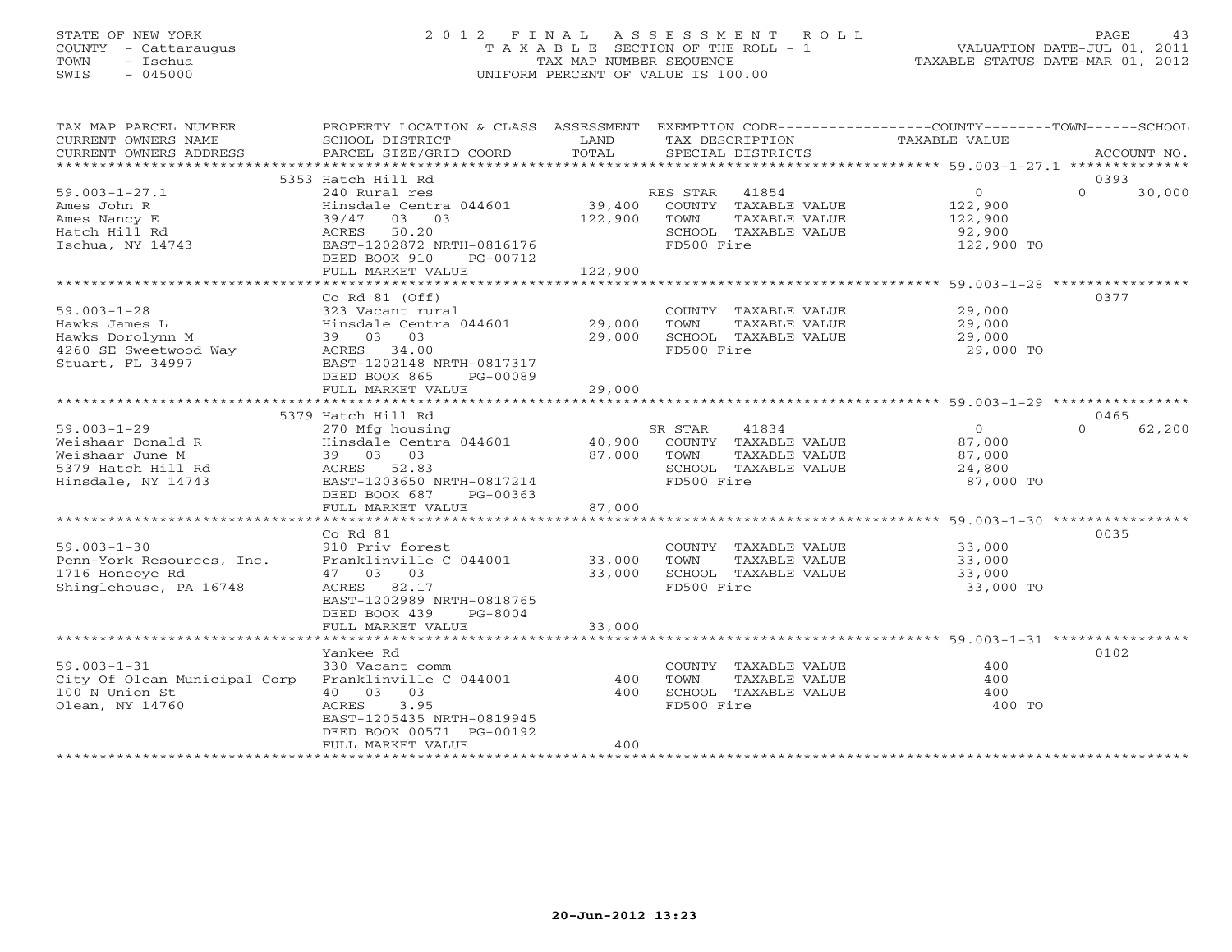STATE OF NEW YORK
COUNTY - Cattaraugus
TOWN - Ischua
SWIS - 045000

2012 FINAL ASSESSMENT ROLL
TAXABLE SECTION OF THE ROLL - 1
TAX MAP NUMBER SEQUENCE
UNIFORM PERCENT OF VALUE IS 100.00

VALUATION DATE-JUL 01, 2011
TAXABLE STATUS DATE-MAR 01, 2012

| TAX MAP PARCEL NUMBER / CURRENT OWNERS NAME / CURRENT OWNERS ADDRESS | PROPERTY LOCATION & CLASS / SCHOOL DISTRICT / PARCEL SIZE/GRID COORD | ASSESSMENT LAND / TOTAL | EXEMPTION CODE / TAX DESCRIPTION / SPECIAL DISTRICTS | COUNTY TAXABLE VALUE | TOWN | SCHOOL / ACCOUNT NO. |
|---|---|---|---|---|---|---|
| | 5353 Hatch Hill Rd | | | | | 0393 |
| 59.003-1-27.1 | 240 Rural res | | RES STAR 41854 | 0 | 0 | 30,000 |
| Ames John R | Hinsdale Centra 044601 | 39,400 | COUNTY TAXABLE VALUE | 122,900 | | |
| Ames Nancy E | 39/47 03 03 | 122,900 | TOWN TAXABLE VALUE | 122,900 | | |
| Hatch Hill Rd | ACRES 50.20 | | SCHOOL TAXABLE VALUE | 92,900 | | |
| Ischua, NY 14743 | EAST-1202872 NRTH-0816176 | | FD500 Fire | 122,900 TO | | |
| | DEED BOOK 910 PG-00712 | | | | | |
| | FULL MARKET VALUE | 122,900 | | | | |
| | Co Rd 81 (Off) | | | | | 0377 |
| 59.003-1-28 | 323 Vacant rural | | COUNTY TAXABLE VALUE | 29,000 | | |
| Hawks James L | Hinsdale Centra 044601 | 29,000 | TOWN TAXABLE VALUE | 29,000 | | |
| Hawks Dorolynn M | 39 03 03 | 29,000 | SCHOOL TAXABLE VALUE | 29,000 | | |
| 4260 SE Sweetwood Way | ACRES 34.00 | | FD500 Fire | 29,000 TO | | |
| Stuart, FL 34997 | EAST-1202148 NRTH-0817317 | | | | | |
| | DEED BOOK 865 PG-00089 | | | | | |
| | FULL MARKET VALUE | 29,000 | | | | |
| | 5379 Hatch Hill Rd | | | | | 0465 |
| 59.003-1-29 | 270 Mfg housing | | SR STAR 41834 | 0 | 0 | 62,200 |
| Weishaar Donald R | Hinsdale Centra 044601 | 40,900 | COUNTY TAXABLE VALUE | 87,000 | | |
| Weishaar June M | 39 03 03 | 87,000 | TOWN TAXABLE VALUE | 87,000 | | |
| 5379 Hatch Hill Rd | ACRES 52.83 | | SCHOOL TAXABLE VALUE | 24,800 | | |
| Hinsdale, NY 14743 | EAST-1203650 NRTH-0817214 | | FD500 Fire | 87,000 TO | | |
| | DEED BOOK 687 PG-00363 | | | | | |
| | FULL MARKET VALUE | 87,000 | | | | |
| | Co Rd 81 | | | | | 0035 |
| 59.003-1-30 | 910 Priv forest | | COUNTY TAXABLE VALUE | 33,000 | | |
| Penn-York Resources, Inc. | Franklinville C 044001 | 33,000 | TOWN TAXABLE VALUE | 33,000 | | |
| 1716 Honeoye Rd | 47 03 03 | 33,000 | SCHOOL TAXABLE VALUE | 33,000 | | |
| Shinglehouse, PA 16748 | ACRES 82.17 | | FD500 Fire | 33,000 TO | | |
| | EAST-1202989 NRTH-0818765 | | | | | |
| | DEED BOOK 439 PG-8004 | | | | | |
| | FULL MARKET VALUE | 33,000 | | | | |
| | Yankee Rd | | | | | 0102 |
| 59.003-1-31 | 330 Vacant comm | | COUNTY TAXABLE VALUE | 400 | | |
| City Of Olean Municipal Corp | Franklinville C 044001 | 400 | TOWN TAXABLE VALUE | 400 | | |
| 100 N Union St | 40 03 03 | 400 | SCHOOL TAXABLE VALUE | 400 | | |
| Olean, NY 14760 | ACRES 3.95 | | FD500 Fire | 400 TO | | |
| | EAST-1205435 NRTH-0819945 | | | | | |
| | DEED BOOK 00571 PG-00192 | | | | | |
| | FULL MARKET VALUE | 400 | | | | |

20-Jun-2012 13:23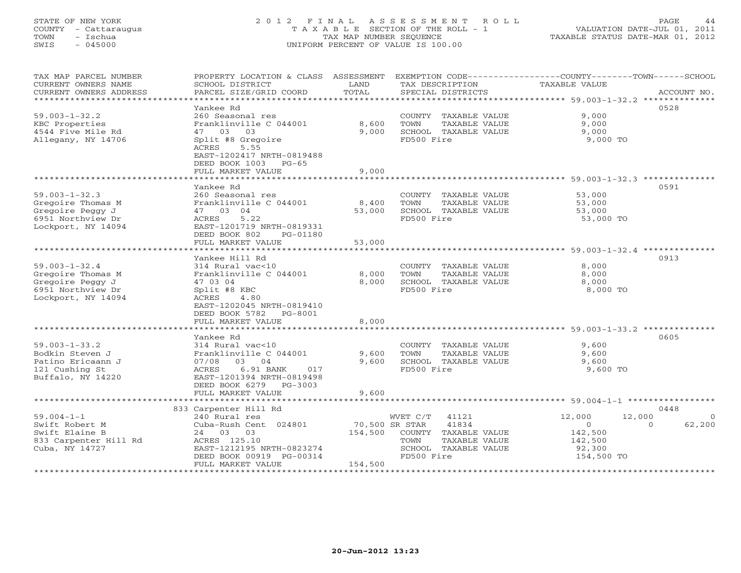STATE OF NEW YORK
COUNTY - Cattaraugus
TOWN - Ischua
SWIS - 045000

# 2012 FINAL ASSESSMENT ROLL
TAXABLE SECTION OF THE ROLL - 1
TAX MAP NUMBER SEQUENCE
UNIFORM PERCENT OF VALUE IS 100.00

VALUATION DATE-JUL 01, 2011
TAXABLE STATUS DATE-MAR 01, 2012

| TAX MAP PARCEL NUMBER / CURRENT OWNERS NAME / CURRENT OWNERS ADDRESS | PROPERTY LOCATION & CLASS / SCHOOL DISTRICT / PARCEL SIZE/GRID COORD | ASSESSMENT LAND | TOTAL | EXEMPTION CODE / TAX DESCRIPTION / SPECIAL DISTRICTS | COUNTY | TOWN | SCHOOL | ACCOUNT NO. |
|---|---|---|---|---|---|---|---|---|
| 59.003-1-32.2 | Yankee Rd | | | | | | | 0528 |
| KBC Properties | 260 Seasonal res | | | COUNTY TAXABLE VALUE | 9,000 | | | |
| 4544 Five Mile Rd | Franklinville C 044001 | 8,600 | | TOWN TAXABLE VALUE | | 9,000 | | |
| Allegany, NY 14706 | 47 03 03 | | 9,000 | SCHOOL TAXABLE VALUE | | | 9,000 | |
| | Split #8 Gregoire | | | FD500 Fire | 9,000 TO | | | |
| | ACRES 5.55 | | | | | | | |
| | EAST-1202417 NRTH-0819488 | | | | | | | |
| | DEED BOOK 1003 PG-65 | | | | | | | |
| | FULL MARKET VALUE | | 9,000 | | | | | |
| 59.003-1-32.3 | Yankee Rd | | | | | | | 0591 |
| Gregoire Thomas M | 260 Seasonal res | | | COUNTY TAXABLE VALUE | 53,000 | | | |
| Gregoire Peggy J | Franklinville C 044001 | 8,400 | | TOWN TAXABLE VALUE | | 53,000 | | |
| 6951 Northview Dr | 47 03 04 | | 53,000 | SCHOOL TAXABLE VALUE | | | 53,000 | |
| Lockport, NY 14094 | ACRES 5.22 | | | FD500 Fire | 53,000 TO | | | |
| | EAST-1201719 NRTH-0819331 | | | | | | | |
| | DEED BOOK 802 PG-01180 | | | | | | | |
| | FULL MARKET VALUE | | 53,000 | | | | | |
| 59.003-1-32.4 | Yankee Hill Rd | | | | | | | 0913 |
| Gregoire Thomas M | 314 Rural vac<10 | | | COUNTY TAXABLE VALUE | 8,000 | | | |
| Gregoire Peggy J | Franklinville C 044001 | 8,000 | | TOWN TAXABLE VALUE | | 8,000 | | |
| 6951 Northview Dr | 47 03 04 | | 8,000 | SCHOOL TAXABLE VALUE | | | 8,000 | |
| Lockport, NY 14094 | Split #8 KBC | | | FD500 Fire | 8,000 TO | | | |
| | ACRES 4.80 | | | | | | | |
| | EAST-1202045 NRTH-0819410 | | | | | | | |
| | DEED BOOK 5782 PG-8001 | | | | | | | |
| | FULL MARKET VALUE | | 8,000 | | | | | |
| 59.003-1-33.2 | Yankee Rd | | | | | | | 0605 |
| Bodkin Steven J | 314 Rural vac<10 | | | COUNTY TAXABLE VALUE | 9,600 | | | |
| Patino Ericaann J | Franklinville C 044001 | 9,600 | | TOWN TAXABLE VALUE | | 9,600 | | |
| 121 Cushing St | 07/08 03 04 | | 9,600 | SCHOOL TAXABLE VALUE | | | 9,600 | |
| Buffalo, NY 14220 | ACRES 6.91 BANK 017 | | | FD500 Fire | 9,600 TO | | | |
| | EAST-1201394 NRTH-0819498 | | | | | | | |
| | DEED BOOK 6279 PG-3003 | | | | | | | |
| | FULL MARKET VALUE | | 9,600 | | | | | |
| 59.004-1-1 | 833 Carpenter Hill Rd | | | | | | | 0448 |
| Swift Robert M | 240 Rural res | | | WVET C/T 41121 | 12,000 | 12,000 | 0 | |
| Swift Elaine B | Cuba-Rush Cent 024801 | 70,500 | | SR STAR 41834 | 0 | 0 | 62,200 | |
| 833 Carpenter Hill Rd | 24 03 03 | | 154,500 | COUNTY TAXABLE VALUE | 142,500 | | | |
| Cuba, NY 14727 | ACRES 125.10 | | | TOWN TAXABLE VALUE | | 142,500 | | |
| | EAST-1212195 NRTH-0823274 | | | SCHOOL TAXABLE VALUE | | | 92,300 | |
| | DEED BOOK 00919 PG-00314 | | | FD500 Fire | 154,500 TO | | | |
| | FULL MARKET VALUE | | 154,500 | | | | | |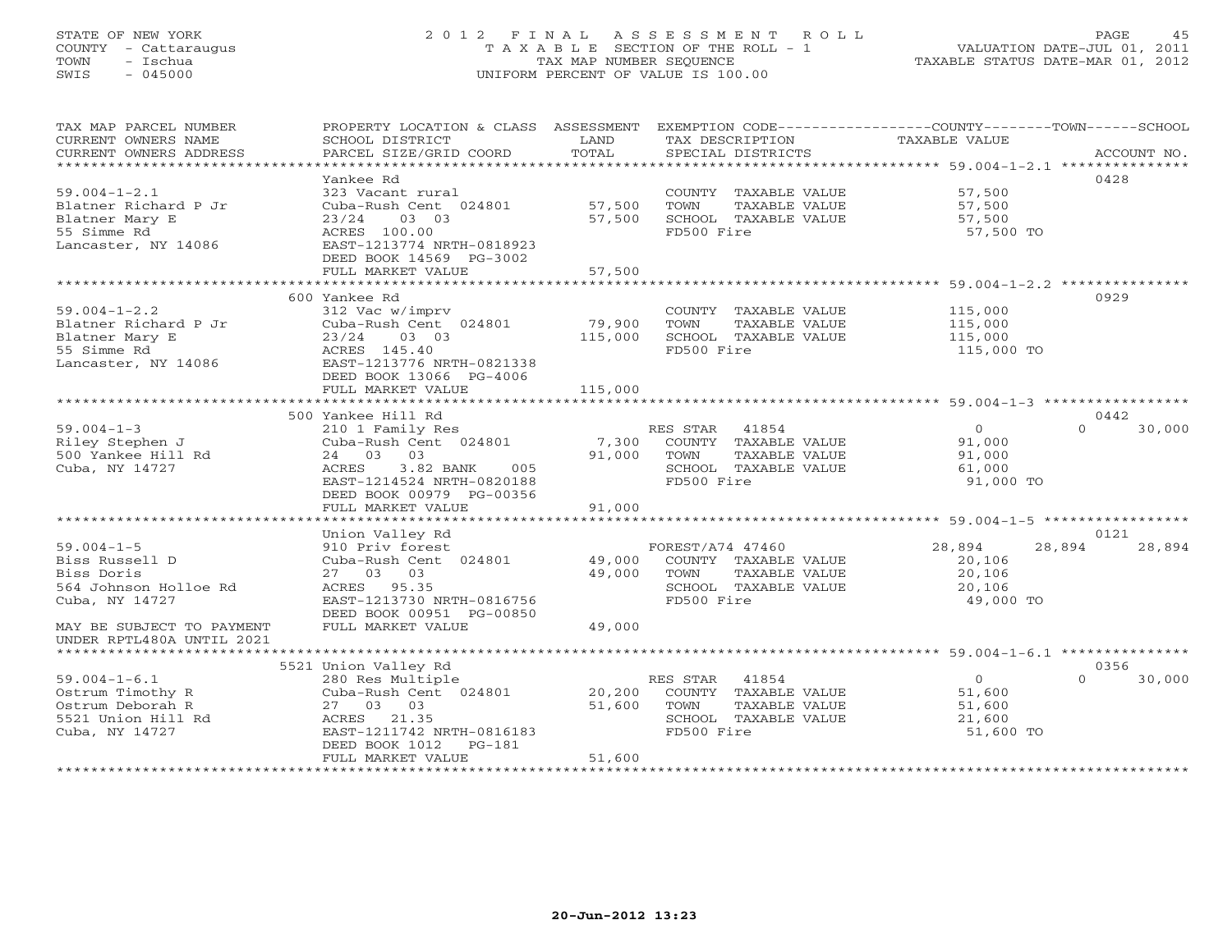STATE OF NEW YORK
COUNTY - Cattaraugus
TOWN - Ischua
SWIS - 045000

# 2012 FINAL ASSESSMENT ROLL
TAXABLE SECTION OF THE ROLL - 1
TAX MAP NUMBER SEQUENCE
UNIFORM PERCENT OF VALUE IS 100.00

VALUATION DATE-JUL 01, 2011
TAXABLE STATUS DATE-MAR 01, 2012

| TAX MAP PARCEL NUMBER / CURRENT OWNERS NAME / CURRENT OWNERS ADDRESS | PROPERTY LOCATION & CLASS / SCHOOL DISTRICT / PARCEL SIZE/GRID COORD | ASSESSMENT LAND | TOTAL | EXEMPTION CODE / TAX DESCRIPTION / SPECIAL DISTRICTS | COUNTY TAXABLE VALUE | TOWN | SCHOOL | ACCOUNT NO. |
|---|---|---|---|---|---|---|---|---|
| 59.004-1-2.1 | Yankee Rd | | | | | | | 0428 |
| Blatner Richard P Jr | 323 Vacant rural | | | COUNTY TAXABLE VALUE | 57,500 | | | |
| Blatner Mary E | Cuba-Rush Cent 024801 | 57,500 | | TOWN TAXABLE VALUE | 57,500 | | | |
| 55 Simme Rd | 23/24 03 03 | | 57,500 | SCHOOL TAXABLE VALUE | 57,500 | | | |
| Lancaster, NY 14086 | ACRES 100.00 | | | FD500 Fire | 57,500 TO | | | |
| | EAST-1213774 NRTH-0818923 | | | | | | | |
| | DEED BOOK 14569 PG-3002 | | | | | | | |
| | FULL MARKET VALUE | | 57,500 | | | | | |
| 59.004-1-2.2 | 600 Yankee Rd | | | | | | | 0929 |
| Blatner Richard P Jr | 312 Vac w/imprv | | | COUNTY TAXABLE VALUE | 115,000 | | | |
| Blatner Mary E | Cuba-Rush Cent 024801 | 79,900 | | TOWN TAXABLE VALUE | 115,000 | | | |
| 55 Simme Rd | 23/24 03 03 | | 115,000 | SCHOOL TAXABLE VALUE | 115,000 | | | |
| Lancaster, NY 14086 | ACRES 145.40 | | | FD500 Fire | 115,000 TO | | | |
| | EAST-1213776 NRTH-0821338 | | | | | | | |
| | DEED BOOK 13066 PG-4006 | | | | | | | |
| | FULL MARKET VALUE | | 115,000 | | | | | |
| 59.004-1-3 | 500 Yankee Hill Rd | | | | | | | 0442 |
| Riley Stephen J | 210 1 Family Res | | | RES STAR 41854 | 0 | 0 | 30,000 | |
| 500 Yankee Hill Rd | Cuba-Rush Cent 024801 | 7,300 | | COUNTY TAXABLE VALUE | 91,000 | | | |
| Cuba, NY 14727 | 24 03 03 | | 91,000 | TOWN TAXABLE VALUE | 91,000 | | | |
| | ACRES 3.82 BANK 005 | | | SCHOOL TAXABLE VALUE | 61,000 | | | |
| | EAST-1214524 NRTH-0820188 | | | FD500 Fire | 91,000 TO | | | |
| | DEED BOOK 00979 PG-00356 | | | | | | | |
| | FULL MARKET VALUE | | 91,000 | | | | | |
| 59.004-1-5 | Union Valley Rd | | | | | | | 0121 |
| Biss Russell D | 910 Priv forest | | | FOREST/A74 47460 | 28,894 | 28,894 | 28,894 | |
| Biss Doris | Cuba-Rush Cent 024801 | 49,000 | | COUNTY TAXABLE VALUE | 20,106 | | | |
| 564 Johnson Holloe Rd | 27 03 03 | | 49,000 | TOWN TAXABLE VALUE | 20,106 | | | |
| Cuba, NY 14727 | ACRES 95.35 | | | SCHOOL TAXABLE VALUE | 20,106 | | | |
| | EAST-1213730 NRTH-0816756 | | | FD500 Fire | 49,000 TO | | | |
| | DEED BOOK 00951 PG-00850 | | | | | | | |
| MAY BE SUBJECT TO PAYMENT | FULL MARKET VALUE | | 49,000 | | | | | |
| UNDER RPTL480A UNTIL 2021 | | | | | | | | |
| 59.004-1-6.1 | 5521 Union Valley Rd | | | | | | | 0356 |
| Ostrum Timothy R | 280 Res Multiple | | | RES STAR 41854 | 0 | 0 | 30,000 | |
| Ostrum Deborah R | Cuba-Rush Cent 024801 | 20,200 | | COUNTY TAXABLE VALUE | 51,600 | | | |
| 5521 Union Hill Rd | 27 03 03 | | 51,600 | TOWN TAXABLE VALUE | 51,600 | | | |
| Cuba, NY 14727 | ACRES 21.35 | | | SCHOOL TAXABLE VALUE | 21,600 | | | |
| | EAST-1211742 NRTH-0816183 | | | FD500 Fire | 51,600 TO | | | |
| | DEED BOOK 1012 PG-181 | | | | | | | |
| | FULL MARKET VALUE | | 51,600 | | | | | |

20-Jun-2012 13:23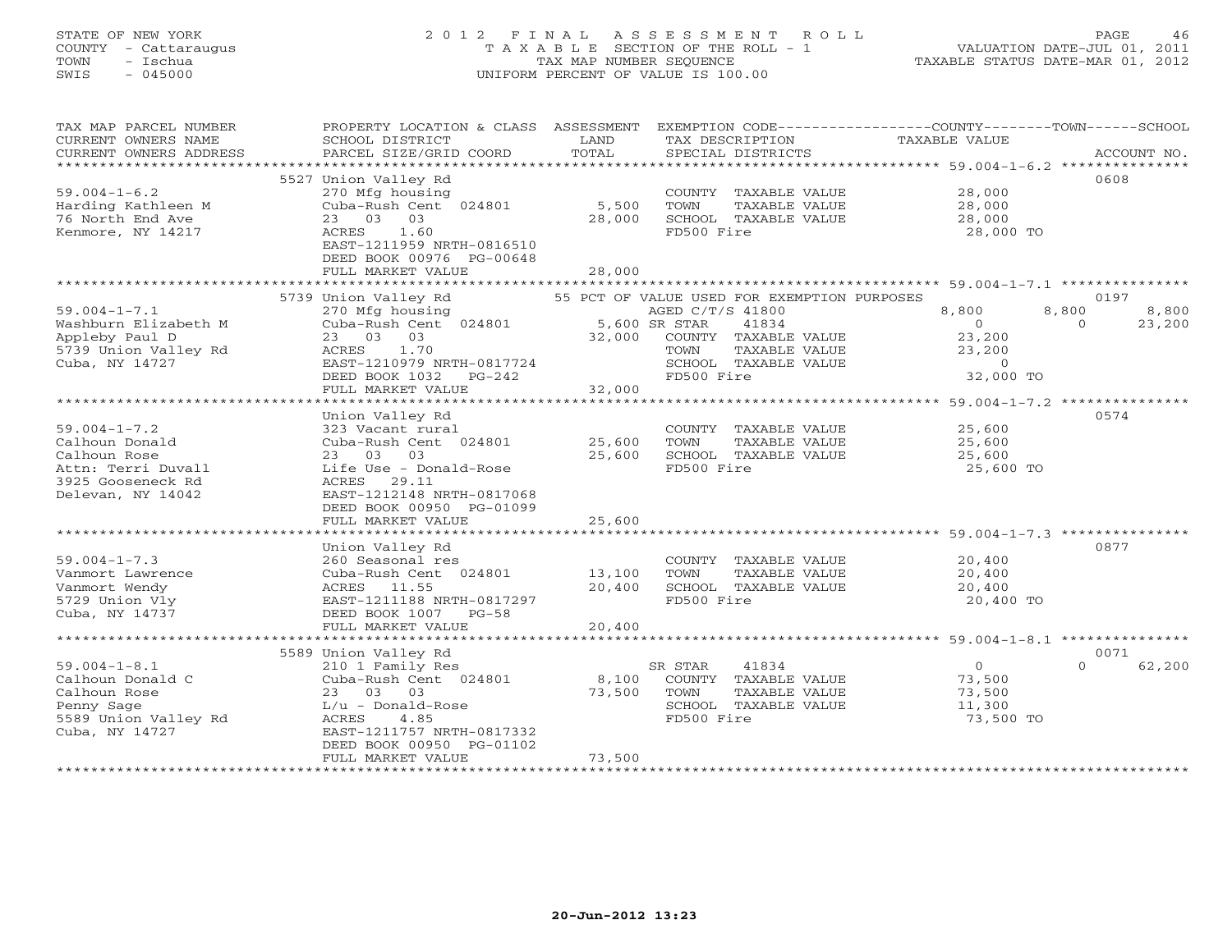STATE OF NEW YORK
COUNTY - Cattaraugus
TOWN - Ischua
SWIS - 045000

2012 FINAL ASSESSMENT ROLL
TAXABLE SECTION OF THE ROLL - 1
TAX MAP NUMBER SEQUENCE
UNIFORM PERCENT OF VALUE IS 100.00

VALUATION DATE-JUL 01, 2011
TAXABLE STATUS DATE-MAR 01, 2012

| TAX MAP PARCEL NUMBER / CURRENT OWNERS NAME / CURRENT OWNERS ADDRESS | PROPERTY LOCATION & CLASS / SCHOOL DISTRICT / PARCEL SIZE/GRID COORD | ASSESSMENT LAND / TOTAL | EXEMPTION CODE / TAX DESCRIPTION / SPECIAL DISTRICTS | COUNTY TAXABLE VALUE | TOWN | SCHOOL | ACCOUNT NO. |
|---|---|---|---|---|---|---|---|
| 59.004-1-6.2 | 5527 Union Valley Rd | | | | | | 0608 |
| Harding Kathleen M | 270 Mfg housing | | COUNTY TAXABLE VALUE | 28,000 | | | |
| 76 North End Ave | Cuba-Rush Cent 024801 | 5,500 | TOWN TAXABLE VALUE | 28,000 | | | |
| Kenmore, NY 14217 | 23 03 03 | 28,000 | SCHOOL TAXABLE VALUE | 28,000 | | | |
| | ACRES 1.60 | | FD500 Fire | 28,000 TO | | | |
| | EAST-1211959 NRTH-0816510 | | | | | | |
| | DEED BOOK 00976 PG-00648 | | | | | | |
| | FULL MARKET VALUE | 28,000 | | | | | |
| 59.004-1-7.1 | 5739 Union Valley Rd | | 55 PCT OF VALUE USED FOR EXEMPTION PURPOSES | | | | 0197 |
| Washburn Elizabeth M | 270 Mfg housing | | AGED C/T/S 41800 | 8,800 | 8,800 | 8,800 | |
| Appleby Paul D | Cuba-Rush Cent 024801 | 5,600 | SR STAR 41834 | 0 | 0 | 23,200 | |
| 5739 Union Valley Rd | 23 03 03 | 32,000 | COUNTY TAXABLE VALUE | 23,200 | | | |
| Cuba, NY 14727 | ACRES 1.70 | | TOWN TAXABLE VALUE | 23,200 | | | |
| | EAST-1210979 NRTH-0817724 | | SCHOOL TAXABLE VALUE | 0 | | | |
| | DEED BOOK 1032 PG-242 | | FD500 Fire | 32,000 TO | | | |
| | FULL MARKET VALUE | 32,000 | | | | | |
| 59.004-1-7.2 | Union Valley Rd | | | | | | 0574 |
| Calhoun Donald | 323 Vacant rural | | COUNTY TAXABLE VALUE | 25,600 | | | |
| Calhoun Rose | Cuba-Rush Cent 024801 | 25,600 | TOWN TAXABLE VALUE | 25,600 | | | |
| Attn: Terri Duvall | 23 03 03 | 25,600 | SCHOOL TAXABLE VALUE | 25,600 | | | |
| 3925 Gooseneck Rd | Life Use - Donald-Rose | | FD500 Fire | 25,600 TO | | | |
| Delevan, NY 14042 | ACRES 29.11 | | | | | | |
| | EAST-1212148 NRTH-0817068 | | | | | | |
| | DEED BOOK 00950 PG-01099 | | | | | | |
| | FULL MARKET VALUE | 25,600 | | | | | |
| 59.004-1-7.3 | Union Valley Rd | | | | | | 0877 |
| Vanmort Lawrence | 260 Seasonal res | | COUNTY TAXABLE VALUE | 20,400 | | | |
| Vanmort Wendy | Cuba-Rush Cent 024801 | 13,100 | TOWN TAXABLE VALUE | 20,400 | | | |
| 5729 Union Vly | ACRES 11.55 | 20,400 | SCHOOL TAXABLE VALUE | 20,400 | | | |
| Cuba, NY 14737 | EAST-1211188 NRTH-0817297 | | FD500 Fire | 20,400 TO | | | |
| | DEED BOOK 1007 PG-58 | | | | | | |
| | FULL MARKET VALUE | 20,400 | | | | | |
| 59.004-1-8.1 | 5589 Union Valley Rd | | | | | | 0071 |
| Calhoun Donald C | 210 1 Family Res | | SR STAR 41834 | 0 | 0 | 62,200 | |
| Calhoun Rose | Cuba-Rush Cent 024801 | 8,100 | COUNTY TAXABLE VALUE | 73,500 | | | |
| Penny Sage | 23 03 03 | 73,500 | TOWN TAXABLE VALUE | 73,500 | | | |
| 5589 Union Valley Rd | L/u - Donald-Rose | | SCHOOL TAXABLE VALUE | 11,300 | | | |
| Cuba, NY 14727 | ACRES 4.85 | | FD500 Fire | 73,500 TO | | | |
| | EAST-1211757 NRTH-0817332 | | | | | | |
| | DEED BOOK 00950 PG-01102 | | | | | | |
| | FULL MARKET VALUE | 73,500 | | | | | |

20-Jun-2012 13:23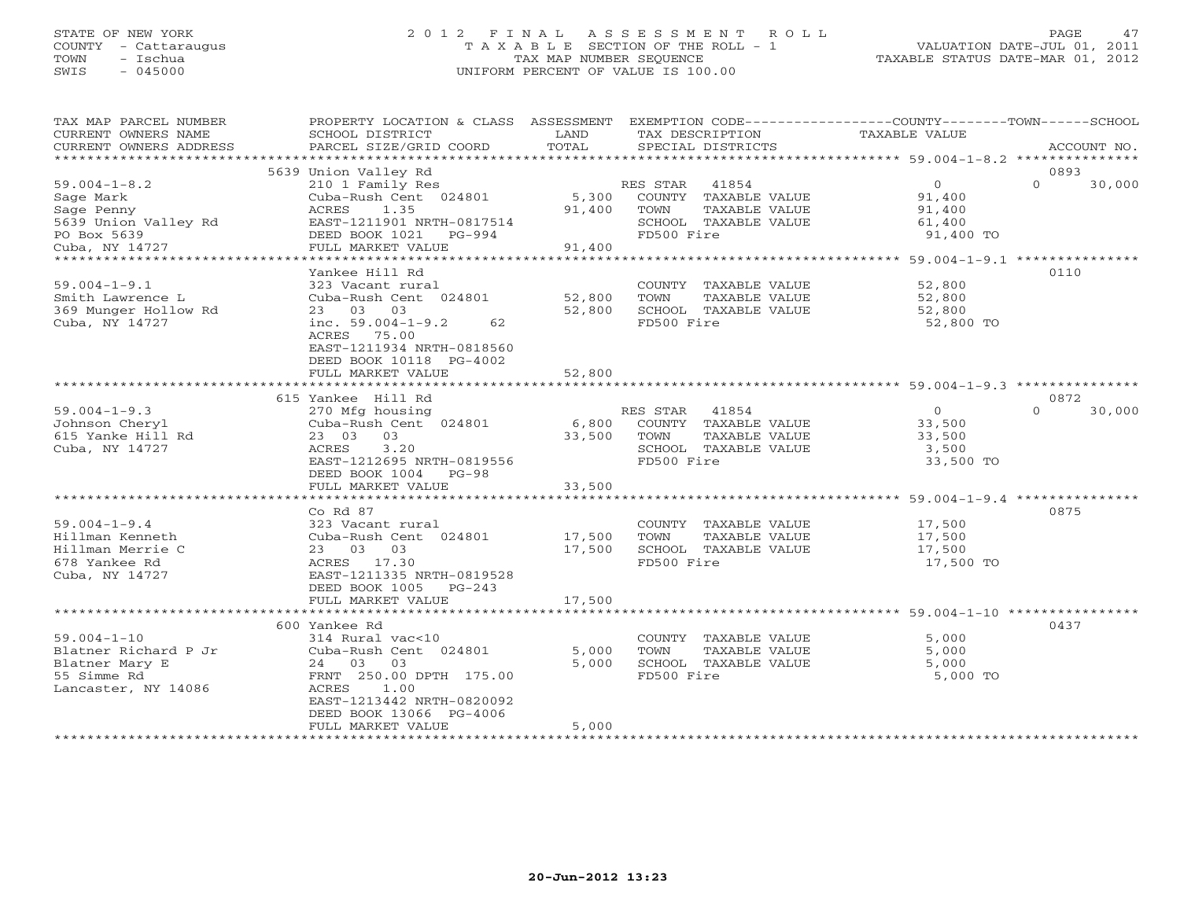STATE OF NEW YORK
COUNTY - Cattaraugus
TOWN - Ischua
SWIS - 045000

# 2012 FINAL ASSESSMENT ROLL
TAXABLE SECTION OF THE ROLL - 1
TAX MAP NUMBER SEQUENCE
UNIFORM PERCENT OF VALUE IS 100.00

VALUATION DATE-JUL 01, 2011
TAXABLE STATUS DATE-MAR 01, 2012

| TAX MAP PARCEL NUMBER / CURRENT OWNERS NAME / CURRENT OWNERS ADDRESS | PROPERTY LOCATION & CLASS / SCHOOL DISTRICT / PARCEL SIZE/GRID COORD | ASSESSMENT LAND | TOTAL | EXEMPTION CODE / TAX DESCRIPTION / SPECIAL DISTRICTS | COUNTY TAXABLE VALUE | TOWN | SCHOOL | ACCOUNT NO. |
|---|---|---|---|---|---|---|---|---|
| 59.004-1-8.2 | 5639 Union Valley Rd | | | | | | | 0893 |
| Sage Mark | 210 1 Family Res | | | RES STAR 41854 | 0 | 0 | 30,000 | |
| Sage Penny | Cuba-Rush Cent 024801 | 5,300 | | COUNTY TAXABLE VALUE | 91,400 | | | |
| 5639 Union Valley Rd | ACRES 1.35 | | 91,400 | TOWN TAXABLE VALUE | | 91,400 | | |
| PO Box 5639 | EAST-1211901 NRTH-0817514 | | | SCHOOL TAXABLE VALUE | | | 61,400 | |
| Cuba, NY 14727 | DEED BOOK 1021 PG-994 | | | FD500 Fire | 91,400 TO | | | |
| | FULL MARKET VALUE | | 91,400 | | | | | |
| 59.004-1-9.1 | Yankee Hill Rd | | | | | | | 0110 |
| Smith Lawrence L | 323 Vacant rural | | | COUNTY TAXABLE VALUE | 52,800 | | | |
| 369 Munger Hollow Rd | Cuba-Rush Cent 024801 | 52,800 | | TOWN TAXABLE VALUE | | 52,800 | | |
| Cuba, NY 14727 | 23 03 03 | | 52,800 | SCHOOL TAXABLE VALUE | | | 52,800 | |
| | inc. 59.004-1-9.2 62 | | | FD500 Fire | 52,800 TO | | | |
| | ACRES 75.00 | | | | | | | |
| | EAST-1211934 NRTH-0818560 | | | | | | | |
| | DEED BOOK 10118 PG-4002 | | | | | | | |
| | FULL MARKET VALUE | | 52,800 | | | | | |
| 59.004-1-9.3 | 615 Yankee Hill Rd | | | | | | | 0872 |
| Johnson Cheryl | 270 Mfg housing | | | RES STAR 41854 | 0 | 0 | 30,000 | |
| 615 Yanke Hill Rd | Cuba-Rush Cent 024801 | 6,800 | | COUNTY TAXABLE VALUE | 33,500 | | | |
| Cuba, NY 14727 | 23 03 03 | | 33,500 | TOWN TAXABLE VALUE | | 33,500 | | |
| | ACRES 3.20 | | | SCHOOL TAXABLE VALUE | | | 3,500 | |
| | EAST-1212695 NRTH-0819556 | | | FD500 Fire | 33,500 TO | | | |
| | DEED BOOK 1004 PG-98 | | | | | | | |
| | FULL MARKET VALUE | | 33,500 | | | | | |
| 59.004-1-9.4 | Co Rd 87 | | | | | | | 0875 |
| Hillman Kenneth | 323 Vacant rural | | | COUNTY TAXABLE VALUE | 17,500 | | | |
| Hillman Merrie C | Cuba-Rush Cent 024801 | 17,500 | | TOWN TAXABLE VALUE | | 17,500 | | |
| 678 Yankee Rd | 23 03 03 | | 17,500 | SCHOOL TAXABLE VALUE | | | 17,500 | |
| Cuba, NY 14727 | ACRES 17.30 | | | FD500 Fire | 17,500 TO | | | |
| | EAST-1211335 NRTH-0819528 | | | | | | | |
| | DEED BOOK 1005 PG-243 | | | | | | | |
| | FULL MARKET VALUE | | 17,500 | | | | | |
| 59.004-1-10 | 600 Yankee Rd | | | | | | | 0437 |
| Blatner Richard P Jr | 314 Rural vac<10 | | | COUNTY TAXABLE VALUE | 5,000 | | | |
| Blatner Mary E | Cuba-Rush Cent 024801 | 5,000 | | TOWN TAXABLE VALUE | | 5,000 | | |
| 55 Simme Rd | 24 03 03 | | 5,000 | SCHOOL TAXABLE VALUE | | | 5,000 | |
| Lancaster, NY 14086 | FRNT 250.00 DPTH 175.00 | | | FD500 Fire | 5,000 TO | | | |
| | ACRES 1.00 | | | | | | | |
| | EAST-1213442 NRTH-0820092 | | | | | | | |
| | DEED BOOK 13066 PG-4006 | | | | | | | |
| | FULL MARKET VALUE | | 5,000 | | | | | |

20-Jun-2012 13:23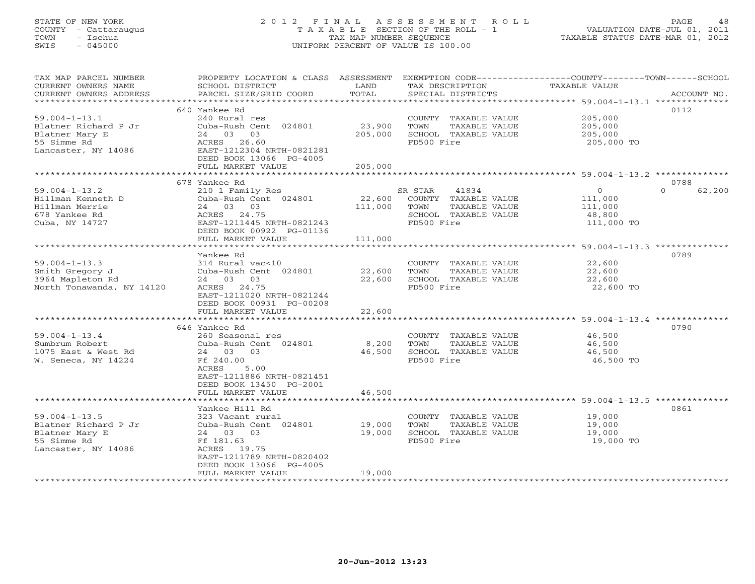STATE OF NEW YORK
COUNTY - Cattaraugus
TOWN - Ischua
SWIS - 045000

# 2012 FINAL ASSESSMENT ROLL
TAXABLE SECTION OF THE ROLL - 1
TAX MAP NUMBER SEQUENCE
UNIFORM PERCENT OF VALUE IS 100.00

VALUATION DATE-JUL 01, 2011
TAXABLE STATUS DATE-MAR 01, 2012

| TAX MAP PARCEL NUMBER / CURRENT OWNERS NAME / CURRENT OWNERS ADDRESS | PROPERTY LOCATION & CLASS / SCHOOL DISTRICT / PARCEL SIZE/GRID COORD | ASSESSMENT LAND / TOTAL | EXEMPTION CODE / TAX DESCRIPTION / SPECIAL DISTRICTS | COUNTY | TOWN | SCHOOL | ACCOUNT NO. |
|---|---|---|---|---|---|---|---|
| 59.004-1-13.1 | 640 Yankee Rd | | | | | | 0112 |
| | 240 Rural res | | COUNTY TAXABLE VALUE | 205,000 | | | |
| Blatner Richard P Jr | Cuba-Rush Cent 024801 | 23,900 | TOWN TAXABLE VALUE | | 205,000 | | |
| Blatner Mary E | 24 03 03 | 205,000 | SCHOOL TAXABLE VALUE | | | 205,000 | |
| 55 Simme Rd | ACRES 26.60 | | FD500 Fire | 205,000 TO | | | |
| Lancaster, NY 14086 | EAST-1212304 NRTH-0821281 | | | | | | |
| | DEED BOOK 13066 PG-4005 | | | | | | |
| | FULL MARKET VALUE | 205,000 | | | | | |
| 59.004-1-13.2 | 678 Yankee Rd | | | | | | 0788 |
| | 210 1 Family Res | | SR STAR 41834 | 0 | | 62,200 | |
| Hillman Kenneth D | Cuba-Rush Cent 024801 | 22,600 | COUNTY TAXABLE VALUE | 111,000 | | | |
| Hillman Merrie | 24 03 03 | 111,000 | TOWN TAXABLE VALUE | | 111,000 | | |
| 678 Yankee Rd | ACRES 24.75 | | SCHOOL TAXABLE VALUE | | | 48,800 | |
| Cuba, NY 14727 | EAST-1211445 NRTH-0821243 | | FD500 Fire | 111,000 TO | | | |
| | DEED BOOK 00922 PG-01136 | | | | | | |
| | FULL MARKET VALUE | 111,000 | | | | | |
| 59.004-1-13.3 | Yankee Rd | | | | | | 0789 |
| | 314 Rural vac<10 | | COUNTY TAXABLE VALUE | 22,600 | | | |
| Smith Gregory J | Cuba-Rush Cent 024801 | 22,600 | TOWN TAXABLE VALUE | | 22,600 | | |
| 3964 Mapleton Rd | 24 03 03 | 22,600 | SCHOOL TAXABLE VALUE | | | 22,600 | |
| North Tonawanda, NY 14120 | ACRES 24.75 | | FD500 Fire | 22,600 TO | | | |
| | EAST-1211020 NRTH-0821244 | | | | | | |
| | DEED BOOK 00931 PG-00208 | | | | | | |
| | FULL MARKET VALUE | 22,600 | | | | | |
| 59.004-1-13.4 | 646 Yankee Rd | | | | | | 0790 |
| | 260 Seasonal res | | COUNTY TAXABLE VALUE | 46,500 | | | |
| Sumbrum Robert | Cuba-Rush Cent 024801 | 8,200 | TOWN TAXABLE VALUE | | 46,500 | | |
| 1075 East & West Rd | 24 03 03 | 46,500 | SCHOOL TAXABLE VALUE | | | 46,500 | |
| W. Seneca, NY 14224 | Ff 240.00 | | FD500 Fire | 46,500 TO | | | |
| | ACRES 5.00 | | | | | | |
| | EAST-1211886 NRTH-0821451 | | | | | | |
| | DEED BOOK 13450 PG-2001 | | | | | | |
| | FULL MARKET VALUE | 46,500 | | | | | |
| 59.004-1-13.5 | Yankee Hill Rd | | | | | | 0861 |
| | 323 Vacant rural | | COUNTY TAXABLE VALUE | 19,000 | | | |
| Blatner Richard P Jr | Cuba-Rush Cent 024801 | 19,000 | TOWN TAXABLE VALUE | | 19,000 | | |
| Blatner Mary E | 24 03 03 | 19,000 | SCHOOL TAXABLE VALUE | | | 19,000 | |
| 55 Simme Rd | Ff 181.63 | | FD500 Fire | 19,000 TO | | | |
| Lancaster, NY 14086 | ACRES 19.75 | | | | | | |
| | EAST-1211789 NRTH-0820402 | | | | | | |
| | DEED BOOK 13066 PG-4005 | | | | | | |
| | FULL MARKET VALUE | 19,000 | | | | | |

20-Jun-2012 13:23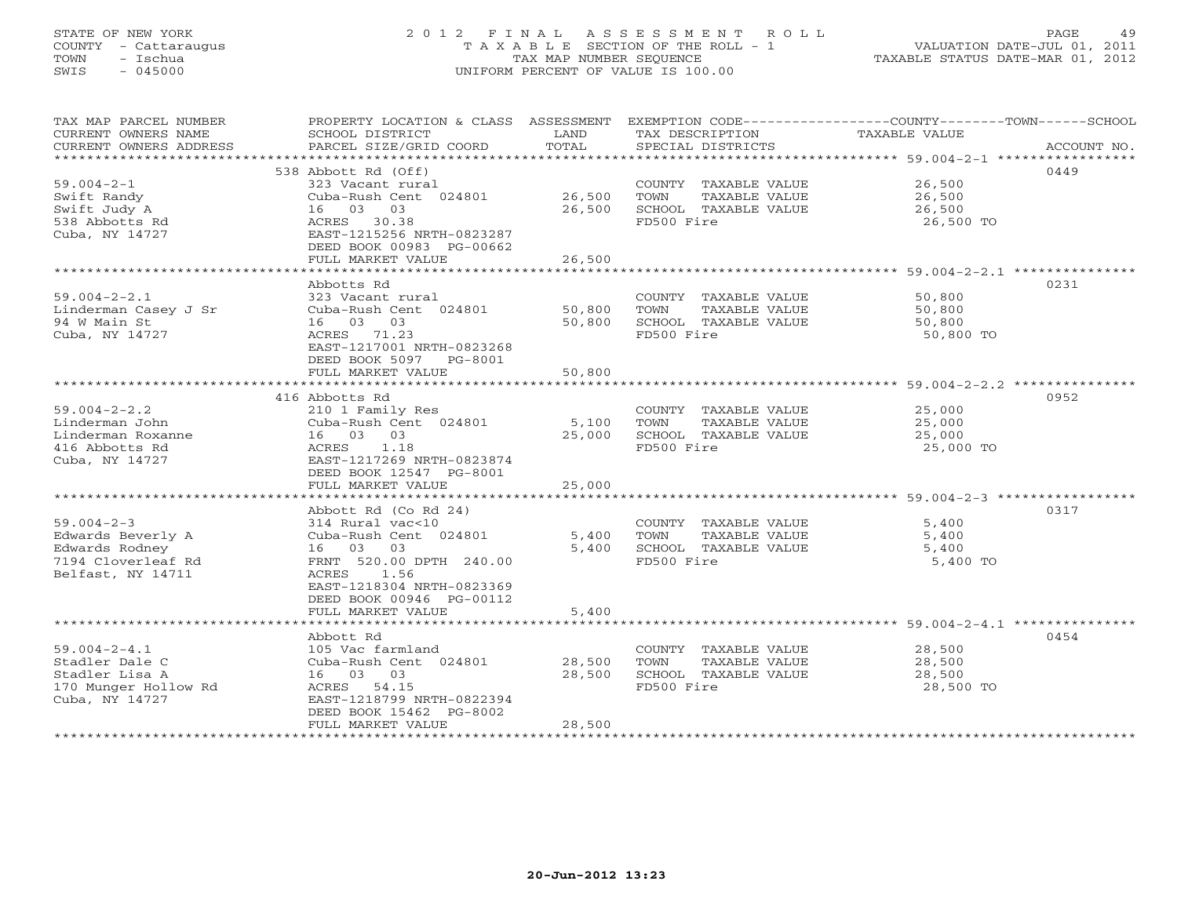STATE OF NEW YORK
COUNTY - Cattaraugus
TOWN - Ischua
SWIS - 045000

# 2012 FINAL ASSESSMENT ROLL
TAXABLE SECTION OF THE ROLL - 1
TAX MAP NUMBER SEQUENCE
UNIFORM PERCENT OF VALUE IS 100.00

VALUATION DATE-JUL 01, 2011
TAXABLE STATUS DATE-MAR 01, 2012

| TAX MAP PARCEL NUMBER / CURRENT OWNERS NAME / CURRENT OWNERS ADDRESS | PROPERTY LOCATION & CLASS / SCHOOL DISTRICT / PARCEL SIZE/GRID COORD | ASSESSMENT LAND | TOTAL | EXEMPTION CODE / TAX DESCRIPTION / SPECIAL DISTRICTS | TAXABLE VALUE (COUNTY / TOWN / SCHOOL) | ACCOUNT NO. |
|---|---|---|---|---|---|---|
| 59.004-2-1 | 538 Abbott Rd (Off) | | | | | 0449 |
| Swift Randy | 323 Vacant rural | | | COUNTY TAXABLE VALUE | 26,500 | |
| Swift Judy A | Cuba-Rush Cent 024801 | 26,500 | | TOWN TAXABLE VALUE | 26,500 | |
| 538 Abbotts Rd | 16 03 03 | | 26,500 | SCHOOL TAXABLE VALUE | 26,500 | |
| Cuba, NY 14727 | ACRES 30.38 | | | FD500 Fire | 26,500 TO | |
| | EAST-1215256 NRTH-0823287 | | | | | |
| | DEED BOOK 00983 PG-00662 | | | | | |
| | FULL MARKET VALUE | | 26,500 | | | |
| 59.004-2-2.1 | Abbotts Rd | | | | | 0231 |
| Linderman Casey J Sr | 323 Vacant rural | | | COUNTY TAXABLE VALUE | 50,800 | |
| 94 W Main St | Cuba-Rush Cent 024801 | 50,800 | | TOWN TAXABLE VALUE | 50,800 | |
| Cuba, NY 14727 | 16 03 03 | | 50,800 | SCHOOL TAXABLE VALUE | 50,800 | |
| | ACRES 71.23 | | | FD500 Fire | 50,800 TO | |
| | EAST-1217001 NRTH-0823268 | | | | | |
| | DEED BOOK 5097 PG-8001 | | | | | |
| | FULL MARKET VALUE | | 50,800 | | | |
| 59.004-2-2.2 | 416 Abbotts Rd | | | | | 0952 |
| Linderman John | 210 1 Family Res | | | COUNTY TAXABLE VALUE | 25,000 | |
| Linderman Roxanne | Cuba-Rush Cent 024801 | 5,100 | | TOWN TAXABLE VALUE | 25,000 | |
| 416 Abbotts Rd | 16 03 03 | | 25,000 | SCHOOL TAXABLE VALUE | 25,000 | |
| Cuba, NY 14727 | ACRES 1.18 | | | FD500 Fire | 25,000 TO | |
| | EAST-1217269 NRTH-0823874 | | | | | |
| | DEED BOOK 12547 PG-8001 | | | | | |
| | FULL MARKET VALUE | | 25,000 | | | |
| 59.004-2-3 | Abbott Rd (Co Rd 24) | | | | | 0317 |
| Edwards Beverly A | 314 Rural vac<10 | | | COUNTY TAXABLE VALUE | 5,400 | |
| Edwards Rodney | Cuba-Rush Cent 024801 | 5,400 | | TOWN TAXABLE VALUE | 5,400 | |
| 7194 Cloverleaf Rd | 16 03 03 | | 5,400 | SCHOOL TAXABLE VALUE | 5,400 | |
| Belfast, NY 14711 | FRNT 520.00 DPTH 240.00 | | | FD500 Fire | 5,400 TO | |
| | ACRES 1.56 | | | | | |
| | EAST-1218304 NRTH-0823369 | | | | | |
| | DEED BOOK 00946 PG-00112 | | | | | |
| | FULL MARKET VALUE | | 5,400 | | | |
| 59.004-2-4.1 | Abbott Rd | | | | | 0454 |
| Stadler Dale C | 105 Vac farmland | | | COUNTY TAXABLE VALUE | 28,500 | |
| Stadler Lisa A | Cuba-Rush Cent 024801 | 28,500 | | TOWN TAXABLE VALUE | 28,500 | |
| 170 Munger Hollow Rd | 16 03 03 | | 28,500 | SCHOOL TAXABLE VALUE | 28,500 | |
| Cuba, NY 14727 | ACRES 54.15 | | | FD500 Fire | 28,500 TO | |
| | EAST-1218799 NRTH-0822394 | | | | | |
| | DEED BOOK 15462 PG-8002 | | | | | |
| | FULL MARKET VALUE | | 28,500 | | | |

20-Jun-2012 13:23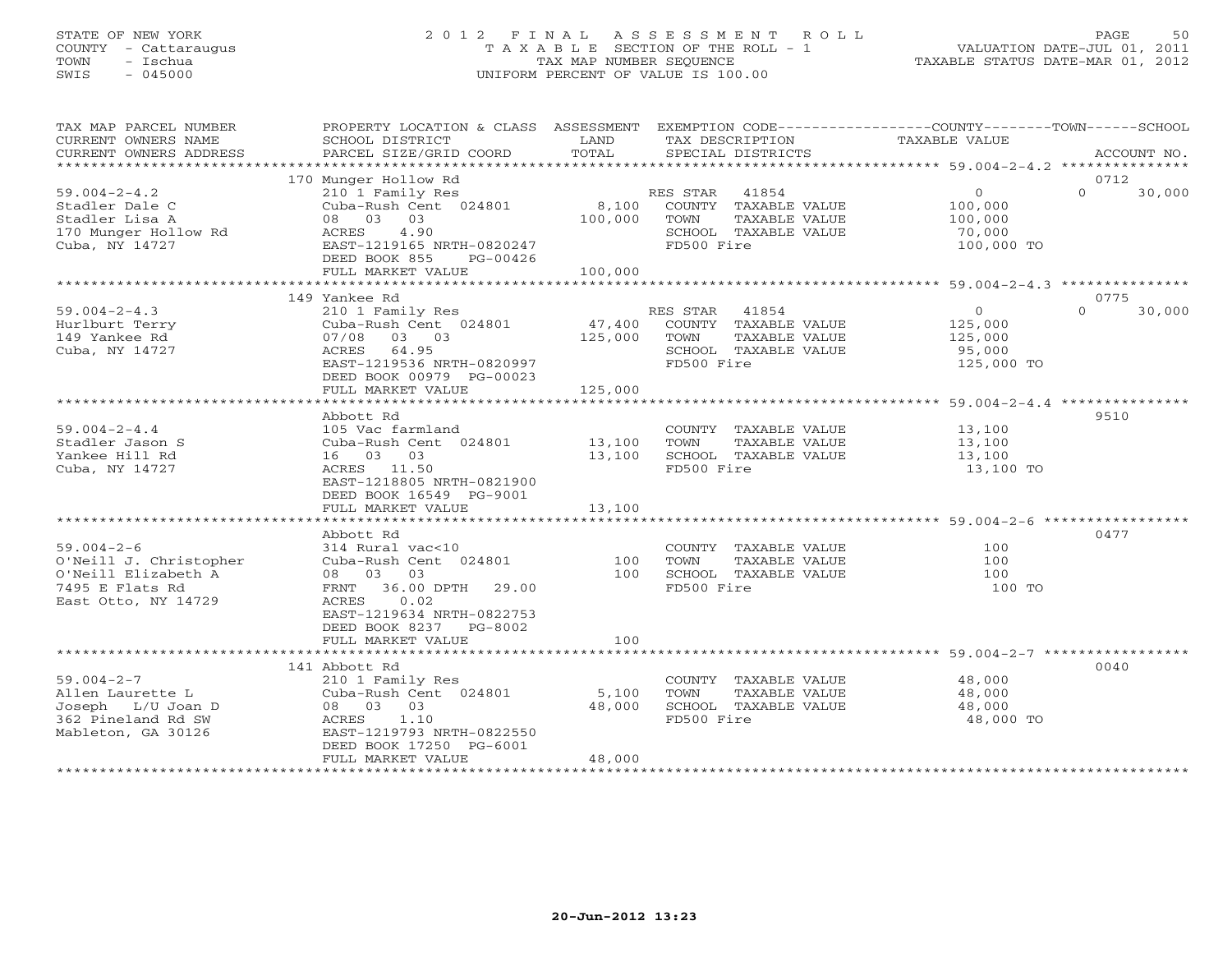STATE OF NEW YORK
COUNTY - Cattaraugus
TOWN - Ischua
SWIS - 045000

# 2012 FINAL ASSESSMENT ROLL
TAXABLE SECTION OF THE ROLL - 1
TAX MAP NUMBER SEQUENCE
UNIFORM PERCENT OF VALUE IS 100.00

VALUATION DATE-JUL 01, 2011
TAXABLE STATUS DATE-MAR 01, 2012

| TAX MAP PARCEL NUMBER / CURRENT OWNERS NAME / CURRENT OWNERS ADDRESS | PROPERTY LOCATION & CLASS / SCHOOL DISTRICT / PARCEL SIZE/GRID COORD | ASSESSMENT LAND | TOTAL | EXEMPTION CODE / TAX DESCRIPTION / SPECIAL DISTRICTS | COUNTY | TOWN | SCHOOL | ACCOUNT NO. |
|---|---|---|---|---|---|---|---|---|
| 59.004-2-4.2 | 170 Munger Hollow Rd | | | | | | | 0712 |
| Stadler Dale C | 210 1 Family Res | | | RES STAR 41854 | 0 | 0 | 30,000 | |
| Stadler Lisa A | Cuba-Rush Cent 024801 | 8,100 | | COUNTY TAXABLE VALUE | 100,000 | | | |
| 170 Munger Hollow Rd | 08 03 03 | | 100,000 | TOWN TAXABLE VALUE | | 100,000 | | |
| Cuba, NY 14727 | ACRES 4.90 | | | SCHOOL TAXABLE VALUE | | | 70,000 | |
| | EAST-1219165 NRTH-0820247 | | | FD500 Fire | 100,000 TO | | | |
| | DEED BOOK 855 PG-00426 | | | | | | | |
| | FULL MARKET VALUE | | 100,000 | | | | | |
| 59.004-2-4.3 | 149 Yankee Rd | | | | | | | 0775 |
| Hurlburt Terry | 210 1 Family Res | | | RES STAR 41854 | 0 | 0 | 30,000 | |
| 149 Yankee Rd | Cuba-Rush Cent 024801 | 47,400 | | COUNTY TAXABLE VALUE | 125,000 | | | |
| Cuba, NY 14727 | 07/08 03 03 | | 125,000 | TOWN TAXABLE VALUE | | 125,000 | | |
| | ACRES 64.95 | | | SCHOOL TAXABLE VALUE | | | 95,000 | |
| | EAST-1219536 NRTH-0820997 | | | FD500 Fire | 125,000 TO | | | |
| | DEED BOOK 00979 PG-00023 | | | | | | | |
| | FULL MARKET VALUE | | 125,000 | | | | | |
| 59.004-2-4.4 | Abbott Rd | | | | | | | 9510 |
| Stadler Jason S | 105 Vac farmland | | | COUNTY TAXABLE VALUE | 13,100 | | | |
| Yankee Hill Rd | Cuba-Rush Cent 024801 | 13,100 | | TOWN TAXABLE VALUE | | 13,100 | | |
| Cuba, NY 14727 | 16 03 03 | | 13,100 | SCHOOL TAXABLE VALUE | | | 13,100 | |
| | ACRES 11.50 | | | FD500 Fire | 13,100 TO | | | |
| | EAST-1218805 NRTH-0821900 | | | | | | | |
| | DEED BOOK 16549 PG-9001 | | | | | | | |
| | FULL MARKET VALUE | | 13,100 | | | | | |
| 59.004-2-6 | Abbott Rd | | | | | | | 0477 |
| O'Neill J. Christopher | 314 Rural vac<10 | | | COUNTY TAXABLE VALUE | 100 | | | |
| O'Neill Elizabeth A | Cuba-Rush Cent 024801 | 100 | | TOWN TAXABLE VALUE | | 100 | | |
| 7495 E Flats Rd | 08 03 03 | | 100 | SCHOOL TAXABLE VALUE | | | 100 | |
| East Otto, NY 14729 | FRNT 36.00 DPTH 29.00 | | | FD500 Fire | 100 TO | | | |
| | ACRES 0.02 | | | | | | | |
| | EAST-1219634 NRTH-0822753 | | | | | | | |
| | DEED BOOK 8237 PG-8002 | | | | | | | |
| | FULL MARKET VALUE | | 100 | | | | | |
| 59.004-2-7 | 141 Abbott Rd | | | | | | | 0040 |
| Allen Laurette L | 210 1 Family Res | | | COUNTY TAXABLE VALUE | 48,000 | | | |
| Joseph L/U Joan D | Cuba-Rush Cent 024801 | 5,100 | | TOWN TAXABLE VALUE | | 48,000 | | |
| 362 Pineland Rd SW | 08 03 03 | | 48,000 | SCHOOL TAXABLE VALUE | | | 48,000 | |
| Mableton, GA 30126 | ACRES 1.10 | | | FD500 Fire | 48,000 TO | | | |
| | EAST-1219793 NRTH-0822550 | | | | | | | |
| | DEED BOOK 17250 PG-6001 | | | | | | | |
| | FULL MARKET VALUE | | 48,000 | | | | | |

20-Jun-2012 13:23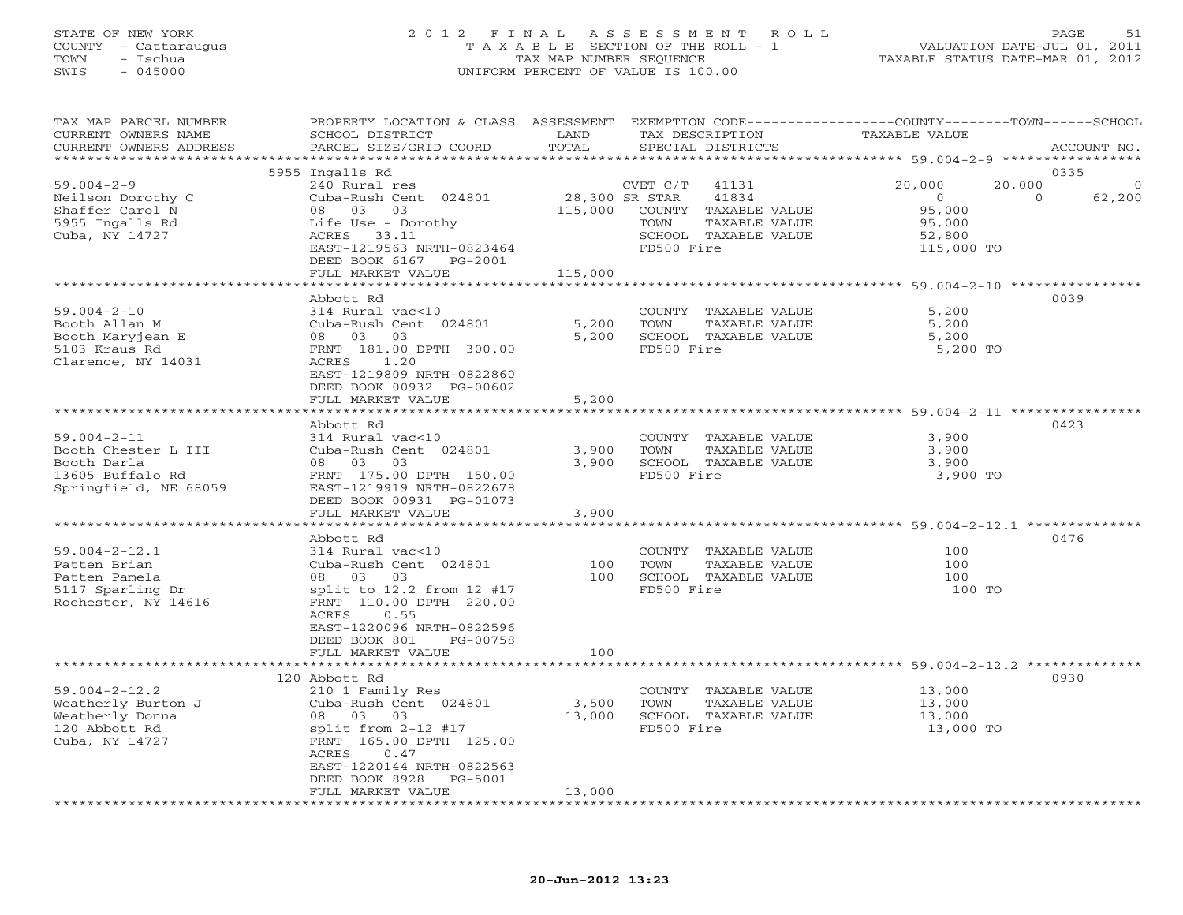STATE OF NEW YORK
COUNTY - Cattaraugus
TOWN - Ischua
SWIS - 045000

2 0 1 2 F I N A L A S S E S S M E N T R O L L
T A X A B L E SECTION OF THE ROLL - 1
TAX MAP NUMBER SEQUENCE
UNIFORM PERCENT OF VALUE IS 100.00

VALUATION DATE-JUL 01, 2011
TAXABLE STATUS DATE-MAR 01, 2012

| TAX MAP PARCEL NUMBER / CURRENT OWNERS NAME / CURRENT OWNERS ADDRESS | PROPERTY LOCATION & CLASS / SCHOOL DISTRICT / PARCEL SIZE/GRID COORD | ASSESSMENT LAND / TOTAL | EXEMPTION CODE / TAX DESCRIPTION / SPECIAL DISTRICTS | COUNTY TAXABLE VALUE | TOWN | SCHOOL | ACCOUNT NO. |
|---|---|---|---|---|---|---|---|
| **59.004-2-9** | 5955 Ingalls Rd | | | | | | 0335 |
| 59.004-2-9 | 240 Rural res | | CVET C/T 41131 | 20,000 | 20,000 | 0 | |
| Neilson Dorothy C | Cuba-Rush Cent 024801 | 28,300 | SR STAR 41834 | 0 | 0 | 62,200 | |
| Shaffer Carol N | 08 03 03 | 115,000 | COUNTY TAXABLE VALUE | 95,000 | | | |
| 5955 Ingalls Rd | Life Use - Dorothy | | TOWN TAXABLE VALUE | 95,000 | | | |
| Cuba, NY 14727 | ACRES 33.11 | | SCHOOL TAXABLE VALUE | 52,800 | | | |
| | EAST-1219563 NRTH-0823464 | | FD500 Fire | 115,000 TO | | | |
| | DEED BOOK 6167 PG-2001 | | | | | | |
| | FULL MARKET VALUE | 115,000 | | | | | |
| **59.004-2-10** | Abbott Rd | | | | | | 0039 |
| 59.004-2-10 | 314 Rural vac<10 | | COUNTY TAXABLE VALUE | 5,200 | | | |
| Booth Allan M | Cuba-Rush Cent 024801 | 5,200 | TOWN TAXABLE VALUE | 5,200 | | | |
| Booth Maryjean E | 08 03 03 | 5,200 | SCHOOL TAXABLE VALUE | 5,200 | | | |
| 5103 Kraus Rd | FRNT 181.00 DPTH 300.00 | | FD500 Fire | 5,200 TO | | | |
| Clarence, NY 14031 | ACRES 1.20 | | | | | | |
| | EAST-1219809 NRTH-0822860 | | | | | | |
| | DEED BOOK 00932 PG-00602 | | | | | | |
| | FULL MARKET VALUE | 5,200 | | | | | |
| **59.004-2-11** | Abbott Rd | | | | | | 0423 |
| 59.004-2-11 | 314 Rural vac<10 | | COUNTY TAXABLE VALUE | 3,900 | | | |
| Booth Chester L III | Cuba-Rush Cent 024801 | 3,900 | TOWN TAXABLE VALUE | 3,900 | | | |
| Booth Darla | 08 03 03 | 3,900 | SCHOOL TAXABLE VALUE | 3,900 | | | |
| 13605 Buffalo Rd | FRNT 175.00 DPTH 150.00 | | FD500 Fire | 3,900 TO | | | |
| Springfield, NE 68059 | EAST-1219919 NRTH-0822678 | | | | | | |
| | DEED BOOK 00931 PG-01073 | | | | | | |
| | FULL MARKET VALUE | 3,900 | | | | | |
| **59.004-2-12.1** | Abbott Rd | | | | | | 0476 |
| 59.004-2-12.1 | 314 Rural vac<10 | | COUNTY TAXABLE VALUE | 100 | | | |
| Patten Brian | Cuba-Rush Cent 024801 | 100 | TOWN TAXABLE VALUE | 100 | | | |
| Patten Pamela | 08 03 03 | 100 | SCHOOL TAXABLE VALUE | 100 | | | |
| 5117 Sparling Dr | split to 12.2 from 12 #17 | | FD500 Fire | 100 TO | | | |
| Rochester, NY 14616 | FRNT 110.00 DPTH 220.00 | | | | | | |
| | ACRES 0.55 | | | | | | |
| | EAST-1220096 NRTH-0822596 | | | | | | |
| | DEED BOOK 801 PG-00758 | | | | | | |
| | FULL MARKET VALUE | 100 | | | | | |
| **59.004-2-12.2** | 120 Abbott Rd | | | | | | 0930 |
| 59.004-2-12.2 | 210 1 Family Res | | COUNTY TAXABLE VALUE | 13,000 | | | |
| Weatherly Burton J | Cuba-Rush Cent 024801 | 3,500 | TOWN TAXABLE VALUE | 13,000 | | | |
| Weatherly Donna | 08 03 03 | 13,000 | SCHOOL TAXABLE VALUE | 13,000 | | | |
| 120 Abbott Rd | split from 2-12 #17 | | FD500 Fire | 13,000 TO | | | |
| Cuba, NY 14727 | FRNT 165.00 DPTH 125.00 | | | | | | |
| | ACRES 0.47 | | | | | | |
| | EAST-1220144 NRTH-0822563 | | | | | | |
| | DEED BOOK 8928 PG-5001 | | | | | | |
| | FULL MARKET VALUE | 13,000 | | | | | |

20-Jun-2012 13:23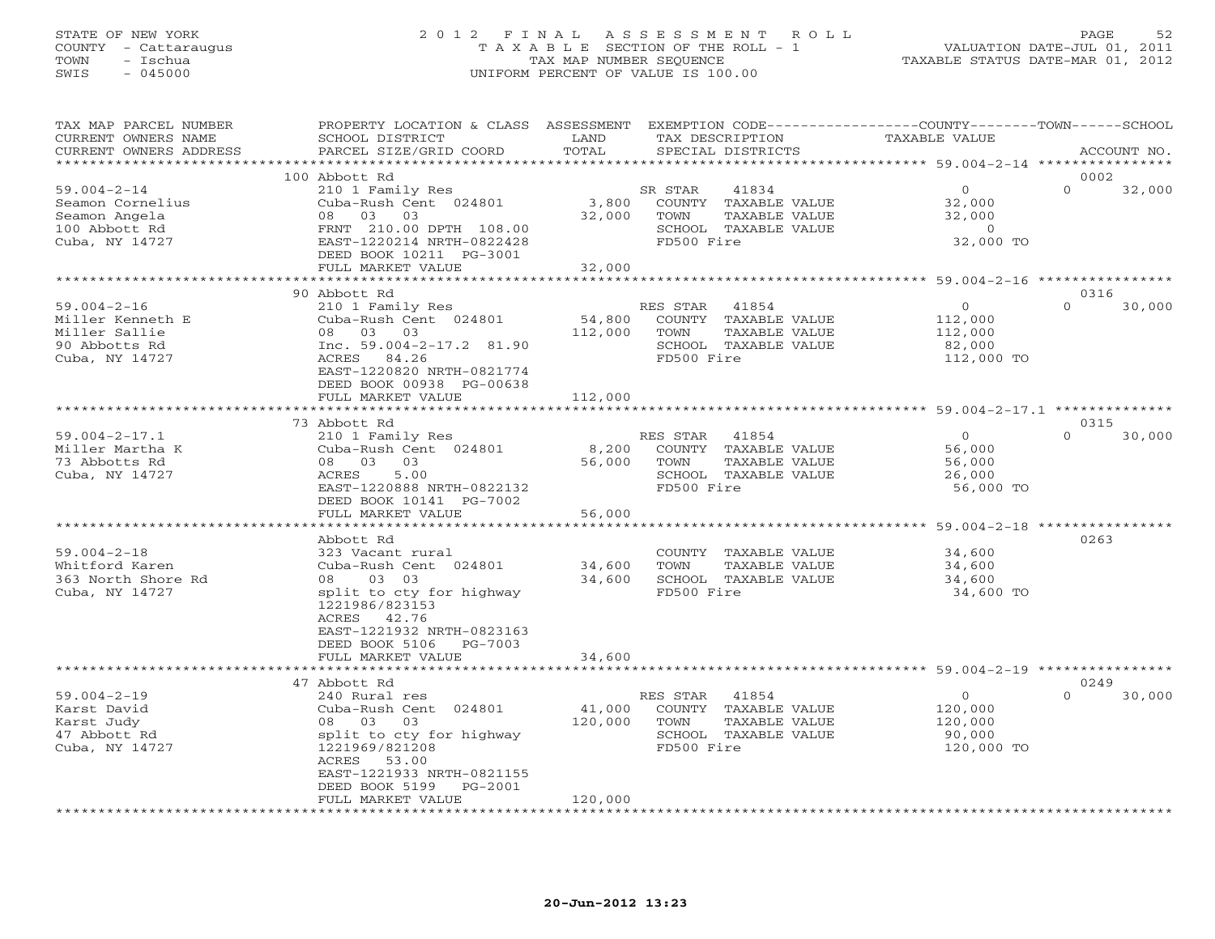STATE OF NEW YORK
COUNTY - Cattaraugus
TOWN - Ischua
SWIS - 045000

# 2012 FINAL ASSESSMENT ROLL
TAXABLE SECTION OF THE ROLL - 1
TAX MAP NUMBER SEQUENCE
UNIFORM PERCENT OF VALUE IS 100.00

VALUATION DATE-JUL 01, 2011
TAXABLE STATUS DATE-MAR 01, 2012

| TAX MAP PARCEL NUMBER / CURRENT OWNERS NAME / CURRENT OWNERS ADDRESS | PROPERTY LOCATION & CLASS / SCHOOL DISTRICT / PARCEL SIZE/GRID COORD | ASSESSMENT LAND / TOTAL | EXEMPTION CODE / TAX DESCRIPTION / SPECIAL DISTRICTS | COUNTY / TOWN TAXABLE VALUE | SCHOOL | ACCOUNT NO. |
|---|---|---|---|---|---|---|
| | 100 Abbott Rd | | | | | 0002 |
| 59.004-2-14 | 210 1 Family Res | | SR STAR 41834 | 0 | 0 | 32,000 |
| Seamon Cornelius | Cuba-Rush Cent 024801 | 3,800 | COUNTY TAXABLE VALUE | 32,000 | | |
| Seamon Angela | 08 03 03 | 32,000 | TOWN TAXABLE VALUE | 32,000 | | |
| 100 Abbott Rd | FRNT 210.00 DPTH 108.00 | | SCHOOL TAXABLE VALUE | 0 | | |
| Cuba, NY 14727 | EAST-1220214 NRTH-0822428 | | FD500 Fire | 32,000 TO | | |
| | DEED BOOK 10211 PG-3001 | | | | | |
| | FULL MARKET VALUE | 32,000 | | | | |
| | 90 Abbott Rd | | | | | 0316 |
| 59.004-2-16 | 210 1 Family Res | | RES STAR 41854 | 0 | 0 | 30,000 |
| Miller Kenneth E | Cuba-Rush Cent 024801 | 54,800 | COUNTY TAXABLE VALUE | 112,000 | | |
| Miller Sallie | 08 03 03 | 112,000 | TOWN TAXABLE VALUE | 112,000 | | |
| 90 Abbotts Rd | Inc. 59.004-2-17.2 81.90 | | SCHOOL TAXABLE VALUE | 82,000 | | |
| Cuba, NY 14727 | ACRES 84.26 | | FD500 Fire | 112,000 TO | | |
| | EAST-1220820 NRTH-0821774 | | | | | |
| | DEED BOOK 00938 PG-00638 | | | | | |
| | FULL MARKET VALUE | 112,000 | | | | |
| | 73 Abbott Rd | | | | | 0315 |
| 59.004-2-17.1 | 210 1 Family Res | | RES STAR 41854 | 0 | 0 | 30,000 |
| Miller Martha K | Cuba-Rush Cent 024801 | 8,200 | COUNTY TAXABLE VALUE | 56,000 | | |
| 73 Abbotts Rd | 08 03 03 | 56,000 | TOWN TAXABLE VALUE | 56,000 | | |
| Cuba, NY 14727 | ACRES 5.00 | | SCHOOL TAXABLE VALUE | 26,000 | | |
| | EAST-1220888 NRTH-0822132 | | FD500 Fire | 56,000 TO | | |
| | DEED BOOK 10141 PG-7002 | | | | | |
| | FULL MARKET VALUE | 56,000 | | | | |
| | Abbott Rd | | | | | 0263 |
| 59.004-2-18 | 323 Vacant rural | | COUNTY TAXABLE VALUE | 34,600 | | |
| Whitford Karen | Cuba-Rush Cent 024801 | 34,600 | TOWN TAXABLE VALUE | 34,600 | | |
| 363 North Shore Rd | 08 03 03 | 34,600 | SCHOOL TAXABLE VALUE | 34,600 | | |
| Cuba, NY 14727 | split to cty for highway | | FD500 Fire | 34,600 TO | | |
| | 1221986/823153 | | | | | |
| | ACRES 42.76 | | | | | |
| | EAST-1221932 NRTH-0823163 | | | | | |
| | DEED BOOK 5106 PG-7003 | | | | | |
| | FULL MARKET VALUE | 34,600 | | | | |
| | 47 Abbott Rd | | | | | 0249 |
| 59.004-2-19 | 240 Rural res | | RES STAR 41854 | 0 | 0 | 30,000 |
| Karst David | Cuba-Rush Cent 024801 | 41,000 | COUNTY TAXABLE VALUE | 120,000 | | |
| Karst Judy | 08 03 03 | 120,000 | TOWN TAXABLE VALUE | 120,000 | | |
| 47 Abbott Rd | split to cty for highway | | SCHOOL TAXABLE VALUE | 90,000 | | |
| Cuba, NY 14727 | 1221969/821208 | | FD500 Fire | 120,000 TO | | |
| | ACRES 53.00 | | | | | |
| | EAST-1221933 NRTH-0821155 | | | | | |
| | DEED BOOK 5199 PG-2001 | | | | | |
| | FULL MARKET VALUE | 120,000 | | | | |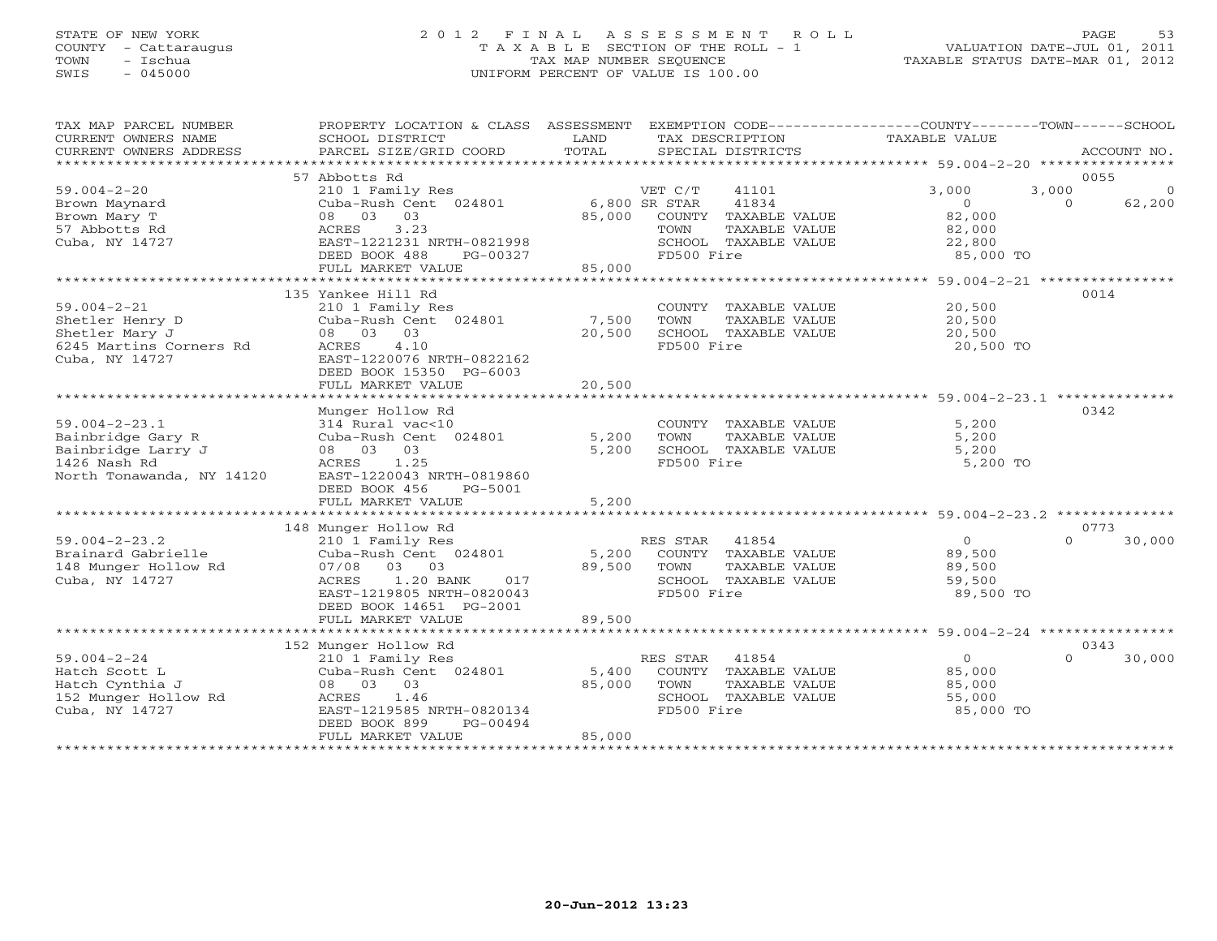STATE OF NEW YORK
COUNTY - Cattaraugus
TOWN - Ischua
SWIS - 045000

# 2012 FINAL ASSESSMENT ROLL
TAXABLE SECTION OF THE ROLL - 1
TAX MAP NUMBER SEQUENCE
UNIFORM PERCENT OF VALUE IS 100.00

VALUATION DATE-JUL 01, 2011
TAXABLE STATUS DATE-MAR 01, 2012

| TAX MAP PARCEL NUMBER / CURRENT OWNERS NAME / CURRENT OWNERS ADDRESS | PROPERTY LOCATION & CLASS / SCHOOL DISTRICT / PARCEL SIZE/GRID COORD | ASSESSMENT LAND | TOTAL | EXEMPTION CODE / TAX DESCRIPTION / SPECIAL DISTRICTS | COUNTY TAXABLE VALUE | TOWN | SCHOOL | ACCOUNT NO. |
|---|---|---|---|---|---|---|---|---|
| | 57 Abbotts Rd | | | | | | | 0055 |
| 59.004-2-20 | 210 1 Family Res | | | VET C/T 41101 | 3,000 | 3,000 | 0 | |
| Brown Maynard | Cuba-Rush Cent 024801 | 6,800 | | SR STAR 41834 | 0 | 0 | 62,200 | |
| Brown Mary T | 08 03 03 | | 85,000 | COUNTY TAXABLE VALUE | 82,000 | | | |
| 57 Abbotts Rd | ACRES 3.23 | | | TOWN TAXABLE VALUE | 82,000 | | | |
| Cuba, NY 14727 | EAST-1221231 NRTH-0821998 | | | SCHOOL TAXABLE VALUE | 22,800 | | | |
| | DEED BOOK 488 PG-00327 | | | FD500 Fire | 85,000 TO | | | |
| | FULL MARKET VALUE | | 85,000 | | | | | |
| | 135 Yankee Hill Rd | | | | | | | 0014 |
| 59.004-2-21 | 210 1 Family Res | | | COUNTY TAXABLE VALUE | 20,500 | | | |
| Shetler Henry D | Cuba-Rush Cent 024801 | 7,500 | | TOWN TAXABLE VALUE | 20,500 | | | |
| Shetler Mary J | 08 03 03 | | 20,500 | SCHOOL TAXABLE VALUE | 20,500 | | | |
| 6245 Martins Corners Rd | ACRES 4.10 | | | FD500 Fire | 20,500 TO | | | |
| Cuba, NY 14727 | EAST-1220076 NRTH-0822162 | | | | | | | |
| | DEED BOOK 15350 PG-6003 | | | | | | | |
| | FULL MARKET VALUE | | 20,500 | | | | | |
| | Munger Hollow Rd | | | | | | | 0342 |
| 59.004-2-23.1 | 314 Rural vac<10 | | | COUNTY TAXABLE VALUE | 5,200 | | | |
| Bainbridge Gary R | Cuba-Rush Cent 024801 | 5,200 | | TOWN TAXABLE VALUE | 5,200 | | | |
| Bainbridge Larry J | 08 03 03 | | 5,200 | SCHOOL TAXABLE VALUE | 5,200 | | | |
| 1426 Nash Rd | ACRES 1.25 | | | FD500 Fire | 5,200 TO | | | |
| North Tonawanda, NY 14120 | EAST-1220043 NRTH-0819860 | | | | | | | |
| | DEED BOOK 456 PG-5001 | | | | | | | |
| | FULL MARKET VALUE | | 5,200 | | | | | |
| | 148 Munger Hollow Rd | | | | | | | 0773 |
| 59.004-2-23.2 | 210 1 Family Res | | | RES STAR 41854 | 0 | 0 | 30,000 | |
| Brainard Gabrielle | Cuba-Rush Cent 024801 | 5,200 | | COUNTY TAXABLE VALUE | 89,500 | | | |
| 148 Munger Hollow Rd | 07/08 03 03 | | 89,500 | TOWN TAXABLE VALUE | 89,500 | | | |
| Cuba, NY 14727 | ACRES 1.20 BANK 017 | | | SCHOOL TAXABLE VALUE | 59,500 | | | |
| | EAST-1219805 NRTH-0820043 | | | FD500 Fire | 89,500 TO | | | |
| | DEED BOOK 14651 PG-2001 | | | | | | | |
| | FULL MARKET VALUE | | 89,500 | | | | | |
| | 152 Munger Hollow Rd | | | | | | | 0343 |
| 59.004-2-24 | 210 1 Family Res | | | RES STAR 41854 | 0 | 0 | 30,000 | |
| Hatch Scott L | Cuba-Rush Cent 024801 | 5,400 | | COUNTY TAXABLE VALUE | 85,000 | | | |
| Hatch Cynthia J | 08 03 03 | | 85,000 | TOWN TAXABLE VALUE | 85,000 | | | |
| 152 Munger Hollow Rd | ACRES 1.46 | | | SCHOOL TAXABLE VALUE | 55,000 | | | |
| Cuba, NY 14727 | EAST-1219585 NRTH-0820134 | | | FD500 Fire | 85,000 TO | | | |
| | DEED BOOK 899 PG-00494 | | | | | | | |
| | FULL MARKET VALUE | | 85,000 | | | | | |

20-Jun-2012 13:23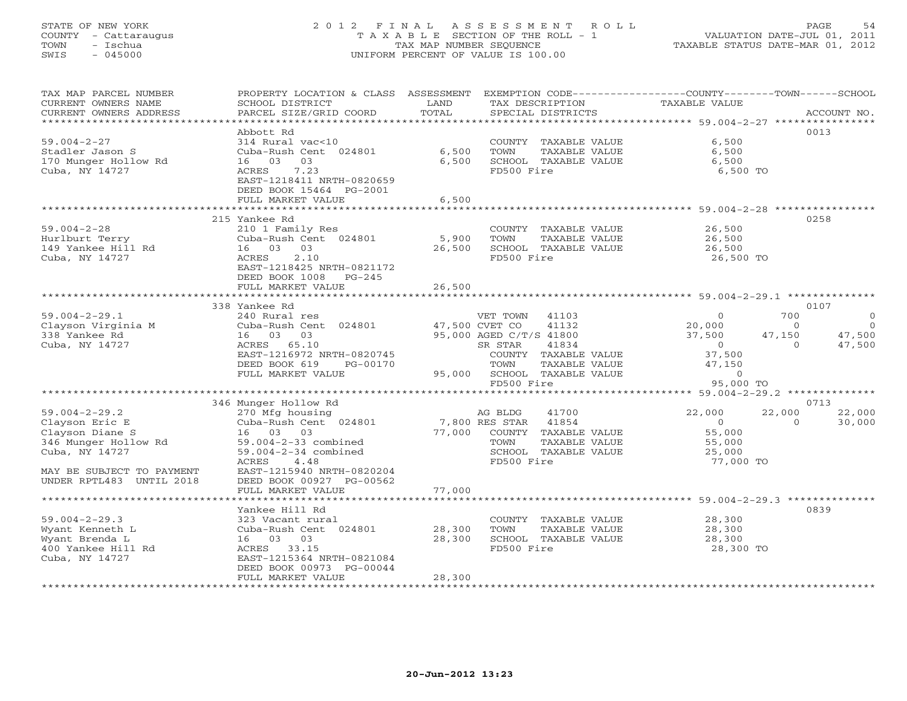STATE OF NEW YORK
COUNTY - Cattaraugus
TOWN - Ischua
SWIS - 045000

# 2012 FINAL ASSESSMENT ROLL
TAXABLE SECTION OF THE ROLL - 1
TAX MAP NUMBER SEQUENCE
UNIFORM PERCENT OF VALUE IS 100.00

VALUATION DATE-JUL 01, 2011
TAXABLE STATUS DATE-MAR 01, 2012

| TAX MAP PARCEL NUMBER / CURRENT OWNERS NAME / CURRENT OWNERS ADDRESS | PROPERTY LOCATION & CLASS / SCHOOL DISTRICT / PARCEL SIZE/GRID COORD | ASSESSMENT LAND / TOTAL | EXEMPTION CODE / TAX DESCRIPTION / SPECIAL DISTRICTS | COUNTY TAXABLE VALUE | TOWN | SCHOOL | ACCOUNT NO. |
|---|---|---|---|---|---|---|---|
| 59.004-2-27 | Abbott Rd | | | | | | 0013 |
| | 314 Rural vac<10 | | COUNTY TAXABLE VALUE | 6,500 | | | |
| Stadler Jason S | Cuba-Rush Cent 024801 | 6,500 | TOWN TAXABLE VALUE | 6,500 | | | |
| 170 Munger Hollow Rd | 16 03 03 | 6,500 | SCHOOL TAXABLE VALUE | 6,500 | | | |
| Cuba, NY 14727 | ACRES 7.23 | | FD500 Fire | 6,500 TO | | | |
| | EAST-1218411 NRTH-0820659 | | | | | | |
| | DEED BOOK 15464 PG-2001 | | | | | | |
| | FULL MARKET VALUE | 6,500 | | | | | |
| 59.004-2-28 | 215 Yankee Rd | | | | | | 0258 |
| | 210 1 Family Res | | COUNTY TAXABLE VALUE | 26,500 | | | |
| Hurlburt Terry | Cuba-Rush Cent 024801 | 5,900 | TOWN TAXABLE VALUE | 26,500 | | | |
| 149 Yankee Hill Rd | 16 03 03 | 26,500 | SCHOOL TAXABLE VALUE | 26,500 | | | |
| Cuba, NY 14727 | ACRES 2.10 | | FD500 Fire | 26,500 TO | | | |
| | EAST-1218425 NRTH-0821172 | | | | | | |
| | DEED BOOK 1008 PG-245 | | | | | | |
| | FULL MARKET VALUE | 26,500 | | | | | |
| 59.004-2-29.1 | 338 Yankee Rd | | | | | | 0107 |
| | 240 Rural res | | VET TOWN 41103 | 0 | 700 | 0 | |
| Clayson Virginia M | Cuba-Rush Cent 024801 | 47,500 | CVET CO 41132 | 20,000 | 0 | 0 | |
| 338 Yankee Rd | 16 03 03 | 95,000 | AGED C/T/S 41800 | 37,500 | 47,150 | 47,500 | |
| Cuba, NY 14727 | ACRES 65.10 | | SR STAR 41834 | 0 | 0 | 47,500 | |
| | EAST-1216972 NRTH-0820745 | | COUNTY TAXABLE VALUE | 37,500 | | | |
| | DEED BOOK 619 PG-00170 | | TOWN TAXABLE VALUE | 47,150 | | | |
| | FULL MARKET VALUE | 95,000 | SCHOOL TAXABLE VALUE | 0 | | | |
| | | | FD500 Fire | 95,000 TO | | | |
| 59.004-2-29.2 | 346 Munger Hollow Rd | | | | | | 0713 |
| | 270 Mfg housing | | AG BLDG 41700 | 22,000 | 22,000 | 22,000 | |
| Clayson Eric E | Cuba-Rush Cent 024801 | 7,800 | RES STAR 41854 | 0 | 0 | 30,000 | |
| Clayson Diane S | 16 03 03 | 77,000 | COUNTY TAXABLE VALUE | 55,000 | | | |
| 346 Munger Hollow Rd | 59.004-2-33 combined | | TOWN TAXABLE VALUE | 55,000 | | | |
| Cuba, NY 14727 | 59.004-2-34 combined | | SCHOOL TAXABLE VALUE | 25,000 | | | |
| | ACRES 4.48 | | FD500 Fire | 77,000 TO | | | |
| MAY BE SUBJECT TO PAYMENT | EAST-1215940 NRTH-0820204 | | | | | | |
| UNDER RPTL483 UNTIL 2018 | DEED BOOK 00927 PG-00562 | | | | | | |
| | FULL MARKET VALUE | 77,000 | | | | | |
| 59.004-2-29.3 | Yankee Hill Rd | | | | | | 0839 |
| | 323 Vacant rural | | COUNTY TAXABLE VALUE | 28,300 | | | |
| Wyant Kenneth L | Cuba-Rush Cent 024801 | 28,300 | TOWN TAXABLE VALUE | 28,300 | | | |
| Wyant Brenda L | 16 03 03 | 28,300 | SCHOOL TAXABLE VALUE | 28,300 | | | |
| 400 Yankee Hill Rd | ACRES 33.15 | | FD500 Fire | 28,300 TO | | | |
| Cuba, NY 14727 | EAST-1215364 NRTH-0821084 | | | | | | |
| | DEED BOOK 00973 PG-00044 | | | | | | |
| | FULL MARKET VALUE | 28,300 | | | | | |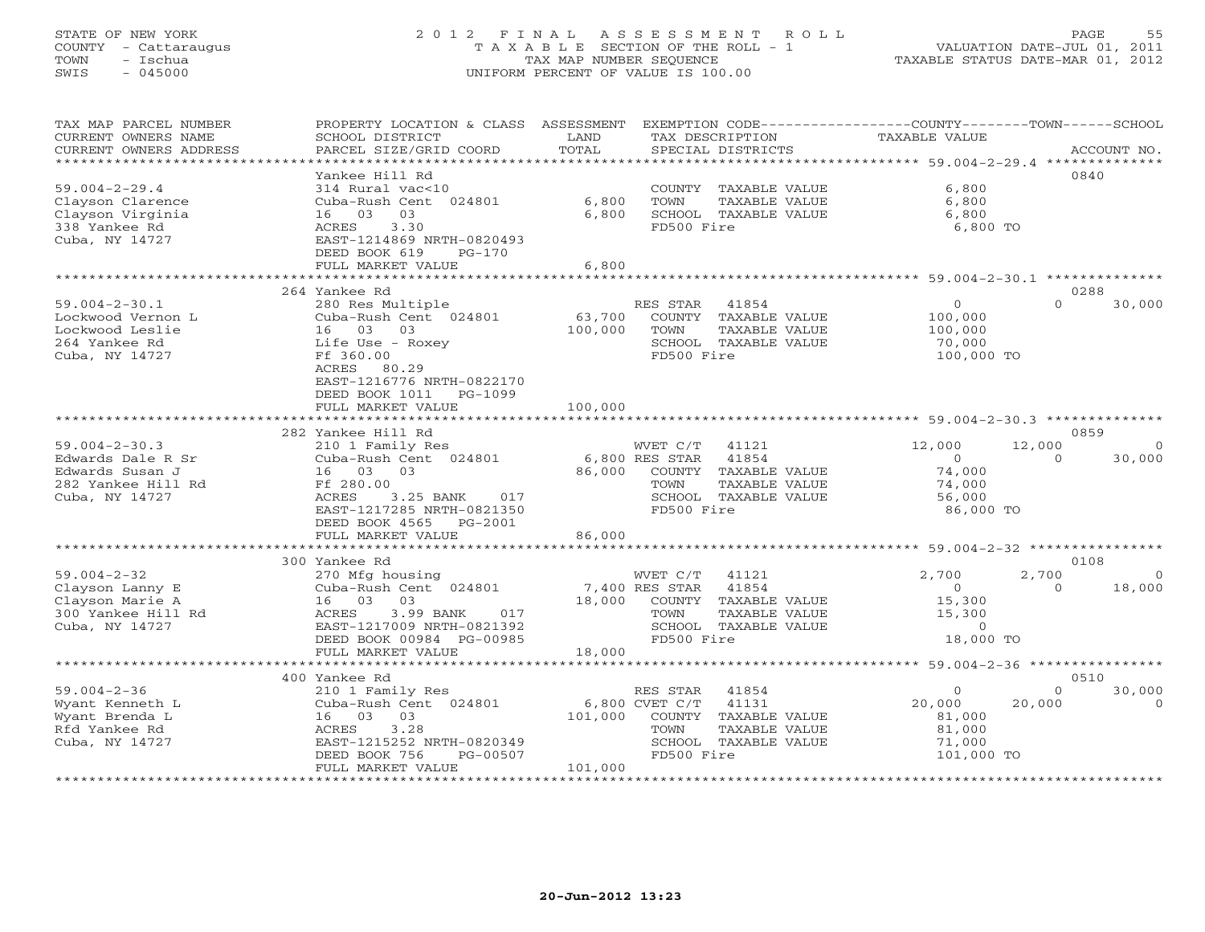STATE OF NEW YORK
COUNTY - Cattaraugus
TOWN - Ischua
SWIS - 045000

# 2012 FINAL ASSESSMENT ROLL

TAXABLE SECTION OF THE ROLL - 1
TAX MAP NUMBER SEQUENCE
UNIFORM PERCENT OF VALUE IS 100.00

VALUATION DATE-JUL 01, 2011
TAXABLE STATUS DATE-MAR 01, 2012

| TAX MAP PARCEL NUMBER / CURRENT OWNERS NAME / CURRENT OWNERS ADDRESS | PROPERTY LOCATION & CLASS / SCHOOL DISTRICT / PARCEL SIZE/GRID COORD | ASSESSMENT LAND | TOTAL | EXEMPTION CODE / TAX DESCRIPTION / SPECIAL DISTRICTS | COUNTY TAXABLE VALUE | TOWN | SCHOOL | ACCOUNT NO. |
|---|---|---|---|---|---|---|---|---|
| **59.004-2-29.4** | Yankee Hill Rd | | | | | | | 0840 |
| Clayson Clarence | 314 Rural vac<10 | | | COUNTY TAXABLE VALUE | 6,800 | | | |
| Clayson Virginia | Cuba-Rush Cent 024801 | 6,800 | | TOWN TAXABLE VALUE | 6,800 | | | |
| 338 Yankee Rd | 16 03 03 | | 6,800 | SCHOOL TAXABLE VALUE | 6,800 | | | |
| Cuba, NY 14727 | ACRES 3.30 | | | FD500 Fire | 6,800 TO | | | |
| | EAST-1214869 NRTH-0820493 | | | | | | | |
| | DEED BOOK 619 PG-170 | | | | | | | |
| | FULL MARKET VALUE | | 6,800 | | | | | |
| **59.004-2-30.1** | 264 Yankee Rd | | | | | | | 0288 |
| Lockwood Vernon L | 280 Res Multiple | | | RES STAR 41854 | 0 | 0 | 30,000 | |
| Lockwood Leslie | Cuba-Rush Cent 024801 | 63,700 | | COUNTY TAXABLE VALUE | 100,000 | | | |
| 264 Yankee Rd | 16 03 03 | | 100,000 | TOWN TAXABLE VALUE | 100,000 | | | |
| Cuba, NY 14727 | Life Use - Roxey | | | SCHOOL TAXABLE VALUE | 70,000 | | | |
| | Ff 360.00 | | | FD500 Fire | 100,000 TO | | | |
| | ACRES 80.29 | | | | | | | |
| | EAST-1216776 NRTH-0822170 | | | | | | | |
| | DEED BOOK 1011 PG-1099 | | | | | | | |
| | FULL MARKET VALUE | | 100,000 | | | | | |
| **59.004-2-30.3** | 282 Yankee Hill Rd | | | | | | | 0859 |
| Edwards Dale R Sr | 210 1 Family Res | | | WVET C/T 41121 | 12,000 | 12,000 | 0 | |
| Edwards Susan J | Cuba-Rush Cent 024801 | 6,800 | | RES STAR 41854 | 0 | 0 | 30,000 | |
| 282 Yankee Hill Rd | 16 03 03 | | 86,000 | COUNTY TAXABLE VALUE | 74,000 | | | |
| Cuba, NY 14727 | Ff 280.00 | | | TOWN TAXABLE VALUE | 74,000 | | | |
| | ACRES 3.25 BANK 017 | | | SCHOOL TAXABLE VALUE | 56,000 | | | |
| | EAST-1217285 NRTH-0821350 | | | FD500 Fire | 86,000 TO | | | |
| | DEED BOOK 4565 PG-2001 | | | | | | | |
| | FULL MARKET VALUE | | 86,000 | | | | | |
| **59.004-2-32** | 300 Yankee Rd | | | | | | | 0108 |
| Clayson Lanny E | 270 Mfg housing | | | WVET C/T 41121 | 2,700 | 2,700 | 0 | |
| Clayson Marie A | Cuba-Rush Cent 024801 | 7,400 | | RES STAR 41854 | 0 | 0 | 18,000 | |
| 300 Yankee Hill Rd | 16 03 03 | | 18,000 | COUNTY TAXABLE VALUE | 15,300 | | | |
| Cuba, NY 14727 | ACRES 3.99 BANK 017 | | | TOWN TAXABLE VALUE | 15,300 | | | |
| | EAST-1217009 NRTH-0821392 | | | SCHOOL TAXABLE VALUE | 0 | | | |
| | DEED BOOK 00984 PG-00985 | | | FD500 Fire | 18,000 TO | | | |
| | FULL MARKET VALUE | | 18,000 | | | | | |
| **59.004-2-36** | 400 Yankee Rd | | | | | | | 0510 |
| Wyant Kenneth L | 210 1 Family Res | | | RES STAR 41854 | 0 | 0 | 30,000 | |
| Wyant Brenda L | Cuba-Rush Cent 024801 | 6,800 | | CVET C/T 41131 | 20,000 | 20,000 | 0 | |
| Rfd Yankee Rd | 16 03 03 | | 101,000 | COUNTY TAXABLE VALUE | 81,000 | | | |
| Cuba, NY 14727 | ACRES 3.28 | | | TOWN TAXABLE VALUE | 81,000 | | | |
| | EAST-1215252 NRTH-0820349 | | | SCHOOL TAXABLE VALUE | 71,000 | | | |
| | DEED BOOK 756 PG-00507 | | | FD500 Fire | 101,000 TO | | | |
| | FULL MARKET VALUE | | 101,000 | | | | | |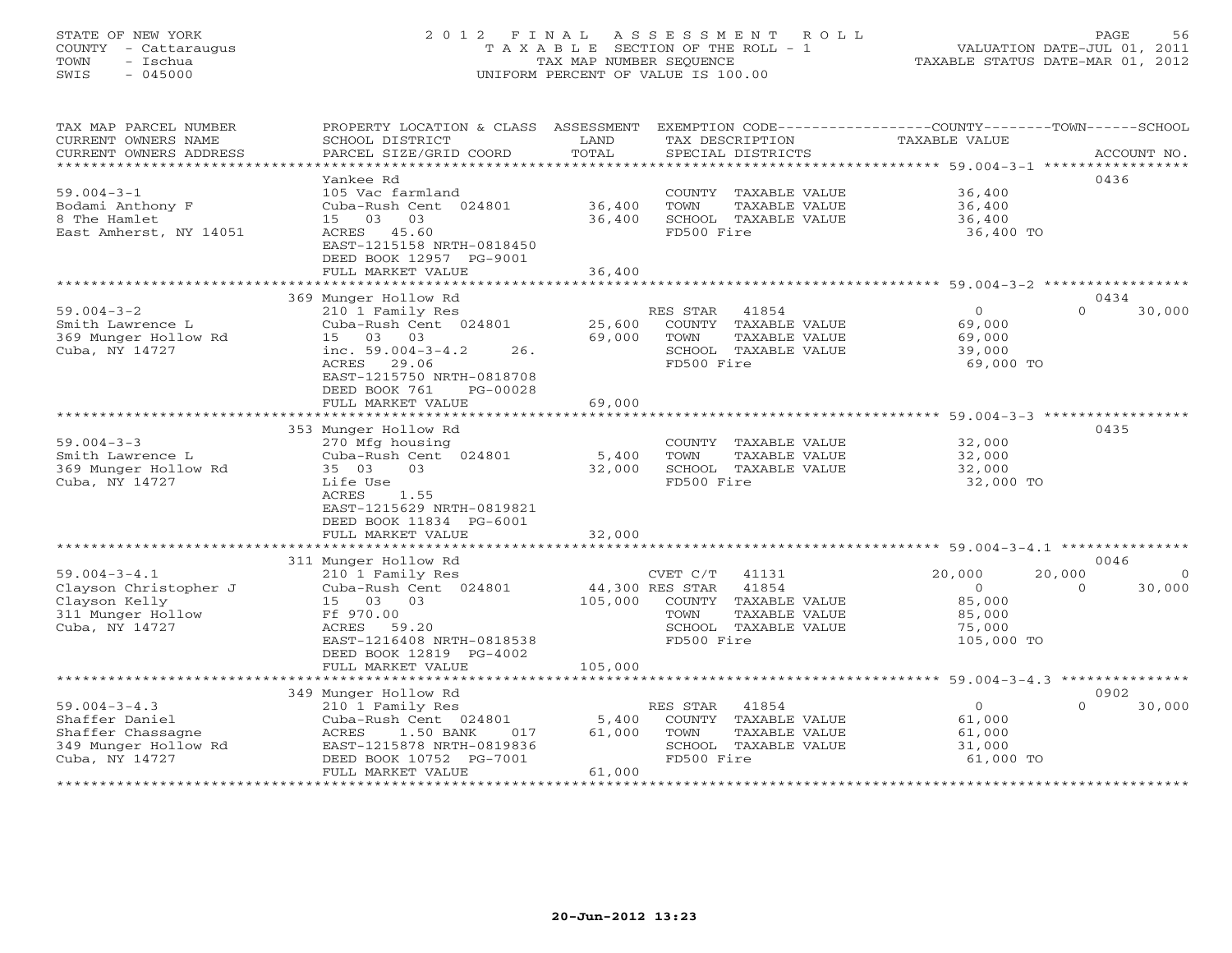STATE OF NEW YORK
COUNTY - Cattaraugus
TOWN - Ischua
SWIS - 045000

# 2012 FINAL ASSESSMENT ROLL

TAXABLE SECTION OF THE ROLL - 1
TAX MAP NUMBER SEQUENCE
UNIFORM PERCENT OF VALUE IS 100.00

VALUATION DATE-JUL 01, 2011
TAXABLE STATUS DATE-MAR 01, 2012

| TAX MAP PARCEL NUMBER / CURRENT OWNERS NAME / CURRENT OWNERS ADDRESS | PROPERTY LOCATION & CLASS / SCHOOL DISTRICT / PARCEL SIZE/GRID COORD | ASSESSMENT LAND / TOTAL | EXEMPTION CODE / TAX DESCRIPTION / SPECIAL DISTRICTS | COUNTY TAXABLE VALUE | TOWN | SCHOOL | ACCOUNT NO. |
|---|---|---|---|---|---|---|---|
| 59.004-3-1 | Yankee Rd | | | | | | 0436 |
| | 105 Vac farmland | | COUNTY TAXABLE VALUE | 36,400 | | | |
| Bodami Anthony F | Cuba-Rush Cent 024801 | 36,400 | TOWN TAXABLE VALUE | 36,400 | | | |
| 8 The Hamlet | 15 03 03 | 36,400 | SCHOOL TAXABLE VALUE | 36,400 | | | |
| East Amherst, NY 14051 | ACRES 45.60 | | FD500 Fire | 36,400 TO | | | |
| | EAST-1215158 NRTH-0818450 | | | | | | |
| | DEED BOOK 12957 PG-9001 | | | | | | |
| | FULL MARKET VALUE | 36,400 | | | | | |
| 59.004-3-2 | 369 Munger Hollow Rd | | | | | | 0434 |
| | 210 1 Family Res | | RES STAR 41854 | 0 | 0 | 30,000 | |
| Smith Lawrence L | Cuba-Rush Cent 024801 | 25,600 | COUNTY TAXABLE VALUE | 69,000 | | | |
| 369 Munger Hollow Rd | 15 03 03 | 69,000 | TOWN TAXABLE VALUE | 69,000 | | | |
| Cuba, NY 14727 | inc. 59.004-3-4.2 26. | | SCHOOL TAXABLE VALUE | 39,000 | | | |
| | ACRES 29.06 | | FD500 Fire | 69,000 TO | | | |
| | EAST-1215750 NRTH-0818708 | | | | | | |
| | DEED BOOK 761 PG-00028 | | | | | | |
| | FULL MARKET VALUE | 69,000 | | | | | |
| 59.004-3-3 | 353 Munger Hollow Rd | | | | | | 0435 |
| | 270 Mfg housing | | COUNTY TAXABLE VALUE | 32,000 | | | |
| Smith Lawrence L | Cuba-Rush Cent 024801 | 5,400 | TOWN TAXABLE VALUE | 32,000 | | | |
| 369 Munger Hollow Rd | 35 03 03 | 32,000 | SCHOOL TAXABLE VALUE | 32,000 | | | |
| Cuba, NY 14727 | Life Use | | FD500 Fire | 32,000 TO | | | |
| | ACRES 1.55 | | | | | | |
| | EAST-1215629 NRTH-0819821 | | | | | | |
| | DEED BOOK 11834 PG-6001 | | | | | | |
| | FULL MARKET VALUE | 32,000 | | | | | |
| 59.004-3-4.1 | 311 Munger Hollow Rd | | | | | | 0046 |
| | 210 1 Family Res | | CVET C/T 41131 | 20,000 | 20,000 | 0 | |
| Clayson Christopher J | Cuba-Rush Cent 024801 | 44,300 | RES STAR 41854 | 0 | 0 | 30,000 | |
| Clayson Kelly | 15 03 03 | 105,000 | COUNTY TAXABLE VALUE | 85,000 | | | |
| 311 Munger Hollow | Ff 970.00 | | TOWN TAXABLE VALUE | 85,000 | | | |
| Cuba, NY 14727 | ACRES 59.20 | | SCHOOL TAXABLE VALUE | 75,000 | | | |
| | EAST-1216408 NRTH-0818538 | | FD500 Fire | 105,000 TO | | | |
| | DEED BOOK 12819 PG-4002 | | | | | | |
| | FULL MARKET VALUE | 105,000 | | | | | |
| 59.004-3-4.3 | 349 Munger Hollow Rd | | | | | | 0902 |
| | 210 1 Family Res | | RES STAR 41854 | 0 | 0 | 30,000 | |
| Shaffer Daniel | Cuba-Rush Cent 024801 | 5,400 | COUNTY TAXABLE VALUE | 61,000 | | | |
| Shaffer Chassagne | ACRES 1.50 BANK 017 | 61,000 | TOWN TAXABLE VALUE | 61,000 | | | |
| 349 Munger Hollow Rd | EAST-1215878 NRTH-0819836 | | SCHOOL TAXABLE VALUE | 31,000 | | | |
| Cuba, NY 14727 | DEED BOOK 10752 PG-7001 | | FD500 Fire | 61,000 TO | | | |
| | FULL MARKET VALUE | 61,000 | | | | | |

20-Jun-2012 13:23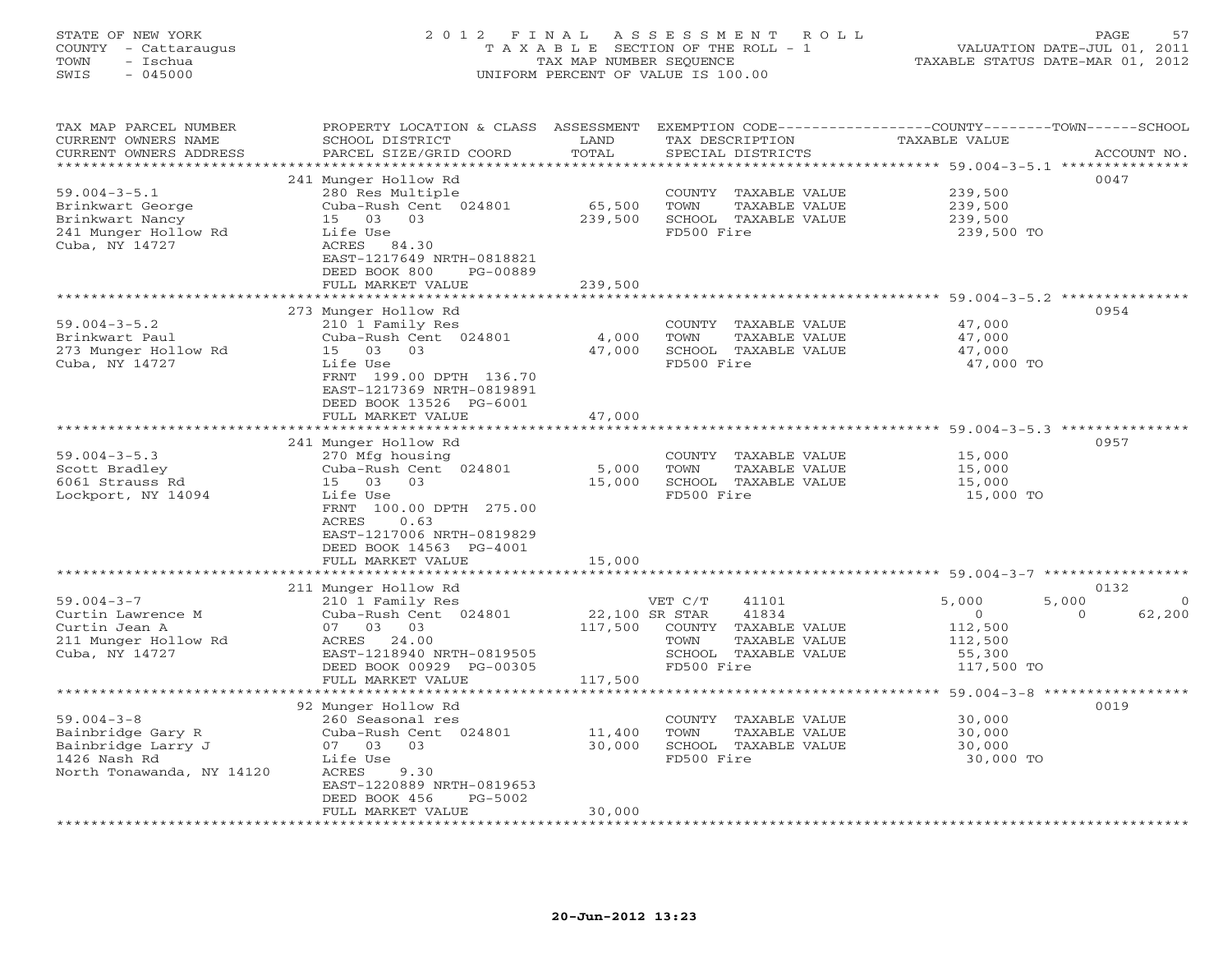STATE OF NEW YORK
COUNTY - Cattaraugus
TOWN - Ischua
SWIS - 045000

# 2012 FINAL ASSESSMENT ROLL
TAXABLE SECTION OF THE ROLL - 1
TAX MAP NUMBER SEQUENCE
UNIFORM PERCENT OF VALUE IS 100.00

VALUATION DATE-JUL 01, 2011
TAXABLE STATUS DATE-MAR 01, 2012

| TAX MAP PARCEL NUMBER / CURRENT OWNERS NAME / CURRENT OWNERS ADDRESS | PROPERTY LOCATION & CLASS / SCHOOL DISTRICT / PARCEL SIZE/GRID COORD | ASSESSMENT LAND | TOTAL | EXEMPTION CODE / TAX DESCRIPTION / SPECIAL DISTRICTS | COUNTY TAXABLE VALUE | TOWN | SCHOOL | ACCOUNT NO. |
|---|---|---|---|---|---|---|---|---|
| 59.004-3-5.1 | 241 Munger Hollow Rd | | | | | | | 0047 |
| Brinkwart George | 280 Res Multiple | | | COUNTY TAXABLE VALUE | 239,500 | | | |
| Brinkwart Nancy | Cuba-Rush Cent 024801 | 65,500 | | TOWN TAXABLE VALUE | 239,500 | | | |
| 241 Munger Hollow Rd | 15 03 03 | | 239,500 | SCHOOL TAXABLE VALUE | 239,500 | | | |
| Cuba, NY 14727 | Life Use | | | FD500 Fire | 239,500 TO | | | |
| | ACRES 84.30 | | | | | | | |
| | EAST-1217649 NRTH-0818821 | | | | | | | |
| | DEED BOOK 800 PG-00889 | | | | | | | |
| | FULL MARKET VALUE | | 239,500 | | | | | |
| 59.004-3-5.2 | 273 Munger Hollow Rd | | | | | | | 0954 |
| Brinkwart Paul | 210 1 Family Res | | | COUNTY TAXABLE VALUE | 47,000 | | | |
| 273 Munger Hollow Rd | Cuba-Rush Cent 024801 | 4,000 | | TOWN TAXABLE VALUE | 47,000 | | | |
| Cuba, NY 14727 | 15 03 03 | | 47,000 | SCHOOL TAXABLE VALUE | 47,000 | | | |
| | Life Use | | | FD500 Fire | 47,000 TO | | | |
| | FRNT 199.00 DPTH 136.70 | | | | | | | |
| | EAST-1217369 NRTH-0819891 | | | | | | | |
| | DEED BOOK 13526 PG-6001 | | | | | | | |
| | FULL MARKET VALUE | | 47,000 | | | | | |
| 59.004-3-5.3 | 241 Munger Hollow Rd | | | | | | | 0957 |
| Scott Bradley | 270 Mfg housing | | | COUNTY TAXABLE VALUE | 15,000 | | | |
| 6061 Strauss Rd | Cuba-Rush Cent 024801 | 5,000 | | TOWN TAXABLE VALUE | 15,000 | | | |
| Lockport, NY 14094 | 15 03 03 | | 15,000 | SCHOOL TAXABLE VALUE | 15,000 | | | |
| | Life Use | | | FD500 Fire | 15,000 TO | | | |
| | FRNT 100.00 DPTH 275.00 | | | | | | | |
| | ACRES 0.63 | | | | | | | |
| | EAST-1217006 NRTH-0819829 | | | | | | | |
| | DEED BOOK 14563 PG-4001 | | | | | | | |
| | FULL MARKET VALUE | | 15,000 | | | | | |
| 59.004-3-7 | 211 Munger Hollow Rd | | | | | | | 0132 |
| Curtin Lawrence M | 210 1 Family Res | | | VET C/T 41101 | 5,000 | 5,000 | 0 | |
| Curtin Jean A | Cuba-Rush Cent 024801 | 22,100 | | SR STAR 41834 | 0 | 0 | 62,200 | |
| 211 Munger Hollow Rd | 07 03 03 | | 117,500 | COUNTY TAXABLE VALUE | 112,500 | | | |
| Cuba, NY 14727 | ACRES 24.00 | | | TOWN TAXABLE VALUE | 112,500 | | | |
| | EAST-1218940 NRTH-0819505 | | | SCHOOL TAXABLE VALUE | 55,300 | | | |
| | DEED BOOK 00929 PG-00305 | | | FD500 Fire | 117,500 TO | | | |
| | FULL MARKET VALUE | | 117,500 | | | | | |
| 59.004-3-8 | 92 Munger Hollow Rd | | | | | | | 0019 |
| Bainbridge Gary R | 260 Seasonal res | | | COUNTY TAXABLE VALUE | 30,000 | | | |
| Bainbridge Larry J | Cuba-Rush Cent 024801 | 11,400 | | TOWN TAXABLE VALUE | 30,000 | | | |
| 1426 Nash Rd | 07 03 03 | | 30,000 | SCHOOL TAXABLE VALUE | 30,000 | | | |
| North Tonawanda, NY 14120 | Life Use | | | FD500 Fire | 30,000 TO | | | |
| | ACRES 9.30 | | | | | | | |
| | EAST-1220889 NRTH-0819653 | | | | | | | |
| | DEED BOOK 456 PG-5002 | | | | | | | |
| | FULL MARKET VALUE | | 30,000 | | | | | |

20-Jun-2012 13:23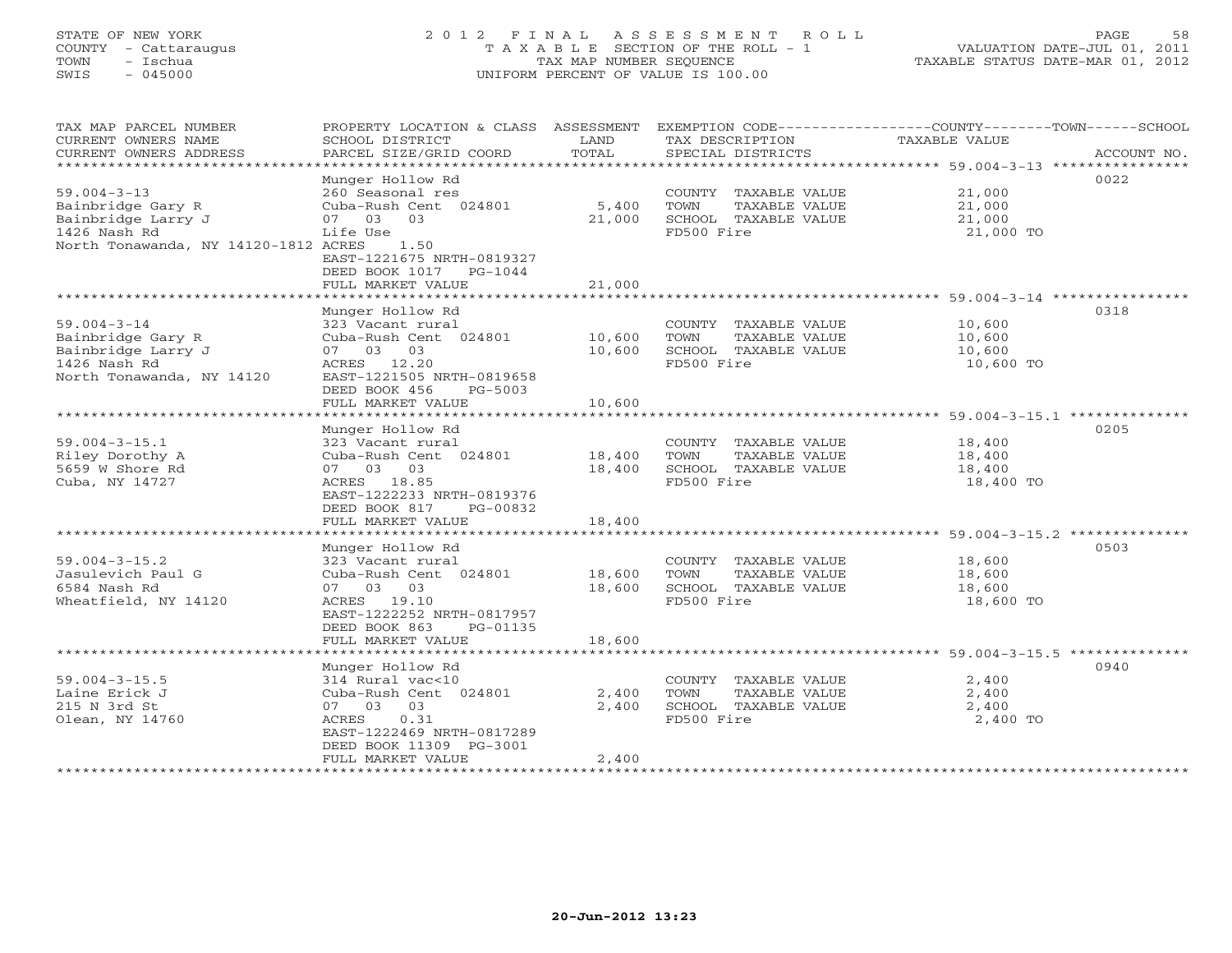STATE OF NEW YORK
COUNTY - Cattaraugus
TOWN - Ischua
SWIS - 045000

2012 FINAL ASSESSMENT ROLL
TAXABLE SECTION OF THE ROLL - 1
TAX MAP NUMBER SEQUENCE
UNIFORM PERCENT OF VALUE IS 100.00

VALUATION DATE-JUL 01, 2011
TAXABLE STATUS DATE-MAR 01, 2012

| TAX MAP PARCEL NUMBER / CURRENT OWNERS NAME / CURRENT OWNERS ADDRESS | PROPERTY LOCATION & CLASS / SCHOOL DISTRICT / PARCEL SIZE/GRID COORD | ASSESSMENT LAND | TOTAL | EXEMPTION CODE / TAX DESCRIPTION / SPECIAL DISTRICTS | TAXABLE VALUE (COUNTY / TOWN / SCHOOL) | ACCOUNT NO. |
|---|---|---|---|---|---|---|
| 59.004-3-13 | Munger Hollow Rd | | | | | 0022 |
| 59.004-3-13 | 260 Seasonal res | | | COUNTY TAXABLE VALUE | 21,000 | |
| Bainbridge Gary R | Cuba-Rush Cent 024801 | 5,400 | | TOWN TAXABLE VALUE | 21,000 | |
| Bainbridge Larry J | 07 03 03 | | 21,000 | SCHOOL TAXABLE VALUE | 21,000 | |
| 1426 Nash Rd | Life Use | | | FD500 Fire | 21,000 TO | |
| North Tonawanda, NY 14120-1812 | ACRES 1.50 | | | | | |
| | EAST-1221675 NRTH-0819327 | | | | | |
| | DEED BOOK 1017 PG-1044 | | | | | |
| | FULL MARKET VALUE | | 21,000 | | | |
| 59.004-3-14 | Munger Hollow Rd | | | | | 0318 |
| 59.004-3-14 | 323 Vacant rural | | | COUNTY TAXABLE VALUE | 10,600 | |
| Bainbridge Gary R | Cuba-Rush Cent 024801 | 10,600 | | TOWN TAXABLE VALUE | 10,600 | |
| Bainbridge Larry J | 07 03 03 | | 10,600 | SCHOOL TAXABLE VALUE | 10,600 | |
| 1426 Nash Rd | ACRES 12.20 | | | FD500 Fire | 10,600 TO | |
| North Tonawanda, NY 14120 | EAST-1221505 NRTH-0819658 | | | | | |
| | DEED BOOK 456 PG-5003 | | | | | |
| | FULL MARKET VALUE | | 10,600 | | | |
| 59.004-3-15.1 | Munger Hollow Rd | | | | | 0205 |
| 59.004-3-15.1 | 323 Vacant rural | | | COUNTY TAXABLE VALUE | 18,400 | |
| Riley Dorothy A | Cuba-Rush Cent 024801 | 18,400 | | TOWN TAXABLE VALUE | 18,400 | |
| 5659 W Shore Rd | 07 03 03 | | 18,400 | SCHOOL TAXABLE VALUE | 18,400 | |
| Cuba, NY 14727 | ACRES 18.85 | | | FD500 Fire | 18,400 TO | |
| | EAST-1222233 NRTH-0819376 | | | | | |
| | DEED BOOK 817 PG-00832 | | | | | |
| | FULL MARKET VALUE | | 18,400 | | | |
| 59.004-3-15.2 | Munger Hollow Rd | | | | | 0503 |
| 59.004-3-15.2 | 323 Vacant rural | | | COUNTY TAXABLE VALUE | 18,600 | |
| Jasulevich Paul G | Cuba-Rush Cent 024801 | 18,600 | | TOWN TAXABLE VALUE | 18,600 | |
| 6584 Nash Rd | 07 03 03 | | 18,600 | SCHOOL TAXABLE VALUE | 18,600 | |
| Wheatfield, NY 14120 | ACRES 19.10 | | | FD500 Fire | 18,600 TO | |
| | EAST-1222252 NRTH-0817957 | | | | | |
| | DEED BOOK 863 PG-01135 | | | | | |
| | FULL MARKET VALUE | | 18,600 | | | |
| 59.004-3-15.5 | Munger Hollow Rd | | | | | 0940 |
| 59.004-3-15.5 | 314 Rural vac<10 | | | COUNTY TAXABLE VALUE | 2,400 | |
| Laine Erick J | Cuba-Rush Cent 024801 | 2,400 | | TOWN TAXABLE VALUE | 2,400 | |
| 215 N 3rd St | 07 03 03 | | 2,400 | SCHOOL TAXABLE VALUE | 2,400 | |
| Olean, NY 14760 | ACRES 0.31 | | | FD500 Fire | 2,400 TO | |
| | EAST-1222469 NRTH-0817289 | | | | | |
| | DEED BOOK 11309 PG-3001 | | | | | |
| | FULL MARKET VALUE | | 2,400 | | | |

20-Jun-2012 13:23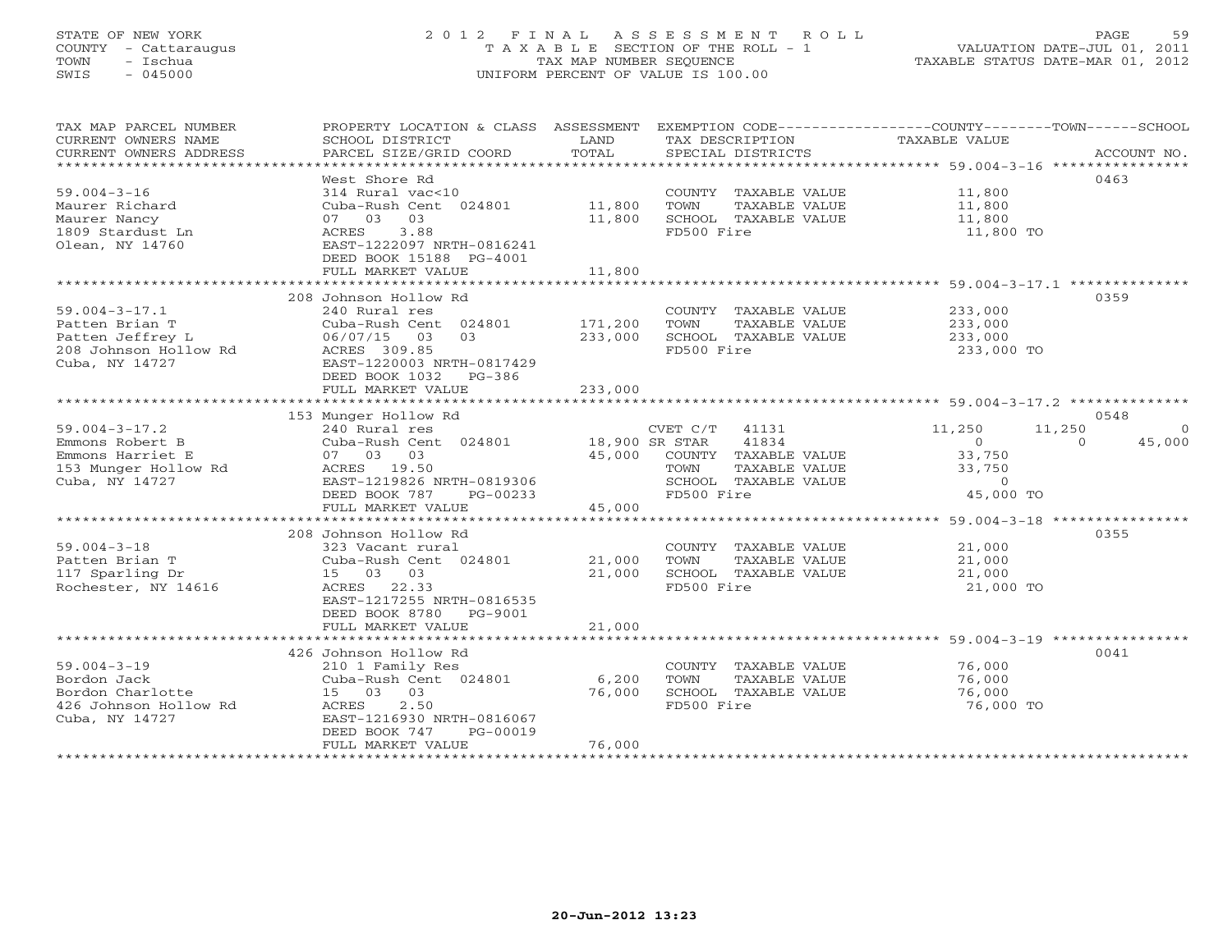STATE OF NEW YORK
COUNTY - Cattaraugus
TOWN - Ischua
SWIS - 045000

# 2012 FINAL ASSESSMENT ROLL
TAXABLE SECTION OF THE ROLL - 1
TAX MAP NUMBER SEQUENCE
UNIFORM PERCENT OF VALUE IS 100.00

VALUATION DATE-JUL 01, 2011
TAXABLE STATUS DATE-MAR 01, 2012

| TAX MAP PARCEL NUMBER / CURRENT OWNERS NAME / CURRENT OWNERS ADDRESS | PROPERTY LOCATION & CLASS / SCHOOL DISTRICT / PARCEL SIZE/GRID COORD | ASSESSMENT LAND / TOTAL | EXEMPTION CODE / TAX DESCRIPTION / SPECIAL DISTRICTS | COUNTY TAXABLE VALUE | TOWN | SCHOOL | ACCOUNT NO. |
|---|---|---|---|---|---|---|---|
| **59.004-3-16** | West Shore Rd | | | | | | 0463 |
| 59.004-3-16 | 314 Rural vac<10 | | COUNTY TAXABLE VALUE | 11,800 | | | |
| Maurer Richard | Cuba-Rush Cent 024801 | 11,800 | TOWN TAXABLE VALUE | 11,800 | | | |
| Maurer Nancy | 07 03 03 | 11,800 | SCHOOL TAXABLE VALUE | 11,800 | | | |
| 1809 Stardust Ln | ACRES 3.88 | | FD500 Fire | 11,800 TO | | | |
| Olean, NY 14760 | EAST-1222097 NRTH-0816241 | | | | | | |
| | DEED BOOK 15188 PG-4001 | | | | | | |
| | FULL MARKET VALUE | 11,800 | | | | | |
| **59.004-3-17.1** | 208 Johnson Hollow Rd | | | | | | 0359 |
| 59.004-3-17.1 | 240 Rural res | | COUNTY TAXABLE VALUE | 233,000 | | | |
| Patten Brian T | Cuba-Rush Cent 024801 | 171,200 | TOWN TAXABLE VALUE | 233,000 | | | |
| Patten Jeffrey L | 06/07/15 03 03 | 233,000 | SCHOOL TAXABLE VALUE | 233,000 | | | |
| 208 Johnson Hollow Rd | ACRES 309.85 | | FD500 Fire | 233,000 TO | | | |
| Cuba, NY 14727 | EAST-1220003 NRTH-0817429 | | | | | | |
| | DEED BOOK 1032 PG-386 | | | | | | |
| | FULL MARKET VALUE | 233,000 | | | | | |
| **59.004-3-17.2** | 153 Munger Hollow Rd | | | | | | 0548 |
| 59.004-3-17.2 | 240 Rural res | | CVET C/T 41131 | 11,250 | 11,250 | 0 | |
| Emmons Robert B | Cuba-Rush Cent 024801 | 18,900 | SR STAR 41834 | 0 | 0 | 45,000 | |
| Emmons Harriet E | 07 03 03 | 45,000 | COUNTY TAXABLE VALUE | 33,750 | | | |
| 153 Munger Hollow Rd | ACRES 19.50 | | TOWN TAXABLE VALUE | 33,750 | | | |
| Cuba, NY 14727 | EAST-1219826 NRTH-0819306 | | SCHOOL TAXABLE VALUE | 0 | | | |
| | DEED BOOK 787 PG-00233 | | FD500 Fire | 45,000 TO | | | |
| | FULL MARKET VALUE | 45,000 | | | | | |
| **59.004-3-18** | 208 Johnson Hollow Rd | | | | | | 0355 |
| 59.004-3-18 | 323 Vacant rural | | COUNTY TAXABLE VALUE | 21,000 | | | |
| Patten Brian T | Cuba-Rush Cent 024801 | 21,000 | TOWN TAXABLE VALUE | 21,000 | | | |
| 117 Sparling Dr | 15 03 03 | 21,000 | SCHOOL TAXABLE VALUE | 21,000 | | | |
| Rochester, NY 14616 | ACRES 22.33 | | FD500 Fire | 21,000 TO | | | |
| | EAST-1217255 NRTH-0816535 | | | | | | |
| | DEED BOOK 8780 PG-9001 | | | | | | |
| | FULL MARKET VALUE | 21,000 | | | | | |
| **59.004-3-19** | 426 Johnson Hollow Rd | | | | | | 0041 |
| 59.004-3-19 | 210 1 Family Res | | COUNTY TAXABLE VALUE | 76,000 | | | |
| Bordon Jack | Cuba-Rush Cent 024801 | 6,200 | TOWN TAXABLE VALUE | 76,000 | | | |
| Bordon Charlotte | 15 03 03 | 76,000 | SCHOOL TAXABLE VALUE | 76,000 | | | |
| 426 Johnson Hollow Rd | ACRES 2.50 | | FD500 Fire | 76,000 TO | | | |
| Cuba, NY 14727 | EAST-1216930 NRTH-0816067 | | | | | | |
| | DEED BOOK 747 PG-00019 | | | | | | |
| | FULL MARKET VALUE | 76,000 | | | | | |

20-Jun-2012 13:23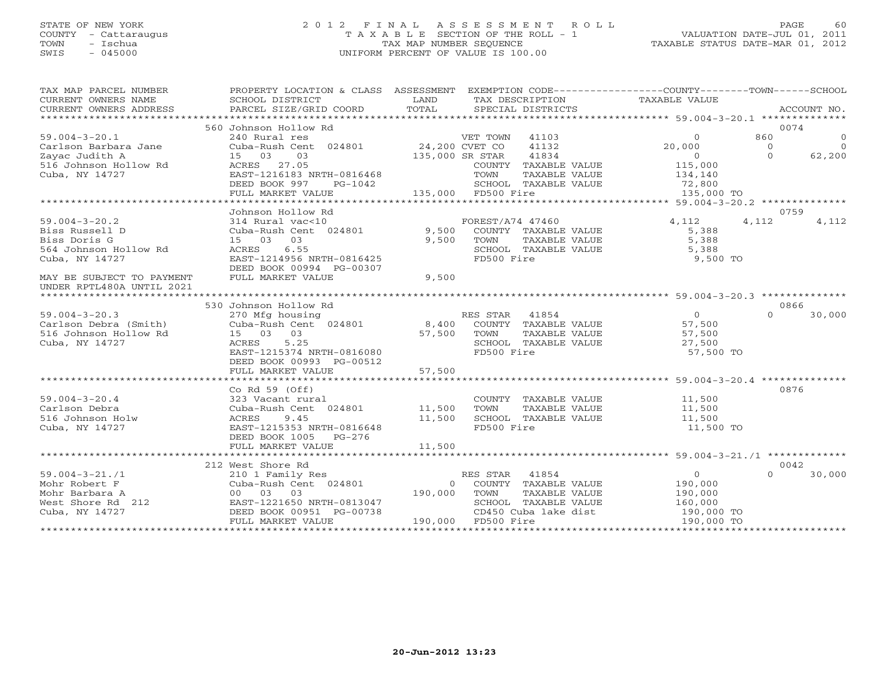STATE OF NEW YORK
COUNTY - Cattaraugus
TOWN - Ischua
SWIS - 045000

# 2012 FINAL ASSESSMENT ROLL
TAXABLE SECTION OF THE ROLL - 1
TAX MAP NUMBER SEQUENCE
UNIFORM PERCENT OF VALUE IS 100.00

VALUATION DATE-JUL 01, 2011
TAXABLE STATUS DATE-MAR 01, 2012

| TAX MAP PARCEL NUMBER / CURRENT OWNERS NAME / CURRENT OWNERS ADDRESS | PROPERTY LOCATION & CLASS / SCHOOL DISTRICT / PARCEL SIZE/GRID COORD | ASSESSMENT LAND / TOTAL | EXEMPTION CODE / TAX DESCRIPTION / SPECIAL DISTRICTS | COUNTY TAXABLE VALUE | TOWN | SCHOOL / ACCOUNT NO. |
|---|---|---|---|---|---|---|
| **59.004-3-20.1** | 560 Johnson Hollow Rd | | | | | 0074 |
| 59.004-3-20.1 | 240 Rural res | | VET TOWN 41103 | 0 | 860 | 0 |
| Carlson Barbara Jane | Cuba-Rush Cent 024801 | 24,200 | CVET CO 41132 | 20,000 | 0 | 0 |
| Zayac Judith A | 15 03 03 | 135,000 | SR STAR 41834 | 0 | 0 | 62,200 |
| 516 Johnson Hollow Rd | ACRES 27.05 | | COUNTY TAXABLE VALUE | 115,000 | | |
| Cuba, NY 14727 | EAST-1216183 NRTH-0816468 | | TOWN TAXABLE VALUE | 134,140 | | |
| | DEED BOOK 997 PG-1042 | | SCHOOL TAXABLE VALUE | 72,800 | | |
| | FULL MARKET VALUE | 135,000 | FD500 Fire | 135,000 TO | | |
| **59.004-3-20.2** | Johnson Hollow Rd | | | | | 0759 |
| 59.004-3-20.2 | 314 Rural vac<10 | | FOREST/A74 47460 | 4,112 | 4,112 | 4,112 |
| Biss Russell D | Cuba-Rush Cent 024801 | 9,500 | COUNTY TAXABLE VALUE | 5,388 | | |
| Biss Doris G | 15 03 03 | 9,500 | TOWN TAXABLE VALUE | 5,388 | | |
| 564 Johnson Hollow Rd | ACRES 6.55 | | SCHOOL TAXABLE VALUE | 5,388 | | |
| Cuba, NY 14727 | EAST-1214956 NRTH-0816425 | | FD500 Fire | 9,500 TO | | |
| | DEED BOOK 00994 PG-00307 | | | | | |
| MAY BE SUBJECT TO PAYMENT UNDER RPTL480A UNTIL 2021 | FULL MARKET VALUE | 9,500 | | | | |
| **59.004-3-20.3** | 530 Johnson Hollow Rd | | | | | 0866 |
| 59.004-3-20.3 | 270 Mfg housing | | RES STAR 41854 | 0 | 0 | 30,000 |
| Carlson Debra (Smith) | Cuba-Rush Cent 024801 | 8,400 | COUNTY TAXABLE VALUE | 57,500 | | |
| 516 Johnson Hollow Rd | 15 03 03 | 57,500 | TOWN TAXABLE VALUE | 57,500 | | |
| Cuba, NY 14727 | ACRES 5.25 | | SCHOOL TAXABLE VALUE | 27,500 | | |
| | EAST-1215374 NRTH-0816080 | | FD500 Fire | 57,500 TO | | |
| | DEED BOOK 00993 PG-00512 | | | | | |
| | FULL MARKET VALUE | 57,500 | | | | |
| **59.004-3-20.4** | Co Rd 59 (Off) | | | | | 0876 |
| 59.004-3-20.4 | 323 Vacant rural | | COUNTY TAXABLE VALUE | 11,500 | | |
| Carlson Debra | Cuba-Rush Cent 024801 | 11,500 | TOWN TAXABLE VALUE | 11,500 | | |
| 516 Johnson Holw | ACRES 9.45 | 11,500 | SCHOOL TAXABLE VALUE | 11,500 | | |
| Cuba, NY 14727 | EAST-1215353 NRTH-0816648 | | FD500 Fire | 11,500 TO | | |
| | DEED BOOK 1005 PG-276 | | | | | |
| | FULL MARKET VALUE | 11,500 | | | | |
| **59.004-3-21./1** | 212 West Shore Rd | | | | | 0042 |
| 59.004-3-21./1 | 210 1 Family Res | | RES STAR 41854 | 0 | 0 | 30,000 |
| Mohr Robert F | Cuba-Rush Cent 024801 | 0 | COUNTY TAXABLE VALUE | 190,000 | | |
| Mohr Barbara A | 00 03 03 | 190,000 | TOWN TAXABLE VALUE | 190,000 | | |
| West Shore Rd 212 | EAST-1221650 NRTH-0813047 | | SCHOOL TAXABLE VALUE | 160,000 | | |
| Cuba, NY 14727 | DEED BOOK 00951 PG-00738 | | CD450 Cuba lake dist | 190,000 TO | | |
| | FULL MARKET VALUE | 190,000 | FD500 Fire | 190,000 TO | | |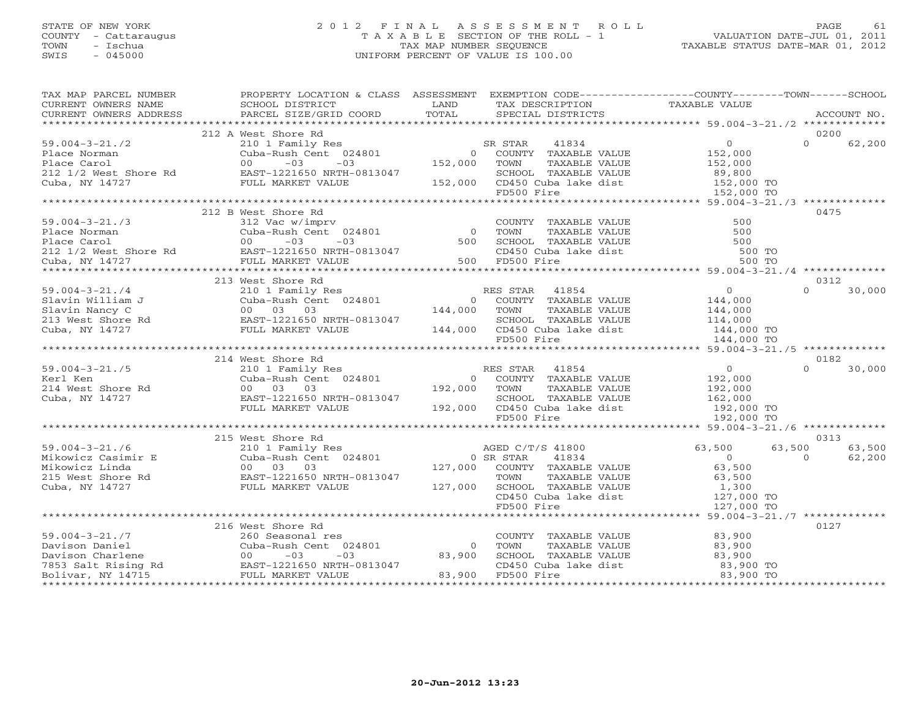STATE OF NEW YORK
COUNTY - Cattaraugus
TOWN - Ischua
SWIS - 045000

2012 FINAL ASSESSMENT ROLL
TAXABLE SECTION OF THE ROLL - 1
TAX MAP NUMBER SEQUENCE
UNIFORM PERCENT OF VALUE IS 100.00

VALUATION DATE-JUL 01, 2011
TAXABLE STATUS DATE-MAR 01, 2012

| TAX MAP PARCEL NUMBER / CURRENT OWNERS NAME / CURRENT OWNERS ADDRESS | PROPERTY LOCATION & CLASS / SCHOOL DISTRICT / PARCEL SIZE/GRID COORD | ASSESSMENT LAND / TOTAL | EXEMPTION CODE / TAX DESCRIPTION / SPECIAL DISTRICTS | COUNTY | TOWN | SCHOOL | ACCOUNT NO. |
|---|---|---|---|---|---|---|---|
| 59.004-3-21./2 | 212 A West Shore Rd | | | | | | 0200 |
| Place Norman | 210 1 Family Res | | SR STAR 41834 | 0 | | 0 / 62,200 | |
| Place Carol | Cuba-Rush Cent 024801 | 0 | COUNTY TAXABLE VALUE | 152,000 | | | |
| 212 1/2 West Shore Rd | 00 -03 -03 | 152,000 | TOWN TAXABLE VALUE | | 152,000 | | |
| Cuba, NY 14727 | EAST-1221650 NRTH-0813047 | | SCHOOL TAXABLE VALUE | | | 89,800 | |
| | FULL MARKET VALUE | 152,000 | CD450 Cuba lake dist | 152,000 TO | | | |
| | | | FD500 Fire | 152,000 TO | | | |
| 59.004-3-21./3 | 212 B West Shore Rd | | | | | | 0475 |
| Place Norman | 312 Vac w/imprv | | COUNTY TAXABLE VALUE | 500 | | | |
| Place Carol | Cuba-Rush Cent 024801 | 0 | TOWN TAXABLE VALUE | | 500 | | |
| 212 1/2 West Shore Rd | 00 -03 -03 | 500 | SCHOOL TAXABLE VALUE | | | 500 | |
| Cuba, NY 14727 | EAST-1221650 NRTH-0813047 | | CD450 Cuba lake dist | 500 TO | | | |
| | FULL MARKET VALUE | 500 | FD500 Fire | 500 TO | | | |
| 59.004-3-21./4 | 213 West Shore Rd | | | | | | 0312 |
| Slavin William J | 210 1 Family Res | | RES STAR 41854 | 0 | | 0 / 30,000 | |
| Slavin Nancy C | Cuba-Rush Cent 024801 | 0 | COUNTY TAXABLE VALUE | 144,000 | | | |
| 213 West Shore Rd | 00 03 03 | 144,000 | TOWN TAXABLE VALUE | | 144,000 | | |
| Cuba, NY 14727 | EAST-1221650 NRTH-0813047 | | SCHOOL TAXABLE VALUE | | | 114,000 | |
| | FULL MARKET VALUE | 144,000 | CD450 Cuba lake dist | 144,000 TO | | | |
| | | | FD500 Fire | 144,000 TO | | | |
| 59.004-3-21./5 | 214 West Shore Rd | | | | | | 0182 |
| Kerl Ken | 210 1 Family Res | | RES STAR 41854 | 0 | | 0 / 30,000 | |
| 214 West Shore Rd | Cuba-Rush Cent 024801 | 0 | COUNTY TAXABLE VALUE | 192,000 | | | |
| Cuba, NY 14727 | 00 03 03 | 192,000 | TOWN TAXABLE VALUE | | 192,000 | | |
| | EAST-1221650 NRTH-0813047 | | SCHOOL TAXABLE VALUE | | | 162,000 | |
| | FULL MARKET VALUE | 192,000 | CD450 Cuba lake dist | 192,000 TO | | | |
| | | | FD500 Fire | 192,000 TO | | | |
| 59.004-3-21./6 | 215 West Shore Rd | | | | | | 0313 |
| Mikowicz Casimir E | 210 1 Family Res | | AGED C/T/S 41800 | 63,500 | 63,500 | 63,500 | |
| Mikowicz Linda | Cuba-Rush Cent 024801 | 0 | SR STAR 41834 | 0 | 0 | 62,200 | |
| 215 West Shore Rd | 00 03 03 | 127,000 | COUNTY TAXABLE VALUE | 63,500 | | | |
| Cuba, NY 14727 | EAST-1221650 NRTH-0813047 | | TOWN TAXABLE VALUE | | 63,500 | | |
| | FULL MARKET VALUE | 127,000 | SCHOOL TAXABLE VALUE | | | 1,300 | |
| | | | CD450 Cuba lake dist | 127,000 TO | | | |
| | | | FD500 Fire | 127,000 TO | | | |
| 59.004-3-21./7 | 216 West Shore Rd | | | | | | 0127 |
| Davison Daniel | 260 Seasonal res | | COUNTY TAXABLE VALUE | 83,900 | | | |
| Davison Charlene | Cuba-Rush Cent 024801 | 0 | TOWN TAXABLE VALUE | | 83,900 | | |
| 7853 Salt Rising Rd | 00 -03 -03 | 83,900 | SCHOOL TAXABLE VALUE | | | 83,900 | |
| Bolivar, NY 14715 | EAST-1221650 NRTH-0813047 | | CD450 Cuba lake dist | 83,900 TO | | | |
| | FULL MARKET VALUE | 83,900 | FD500 Fire | 83,900 TO | | | |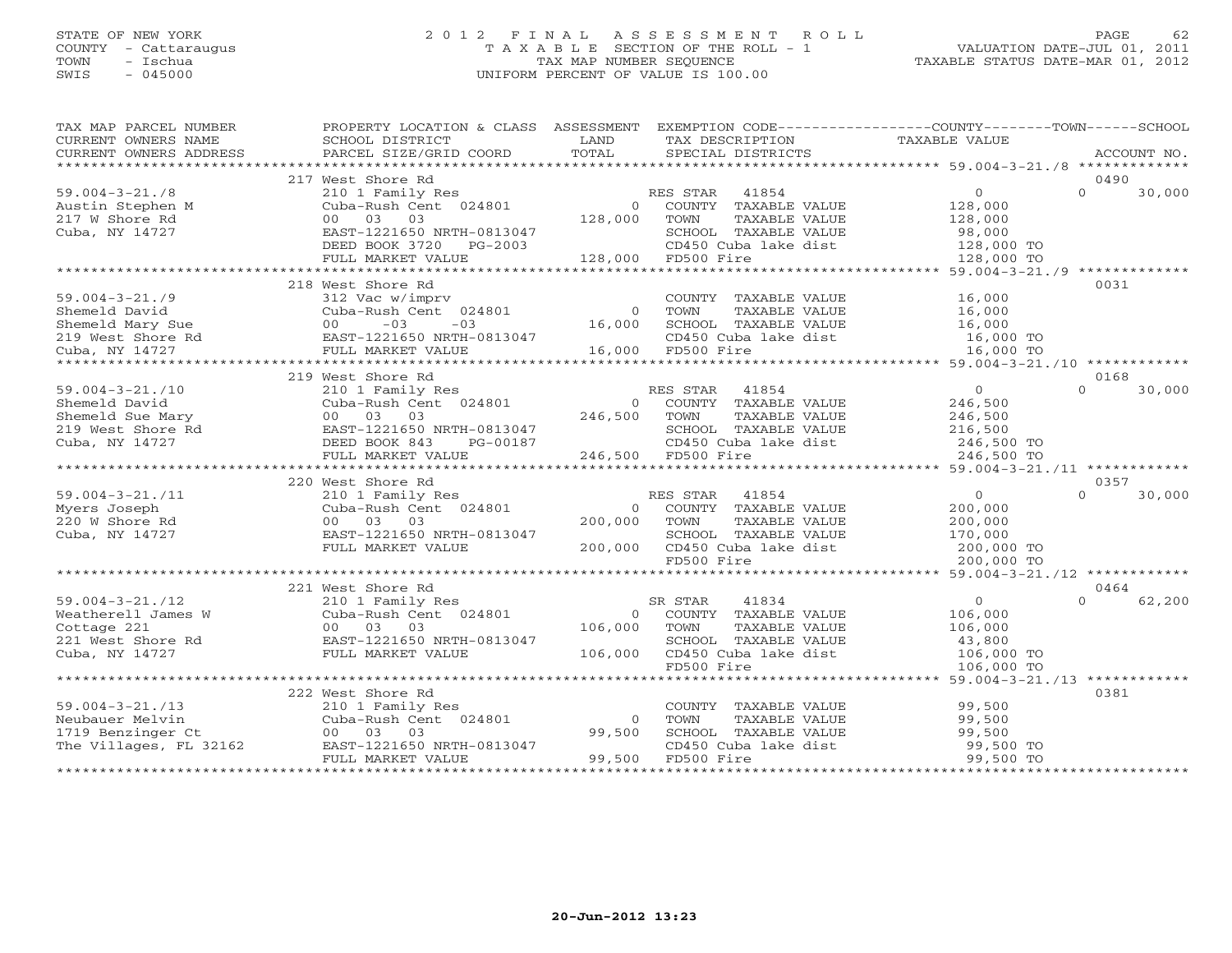STATE OF NEW YORK
COUNTY - Cattaraugus
TOWN - Ischua
SWIS - 045000

# 2012 FINAL ASSESSMENT ROLL

TAXABLE SECTION OF THE ROLL - 1
TAX MAP NUMBER SEQUENCE
UNIFORM PERCENT OF VALUE IS 100.00

VALUATION DATE-JUL 01, 2011
TAXABLE STATUS DATE-MAR 01, 2012

| TAX MAP PARCEL NUMBER / CURRENT OWNERS NAME / CURRENT OWNERS ADDRESS | PROPERTY LOCATION & CLASS / SCHOOL DISTRICT / PARCEL SIZE/GRID COORD | ASSESSMENT LAND / TOTAL | EXEMPTION CODE / TAX DESCRIPTION / SPECIAL DISTRICTS | COUNTY / TAXABLE VALUE | TOWN | SCHOOL | ACCOUNT NO. |
|---|---|---|---|---|---|---|---|
| | 217 West Shore Rd | | | | | | 0490 |
| 59.004-3-21./8 | 210 1 Family Res | | RES STAR 41854 | 0 | 0 | 30,000 | |
| Austin Stephen M | Cuba-Rush Cent 024801 | 0 | COUNTY TAXABLE VALUE | 128,000 | | | |
| 217 W Shore Rd | 00 03 03 | 128,000 | TOWN TAXABLE VALUE | 128,000 | | | |
| Cuba, NY 14727 | EAST-1221650 NRTH-0813047 | | SCHOOL TAXABLE VALUE | 98,000 | | | |
| | DEED BOOK 3720 PG-2003 | | CD450 Cuba lake dist | 128,000 TO | | | |
| | FULL MARKET VALUE | 128,000 | FD500 Fire | 128,000 TO | | | |
| | 218 West Shore Rd | | | | | | 0031 |
| 59.004-3-21./9 | 312 Vac w/imprv | | COUNTY TAXABLE VALUE | 16,000 | | | |
| Shemeld David | Cuba-Rush Cent 024801 | 0 | TOWN TAXABLE VALUE | 16,000 | | | |
| Shemeld Mary Sue | 00 -03 -03 | 16,000 | SCHOOL TAXABLE VALUE | 16,000 | | | |
| 219 West Shore Rd | EAST-1221650 NRTH-0813047 | | CD450 Cuba lake dist | 16,000 TO | | | |
| Cuba, NY 14727 | FULL MARKET VALUE | 16,000 | FD500 Fire | 16,000 TO | | | |
| | 219 West Shore Rd | | | | | | 0168 |
| 59.004-3-21./10 | 210 1 Family Res | | RES STAR 41854 | 0 | 0 | 30,000 | |
| Shemeld David | Cuba-Rush Cent 024801 | 0 | COUNTY TAXABLE VALUE | 246,500 | | | |
| Shemeld Sue Mary | 00 03 03 | 246,500 | TOWN TAXABLE VALUE | 246,500 | | | |
| 219 West Shore Rd | EAST-1221650 NRTH-0813047 | | SCHOOL TAXABLE VALUE | 216,500 | | | |
| Cuba, NY 14727 | DEED BOOK 843 PG-00187 | | CD450 Cuba lake dist | 246,500 TO | | | |
| | FULL MARKET VALUE | 246,500 | FD500 Fire | 246,500 TO | | | |
| | 220 West Shore Rd | | | | | | 0357 |
| 59.004-3-21./11 | 210 1 Family Res | | RES STAR 41854 | 0 | 0 | 30,000 | |
| Myers Joseph | Cuba-Rush Cent 024801 | 0 | COUNTY TAXABLE VALUE | 200,000 | | | |
| 220 W Shore Rd | 00 03 03 | 200,000 | TOWN TAXABLE VALUE | 200,000 | | | |
| Cuba, NY 14727 | EAST-1221650 NRTH-0813047 | | SCHOOL TAXABLE VALUE | 170,000 | | | |
| | FULL MARKET VALUE | 200,000 | CD450 Cuba lake dist | 200,000 TO | | | |
| | | | FD500 Fire | 200,000 TO | | | |
| | 221 West Shore Rd | | | | | | 0464 |
| 59.004-3-21./12 | 210 1 Family Res | | SR STAR 41834 | 0 | 0 | 62,200 | |
| Weatherell James W | Cuba-Rush Cent 024801 | 0 | COUNTY TAXABLE VALUE | 106,000 | | | |
| Cottage 221 | 00 03 03 | 106,000 | TOWN TAXABLE VALUE | 106,000 | | | |
| 221 West Shore Rd | EAST-1221650 NRTH-0813047 | | SCHOOL TAXABLE VALUE | 43,800 | | | |
| Cuba, NY 14727 | FULL MARKET VALUE | 106,000 | CD450 Cuba lake dist | 106,000 TO | | | |
| | | | FD500 Fire | 106,000 TO | | | |
| | 222 West Shore Rd | | | | | | 0381 |
| 59.004-3-21./13 | 210 1 Family Res | | COUNTY TAXABLE VALUE | 99,500 | | | |
| Neubauer Melvin | Cuba-Rush Cent 024801 | 0 | TOWN TAXABLE VALUE | 99,500 | | | |
| 1719 Benzinger Ct | 00 03 03 | 99,500 | SCHOOL TAXABLE VALUE | 99,500 | | | |
| The Villages, FL 32162 | EAST-1221650 NRTH-0813047 | | CD450 Cuba lake dist | 99,500 TO | | | |
| | FULL MARKET VALUE | 99,500 | FD500 Fire | 99,500 TO | | | |

20-Jun-2012 13:23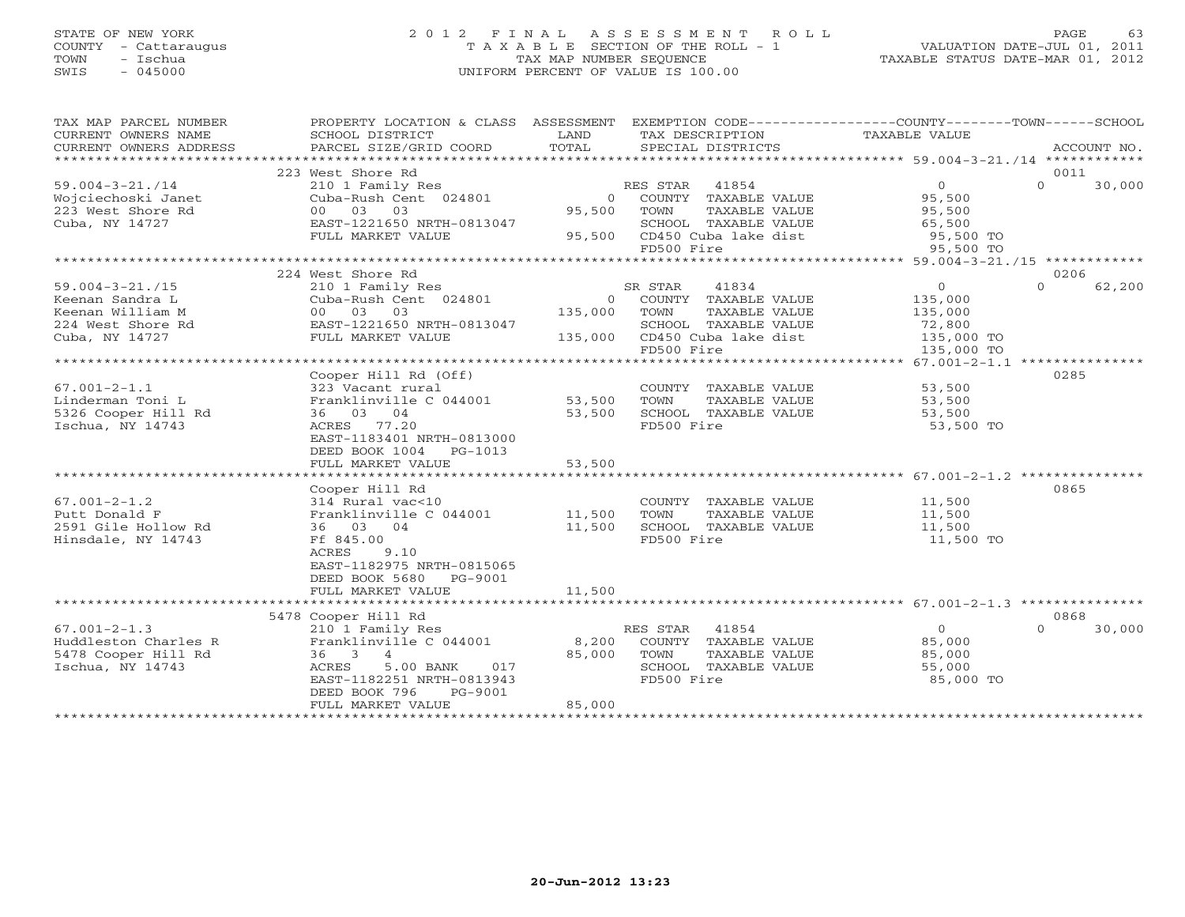STATE OF NEW YORK
COUNTY - Cattaraugus
TOWN - Ischua
SWIS - 045000

# 2012 FINAL ASSESSMENT ROLL
TAXABLE SECTION OF THE ROLL - 1
TAX MAP NUMBER SEQUENCE
UNIFORM PERCENT OF VALUE IS 100.00

VALUATION DATE-JUL 01, 2011
TAXABLE STATUS DATE-MAR 01, 2012

| TAX MAP PARCEL NUMBER / CURRENT OWNERS NAME / CURRENT OWNERS ADDRESS | PROPERTY LOCATION & CLASS / SCHOOL DISTRICT / PARCEL SIZE/GRID COORD | ASSESSMENT LAND | TOTAL | EXEMPTION CODE / TAX DESCRIPTION / SPECIAL DISTRICTS | COUNTY TAXABLE VALUE | TOWN | SCHOOL | ACCOUNT NO. |
|---|---|---|---|---|---|---|---|---|
| 59.004-3-21./14 | 223 West Shore Rd | | | | | | | 0011 |
| 59.004-3-21./14 | 210 1 Family Res | | | RES STAR 41854 | 0 | 0 | 30,000 | |
| Wojciechoski Janet | Cuba-Rush Cent 024801 | 0 | | COUNTY TAXABLE VALUE | 95,500 | | | |
| 223 West Shore Rd | 00 03 03 | | 95,500 | TOWN TAXABLE VALUE | 95,500 | | | |
| Cuba, NY 14727 | EAST-1221650 NRTH-0813047 | | | SCHOOL TAXABLE VALUE | 65,500 | | | |
| | FULL MARKET VALUE | | 95,500 | CD450 Cuba lake dist | 95,500 TO | | | |
| | | | | FD500 Fire | 95,500 TO | | | |
| 59.004-3-21./15 | 224 West Shore Rd | | | | | | | 0206 |
| 59.004-3-21./15 | 210 1 Family Res | | | SR STAR 41834 | 0 | 0 | 62,200 | |
| Keenan Sandra L | Cuba-Rush Cent 024801 | 0 | | COUNTY TAXABLE VALUE | 135,000 | | | |
| Keenan William M | 00 03 03 | | 135,000 | TOWN TAXABLE VALUE | 135,000 | | | |
| 224 West Shore Rd | EAST-1221650 NRTH-0813047 | | | SCHOOL TAXABLE VALUE | 72,800 | | | |
| Cuba, NY 14727 | FULL MARKET VALUE | | 135,000 | CD450 Cuba lake dist | 135,000 TO | | | |
| | | | | FD500 Fire | 135,000 TO | | | |
| 67.001-2-1.1 | Cooper Hill Rd (Off) | | | | | | | 0285 |
| 67.001-2-1.1 | 323 Vacant rural | | | COUNTY TAXABLE VALUE | 53,500 | | | |
| Linderman Toni L | Franklinville C 044001 | 53,500 | | TOWN TAXABLE VALUE | 53,500 | | | |
| 5326 Cooper Hill Rd | 36 03 04 | | 53,500 | SCHOOL TAXABLE VALUE | 53,500 | | | |
| Ischua, NY 14743 | ACRES 77.20 | | | FD500 Fire | 53,500 TO | | | |
| | EAST-1183401 NRTH-0813000 | | | | | | | |
| | DEED BOOK 1004 PG-1013 | | | | | | | |
| | FULL MARKET VALUE | | 53,500 | | | | | |
| 67.001-2-1.2 | Cooper Hill Rd | | | | | | | 0865 |
| 67.001-2-1.2 | 314 Rural vac<10 | | | COUNTY TAXABLE VALUE | 11,500 | | | |
| Putt Donald F | Franklinville C 044001 | 11,500 | | TOWN TAXABLE VALUE | 11,500 | | | |
| 2591 Gile Hollow Rd | 36 03 04 | | 11,500 | SCHOOL TAXABLE VALUE | 11,500 | | | |
| Hinsdale, NY 14743 | Ff 845.00 | | | FD500 Fire | 11,500 TO | | | |
| | ACRES 9.10 | | | | | | | |
| | EAST-1182975 NRTH-0815065 | | | | | | | |
| | DEED BOOK 5680 PG-9001 | | | | | | | |
| | FULL MARKET VALUE | | 11,500 | | | | | |
| 67.001-2-1.3 | 5478 Cooper Hill Rd | | | | | | | 0868 |
| 67.001-2-1.3 | 210 1 Family Res | | | RES STAR 41854 | 0 | 0 | 30,000 | |
| Huddleston Charles R | Franklinville C 044001 | 8,200 | | COUNTY TAXABLE VALUE | 85,000 | | | |
| 5478 Cooper Hill Rd | 36 3 4 | | 85,000 | TOWN TAXABLE VALUE | 85,000 | | | |
| Ischua, NY 14743 | ACRES 5.00 BANK 017 | | | SCHOOL TAXABLE VALUE | 55,000 | | | |
| | EAST-1182251 NRTH-0813943 | | | FD500 Fire | 85,000 TO | | | |
| | DEED BOOK 796 PG-9001 | | | | | | | |
| | FULL MARKET VALUE | | 85,000 | | | | | |

20-Jun-2012 13:23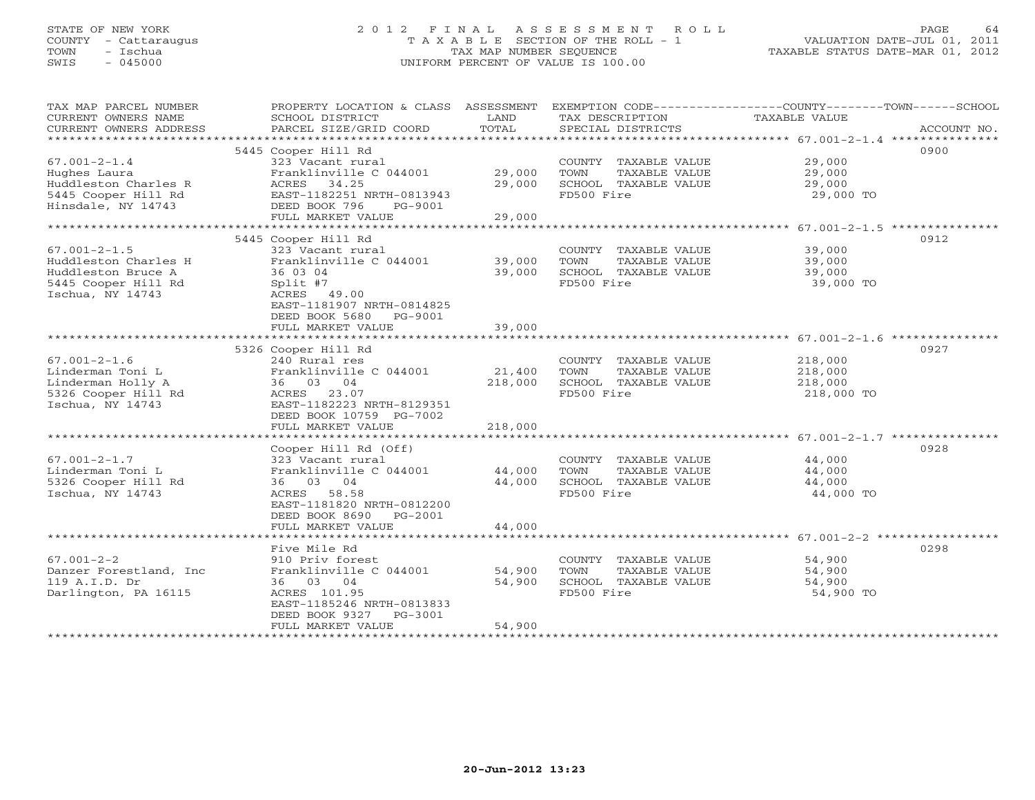STATE OF NEW YORK
COUNTY - Cattaraugus
TOWN - Ischua
SWIS - 045000

# 2012 FINAL ASSESSMENT ROLL

TAXABLE SECTION OF THE ROLL - 1
TAX MAP NUMBER SEQUENCE
UNIFORM PERCENT OF VALUE IS 100.00

VALUATION DATE-JUL 01, 2011
TAXABLE STATUS DATE-MAR 01, 2012

| TAX MAP PARCEL NUMBER / CURRENT OWNERS NAME / CURRENT OWNERS ADDRESS | PROPERTY LOCATION & CLASS / SCHOOL DISTRICT / PARCEL SIZE/GRID COORD | ASSESSMENT LAND | TOTAL | EXEMPTION CODE / TAX DESCRIPTION / SPECIAL DISTRICTS | COUNTY--------TOWN------SCHOOL TAXABLE VALUE | ACCOUNT NO. |
|---|---|---|---|---|---|---|
| 67.001-2-1.4 | 5445 Cooper Hill Rd | | | | | 0900 |
| Hughes Laura | 323 Vacant rural | | | COUNTY TAXABLE VALUE | 29,000 | |
| Huddleston Charles R | Franklinville C 044001 | 29,000 | | TOWN TAXABLE VALUE | 29,000 | |
| 5445 Cooper Hill Rd | ACRES 34.25 | | 29,000 | SCHOOL TAXABLE VALUE | 29,000 | |
| Hinsdale, NY 14743 | EAST-1182251 NRTH-0813943 | | | FD500 Fire | 29,000 TO | |
| | DEED BOOK 796 PG-9001 | | | | | |
| | FULL MARKET VALUE | | 29,000 | | | |
| 67.001-2-1.5 | 5445 Cooper Hill Rd | | | | | 0912 |
| Huddleston Charles H | 323 Vacant rural | | | COUNTY TAXABLE VALUE | 39,000 | |
| Huddleston Bruce A | Franklinville C 044001 | 39,000 | | TOWN TAXABLE VALUE | 39,000 | |
| 5445 Cooper Hill Rd | 36 03 04 | | 39,000 | SCHOOL TAXABLE VALUE | 39,000 | |
| Ischua, NY 14743 | Split #7 | | | FD500 Fire | 39,000 TO | |
| | ACRES 49.00 | | | | | |
| | EAST-1181907 NRTH-0814825 | | | | | |
| | DEED BOOK 5680 PG-9001 | | | | | |
| | FULL MARKET VALUE | | 39,000 | | | |
| 67.001-2-1.6 | 5326 Cooper Hill Rd | | | | | 0927 |
| Linderman Toni L | 240 Rural res | | | COUNTY TAXABLE VALUE | 218,000 | |
| Linderman Holly A | Franklinville C 044001 | 21,400 | | TOWN TAXABLE VALUE | 218,000 | |
| 5326 Cooper Hill Rd | 36 03 04 | | 218,000 | SCHOOL TAXABLE VALUE | 218,000 | |
| Ischua, NY 14743 | ACRES 23.07 | | | FD500 Fire | 218,000 TO | |
| | EAST-1182223 NRTH-8129351 | | | | | |
| | DEED BOOK 10759 PG-7002 | | | | | |
| | FULL MARKET VALUE | | 218,000 | | | |
| 67.001-2-1.7 | Cooper Hill Rd (Off) | | | | | 0928 |
| Linderman Toni L | 323 Vacant rural | | | COUNTY TAXABLE VALUE | 44,000 | |
| 5326 Cooper Hill Rd | Franklinville C 044001 | 44,000 | | TOWN TAXABLE VALUE | 44,000 | |
| Ischua, NY 14743 | 36 03 04 | | 44,000 | SCHOOL TAXABLE VALUE | 44,000 | |
| | ACRES 58.58 | | | FD500 Fire | 44,000 TO | |
| | EAST-1181820 NRTH-0812200 | | | | | |
| | DEED BOOK 8690 PG-2001 | | | | | |
| | FULL MARKET VALUE | | 44,000 | | | |
| 67.001-2-2 | Five Mile Rd | | | | | 0298 |
| Danzer Forestland, Inc | 910 Priv forest | | | COUNTY TAXABLE VALUE | 54,900 | |
| 119 A.I.D. Dr | Franklinville C 044001 | 54,900 | | TOWN TAXABLE VALUE | 54,900 | |
| Darlington, PA 16115 | 36 03 04 | | 54,900 | SCHOOL TAXABLE VALUE | 54,900 | |
| | ACRES 101.95 | | | FD500 Fire | 54,900 TO | |
| | EAST-1185246 NRTH-0813833 | | | | | |
| | DEED BOOK 9327 PG-3001 | | | | | |
| | FULL MARKET VALUE | | 54,900 | | | |

20-Jun-2012 13:23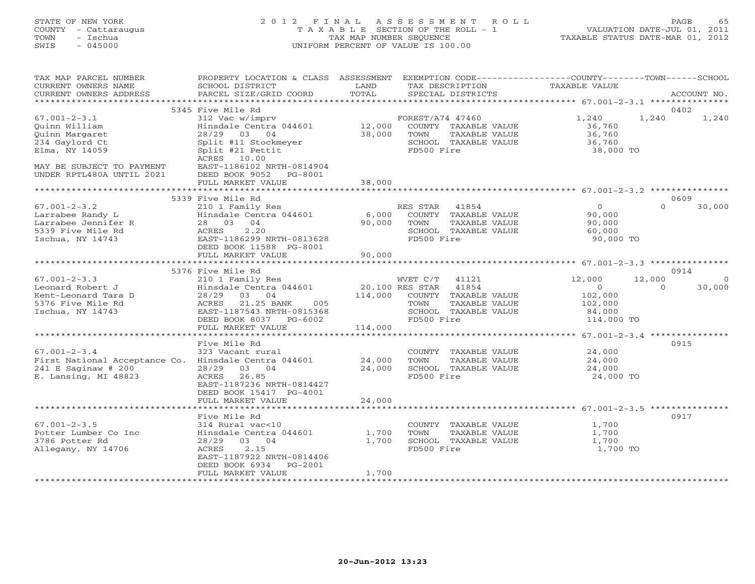STATE OF NEW YORK
COUNTY - Cattaraugus
TOWN - Ischua
SWIS - 045000

2012 FINAL ASSESSMENT ROLL
TAXABLE SECTION OF THE ROLL - 1
TAX MAP NUMBER SEQUENCE
UNIFORM PERCENT OF VALUE IS 100.00

VALUATION DATE-JUL 01, 2011
TAXABLE STATUS DATE-MAR 01, 2012

| TAX MAP PARCEL NUMBER / CURRENT OWNERS NAME / CURRENT OWNERS ADDRESS | PROPERTY LOCATION & CLASS / SCHOOL DISTRICT / PARCEL SIZE/GRID COORD | ASSESSMENT LAND / TOTAL | EXEMPTION CODE / TAX DESCRIPTION / SPECIAL DISTRICTS | COUNTY TAXABLE VALUE | TOWN | SCHOOL | ACCOUNT NO. |
|---|---|---|---|---|---|---|---|
| **67.001-2-3.1** | 5345 Five Mile Rd | | | | | | 0402 |
| Quinn William | 312 Vac w/imprv | | FOREST/A74 47460 | 1,240 | 1,240 | 1,240 | |
| Quinn Margaret | Hinsdale Centra 044601 | 12,000 | COUNTY TAXABLE VALUE | 36,760 | | | |
| 234 Gaylord Ct | 28/29 03 04 | 38,000 | TOWN TAXABLE VALUE | 36,760 | | | |
| Elma, NY 14059 | Split #11 Stockmeyer | | SCHOOL TAXABLE VALUE | 36,760 | | | |
| | Split #21 Pettit | | FD500 Fire | 38,000 TO | | | |
| | ACRES 10.00 | | | | | | |
| MAY BE SUBJECT TO PAYMENT | EAST-1186102 NRTH-0814904 | | | | | | |
| UNDER RPTL480A UNTIL 2021 | DEED BOOK 9052 PG-8001 | | | | | | |
| | FULL MARKET VALUE | 38,000 | | | | | |
| **67.001-2-3.2** | 5339 Five Mile Rd | | | | | | 0609 |
| Larrabee Randy L | 210 1 Family Res | | RES STAR 41854 | 0 | 0 | 30,000 | |
| Larrabee Jennifer R | Hinsdale Centra 044601 | 6,000 | COUNTY TAXABLE VALUE | 90,000 | | | |
| 5339 Five Mile Rd | 28 03 04 | 90,000 | TOWN TAXABLE VALUE | 90,000 | | | |
| Ischua, NY 14743 | ACRES 2.20 | | SCHOOL TAXABLE VALUE | 60,000 | | | |
| | EAST-1186299 NRTH-0813628 | | FD500 Fire | 90,000 TO | | | |
| | DEED BOOK 11588 PG-8001 | | | | | | |
| | FULL MARKET VALUE | 90,000 | | | | | |
| **67.001-2-3.3** | 5376 Five Mile Rd | | | | | | 0914 |
| Leonard Robert J | 210 1 Family Res | | WVET C/T 41121 | 12,000 | 12,000 | 0 | |
| Kent-Leonard Tara D | Hinsdale Centra 044601 | 20,100 | RES STAR 41854 | 0 | 0 | 30,000 | |
| 5376 Five Mile Rd | 28/29 03 04 | 114,000 | COUNTY TAXABLE VALUE | 102,000 | | | |
| Ischua, NY 14743 | ACRES 21.25 BANK 005 | | TOWN TAXABLE VALUE | 102,000 | | | |
| | EAST-1187543 NRTH-0815368 | | SCHOOL TAXABLE VALUE | 84,000 | | | |
| | DEED BOOK 8037 PG-6002 | | FD500 Fire | 114,000 TO | | | |
| | FULL MARKET VALUE | 114,000 | | | | | |
| **67.001-2-3.4** | Five Mile Rd | | | | | | 0915 |
| First National Acceptance Co. | 323 Vacant rural | | COUNTY TAXABLE VALUE | 24,000 | | | |
| 241 E Saginaw # 200 | Hinsdale Centra 044601 | 24,000 | TOWN TAXABLE VALUE | 24,000 | | | |
| E. Lansing, MI 48823 | 28/29 03 04 | 24,000 | SCHOOL TAXABLE VALUE | 24,000 | | | |
| | ACRES 26.85 | | FD500 Fire | 24,000 TO | | | |
| | EAST-1187236 NRTH-0814427 | | | | | | |
| | DEED BOOK 15417 PG-4001 | | | | | | |
| | FULL MARKET VALUE | 24,000 | | | | | |
| **67.001-2-3.5** | Five Mile Rd | | | | | | 0917 |
| Potter Lumber Co Inc | 314 Rural vac<10 | | COUNTY TAXABLE VALUE | 1,700 | | | |
| 3786 Potter Rd | Hinsdale Centra 044601 | 1,700 | TOWN TAXABLE VALUE | 1,700 | | | |
| Allegany, NY 14706 | 28/29 03 04 | 1,700 | SCHOOL TAXABLE VALUE | 1,700 | | | |
| | ACRES 2.15 | | FD500 Fire | 1,700 TO | | | |
| | EAST-1187922 NRTH-0814406 | | | | | | |
| | DEED BOOK 6934 PG-2001 | | | | | | |
| | FULL MARKET VALUE | 1,700 | | | | | |

20-Jun-2012 13:23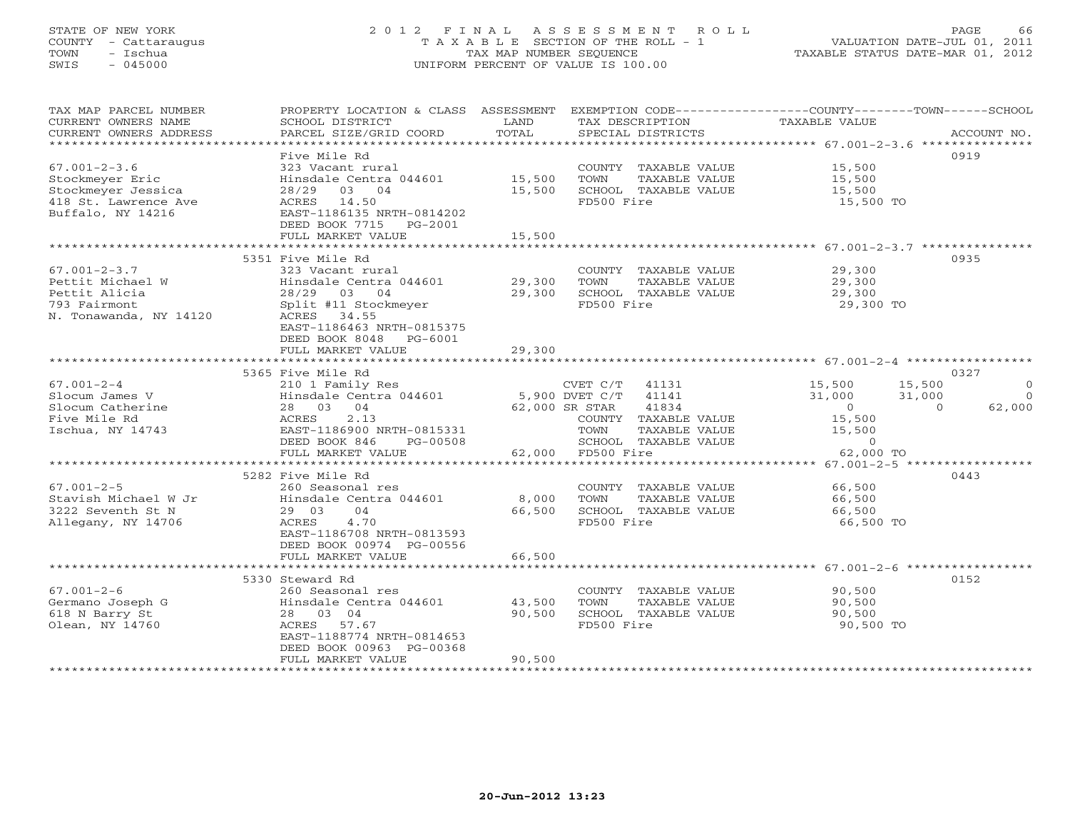STATE OF NEW YORK
COUNTY - Cattaraugus
TOWN - Ischua
SWIS - 045000

2012 FINAL ASSESSMENT ROLL
TAXABLE SECTION OF THE ROLL - 1
TAX MAP NUMBER SEQUENCE
UNIFORM PERCENT OF VALUE IS 100.00

VALUATION DATE-JUL 01, 2011
TAXABLE STATUS DATE-MAR 01, 2012

| TAX MAP PARCEL NUMBER / CURRENT OWNERS NAME / CURRENT OWNERS ADDRESS | PROPERTY LOCATION & CLASS / SCHOOL DISTRICT / PARCEL SIZE/GRID COORD | ASSESSMENT LAND | ASSESSMENT TOTAL | EXEMPTION CODE / TAX DESCRIPTION / SPECIAL DISTRICTS | COUNTY TAXABLE VALUE | TOWN | SCHOOL | ACCOUNT NO. |
|---|---|---|---|---|---|---|---|---|
| **67.001-2-3.6** | Five Mile Rd | | | | | | | 0919 |
| 67.001-2-3.6 | 323 Vacant rural | | | COUNTY TAXABLE VALUE | 15,500 | | | |
| Stockmeyer Eric | Hinsdale Centra 044601 | 15,500 | | TOWN TAXABLE VALUE | 15,500 | | | |
| Stockmeyer Jessica | 28/29 03 04 | | 15,500 | SCHOOL TAXABLE VALUE | 15,500 | | | |
| 418 St. Lawrence Ave | ACRES 14.50 | | | FD500 Fire | 15,500 TO | | | |
| Buffalo, NY 14216 | EAST-1186135 NRTH-0814202 | | | | | | | |
| | DEED BOOK 7715 PG-2001 | | | | | | | |
| | FULL MARKET VALUE | | 15,500 | | | | | |
| **67.001-2-3.7** | 5351 Five Mile Rd | | | | | | | 0935 |
| 67.001-2-3.7 | 323 Vacant rural | | | COUNTY TAXABLE VALUE | 29,300 | | | |
| Pettit Michael W | Hinsdale Centra 044601 | 29,300 | | TOWN TAXABLE VALUE | 29,300 | | | |
| Pettit Alicia | 28/29 03 04 | | 29,300 | SCHOOL TAXABLE VALUE | 29,300 | | | |
| 793 Fairmont | Split #11 Stockmeyer | | | FD500 Fire | 29,300 TO | | | |
| N. Tonawanda, NY 14120 | ACRES 34.55 | | | | | | | |
| | EAST-1186463 NRTH-0815375 | | | | | | | |
| | DEED BOOK 8048 PG-6001 | | | | | | | |
| | FULL MARKET VALUE | | 29,300 | | | | | |
| **67.001-2-4** | 5365 Five Mile Rd | | | | | | | 0327 |
| 67.001-2-4 | 210 1 Family Res | | | CVET C/T 41131 | 15,500 | 15,500 | 0 | |
| Slocum James V | Hinsdale Centra 044601 | 5,900 | | DVET C/T 41141 | 31,000 | 31,000 | 0 | |
| Slocum Catherine | 28 03 04 | | 62,000 | SR STAR 41834 | 0 | 0 | 62,000 | |
| Five Mile Rd | ACRES 2.13 | | | COUNTY TAXABLE VALUE | 15,500 | | | |
| Ischua, NY 14743 | EAST-1186900 NRTH-0815331 | | | TOWN TAXABLE VALUE | 15,500 | | | |
| | DEED BOOK 846 PG-00508 | | | SCHOOL TAXABLE VALUE | 0 | | | |
| | FULL MARKET VALUE | | 62,000 | FD500 Fire | 62,000 TO | | | |
| **67.001-2-5** | 5282 Five Mile Rd | | | | | | | 0443 |
| 67.001-2-5 | 260 Seasonal res | | | COUNTY TAXABLE VALUE | 66,500 | | | |
| Stavish Michael W Jr | Hinsdale Centra 044601 | 8,000 | | TOWN TAXABLE VALUE | 66,500 | | | |
| 3222 Seventh St N | 29 03 04 | | 66,500 | SCHOOL TAXABLE VALUE | 66,500 | | | |
| Allegany, NY 14706 | ACRES 4.70 | | | FD500 Fire | 66,500 TO | | | |
| | EAST-1186708 NRTH-0813593 | | | | | | | |
| | DEED BOOK 00974 PG-00556 | | | | | | | |
| | FULL MARKET VALUE | | 66,500 | | | | | |
| **67.001-2-6** | 5330 Steward Rd | | | | | | | 0152 |
| 67.001-2-6 | 260 Seasonal res | | | COUNTY TAXABLE VALUE | 90,500 | | | |
| Germano Joseph G | Hinsdale Centra 044601 | 43,500 | | TOWN TAXABLE VALUE | 90,500 | | | |
| 618 N Barry St | 28 03 04 | | 90,500 | SCHOOL TAXABLE VALUE | 90,500 | | | |
| Olean, NY 14760 | ACRES 57.67 | | | FD500 Fire | 90,500 TO | | | |
| | EAST-1188774 NRTH-0814653 | | | | | | | |
| | DEED BOOK 00963 PG-00368 | | | | | | | |
| | FULL MARKET VALUE | | 90,500 | | | | | |

20-Jun-2012 13:23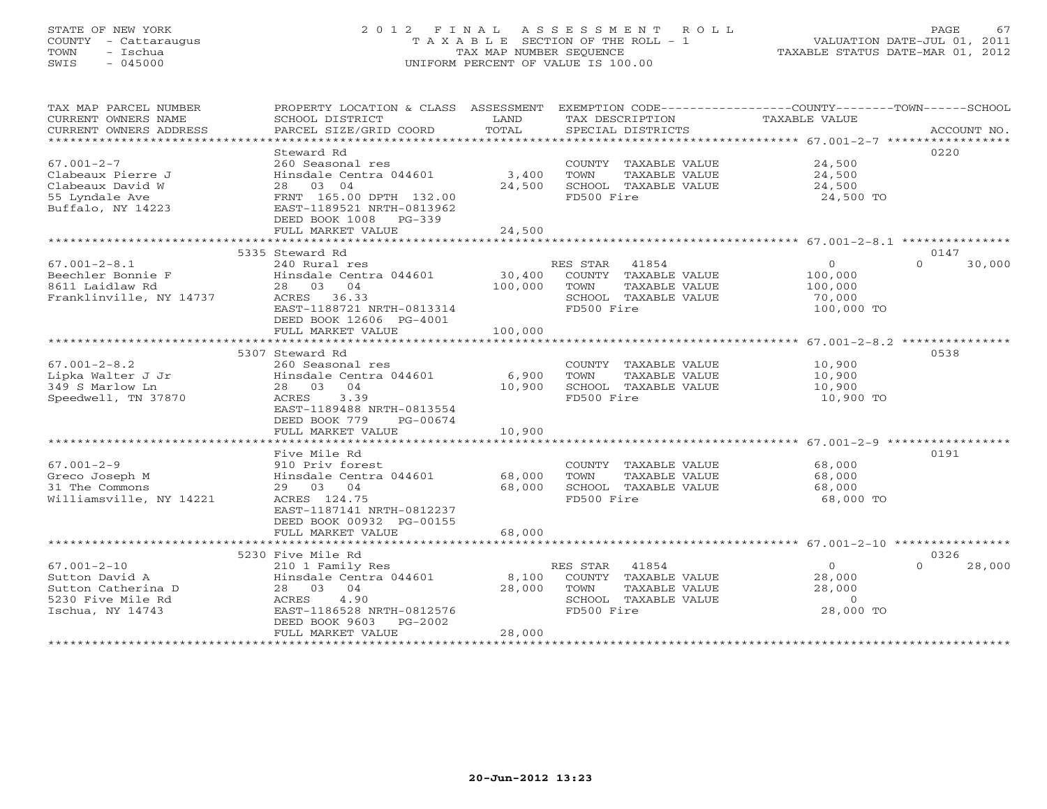STATE OF NEW YORK
COUNTY - Cattaraugus
TOWN - Ischua
SWIS - 045000

# 2012 FINAL ASSESSMENT ROLL
TAXABLE SECTION OF THE ROLL - 1
TAX MAP NUMBER SEQUENCE
UNIFORM PERCENT OF VALUE IS 100.00

VALUATION DATE-JUL 01, 2011
TAXABLE STATUS DATE-MAR 01, 2012

| TAX MAP PARCEL NUMBER / CURRENT OWNERS NAME / CURRENT OWNERS ADDRESS | PROPERTY LOCATION & CLASS / SCHOOL DISTRICT / PARCEL SIZE/GRID COORD | ASSESSMENT LAND / TOTAL | EXEMPTION CODE / TAX DESCRIPTION / SPECIAL DISTRICTS | COUNTY / TOWN / SCHOOL TAXABLE VALUE | ACCOUNT NO. |
|---|---|---|---|---|---|
| **67.001-2-7** | Steward Rd | | | | 0220 |
| Clabeaux Pierre J | 260 Seasonal res | | COUNTY TAXABLE VALUE | 24,500 | |
| Clabeaux David W | Hinsdale Centra 044601 | 3,400 | TOWN TAXABLE VALUE | 24,500 | |
| 55 Lyndale Ave | 28 03 04 | 24,500 | SCHOOL TAXABLE VALUE | 24,500 | |
| Buffalo, NY 14223 | FRNT 165.00 DPTH 132.00 | | FD500 Fire | 24,500 TO | |
| | EAST-1189521 NRTH-0813962 | | | | |
| | DEED BOOK 1008 PG-339 | | | | |
| | FULL MARKET VALUE | 24,500 | | | |
| **67.001-2-8.1** | 5335 Steward Rd | | | | 0147 |
| Beechler Bonnie F | 240 Rural res | | RES STAR 41854 | 0 / 0 / 30,000 | |
| 8611 Laidlaw Rd | Hinsdale Centra 044601 | 30,400 | COUNTY TAXABLE VALUE | 100,000 | |
| Franklinville, NY 14737 | 28 03 04 | 100,000 | TOWN TAXABLE VALUE | 100,000 | |
| | ACRES 36.33 | | SCHOOL TAXABLE VALUE | 70,000 | |
| | EAST-1188721 NRTH-0813314 | | FD500 Fire | 100,000 TO | |
| | DEED BOOK 12606 PG-4001 | | | | |
| | FULL MARKET VALUE | 100,000 | | | |
| **67.001-2-8.2** | 5307 Steward Rd | | | | 0538 |
| Lipka Walter J Jr | 260 Seasonal res | | COUNTY TAXABLE VALUE | 10,900 | |
| 349 S Marlow Ln | Hinsdale Centra 044601 | 6,900 | TOWN TAXABLE VALUE | 10,900 | |
| Speedwell, TN 37870 | 28 03 04 | 10,900 | SCHOOL TAXABLE VALUE | 10,900 | |
| | ACRES 3.39 | | FD500 Fire | 10,900 TO | |
| | EAST-1189488 NRTH-0813554 | | | | |
| | DEED BOOK 779 PG-00674 | | | | |
| | FULL MARKET VALUE | 10,900 | | | |
| **67.001-2-9** | Five Mile Rd | | | | 0191 |
| Greco Joseph M | 910 Priv forest | | COUNTY TAXABLE VALUE | 68,000 | |
| 31 The Commons | Hinsdale Centra 044601 | 68,000 | TOWN TAXABLE VALUE | 68,000 | |
| Williamsville, NY 14221 | 29 03 04 | 68,000 | SCHOOL TAXABLE VALUE | 68,000 | |
| | ACRES 124.75 | | FD500 Fire | 68,000 TO | |
| | EAST-1187141 NRTH-0812237 | | | | |
| | DEED BOOK 00932 PG-00155 | | | | |
| | FULL MARKET VALUE | 68,000 | | | |
| **67.001-2-10** | 5230 Five Mile Rd | | | | 0326 |
| Sutton David A | 210 1 Family Res | | RES STAR 41854 | 0 / 0 / 28,000 | |
| Sutton Catherina D | Hinsdale Centra 044601 | 8,100 | COUNTY TAXABLE VALUE | 28,000 | |
| 5230 Five Mile Rd | 28 03 04 | 28,000 | TOWN TAXABLE VALUE | 28,000 | |
| Ischua, NY 14743 | ACRES 4.90 | | SCHOOL TAXABLE VALUE | 0 | |
| | EAST-1186528 NRTH-0812576 | | FD500 Fire | 28,000 TO | |
| | DEED BOOK 9603 PG-2002 | | | | |
| | FULL MARKET VALUE | 28,000 | | | |

20-Jun-2012 13:23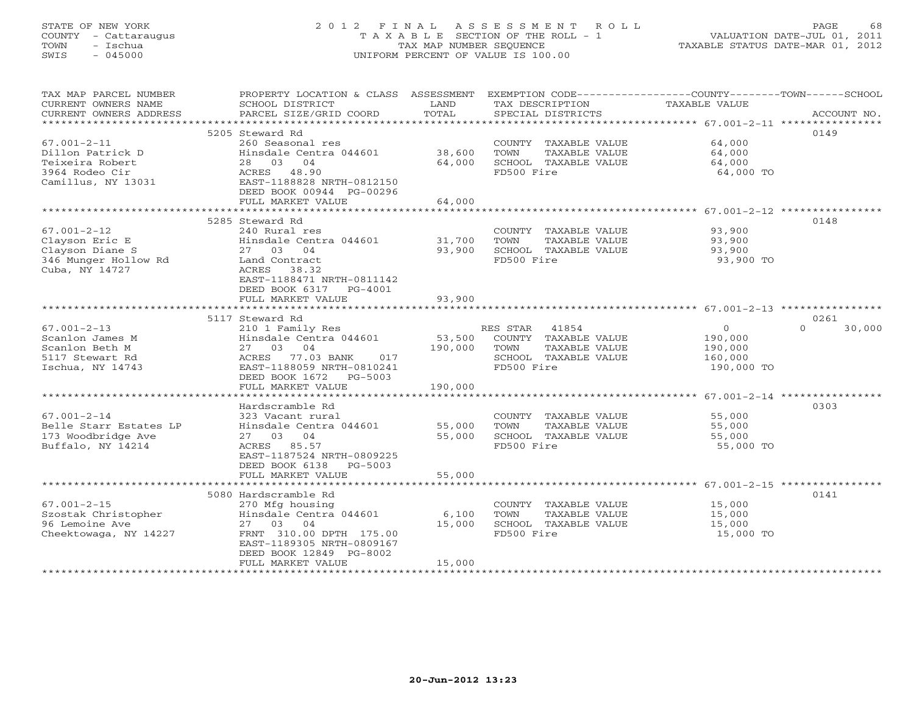STATE OF NEW YORK
COUNTY - Cattaraugus
TOWN - Ischua
SWIS - 045000

# 2012 FINAL ASSESSMENT ROLL
TAXABLE SECTION OF THE ROLL - 1
TAX MAP NUMBER SEQUENCE
UNIFORM PERCENT OF VALUE IS 100.00

VALUATION DATE-JUL 01, 2011
TAXABLE STATUS DATE-MAR 01, 2012

| TAX MAP PARCEL NUMBER / CURRENT OWNERS NAME / CURRENT OWNERS ADDRESS | PROPERTY LOCATION & CLASS / SCHOOL DISTRICT / PARCEL SIZE/GRID COORD | ASSESSMENT LAND | ASSESSMENT TOTAL | EXEMPTION CODE / TAX DESCRIPTION / SPECIAL DISTRICTS | COUNTY TAXABLE VALUE | TOWN | SCHOOL | ACCOUNT NO. |
|---|---|---|---|---|---|---|---|---|
| **67.001-2-11** | 5205 Steward Rd | | | | | | | 0149 |
| Dillon Patrick D | 260 Seasonal res | | | COUNTY TAXABLE VALUE | 64,000 | | | |
| Teixeira Robert | Hinsdale Centra 044601 | 38,600 | | TOWN TAXABLE VALUE | 64,000 | | | |
| 3964 Rodeo Cir | 28 03 04 | | 64,000 | SCHOOL TAXABLE VALUE | 64,000 | | | |
| Camillus, NY 13031 | ACRES 48.90 | | | FD500 Fire | 64,000 TO | | | |
| | EAST-1188828 NRTH-0812150 | | | | | | | |
| | DEED BOOK 00944 PG-00296 | | | | | | | |
| | FULL MARKET VALUE | | 64,000 | | | | | |
| **67.001-2-12** | 5285 Steward Rd | | | | | | | 0148 |
| Clayson Eric E | 240 Rural res | | | COUNTY TAXABLE VALUE | 93,900 | | | |
| Clayson Diane S | Hinsdale Centra 044601 | 31,700 | | TOWN TAXABLE VALUE | 93,900 | | | |
| 346 Munger Hollow Rd | 27 03 04 | | 93,900 | SCHOOL TAXABLE VALUE | 93,900 | | | |
| Cuba, NY 14727 | Land Contract | | | FD500 Fire | 93,900 TO | | | |
| | ACRES 38.32 | | | | | | | |
| | EAST-1188471 NRTH-0811142 | | | | | | | |
| | DEED BOOK 6317 PG-4001 | | | | | | | |
| | FULL MARKET VALUE | | 93,900 | | | | | |
| **67.001-2-13** | 5117 Steward Rd | | | | | | | 0261 |
| Scanlon James M | 210 1 Family Res | | | RES STAR 41854 | 0 | | 0 | 30,000 |
| Scanlon Beth M | Hinsdale Centra 044601 | 53,500 | | COUNTY TAXABLE VALUE | 190,000 | | | |
| 5117 Stewart Rd | 27 03 04 | | 190,000 | TOWN TAXABLE VALUE | 190,000 | | | |
| Ischua, NY 14743 | ACRES 77.03 BANK 017 | | | SCHOOL TAXABLE VALUE | 160,000 | | | |
| | EAST-1188059 NRTH-0810241 | | | FD500 Fire | 190,000 TO | | | |
| | DEED BOOK 1672 PG-5003 | | | | | | | |
| | FULL MARKET VALUE | | 190,000 | | | | | |
| **67.001-2-14** | Hardscramble Rd | | | | | | | 0303 |
| Belle Starr Estates LP | 323 Vacant rural | | | COUNTY TAXABLE VALUE | 55,000 | | | |
| 173 Woodbridge Ave | Hinsdale Centra 044601 | 55,000 | | TOWN TAXABLE VALUE | 55,000 | | | |
| Buffalo, NY 14214 | 27 03 04 | | 55,000 | SCHOOL TAXABLE VALUE | 55,000 | | | |
| | ACRES 85.57 | | | FD500 Fire | 55,000 TO | | | |
| | EAST-1187524 NRTH-0809225 | | | | | | | |
| | DEED BOOK 6138 PG-5003 | | | | | | | |
| | FULL MARKET VALUE | | 55,000 | | | | | |
| **67.001-2-15** | 5080 Hardscramble Rd | | | | | | | 0141 |
| Szostak Christopher | 270 Mfg housing | | | COUNTY TAXABLE VALUE | 15,000 | | | |
| 96 Lemoine Ave | Hinsdale Centra 044601 | 6,100 | | TOWN TAXABLE VALUE | 15,000 | | | |
| Cheektowaga, NY 14227 | 27 03 04 | | 15,000 | SCHOOL TAXABLE VALUE | 15,000 | | | |
| | FRNT 310.00 DPTH 175.00 | | | FD500 Fire | 15,000 TO | | | |
| | EAST-1189305 NRTH-0809167 | | | | | | | |
| | DEED BOOK 12849 PG-8002 | | | | | | | |
| | FULL MARKET VALUE | | 15,000 | | | | | |

20-Jun-2012 13:23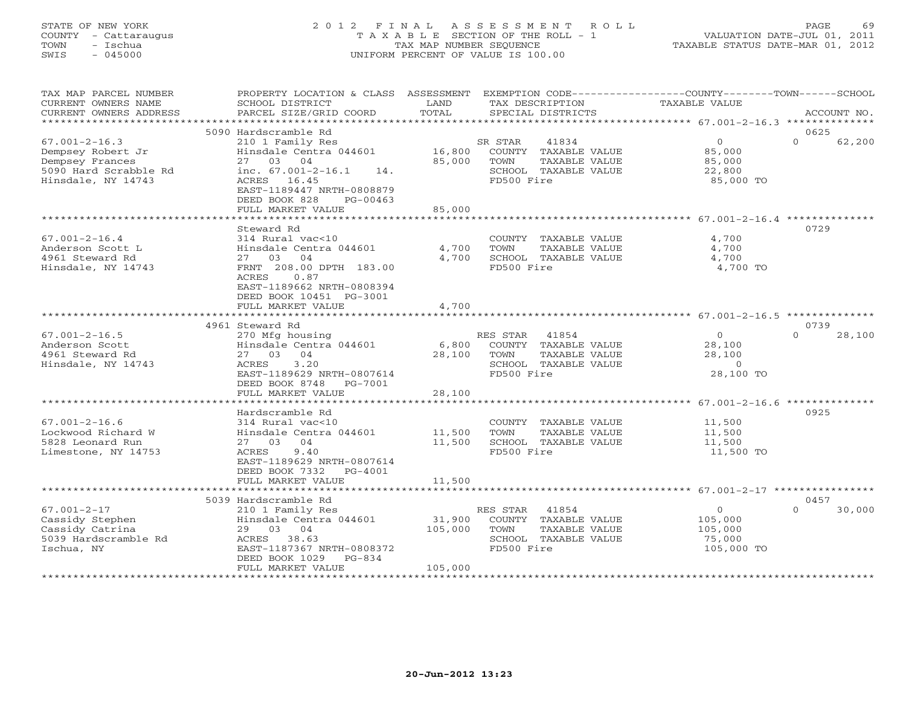STATE OF NEW YORK
COUNTY - Cattaraugus
TOWN - Ischua
SWIS - 045000

# 2012 FINAL ASSESSMENT ROLL

TAXABLE SECTION OF THE ROLL - 1
TAX MAP NUMBER SEQUENCE
UNIFORM PERCENT OF VALUE IS 100.00

VALUATION DATE-JUL 01, 2011
TAXABLE STATUS DATE-MAR 01, 2012

| TAX MAP PARCEL NUMBER / CURRENT OWNERS NAME / CURRENT OWNERS ADDRESS | PROPERTY LOCATION & CLASS / SCHOOL DISTRICT / PARCEL SIZE/GRID COORD | ASSESSMENT LAND | TOTAL | EXEMPTION CODE / TAX DESCRIPTION / SPECIAL DISTRICTS | COUNTY TAXABLE VALUE | TOWN | SCHOOL | ACCOUNT NO. |
|---|---|---|---|---|---|---|---|---|
| | 5090 Hardscramble Rd | | | | | | | 0625 |
| 67.001-2-16.3 | 210 1 Family Res | | | SR STAR 41834 | 0 | 0 | 62,200 | |
| Dempsey Robert Jr | Hinsdale Centra 044601 | 16,800 | | COUNTY TAXABLE VALUE | 85,000 | | | |
| Dempsey Frances | 27 03 04 | | 85,000 | TOWN TAXABLE VALUE | 85,000 | | | |
| 5090 Hard Scrabble Rd | inc. 67.001-2-16.1 14. | | | SCHOOL TAXABLE VALUE | 22,800 | | | |
| Hinsdale, NY 14743 | ACRES 16.45 | | | FD500 Fire | 85,000 TO | | | |
| | EAST-1189447 NRTH-0808879 | | | | | | | |
| | DEED BOOK 828 PG-00463 | | | | | | | |
| | FULL MARKET VALUE | | 85,000 | | | | | |
| | Steward Rd | | | | | | | 0729 |
| 67.001-2-16.4 | 314 Rural vac<10 | | | COUNTY TAXABLE VALUE | 4,700 | | | |
| Anderson Scott L | Hinsdale Centra 044601 | 4,700 | | TOWN TAXABLE VALUE | 4,700 | | | |
| 4961 Steward Rd | 27 03 04 | | 4,700 | SCHOOL TAXABLE VALUE | 4,700 | | | |
| Hinsdale, NY 14743 | FRNT 208.00 DPTH 183.00 | | | FD500 Fire | 4,700 TO | | | |
| | ACRES 0.87 | | | | | | | |
| | EAST-1189662 NRTH-0808394 | | | | | | | |
| | DEED BOOK 10451 PG-3001 | | | | | | | |
| | FULL MARKET VALUE | | 4,700 | | | | | |
| | 4961 Steward Rd | | | | | | | 0739 |
| 67.001-2-16.5 | 270 Mfg housing | | | RES STAR 41854 | 0 | 0 | 28,100 | |
| Anderson Scott | Hinsdale Centra 044601 | 6,800 | | COUNTY TAXABLE VALUE | 28,100 | | | |
| 4961 Steward Rd | 27 03 04 | | 28,100 | TOWN TAXABLE VALUE | 28,100 | | | |
| Hinsdale, NY 14743 | ACRES 3.20 | | | SCHOOL TAXABLE VALUE | 0 | | | |
| | EAST-1189629 NRTH-0807614 | | | FD500 Fire | 28,100 TO | | | |
| | DEED BOOK 8748 PG-7001 | | | | | | | |
| | FULL MARKET VALUE | | 28,100 | | | | | |
| | Hardscramble Rd | | | | | | | 0925 |
| 67.001-2-16.6 | 314 Rural vac<10 | | | COUNTY TAXABLE VALUE | 11,500 | | | |
| Lockwood Richard W | Hinsdale Centra 044601 | 11,500 | | TOWN TAXABLE VALUE | 11,500 | | | |
| 5828 Leonard Run | 27 03 04 | | 11,500 | SCHOOL TAXABLE VALUE | 11,500 | | | |
| Limestone, NY 14753 | ACRES 9.40 | | | FD500 Fire | 11,500 TO | | | |
| | EAST-1189629 NRTH-0807614 | | | | | | | |
| | DEED BOOK 7332 PG-4001 | | | | | | | |
| | FULL MARKET VALUE | | 11,500 | | | | | |
| | 5039 Hardscramble Rd | | | | | | | 0457 |
| 67.001-2-17 | 210 1 Family Res | | | RES STAR 41854 | 0 | 0 | 30,000 | |
| Cassidy Stephen | Hinsdale Centra 044601 | 31,900 | | COUNTY TAXABLE VALUE | 105,000 | | | |
| Cassidy Catrina | 29 03 04 | | 105,000 | TOWN TAXABLE VALUE | 105,000 | | | |
| 5039 Hardscramble Rd | ACRES 38.63 | | | SCHOOL TAXABLE VALUE | 75,000 | | | |
| Ischua, NY | EAST-1187367 NRTH-0808372 | | | FD500 Fire | 105,000 TO | | | |
| | DEED BOOK 1029 PG-834 | | | | | | | |
| | FULL MARKET VALUE | | 105,000 | | | | | |

20-Jun-2012 13:23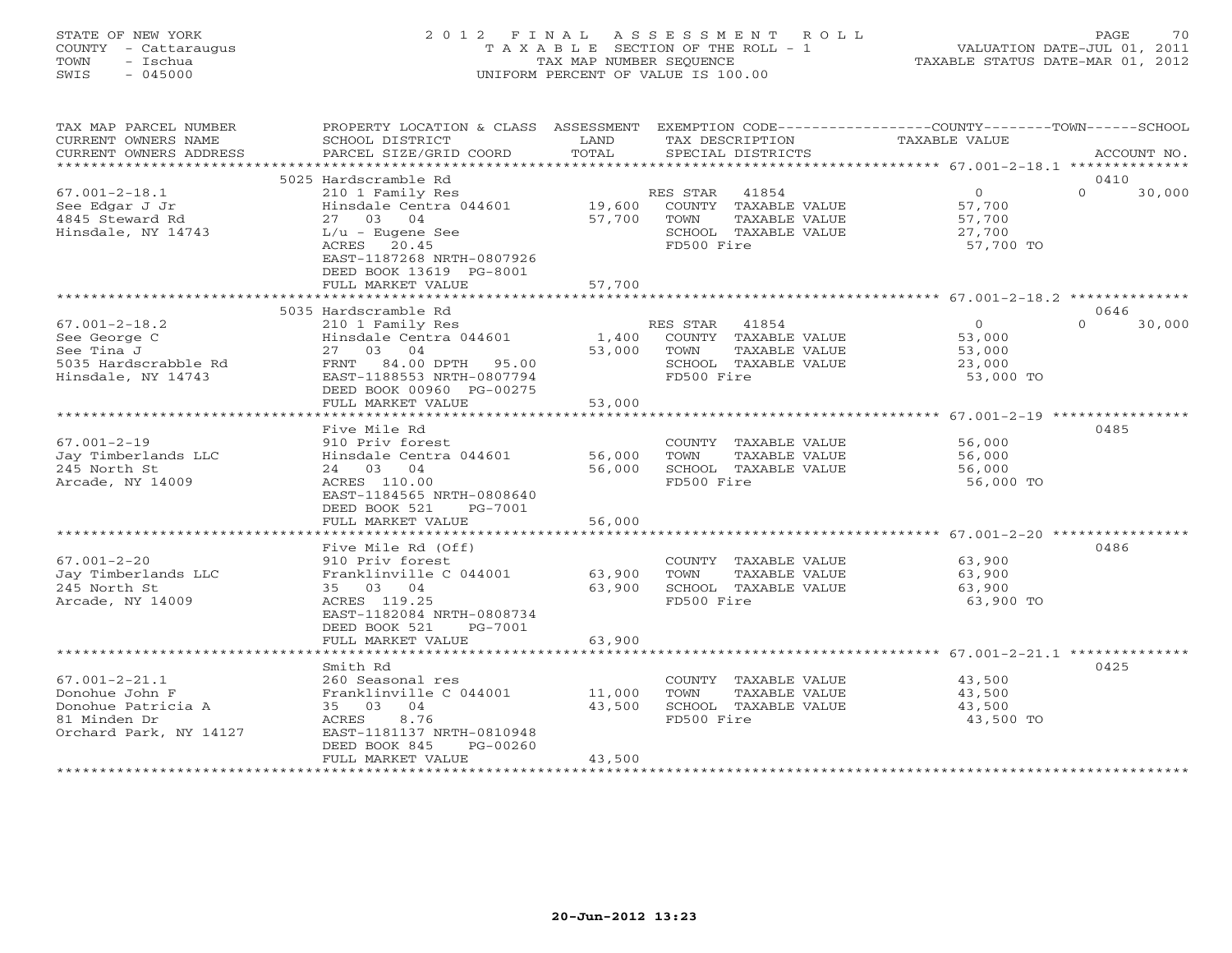STATE OF NEW YORK
COUNTY - Cattaraugus
TOWN - Ischua
SWIS - 045000

# 2012 FINAL ASSESSMENT ROLL

TAXABLE SECTION OF THE ROLL - 1
TAX MAP NUMBER SEQUENCE
UNIFORM PERCENT OF VALUE IS 100.00

VALUATION DATE-JUL 01, 2011
TAXABLE STATUS DATE-MAR 01, 2012

| TAX MAP PARCEL NUMBER / CURRENT OWNERS NAME / CURRENT OWNERS ADDRESS | PROPERTY LOCATION & CLASS / SCHOOL DISTRICT / PARCEL SIZE/GRID COORD | ASSESSMENT LAND | TOTAL | EXEMPTION CODE / TAX DESCRIPTION / SPECIAL DISTRICTS | COUNTY TAXABLE VALUE | TOWN | SCHOOL | ACCOUNT NO. |
|---|---|---|---|---|---|---|---|---|
| 67.001-2-18.1 | 5025 Hardscramble Rd | | | | | | | 0410 |
| See Edgar J Jr | 210 1 Family Res | | | RES STAR 41854 | 0 | | 0 30,000 | |
| 4845 Steward Rd | Hinsdale Centra 044601 | 19,600 | | COUNTY TAXABLE VALUE | 57,700 | | | |
| Hinsdale, NY 14743 | 27 03 04 | | 57,700 | TOWN TAXABLE VALUE | 57,700 | | | |
| | L/u - Eugene See | | | SCHOOL TAXABLE VALUE | 27,700 | | | |
| | ACRES 20.45 | | | FD500 Fire | 57,700 TO | | | |
| | EAST-1187268 NRTH-0807926 | | | | | | | |
| | DEED BOOK 13619 PG-8001 | | | | | | | |
| | FULL MARKET VALUE | | 57,700 | | | | | |
| 67.001-2-18.2 | 5035 Hardscramble Rd | | | | | | | 0646 |
| See George C | 210 1 Family Res | | | RES STAR 41854 | 0 | | 0 30,000 | |
| See Tina J | Hinsdale Centra 044601 | 1,400 | | COUNTY TAXABLE VALUE | 53,000 | | | |
| 5035 Hardscrabble Rd | 27 03 04 | | 53,000 | TOWN TAXABLE VALUE | 53,000 | | | |
| Hinsdale, NY 14743 | FRNT 84.00 DPTH 95.00 | | | SCHOOL TAXABLE VALUE | 23,000 | | | |
| | EAST-1188553 NRTH-0807794 | | | FD500 Fire | 53,000 TO | | | |
| | DEED BOOK 00960 PG-00275 | | | | | | | |
| | FULL MARKET VALUE | | 53,000 | | | | | |
| 67.001-2-19 | Five Mile Rd | | | | | | | 0485 |
| Jay Timberlands LLC | 910 Priv forest | | | COUNTY TAXABLE VALUE | 56,000 | | | |
| 245 North St | Hinsdale Centra 044601 | 56,000 | | TOWN TAXABLE VALUE | 56,000 | | | |
| Arcade, NY 14009 | 24 03 04 | | 56,000 | SCHOOL TAXABLE VALUE | 56,000 | | | |
| | ACRES 110.00 | | | FD500 Fire | 56,000 TO | | | |
| | EAST-1184565 NRTH-0808640 | | | | | | | |
| | DEED BOOK 521 PG-7001 | | | | | | | |
| | FULL MARKET VALUE | | 56,000 | | | | | |
| 67.001-2-20 | Five Mile Rd (Off) | | | | | | | 0486 |
| Jay Timberlands LLC | 910 Priv forest | | | COUNTY TAXABLE VALUE | 63,900 | | | |
| 245 North St | Franklinville C 044001 | 63,900 | | TOWN TAXABLE VALUE | 63,900 | | | |
| Arcade, NY 14009 | 35 03 04 | | 63,900 | SCHOOL TAXABLE VALUE | 63,900 | | | |
| | ACRES 119.25 | | | FD500 Fire | 63,900 TO | | | |
| | EAST-1182084 NRTH-0808734 | | | | | | | |
| | DEED BOOK 521 PG-7001 | | | | | | | |
| | FULL MARKET VALUE | | 63,900 | | | | | |
| 67.001-2-21.1 | Smith Rd | | | | | | | 0425 |
| Donohue John F | 260 Seasonal res | | | COUNTY TAXABLE VALUE | 43,500 | | | |
| Donohue Patricia A | Franklinville C 044001 | 11,000 | | TOWN TAXABLE VALUE | 43,500 | | | |
| 81 Minden Dr | 35 03 04 | | 43,500 | SCHOOL TAXABLE VALUE | 43,500 | | | |
| Orchard Park, NY 14127 | ACRES 8.76 | | | FD500 Fire | 43,500 TO | | | |
| | EAST-1181137 NRTH-0810948 | | | | | | | |
| | DEED BOOK 845 PG-00260 | | | | | | | |
| | FULL MARKET VALUE | | 43,500 | | | | | |

20-Jun-2012 13:23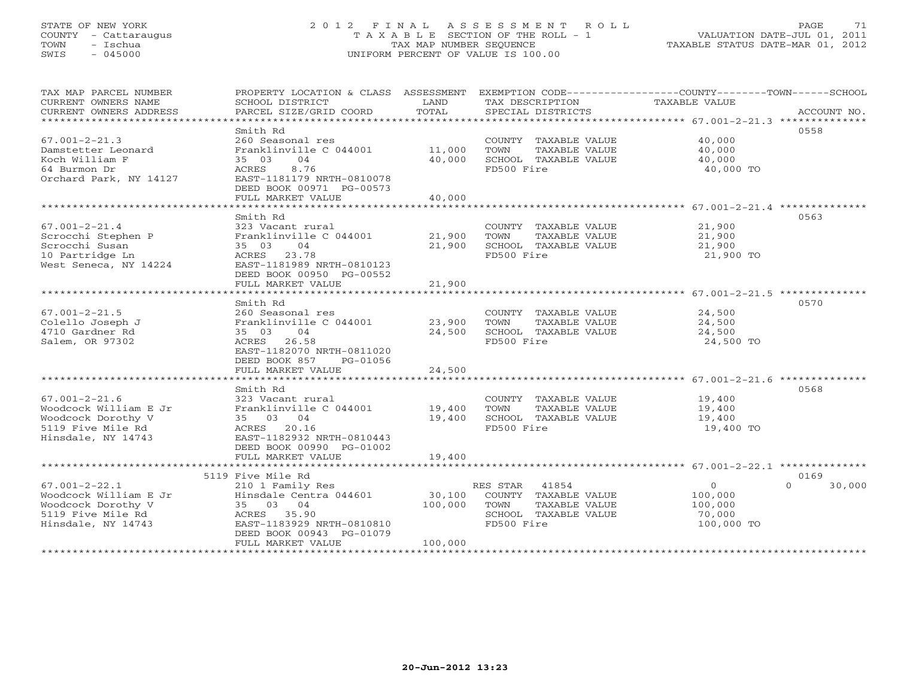STATE OF NEW YORK
COUNTY - Cattaraugus
TOWN - Ischua
SWIS - 045000

# 2012 FINAL ASSESSMENT ROLL

TAXABLE SECTION OF THE ROLL - 1
TAX MAP NUMBER SEQUENCE
UNIFORM PERCENT OF VALUE IS 100.00

VALUATION DATE-JUL 01, 2011
TAXABLE STATUS DATE-MAR 01, 2012

| TAX MAP PARCEL NUMBER / CURRENT OWNERS NAME / CURRENT OWNERS ADDRESS | PROPERTY LOCATION & CLASS / SCHOOL DISTRICT / PARCEL SIZE/GRID COORD | ASSESSMENT LAND | TOTAL | EXEMPTION CODE / TAX DESCRIPTION / SPECIAL DISTRICTS | COUNTY--------TOWN------SCHOOL TAXABLE VALUE | ACCOUNT NO. |
|---|---|---|---|---|---|---|
| 67.001-2-21.3 | Smith Rd | | | | | 0558 |
| 67.001-2-21.3 | 260 Seasonal res | | | COUNTY TAXABLE VALUE | 40,000 | |
| Damstetter Leonard | Franklinville C 044001 | 11,000 | | TOWN TAXABLE VALUE | 40,000 | |
| Koch William F | 35 03 04 | | 40,000 | SCHOOL TAXABLE VALUE | 40,000 | |
| 64 Burmon Dr | ACRES 8.76 | | | FD500 Fire | 40,000 TO | |
| Orchard Park, NY 14127 | EAST-1181179 NRTH-0810078 | | | | | |
| | DEED BOOK 00971 PG-00573 | | | | | |
| | FULL MARKET VALUE | | 40,000 | | | |
| 67.001-2-21.4 | Smith Rd | | | | | 0563 |
| 67.001-2-21.4 | 323 Vacant rural | | | COUNTY TAXABLE VALUE | 21,900 | |
| Scrocchi Stephen P | Franklinville C 044001 | 21,900 | | TOWN TAXABLE VALUE | 21,900 | |
| Scrocchi Susan | 35 03 04 | | 21,900 | SCHOOL TAXABLE VALUE | 21,900 | |
| 10 Partridge Ln | ACRES 23.78 | | | FD500 Fire | 21,900 TO | |
| West Seneca, NY 14224 | EAST-1181989 NRTH-0810123 | | | | | |
| | DEED BOOK 00950 PG-00552 | | | | | |
| | FULL MARKET VALUE | | 21,900 | | | |
| 67.001-2-21.5 | Smith Rd | | | | | 0570 |
| 67.001-2-21.5 | 260 Seasonal res | | | COUNTY TAXABLE VALUE | 24,500 | |
| Colello Joseph J | Franklinville C 044001 | 23,900 | | TOWN TAXABLE VALUE | 24,500 | |
| 4710 Gardner Rd | 35 03 04 | | 24,500 | SCHOOL TAXABLE VALUE | 24,500 | |
| Salem, OR 97302 | ACRES 26.58 | | | FD500 Fire | 24,500 TO | |
| | EAST-1182070 NRTH-0811020 | | | | | |
| | DEED BOOK 857 PG-01056 | | | | | |
| | FULL MARKET VALUE | | 24,500 | | | |
| 67.001-2-21.6 | Smith Rd | | | | | 0568 |
| 67.001-2-21.6 | 323 Vacant rural | | | COUNTY TAXABLE VALUE | 19,400 | |
| Woodcock William E Jr | Franklinville C 044001 | 19,400 | | TOWN TAXABLE VALUE | 19,400 | |
| Woodcock Dorothy V | 35 03 04 | | 19,400 | SCHOOL TAXABLE VALUE | 19,400 | |
| 5119 Five Mile Rd | ACRES 20.16 | | | FD500 Fire | 19,400 TO | |
| Hinsdale, NY 14743 | EAST-1182932 NRTH-0810443 | | | | | |
| | DEED BOOK 00990 PG-01002 | | | | | |
| | FULL MARKET VALUE | | 19,400 | | | |
| 67.001-2-22.1 | 5119 Five Mile Rd | | | | | 0169 |
| 67.001-2-22.1 | 210 1 Family Res | | | RES STAR 41854 | 0 0 30,000 | |
| Woodcock William E Jr | Hinsdale Centra 044601 | 30,100 | | COUNTY TAXABLE VALUE | 100,000 | |
| Woodcock Dorothy V | 35 03 04 | | 100,000 | TOWN TAXABLE VALUE | 100,000 | |
| 5119 Five Mile Rd | ACRES 35.90 | | | SCHOOL TAXABLE VALUE | 70,000 | |
| Hinsdale, NY 14743 | EAST-1183929 NRTH-0810810 | | | FD500 Fire | 100,000 TO | |
| | DEED BOOK 00943 PG-01079 | | | | | |
| | FULL MARKET VALUE | | 100,000 | | | |

20-Jun-2012 13:23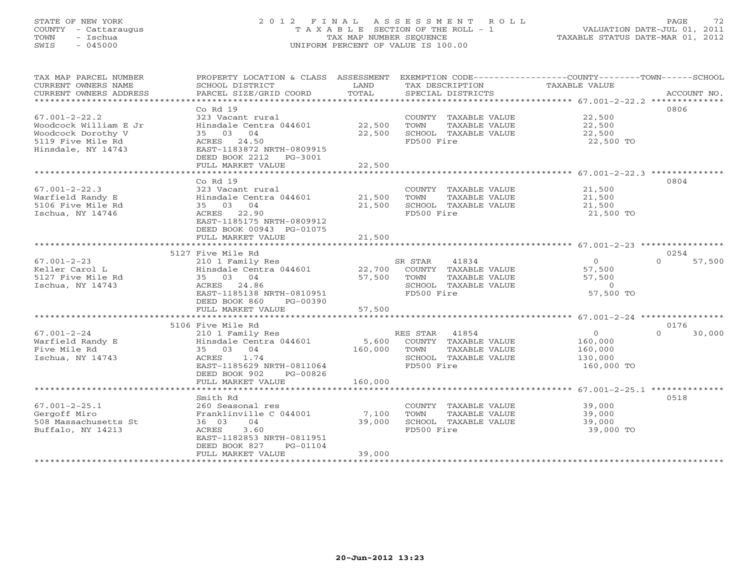STATE OF NEW YORK
COUNTY - Cattaraugus
TOWN - Ischua
SWIS - 045000

# 2012 FINAL ASSESSMENT ROLL

TAXABLE SECTION OF THE ROLL - 1
TAX MAP NUMBER SEQUENCE
UNIFORM PERCENT OF VALUE IS 100.00

VALUATION DATE-JUL 01, 2011
TAXABLE STATUS DATE-MAR 01, 2012

| TAX MAP PARCEL NUMBER / CURRENT OWNERS NAME / CURRENT OWNERS ADDRESS | PROPERTY LOCATION & CLASS / SCHOOL DISTRICT / PARCEL SIZE/GRID COORD | ASSESSMENT LAND | TOTAL | EXEMPTION CODE / TAX DESCRIPTION / SPECIAL DISTRICTS | COUNTY--------TOWN------SCHOOL TAXABLE VALUE | ACCOUNT NO. |
|---|---|---|---|---|---|---|
| 67.001-2-22.2 | Co Rd 19 | | | | | 0806 |
| 67.001-2-22.2 | 323 Vacant rural | | | COUNTY TAXABLE VALUE | 22,500 | |
| Woodcock William E Jr | Hinsdale Centra 044601 | 22,500 | | TOWN TAXABLE VALUE | 22,500 | |
| Woodcock Dorothy V | 35 03 04 | | 22,500 | SCHOOL TAXABLE VALUE | 22,500 | |
| 5119 Five Mile Rd | ACRES 24.50 | | | FD500 Fire | 22,500 TO | |
| Hinsdale, NY 14743 | EAST-1183872 NRTH-0809915 | | | | | |
| | DEED BOOK 2212 PG-3001 | | | | | |
| | FULL MARKET VALUE | | 22,500 | | | |
| 67.001-2-22.3 | Co Rd 19 | | | | | 0804 |
| 67.001-2-22.3 | 323 Vacant rural | | | COUNTY TAXABLE VALUE | 21,500 | |
| Warfield Randy E | Hinsdale Centra 044601 | 21,500 | | TOWN TAXABLE VALUE | 21,500 | |
| 5106 Five Mile Rd | 35 03 04 | | 21,500 | SCHOOL TAXABLE VALUE | 21,500 | |
| Ischua, NY 14746 | ACRES 22.90 | | | FD500 Fire | 21,500 TO | |
| | EAST-1185175 NRTH-0809912 | | | | | |
| | DEED BOOK 00943 PG-01075 | | | | | |
| | FULL MARKET VALUE | | 21,500 | | | |
| 67.001-2-23 | 5127 Five Mile Rd | | | | | 0254 |
| 67.001-2-23 | 210 1 Family Res | | | SR STAR 41834 | 0 0 57,500 | |
| Keller Carol L | Hinsdale Centra 044601 | 22,700 | | COUNTY TAXABLE VALUE | 57,500 | |
| 5127 Five Mile Rd | 35 03 04 | | 57,500 | TOWN TAXABLE VALUE | 57,500 | |
| Ischua, NY 14743 | ACRES 24.86 | | | SCHOOL TAXABLE VALUE | 0 | |
| | EAST-1185138 NRTH-0810951 | | | FD500 Fire | 57,500 TO | |
| | DEED BOOK 860 PG-00390 | | | | | |
| | FULL MARKET VALUE | | 57,500 | | | |
| 67.001-2-24 | 5106 Five Mile Rd | | | | | 0176 |
| 67.001-2-24 | 210 1 Family Res | | | RES STAR 41854 | 0 0 30,000 | |
| Warfield Randy E | Hinsdale Centra 044601 | 5,600 | | COUNTY TAXABLE VALUE | 160,000 | |
| Five Mile Rd | 35 03 04 | | 160,000 | TOWN TAXABLE VALUE | 160,000 | |
| Ischua, NY 14743 | ACRES 1.74 | | | SCHOOL TAXABLE VALUE | 130,000 | |
| | EAST-1185629 NRTH-0811064 | | | FD500 Fire | 160,000 TO | |
| | DEED BOOK 902 PG-00826 | | | | | |
| | FULL MARKET VALUE | | 160,000 | | | |
| 67.001-2-25.1 | Smith Rd | | | | | 0518 |
| 67.001-2-25.1 | 260 Seasonal res | | | COUNTY TAXABLE VALUE | 39,000 | |
| Gergoff Miro | Franklinville C 044001 | 7,100 | | TOWN TAXABLE VALUE | 39,000 | |
| 508 Massachusetts St | 36 03 04 | | 39,000 | SCHOOL TAXABLE VALUE | 39,000 | |
| Buffalo, NY 14213 | ACRES 3.60 | | | FD500 Fire | 39,000 TO | |
| | EAST-1182853 NRTH-0811951 | | | | | |
| | DEED BOOK 827 PG-01104 | | | | | |
| | FULL MARKET VALUE | | 39,000 | | | |

20-Jun-2012 13:23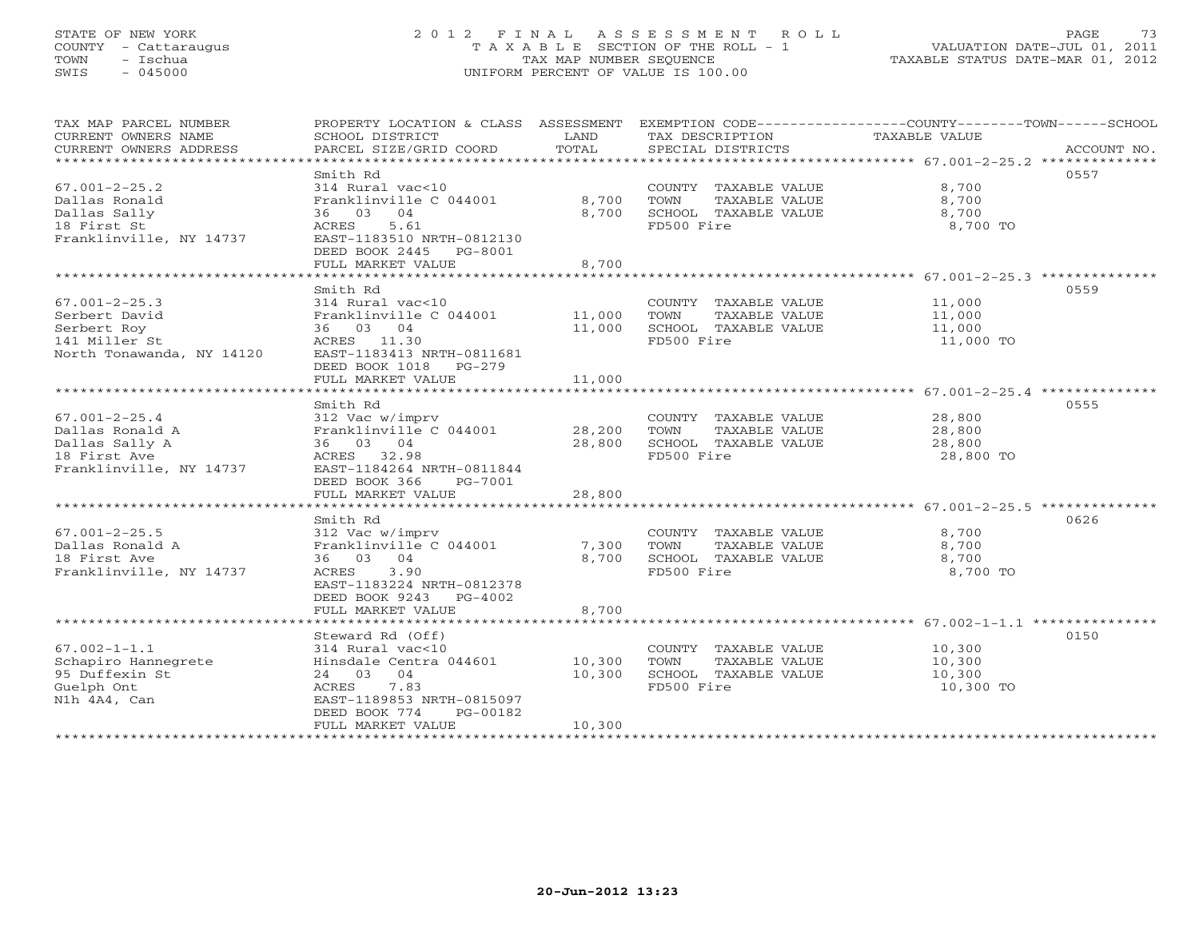STATE OF NEW YORK
COUNTY - Cattaraugus
TOWN - Ischua
SWIS - 045000

# 2012 FINAL ASSESSMENT ROLL
TAXABLE SECTION OF THE ROLL - 1
TAX MAP NUMBER SEQUENCE
UNIFORM PERCENT OF VALUE IS 100.00

VALUATION DATE-JUL 01, 2011
TAXABLE STATUS DATE-MAR 01, 2012

| TAX MAP PARCEL NUMBER / CURRENT OWNERS NAME / CURRENT OWNERS ADDRESS | PROPERTY LOCATION & CLASS / SCHOOL DISTRICT / PARCEL SIZE/GRID COORD | ASSESSMENT LAND | TOTAL | EXEMPTION CODE / TAX DESCRIPTION / SPECIAL DISTRICTS | TAXABLE VALUE (COUNTY / TOWN / SCHOOL) | ACCOUNT NO. |
|---|---|---|---|---|---|---|
| 67.001-2-25.2 | Smith Rd | | | | | 0557 |
| | 314 Rural vac<10 | | | COUNTY TAXABLE VALUE | 8,700 | |
| Dallas Ronald | Franklinville C 044001 | 8,700 | | TOWN TAXABLE VALUE | 8,700 | |
| Dallas Sally | 36 03 04 | | 8,700 | SCHOOL TAXABLE VALUE | 8,700 | |
| 18 First St | ACRES 5.61 | | | FD500 Fire | 8,700 TO | |
| Franklinville, NY 14737 | EAST-1183510 NRTH-0812130 | | | | | |
| | DEED BOOK 2445 PG-8001 | | | | | |
| | FULL MARKET VALUE | | 8,700 | | | |
| 67.001-2-25.3 | Smith Rd | | | | | 0559 |
| | 314 Rural vac<10 | | | COUNTY TAXABLE VALUE | 11,000 | |
| Serbert David | Franklinville C 044001 | 11,000 | | TOWN TAXABLE VALUE | 11,000 | |
| Serbert Roy | 36 03 04 | | 11,000 | SCHOOL TAXABLE VALUE | 11,000 | |
| 141 Miller St | ACRES 11.30 | | | FD500 Fire | 11,000 TO | |
| North Tonawanda, NY 14120 | EAST-1183413 NRTH-0811681 | | | | | |
| | DEED BOOK 1018 PG-279 | | | | | |
| | FULL MARKET VALUE | | 11,000 | | | |
| 67.001-2-25.4 | Smith Rd | | | | | 0555 |
| | 312 Vac w/imprv | | | COUNTY TAXABLE VALUE | 28,800 | |
| Dallas Ronald A | Franklinville C 044001 | 28,200 | | TOWN TAXABLE VALUE | 28,800 | |
| Dallas Sally A | 36 03 04 | | 28,800 | SCHOOL TAXABLE VALUE | 28,800 | |
| 18 First Ave | ACRES 32.98 | | | FD500 Fire | 28,800 TO | |
| Franklinville, NY 14737 | EAST-1184264 NRTH-0811844 | | | | | |
| | DEED BOOK 366 PG-7001 | | | | | |
| | FULL MARKET VALUE | | 28,800 | | | |
| 67.001-2-25.5 | Smith Rd | | | | | 0626 |
| | 312 Vac w/imprv | | | COUNTY TAXABLE VALUE | 8,700 | |
| Dallas Ronald A | Franklinville C 044001 | 7,300 | | TOWN TAXABLE VALUE | 8,700 | |
| 18 First Ave | 36 03 04 | | 8,700 | SCHOOL TAXABLE VALUE | 8,700 | |
| Franklinville, NY 14737 | ACRES 3.90 | | | FD500 Fire | 8,700 TO | |
| | EAST-1183224 NRTH-0812378 | | | | | |
| | DEED BOOK 9243 PG-4002 | | | | | |
| | FULL MARKET VALUE | | 8,700 | | | |
| 67.002-1-1.1 | Steward Rd (Off) | | | | | 0150 |
| | 314 Rural vac<10 | | | COUNTY TAXABLE VALUE | 10,300 | |
| Schapiro Hannegrete | Hinsdale Centra 044601 | 10,300 | | TOWN TAXABLE VALUE | 10,300 | |
| 95 Duffexin St | 24 03 04 | | 10,300 | SCHOOL TAXABLE VALUE | 10,300 | |
| Guelph Ont | ACRES 7.83 | | | FD500 Fire | 10,300 TO | |
| N1h 4A4, Can | EAST-1189853 NRTH-0815097 | | | | | |
| | DEED BOOK 774 PG-00182 | | | | | |
| | FULL MARKET VALUE | | 10,300 | | | |

20-Jun-2012 13:23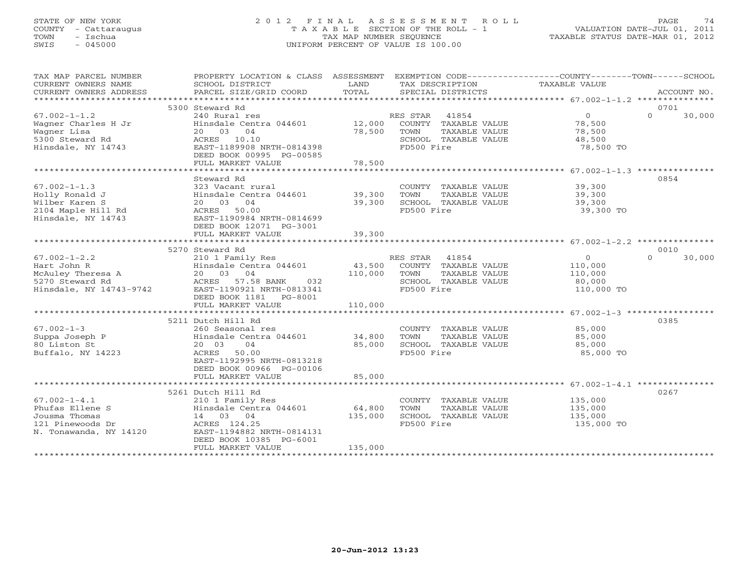STATE OF NEW YORK
COUNTY - Cattaraugus
TOWN - Ischua
SWIS - 045000

# 2012 FINAL ASSESSMENT ROLL
TAXABLE SECTION OF THE ROLL - 1
TAX MAP NUMBER SEQUENCE
UNIFORM PERCENT OF VALUE IS 100.00

VALUATION DATE-JUL 01, 2011
TAXABLE STATUS DATE-MAR 01, 2012

| TAX MAP PARCEL NUMBER / CURRENT OWNERS NAME / CURRENT OWNERS ADDRESS | PROPERTY LOCATION & CLASS / SCHOOL DISTRICT / PARCEL SIZE/GRID COORD | ASSESSMENT LAND / TOTAL | EXEMPTION CODE / TAX DESCRIPTION / SPECIAL DISTRICTS | COUNTY / TAXABLE VALUE | TOWN | SCHOOL / ACCOUNT NO. |
|---|---|---|---|---|---|---|
| 67.002-1-1.2 | 5300 Steward Rd | | | | | 0701 |
| 67.002-1-1.2 | 240 Rural res | | RES STAR 41854 | 0 | 0 | 30,000 |
| Wagner Charles H Jr | Hinsdale Centra 044601 | 12,000 | COUNTY TAXABLE VALUE | 78,500 | | |
| Wagner Lisa | 20 03 04 | 78,500 | TOWN TAXABLE VALUE | 78,500 | | |
| 5300 Steward Rd | ACRES 10.10 | | SCHOOL TAXABLE VALUE | 48,500 | | |
| Hinsdale, NY 14743 | EAST-1189908 NRTH-0814398 | | FD500 Fire | 78,500 TO | | |
| | DEED BOOK 00995 PG-00585 | | | | | |
| | FULL MARKET VALUE | 78,500 | | | | |
| 67.002-1-1.3 | Steward Rd | | | | | 0854 |
| 67.002-1-1.3 | 323 Vacant rural | | COUNTY TAXABLE VALUE | 39,300 | | |
| Holly Ronald J | Hinsdale Centra 044601 | 39,300 | TOWN TAXABLE VALUE | 39,300 | | |
| Wilber Karen S | 20 03 04 | 39,300 | SCHOOL TAXABLE VALUE | 39,300 | | |
| 2104 Maple Hill Rd | ACRES 50.00 | | FD500 Fire | 39,300 TO | | |
| Hinsdale, NY 14743 | EAST-1190984 NRTH-0814699 | | | | | |
| | DEED BOOK 12071 PG-3001 | | | | | |
| | FULL MARKET VALUE | 39,300 | | | | |
| 67.002-1-2.2 | 5270 Steward Rd | | | | | 0010 |
| 67.002-1-2.2 | 210 1 Family Res | | RES STAR 41854 | 0 | 0 | 30,000 |
| Hart John R | Hinsdale Centra 044601 | 43,500 | COUNTY TAXABLE VALUE | 110,000 | | |
| McAuley Theresa A | 20 03 04 | 110,000 | TOWN TAXABLE VALUE | 110,000 | | |
| 5270 Steward Rd | ACRES 57.58 BANK 032 | | SCHOOL TAXABLE VALUE | 80,000 | | |
| Hinsdale, NY 14743-9742 | EAST-1190921 NRTH-0813341 | | FD500 Fire | 110,000 TO | | |
| | DEED BOOK 1181 PG-8001 | | | | | |
| | FULL MARKET VALUE | 110,000 | | | | |
| 67.002-1-3 | 5211 Dutch Hill Rd | | | | | 0385 |
| 67.002-1-3 | 260 Seasonal res | | COUNTY TAXABLE VALUE | 85,000 | | |
| Suppa Joseph P | Hinsdale Centra 044601 | 34,800 | TOWN TAXABLE VALUE | 85,000 | | |
| 80 Liston St | 20 03 04 | 85,000 | SCHOOL TAXABLE VALUE | 85,000 | | |
| Buffalo, NY 14223 | ACRES 50.00 | | FD500 Fire | 85,000 TO | | |
| | EAST-1192995 NRTH-0813218 | | | | | |
| | DEED BOOK 00966 PG-00106 | | | | | |
| | FULL MARKET VALUE | 85,000 | | | | |
| 67.002-1-4.1 | 5261 Dutch Hill Rd | | | | | 0267 |
| 67.002-1-4.1 | 210 1 Family Res | | COUNTY TAXABLE VALUE | 135,000 | | |
| Phufas Ellene S | Hinsdale Centra 044601 | 64,800 | TOWN TAXABLE VALUE | 135,000 | | |
| Jousma Thomas | 14 03 04 | 135,000 | SCHOOL TAXABLE VALUE | 135,000 | | |
| 121 Pinewoods Dr | ACRES 124.25 | | FD500 Fire | 135,000 TO | | |
| N. Tonawanda, NY 14120 | EAST-1194882 NRTH-0814131 | | | | | |
| | DEED BOOK 10385 PG-6001 | | | | | |
| | FULL MARKET VALUE | 135,000 | | | | |

20-Jun-2012 13:23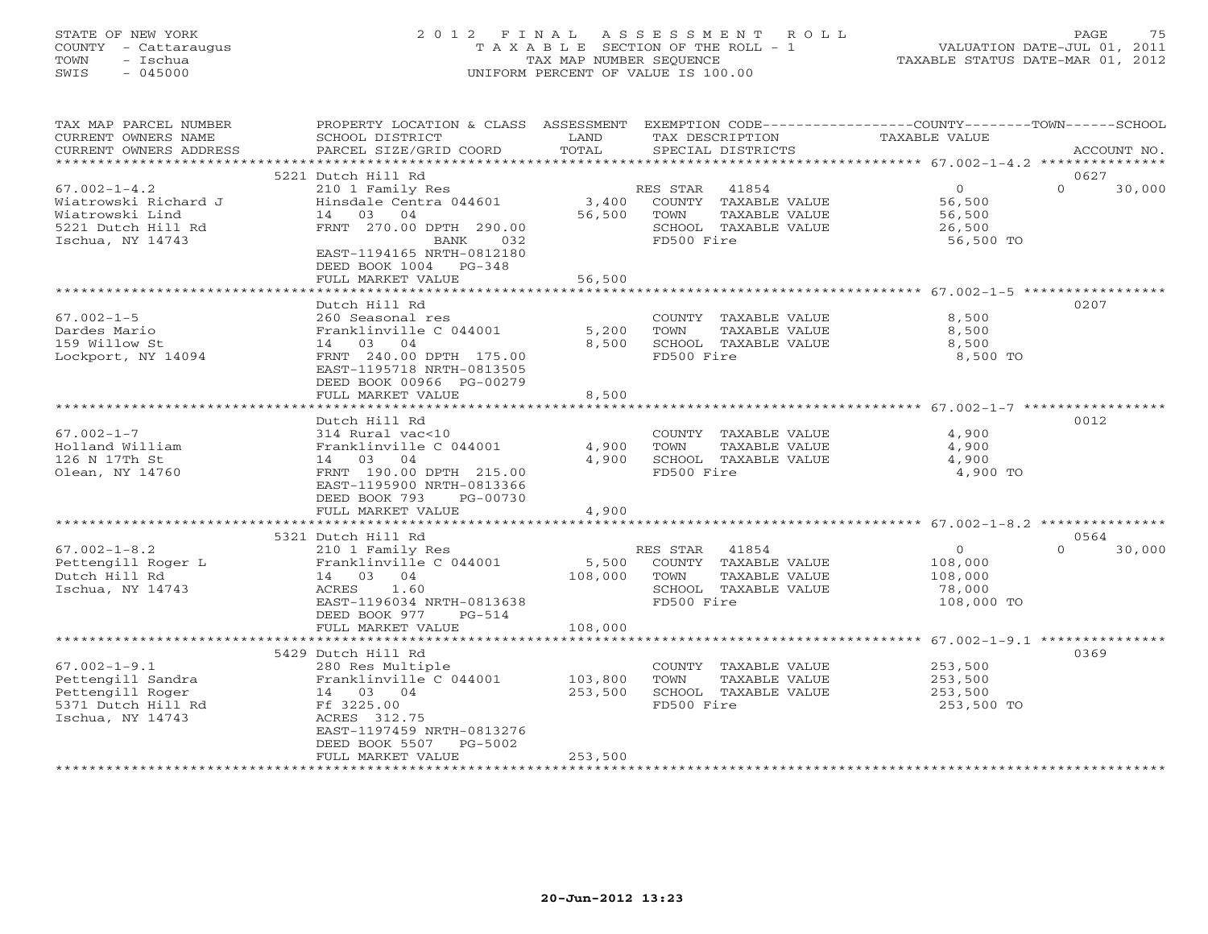STATE OF NEW YORK
COUNTY - Cattaraugus
TOWN - Ischua
SWIS - 045000

# 2012 FINAL ASSESSMENT ROLL

TAXABLE SECTION OF THE ROLL - 1
TAX MAP NUMBER SEQUENCE
UNIFORM PERCENT OF VALUE IS 100.00

VALUATION DATE-JUL 01, 2011
TAXABLE STATUS DATE-MAR 01, 2012

| TAX MAP PARCEL NUMBER / CURRENT OWNERS NAME / CURRENT OWNERS ADDRESS | PROPERTY LOCATION & CLASS / SCHOOL DISTRICT / PARCEL SIZE/GRID COORD | ASSESSMENT LAND / TOTAL | EXEMPTION CODE / TAX DESCRIPTION / SPECIAL DISTRICTS | COUNTY / TOWN / SCHOOL TAXABLE VALUE | ACCOUNT NO. |
|---|---|---|---|---|---|
| 67.002-1-4.2 | 5221 Dutch Hill Rd | | | | 0627 |
| 67.002-1-4.2 | 210 1 Family Res | | RES STAR 41854 | 0 | 0 30,000 |
| Wiatrowski Richard J | Hinsdale Centra 044601 | 3,400 | COUNTY TAXABLE VALUE | 56,500 | |
| Wiatrowski Lind | 14 03 04 | 56,500 | TOWN TAXABLE VALUE | 56,500 | |
| 5221 Dutch Hill Rd | FRNT 270.00 DPTH 290.00 | | SCHOOL TAXABLE VALUE | 26,500 | |
| Ischua, NY 14743 | BANK 032 | | FD500 Fire | 56,500 TO | |
| | EAST-1194165 NRTH-0812180 | | | | |
| | DEED BOOK 1004 PG-348 | | | | |
| | FULL MARKET VALUE | 56,500 | | | |
| 67.002-1-5 | Dutch Hill Rd | | | | 0207 |
| 67.002-1-5 | 260 Seasonal res | | COUNTY TAXABLE VALUE | 8,500 | |
| Dardes Mario | Franklinville C 044001 | 5,200 | TOWN TAXABLE VALUE | 8,500 | |
| 159 Willow St | 14 03 04 | 8,500 | SCHOOL TAXABLE VALUE | 8,500 | |
| Lockport, NY 14094 | FRNT 240.00 DPTH 175.00 | | FD500 Fire | 8,500 TO | |
| | EAST-1195718 NRTH-0813505 | | | | |
| | DEED BOOK 00966 PG-00279 | | | | |
| | FULL MARKET VALUE | 8,500 | | | |
| 67.002-1-7 | Dutch Hill Rd | | | | 0012 |
| 67.002-1-7 | 314 Rural vac<10 | | COUNTY TAXABLE VALUE | 4,900 | |
| Holland William | Franklinville C 044001 | 4,900 | TOWN TAXABLE VALUE | 4,900 | |
| 126 N 17Th St | 14 03 04 | 4,900 | SCHOOL TAXABLE VALUE | 4,900 | |
| Olean, NY 14760 | FRNT 190.00 DPTH 215.00 | | FD500 Fire | 4,900 TO | |
| | EAST-1195900 NRTH-0813366 | | | | |
| | DEED BOOK 793 PG-00730 | | | | |
| | FULL MARKET VALUE | 4,900 | | | |
| 67.002-1-8.2 | 5321 Dutch Hill Rd | | | | 0564 |
| 67.002-1-8.2 | 210 1 Family Res | | RES STAR 41854 | 0 | 0 30,000 |
| Pettengill Roger L | Franklinville C 044001 | 5,500 | COUNTY TAXABLE VALUE | 108,000 | |
| Dutch Hill Rd | 14 03 04 | 108,000 | TOWN TAXABLE VALUE | 108,000 | |
| Ischua, NY 14743 | ACRES 1.60 | | SCHOOL TAXABLE VALUE | 78,000 | |
| | EAST-1196034 NRTH-0813638 | | FD500 Fire | 108,000 TO | |
| | DEED BOOK 977 PG-514 | | | | |
| | FULL MARKET VALUE | 108,000 | | | |
| 67.002-1-9.1 | 5429 Dutch Hill Rd | | | | 0369 |
| 67.002-1-9.1 | 280 Res Multiple | | COUNTY TAXABLE VALUE | 253,500 | |
| Pettengill Sandra | Franklinville C 044001 | 103,800 | TOWN TAXABLE VALUE | 253,500 | |
| Pettengill Roger | 14 03 04 | 253,500 | SCHOOL TAXABLE VALUE | 253,500 | |
| 5371 Dutch Hill Rd | Ff 3225.00 | | FD500 Fire | 253,500 TO | |
| Ischua, NY 14743 | ACRES 312.75 | | | | |
| | EAST-1197459 NRTH-0813276 | | | | |
| | DEED BOOK 5507 PG-5002 | | | | |
| | FULL MARKET VALUE | 253,500 | | | |

20-Jun-2012 13:23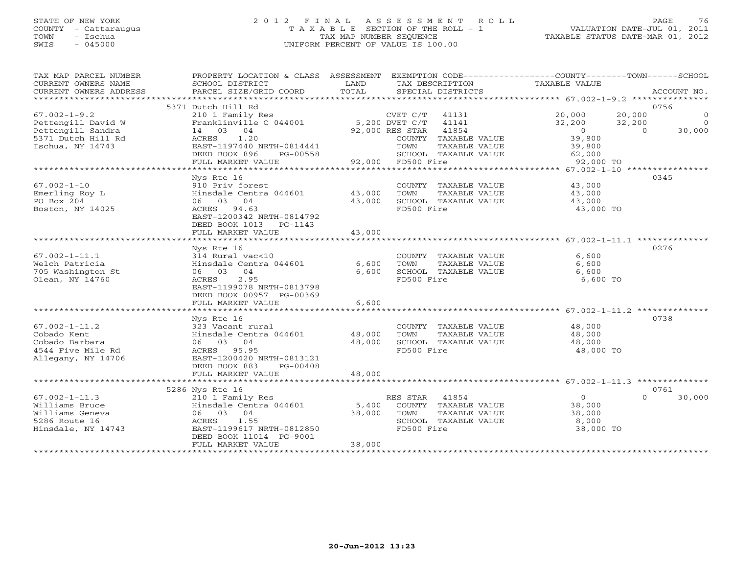STATE OF NEW YORK
COUNTY - Cattaraugus
TOWN - Ischua
SWIS - 045000

# 2012 FINAL ASSESSMENT ROLL

TAXABLE SECTION OF THE ROLL - 1
TAX MAP NUMBER SEQUENCE
UNIFORM PERCENT OF VALUE IS 100.00

VALUATION DATE-JUL 01, 2011
TAXABLE STATUS DATE-MAR 01, 2012

| TAX MAP PARCEL NUMBER / CURRENT OWNERS NAME / CURRENT OWNERS ADDRESS | PROPERTY LOCATION & CLASS / SCHOOL DISTRICT / PARCEL SIZE/GRID COORD | ASSESSMENT LAND / TOTAL | EXEMPTION CODE / TAX DESCRIPTION / SPECIAL DISTRICTS | COUNTY TAXABLE VALUE | TOWN | SCHOOL / ACCOUNT NO. |
|---|---|---|---|---|---|---|
| | 5371 Dutch Hill Rd | | | | | 0756 |
| 67.002-1-9.2 | 210 1 Family Res | | CVET C/T 41131 | 20,000 | 20,000 | 0 |
| Pettengill David W | Franklinville C 044001 | 5,200 | DVET C/T 41141 | 32,200 | 32,200 | 0 |
| Pettengill Sandra | 14 03 04 | 92,000 | RES STAR 41854 | 0 | 0 | 30,000 |
| 5371 Dutch Hill Rd | ACRES 1.20 | | COUNTY TAXABLE VALUE | 39,800 | | |
| Ischua, NY 14743 | EAST-1197440 NRTH-0814441 | | TOWN TAXABLE VALUE | 39,800 | | |
| | DEED BOOK 896 PG-00558 | | SCHOOL TAXABLE VALUE | 62,000 | | |
| | FULL MARKET VALUE | 92,000 | FD500 Fire | 92,000 TO | | |
| | Nys Rte 16 | | | | | 0345 |
| 67.002-1-10 | 910 Priv forest | | COUNTY TAXABLE VALUE | 43,000 | | |
| Emerling Roy L | Hinsdale Centra 044601 | 43,000 | TOWN TAXABLE VALUE | 43,000 | | |
| PO Box 204 | 06 03 04 | 43,000 | SCHOOL TAXABLE VALUE | 43,000 | | |
| Boston, NY 14025 | ACRES 94.63 | | FD500 Fire | 43,000 TO | | |
| | EAST-1200342 NRTH-0814792 | | | | | |
| | DEED BOOK 1013 PG-1143 | | | | | |
| | FULL MARKET VALUE | 43,000 | | | | |
| | Nys Rte 16 | | | | | 0276 |
| 67.002-1-11.1 | 314 Rural vac<10 | | COUNTY TAXABLE VALUE | 6,600 | | |
| Welch Patricia | Hinsdale Centra 044601 | 6,600 | TOWN TAXABLE VALUE | 6,600 | | |
| 705 Washington St | 06 03 04 | 6,600 | SCHOOL TAXABLE VALUE | 6,600 | | |
| Olean, NY 14760 | ACRES 2.95 | | FD500 Fire | 6,600 TO | | |
| | EAST-1199078 NRTH-0813798 | | | | | |
| | DEED BOOK 00957 PG-00369 | | | | | |
| | FULL MARKET VALUE | 6,600 | | | | |
| | Nys Rte 16 | | | | | 0738 |
| 67.002-1-11.2 | 323 Vacant rural | | COUNTY TAXABLE VALUE | 48,000 | | |
| Cobado Kent | Hinsdale Centra 044601 | 48,000 | TOWN TAXABLE VALUE | 48,000 | | |
| Cobado Barbara | 06 03 04 | 48,000 | SCHOOL TAXABLE VALUE | 48,000 | | |
| 4544 Five Mile Rd | ACRES 95.95 | | FD500 Fire | 48,000 TO | | |
| Allegany, NY 14706 | EAST-1200420 NRTH-0813121 | | | | | |
| | DEED BOOK 883 PG-00408 | | | | | |
| | FULL MARKET VALUE | 48,000 | | | | |
| | 5286 Nys Rte 16 | | | | | 0761 |
| 67.002-1-11.3 | 210 1 Family Res | | RES STAR 41854 | 0 | 0 | 30,000 |
| Williams Bruce | Hinsdale Centra 044601 | 5,400 | COUNTY TAXABLE VALUE | 38,000 | | |
| Williams Geneva | 06 03 04 | 38,000 | TOWN TAXABLE VALUE | 38,000 | | |
| 5286 Route 16 | ACRES 1.55 | | SCHOOL TAXABLE VALUE | 8,000 | | |
| Hinsdale, NY 14743 | EAST-1199617 NRTH-0812850 | | FD500 Fire | 38,000 TO | | |
| | DEED BOOK 11014 PG-9001 | | | | | |
| | FULL MARKET VALUE | 38,000 | | | | |

20-Jun-2012 13:23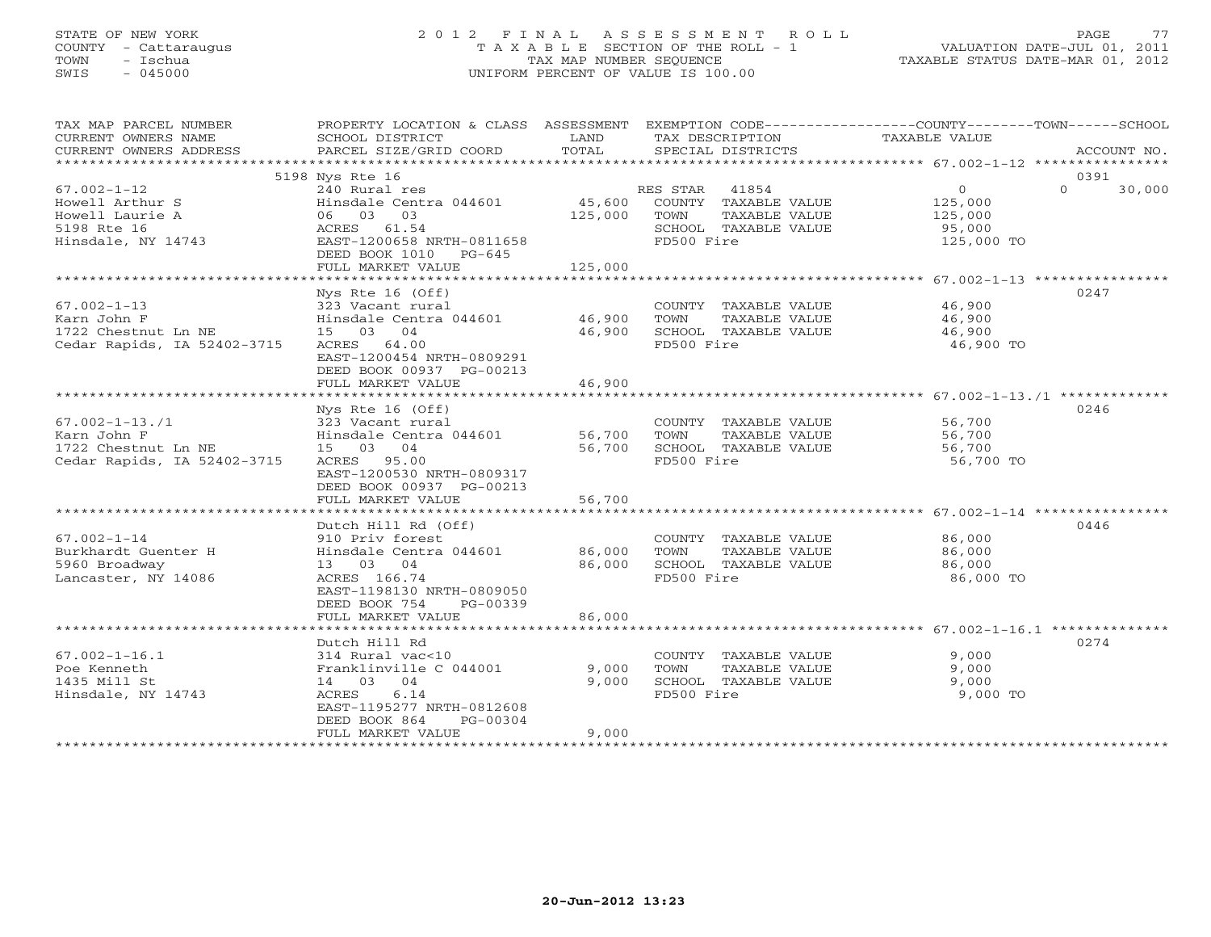STATE OF NEW YORK
COUNTY - Cattaraugus
TOWN - Ischua
SWIS - 045000

# 2012 FINAL ASSESSMENT ROLL
TAXABLE SECTION OF THE ROLL - 1
TAX MAP NUMBER SEQUENCE
UNIFORM PERCENT OF VALUE IS 100.00

VALUATION DATE-JUL 01, 2011
TAXABLE STATUS DATE-MAR 01, 2012

| TAX MAP PARCEL NUMBER / CURRENT OWNERS NAME / CURRENT OWNERS ADDRESS | PROPERTY LOCATION & CLASS / SCHOOL DISTRICT / PARCEL SIZE/GRID COORD | ASSESSMENT LAND / TOTAL | EXEMPTION CODE / TAX DESCRIPTION / SPECIAL DISTRICTS | COUNTY / TOWN / SCHOOL TAXABLE VALUE | ACCOUNT NO. |
|---|---|---|---|---|---|
| 67.002-1-12 | 5198 Nys Rte 16 | | | | 0391 |
| Howell Arthur S | 240 Rural res | | RES STAR 41854 | 0 / 0 / 30,000 | |
| Howell Laurie A | Hinsdale Centra 044601 | 45,600 | COUNTY TAXABLE VALUE | 125,000 | |
| 5198 Rte 16 | 06 03 03 | 125,000 | TOWN TAXABLE VALUE | 125,000 | |
| Hinsdale, NY 14743 | ACRES 61.54 | | SCHOOL TAXABLE VALUE | 95,000 | |
| | EAST-1200658 NRTH-0811658 | | FD500 Fire | 125,000 TO | |
| | DEED BOOK 1010 PG-645 | | | | |
| | FULL MARKET VALUE | 125,000 | | | |
| 67.002-1-13 | Nys Rte 16 (Off) | | | | 0247 |
| Karn John F | 323 Vacant rural | | COUNTY TAXABLE VALUE | 46,900 | |
| 1722 Chestnut Ln NE | Hinsdale Centra 044601 | 46,900 | TOWN TAXABLE VALUE | 46,900 | |
| Cedar Rapids, IA 52402-3715 | 15 03 04 | 46,900 | SCHOOL TAXABLE VALUE | 46,900 | |
| | ACRES 64.00 | | FD500 Fire | 46,900 TO | |
| | EAST-1200454 NRTH-0809291 | | | | |
| | DEED BOOK 00937 PG-00213 | | | | |
| | FULL MARKET VALUE | 46,900 | | | |
| 67.002-1-13./1 | Nys Rte 16 (Off) | | | | 0246 |
| Karn John F | 323 Vacant rural | | COUNTY TAXABLE VALUE | 56,700 | |
| 1722 Chestnut Ln NE | Hinsdale Centra 044601 | 56,700 | TOWN TAXABLE VALUE | 56,700 | |
| Cedar Rapids, IA 52402-3715 | 15 03 04 | 56,700 | SCHOOL TAXABLE VALUE | 56,700 | |
| | ACRES 95.00 | | FD500 Fire | 56,700 TO | |
| | EAST-1200530 NRTH-0809317 | | | | |
| | DEED BOOK 00937 PG-00213 | | | | |
| | FULL MARKET VALUE | 56,700 | | | |
| 67.002-1-14 | Dutch Hill Rd (Off) | | | | 0446 |
| Burkhardt Guenter H | 910 Priv forest | | COUNTY TAXABLE VALUE | 86,000 | |
| 5960 Broadway | Hinsdale Centra 044601 | 86,000 | TOWN TAXABLE VALUE | 86,000 | |
| Lancaster, NY 14086 | 13 03 04 | 86,000 | SCHOOL TAXABLE VALUE | 86,000 | |
| | ACRES 166.74 | | FD500 Fire | 86,000 TO | |
| | EAST-1198130 NRTH-0809050 | | | | |
| | DEED BOOK 754 PG-00339 | | | | |
| | FULL MARKET VALUE | 86,000 | | | |
| 67.002-1-16.1 | Dutch Hill Rd | | | | 0274 |
| Poe Kenneth | 314 Rural vac<10 | | COUNTY TAXABLE VALUE | 9,000 | |
| 1435 Mill St | Franklinville C 044001 | 9,000 | TOWN TAXABLE VALUE | 9,000 | |
| Hinsdale, NY 14743 | 14 03 04 | 9,000 | SCHOOL TAXABLE VALUE | 9,000 | |
| | ACRES 6.14 | | FD500 Fire | 9,000 TO | |
| | EAST-1195277 NRTH-0812608 | | | | |
| | DEED BOOK 864 PG-00304 | | | | |
| | FULL MARKET VALUE | 9,000 | | | |

20-Jun-2012 13:23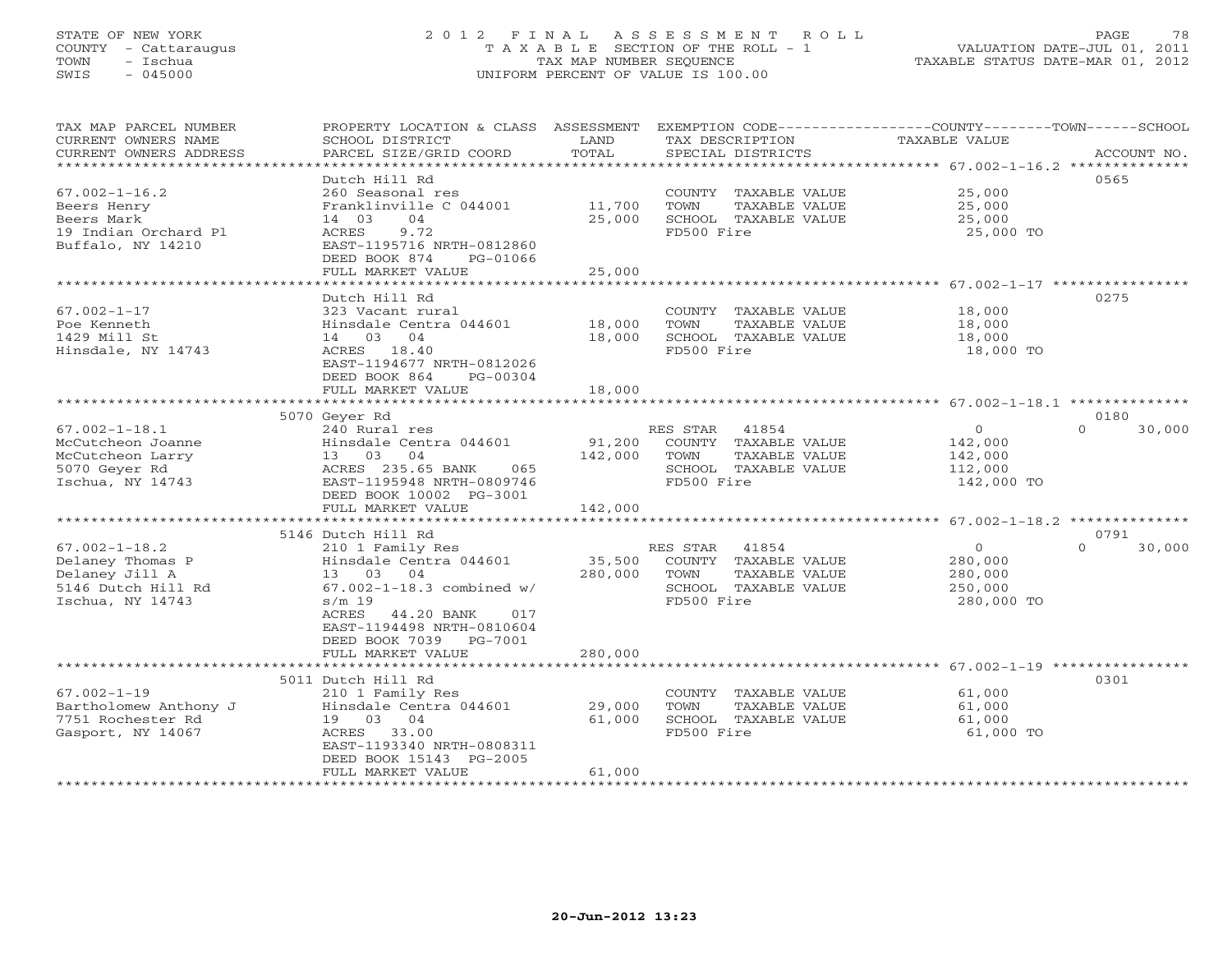STATE OF NEW YORK
COUNTY - Cattaraugus
TOWN - Ischua
SWIS - 045000

# 2012 FINAL ASSESSMENT ROLL

TAXABLE SECTION OF THE ROLL - 1
TAX MAP NUMBER SEQUENCE
UNIFORM PERCENT OF VALUE IS 100.00

VALUATION DATE-JUL 01, 2011
TAXABLE STATUS DATE-MAR 01, 2012

| TAX MAP PARCEL NUMBER / CURRENT OWNERS NAME / CURRENT OWNERS ADDRESS | PROPERTY LOCATION & CLASS / SCHOOL DISTRICT / PARCEL SIZE/GRID COORD | ASSESSMENT LAND / TOTAL | EXEMPTION CODE / TAX DESCRIPTION / SPECIAL DISTRICTS | COUNTY / TOWN TAXABLE VALUE | SCHOOL / ACCOUNT NO. |
|---|---|---|---|---|---|
| 67.002-1-16.2 | Dutch Hill Rd | | | | 0565 |
| 67.002-1-16.2 | 260 Seasonal res | | COUNTY TAXABLE VALUE | 25,000 | |
| Beers Henry | Franklinville C 044001 | 11,700 | TOWN TAXABLE VALUE | 25,000 | |
| Beers Mark | 14 03 04 | 25,000 | SCHOOL TAXABLE VALUE | 25,000 | |
| 19 Indian Orchard Pl | ACRES 9.72 | | FD500 Fire | 25,000 TO | |
| Buffalo, NY 14210 | EAST-1195716 NRTH-0812860 | | | | |
| | DEED BOOK 874 PG-01066 | | | | |
| | FULL MARKET VALUE | 25,000 | | | |
| 67.002-1-17 | Dutch Hill Rd | | | | 0275 |
| 67.002-1-17 | 323 Vacant rural | | COUNTY TAXABLE VALUE | 18,000 | |
| Poe Kenneth | Hinsdale Centra 044601 | 18,000 | TOWN TAXABLE VALUE | 18,000 | |
| 1429 Mill St | 14 03 04 | 18,000 | SCHOOL TAXABLE VALUE | 18,000 | |
| Hinsdale, NY 14743 | ACRES 18.40 | | FD500 Fire | 18,000 TO | |
| | EAST-1194677 NRTH-0812026 | | | | |
| | DEED BOOK 864 PG-00304 | | | | |
| | FULL MARKET VALUE | 18,000 | | | |
| 67.002-1-18.1 | 5070 Geyer Rd | | | | 0180 |
| 67.002-1-18.1 | 240 Rural res | | RES STAR 41854 | 0 | 0 30,000 |
| McCutcheon Joanne | Hinsdale Centra 044601 | 91,200 | COUNTY TAXABLE VALUE | 142,000 | |
| McCutcheon Larry | 13 03 04 | 142,000 | TOWN TAXABLE VALUE | 142,000 | |
| 5070 Geyer Rd | ACRES 235.65 BANK 065 | | SCHOOL TAXABLE VALUE | 112,000 | |
| Ischua, NY 14743 | EAST-1195948 NRTH-0809746 | | FD500 Fire | 142,000 TO | |
| | DEED BOOK 10002 PG-3001 | | | | |
| | FULL MARKET VALUE | 142,000 | | | |
| 67.002-1-18.2 | 5146 Dutch Hill Rd | | | | 0791 |
| 67.002-1-18.2 | 210 1 Family Res | | RES STAR 41854 | 0 | 0 30,000 |
| Delaney Thomas P | Hinsdale Centra 044601 | 35,500 | COUNTY TAXABLE VALUE | 280,000 | |
| Delaney Jill A | 13 03 04 | 280,000 | TOWN TAXABLE VALUE | 280,000 | |
| 5146 Dutch Hill Rd | 67.002-1-18.3 combined w/ | | SCHOOL TAXABLE VALUE | 250,000 | |
| Ischua, NY 14743 | s/m 19 | | FD500 Fire | 280,000 TO | |
| | ACRES 44.20 BANK 017 | | | | |
| | EAST-1194498 NRTH-0810604 | | | | |
| | DEED BOOK 7039 PG-7001 | | | | |
| | FULL MARKET VALUE | 280,000 | | | |
| 67.002-1-19 | 5011 Dutch Hill Rd | | | | 0301 |
| 67.002-1-19 | 210 1 Family Res | | COUNTY TAXABLE VALUE | 61,000 | |
| Bartholomew Anthony J | Hinsdale Centra 044601 | 29,000 | TOWN TAXABLE VALUE | 61,000 | |
| 7751 Rochester Rd | 19 03 04 | 61,000 | SCHOOL TAXABLE VALUE | 61,000 | |
| Gasport, NY 14067 | ACRES 33.00 | | FD500 Fire | 61,000 TO | |
| | EAST-1193340 NRTH-0808311 | | | | |
| | DEED BOOK 15143 PG-2005 | | | | |
| | FULL MARKET VALUE | 61,000 | | | |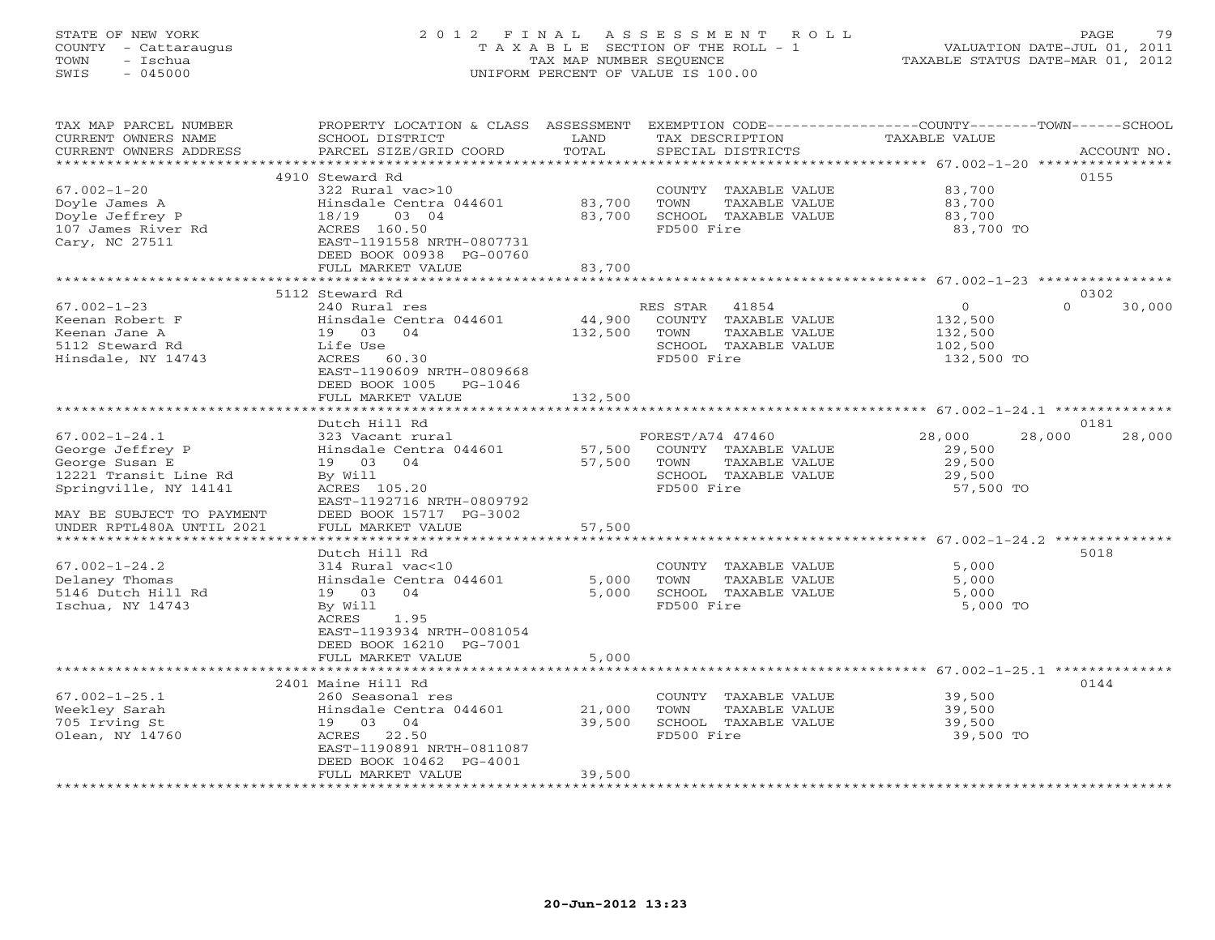STATE OF NEW YORK
COUNTY - Cattaraugus
TOWN - Ischua
SWIS - 045000

2012 FINAL ASSESSMENT ROLL
TAXABLE SECTION OF THE ROLL - 1
TAX MAP NUMBER SEQUENCE
UNIFORM PERCENT OF VALUE IS 100.00

VALUATION DATE-JUL 01, 2011
TAXABLE STATUS DATE-MAR 01, 2012

| TAX MAP PARCEL NUMBER / CURRENT OWNERS NAME / CURRENT OWNERS ADDRESS | PROPERTY LOCATION & CLASS / SCHOOL DISTRICT / PARCEL SIZE/GRID COORD | ASSESSMENT LAND / TOTAL | EXEMPTION CODE / TAX DESCRIPTION / SPECIAL DISTRICTS | COUNTY TAXABLE VALUE | TOWN | SCHOOL | ACCOUNT NO. |
|---|---|---|---|---|---|---|---|
| **67.002-1-20** | 4910 Steward Rd | | | | | | 0155 |
| 67.002-1-20 | 322 Rural vac>10 | | COUNTY TAXABLE VALUE | 83,700 | | | |
| Doyle James A | Hinsdale Centra 044601 | 83,700 | TOWN TAXABLE VALUE | 83,700 | | | |
| Doyle Jeffrey P | 18/19 03 04 | 83,700 | SCHOOL TAXABLE VALUE | 83,700 | | | |
| 107 James River Rd | ACRES 160.50 | | FD500 Fire | 83,700 TO | | | |
| Cary, NC 27511 | EAST-1191558 NRTH-0807731 | | | | | | |
| | DEED BOOK 00938 PG-00760 | | | | | | |
| | FULL MARKET VALUE | 83,700 | | | | | |
| **67.002-1-23** | 5112 Steward Rd | | | | | | 0302 |
| 67.002-1-23 | 240 Rural res | | RES STAR 41854 | 0 | 0 | 30,000 | |
| Keenan Robert F | Hinsdale Centra 044601 | 44,900 | COUNTY TAXABLE VALUE | 132,500 | | | |
| Keenan Jane A | 19 03 04 | 132,500 | TOWN TAXABLE VALUE | 132,500 | | | |
| 5112 Steward Rd | Life Use | | SCHOOL TAXABLE VALUE | 102,500 | | | |
| Hinsdale, NY 14743 | ACRES 60.30 | | FD500 Fire | 132,500 TO | | | |
| | EAST-1190609 NRTH-0809668 | | | | | | |
| | DEED BOOK 1005 PG-1046 | | | | | | |
| | FULL MARKET VALUE | 132,500 | | | | | |
| **67.002-1-24.1** | Dutch Hill Rd | | | | | | 0181 |
| 67.002-1-24.1 | 323 Vacant rural | | FOREST/A74 47460 | 28,000 | 28,000 | 28,000 | |
| George Jeffrey P | Hinsdale Centra 044601 | 57,500 | COUNTY TAXABLE VALUE | 29,500 | | | |
| George Susan E | 19 03 04 | 57,500 | TOWN TAXABLE VALUE | 29,500 | | | |
| 12221 Transit Line Rd | By Will | | SCHOOL TAXABLE VALUE | 29,500 | | | |
| Springville, NY 14141 | ACRES 105.20 | | FD500 Fire | 57,500 TO | | | |
| | EAST-1192716 NRTH-0809792 | | | | | | |
| MAY BE SUBJECT TO PAYMENT | DEED BOOK 15717 PG-3002 | | | | | | |
| UNDER RPTL480A UNTIL 2021 | FULL MARKET VALUE | 57,500 | | | | | |
| **67.002-1-24.2** | Dutch Hill Rd | | | | | | 5018 |
| 67.002-1-24.2 | 314 Rural vac<10 | | COUNTY TAXABLE VALUE | 5,000 | | | |
| Delaney Thomas | Hinsdale Centra 044601 | 5,000 | TOWN TAXABLE VALUE | 5,000 | | | |
| 5146 Dutch Hill Rd | 19 03 04 | 5,000 | SCHOOL TAXABLE VALUE | 5,000 | | | |
| Ischua, NY 14743 | By Will | | FD500 Fire | 5,000 TO | | | |
| | ACRES 1.95 | | | | | | |
| | EAST-1193934 NRTH-0081054 | | | | | | |
| | DEED BOOK 16210 PG-7001 | | | | | | |
| | FULL MARKET VALUE | 5,000 | | | | | |
| **67.002-1-25.1** | 2401 Maine Hill Rd | | | | | | 0144 |
| 67.002-1-25.1 | 260 Seasonal res | | COUNTY TAXABLE VALUE | 39,500 | | | |
| Weekley Sarah | Hinsdale Centra 044601 | 21,000 | TOWN TAXABLE VALUE | 39,500 | | | |
| 705 Irving St | 19 03 04 | 39,500 | SCHOOL TAXABLE VALUE | 39,500 | | | |
| Olean, NY 14760 | ACRES 22.50 | | FD500 Fire | 39,500 TO | | | |
| | EAST-1190891 NRTH-0811087 | | | | | | |
| | DEED BOOK 10462 PG-4001 | | | | | | |
| | FULL MARKET VALUE | 39,500 | | | | | |

20-Jun-2012 13:23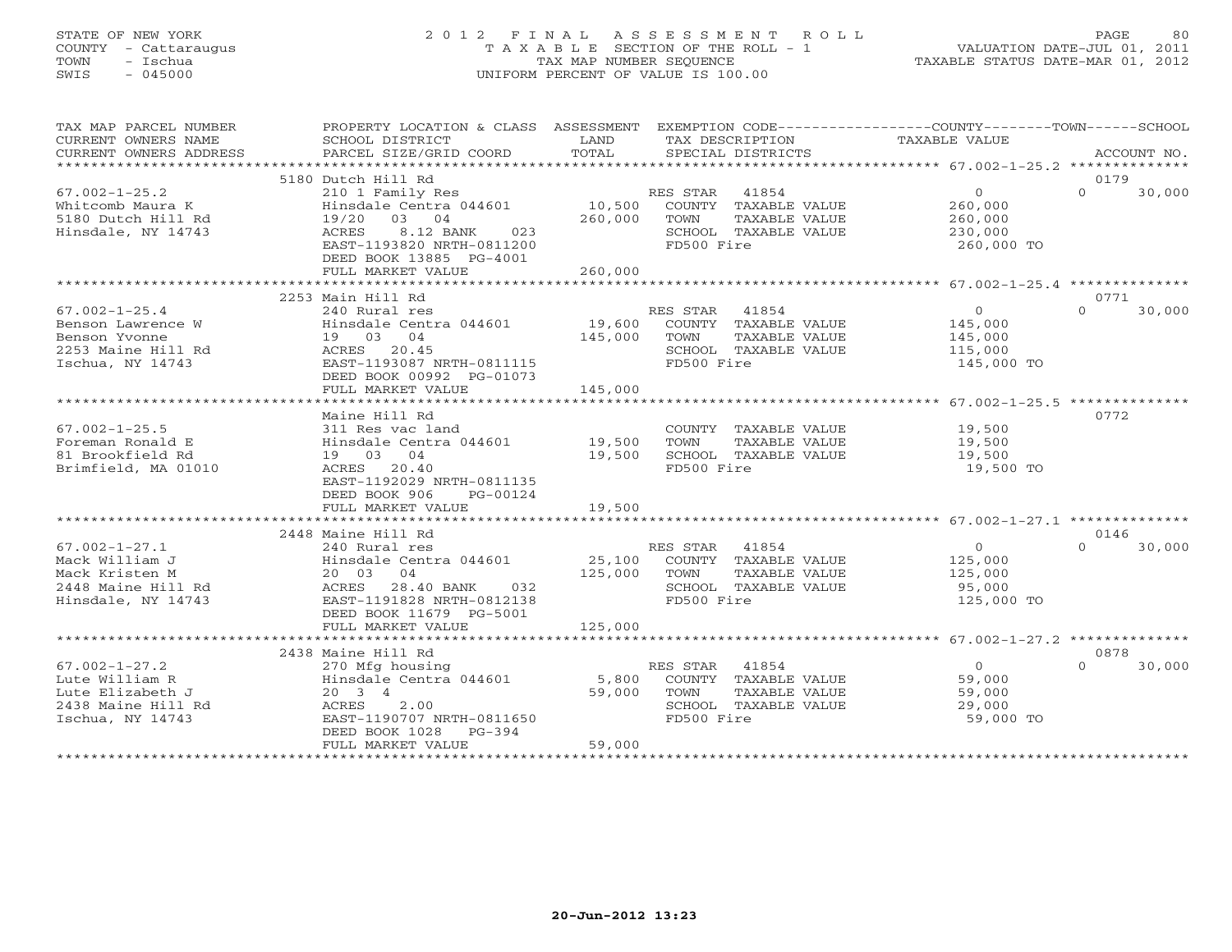STATE OF NEW YORK
COUNTY - Cattaraugus
TOWN - Ischua
SWIS - 045000

# 2012 FINAL ASSESSMENT ROLL
TAXABLE SECTION OF THE ROLL - 1
TAX MAP NUMBER SEQUENCE
UNIFORM PERCENT OF VALUE IS 100.00

VALUATION DATE-JUL 01, 2011
TAXABLE STATUS DATE-MAR 01, 2012

| TAX MAP PARCEL NUMBER / CURRENT OWNERS NAME / CURRENT OWNERS ADDRESS | PROPERTY LOCATION & CLASS / SCHOOL DISTRICT / PARCEL SIZE/GRID COORD | ASSESSMENT LAND / TOTAL | EXEMPTION CODE / TAX DESCRIPTION / SPECIAL DISTRICTS | COUNTY / TOWN / SCHOOL TAXABLE VALUE | ACCOUNT NO. |
|---|---|---|---|---|---|
| **67.002-1-25.2** | 5180 Dutch Hill Rd | | | | 0179 |
| | 210 1 Family Res | | RES STAR 41854 | 0 / 0 / 30,000 | |
| Whitcomb Maura K | Hinsdale Centra 044601 | 10,500 | COUNTY TAXABLE VALUE | 260,000 | |
| 5180 Dutch Hill Rd | 19/20 03 04 | 260,000 | TOWN TAXABLE VALUE | 260,000 | |
| Hinsdale, NY 14743 | ACRES 8.12 BANK 023 | | SCHOOL TAXABLE VALUE | 230,000 | |
| | EAST-1193820 NRTH-0811200 | | FD500 Fire | 260,000 TO | |
| | DEED BOOK 13885 PG-4001 | | | | |
| | FULL MARKET VALUE | 260,000 | | | |
| **67.002-1-25.4** | 2253 Main Hill Rd | | | | 0771 |
| | 240 Rural res | | RES STAR 41854 | 0 / 0 / 30,000 | |
| Benson Lawrence W | Hinsdale Centra 044601 | 19,600 | COUNTY TAXABLE VALUE | 145,000 | |
| Benson Yvonne | 19 03 04 | 145,000 | TOWN TAXABLE VALUE | 145,000 | |
| 2253 Maine Hill Rd | ACRES 20.45 | | SCHOOL TAXABLE VALUE | 115,000 | |
| Ischua, NY 14743 | EAST-1193087 NRTH-0811115 | | FD500 Fire | 145,000 TO | |
| | DEED BOOK 00992 PG-01073 | | | | |
| | FULL MARKET VALUE | 145,000 | | | |
| **67.002-1-25.5** | Maine Hill Rd | | | | 0772 |
| | 311 Res vac land | | COUNTY TAXABLE VALUE | 19,500 | |
| Foreman Ronald E | Hinsdale Centra 044601 | 19,500 | TOWN TAXABLE VALUE | 19,500 | |
| 81 Brookfield Rd | 19 03 04 | 19,500 | SCHOOL TAXABLE VALUE | 19,500 | |
| Brimfield, MA 01010 | ACRES 20.40 | | FD500 Fire | 19,500 TO | |
| | EAST-1192029 NRTH-0811135 | | | | |
| | DEED BOOK 906 PG-00124 | | | | |
| | FULL MARKET VALUE | 19,500 | | | |
| **67.002-1-27.1** | 2448 Maine Hill Rd | | | | 0146 |
| | 240 Rural res | | RES STAR 41854 | 0 / 0 / 30,000 | |
| Mack William J | Hinsdale Centra 044601 | 25,100 | COUNTY TAXABLE VALUE | 125,000 | |
| Mack Kristen M | 20 03 04 | 125,000 | TOWN TAXABLE VALUE | 125,000 | |
| 2448 Maine Hill Rd | ACRES 28.40 BANK 032 | | SCHOOL TAXABLE VALUE | 95,000 | |
| Hinsdale, NY 14743 | EAST-1191828 NRTH-0812138 | | FD500 Fire | 125,000 TO | |
| | DEED BOOK 11679 PG-5001 | | | | |
| | FULL MARKET VALUE | 125,000 | | | |
| **67.002-1-27.2** | 2438 Maine Hill Rd | | | | 0878 |
| | 270 Mfg housing | | RES STAR 41854 | 0 / 0 / 30,000 | |
| Lute William R | Hinsdale Centra 044601 | 5,800 | COUNTY TAXABLE VALUE | 59,000 | |
| Lute Elizabeth J | 20 3 4 | 59,000 | TOWN TAXABLE VALUE | 59,000 | |
| 2438 Maine Hill Rd | ACRES 2.00 | | SCHOOL TAXABLE VALUE | 29,000 | |
| Ischua, NY 14743 | EAST-1190707 NRTH-0811650 | | FD500 Fire | 59,000 TO | |
| | DEED BOOK 1028 PG-394 | | | | |
| | FULL MARKET VALUE | 59,000 | | | |

20-Jun-2012 13:23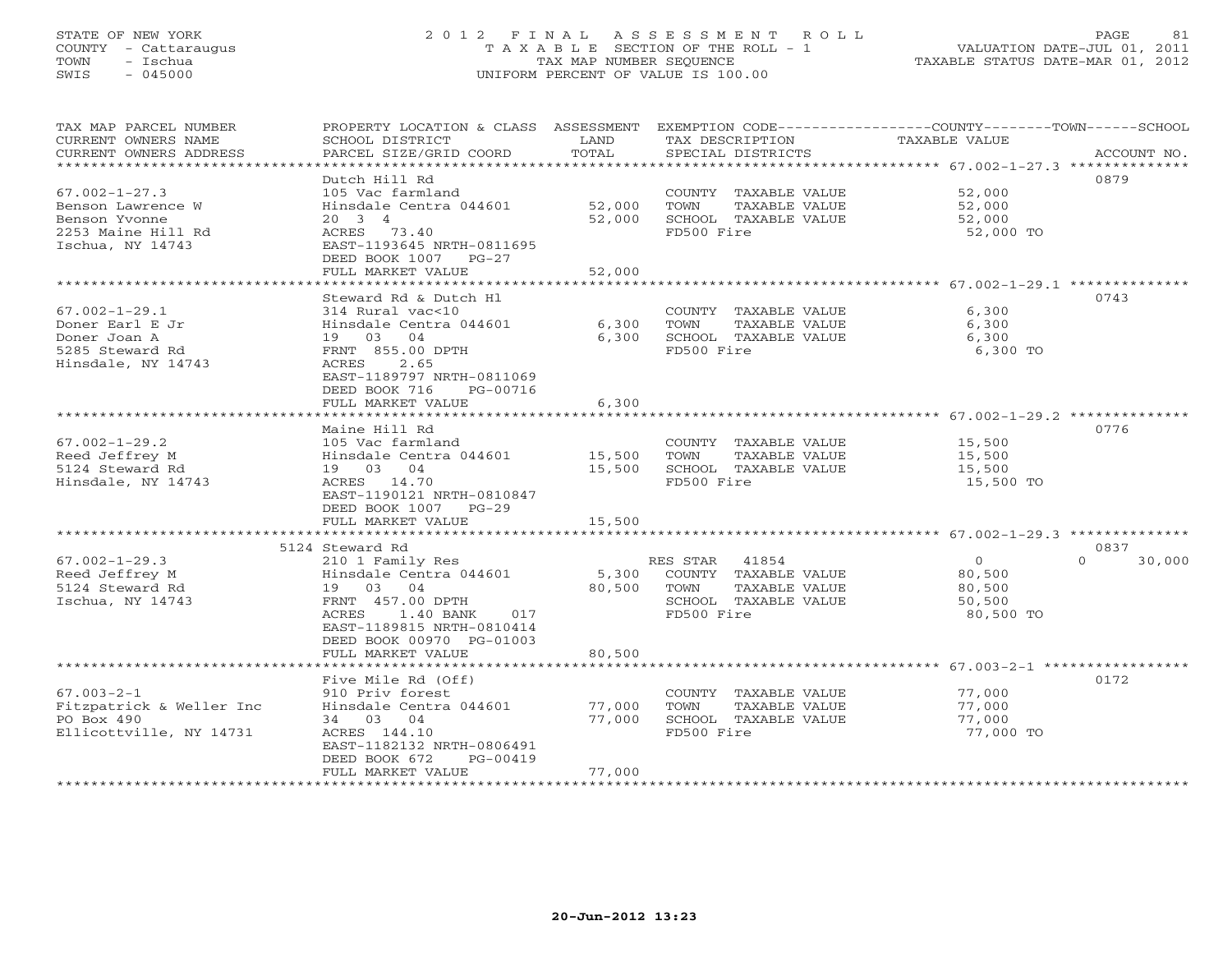STATE OF NEW YORK
COUNTY - Cattaraugus
TOWN - Ischua
SWIS - 045000

# 2012 FINAL ASSESSMENT ROLL
TAXABLE SECTION OF THE ROLL - 1
TAX MAP NUMBER SEQUENCE
UNIFORM PERCENT OF VALUE IS 100.00

VALUATION DATE-JUL 01, 2011
TAXABLE STATUS DATE-MAR 01, 2012

| TAX MAP PARCEL NUMBER / CURRENT OWNERS NAME / CURRENT OWNERS ADDRESS | PROPERTY LOCATION & CLASS / SCHOOL DISTRICT / PARCEL SIZE/GRID COORD | ASSESSMENT LAND / TOTAL | EXEMPTION CODE / TAX DESCRIPTION / SPECIAL DISTRICTS | COUNTY | TOWN | SCHOOL | ACCOUNT NO. |
|---|---|---|---|---|---|---|---|
| **67.002-1-27.3** | Dutch Hill Rd | | | | | | 0879 |
| 67.002-1-27.3 | 105 Vac farmland | | COUNTY TAXABLE VALUE | 52,000 | | | |
| Benson Lawrence W | Hinsdale Centra 044601 | 52,000 | TOWN TAXABLE VALUE | | 52,000 | | |
| Benson Yvonne | 20 3 4 | 52,000 | SCHOOL TAXABLE VALUE | | | 52,000 | |
| 2253 Maine Hill Rd | ACRES 73.40 | | FD500 Fire | 52,000 TO | | | |
| Ischua, NY 14743 | EAST-1193645 NRTH-0811695 | | | | | | |
| | DEED BOOK 1007 PG-27 | | | | | | |
| | FULL MARKET VALUE | 52,000 | | | | | |
| **67.002-1-29.1** | Steward Rd & Dutch Hl | | | | | | 0743 |
| 67.002-1-29.1 | 314 Rural vac<10 | | COUNTY TAXABLE VALUE | 6,300 | | | |
| Doner Earl E Jr | Hinsdale Centra 044601 | 6,300 | TOWN TAXABLE VALUE | | 6,300 | | |
| Doner Joan A | 19 03 04 | 6,300 | SCHOOL TAXABLE VALUE | | | 6,300 | |
| 5285 Steward Rd | FRNT 855.00 DPTH | | FD500 Fire | 6,300 TO | | | |
| Hinsdale, NY 14743 | ACRES 2.65 | | | | | | |
| | EAST-1189797 NRTH-0811069 | | | | | | |
| | DEED BOOK 716 PG-00716 | | | | | | |
| | FULL MARKET VALUE | 6,300 | | | | | |
| **67.002-1-29.2** | Maine Hill Rd | | | | | | 0776 |
| 67.002-1-29.2 | 105 Vac farmland | | COUNTY TAXABLE VALUE | 15,500 | | | |
| Reed Jeffrey M | Hinsdale Centra 044601 | 15,500 | TOWN TAXABLE VALUE | | 15,500 | | |
| 5124 Steward Rd | 19 03 04 | 15,500 | SCHOOL TAXABLE VALUE | | | 15,500 | |
| Hinsdale, NY 14743 | ACRES 14.70 | | FD500 Fire | 15,500 TO | | | |
| | EAST-1190121 NRTH-0810847 | | | | | | |
| | DEED BOOK 1007 PG-29 | | | | | | |
| | FULL MARKET VALUE | 15,500 | | | | | |
| **67.002-1-29.3** | 5124 Steward Rd | | | | | | 0837 |
| 67.002-1-29.3 | 210 1 Family Res | | RES STAR 41854 | 0 | 0 | 30,000 | |
| Reed Jeffrey M | Hinsdale Centra 044601 | 5,300 | COUNTY TAXABLE VALUE | 80,500 | | | |
| 5124 Steward Rd | 19 03 04 | 80,500 | TOWN TAXABLE VALUE | | 80,500 | | |
| Ischua, NY 14743 | FRNT 457.00 DPTH | | SCHOOL TAXABLE VALUE | | | 50,500 | |
| | ACRES 1.40 BANK 017 | | FD500 Fire | 80,500 TO | | | |
| | EAST-1189815 NRTH-0810414 | | | | | | |
| | DEED BOOK 00970 PG-01003 | | | | | | |
| | FULL MARKET VALUE | 80,500 | | | | | |
| **67.003-2-1** | Five Mile Rd (Off) | | | | | | 0172 |
| 67.003-2-1 | 910 Priv forest | | COUNTY TAXABLE VALUE | 77,000 | | | |
| Fitzpatrick & Weller Inc | Hinsdale Centra 044601 | 77,000 | TOWN TAXABLE VALUE | | 77,000 | | |
| PO Box 490 | 34 03 04 | 77,000 | SCHOOL TAXABLE VALUE | | | 77,000 | |
| Ellicottville, NY 14731 | ACRES 144.10 | | FD500 Fire | 77,000 TO | | | |
| | EAST-1182132 NRTH-0806491 | | | | | | |
| | DEED BOOK 672 PG-00419 | | | | | | |
| | FULL MARKET VALUE | 77,000 | | | | | |

20-Jun-2012 13:23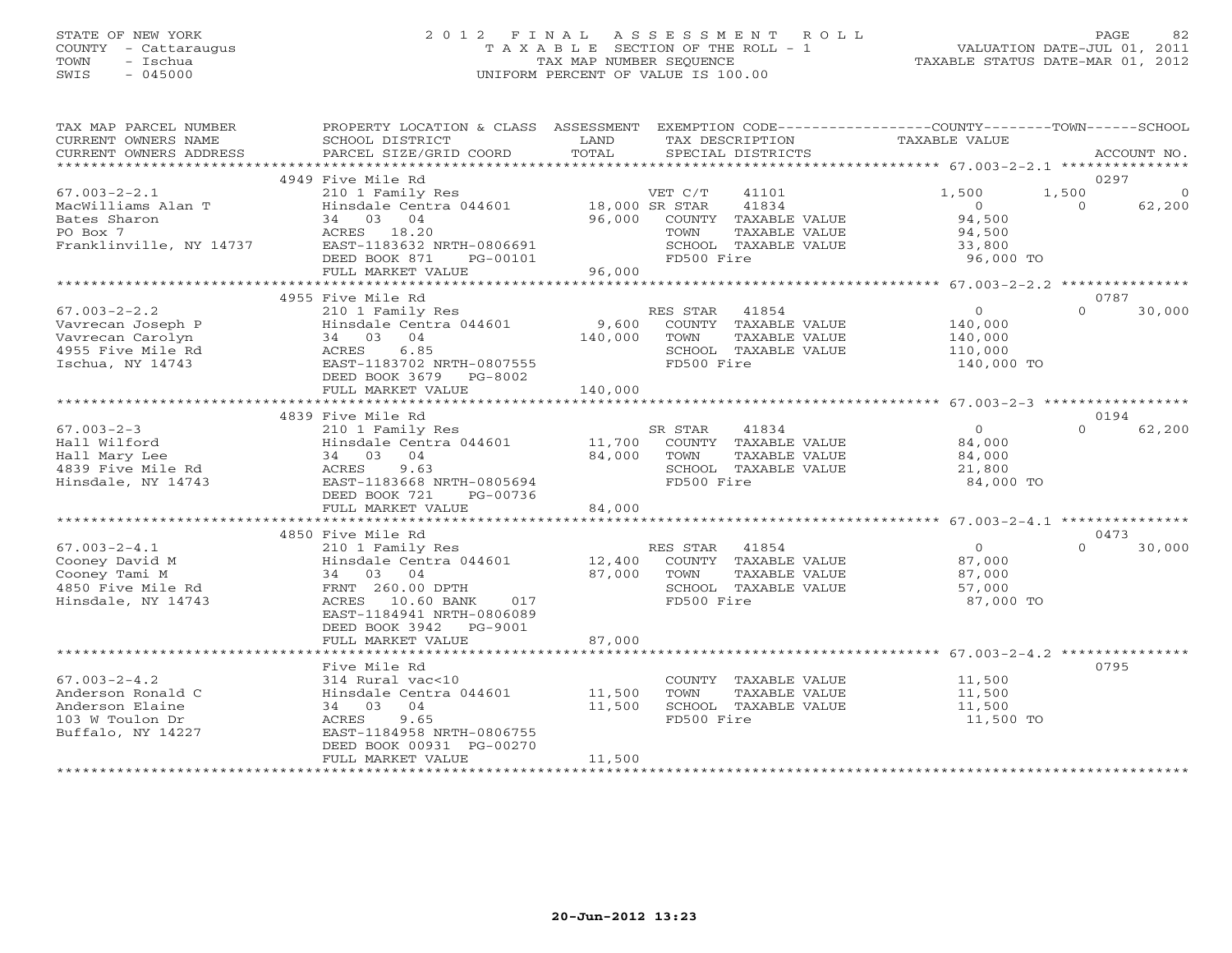STATE OF NEW YORK
COUNTY - Cattaraugus
TOWN - Ischua
SWIS - 045000

# 2012 FINAL ASSESSMENT ROLL

TAXABLE SECTION OF THE ROLL - 1
TAX MAP NUMBER SEQUENCE
UNIFORM PERCENT OF VALUE IS 100.00

VALUATION DATE-JUL 01, 2011
TAXABLE STATUS DATE-MAR 01, 2012

| TAX MAP PARCEL NUMBER / CURRENT OWNERS NAME / CURRENT OWNERS ADDRESS | PROPERTY LOCATION & CLASS / SCHOOL DISTRICT / PARCEL SIZE/GRID COORD | ASSESSMENT LAND / TOTAL | EXEMPTION CODE / TAX DESCRIPTION / SPECIAL DISTRICTS | COUNTY TAXABLE VALUE | TOWN | SCHOOL / ACCOUNT NO. |
|---|---|---|---|---|---|---|
| **67.003-2-2.1** | 4949 Five Mile Rd | | | | | 0297 |
| MacWilliams Alan T | 210 1 Family Res | | VET C/T 41101 | 1,500 | 1,500 | 0 |
| Bates Sharon | Hinsdale Centra 044601 | 18,000 | SR STAR 41834 | 0 | 0 | 62,200 |
| PO Box 7 | 34 03 04 | 96,000 | COUNTY TAXABLE VALUE | 94,500 | | |
| Franklinville, NY 14737 | ACRES 18.20 | | TOWN TAXABLE VALUE | 94,500 | | |
| | EAST-1183632 NRTH-0806691 | | SCHOOL TAXABLE VALUE | 33,800 | | |
| | DEED BOOK 871 PG-00101 | | FD500 Fire | 96,000 TO | | |
| | FULL MARKET VALUE | 96,000 | | | | |
| **67.003-2-2.2** | 4955 Five Mile Rd | | | | | 0787 |
| Vavrecan Joseph P | 210 1 Family Res | | RES STAR 41854 | 0 | 0 | 30,000 |
| Vavrecan Carolyn | Hinsdale Centra 044601 | 9,600 | COUNTY TAXABLE VALUE | 140,000 | | |
| 4955 Five Mile Rd | 34 03 04 | 140,000 | TOWN TAXABLE VALUE | 140,000 | | |
| Ischua, NY 14743 | ACRES 6.85 | | SCHOOL TAXABLE VALUE | 110,000 | | |
| | EAST-1183702 NRTH-0807555 | | FD500 Fire | 140,000 TO | | |
| | DEED BOOK 3679 PG-8002 | | | | | |
| | FULL MARKET VALUE | 140,000 | | | | |
| **67.003-2-3** | 4839 Five Mile Rd | | | | | 0194 |
| Hall Wilford | 210 1 Family Res | | SR STAR 41834 | 0 | 0 | 62,200 |
| Hall Mary Lee | Hinsdale Centra 044601 | 11,700 | COUNTY TAXABLE VALUE | 84,000 | | |
| 4839 Five Mile Rd | 34 03 04 | 84,000 | TOWN TAXABLE VALUE | 84,000 | | |
| Hinsdale, NY 14743 | ACRES 9.63 | | SCHOOL TAXABLE VALUE | 21,800 | | |
| | EAST-1183668 NRTH-0805694 | | FD500 Fire | 84,000 TO | | |
| | DEED BOOK 721 PG-00736 | | | | | |
| | FULL MARKET VALUE | 84,000 | | | | |
| **67.003-2-4.1** | 4850 Five Mile Rd | | | | | 0473 |
| Cooney David M | 210 1 Family Res | | RES STAR 41854 | 0 | 0 | 30,000 |
| Cooney Tami M | Hinsdale Centra 044601 | 12,400 | COUNTY TAXABLE VALUE | 87,000 | | |
| 4850 Five Mile Rd | 34 03 04 | 87,000 | TOWN TAXABLE VALUE | 87,000 | | |
| Hinsdale, NY 14743 | FRNT 260.00 DPTH | | SCHOOL TAXABLE VALUE | 57,000 | | |
| | ACRES 10.60 BANK 017 | | FD500 Fire | 87,000 TO | | |
| | EAST-1184941 NRTH-0806089 | | | | | |
| | DEED BOOK 3942 PG-9001 | | | | | |
| | FULL MARKET VALUE | 87,000 | | | | |
| **67.003-2-4.2** | Five Mile Rd | | | | | 0795 |
| Anderson Ronald C | 314 Rural vac<10 | | COUNTY TAXABLE VALUE | 11,500 | | |
| Anderson Elaine | Hinsdale Centra 044601 | 11,500 | TOWN TAXABLE VALUE | 11,500 | | |
| 103 W Toulon Dr | 34 03 04 | 11,500 | SCHOOL TAXABLE VALUE | 11,500 | | |
| Buffalo, NY 14227 | ACRES 9.65 | | FD500 Fire | 11,500 TO | | |
| | EAST-1184958 NRTH-0806755 | | | | | |
| | DEED BOOK 00931 PG-00270 | | | | | |
| | FULL MARKET VALUE | 11,500 | | | | |

20-Jun-2012 13:23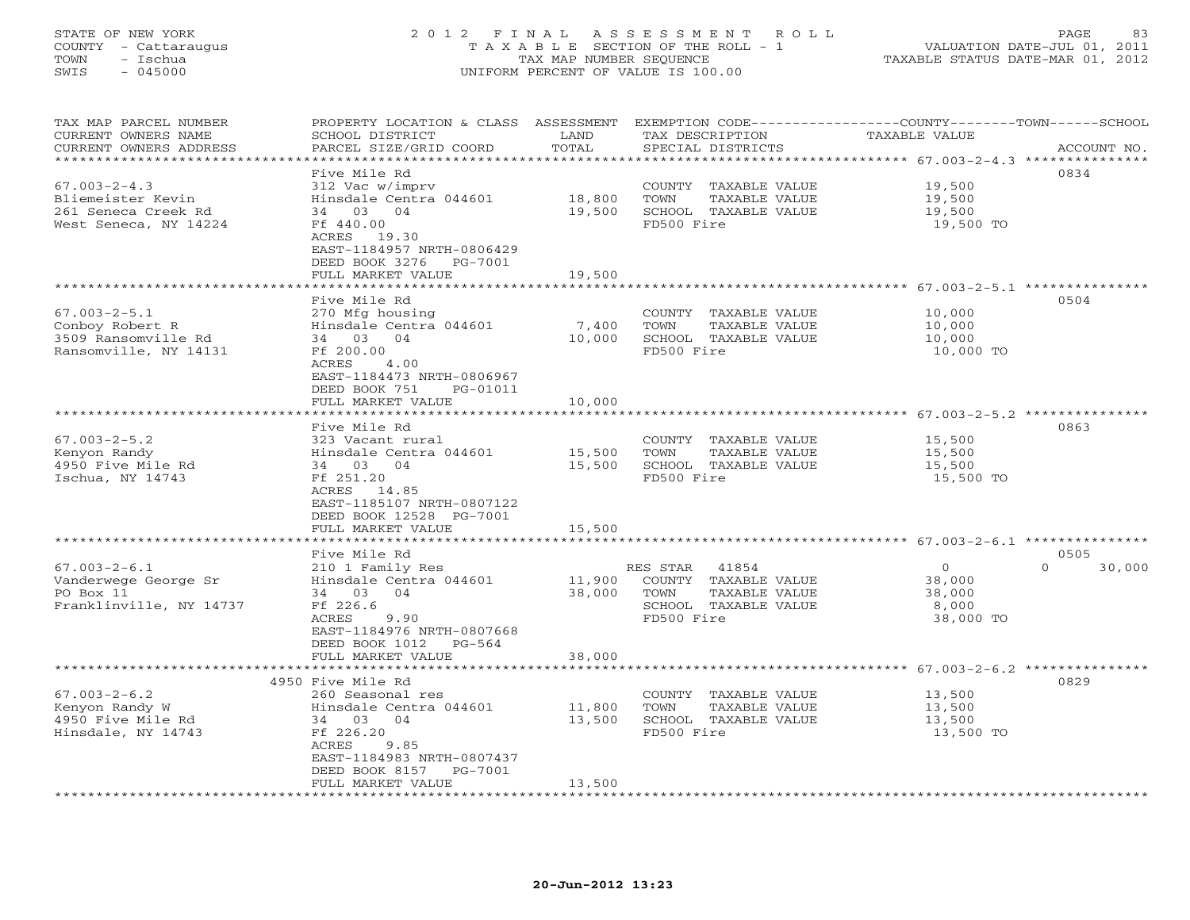STATE OF NEW YORK
COUNTY - Cattaraugus
TOWN - Ischua
SWIS - 045000

# 2012 FINAL ASSESSMENT ROLL

TAXABLE SECTION OF THE ROLL - 1
TAX MAP NUMBER SEQUENCE
UNIFORM PERCENT OF VALUE IS 100.00

VALUATION DATE-JUL 01, 2011
TAXABLE STATUS DATE-MAR 01, 2012

| TAX MAP PARCEL NUMBER / CURRENT OWNERS NAME / CURRENT OWNERS ADDRESS | PROPERTY LOCATION & CLASS / SCHOOL DISTRICT / PARCEL SIZE/GRID COORD | ASSESSMENT LAND | TOTAL | EXEMPTION CODE / TAX DESCRIPTION / SPECIAL DISTRICTS | COUNTY TAXABLE VALUE | TOWN | SCHOOL | ACCOUNT NO. |
|---|---|---|---|---|---|---|---|---|
| **67.003-2-4.3** | Five Mile Rd | | | | | | | 0834 |
| Bliemeister Kevin | 312 Vac w/imprv | | | COUNTY TAXABLE VALUE | 19,500 | | | |
| 261 Seneca Creek Rd | Hinsdale Centra 044601 | 18,800 | | TOWN TAXABLE VALUE | 19,500 | | | |
| West Seneca, NY 14224 | 34 03 04 | | 19,500 | SCHOOL TAXABLE VALUE | 19,500 | | | |
| | Ff 440.00 | | | FD500 Fire | 19,500 TO | | | |
| | ACRES 19.30 | | | | | | | |
| | EAST-1184957 NRTH-0806429 | | | | | | | |
| | DEED BOOK 3276 PG-7001 | | | | | | | |
| | FULL MARKET VALUE | | 19,500 | | | | | |
| **67.003-2-5.1** | Five Mile Rd | | | | | | | 0504 |
| Conboy Robert R | 270 Mfg housing | | | COUNTY TAXABLE VALUE | 10,000 | | | |
| 3509 Ransomville Rd | Hinsdale Centra 044601 | 7,400 | | TOWN TAXABLE VALUE | 10,000 | | | |
| Ransomville, NY 14131 | 34 03 04 | | 10,000 | SCHOOL TAXABLE VALUE | 10,000 | | | |
| | Ff 200.00 | | | FD500 Fire | 10,000 TO | | | |
| | ACRES 4.00 | | | | | | | |
| | EAST-1184473 NRTH-0806967 | | | | | | | |
| | DEED BOOK 751 PG-01011 | | | | | | | |
| | FULL MARKET VALUE | | 10,000 | | | | | |
| **67.003-2-5.2** | Five Mile Rd | | | | | | | 0863 |
| Kenyon Randy | 323 Vacant rural | | | COUNTY TAXABLE VALUE | 15,500 | | | |
| 4950 Five Mile Rd | Hinsdale Centra 044601 | 15,500 | | TOWN TAXABLE VALUE | 15,500 | | | |
| Ischua, NY 14743 | 34 03 04 | | 15,500 | SCHOOL TAXABLE VALUE | 15,500 | | | |
| | Ff 251.20 | | | FD500 Fire | 15,500 TO | | | |
| | ACRES 14.85 | | | | | | | |
| | EAST-1185107 NRTH-0807122 | | | | | | | |
| | DEED BOOK 12528 PG-7001 | | | | | | | |
| | FULL MARKET VALUE | | 15,500 | | | | | |
| **67.003-2-6.1** | Five Mile Rd | | | | | | | 0505 |
| Vanderwege George Sr | 210 1 Family Res | | | RES STAR 41854 | 0 | | 0 | 30,000 |
| PO Box 11 | Hinsdale Centra 044601 | 11,900 | | COUNTY TAXABLE VALUE | 38,000 | | | |
| Franklinville, NY 14737 | 34 03 04 | | 38,000 | TOWN TAXABLE VALUE | 38,000 | | | |
| | Ff 226.6 | | | SCHOOL TAXABLE VALUE | 8,000 | | | |
| | ACRES 9.90 | | | FD500 Fire | 38,000 TO | | | |
| | EAST-1184976 NRTH-0807668 | | | | | | | |
| | DEED BOOK 1012 PG-564 | | | | | | | |
| | FULL MARKET VALUE | | 38,000 | | | | | |
| **67.003-2-6.2** | 4950 Five Mile Rd | | | | | | | 0829 |
| Kenyon Randy W | 260 Seasonal res | | | COUNTY TAXABLE VALUE | 13,500 | | | |
| 4950 Five Mile Rd | Hinsdale Centra 044601 | 11,800 | | TOWN TAXABLE VALUE | 13,500 | | | |
| Hinsdale, NY 14743 | 34 03 04 | | 13,500 | SCHOOL TAXABLE VALUE | 13,500 | | | |
| | Ff 226.20 | | | FD500 Fire | 13,500 TO | | | |
| | ACRES 9.85 | | | | | | | |
| | EAST-1184983 NRTH-0807437 | | | | | | | |
| | DEED BOOK 8157 PG-7001 | | | | | | | |
| | FULL MARKET VALUE | | 13,500 | | | | | |

20-Jun-2012 13:23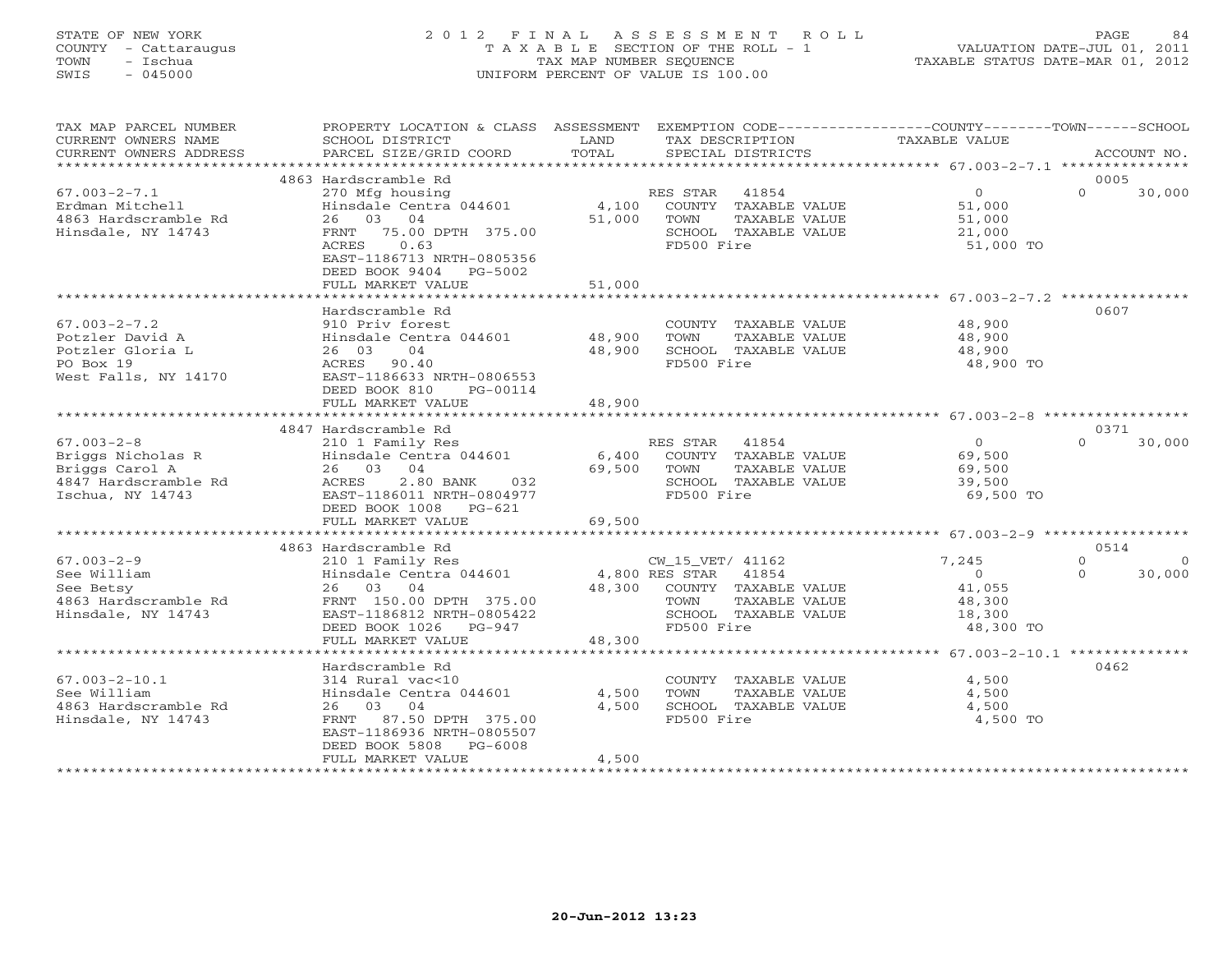STATE OF NEW YORK
COUNTY - Cattaraugus
TOWN - Ischua
SWIS - 045000

# 2012 FINAL ASSESSMENT ROLL

TAXABLE SECTION OF THE ROLL - 1
TAX MAP NUMBER SEQUENCE
UNIFORM PERCENT OF VALUE IS 100.00

VALUATION DATE-JUL 01, 2011
TAXABLE STATUS DATE-MAR 01, 2012

| TAX MAP PARCEL NUMBER / CURRENT OWNERS NAME / CURRENT OWNERS ADDRESS | PROPERTY LOCATION & CLASS / SCHOOL DISTRICT / PARCEL SIZE/GRID COORD | ASSESSMENT LAND / TOTAL | EXEMPTION CODE / TAX DESCRIPTION / SPECIAL DISTRICTS | COUNTY TAXABLE VALUE | TOWN | SCHOOL / ACCOUNT NO. |
|---|---|---|---|---|---|---|
| 67.003-2-7.1 | 4863 Hardscramble Rd | | | | | 0005 |
| 67.003-2-7.1 | 270 Mfg housing | | RES STAR 41854 | 0 | 0 | 30,000 |
| Erdman Mitchell | Hinsdale Centra 044601 | 4,100 | COUNTY TAXABLE VALUE | 51,000 | | |
| 4863 Hardscramble Rd | 26 03 04 | 51,000 | TOWN TAXABLE VALUE | 51,000 | | |
| Hinsdale, NY 14743 | FRNT 75.00 DPTH 375.00 | | SCHOOL TAXABLE VALUE | 21,000 | | |
| | ACRES 0.63 | | FD500 Fire | 51,000 TO | | |
| | EAST-1186713 NRTH-0805356 | | | | | |
| | DEED BOOK 9404 PG-5002 | | | | | |
| | FULL MARKET VALUE | 51,000 | | | | |
| 67.003-2-7.2 | Hardscramble Rd | | | | | 0607 |
| 67.003-2-7.2 | 910 Priv forest | | COUNTY TAXABLE VALUE | 48,900 | | |
| Potzler David A | Hinsdale Centra 044601 | 48,900 | TOWN TAXABLE VALUE | 48,900 | | |
| Potzler Gloria L | 26 03 04 | 48,900 | SCHOOL TAXABLE VALUE | 48,900 | | |
| PO Box 19 | ACRES 90.40 | | FD500 Fire | 48,900 TO | | |
| West Falls, NY 14170 | EAST-1186633 NRTH-0806553 | | | | | |
| | DEED BOOK 810 PG-00114 | | | | | |
| | FULL MARKET VALUE | 48,900 | | | | |
| 67.003-2-8 | 4847 Hardscramble Rd | | | | | 0371 |
| 67.003-2-8 | 210 1 Family Res | | RES STAR 41854 | 0 | 0 | 30,000 |
| Briggs Nicholas R | Hinsdale Centra 044601 | 6,400 | COUNTY TAXABLE VALUE | 69,500 | | |
| Briggs Carol A | 26 03 04 | 69,500 | TOWN TAXABLE VALUE | 69,500 | | |
| 4847 Hardscramble Rd | ACRES 2.80 BANK 032 | | SCHOOL TAXABLE VALUE | 39,500 | | |
| Ischua, NY 14743 | EAST-1186011 NRTH-0804977 | | FD500 Fire | 69,500 TO | | |
| | DEED BOOK 1008 PG-621 | | | | | |
| | FULL MARKET VALUE | 69,500 | | | | |
| 67.003-2-9 | 4863 Hardscramble Rd | | | | | 0514 |
| 67.003-2-9 | 210 1 Family Res | | CW_15_VET/ 41162 | 7,245 | 0 | 0 |
| See William | Hinsdale Centra 044601 | 4,800 | RES STAR 41854 | 0 | 0 | 30,000 |
| See Betsy | 26 03 04 | 48,300 | COUNTY TAXABLE VALUE | 41,055 | | |
| 4863 Hardscramble Rd | FRNT 150.00 DPTH 375.00 | | TOWN TAXABLE VALUE | 48,300 | | |
| Hinsdale, NY 14743 | EAST-1186812 NRTH-0805422 | | SCHOOL TAXABLE VALUE | 18,300 | | |
| | DEED BOOK 1026 PG-947 | | FD500 Fire | 48,300 TO | | |
| | FULL MARKET VALUE | 48,300 | | | | |
| 67.003-2-10.1 | Hardscramble Rd | | | | | 0462 |
| 67.003-2-10.1 | 314 Rural vac<10 | | COUNTY TAXABLE VALUE | 4,500 | | |
| See William | Hinsdale Centra 044601 | 4,500 | TOWN TAXABLE VALUE | 4,500 | | |
| 4863 Hardscramble Rd | 26 03 04 | 4,500 | SCHOOL TAXABLE VALUE | 4,500 | | |
| Hinsdale, NY 14743 | FRNT 87.50 DPTH 375.00 | | FD500 Fire | 4,500 TO | | |
| | EAST-1186936 NRTH-0805507 | | | | | |
| | DEED BOOK 5808 PG-6008 | | | | | |
| | FULL MARKET VALUE | 4,500 | | | | |

20-Jun-2012 13:23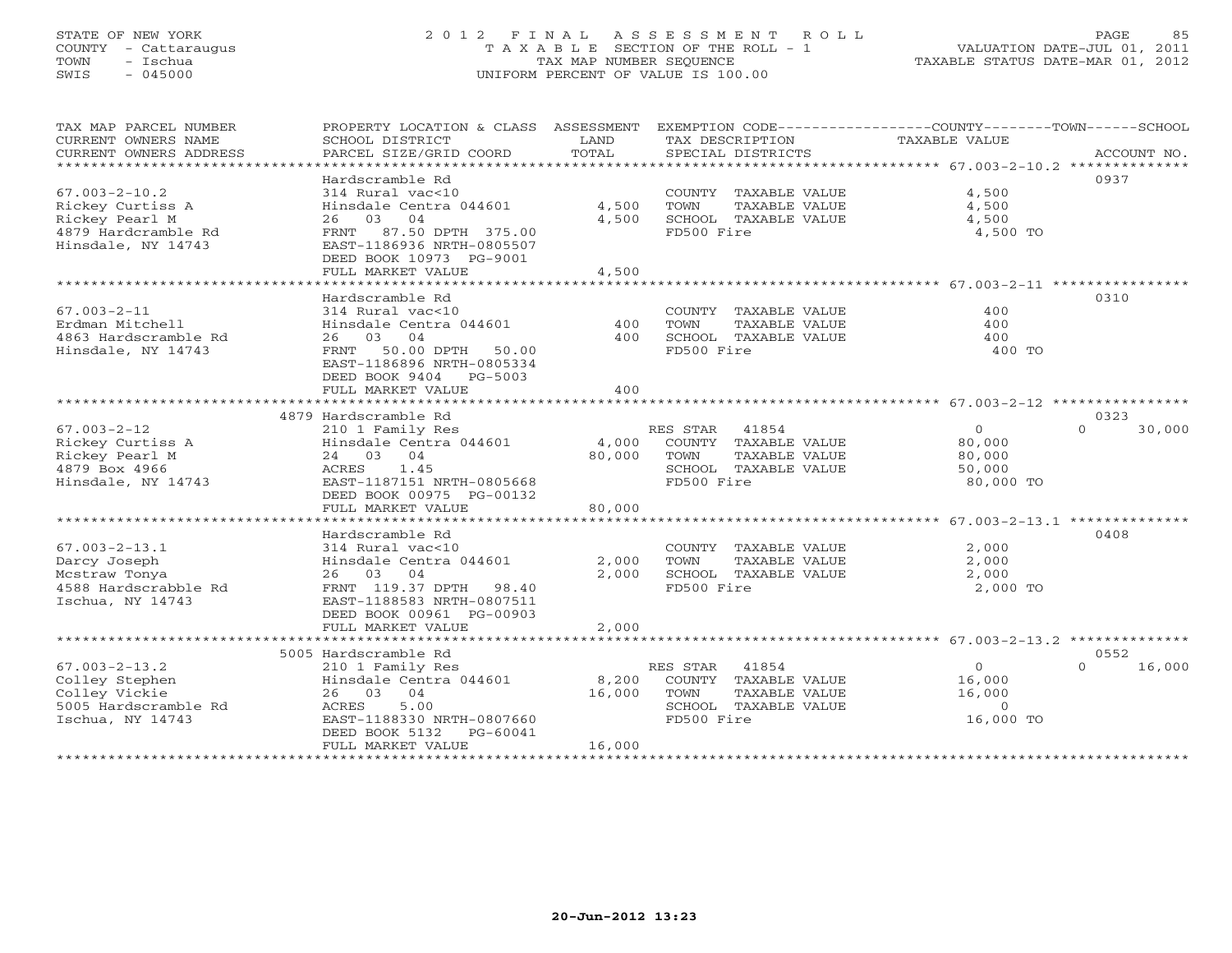STATE OF NEW YORK
COUNTY - Cattaraugus
TOWN - Ischua
SWIS - 045000

# 2012 FINAL ASSESSMENT ROLL

TAXABLE SECTION OF THE ROLL - 1
TAX MAP NUMBER SEQUENCE
UNIFORM PERCENT OF VALUE IS 100.00

VALUATION DATE-JUL 01, 2011
TAXABLE STATUS DATE-MAR 01, 2012

| TAX MAP PARCEL NUMBER / CURRENT OWNERS NAME / CURRENT OWNERS ADDRESS | PROPERTY LOCATION & CLASS / SCHOOL DISTRICT / PARCEL SIZE/GRID COORD | ASSESSMENT LAND / TOTAL | EXEMPTION CODE / TAX DESCRIPTION / SPECIAL DISTRICTS | COUNTY / TOWN / SCHOOL TAXABLE VALUE | ACCOUNT NO. |
|---|---|---|---|---|---|
| **67.003-2-10.2** | Hardscramble Rd | | | | 0937 |
| Rickey Curtiss A | 314 Rural vac<10 | | COUNTY TAXABLE VALUE | 4,500 | |
| Rickey Pearl M | Hinsdale Centra 044601 | 4,500 | TOWN TAXABLE VALUE | 4,500 | |
| 4879 Hardcramble Rd | 26 03 04 | 4,500 | SCHOOL TAXABLE VALUE | 4,500 | |
| Hinsdale, NY 14743 | FRNT 87.50 DPTH 375.00 | | FD500 Fire | 4,500 TO | |
| | EAST-1186936 NRTH-0805507 | | | | |
| | DEED BOOK 10973 PG-9001 | | | | |
| | FULL MARKET VALUE | 4,500 | | | |
| **67.003-2-11** | Hardscramble Rd | | | | 0310 |
| Erdman Mitchell | 314 Rural vac<10 | | COUNTY TAXABLE VALUE | 400 | |
| 4863 Hardscramble Rd | Hinsdale Centra 044601 | 400 | TOWN TAXABLE VALUE | 400 | |
| Hinsdale, NY 14743 | 26 03 04 | 400 | SCHOOL TAXABLE VALUE | 400 | |
| | FRNT 50.00 DPTH 50.00 | | FD500 Fire | 400 TO | |
| | EAST-1186896 NRTH-0805334 | | | | |
| | DEED BOOK 9404 PG-5003 | | | | |
| | FULL MARKET VALUE | 400 | | | |
| **67.003-2-12** | 4879 Hardscramble Rd | | | | 0323 |
| Rickey Curtiss A | 210 1 Family Res | | RES STAR 41854 | 0 / 0 / 30,000 | |
| Rickey Pearl M | Hinsdale Centra 044601 | 4,000 | COUNTY TAXABLE VALUE | 80,000 | |
| 4879 Box 4966 | 24 03 04 | 80,000 | TOWN TAXABLE VALUE | 80,000 | |
| Hinsdale, NY 14743 | ACRES 1.45 | | SCHOOL TAXABLE VALUE | 50,000 | |
| | EAST-1187151 NRTH-0805668 | | FD500 Fire | 80,000 TO | |
| | DEED BOOK 00975 PG-00132 | | | | |
| | FULL MARKET VALUE | 80,000 | | | |
| **67.003-2-13.1** | Hardscramble Rd | | | | 0408 |
| Darcy Joseph | 314 Rural vac<10 | | COUNTY TAXABLE VALUE | 2,000 | |
| Mcstraw Tonya | Hinsdale Centra 044601 | 2,000 | TOWN TAXABLE VALUE | 2,000 | |
| 4588 Hardscrabble Rd | 26 03 04 | 2,000 | SCHOOL TAXABLE VALUE | 2,000 | |
| Ischua, NY 14743 | FRNT 119.37 DPTH 98.40 | | FD500 Fire | 2,000 TO | |
| | EAST-1188583 NRTH-0807511 | | | | |
| | DEED BOOK 00961 PG-00903 | | | | |
| | FULL MARKET VALUE | 2,000 | | | |
| **67.003-2-13.2** | 5005 Hardscramble Rd | | | | 0552 |
| Colley Stephen | 210 1 Family Res | | RES STAR 41854 | 0 / 0 / 16,000 | |
| Colley Vickie | Hinsdale Centra 044601 | 8,200 | COUNTY TAXABLE VALUE | 16,000 | |
| 5005 Hardscramble Rd | 26 03 04 | 16,000 | TOWN TAXABLE VALUE | 16,000 | |
| Ischua, NY 14743 | ACRES 5.00 | | SCHOOL TAXABLE VALUE | 0 | |
| | EAST-1188330 NRTH-0807660 | | FD500 Fire | 16,000 TO | |
| | DEED BOOK 5132 PG-60041 | | | | |
| | FULL MARKET VALUE | 16,000 | | | |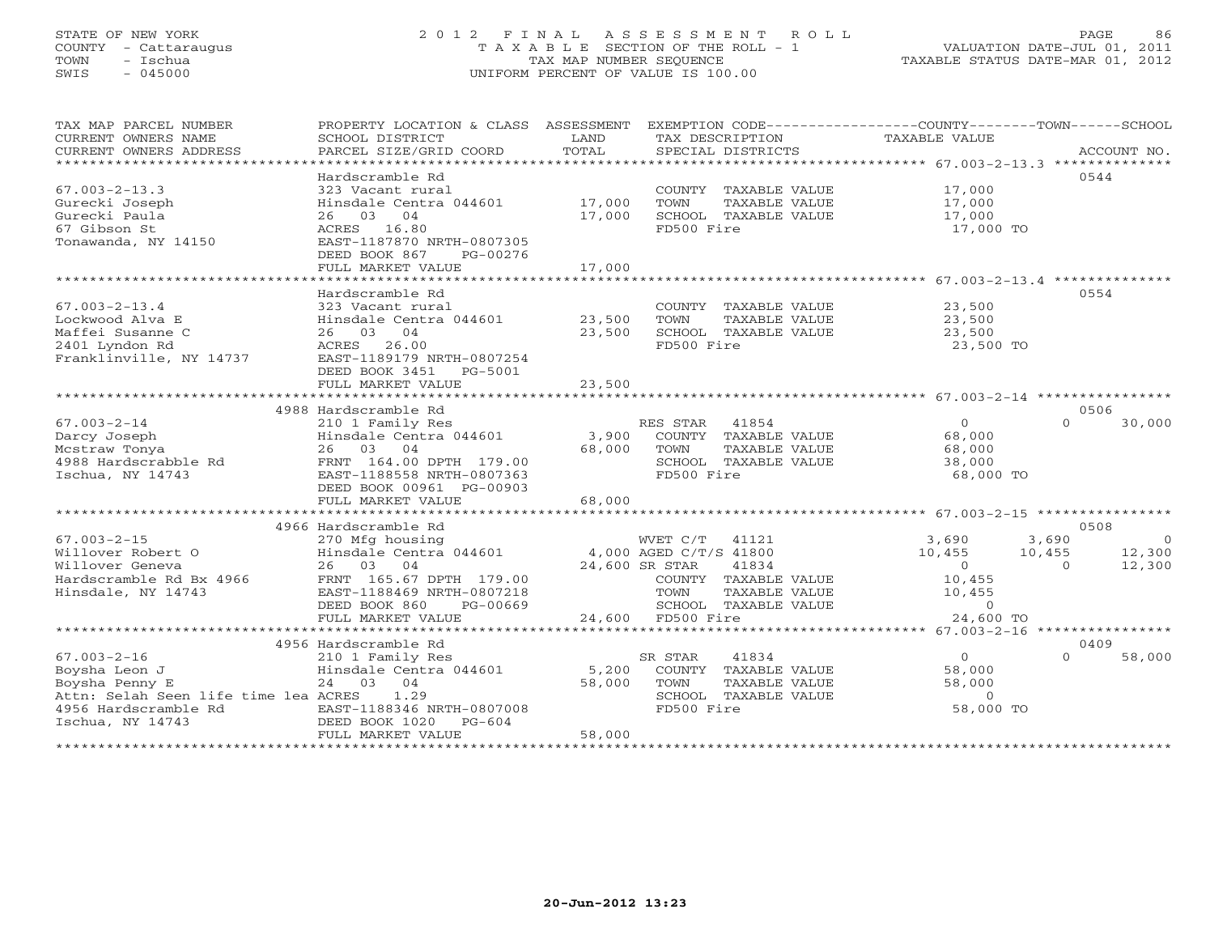STATE OF NEW YORK
COUNTY - Cattaraugus
TOWN - Ischua
SWIS - 045000

# 2012 FINAL ASSESSMENT ROLL

TAXABLE SECTION OF THE ROLL - 1
TAX MAP NUMBER SEQUENCE
UNIFORM PERCENT OF VALUE IS 100.00

VALUATION DATE-JUL 01, 2011
TAXABLE STATUS DATE-MAR 01, 2012

| TAX MAP PARCEL NUMBER / CURRENT OWNERS NAME / CURRENT OWNERS ADDRESS | PROPERTY LOCATION & CLASS / SCHOOL DISTRICT / PARCEL SIZE/GRID COORD | ASSESSMENT LAND | TOTAL | EXEMPTION CODE / TAX DESCRIPTION / SPECIAL DISTRICTS | COUNTY TAXABLE VALUE | TOWN | SCHOOL | ACCOUNT NO. |
|---|---|---|---|---|---|---|---|---|
| 67.003-2-13.3 | Hardscramble Rd | | | | | | | 0544 |
| Gurecki Joseph | 323 Vacant rural | | | COUNTY TAXABLE VALUE | 17,000 | | | |
| Gurecki Paula | Hinsdale Centra 044601 | 17,000 | | TOWN TAXABLE VALUE | 17,000 | | | |
| 67 Gibson St | 26 03 04 | | 17,000 | SCHOOL TAXABLE VALUE | 17,000 | | | |
| Tonawanda, NY 14150 | ACRES 16.80 | | | FD500 Fire | 17,000 TO | | | |
| | EAST-1187870 NRTH-0807305 | | | | | | | |
| | DEED BOOK 867 PG-00276 | | | | | | | |
| | FULL MARKET VALUE | | 17,000 | | | | | |
| 67.003-2-13.4 | Hardscramble Rd | | | | | | | 0554 |
| Lockwood Alva E | 323 Vacant rural | | | COUNTY TAXABLE VALUE | 23,500 | | | |
| Maffei Susanne C | Hinsdale Centra 044601 | 23,500 | | TOWN TAXABLE VALUE | 23,500 | | | |
| 2401 Lyndon Rd | 26 03 04 | | 23,500 | SCHOOL TAXABLE VALUE | 23,500 | | | |
| Franklinville, NY 14737 | ACRES 26.00 | | | FD500 Fire | 23,500 TO | | | |
| | EAST-1189179 NRTH-0807254 | | | | | | | |
| | DEED BOOK 3451 PG-5001 | | | | | | | |
| | FULL MARKET VALUE | | 23,500 | | | | | |
| 67.003-2-14 | 4988 Hardscramble Rd | | | | | | | 0506 |
| Darcy Joseph | 210 1 Family Res | | | RES STAR 41854 | 0 | 0 | 30,000 | |
| Mcstraw Tonya | Hinsdale Centra 044601 | 3,900 | | COUNTY TAXABLE VALUE | 68,000 | | | |
| 4988 Hardscrabble Rd | 26 03 04 | | 68,000 | TOWN TAXABLE VALUE | 68,000 | | | |
| Ischua, NY 14743 | FRNT 164.00 DPTH 179.00 | | | SCHOOL TAXABLE VALUE | 38,000 | | | |
| | EAST-1188558 NRTH-0807363 | | | FD500 Fire | 68,000 TO | | | |
| | DEED BOOK 00961 PG-00903 | | | | | | | |
| | FULL MARKET VALUE | | 68,000 | | | | | |
| 67.003-2-15 | 4966 Hardscramble Rd | | | | | | | 0508 |
| Willover Robert O | 270 Mfg housing | | | WVET C/T 41121 | 3,690 | 3,690 | 0 | |
| Willover Geneva | Hinsdale Centra 044601 | 4,000 | | AGED C/T/S 41800 | 10,455 | 10,455 | 12,300 | |
| Hardscramble Rd Bx 4966 | 26 03 04 | | 24,600 | SR STAR 41834 | 0 | 0 | 12,300 | |
| Hinsdale, NY 14743 | FRNT 165.67 DPTH 179.00 | | | COUNTY TAXABLE VALUE | 10,455 | | | |
| | EAST-1188469 NRTH-0807218 | | | TOWN TAXABLE VALUE | 10,455 | | | |
| | DEED BOOK 860 PG-00669 | | | SCHOOL TAXABLE VALUE | 0 | | | |
| | FULL MARKET VALUE | | 24,600 | FD500 Fire | 24,600 TO | | | |
| 67.003-2-16 | 4956 Hardscramble Rd | | | | | | | 0409 |
| Boysha Leon J | 210 1 Family Res | | | SR STAR 41834 | 0 | 0 | 58,000 | |
| Boysha Penny E | Hinsdale Centra 044601 | 5,200 | | COUNTY TAXABLE VALUE | 58,000 | | | |
| Attn: Selah Seen life time lea | 24 03 04 | | 58,000 | TOWN TAXABLE VALUE | 58,000 | | | |
| 4956 Hardscramble Rd | ACRES 1.29 | | | SCHOOL TAXABLE VALUE | 0 | | | |
| Ischua, NY 14743 | EAST-1188346 NRTH-0807008 | | | FD500 Fire | 58,000 TO | | | |
| | DEED BOOK 1020 PG-604 | | | | | | | |
| | FULL MARKET VALUE | | 58,000 | | | | | |

20-Jun-2012 13:23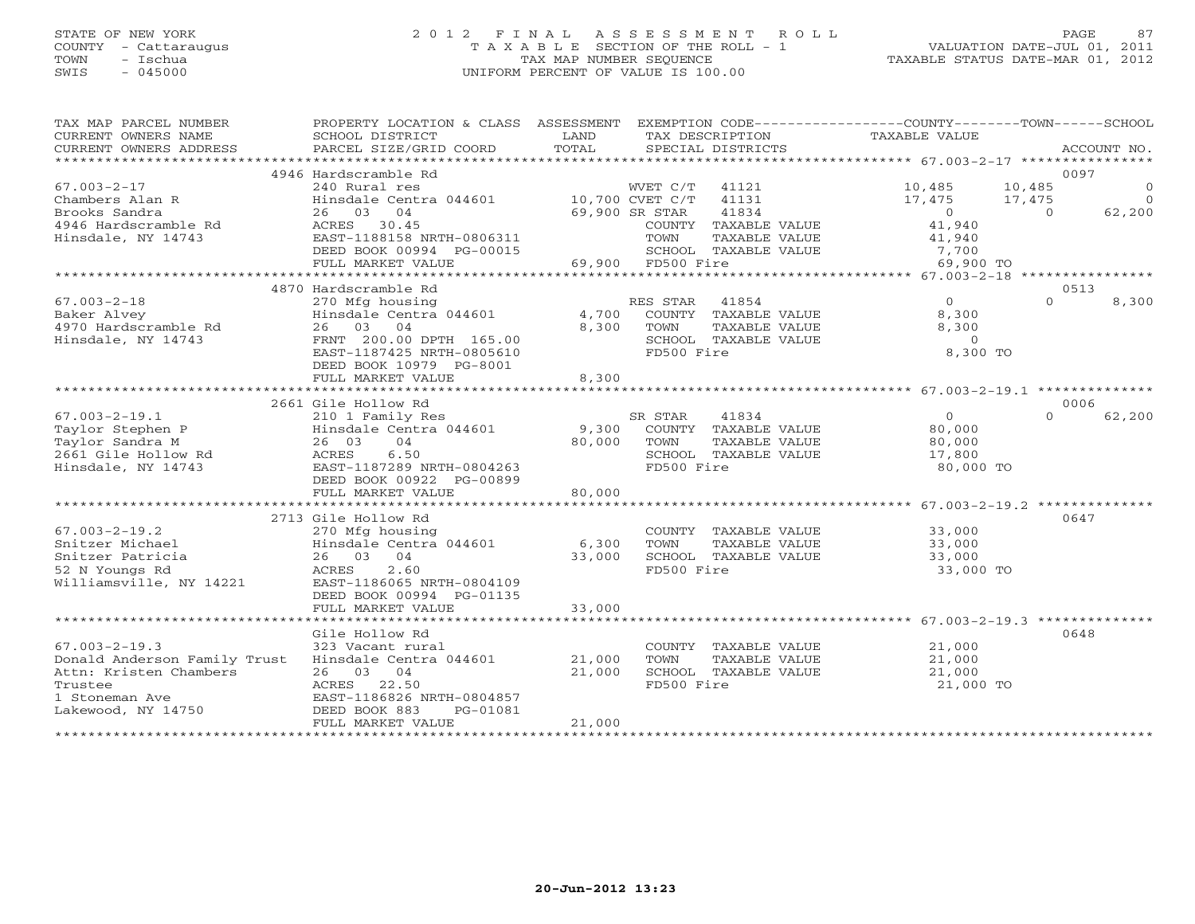STATE OF NEW YORK
COUNTY - Cattaraugus
TOWN - Ischua
SWIS - 045000

# 2012 FINAL ASSESSMENT ROLL

TAXABLE SECTION OF THE ROLL - 1
TAX MAP NUMBER SEQUENCE
UNIFORM PERCENT OF VALUE IS 100.00

VALUATION DATE-JUL 01, 2011
TAXABLE STATUS DATE-MAR 01, 2012

| TAX MAP PARCEL NUMBER / CURRENT OWNERS NAME / CURRENT OWNERS ADDRESS | PROPERTY LOCATION & CLASS / SCHOOL DISTRICT / PARCEL SIZE/GRID COORD | ASSESSMENT LAND / TOTAL | EXEMPTION CODE / TAX DESCRIPTION / SPECIAL DISTRICTS | COUNTY TAXABLE VALUE | TOWN | SCHOOL / ACCOUNT NO. |
|---|---|---|---|---|---|---|
| | 4946 Hardscramble Rd | | | | | 0097 |
| 67.003-2-17 | 240 Rural res | | WVET C/T 41121 | 10,485 | 10,485 | 0 |
| Chambers Alan R | Hinsdale Centra 044601 | 10,700 | CVET C/T 41131 | 17,475 | 17,475 | 0 |
| Brooks Sandra | 26 03 04 | 69,900 | SR STAR 41834 | 0 | 0 | 62,200 |
| 4946 Hardscramble Rd | ACRES 30.45 | | COUNTY TAXABLE VALUE | 41,940 | | |
| Hinsdale, NY 14743 | EAST-1188158 NRTH-0806311 | | TOWN TAXABLE VALUE | 41,940 | | |
| | DEED BOOK 00994 PG-00015 | | SCHOOL TAXABLE VALUE | 7,700 | | |
| | FULL MARKET VALUE | 69,900 | FD500 Fire | 69,900 TO | | |
| | 4870 Hardscramble Rd | | | | | 0513 |
| 67.003-2-18 | 270 Mfg housing | | RES STAR 41854 | 0 | 0 | 8,300 |
| Baker Alvey | Hinsdale Centra 044601 | 4,700 | COUNTY TAXABLE VALUE | 8,300 | | |
| 4970 Hardscramble Rd | 26 03 04 | 8,300 | TOWN TAXABLE VALUE | 8,300 | | |
| Hinsdale, NY 14743 | FRNT 200.00 DPTH 165.00 | | SCHOOL TAXABLE VALUE | 0 | | |
| | EAST-1187425 NRTH-0805610 | | FD500 Fire | 8,300 TO | | |
| | DEED BOOK 10979 PG-8001 | | | | | |
| | FULL MARKET VALUE | 8,300 | | | | |
| | 2661 Gile Hollow Rd | | | | | 0006 |
| 67.003-2-19.1 | 210 1 Family Res | | SR STAR 41834 | 0 | 0 | 62,200 |
| Taylor Stephen P | Hinsdale Centra 044601 | 9,300 | COUNTY TAXABLE VALUE | 80,000 | | |
| Taylor Sandra M | 26 03 04 | 80,000 | TOWN TAXABLE VALUE | 80,000 | | |
| 2661 Gile Hollow Rd | ACRES 6.50 | | SCHOOL TAXABLE VALUE | 17,800 | | |
| Hinsdale, NY 14743 | EAST-1187289 NRTH-0804263 | | FD500 Fire | 80,000 TO | | |
| | DEED BOOK 00922 PG-00899 | | | | | |
| | FULL MARKET VALUE | 80,000 | | | | |
| | 2713 Gile Hollow Rd | | | | | 0647 |
| 67.003-2-19.2 | 270 Mfg housing | | COUNTY TAXABLE VALUE | 33,000 | | |
| Snitzer Michael | Hinsdale Centra 044601 | 6,300 | TOWN TAXABLE VALUE | 33,000 | | |
| Snitzer Patricia | 26 03 04 | 33,000 | SCHOOL TAXABLE VALUE | 33,000 | | |
| 52 N Youngs Rd | ACRES 2.60 | | FD500 Fire | 33,000 TO | | |
| Williamsville, NY 14221 | EAST-1186065 NRTH-0804109 | | | | | |
| | DEED BOOK 00994 PG-01135 | | | | | |
| | FULL MARKET VALUE | 33,000 | | | | |
| | Gile Hollow Rd | | | | | 0648 |
| 67.003-2-19.3 | 323 Vacant rural | | COUNTY TAXABLE VALUE | 21,000 | | |
| Donald Anderson Family Trust | Hinsdale Centra 044601 | 21,000 | TOWN TAXABLE VALUE | 21,000 | | |
| Attn: Kristen Chambers | 26 03 04 | 21,000 | SCHOOL TAXABLE VALUE | 21,000 | | |
| Trustee | ACRES 22.50 | | FD500 Fire | 21,000 TO | | |
| 1 Stoneman Ave | EAST-1186826 NRTH-0804857 | | | | | |
| Lakewood, NY 14750 | DEED BOOK 883 PG-01081 | | | | | |
| | FULL MARKET VALUE | 21,000 | | | | |

20-Jun-2012 13:23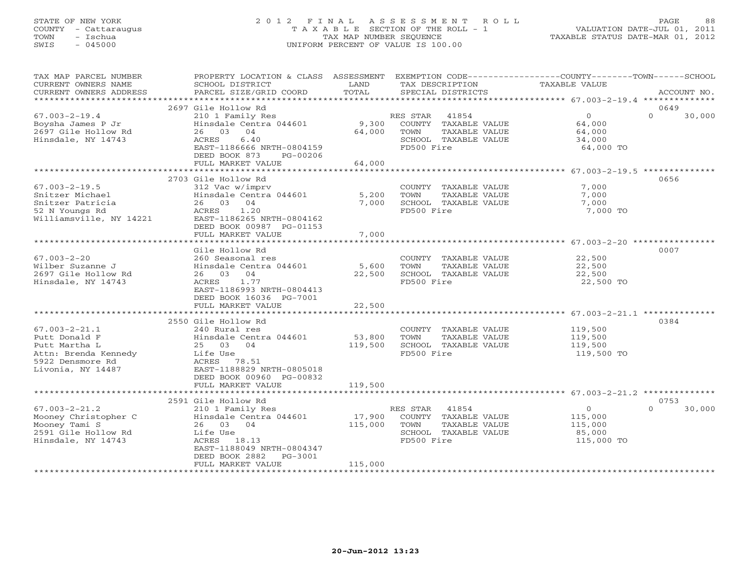STATE OF NEW YORK
COUNTY - Cattaraugus
TOWN - Ischua
SWIS - 045000

2 0 1 2 F I N A L A S S E S S M E N T R O L L
T A X A B L E SECTION OF THE ROLL - 1
TAX MAP NUMBER SEQUENCE
UNIFORM PERCENT OF VALUE IS 100.00

VALUATION DATE-JUL 01, 2011
TAXABLE STATUS DATE-MAR 01, 2012

| TAX MAP PARCEL NUMBER / CURRENT OWNERS NAME / CURRENT OWNERS ADDRESS | PROPERTY LOCATION & CLASS / SCHOOL DISTRICT / PARCEL SIZE/GRID COORD | ASSESSMENT LAND / TOTAL | EXEMPTION CODE / TAX DESCRIPTION / SPECIAL DISTRICTS | COUNTY | TOWN | SCHOOL | ACCOUNT NO. |
|---|---|---|---|---|---|---|---|
| 67.003-2-19.4 | 2697 Gile Hollow Rd | | | | | | 0649 |
| Boysha James P Jr | 210 1 Family Res | | RES STAR 41854 | 0 | | 30,000 | |
| 2697 Gile Hollow Rd | Hinsdale Centra 044601 | 9,300 | COUNTY TAXABLE VALUE | 64,000 | | | |
| Hinsdale, NY 14743 | 26 03 04 | 64,000 | TOWN TAXABLE VALUE | | 64,000 | | |
| | ACRES 6.40 | | SCHOOL TAXABLE VALUE | | | 34,000 | |
| | EAST-1186666 NRTH-0804159 | | FD500 Fire | 64,000 TO | | | |
| | DEED BOOK 873 PG-00206 | | | | | | |
| | FULL MARKET VALUE | 64,000 | | | | | |
| 67.003-2-19.5 | 2703 Gile Hollow Rd | | | | | | 0656 |
| Snitzer Michael | 312 Vac w/imprv | | COUNTY TAXABLE VALUE | 7,000 | | | |
| Snitzer Patricia | Hinsdale Centra 044601 | 5,200 | TOWN TAXABLE VALUE | | 7,000 | | |
| 52 N Youngs Rd | 26 03 04 | 7,000 | SCHOOL TAXABLE VALUE | | | 7,000 | |
| Williamsville, NY 14221 | ACRES 1.20 | | FD500 Fire | 7,000 TO | | | |
| | EAST-1186265 NRTH-0804162 | | | | | | |
| | DEED BOOK 00987 PG-01153 | | | | | | |
| | FULL MARKET VALUE | 7,000 | | | | | |
| 67.003-2-20 | Gile Hollow Rd | | | | | | 0007 |
| Wilber Suzanne J | 260 Seasonal res | | COUNTY TAXABLE VALUE | 22,500 | | | |
| 2697 Gile Hollow Rd | Hinsdale Centra 044601 | 5,600 | TOWN TAXABLE VALUE | | 22,500 | | |
| Hinsdale, NY 14743 | 26 03 04 | 22,500 | SCHOOL TAXABLE VALUE | | | 22,500 | |
| | ACRES 1.77 | | FD500 Fire | 22,500 TO | | | |
| | EAST-1186993 NRTH-0804413 | | | | | | |
| | DEED BOOK 16036 PG-7001 | | | | | | |
| | FULL MARKET VALUE | 22,500 | | | | | |
| 67.003-2-21.1 | 2550 Gile Hollow Rd | | | | | | 0384 |
| Putt Donald F | 240 Rural res | | COUNTY TAXABLE VALUE | 119,500 | | | |
| Putt Martha L | Hinsdale Centra 044601 | 53,800 | TOWN TAXABLE VALUE | | 119,500 | | |
| Attn: Brenda Kennedy | 25 03 04 | 119,500 | SCHOOL TAXABLE VALUE | | | 119,500 | |
| 5922 Densmore Rd | Life Use | | FD500 Fire | 119,500 TO | | | |
| Livonia, NY 14487 | ACRES 78.51 | | | | | | |
| | EAST-1188829 NRTH-0805018 | | | | | | |
| | DEED BOOK 00960 PG-00832 | | | | | | |
| | FULL MARKET VALUE | 119,500 | | | | | |
| 67.003-2-21.2 | 2591 Gile Hollow Rd | | | | | | 0753 |
| Mooney Christopher C | 210 1 Family Res | | RES STAR 41854 | 0 | | 30,000 | |
| Mooney Tami S | Hinsdale Centra 044601 | 17,900 | COUNTY TAXABLE VALUE | 115,000 | | | |
| 2591 Gile Hollow Rd | 26 03 04 | 115,000 | TOWN TAXABLE VALUE | | 115,000 | | |
| Hinsdale, NY 14743 | Life Use | | SCHOOL TAXABLE VALUE | | | 85,000 | |
| | ACRES 18.13 | | FD500 Fire | 115,000 TO | | | |
| | EAST-1188049 NRTH-0804347 | | | | | | |
| | DEED BOOK 2882 PG-3001 | | | | | | |
| | FULL MARKET VALUE | 115,000 | | | | | |

20-Jun-2012 13:23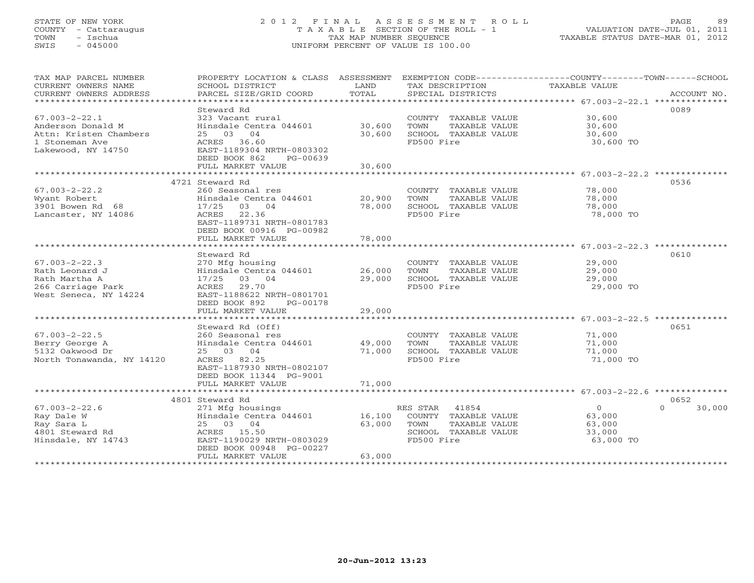STATE OF NEW YORK
COUNTY - Cattaraugus
TOWN - Ischua
SWIS - 045000

# 2012 FINAL ASSESSMENT ROLL
TAXABLE SECTION OF THE ROLL - 1
TAX MAP NUMBER SEQUENCE
UNIFORM PERCENT OF VALUE IS 100.00

VALUATION DATE-JUL 01, 2011
TAXABLE STATUS DATE-MAR 01, 2012

| TAX MAP PARCEL NUMBER / CURRENT OWNERS NAME / CURRENT OWNERS ADDRESS | PROPERTY LOCATION & CLASS / SCHOOL DISTRICT / PARCEL SIZE/GRID COORD | ASSESSMENT LAND | TOTAL | EXEMPTION CODE / TAX DESCRIPTION / SPECIAL DISTRICTS | COUNTY / TOWN / SCHOOL TAXABLE VALUE | ACCOUNT NO. |
|---|---|---|---|---|---|---|
| 67.003-2-22.1 | Steward Rd | | | | | 0089 |
| 67.003-2-22.1 | 323 Vacant rural | | | COUNTY TAXABLE VALUE | 30,600 | |
| Anderson Donald M | Hinsdale Centra 044601 | 30,600 | | TOWN TAXABLE VALUE | 30,600 | |
| Attn: Kristen Chambers | 25 03 04 | | 30,600 | SCHOOL TAXABLE VALUE | 30,600 | |
| 1 Stoneman Ave | ACRES 36.60 | | | FD500 Fire | 30,600 TO | |
| Lakewood, NY 14750 | EAST-1189304 NRTH-0803302 | | | | | |
| | DEED BOOK 862 PG-00639 | | | | | |
| | FULL MARKET VALUE | | 30,600 | | | |
| 67.003-2-22.2 | 4721 Steward Rd | | | | | 0536 |
| 67.003-2-22.2 | 260 Seasonal res | | | COUNTY TAXABLE VALUE | 78,000 | |
| Wyant Robert | Hinsdale Centra 044601 | 20,900 | | TOWN TAXABLE VALUE | 78,000 | |
| 3901 Bowen Rd 68 | 17/25 03 04 | | 78,000 | SCHOOL TAXABLE VALUE | 78,000 | |
| Lancaster, NY 14086 | ACRES 22.36 | | | FD500 Fire | 78,000 TO | |
| | EAST-1189731 NRTH-0801783 | | | | | |
| | DEED BOOK 00916 PG-00982 | | | | | |
| | FULL MARKET VALUE | | 78,000 | | | |
| 67.003-2-22.3 | Steward Rd | | | | | 0610 |
| 67.003-2-22.3 | 270 Mfg housing | | | COUNTY TAXABLE VALUE | 29,000 | |
| Rath Leonard J | Hinsdale Centra 044601 | 26,000 | | TOWN TAXABLE VALUE | 29,000 | |
| Rath Martha A | 17/25 03 04 | | 29,000 | SCHOOL TAXABLE VALUE | 29,000 | |
| 266 Carriage Park | ACRES 29.70 | | | FD500 Fire | 29,000 TO | |
| West Seneca, NY 14224 | EAST-1188622 NRTH-0801701 | | | | | |
| | DEED BOOK 892 PG-00178 | | | | | |
| | FULL MARKET VALUE | | 29,000 | | | |
| 67.003-2-22.5 | Steward Rd (Off) | | | | | 0651 |
| 67.003-2-22.5 | 260 Seasonal res | | | COUNTY TAXABLE VALUE | 71,000 | |
| Berry George A | Hinsdale Centra 044601 | 49,000 | | TOWN TAXABLE VALUE | 71,000 | |
| 5132 Oakwood Dr | 25 03 04 | | 71,000 | SCHOOL TAXABLE VALUE | 71,000 | |
| North Tonawanda, NY 14120 | ACRES 82.25 | | | FD500 Fire | 71,000 TO | |
| | EAST-1187930 NRTH-0802107 | | | | | |
| | DEED BOOK 11344 PG-9001 | | | | | |
| | FULL MARKET VALUE | | 71,000 | | | |
| 67.003-2-22.6 | 4801 Steward Rd | | | | | 0652 |
| 67.003-2-22.6 | 271 Mfg housings | | | RES STAR 41854 | 0 / 0 / 30,000 | |
| Ray Dale W | Hinsdale Centra 044601 | 16,100 | | COUNTY TAXABLE VALUE | 63,000 | |
| Ray Sara L | 25 03 04 | | 63,000 | TOWN TAXABLE VALUE | 63,000 | |
| 4801 Steward Rd | ACRES 15.50 | | | SCHOOL TAXABLE VALUE | 33,000 | |
| Hinsdale, NY 14743 | EAST-1190029 NRTH-0803029 | | | FD500 Fire | 63,000 TO | |
| | DEED BOOK 00948 PG-00227 | | | | | |
| | FULL MARKET VALUE | | 63,000 | | | |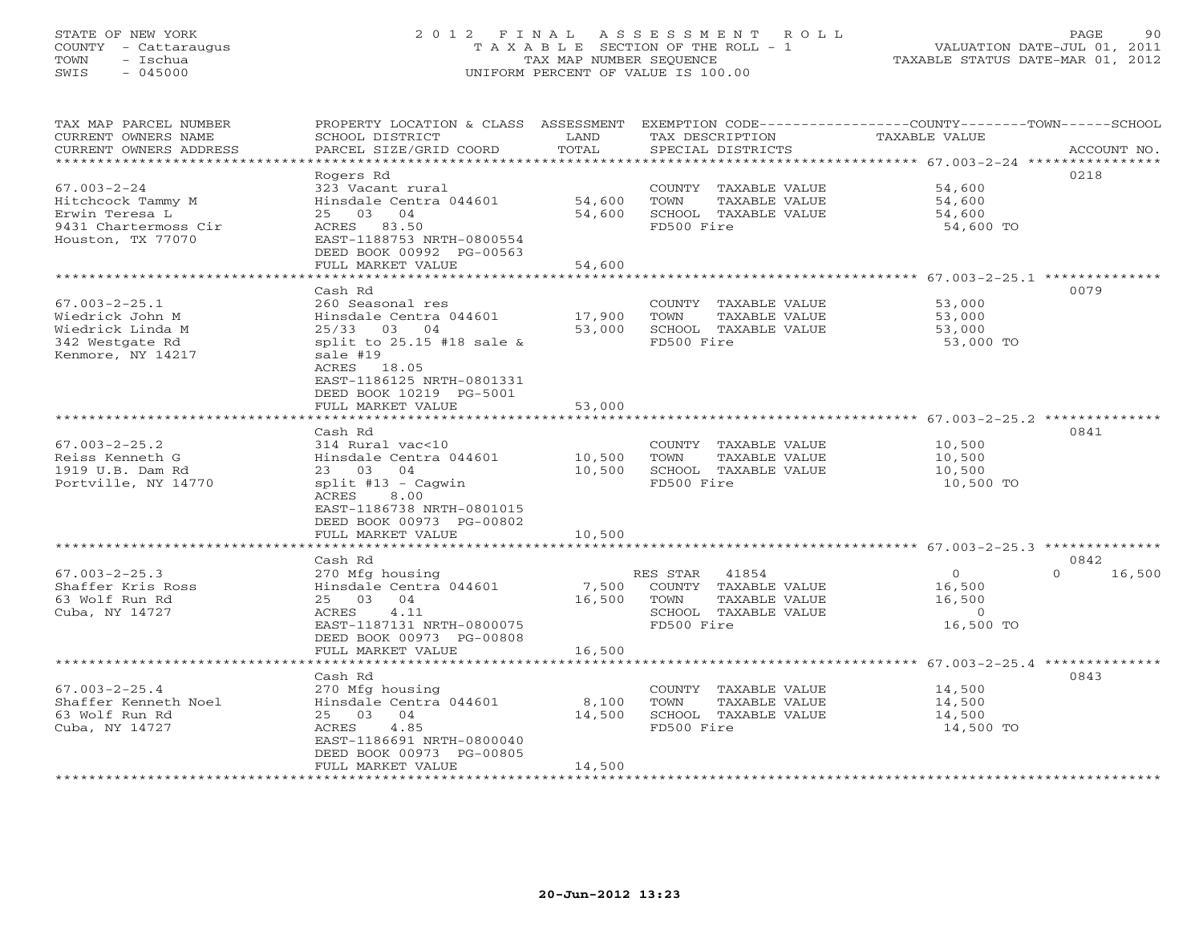STATE OF NEW YORK
COUNTY - Cattaraugus
TOWN - Ischua
SWIS - 045000

2012 FINAL ASSESSMENT ROLL
TAXABLE SECTION OF THE ROLL - 1
TAX MAP NUMBER SEQUENCE
UNIFORM PERCENT OF VALUE IS 100.00

VALUATION DATE-JUL 01, 2011
TAXABLE STATUS DATE-MAR 01, 2012

| TAX MAP PARCEL NUMBER / CURRENT OWNERS NAME / CURRENT OWNERS ADDRESS | PROPERTY LOCATION & CLASS / SCHOOL DISTRICT / PARCEL SIZE/GRID COORD | ASSESSMENT LAND / TOTAL | EXEMPTION CODE / TAX DESCRIPTION / SPECIAL DISTRICTS | COUNTY / TOWN / SCHOOL TAXABLE VALUE | ACCOUNT NO. |
|---|---|---|---|---|---|
| **67.003-2-24** | Rogers Rd | | | | 0218 |
| 67.003-2-24 | 323 Vacant rural | | COUNTY TAXABLE VALUE | 54,600 | |
| Hitchcock Tammy M | Hinsdale Centra 044601 | 54,600 | TOWN TAXABLE VALUE | 54,600 | |
| Erwin Teresa L | 25 03 04 | 54,600 | SCHOOL TAXABLE VALUE | 54,600 | |
| 9431 Chartermoss Cir | ACRES 83.50 | | FD500 Fire | 54,600 TO | |
| Houston, TX 77070 | EAST-1188753 NRTH-0800554 | | | | |
| | DEED BOOK 00992 PG-00563 | | | | |
| | FULL MARKET VALUE | 54,600 | | | |
| **67.003-2-25.1** | Cash Rd | | | | 0079 |
| 67.003-2-25.1 | 260 Seasonal res | | COUNTY TAXABLE VALUE | 53,000 | |
| Wiedrick John M | Hinsdale Centra 044601 | 17,900 | TOWN TAXABLE VALUE | 53,000 | |
| Wiedrick Linda M | 25/33 03 04 | 53,000 | SCHOOL TAXABLE VALUE | 53,000 | |
| 342 Westgate Rd | split to 25.15 #18 sale & | | FD500 Fire | 53,000 TO | |
| Kenmore, NY 14217 | sale #19 | | | | |
| | ACRES 18.05 | | | | |
| | EAST-1186125 NRTH-0801331 | | | | |
| | DEED BOOK 10219 PG-5001 | | | | |
| | FULL MARKET VALUE | 53,000 | | | |
| **67.003-2-25.2** | Cash Rd | | | | 0841 |
| 67.003-2-25.2 | 314 Rural vac<10 | | COUNTY TAXABLE VALUE | 10,500 | |
| Reiss Kenneth G | Hinsdale Centra 044601 | 10,500 | TOWN TAXABLE VALUE | 10,500 | |
| 1919 U.B. Dam Rd | 23 03 04 | 10,500 | SCHOOL TAXABLE VALUE | 10,500 | |
| Portville, NY 14770 | split #13 - Cagwin | | FD500 Fire | 10,500 TO | |
| | ACRES 8.00 | | | | |
| | EAST-1186738 NRTH-0801015 | | | | |
| | DEED BOOK 00973 PG-00802 | | | | |
| | FULL MARKET VALUE | 10,500 | | | |
| **67.003-2-25.3** | Cash Rd | | | | 0842 |
| 67.003-2-25.3 | 270 Mfg housing | | RES STAR 41854 | 0 / 0 / 16,500 | |
| Shaffer Kris Ross | Hinsdale Centra 044601 | 7,500 | COUNTY TAXABLE VALUE | 16,500 | |
| 63 Wolf Run Rd | 25 03 04 | 16,500 | TOWN TAXABLE VALUE | 16,500 | |
| Cuba, NY 14727 | ACRES 4.11 | | SCHOOL TAXABLE VALUE | 0 | |
| | EAST-1187131 NRTH-0800075 | | FD500 Fire | 16,500 TO | |
| | DEED BOOK 00973 PG-00808 | | | | |
| | FULL MARKET VALUE | 16,500 | | | |
| **67.003-2-25.4** | Cash Rd | | | | 0843 |
| 67.003-2-25.4 | 270 Mfg housing | | COUNTY TAXABLE VALUE | 14,500 | |
| Shaffer Kenneth Noel | Hinsdale Centra 044601 | 8,100 | TOWN TAXABLE VALUE | 14,500 | |
| 63 Wolf Run Rd | 25 03 04 | 14,500 | SCHOOL TAXABLE VALUE | 14,500 | |
| Cuba, NY 14727 | ACRES 4.85 | | FD500 Fire | 14,500 TO | |
| | EAST-1186691 NRTH-0800040 | | | | |
| | DEED BOOK 00973 PG-00805 | | | | |
| | FULL MARKET VALUE | 14,500 | | | |

20-Jun-2012 13:23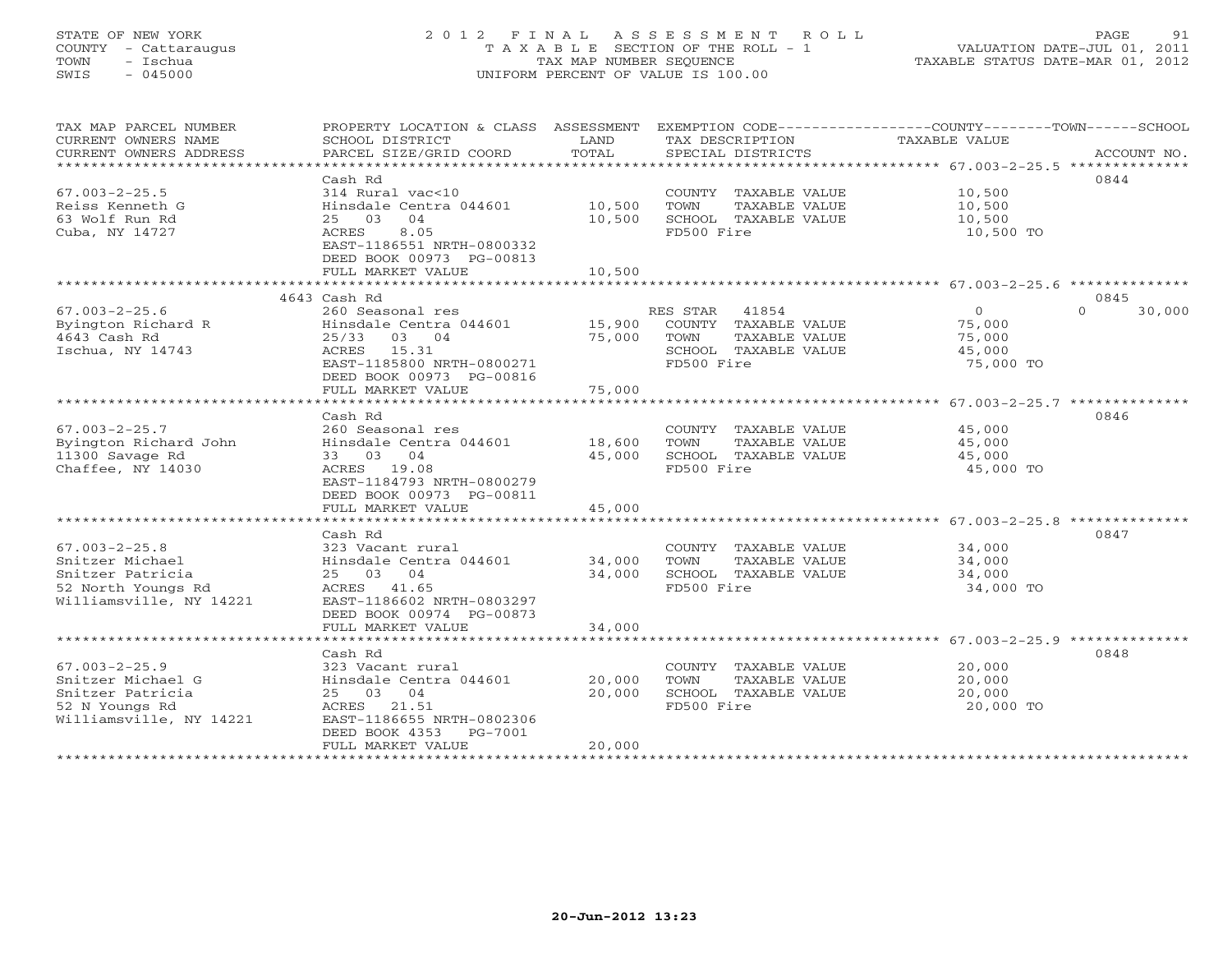STATE OF NEW YORK
COUNTY - Cattaraugus
TOWN - Ischua
SWIS - 045000

# 2012 FINAL ASSESSMENT ROLL
TAXABLE SECTION OF THE ROLL - 1
TAX MAP NUMBER SEQUENCE
UNIFORM PERCENT OF VALUE IS 100.00

VALUATION DATE-JUL 01, 2011
TAXABLE STATUS DATE-MAR 01, 2012

| TAX MAP PARCEL NUMBER / CURRENT OWNERS NAME / CURRENT OWNERS ADDRESS | PROPERTY LOCATION & CLASS / SCHOOL DISTRICT / PARCEL SIZE/GRID COORD | ASSESSMENT LAND | TOTAL | EXEMPTION CODE / TAX DESCRIPTION / SPECIAL DISTRICTS | COUNTY / TOWN TAXABLE VALUE | SCHOOL | ACCOUNT NO. |
|---|---|---|---|---|---|---|---|
| 67.003-2-25.5 | Cash Rd | | | | | | 0844 |
| | 314 Rural vac<10 | | | COUNTY TAXABLE VALUE | 10,500 | | |
| Reiss Kenneth G | Hinsdale Centra 044601 | 10,500 | | TOWN TAXABLE VALUE | 10,500 | | |
| 63 Wolf Run Rd | 25 03 04 | | 10,500 | SCHOOL TAXABLE VALUE | 10,500 | | |
| Cuba, NY 14727 | ACRES 8.05 | | | FD500 Fire | 10,500 TO | | |
| | EAST-1186551 NRTH-0800332 | | | | | | |
| | DEED BOOK 00973 PG-00813 | | | | | | |
| | FULL MARKET VALUE | | 10,500 | | | | |
| 67.003-2-25.6 | 4643 Cash Rd | | | | | | 0845 |
| | 260 Seasonal res | | | RES STAR 41854 | 0 | 0 | 30,000 |
| Byington Richard R | Hinsdale Centra 044601 | 15,900 | | COUNTY TAXABLE VALUE | 75,000 | | |
| 4643 Cash Rd | 25/33 03 04 | | 75,000 | TOWN TAXABLE VALUE | 75,000 | | |
| Ischua, NY 14743 | ACRES 15.31 | | | SCHOOL TAXABLE VALUE | 45,000 | | |
| | EAST-1185800 NRTH-0800271 | | | FD500 Fire | 75,000 TO | | |
| | DEED BOOK 00973 PG-00816 | | | | | | |
| | FULL MARKET VALUE | | 75,000 | | | | |
| 67.003-2-25.7 | Cash Rd | | | | | | 0846 |
| | 260 Seasonal res | | | COUNTY TAXABLE VALUE | 45,000 | | |
| Byington Richard John | Hinsdale Centra 044601 | 18,600 | | TOWN TAXABLE VALUE | 45,000 | | |
| 11300 Savage Rd | 33 03 04 | | 45,000 | SCHOOL TAXABLE VALUE | 45,000 | | |
| Chaffee, NY 14030 | ACRES 19.08 | | | FD500 Fire | 45,000 TO | | |
| | EAST-1184793 NRTH-0800279 | | | | | | |
| | DEED BOOK 00973 PG-00811 | | | | | | |
| | FULL MARKET VALUE | | 45,000 | | | | |
| 67.003-2-25.8 | Cash Rd | | | | | | 0847 |
| | 323 Vacant rural | | | COUNTY TAXABLE VALUE | 34,000 | | |
| Snitzer Michael | Hinsdale Centra 044601 | 34,000 | | TOWN TAXABLE VALUE | 34,000 | | |
| Snitzer Patricia | 25 03 04 | | 34,000 | SCHOOL TAXABLE VALUE | 34,000 | | |
| 52 North Youngs Rd | ACRES 41.65 | | | FD500 Fire | 34,000 TO | | |
| Williamsville, NY 14221 | EAST-1186602 NRTH-0803297 | | | | | | |
| | DEED BOOK 00974 PG-00873 | | | | | | |
| | FULL MARKET VALUE | | 34,000 | | | | |
| 67.003-2-25.9 | Cash Rd | | | | | | 0848 |
| | 323 Vacant rural | | | COUNTY TAXABLE VALUE | 20,000 | | |
| Snitzer Michael G | Hinsdale Centra 044601 | 20,000 | | TOWN TAXABLE VALUE | 20,000 | | |
| Snitzer Patricia | 25 03 04 | | 20,000 | SCHOOL TAXABLE VALUE | 20,000 | | |
| 52 N Youngs Rd | ACRES 21.51 | | | FD500 Fire | 20,000 TO | | |
| Williamsville, NY 14221 | EAST-1186655 NRTH-0802306 | | | | | | |
| | DEED BOOK 4353 PG-7001 | | | | | | |
| | FULL MARKET VALUE | | 20,000 | | | | |

20-Jun-2012 13:23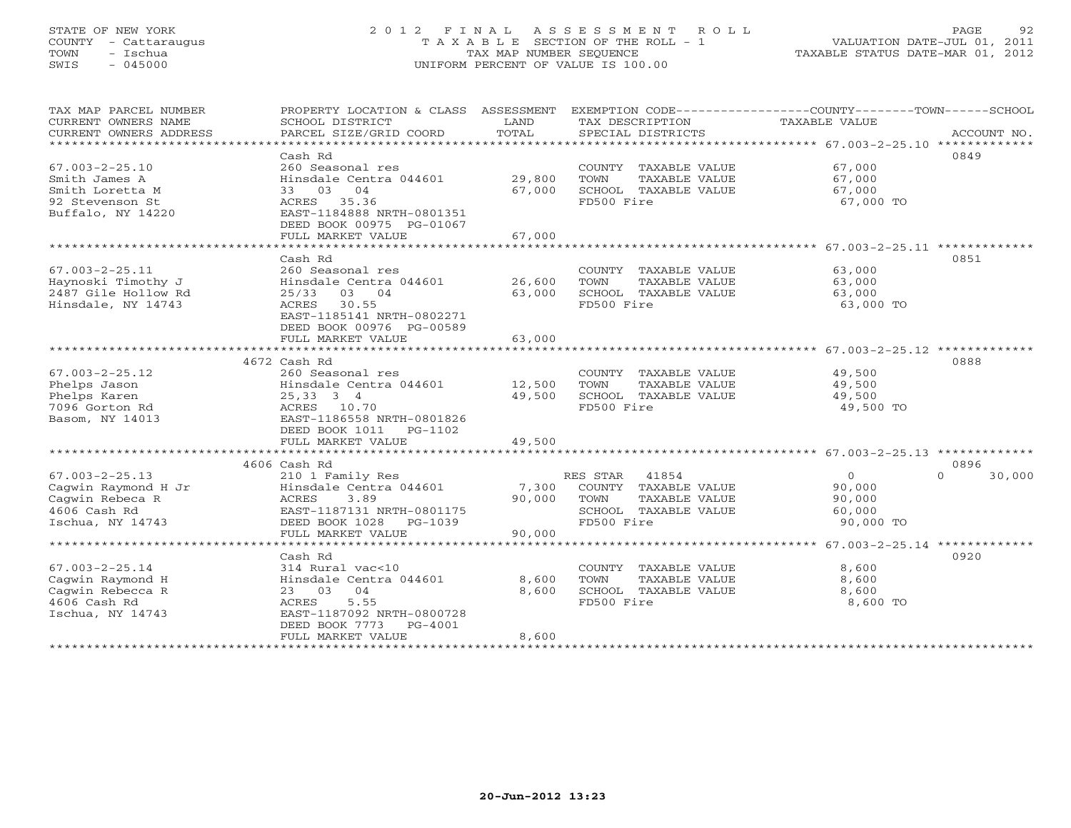STATE OF NEW YORK | 2012 FINAL ASSESSMENT ROLL | PAGE 92
COUNTY - Cattaraugus | TAXABLE SECTION OF THE ROLL - 1 | VALUATION DATE-JUL 01, 2011
TOWN - Ischua | TAX MAP NUMBER SEQUENCE | TAXABLE STATUS DATE-MAR 01, 2012
SWIS - 045000 | UNIFORM PERCENT OF VALUE IS 100.00

| TAX MAP PARCEL NUMBER / CURRENT OWNERS NAME / CURRENT OWNERS ADDRESS | PROPERTY LOCATION & CLASS / SCHOOL DISTRICT / PARCEL SIZE/GRID COORD | ASSESSMENT LAND | TOTAL | EXEMPTION CODE / TAX DESCRIPTION / SPECIAL DISTRICTS | COUNTY / TOWN / SCHOOL TAXABLE VALUE | ACCOUNT NO. |
|---|---|---|---|---|---|---|
| 67.003-2-25.10 | Cash Rd | | | | | 0849 |
| 67.003-2-25.10 | 260 Seasonal res | | | COUNTY TAXABLE VALUE | 67,000 | |
| Smith James A | Hinsdale Centra 044601 | 29,800 | | TOWN TAXABLE VALUE | 67,000 | |
| Smith Loretta M | 33 03 04 | | 67,000 | SCHOOL TAXABLE VALUE | 67,000 | |
| 92 Stevenson St | ACRES 35.36 | | | FD500 Fire | 67,000 TO | |
| Buffalo, NY 14220 | EAST-1184888 NRTH-0801351 | | | | | |
| | DEED BOOK 00975 PG-01067 | | | | | |
| | FULL MARKET VALUE | | 67,000 | | | |
| 67.003-2-25.11 | Cash Rd | | | | | 0851 |
| 67.003-2-25.11 | 260 Seasonal res | | | COUNTY TAXABLE VALUE | 63,000 | |
| Haynoski Timothy J | Hinsdale Centra 044601 | 26,600 | | TOWN TAXABLE VALUE | 63,000 | |
| 2487 Gile Hollow Rd | 25/33 03 04 | | 63,000 | SCHOOL TAXABLE VALUE | 63,000 | |
| Hinsdale, NY 14743 | ACRES 30.55 | | | FD500 Fire | 63,000 TO | |
| | EAST-1185141 NRTH-0802271 | | | | | |
| | DEED BOOK 00976 PG-00589 | | | | | |
| | FULL MARKET VALUE | | 63,000 | | | |
| 67.003-2-25.12 | 4672 Cash Rd | | | | | 0888 |
| 67.003-2-25.12 | 260 Seasonal res | | | COUNTY TAXABLE VALUE | 49,500 | |
| Phelps Jason | Hinsdale Centra 044601 | 12,500 | | TOWN TAXABLE VALUE | 49,500 | |
| Phelps Karen | 25,33 3 4 | | 49,500 | SCHOOL TAXABLE VALUE | 49,500 | |
| 7096 Gorton Rd | ACRES 10.70 | | | FD500 Fire | 49,500 TO | |
| Basom, NY 14013 | EAST-1186558 NRTH-0801826 | | | | | |
| | DEED BOOK 1011 PG-1102 | | | | | |
| | FULL MARKET VALUE | | 49,500 | | | |
| 67.003-2-25.13 | 4606 Cash Rd | | | | | 0896 |
| 67.003-2-25.13 | 210 1 Family Res | | | RES STAR 41854 | 0 / 0 / 30,000 | |
| Cagwin Raymond H Jr | Hinsdale Centra 044601 | 7,300 | | COUNTY TAXABLE VALUE | 90,000 | |
| Cagwin Rebeca R | ACRES 3.89 | | 90,000 | TOWN TAXABLE VALUE | 90,000 | |
| 4606 Cash Rd | EAST-1187131 NRTH-0801175 | | | SCHOOL TAXABLE VALUE | 60,000 | |
| Ischua, NY 14743 | DEED BOOK 1028 PG-1039 | | | FD500 Fire | 90,000 TO | |
| | FULL MARKET VALUE | | 90,000 | | | |
| 67.003-2-25.14 | Cash Rd | | | | | 0920 |
| 67.003-2-25.14 | 314 Rural vac<10 | | | COUNTY TAXABLE VALUE | 8,600 | |
| Cagwin Raymond H | Hinsdale Centra 044601 | 8,600 | | TOWN TAXABLE VALUE | 8,600 | |
| Cagwin Rebecca R | 23 03 04 | | 8,600 | SCHOOL TAXABLE VALUE | 8,600 | |
| 4606 Cash Rd | ACRES 5.55 | | | FD500 Fire | 8,600 TO | |
| Ischua, NY 14743 | EAST-1187092 NRTH-0800728 | | | | | |
| | DEED BOOK 7773 PG-4001 | | | | | |
| | FULL MARKET VALUE | | 8,600 | | | |

20-Jun-2012 13:23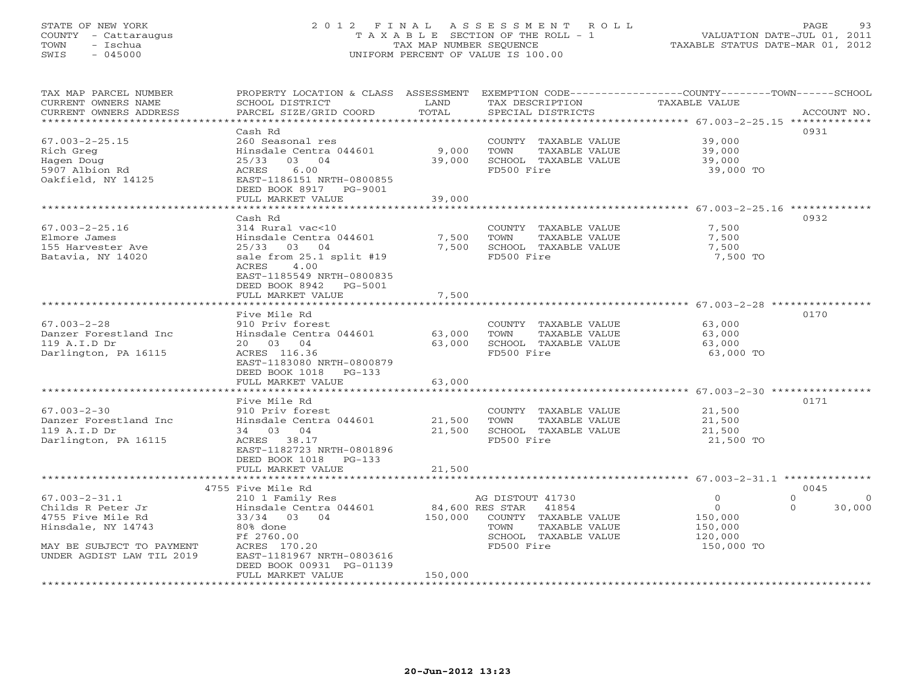STATE OF NEW YORK
COUNTY - Cattaraugus
TOWN - Ischua
SWIS - 045000

2 0 1 2 F I N A L A S S E S S M E N T R O L L
T A X A B L E SECTION OF THE ROLL - 1
TAX MAP NUMBER SEQUENCE
UNIFORM PERCENT OF VALUE IS 100.00

VALUATION DATE-JUL 01, 2011
TAXABLE STATUS DATE-MAR 01, 2012

| TAX MAP PARCEL NUMBER / CURRENT OWNERS NAME / CURRENT OWNERS ADDRESS | PROPERTY LOCATION & CLASS / SCHOOL DISTRICT / PARCEL SIZE/GRID COORD | ASSESSMENT LAND | TOTAL | EXEMPTION CODE / TAX DESCRIPTION / SPECIAL DISTRICTS | COUNTY TAXABLE VALUE | TOWN | SCHOOL | ACCOUNT NO. |
|---|---|---|---|---|---|---|---|---|
| **67.003-2-25.15** | Cash Rd | | | | | | | 0931 |
| Rich Greg | 260 Seasonal res | | | COUNTY TAXABLE VALUE | 39,000 | | | |
| Hagen Doug | Hinsdale Centra 044601 | 9,000 | | TOWN TAXABLE VALUE | 39,000 | | | |
| 5907 Albion Rd | 25/33 03 04 | | 39,000 | SCHOOL TAXABLE VALUE | 39,000 | | | |
| Oakfield, NY 14125 | ACRES 6.00 | | | FD500 Fire | 39,000 TO | | | |
| | EAST-1186151 NRTH-0800855 | | | | | | | |
| | DEED BOOK 8917 PG-9001 | | | | | | | |
| | FULL MARKET VALUE | | 39,000 | | | | | |
| **67.003-2-25.16** | Cash Rd | | | | | | | 0932 |
| Elmore James | 314 Rural vac<10 | | | COUNTY TAXABLE VALUE | 7,500 | | | |
| 155 Harvester Ave | Hinsdale Centra 044601 | 7,500 | | TOWN TAXABLE VALUE | 7,500 | | | |
| Batavia, NY 14020 | 25/33 03 04 | | 7,500 | SCHOOL TAXABLE VALUE | 7,500 | | | |
| | sale from 25.1 split #19 | | | FD500 Fire | 7,500 TO | | | |
| | ACRES 4.00 | | | | | | | |
| | EAST-1185549 NRTH-0800835 | | | | | | | |
| | DEED BOOK 8942 PG-5001 | | | | | | | |
| | FULL MARKET VALUE | | 7,500 | | | | | |
| **67.003-2-28** | Five Mile Rd | | | | | | | 0170 |
| Danzer Forestland Inc | 910 Priv forest | | | COUNTY TAXABLE VALUE | 63,000 | | | |
| 119 A.I.D Dr | Hinsdale Centra 044601 | 63,000 | | TOWN TAXABLE VALUE | 63,000 | | | |
| Darlington, PA 16115 | 20 03 04 | | 63,000 | SCHOOL TAXABLE VALUE | 63,000 | | | |
| | ACRES 116.36 | | | FD500 Fire | 63,000 TO | | | |
| | EAST-1183080 NRTH-0800879 | | | | | | | |
| | DEED BOOK 1018 PG-133 | | | | | | | |
| | FULL MARKET VALUE | | 63,000 | | | | | |
| **67.003-2-30** | Five Mile Rd | | | | | | | 0171 |
| Danzer Forestland Inc | 910 Priv forest | | | COUNTY TAXABLE VALUE | 21,500 | | | |
| 119 A.I.D Dr | Hinsdale Centra 044601 | 21,500 | | TOWN TAXABLE VALUE | 21,500 | | | |
| Darlington, PA 16115 | 34 03 04 | | 21,500 | SCHOOL TAXABLE VALUE | 21,500 | | | |
| | ACRES 38.17 | | | FD500 Fire | 21,500 TO | | | |
| | EAST-1182723 NRTH-0801896 | | | | | | | |
| | DEED BOOK 1018 PG-133 | | | | | | | |
| | FULL MARKET VALUE | | 21,500 | | | | | |
| **67.003-2-31.1** | 4755 Five Mile Rd | | | | | | | 0045 |
| Childs R Peter Jr | 210 1 Family Res | | | AG DISTOUT 41730 | 0 | 0 | 0 | |
| 4755 Five Mile Rd | Hinsdale Centra 044601 | 84,600 | | RES STAR 41854 | 0 | 0 | 30,000 | |
| Hinsdale, NY 14743 | 33/34 03 04 | | 150,000 | COUNTY TAXABLE VALUE | 150,000 | | | |
| | 80% done | | | TOWN TAXABLE VALUE | 150,000 | | | |
| | Ff 2760.00 | | | SCHOOL TAXABLE VALUE | 120,000 | | | |
| MAY BE SUBJECT TO PAYMENT | ACRES 170.20 | | | FD500 Fire | 150,000 TO | | | |
| UNDER AGDIST LAW TIL 2019 | EAST-1181967 NRTH-0803616 | | | | | | | |
| | DEED BOOK 00931 PG-01139 | | | | | | | |
| | FULL MARKET VALUE | | 150,000 | | | | | |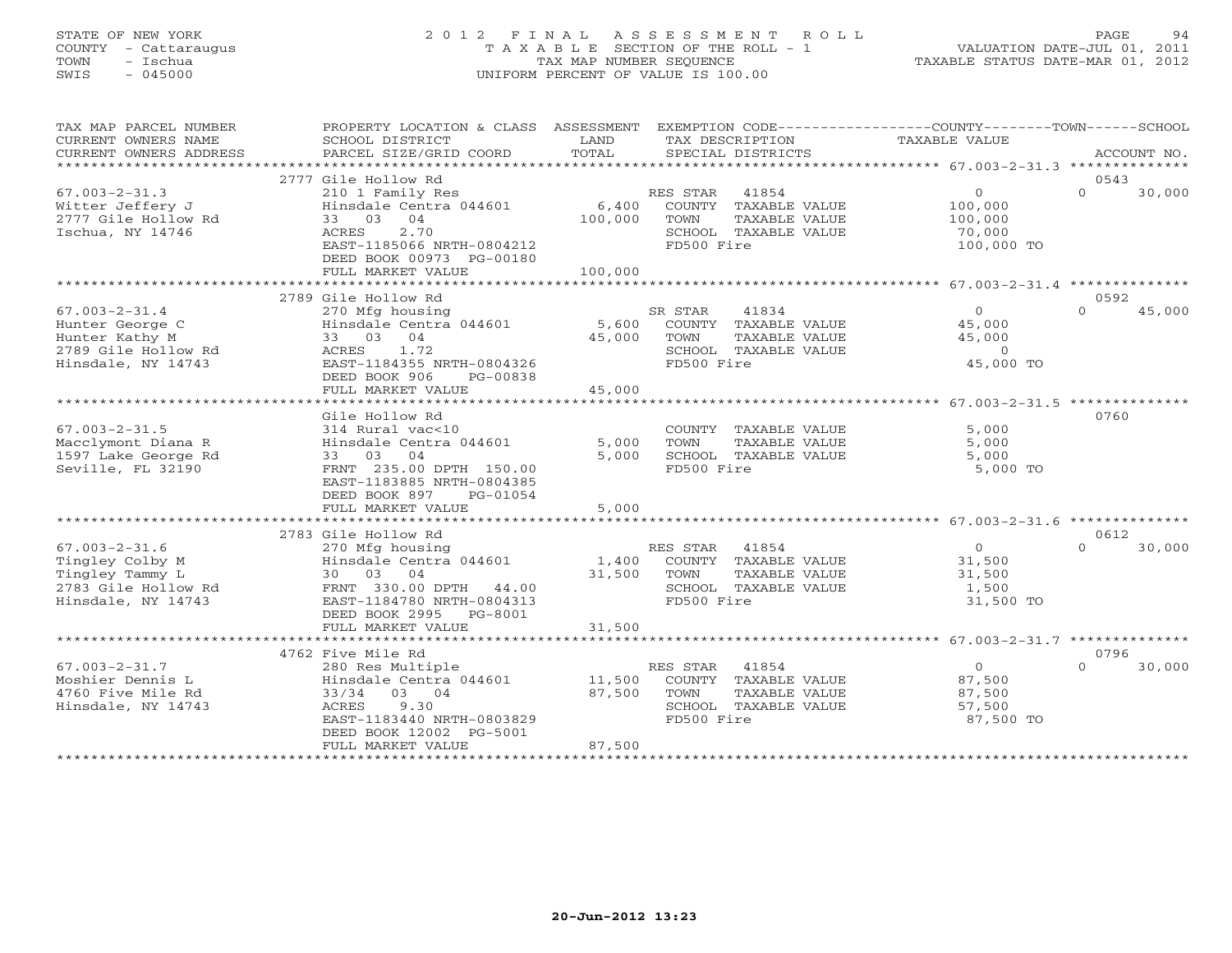STATE OF NEW YORK
COUNTY - Cattaraugus
TOWN - Ischua
SWIS - 045000

# 2012 FINAL ASSESSMENT ROLL
TAXABLE SECTION OF THE ROLL - 1
TAX MAP NUMBER SEQUENCE
UNIFORM PERCENT OF VALUE IS 100.00

VALUATION DATE-JUL 01, 2011
TAXABLE STATUS DATE-MAR 01, 2012

| TAX MAP PARCEL NUMBER / CURRENT OWNERS NAME / CURRENT OWNERS ADDRESS | PROPERTY LOCATION & CLASS / SCHOOL DISTRICT / PARCEL SIZE/GRID COORD | ASSESSMENT LAND | TOTAL | EXEMPTION CODE / TAX DESCRIPTION / SPECIAL DISTRICTS | COUNTY TAXABLE VALUE | TOWN | SCHOOL / ACCOUNT NO. |
|---|---|---|---|---|---|---|---|
| | 2777 Gile Hollow Rd | | | | | | 0543 |
| 67.003-2-31.3 | 210 1 Family Res | | | RES STAR 41854 | 0 | 0 | 30,000 |
| Witter Jeffery J | Hinsdale Centra 044601 | 6,400 | | COUNTY TAXABLE VALUE | 100,000 | | |
| 2777 Gile Hollow Rd | 33 03 04 | | 100,000 | TOWN TAXABLE VALUE | 100,000 | | |
| Ischua, NY 14746 | ACRES 2.70 | | | SCHOOL TAXABLE VALUE | 70,000 | | |
| | EAST-1185066 NRTH-0804212 | | | FD500 Fire | 100,000 TO | | |
| | DEED BOOK 00973 PG-00180 | | | | | | |
| | FULL MARKET VALUE | | 100,000 | | | | |
| | 2789 Gile Hollow Rd | | | | | | 0592 |
| 67.003-2-31.4 | 270 Mfg housing | | | SR STAR 41834 | 0 | 0 | 45,000 |
| Hunter George C | Hinsdale Centra 044601 | 5,600 | | COUNTY TAXABLE VALUE | 45,000 | | |
| Hunter Kathy M | 33 03 04 | | 45,000 | TOWN TAXABLE VALUE | 45,000 | | |
| 2789 Gile Hollow Rd | ACRES 1.72 | | | SCHOOL TAXABLE VALUE | 0 | | |
| Hinsdale, NY 14743 | EAST-1184355 NRTH-0804326 | | | FD500 Fire | 45,000 TO | | |
| | DEED BOOK 906 PG-00838 | | | | | | |
| | FULL MARKET VALUE | | 45,000 | | | | |
| | Gile Hollow Rd | | | | | | 0760 |
| 67.003-2-31.5 | 314 Rural vac<10 | | | COUNTY TAXABLE VALUE | 5,000 | | |
| Macclymont Diana R | Hinsdale Centra 044601 | 5,000 | | TOWN TAXABLE VALUE | 5,000 | | |
| 1597 Lake George Rd | 33 03 04 | | 5,000 | SCHOOL TAXABLE VALUE | 5,000 | | |
| Seville, FL 32190 | FRNT 235.00 DPTH 150.00 | | | FD500 Fire | 5,000 TO | | |
| | EAST-1183885 NRTH-0804385 | | | | | | |
| | DEED BOOK 897 PG-01054 | | | | | | |
| | FULL MARKET VALUE | | 5,000 | | | | |
| | 2783 Gile Hollow Rd | | | | | | 0612 |
| 67.003-2-31.6 | 270 Mfg housing | | | RES STAR 41854 | 0 | 0 | 30,000 |
| Tingley Colby M | Hinsdale Centra 044601 | 1,400 | | COUNTY TAXABLE VALUE | 31,500 | | |
| Tingley Tammy L | 30 03 04 | | 31,500 | TOWN TAXABLE VALUE | 31,500 | | |
| 2783 Gile Hollow Rd | FRNT 330.00 DPTH 44.00 | | | SCHOOL TAXABLE VALUE | 1,500 | | |
| Hinsdale, NY 14743 | EAST-1184780 NRTH-0804313 | | | FD500 Fire | 31,500 TO | | |
| | DEED BOOK 2995 PG-8001 | | | | | | |
| | FULL MARKET VALUE | | 31,500 | | | | |
| | 4762 Five Mile Rd | | | | | | 0796 |
| 67.003-2-31.7 | 280 Res Multiple | | | RES STAR 41854 | 0 | 0 | 30,000 |
| Moshier Dennis L | Hinsdale Centra 044601 | 11,500 | | COUNTY TAXABLE VALUE | 87,500 | | |
| 4760 Five Mile Rd | 33/34 03 04 | | 87,500 | TOWN TAXABLE VALUE | 87,500 | | |
| Hinsdale, NY 14743 | ACRES 9.30 | | | SCHOOL TAXABLE VALUE | 57,500 | | |
| | EAST-1183440 NRTH-0803829 | | | FD500 Fire | 87,500 TO | | |
| | DEED BOOK 12002 PG-5001 | | | | | | |
| | FULL MARKET VALUE | | 87,500 | | | | |

20-Jun-2012 13:23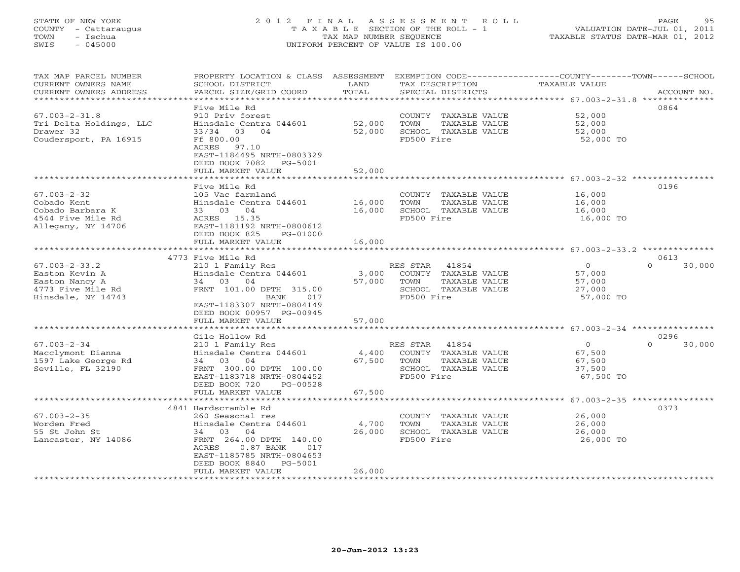STATE OF NEW YORK
COUNTY - Cattaraugus
TOWN - Ischua
SWIS - 045000

2012 FINAL ASSESSMENT ROLL
TAXABLE SECTION OF THE ROLL - 1
TAX MAP NUMBER SEQUENCE
UNIFORM PERCENT OF VALUE IS 100.00

VALUATION DATE-JUL 01, 2011
TAXABLE STATUS DATE-MAR 01, 2012

| TAX MAP PARCEL NUMBER / CURRENT OWNERS NAME / CURRENT OWNERS ADDRESS | PROPERTY LOCATION & CLASS / SCHOOL DISTRICT / PARCEL SIZE/GRID COORD | ASSESSMENT LAND | TOTAL | EXEMPTION CODE / TAX DESCRIPTION / SPECIAL DISTRICTS | COUNTY--------TOWN------SCHOOL TAXABLE VALUE | ACCOUNT NO. |
|---|---|---|---|---|---|---|
| 67.003-2-31.8 | Five Mile Rd | | | | | 0864 |
| Tri Delta Holdings, LLC | 910 Priv forest | | | COUNTY TAXABLE VALUE | 52,000 | |
| Drawer 32 | Hinsdale Centra 044601 | 52,000 | | TOWN TAXABLE VALUE | 52,000 | |
| Coudersport, PA 16915 | 33/34 03 04 | | 52,000 | SCHOOL TAXABLE VALUE | 52,000 | |
| | Ff 800.00 | | | FD500 Fire | 52,000 TO | |
| | ACRES 97.10 | | | | | |
| | EAST-1184495 NRTH-0803329 | | | | | |
| | DEED BOOK 7082 PG-5001 | | | | | |
| | FULL MARKET VALUE | | 52,000 | | | |
| 67.003-2-32 | Five Mile Rd | | | | | 0196 |
| Cobado Kent | 105 Vac farmland | | | COUNTY TAXABLE VALUE | 16,000 | |
| Cobado Barbara K | Hinsdale Centra 044601 | 16,000 | | TOWN TAXABLE VALUE | 16,000 | |
| 4544 Five Mile Rd | 33 03 04 | | 16,000 | SCHOOL TAXABLE VALUE | 16,000 | |
| Allegany, NY 14706 | ACRES 15.35 | | | FD500 Fire | 16,000 TO | |
| | EAST-1181192 NRTH-0800612 | | | | | |
| | DEED BOOK 825 PG-01000 | | | | | |
| | FULL MARKET VALUE | | 16,000 | | | |
| 67.003-2-33.2 | 4773 Five Mile Rd | | | | | 0613 |
| Easton Kevin A | 210 1 Family Res | | | RES STAR 41854 | 0 / 0 / 30,000 | |
| Easton Nancy A | Hinsdale Centra 044601 | 3,000 | | COUNTY TAXABLE VALUE | 57,000 | |
| 4773 Five Mile Rd | 34 03 04 | | 57,000 | TOWN TAXABLE VALUE | 57,000 | |
| Hinsdale, NY 14743 | FRNT 101.00 DPTH 315.00 | | | SCHOOL TAXABLE VALUE | 27,000 | |
| | BANK 017 | | | FD500 Fire | 57,000 TO | |
| | EAST-1183307 NRTH-0804149 | | | | | |
| | DEED BOOK 00957 PG-00945 | | | | | |
| | FULL MARKET VALUE | | 57,000 | | | |
| 67.003-2-34 | Gile Hollow Rd | | | | | 0296 |
| Macclymont Dianna | 210 1 Family Res | | | RES STAR 41854 | 0 / 0 / 30,000 | |
| 1597 Lake George Rd | Hinsdale Centra 044601 | 4,400 | | COUNTY TAXABLE VALUE | 67,500 | |
| Seville, FL 32190 | 34 03 04 | | 67,500 | TOWN TAXABLE VALUE | 67,500 | |
| | FRNT 300.00 DPTH 100.00 | | | SCHOOL TAXABLE VALUE | 37,500 | |
| | EAST-1183718 NRTH-0804452 | | | FD500 Fire | 67,500 TO | |
| | DEED BOOK 720 PG-00528 | | | | | |
| | FULL MARKET VALUE | | 67,500 | | | |
| 67.003-2-35 | 4841 Hardscramble Rd | | | | | 0373 |
| Worden Fred | 260 Seasonal res | | | COUNTY TAXABLE VALUE | 26,000 | |
| 55 St John St | Hinsdale Centra 044601 | 4,700 | | TOWN TAXABLE VALUE | 26,000 | |
| Lancaster, NY 14086 | 34 03 04 | | 26,000 | SCHOOL TAXABLE VALUE | 26,000 | |
| | FRNT 264.00 DPTH 140.00 | | | FD500 Fire | 26,000 TO | |
| | ACRES 0.87 BANK 017 | | | | | |
| | EAST-1185785 NRTH-0804653 | | | | | |
| | DEED BOOK 8840 PG-5001 | | | | | |
| | FULL MARKET VALUE | | 26,000 | | | |

20-Jun-2012 13:23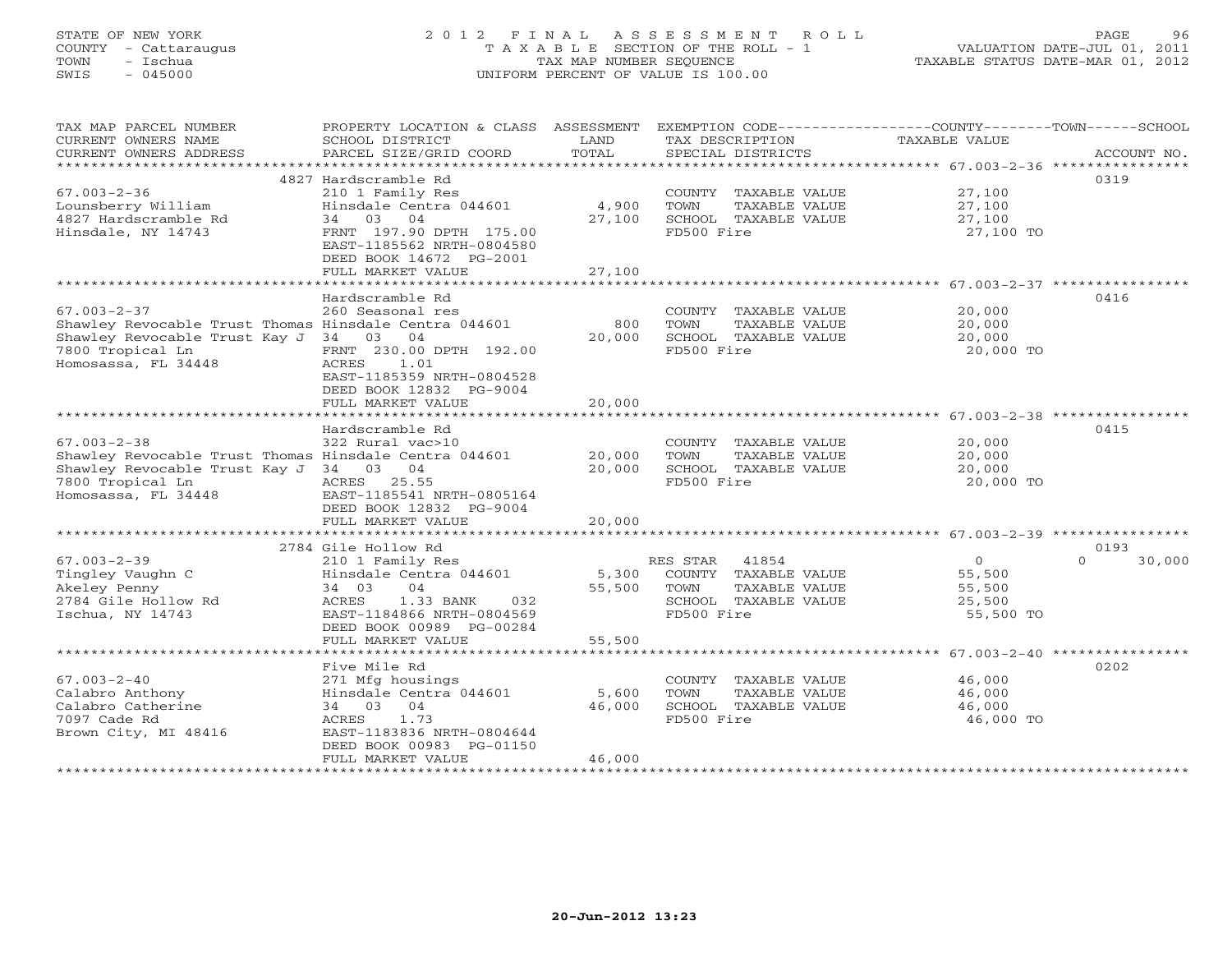STATE OF NEW YORK
COUNTY - Cattaraugus
TOWN - Ischua
SWIS - 045000

# 2012 FINAL ASSESSMENT ROLL

TAXABLE SECTION OF THE ROLL - 1
TAX MAP NUMBER SEQUENCE
UNIFORM PERCENT OF VALUE IS 100.00

VALUATION DATE-JUL 01, 2011
TAXABLE STATUS DATE-MAR 01, 2012

| TAX MAP PARCEL NUMBER / CURRENT OWNERS NAME / CURRENT OWNERS ADDRESS | PROPERTY LOCATION & CLASS / SCHOOL DISTRICT / PARCEL SIZE/GRID COORD | ASSESSMENT LAND / TOTAL | EXEMPTION CODE / TAX DESCRIPTION / SPECIAL DISTRICTS | COUNTY / TOWN / SCHOOL TAXABLE VALUE | ACCOUNT NO. |
|---|---|---|---|---|---|
| 67.003-2-36 | 4827 Hardscramble Rd | | | | 0319 |
| | 210 1 Family Res | | COUNTY TAXABLE VALUE | 27,100 | |
| Lounsberry William | Hinsdale Centra 044601 | 4,900 | TOWN TAXABLE VALUE | 27,100 | |
| 4827 Hardscramble Rd | 34 03 04 | 27,100 | SCHOOL TAXABLE VALUE | 27,100 | |
| Hinsdale, NY 14743 | FRNT 197.90 DPTH 175.00 | | FD500 Fire | 27,100 TO | |
| | EAST-1185562 NRTH-0804580 | | | | |
| | DEED BOOK 14672 PG-2001 | | | | |
| | FULL MARKET VALUE | 27,100 | | | |
| 67.003-2-37 | Hardscramble Rd | | | | 0416 |
| | 260 Seasonal res | | COUNTY TAXABLE VALUE | 20,000 | |
| Shawley Revocable Trust Thomas | Hinsdale Centra 044601 | 800 | TOWN TAXABLE VALUE | 20,000 | |
| Shawley Revocable Trust Kay J | 34 03 04 | 20,000 | SCHOOL TAXABLE VALUE | 20,000 | |
| 7800 Tropical Ln | FRNT 230.00 DPTH 192.00 | | FD500 Fire | 20,000 TO | |
| Homosassa, FL 34448 | ACRES 1.01 | | | | |
| | EAST-1185359 NRTH-0804528 | | | | |
| | DEED BOOK 12832 PG-9004 | | | | |
| | FULL MARKET VALUE | 20,000 | | | |
| 67.003-2-38 | Hardscramble Rd | | | | 0415 |
| | 322 Rural vac>10 | | COUNTY TAXABLE VALUE | 20,000 | |
| Shawley Revocable Trust Thomas | Hinsdale Centra 044601 | 20,000 | TOWN TAXABLE VALUE | 20,000 | |
| Shawley Revocable Trust Kay J | 34 03 04 | 20,000 | SCHOOL TAXABLE VALUE | 20,000 | |
| 7800 Tropical Ln | ACRES 25.55 | | FD500 Fire | 20,000 TO | |
| Homosassa, FL 34448 | EAST-1185541 NRTH-0805164 | | | | |
| | DEED BOOK 12832 PG-9004 | | | | |
| | FULL MARKET VALUE | 20,000 | | | |
| 67.003-2-39 | 2784 Gile Hollow Rd | | | | 0193 |
| | 210 1 Family Res | | RES STAR 41854 | 0 / 0 / 30,000 | |
| Tingley Vaughn C | Hinsdale Centra 044601 | 5,300 | COUNTY TAXABLE VALUE | 55,500 | |
| Akeley Penny | 34 03 04 | 55,500 | TOWN TAXABLE VALUE | 55,500 | |
| 2784 Gile Hollow Rd | ACRES 1.33 BANK 032 | | SCHOOL TAXABLE VALUE | 25,500 | |
| Ischua, NY 14743 | EAST-1184866 NRTH-0804569 | | FD500 Fire | 55,500 TO | |
| | DEED BOOK 00989 PG-00284 | | | | |
| | FULL MARKET VALUE | 55,500 | | | |
| 67.003-2-40 | Five Mile Rd | | | | 0202 |
| | 271 Mfg housings | | COUNTY TAXABLE VALUE | 46,000 | |
| Calabro Anthony | Hinsdale Centra 044601 | 5,600 | TOWN TAXABLE VALUE | 46,000 | |
| Calabro Catherine | 34 03 04 | 46,000 | SCHOOL TAXABLE VALUE | 46,000 | |
| 7097 Cade Rd | ACRES 1.73 | | FD500 Fire | 46,000 TO | |
| Brown City, MI 48416 | EAST-1183836 NRTH-0804644 | | | | |
| | DEED BOOK 00983 PG-01150 | | | | |
| | FULL MARKET VALUE | 46,000 | | | |

20-Jun-2012 13:23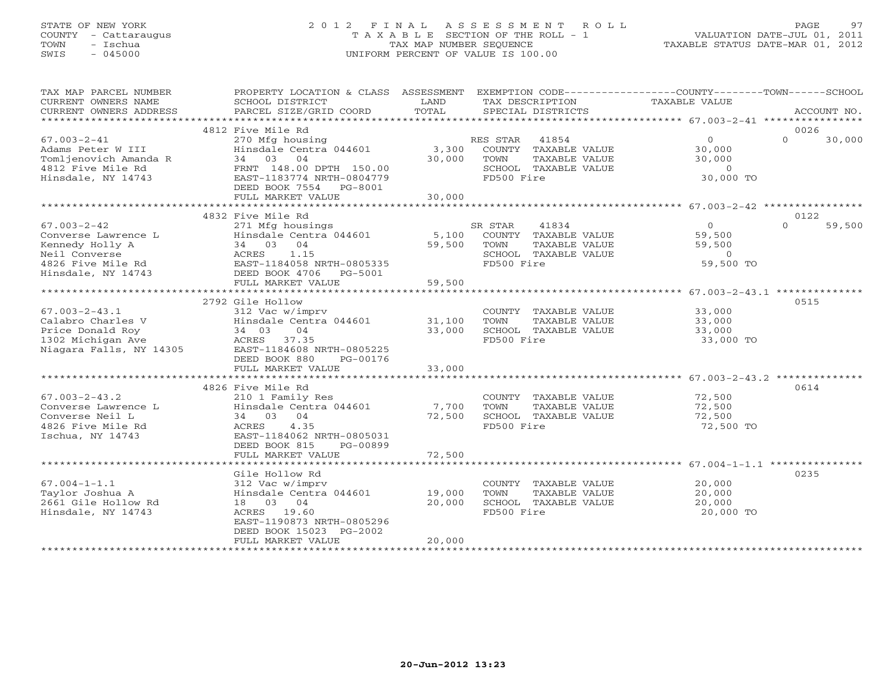STATE OF NEW YORK
COUNTY - Cattaraugus
TOWN - Ischua
SWIS - 045000

# 2012 FINAL ASSESSMENT ROLL

TAXABLE SECTION OF THE ROLL - 1
TAX MAP NUMBER SEQUENCE
UNIFORM PERCENT OF VALUE IS 100.00

VALUATION DATE-JUL 01, 2011
TAXABLE STATUS DATE-MAR 01, 2012

| TAX MAP PARCEL NUMBER / CURRENT OWNERS NAME / CURRENT OWNERS ADDRESS | PROPERTY LOCATION & CLASS / SCHOOL DISTRICT / PARCEL SIZE/GRID COORD | ASSESSMENT LAND | ASSESSMENT TOTAL | EXEMPTION CODE / TAX DESCRIPTION / SPECIAL DISTRICTS | COUNTY TAXABLE VALUE | TOWN | SCHOOL | ACCOUNT NO. |
|---|---|---|---|---|---|---|---|---|
| 67.003-2-41 | 4812 Five Mile Rd | | | | | | | 0026 |
| Adams Peter W III | 270 Mfg housing | | | RES STAR 41854 | 0 | 0 | 30,000 | |
| Tomljenovich Amanda R | Hinsdale Centra 044601 | 3,300 | | COUNTY TAXABLE VALUE | 30,000 | | | |
| 4812 Five Mile Rd | 34 03 04 | | 30,000 | TOWN TAXABLE VALUE | | 30,000 | | |
| Hinsdale, NY 14743 | FRNT 148.00 DPTH 150.00 | | | SCHOOL TAXABLE VALUE | | | 0 | |
| | EAST-1183774 NRTH-0804779 | | | FD500 Fire | 30,000 TO | | | |
| | DEED BOOK 7554 PG-8001 | | | | | | | |
| | FULL MARKET VALUE | | 30,000 | | | | | |
| 67.003-2-42 | 4832 Five Mile Rd | | | | | | | 0122 |
| Converse Lawrence L | 271 Mfg housings | | | SR STAR 41834 | 0 | 0 | 59,500 | |
| Kennedy Holly A | Hinsdale Centra 044601 | 5,100 | | COUNTY TAXABLE VALUE | 59,500 | | | |
| Neil Converse | 34 03 04 | | 59,500 | TOWN TAXABLE VALUE | | 59,500 | | |
| 4826 Five Mile Rd | ACRES 1.15 | | | SCHOOL TAXABLE VALUE | | | 0 | |
| Hinsdale, NY 14743 | EAST-1184058 NRTH-0805335 | | | FD500 Fire | 59,500 TO | | | |
| | DEED BOOK 4706 PG-5001 | | | | | | | |
| | FULL MARKET VALUE | | 59,500 | | | | | |
| 67.003-2-43.1 | 2792 Gile Hollow | | | | | | | 0515 |
| Calabro Charles V | 312 Vac w/imprv | | | COUNTY TAXABLE VALUE | 33,000 | | | |
| Price Donald Roy | Hinsdale Centra 044601 | 31,100 | | TOWN TAXABLE VALUE | | 33,000 | | |
| 1302 Michigan Ave | 34 03 04 | | 33,000 | SCHOOL TAXABLE VALUE | | | 33,000 | |
| Niagara Falls, NY 14305 | ACRES 37.35 | | | FD500 Fire | 33,000 TO | | | |
| | EAST-1184608 NRTH-0805225 | | | | | | | |
| | DEED BOOK 880 PG-00176 | | | | | | | |
| | FULL MARKET VALUE | | 33,000 | | | | | |
| 67.003-2-43.2 | 4826 Five Mile Rd | | | | | | | 0614 |
| Converse Lawrence L | 210 1 Family Res | | | COUNTY TAXABLE VALUE | 72,500 | | | |
| Converse Neil L | Hinsdale Centra 044601 | 7,700 | | TOWN TAXABLE VALUE | | 72,500 | | |
| 4826 Five Mile Rd | 34 03 04 | | 72,500 | SCHOOL TAXABLE VALUE | | | 72,500 | |
| Ischua, NY 14743 | ACRES 4.35 | | | FD500 Fire | 72,500 TO | | | |
| | EAST-1184062 NRTH-0805031 | | | | | | | |
| | DEED BOOK 815 PG-00899 | | | | | | | |
| | FULL MARKET VALUE | | 72,500 | | | | | |
| 67.004-1-1.1 | Gile Hollow Rd | | | | | | | 0235 |
| Taylor Joshua A | 312 Vac w/imprv | | | COUNTY TAXABLE VALUE | 20,000 | | | |
| 2661 Gile Hollow Rd | Hinsdale Centra 044601 | 19,000 | | TOWN TAXABLE VALUE | | 20,000 | | |
| Hinsdale, NY 14743 | 18 03 04 | | 20,000 | SCHOOL TAXABLE VALUE | | | 20,000 | |
| | ACRES 19.60 | | | FD500 Fire | 20,000 TO | | | |
| | EAST-1190873 NRTH-0805296 | | | | | | | |
| | DEED BOOK 15023 PG-2002 | | | | | | | |
| | FULL MARKET VALUE | | 20,000 | | | | | |

20-Jun-2012 13:23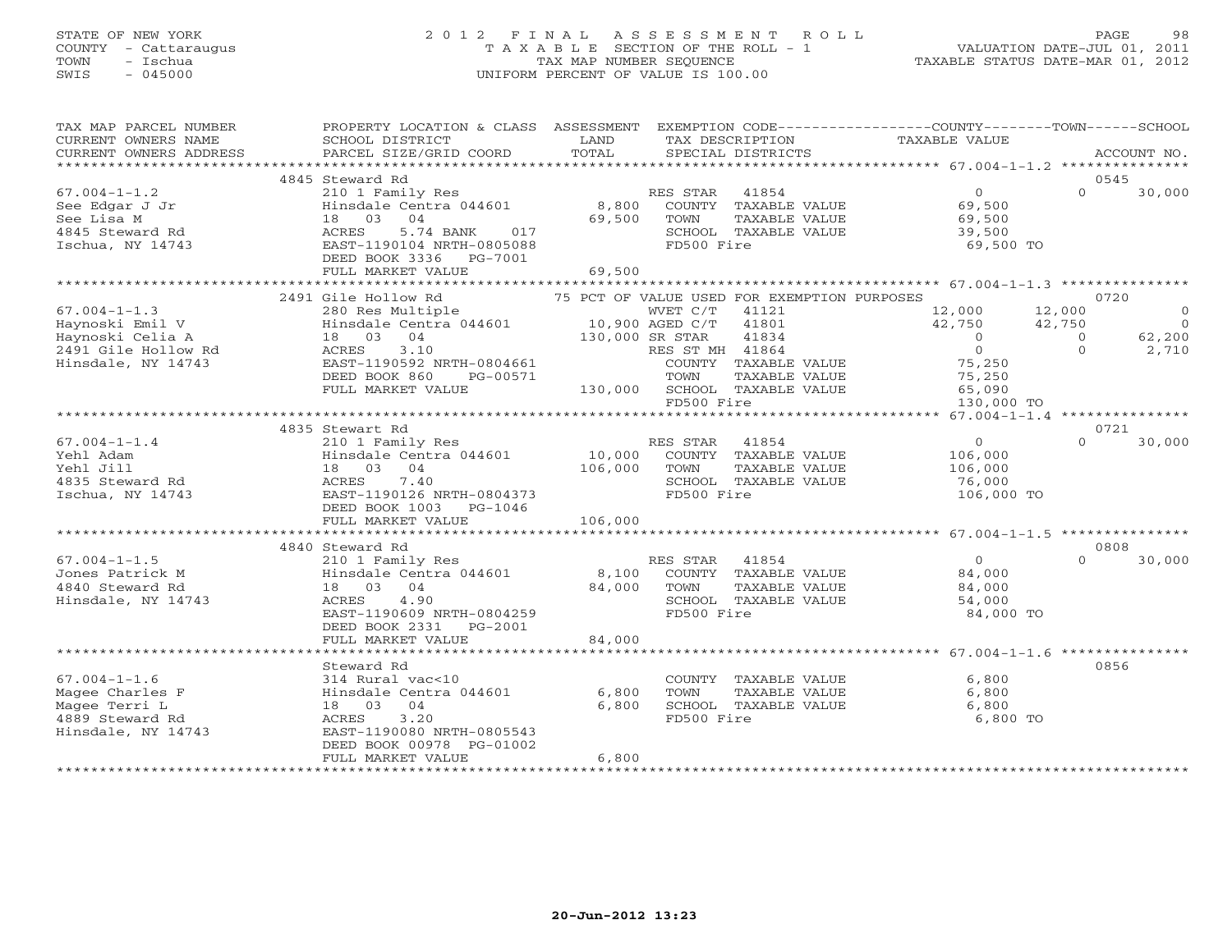STATE OF NEW YORK
COUNTY - Cattaraugus
TOWN - Ischua
SWIS - 045000

# 2012 FINAL ASSESSMENT ROLL
TAXABLE SECTION OF THE ROLL - 1
TAX MAP NUMBER SEQUENCE
UNIFORM PERCENT OF VALUE IS 100.00

VALUATION DATE-JUL 01, 2011
TAXABLE STATUS DATE-MAR 01, 2012

| TAX MAP PARCEL NUMBER / CURRENT OWNERS NAME / CURRENT OWNERS ADDRESS | PROPERTY LOCATION & CLASS / SCHOOL DISTRICT / PARCEL SIZE/GRID COORD | ASSESSMENT LAND / TOTAL | EXEMPTION CODE / TAX DESCRIPTION / SPECIAL DISTRICTS | COUNTY TAXABLE VALUE | TOWN | SCHOOL / ACCOUNT NO. |
|---|---|---|---|---|---|---|
| 67.004-1-1.2 | 4845 Steward Rd | | | | | 0545 |
| See Edgar J Jr | 210 1 Family Res | | RES STAR 41854 | 0 | 0 | 30,000 |
| See Lisa M | Hinsdale Centra 044601 | 8,800 | COUNTY TAXABLE VALUE | 69,500 | | |
| 4845 Steward Rd | 18 03 04 | 69,500 | TOWN TAXABLE VALUE | 69,500 | | |
| Ischua, NY 14743 | ACRES 5.74 BANK 017 | | SCHOOL TAXABLE VALUE | 39,500 | | |
| | EAST-1190104 NRTH-0805088 | | FD500 Fire | 69,500 TO | | |
| | DEED BOOK 3336 PG-7001 | | | | | |
| | FULL MARKET VALUE | 69,500 | | | | |
| 67.004-1-1.3 | 2491 Gile Hollow Rd | | 75 PCT OF VALUE USED FOR EXEMPTION PURPOSES | | | 0720 |
| Haynoski Emil V | 280 Res Multiple | | WVET C/T 41121 | 12,000 | 12,000 | 0 |
| Haynoski Celia A | Hinsdale Centra 044601 | 10,900 | AGED C/T 41801 | 42,750 | 42,750 | 0 |
| 2491 Gile Hollow Rd | 18 03 04 | 130,000 | SR STAR 41834 | 0 | 0 | 62,200 |
| Hinsdale, NY 14743 | ACRES 3.10 | | RES ST MH 41864 | 0 | 0 | 2,710 |
| | EAST-1190592 NRTH-0804661 | | COUNTY TAXABLE VALUE | 75,250 | | |
| | DEED BOOK 860 PG-00571 | | TOWN TAXABLE VALUE | 75,250 | | |
| | FULL MARKET VALUE | 130,000 | SCHOOL TAXABLE VALUE | 65,090 | | |
| | | | FD500 Fire | 130,000 TO | | |
| 67.004-1-1.4 | 4835 Stewart Rd | | | | | 0721 |
| Yehl Adam | 210 1 Family Res | | RES STAR 41854 | 0 | 0 | 30,000 |
| Yehl Jill | Hinsdale Centra 044601 | 10,000 | COUNTY TAXABLE VALUE | 106,000 | | |
| 4835 Steward Rd | 18 03 04 | 106,000 | TOWN TAXABLE VALUE | 106,000 | | |
| Ischua, NY 14743 | ACRES 7.40 | | SCHOOL TAXABLE VALUE | 76,000 | | |
| | EAST-1190126 NRTH-0804373 | | FD500 Fire | 106,000 TO | | |
| | DEED BOOK 1003 PG-1046 | | | | | |
| | FULL MARKET VALUE | 106,000 | | | | |
| 67.004-1-1.5 | 4840 Steward Rd | | | | | 0808 |
| Jones Patrick M | 210 1 Family Res | | RES STAR 41854 | 0 | 0 | 30,000 |
| 4840 Steward Rd | Hinsdale Centra 044601 | 8,100 | COUNTY TAXABLE VALUE | 84,000 | | |
| Hinsdale, NY 14743 | 18 03 04 | 84,000 | TOWN TAXABLE VALUE | 84,000 | | |
| | ACRES 4.90 | | SCHOOL TAXABLE VALUE | 54,000 | | |
| | EAST-1190609 NRTH-0804259 | | FD500 Fire | 84,000 TO | | |
| | DEED BOOK 2331 PG-2001 | | | | | |
| | FULL MARKET VALUE | 84,000 | | | | |
| 67.004-1-1.6 | Steward Rd | | | | | 0856 |
| Magee Charles F | 314 Rural vac<10 | | COUNTY TAXABLE VALUE | 6,800 | | |
| Magee Terri L | Hinsdale Centra 044601 | 6,800 | TOWN TAXABLE VALUE | 6,800 | | |
| 4889 Steward Rd | 18 03 04 | 6,800 | SCHOOL TAXABLE VALUE | 6,800 | | |
| Hinsdale, NY 14743 | ACRES 3.20 | | FD500 Fire | 6,800 TO | | |
| | EAST-1190080 NRTH-0805543 | | | | | |
| | DEED BOOK 00978 PG-01002 | | | | | |
| | FULL MARKET VALUE | 6,800 | | | | |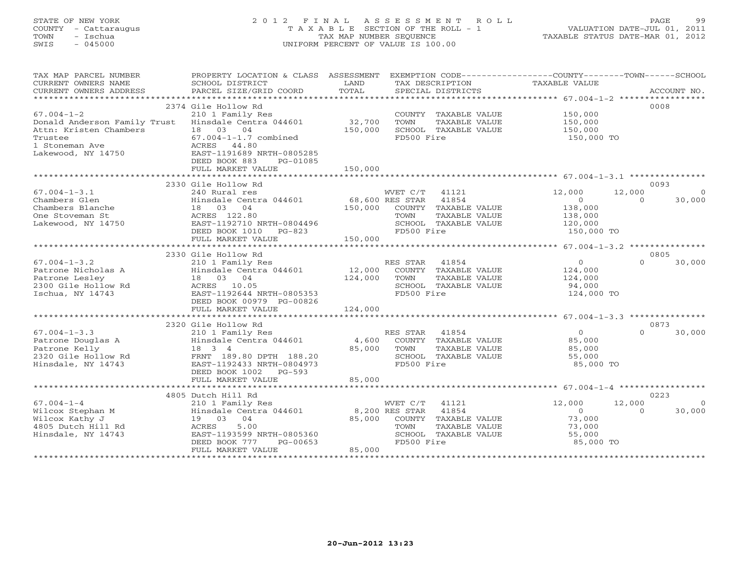STATE OF NEW YORK — 2012 FINAL ASSESSMENT ROLL
COUNTY - Cattaraugus — TAXABLE SECTION OF THE ROLL - 1 — VALUATION DATE-JUL 01, 2011
TOWN - Ischua — TAX MAP NUMBER SEQUENCE — TAXABLE STATUS DATE-MAR 01, 2012
SWIS - 045000 — UNIFORM PERCENT OF VALUE IS 100.00

| TAX MAP PARCEL NUMBER / CURRENT OWNERS NAME / CURRENT OWNERS ADDRESS | PROPERTY LOCATION & CLASS / SCHOOL DISTRICT / PARCEL SIZE/GRID COORD | ASSESSMENT LAND | TOTAL | EXEMPTION CODE / TAX DESCRIPTION / SPECIAL DISTRICTS | COUNTY TAXABLE VALUE | TOWN | SCHOOL | ACCOUNT NO. |
|---|---|---|---|---|---|---|---|---|
| **67.004-1-2** | 2374 Gile Hollow Rd | | | | | | | 0008 |
| Donald Anderson Family Trust | 210 1 Family Res | | | COUNTY TAXABLE VALUE | 150,000 | | | |
| Attn: Kristen Chambers | Hinsdale Centra 044601 | 32,700 | | TOWN TAXABLE VALUE | 150,000 | | | |
| Trustee | 18 03 04 | | 150,000 | SCHOOL TAXABLE VALUE | 150,000 | | | |
| 1 Stoneman Ave | 67.004-1-1.7 combined | | | FD500 Fire | 150,000 TO | | | |
| Lakewood, NY 14750 | ACRES 44.80 | | | | | | | |
| | EAST-1191689 NRTH-0805285 | | | | | | | |
| | DEED BOOK 883 PG-01085 | | | | | | | |
| | FULL MARKET VALUE | | 150,000 | | | | | |
| **67.004-1-3.1** | 2330 Gile Hollow Rd | | | | | | | 0093 |
| Chambers Glen | 240 Rural res | | | WVET C/T 41121 | 12,000 | 12,000 | 0 | |
| Chambers Blanche | Hinsdale Centra 044601 | 68,600 | | RES STAR 41854 | 0 | 0 | 30,000 | |
| One Stoveman St | 18 03 04 | | 150,000 | COUNTY TAXABLE VALUE | 138,000 | | | |
| Lakewood, NY 14750 | ACRES 122.80 | | | TOWN TAXABLE VALUE | 138,000 | | | |
| | EAST-1192710 NRTH-0804496 | | | SCHOOL TAXABLE VALUE | 120,000 | | | |
| | DEED BOOK 1010 PG-823 | | | FD500 Fire | 150,000 TO | | | |
| | FULL MARKET VALUE | | 150,000 | | | | | |
| **67.004-1-3.2** | 2330 Gile Hollow Rd | | | | | | | 0805 |
| Patrone Nicholas A | 210 1 Family Res | | | RES STAR 41854 | 0 | 0 | 30,000 | |
| Patrone Lesley | Hinsdale Centra 044601 | 12,000 | | COUNTY TAXABLE VALUE | 124,000 | | | |
| 2300 Gile Hollow Rd | 18 03 04 | | 124,000 | TOWN TAXABLE VALUE | 124,000 | | | |
| Ischua, NY 14743 | ACRES 10.05 | | | SCHOOL TAXABLE VALUE | 94,000 | | | |
| | EAST-1192644 NRTH-0805353 | | | FD500 Fire | 124,000 TO | | | |
| | DEED BOOK 00979 PG-00826 | | | | | | | |
| | FULL MARKET VALUE | | 124,000 | | | | | |
| **67.004-1-3.3** | 2320 Gile Hollow Rd | | | | | | | 0873 |
| Patrone Douglas A | 210 1 Family Res | | | RES STAR 41854 | 0 | 0 | 30,000 | |
| Patrone Kelly | Hinsdale Centra 044601 | 4,600 | | COUNTY TAXABLE VALUE | 85,000 | | | |
| 2320 Gile Hollow Rd | 18 3 4 | | 85,000 | TOWN TAXABLE VALUE | 85,000 | | | |
| Hinsdale, NY 14743 | FRNT 189.80 DPTH 188.20 | | | SCHOOL TAXABLE VALUE | 55,000 | | | |
| | EAST-1192433 NRTH-0804973 | | | FD500 Fire | 85,000 TO | | | |
| | DEED BOOK 1002 PG-593 | | | | | | | |
| | FULL MARKET VALUE | | 85,000 | | | | | |
| **67.004-1-4** | 4805 Dutch Hill Rd | | | | | | | 0223 |
| Wilcox Stephan M | 210 1 Family Res | | | WVET C/T 41121 | 12,000 | 12,000 | 0 | |
| Wilcox Kathy J | Hinsdale Centra 044601 | 8,200 | | RES STAR 41854 | 0 | 0 | 30,000 | |
| 4805 Dutch Hill Rd | 19 03 04 | | 85,000 | COUNTY TAXABLE VALUE | 73,000 | | | |
| Hinsdale, NY 14743 | ACRES 5.00 | | | TOWN TAXABLE VALUE | 73,000 | | | |
| | EAST-1193599 NRTH-0805360 | | | SCHOOL TAXABLE VALUE | 55,000 | | | |
| | DEED BOOK 777 PG-00653 | | | FD500 Fire | 85,000 TO | | | |
| | FULL MARKET VALUE | | 85,000 | | | | | |

20-Jun-2012 13:23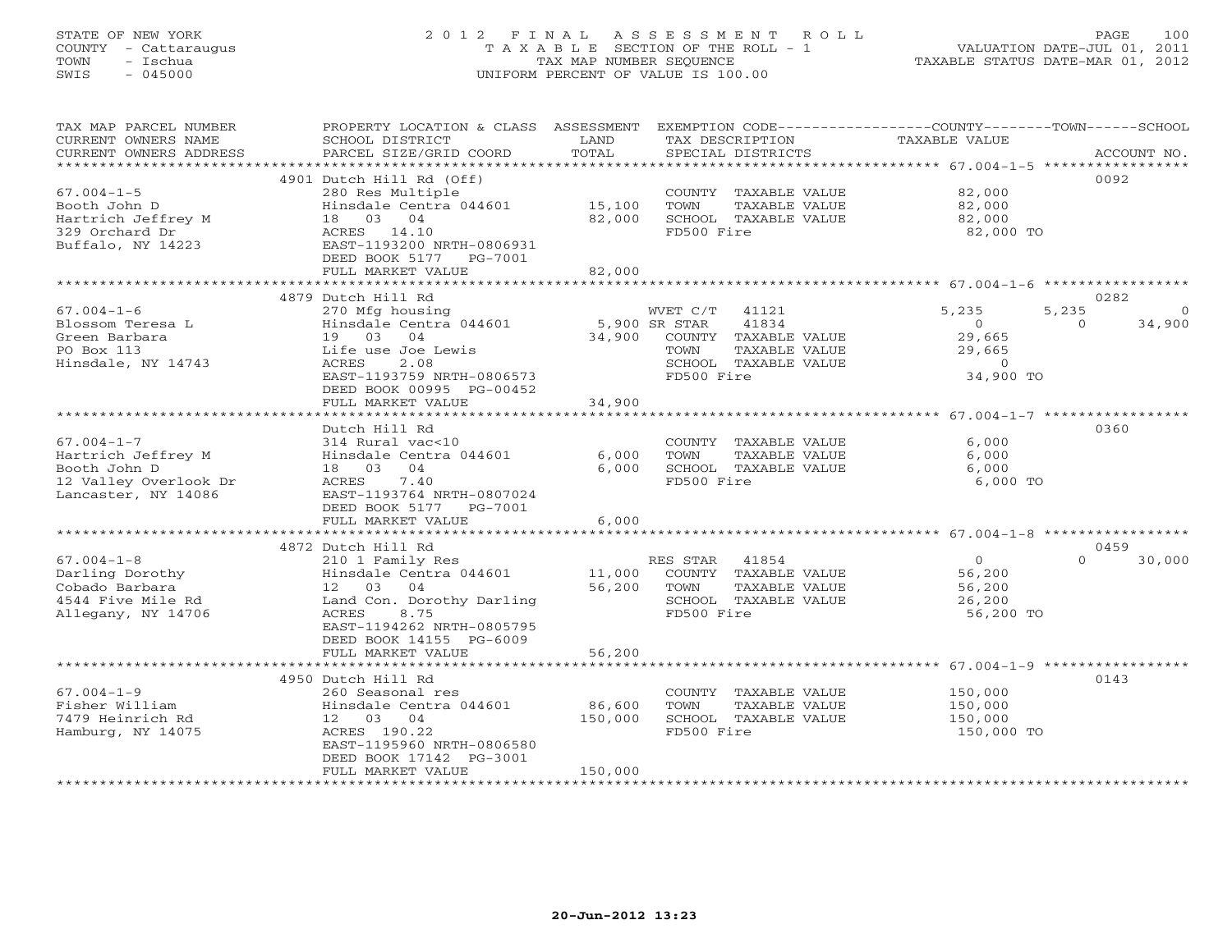STATE OF NEW YORK
COUNTY - Cattaraugus
TOWN - Ischua
SWIS - 045000

# 2012 FINAL ASSESSMENT ROLL
TAXABLE SECTION OF THE ROLL - 1
TAX MAP NUMBER SEQUENCE
UNIFORM PERCENT OF VALUE IS 100.00

VALUATION DATE-JUL 01, 2011
TAXABLE STATUS DATE-MAR 01, 2012

| TAX MAP PARCEL NUMBER / CURRENT OWNERS NAME / CURRENT OWNERS ADDRESS | PROPERTY LOCATION & CLASS / SCHOOL DISTRICT / PARCEL SIZE/GRID COORD | ASSESSMENT LAND / TOTAL | EXEMPTION CODE / TAX DESCRIPTION / SPECIAL DISTRICTS | COUNTY TAXABLE VALUE | TOWN | SCHOOL | ACCOUNT NO. |
|---|---|---|---|---|---|---|---|
| **67.004-1-5** | 4901 Dutch Hill Rd (Off) | | | | | | 0092 |
| Booth John D | 280 Res Multiple | | COUNTY TAXABLE VALUE | 82,000 | | | |
| Hartrich Jeffrey M | Hinsdale Centra 044601 | 15,100 | TOWN TAXABLE VALUE | 82,000 | | | |
| 329 Orchard Dr | 18 03 04 | 82,000 | SCHOOL TAXABLE VALUE | 82,000 | | | |
| Buffalo, NY 14223 | ACRES 14.10 | | FD500 Fire | 82,000 TO | | | |
| | EAST-1193200 NRTH-0806931 | | | | | | |
| | DEED BOOK 5177 PG-7001 | | | | | | |
| | FULL MARKET VALUE | 82,000 | | | | | |
| **67.004-1-6** | 4879 Dutch Hill Rd | | | | | | 0282 |
| Blossom Teresa L | 270 Mfg housing | | WVET C/T 41121 | 5,235 | 5,235 | 0 | |
| Green Barbara | Hinsdale Centra 044601 | 5,900 | SR STAR 41834 | 0 | 0 | 34,900 | |
| PO Box 113 | 19 03 04 | 34,900 | COUNTY TAXABLE VALUE | 29,665 | | | |
| Hinsdale, NY 14743 | Life use Joe Lewis | | TOWN TAXABLE VALUE | 29,665 | | | |
| | ACRES 2.08 | | SCHOOL TAXABLE VALUE | 0 | | | |
| | EAST-1193759 NRTH-0806573 | | FD500 Fire | 34,900 TO | | | |
| | DEED BOOK 00995 PG-00452 | | | | | | |
| | FULL MARKET VALUE | 34,900 | | | | | |
| **67.004-1-7** | Dutch Hill Rd | | | | | | 0360 |
| Hartrich Jeffrey M | 314 Rural vac<10 | | COUNTY TAXABLE VALUE | 6,000 | | | |
| Booth John D | Hinsdale Centra 044601 | 6,000 | TOWN TAXABLE VALUE | 6,000 | | | |
| 12 Valley Overlook Dr | 18 03 04 | 6,000 | SCHOOL TAXABLE VALUE | 6,000 | | | |
| Lancaster, NY 14086 | ACRES 7.40 | | FD500 Fire | 6,000 TO | | | |
| | EAST-1193764 NRTH-0807024 | | | | | | |
| | DEED BOOK 5177 PG-7001 | | | | | | |
| | FULL MARKET VALUE | 6,000 | | | | | |
| **67.004-1-8** | 4872 Dutch Hill Rd | | | | | | 0459 |
| Darling Dorothy | 210 1 Family Res | | RES STAR 41854 | 0 | 0 | 30,000 | |
| Cobado Barbara | Hinsdale Centra 044601 | 11,000 | COUNTY TAXABLE VALUE | 56,200 | | | |
| 4544 Five Mile Rd | 12 03 04 | 56,200 | TOWN TAXABLE VALUE | 56,200 | | | |
| Allegany, NY 14706 | Land Con. Dorothy Darling | | SCHOOL TAXABLE VALUE | 26,200 | | | |
| | ACRES 8.75 | | FD500 Fire | 56,200 TO | | | |
| | EAST-1194262 NRTH-0805795 | | | | | | |
| | DEED BOOK 14155 PG-6009 | | | | | | |
| | FULL MARKET VALUE | 56,200 | | | | | |
| **67.004-1-9** | 4950 Dutch Hill Rd | | | | | | 0143 |
| Fisher William | 260 Seasonal res | | COUNTY TAXABLE VALUE | 150,000 | | | |
| 7479 Heinrich Rd | Hinsdale Centra 044601 | 86,600 | TOWN TAXABLE VALUE | 150,000 | | | |
| Hamburg, NY 14075 | 12 03 04 | 150,000 | SCHOOL TAXABLE VALUE | 150,000 | | | |
| | ACRES 190.22 | | FD500 Fire | 150,000 TO | | | |
| | EAST-1195960 NRTH-0806580 | | | | | | |
| | DEED BOOK 17142 PG-3001 | | | | | | |
| | FULL MARKET VALUE | 150,000 | | | | | |

20-Jun-2012 13:23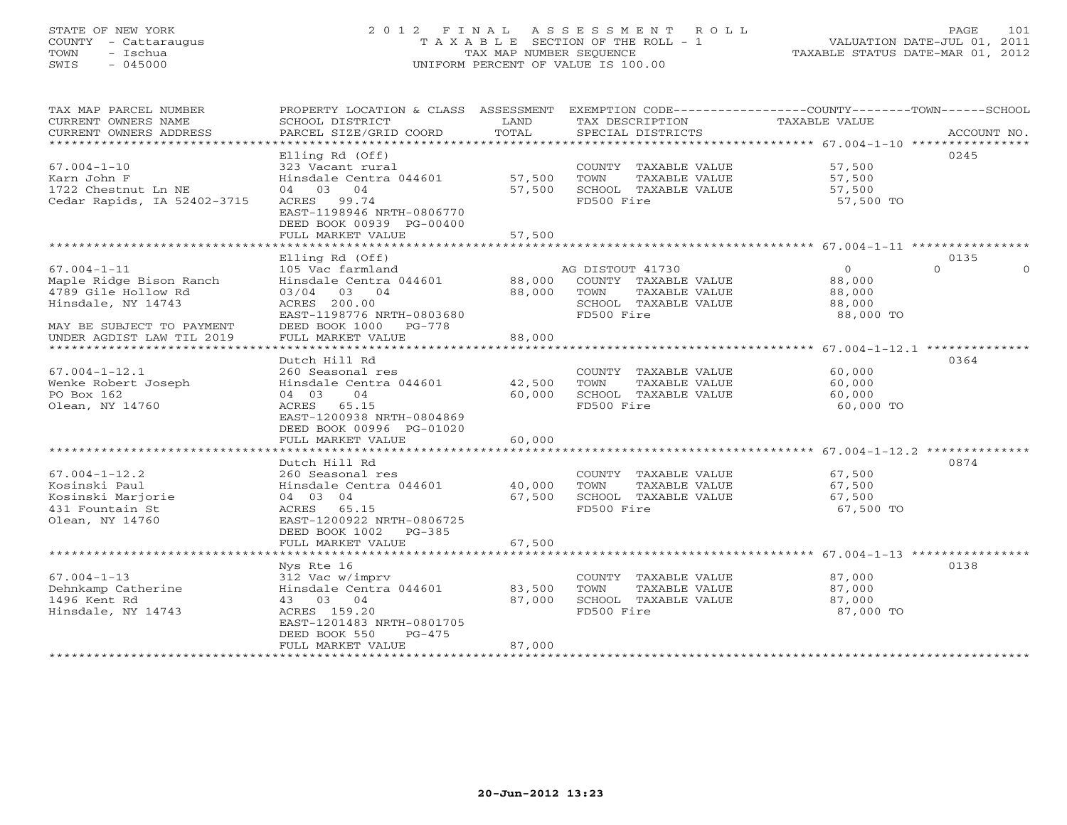STATE OF NEW YORK
COUNTY - Cattaraugus
TOWN - Ischua
SWIS - 045000

2012 FINAL ASSESSMENT ROLL
TAXABLE SECTION OF THE ROLL - 1
TAX MAP NUMBER SEQUENCE
UNIFORM PERCENT OF VALUE IS 100.00

VALUATION DATE-JUL 01, 2011
TAXABLE STATUS DATE-MAR 01, 2012

| TAX MAP PARCEL NUMBER / CURRENT OWNERS NAME / CURRENT OWNERS ADDRESS | PROPERTY LOCATION & CLASS / SCHOOL DISTRICT / PARCEL SIZE/GRID COORD | ASSESSMENT LAND / TOTAL | EXEMPTION CODE / TAX DESCRIPTION / SPECIAL DISTRICTS | COUNTY / TOWN / SCHOOL TAXABLE VALUE | ACCOUNT NO. |
|---|---|---|---|---|---|
| **67.004-1-10** | Elling Rd (Off) | | | | 0245 |
| | 323 Vacant rural | | COUNTY TAXABLE VALUE | 57,500 | |
| Karn John F | Hinsdale Centra 044601 | 57,500 | TOWN TAXABLE VALUE | 57,500 | |
| 1722 Chestnut Ln NE | 04 03 04 | 57,500 | SCHOOL TAXABLE VALUE | 57,500 | |
| Cedar Rapids, IA 52402-3715 | ACRES 99.74 | | FD500 Fire | 57,500 TO | |
| | EAST-1198946 NRTH-0806770 | | | | |
| | DEED BOOK 00939 PG-00400 | | | | |
| | FULL MARKET VALUE | 57,500 | | | |
| **67.004-1-11** | Elling Rd (Off) | | | | 0135 |
| | 105 Vac farmland | | AG DISTOUT 41730 | 0 0 0 | |
| Maple Ridge Bison Ranch | Hinsdale Centra 044601 | 88,000 | COUNTY TAXABLE VALUE | 88,000 | |
| 4789 Gile Hollow Rd | 03/04 03 04 | 88,000 | TOWN TAXABLE VALUE | 88,000 | |
| Hinsdale, NY 14743 | ACRES 200.00 | | SCHOOL TAXABLE VALUE | 88,000 | |
| | EAST-1198776 NRTH-0803680 | | FD500 Fire | 88,000 TO | |
| MAY BE SUBJECT TO PAYMENT | DEED BOOK 1000 PG-778 | | | | |
| UNDER AGDIST LAW TIL 2019 | FULL MARKET VALUE | 88,000 | | | |
| **67.004-1-12.1** | Dutch Hill Rd | | | | 0364 |
| | 260 Seasonal res | | COUNTY TAXABLE VALUE | 60,000 | |
| Wenke Robert Joseph | Hinsdale Centra 044601 | 42,500 | TOWN TAXABLE VALUE | 60,000 | |
| PO Box 162 | 04 03 04 | 60,000 | SCHOOL TAXABLE VALUE | 60,000 | |
| Olean, NY 14760 | ACRES 65.15 | | FD500 Fire | 60,000 TO | |
| | EAST-1200938 NRTH-0804869 | | | | |
| | DEED BOOK 00996 PG-01020 | | | | |
| | FULL MARKET VALUE | 60,000 | | | |
| **67.004-1-12.2** | Dutch Hill Rd | | | | 0874 |
| | 260 Seasonal res | | COUNTY TAXABLE VALUE | 67,500 | |
| Kosinski Paul | Hinsdale Centra 044601 | 40,000 | TOWN TAXABLE VALUE | 67,500 | |
| Kosinski Marjorie | 04 03 04 | 67,500 | SCHOOL TAXABLE VALUE | 67,500 | |
| 431 Fountain St | ACRES 65.15 | | FD500 Fire | 67,500 TO | |
| Olean, NY 14760 | EAST-1200922 NRTH-0806725 | | | | |
| | DEED BOOK 1002 PG-385 | | | | |
| | FULL MARKET VALUE | 67,500 | | | |
| **67.004-1-13** | Nys Rte 16 | | | | 0138 |
| | 312 Vac w/imprv | | COUNTY TAXABLE VALUE | 87,000 | |
| Dehnkamp Catherine | Hinsdale Centra 044601 | 83,500 | TOWN TAXABLE VALUE | 87,000 | |
| 1496 Kent Rd | 43 03 04 | 87,000 | SCHOOL TAXABLE VALUE | 87,000 | |
| Hinsdale, NY 14743 | ACRES 159.20 | | FD500 Fire | 87,000 TO | |
| | EAST-1201483 NRTH-0801705 | | | | |
| | DEED BOOK 550 PG-475 | | | | |
| | FULL MARKET VALUE | 87,000 | | | |

20-Jun-2012 13:23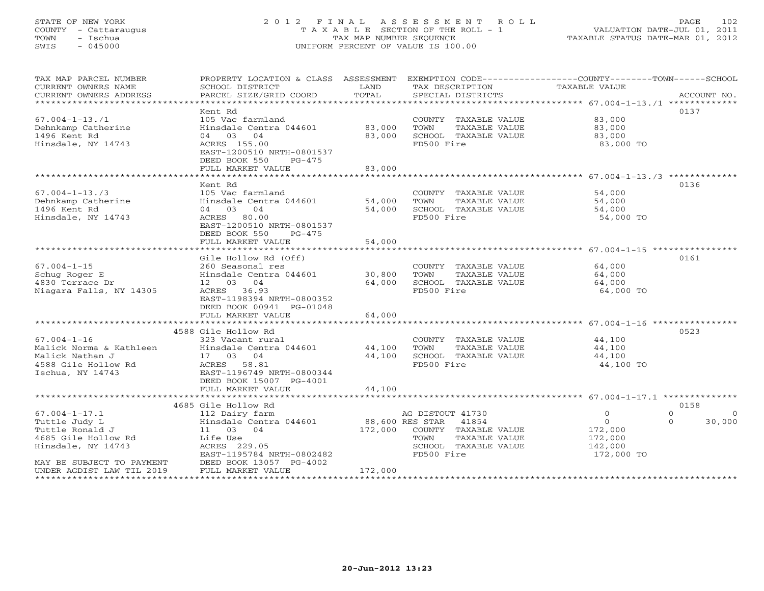STATE OF NEW YORK
COUNTY - Cattaraugus
TOWN - Ischua
SWIS - 045000

2012 FINAL ASSESSMENT ROLL
TAXABLE SECTION OF THE ROLL - 1
TAX MAP NUMBER SEQUENCE
UNIFORM PERCENT OF VALUE IS 100.00

VALUATION DATE-JUL 01, 2011
TAXABLE STATUS DATE-MAR 01, 2012

| TAX MAP PARCEL NUMBER / CURRENT OWNERS NAME / CURRENT OWNERS ADDRESS | PROPERTY LOCATION & CLASS / SCHOOL DISTRICT / PARCEL SIZE/GRID COORD | ASSESSMENT LAND / TOTAL | EXEMPTION CODE / TAX DESCRIPTION / SPECIAL DISTRICTS | COUNTY / TOWN / SCHOOL TAXABLE VALUE | ACCOUNT NO. |
|---|---|---|---|---|---|
| 67.004-1-13./1 | Kent Rd | | | | 0137 |
| 67.004-1-13./1 | 105 Vac farmland | | COUNTY TAXABLE VALUE | 83,000 | |
| Dehnkamp Catherine | Hinsdale Centra 044601 | 83,000 | TOWN TAXABLE VALUE | 83,000 | |
| 1496 Kent Rd | 04 03 04 | 83,000 | SCHOOL TAXABLE VALUE | 83,000 | |
| Hinsdale, NY 14743 | ACRES 155.00 | | FD500 Fire | 83,000 TO | |
| | EAST-1200510 NRTH-0801537 | | | | |
| | DEED BOOK 550 PG-475 | | | | |
| | FULL MARKET VALUE | 83,000 | | | |
| 67.004-1-13./3 | Kent Rd | | | | 0136 |
| 67.004-1-13./3 | 105 Vac farmland | | COUNTY TAXABLE VALUE | 54,000 | |
| Dehnkamp Catherine | Hinsdale Centra 044601 | 54,000 | TOWN TAXABLE VALUE | 54,000 | |
| 1496 Kent Rd | 04 03 04 | 54,000 | SCHOOL TAXABLE VALUE | 54,000 | |
| Hinsdale, NY 14743 | ACRES 80.00 | | FD500 Fire | 54,000 TO | |
| | EAST-1200510 NRTH-0801537 | | | | |
| | DEED BOOK 550 PG-475 | | | | |
| | FULL MARKET VALUE | 54,000 | | | |
| 67.004-1-15 | Gile Hollow Rd (Off) | | | | 0161 |
| 67.004-1-15 | 260 Seasonal res | | COUNTY TAXABLE VALUE | 64,000 | |
| Schug Roger E | Hinsdale Centra 044601 | 30,800 | TOWN TAXABLE VALUE | 64,000 | |
| 4830 Terrace Dr | 12 03 04 | 64,000 | SCHOOL TAXABLE VALUE | 64,000 | |
| Niagara Falls, NY 14305 | ACRES 36.93 | | FD500 Fire | 64,000 TO | |
| | EAST-1198394 NRTH-0800352 | | | | |
| | DEED BOOK 00941 PG-01048 | | | | |
| | FULL MARKET VALUE | 64,000 | | | |
| 67.004-1-16 | 4588 Gile Hollow Rd | | | | 0523 |
| 67.004-1-16 | 323 Vacant rural | | COUNTY TAXABLE VALUE | 44,100 | |
| Malick Norma & Kathleen | Hinsdale Centra 044601 | 44,100 | TOWN TAXABLE VALUE | 44,100 | |
| Malick Nathan J | 17 03 04 | 44,100 | SCHOOL TAXABLE VALUE | 44,100 | |
| 4588 Gile Hollow Rd | ACRES 58.81 | | FD500 Fire | 44,100 TO | |
| Ischua, NY 14743 | EAST-1196749 NRTH-0800344 | | | | |
| | DEED BOOK 15007 PG-4001 | | | | |
| | FULL MARKET VALUE | 44,100 | | | |
| 67.004-1-17.1 | 4685 Gile Hollow Rd | | | | 0158 |
| 67.004-1-17.1 | 112 Dairy farm | | AG DISTOUT 41730 | 0 / 0 / 0 | |
| Tuttle Judy L | Hinsdale Centra 044601 | 88,600 | RES STAR 41854 | 0 / 0 / 30,000 | |
| Tuttle Ronald J | 11 03 04 | 172,000 | COUNTY TAXABLE VALUE | 172,000 | |
| 4685 Gile Hollow Rd | Life Use | | TOWN TAXABLE VALUE | 172,000 | |
| Hinsdale, NY 14743 | ACRES 229.05 | | SCHOOL TAXABLE VALUE | 142,000 | |
| | EAST-1195784 NRTH-0802482 | | FD500 Fire | 172,000 TO | |
| MAY BE SUBJECT TO PAYMENT | DEED BOOK 13057 PG-4002 | | | | |
| UNDER AGDIST LAW TIL 2019 | FULL MARKET VALUE | 172,000 | | | |

20-Jun-2012 13:23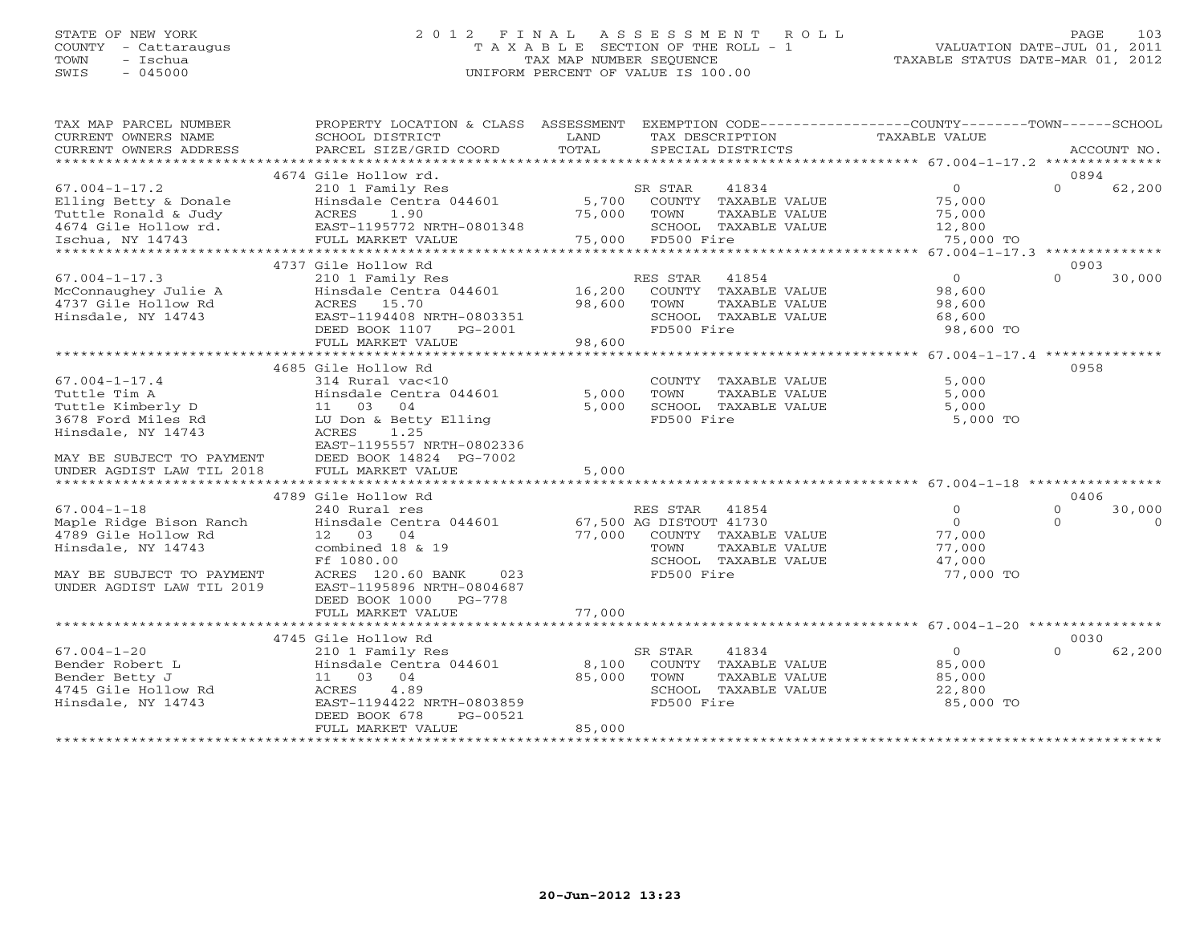STATE OF NEW YORK
COUNTY - Cattaraugus
TOWN - Ischua
SWIS - 045000

# 2012 FINAL ASSESSMENT ROLL

TAXABLE SECTION OF THE ROLL - 1
TAX MAP NUMBER SEQUENCE
UNIFORM PERCENT OF VALUE IS 100.00

VALUATION DATE-JUL 01, 2011
TAXABLE STATUS DATE-MAR 01, 2012

| TAX MAP PARCEL NUMBER / CURRENT OWNERS NAME / CURRENT OWNERS ADDRESS | PROPERTY LOCATION & CLASS / SCHOOL DISTRICT / PARCEL SIZE/GRID COORD | ASSESSMENT LAND | TOTAL | EXEMPTION CODE / TAX DESCRIPTION / SPECIAL DISTRICTS | COUNTY / TOWN TAXABLE VALUE | SCHOOL | ACCOUNT NO. |
|---|---|---|---|---|---|---|---|
| | 4674 Gile Hollow rd. | | | | | | 0894 |
| 67.004-1-17.2 | 210 1 Family Res | | | SR STAR 41834 | 0 | 62,200 | |
| Elling Betty & Donale | Hinsdale Centra 044601 | 5,700 | | COUNTY TAXABLE VALUE | 75,000 | | |
| Tuttle Ronald & Judy | ACRES 1.90 | | 75,000 | TOWN TAXABLE VALUE | 75,000 | | |
| 4674 Gile Hollow rd. | EAST-1195772 NRTH-0801348 | | | SCHOOL TAXABLE VALUE | 12,800 | | |
| Ischua, NY 14743 | FULL MARKET VALUE | | 75,000 | FD500 Fire | 75,000 TO | | |
| | 4737 Gile Hollow Rd | | | | | | 0903 |
| 67.004-1-17.3 | 210 1 Family Res | | | RES STAR 41854 | 0 | 30,000 | |
| McConnaughey Julie A | Hinsdale Centra 044601 | 16,200 | | COUNTY TAXABLE VALUE | 98,600 | | |
| 4737 Gile Hollow Rd | ACRES 15.70 | | 98,600 | TOWN TAXABLE VALUE | 98,600 | | |
| Hinsdale, NY 14743 | EAST-1194408 NRTH-0803351 | | | SCHOOL TAXABLE VALUE | 68,600 | | |
| | DEED BOOK 1107 PG-2001 | | | FD500 Fire | 98,600 TO | | |
| | FULL MARKET VALUE | | 98,600 | | | | |
| | 4685 Gile Hollow Rd | | | | | | 0958 |
| 67.004-1-17.4 | 314 Rural vac<10 | | | COUNTY TAXABLE VALUE | 5,000 | | |
| Tuttle Tim A | Hinsdale Centra 044601 | 5,000 | | TOWN TAXABLE VALUE | 5,000 | | |
| Tuttle Kimberly D | 11 03 04 | | 5,000 | SCHOOL TAXABLE VALUE | 5,000 | | |
| 3678 Ford Miles Rd | LU Don & Betty Elling | | | FD500 Fire | 5,000 TO | | |
| Hinsdale, NY 14743 | ACRES 1.25 | | | | | | |
| | EAST-1195557 NRTH-0802336 | | | | | | |
| MAY BE SUBJECT TO PAYMENT | DEED BOOK 14824 PG-7002 | | | | | | |
| UNDER AGDIST LAW TIL 2018 | FULL MARKET VALUE | | 5,000 | | | | |
| | 4789 Gile Hollow Rd | | | | | | 0406 |
| 67.004-1-18 | 240 Rural res | | | RES STAR 41854 | 0 / 0 | 30,000 | |
| Maple Ridge Bison Ranch | Hinsdale Centra 044601 | 67,500 | | AG DISTOUT 41730 | 0 / 0 | 0 | |
| 4789 Gile Hollow Rd | 12 03 04 | | 77,000 | COUNTY TAXABLE VALUE | 77,000 | | |
| Hinsdale, NY 14743 | combined 18 & 19 | | | TOWN TAXABLE VALUE | 77,000 | | |
| | Ff 1080.00 | | | SCHOOL TAXABLE VALUE | 47,000 | | |
| MAY BE SUBJECT TO PAYMENT | ACRES 120.60 BANK 023 | | | FD500 Fire | 77,000 TO | | |
| UNDER AGDIST LAW TIL 2019 | EAST-1195896 NRTH-0804687 | | | | | | |
| | DEED BOOK 1000 PG-778 | | | | | | |
| | FULL MARKET VALUE | | 77,000 | | | | |
| | 4745 Gile Hollow Rd | | | | | | 0030 |
| 67.004-1-20 | 210 1 Family Res | | | SR STAR 41834 | 0 | 62,200 | |
| Bender Robert L | Hinsdale Centra 044601 | 8,100 | | COUNTY TAXABLE VALUE | 85,000 | | |
| Bender Betty J | 11 03 04 | | 85,000 | TOWN TAXABLE VALUE | 85,000 | | |
| 4745 Gile Hollow Rd | ACRES 4.89 | | | SCHOOL TAXABLE VALUE | 22,800 | | |
| Hinsdale, NY 14743 | EAST-1194422 NRTH-0803859 | | | FD500 Fire | 85,000 TO | | |
| | DEED BOOK 678 PG-00521 | | | | | | |
| | FULL MARKET VALUE | | 85,000 | | | | |

20-Jun-2012 13:23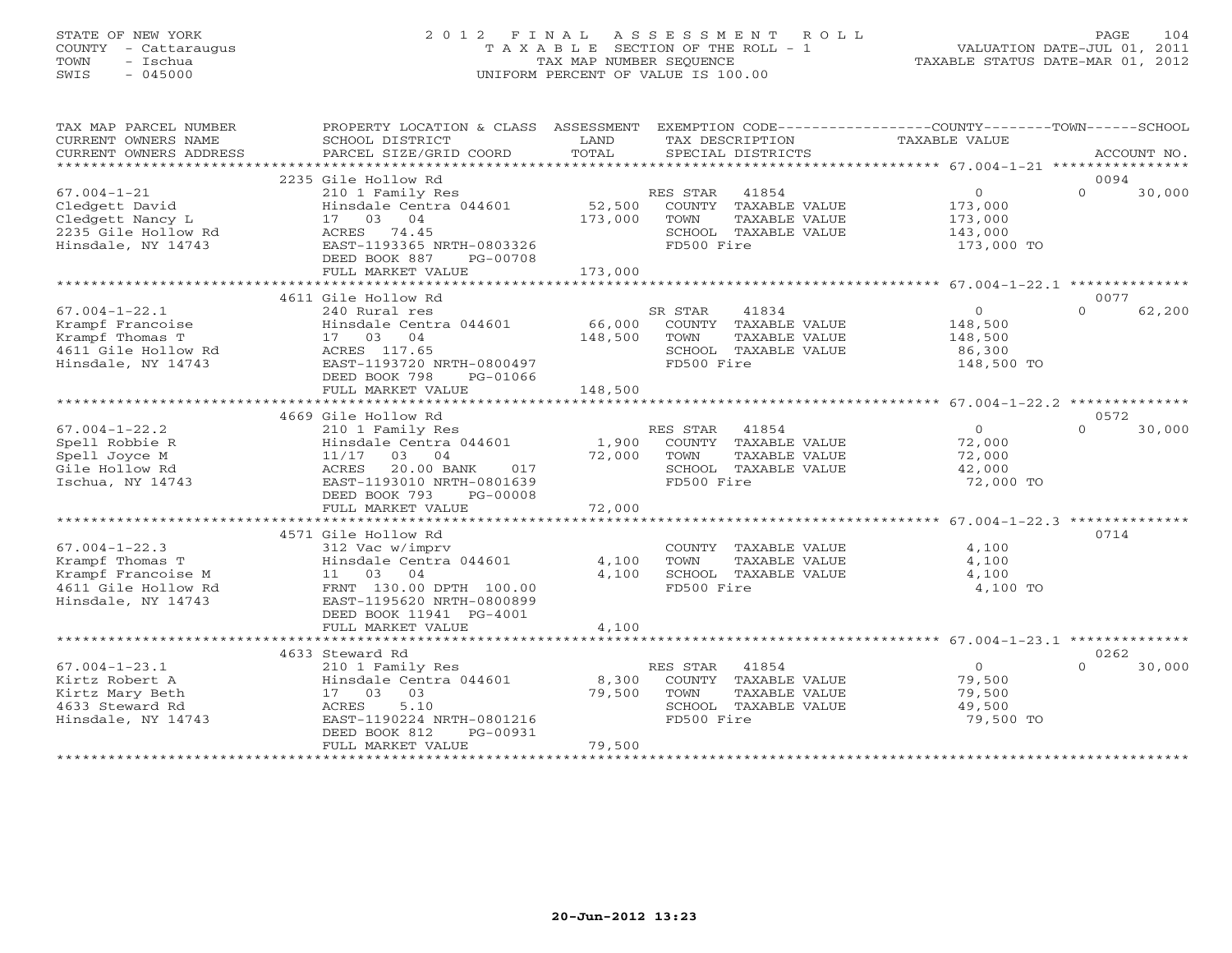STATE OF NEW YORK
COUNTY - Cattaraugus
TOWN - Ischua
SWIS - 045000

# 2012 FINAL ASSESSMENT ROLL
TAXABLE SECTION OF THE ROLL - 1
TAX MAP NUMBER SEQUENCE
UNIFORM PERCENT OF VALUE IS 100.00

VALUATION DATE-JUL 01, 2011
TAXABLE STATUS DATE-MAR 01, 2012

| TAX MAP PARCEL NUMBER / CURRENT OWNERS NAME / CURRENT OWNERS ADDRESS | PROPERTY LOCATION & CLASS / SCHOOL DISTRICT / PARCEL SIZE/GRID COORD | ASSESSMENT LAND | TOTAL | EXEMPTION CODE / TAX DESCRIPTION / SPECIAL DISTRICTS | COUNTY TAXABLE VALUE | TOWN | SCHOOL | ACCOUNT NO. |
|---|---|---|---|---|---|---|---|---|
| 67.004-1-21 | 2235 Gile Hollow Rd | | | | | | | 0094 |
| Cledgett David | 210 1 Family Res | | | RES STAR 41854 | 0 | | 0 | 30,000 |
| Cledgett Nancy L | Hinsdale Centra 044601 | 52,500 | | COUNTY TAXABLE VALUE | 173,000 | | | |
| 2235 Gile Hollow Rd | 17 03 04 | | 173,000 | TOWN TAXABLE VALUE | 173,000 | | | |
| Hinsdale, NY 14743 | ACRES 74.45 | | | SCHOOL TAXABLE VALUE | 143,000 | | | |
| | EAST-1193365 NRTH-0803326 | | | FD500 Fire | 173,000 TO | | | |
| | DEED BOOK 887 PG-00708 | | | | | | | |
| | FULL MARKET VALUE | | 173,000 | | | | | |
| 67.004-1-22.1 | 4611 Gile Hollow Rd | | | | | | | 0077 |
| Krampf Francoise | 240 Rural res | | | SR STAR 41834 | 0 | | 0 | 62,200 |
| Krampf Thomas T | Hinsdale Centra 044601 | 66,000 | | COUNTY TAXABLE VALUE | 148,500 | | | |
| 4611 Gile Hollow Rd | 17 03 04 | | 148,500 | TOWN TAXABLE VALUE | 148,500 | | | |
| Hinsdale, NY 14743 | ACRES 117.65 | | | SCHOOL TAXABLE VALUE | 86,300 | | | |
| | EAST-1193720 NRTH-0800497 | | | FD500 Fire | 148,500 TO | | | |
| | DEED BOOK 798 PG-01066 | | | | | | | |
| | FULL MARKET VALUE | | 148,500 | | | | | |
| 67.004-1-22.2 | 4669 Gile Hollow Rd | | | | | | | 0572 |
| Spell Robbie R | 210 1 Family Res | | | RES STAR 41854 | 0 | | 0 | 30,000 |
| Spell Joyce M | Hinsdale Centra 044601 | 1,900 | | COUNTY TAXABLE VALUE | 72,000 | | | |
| Gile Hollow Rd | 11/17 03 04 | | 72,000 | TOWN TAXABLE VALUE | 72,000 | | | |
| Ischua, NY 14743 | ACRES 20.00 BANK 017 | | | SCHOOL TAXABLE VALUE | 42,000 | | | |
| | EAST-1193010 NRTH-0801639 | | | FD500 Fire | 72,000 TO | | | |
| | DEED BOOK 793 PG-00008 | | | | | | | |
| | FULL MARKET VALUE | | 72,000 | | | | | |
| 67.004-1-22.3 | 4571 Gile Hollow Rd | | | | | | | 0714 |
| Krampf Thomas T | 312 Vac w/imprv | | | COUNTY TAXABLE VALUE | 4,100 | | | |
| Krampf Francoise M | Hinsdale Centra 044601 | 4,100 | | TOWN TAXABLE VALUE | 4,100 | | | |
| 4611 Gile Hollow Rd | 11 03 04 | | 4,100 | SCHOOL TAXABLE VALUE | 4,100 | | | |
| Hinsdale, NY 14743 | FRNT 130.00 DPTH 100.00 | | | FD500 Fire | 4,100 TO | | | |
| | EAST-1195620 NRTH-0800899 | | | | | | | |
| | DEED BOOK 11941 PG-4001 | | | | | | | |
| | FULL MARKET VALUE | | 4,100 | | | | | |
| 67.004-1-23.1 | 4633 Steward Rd | | | | | | | 0262 |
| Kirtz Robert A | 210 1 Family Res | | | RES STAR 41854 | 0 | | 0 | 30,000 |
| Kirtz Mary Beth | Hinsdale Centra 044601 | 8,300 | | COUNTY TAXABLE VALUE | 79,500 | | | |
| 4633 Steward Rd | 17 03 03 | | 79,500 | TOWN TAXABLE VALUE | 79,500 | | | |
| Hinsdale, NY 14743 | ACRES 5.10 | | | SCHOOL TAXABLE VALUE | 49,500 | | | |
| | EAST-1190224 NRTH-0801216 | | | FD500 Fire | 79,500 TO | | | |
| | DEED BOOK 812 PG-00931 | | | | | | | |
| | FULL MARKET VALUE | | 79,500 | | | | | |

20-Jun-2012 13:23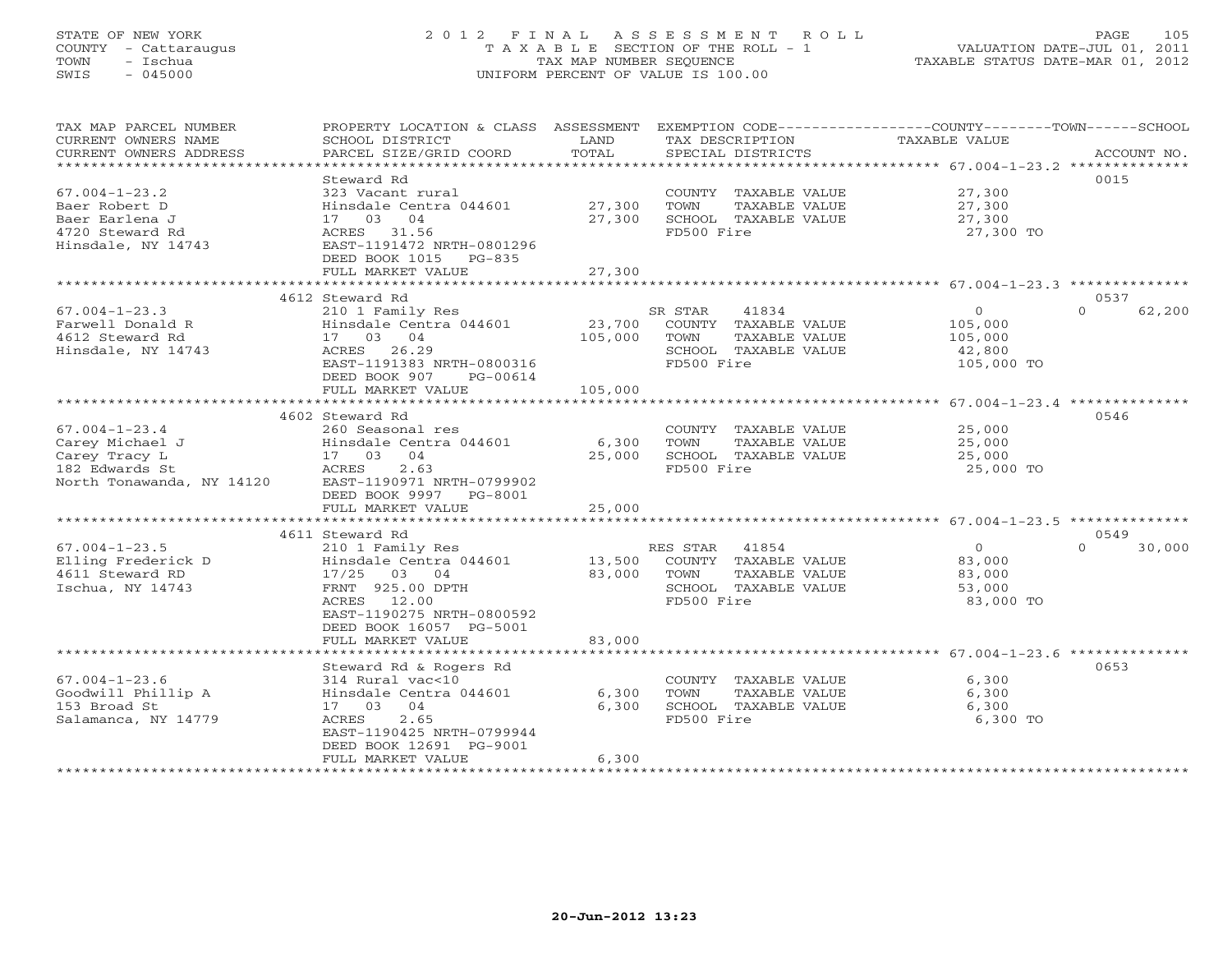STATE OF NEW YORK
COUNTY - Cattaraugus
TOWN - Ischua
SWIS - 045000

2012 FINAL ASSESSMENT ROLL
TAXABLE SECTION OF THE ROLL - 1
TAX MAP NUMBER SEQUENCE
UNIFORM PERCENT OF VALUE IS 100.00

VALUATION DATE-JUL 01, 2011
TAXABLE STATUS DATE-MAR 01, 2012

| TAX MAP PARCEL NUMBER / CURRENT OWNERS NAME / CURRENT OWNERS ADDRESS | PROPERTY LOCATION & CLASS / SCHOOL DISTRICT / PARCEL SIZE/GRID COORD | ASSESSMENT LAND | TOTAL | EXEMPTION CODE / TAX DESCRIPTION / SPECIAL DISTRICTS | COUNTY | TOWN | SCHOOL | TAXABLE VALUE | ACCOUNT NO. |
|---|---|---|---|---|---|---|---|---|---|
| 67.004-1-23.2 | Steward Rd | | | | | | | | 0015 |
| | 323 Vacant rural | | | COUNTY TAXABLE VALUE | | | | 27,300 | |
| Baer Robert D | Hinsdale Centra 044601 | 27,300 | | TOWN TAXABLE VALUE | | | | 27,300 | |
| Baer Earlena J | 17 03 04 | | 27,300 | SCHOOL TAXABLE VALUE | | | | 27,300 | |
| 4720 Steward Rd | ACRES 31.56 | | | FD500 Fire | | | | 27,300 TO | |
| Hinsdale, NY 14743 | EAST-1191472 NRTH-0801296 | | | | | | | | |
| | DEED BOOK 1015 PG-835 | | | | | | | | |
| | FULL MARKET VALUE | | 27,300 | | | | | | |
| 67.004-1-23.3 | 4612 Steward Rd | | | | | | | | 0537 |
| | 210 1 Family Res | | | SR STAR 41834 | 0 | 0 | 62,200 | | |
| Farwell Donald R | Hinsdale Centra 044601 | 23,700 | | COUNTY TAXABLE VALUE | | | | 105,000 | |
| 4612 Steward Rd | 17 03 04 | | 105,000 | TOWN TAXABLE VALUE | | | | 105,000 | |
| Hinsdale, NY 14743 | ACRES 26.29 | | | SCHOOL TAXABLE VALUE | | | | 42,800 | |
| | EAST-1191383 NRTH-0800316 | | | FD500 Fire | | | | 105,000 TO | |
| | DEED BOOK 907 PG-00614 | | | | | | | | |
| | FULL MARKET VALUE | | 105,000 | | | | | | |
| 67.004-1-23.4 | 4602 Steward Rd | | | | | | | | 0546 |
| | 260 Seasonal res | | | COUNTY TAXABLE VALUE | | | | 25,000 | |
| Carey Michael J | Hinsdale Centra 044601 | 6,300 | | TOWN TAXABLE VALUE | | | | 25,000 | |
| Carey Tracy L | 17 03 04 | | 25,000 | SCHOOL TAXABLE VALUE | | | | 25,000 | |
| 182 Edwards St | ACRES 2.63 | | | FD500 Fire | | | | 25,000 TO | |
| North Tonawanda, NY 14120 | EAST-1190971 NRTH-0799902 | | | | | | | | |
| | DEED BOOK 9997 PG-8001 | | | | | | | | |
| | FULL MARKET VALUE | | 25,000 | | | | | | |
| 67.004-1-23.5 | 4611 Steward Rd | | | | | | | | 0549 |
| | 210 1 Family Res | | | RES STAR 41854 | 0 | 0 | 30,000 | | |
| Elling Frederick D | Hinsdale Centra 044601 | 13,500 | | COUNTY TAXABLE VALUE | | | | 83,000 | |
| 4611 Steward RD | 17/25 03 04 | | 83,000 | TOWN TAXABLE VALUE | | | | 83,000 | |
| Ischua, NY 14743 | FRNT 925.00 DPTH | | | SCHOOL TAXABLE VALUE | | | | 53,000 | |
| | ACRES 12.00 | | | FD500 Fire | | | | 83,000 TO | |
| | EAST-1190275 NRTH-0800592 | | | | | | | | |
| | DEED BOOK 16057 PG-5001 | | | | | | | | |
| | FULL MARKET VALUE | | 83,000 | | | | | | |
| 67.004-1-23.6 | Steward Rd & Rogers Rd | | | | | | | | 0653 |
| | 314 Rural vac<10 | | | COUNTY TAXABLE VALUE | | | | 6,300 | |
| Goodwill Phillip A | Hinsdale Centra 044601 | 6,300 | | TOWN TAXABLE VALUE | | | | 6,300 | |
| 153 Broad St | 17 03 04 | | 6,300 | SCHOOL TAXABLE VALUE | | | | 6,300 | |
| Salamanca, NY 14779 | ACRES 2.65 | | | FD500 Fire | | | | 6,300 TO | |
| | EAST-1190425 NRTH-0799944 | | | | | | | | |
| | DEED BOOK 12691 PG-9001 | | | | | | | | |
| | FULL MARKET VALUE | | 6,300 | | | | | | |

20-Jun-2012 13:23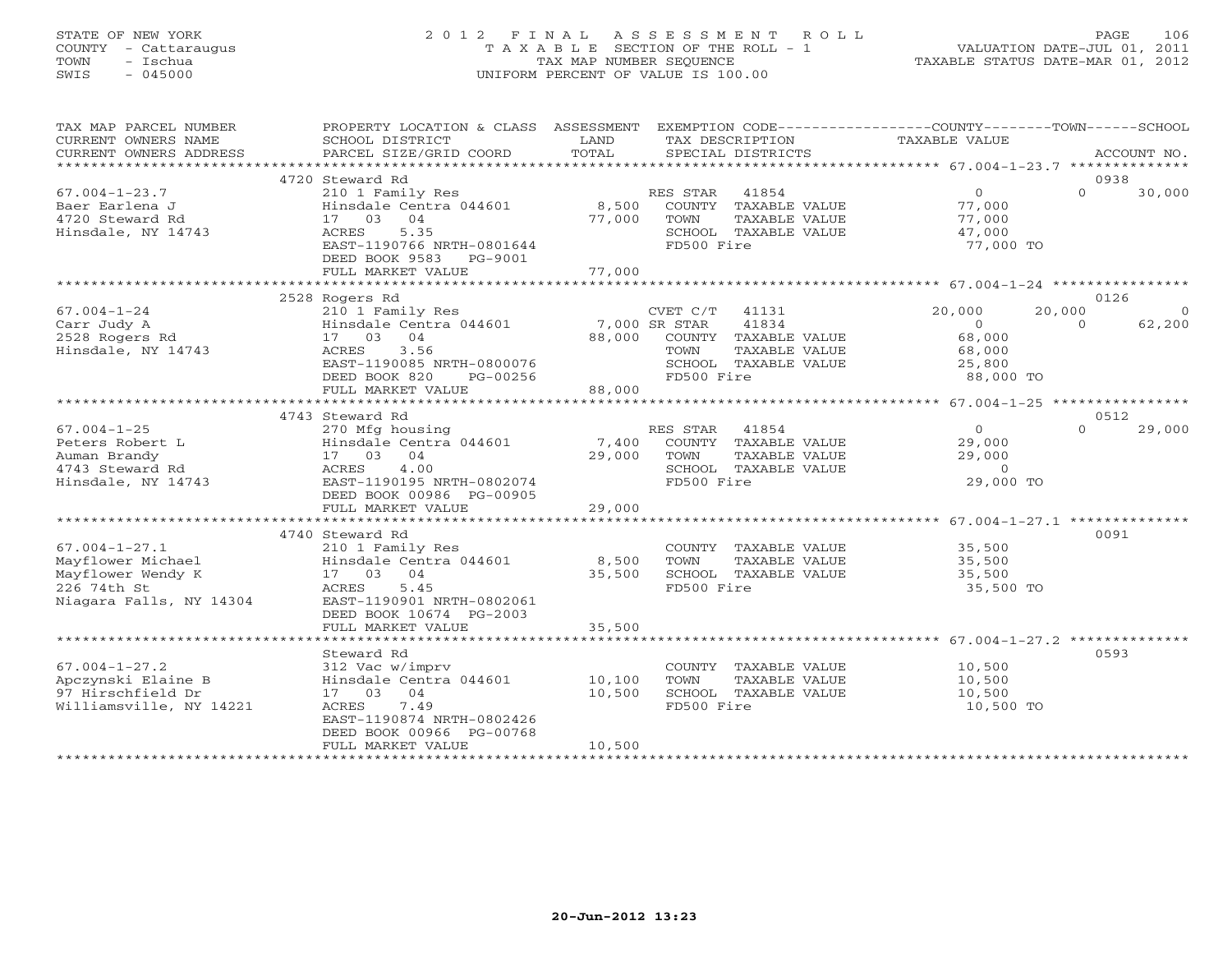STATE OF NEW YORK
COUNTY - Cattaraugus
TOWN - Ischua
SWIS - 045000

2012 FINAL ASSESSMENT ROLL
TAXABLE SECTION OF THE ROLL - 1
TAX MAP NUMBER SEQUENCE
UNIFORM PERCENT OF VALUE IS 100.00

VALUATION DATE-JUL 01, 2011
TAXABLE STATUS DATE-MAR 01, 2012

| TAX MAP PARCEL NUMBER / CURRENT OWNERS NAME / CURRENT OWNERS ADDRESS | PROPERTY LOCATION & CLASS / SCHOOL DISTRICT / PARCEL SIZE/GRID COORD | ASSESSMENT LAND / TOTAL | EXEMPTION CODE / TAX DESCRIPTION / SPECIAL DISTRICTS | COUNTY TAXABLE VALUE | TOWN | SCHOOL / ACCOUNT NO. |
|---|---|---|---|---|---|---|
| | 4720 Steward Rd | | | | | 0938 |
| 67.004-1-23.7 | 210 1 Family Res | | RES STAR 41854 | 0 | 0 | 30,000 |
| Baer Earlena J | Hinsdale Centra 044601 | 8,500 | COUNTY TAXABLE VALUE | 77,000 | | |
| 4720 Steward Rd | 17 03 04 | 77,000 | TOWN TAXABLE VALUE | 77,000 | | |
| Hinsdale, NY 14743 | ACRES 5.35 | | SCHOOL TAXABLE VALUE | 47,000 | | |
| | EAST-1190766 NRTH-0801644 | | FD500 Fire | 77,000 TO | | |
| | DEED BOOK 9583 PG-9001 | | | | | |
| | FULL MARKET VALUE | 77,000 | | | | |
| | 2528 Rogers Rd | | | | | 0126 |
| 67.004-1-24 | 210 1 Family Res | | CVET C/T 41131 | 20,000 | 20,000 | 0 |
| Carr Judy A | Hinsdale Centra 044601 | 7,000 | SR STAR 41834 | 0 | 0 | 62,200 |
| 2528 Rogers Rd | 17 03 04 | 88,000 | COUNTY TAXABLE VALUE | 68,000 | | |
| Hinsdale, NY 14743 | ACRES 3.56 | | TOWN TAXABLE VALUE | 68,000 | | |
| | EAST-1190085 NRTH-0800076 | | SCHOOL TAXABLE VALUE | 25,800 | | |
| | DEED BOOK 820 PG-00256 | | FD500 Fire | 88,000 TO | | |
| | FULL MARKET VALUE | 88,000 | | | | |
| | 4743 Steward Rd | | | | | 0512 |
| 67.004-1-25 | 270 Mfg housing | | RES STAR 41854 | 0 | 0 | 29,000 |
| Peters Robert L | Hinsdale Centra 044601 | 7,400 | COUNTY TAXABLE VALUE | 29,000 | | |
| Auman Brandy | 17 03 04 | 29,000 | TOWN TAXABLE VALUE | 29,000 | | |
| 4743 Steward Rd | ACRES 4.00 | | SCHOOL TAXABLE VALUE | 0 | | |
| Hinsdale, NY 14743 | EAST-1190195 NRTH-0802074 | | FD500 Fire | 29,000 TO | | |
| | DEED BOOK 00986 PG-00905 | | | | | |
| | FULL MARKET VALUE | 29,000 | | | | |
| | 4740 Steward Rd | | | | | 0091 |
| 67.004-1-27.1 | 210 1 Family Res | | COUNTY TAXABLE VALUE | 35,500 | | |
| Mayflower Michael | Hinsdale Centra 044601 | 8,500 | TOWN TAXABLE VALUE | 35,500 | | |
| Mayflower Wendy K | 17 03 04 | 35,500 | SCHOOL TAXABLE VALUE | 35,500 | | |
| 226 74th St | ACRES 5.45 | | FD500 Fire | 35,500 TO | | |
| Niagara Falls, NY 14304 | EAST-1190901 NRTH-0802061 | | | | | |
| | DEED BOOK 10674 PG-2003 | | | | | |
| | FULL MARKET VALUE | 35,500 | | | | |
| | Steward Rd | | | | | 0593 |
| 67.004-1-27.2 | 312 Vac w/imprv | | COUNTY TAXABLE VALUE | 10,500 | | |
| Apczynski Elaine B | Hinsdale Centra 044601 | 10,100 | TOWN TAXABLE VALUE | 10,500 | | |
| 97 Hirschfield Dr | 17 03 04 | 10,500 | SCHOOL TAXABLE VALUE | 10,500 | | |
| Williamsville, NY 14221 | ACRES 7.49 | | FD500 Fire | 10,500 TO | | |
| | EAST-1190874 NRTH-0802426 | | | | | |
| | DEED BOOK 00966 PG-00768 | | | | | |
| | FULL MARKET VALUE | 10,500 | | | | |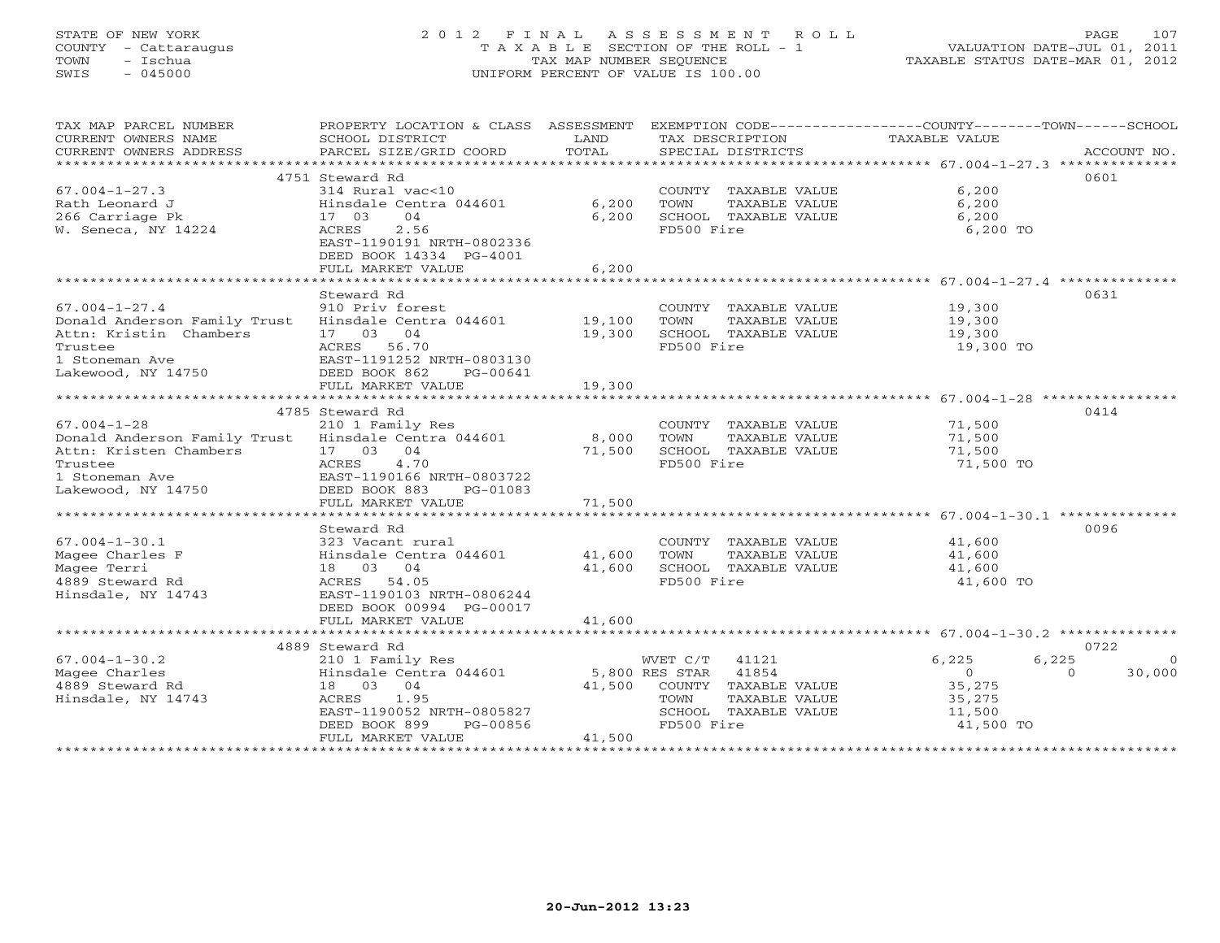STATE OF NEW YORK
COUNTY - Cattaraugus
TOWN - Ischua
SWIS - 045000

2012 FINAL ASSESSMENT ROLL
TAXABLE SECTION OF THE ROLL - 1
TAX MAP NUMBER SEQUENCE
UNIFORM PERCENT OF VALUE IS 100.00

VALUATION DATE-JUL 01, 2011
TAXABLE STATUS DATE-MAR 01, 2012

| TAX MAP PARCEL NUMBER / CURRENT OWNERS NAME / CURRENT OWNERS ADDRESS | PROPERTY LOCATION & CLASS / SCHOOL DISTRICT / PARCEL SIZE/GRID COORD | ASSESSMENT LAND / TOTAL | EXEMPTION CODE / TAX DESCRIPTION / SPECIAL DISTRICTS | COUNTY | TOWN | SCHOOL | ACCOUNT NO. |
|---|---|---|---|---|---|---|---|
| **67.004-1-27.3** | 4751 Steward Rd | | | | | | 0601 |
| Rath Leonard J | 314 Rural vac<10 | | COUNTY TAXABLE VALUE | 6,200 | | | |
| 266 Carriage Pk | Hinsdale Centra 044601 | 6,200 | TOWN TAXABLE VALUE | | 6,200 | | |
| W. Seneca, NY 14224 | 17 03 04 | 6,200 | SCHOOL TAXABLE VALUE | | | 6,200 | |
| | ACRES 2.56 | | FD500 Fire | 6,200 TO | | | |
| | EAST-1190191 NRTH-0802336 | | | | | | |
| | DEED BOOK 14334 PG-4001 | | | | | | |
| | FULL MARKET VALUE | 6,200 | | | | | |
| **67.004-1-27.4** | Steward Rd | | | | | | 0631 |
| Donald Anderson Family Trust | 910 Priv forest | | COUNTY TAXABLE VALUE | 19,300 | | | |
| Attn: Kristin Chambers | Hinsdale Centra 044601 | 19,100 | TOWN TAXABLE VALUE | | 19,300 | | |
| Trustee | 17 03 04 | 19,300 | SCHOOL TAXABLE VALUE | | | 19,300 | |
| 1 Stoneman Ave | ACRES 56.70 | | FD500 Fire | 19,300 TO | | | |
| Lakewood, NY 14750 | EAST-1191252 NRTH-0803130 | | | | | | |
| | DEED BOOK 862 PG-00641 | | | | | | |
| | FULL MARKET VALUE | 19,300 | | | | | |
| **67.004-1-28** | 4785 Steward Rd | | | | | | 0414 |
| Donald Anderson Family Trust | 210 1 Family Res | | COUNTY TAXABLE VALUE | 71,500 | | | |
| Attn: Kristen Chambers | Hinsdale Centra 044601 | 8,000 | TOWN TAXABLE VALUE | | 71,500 | | |
| Trustee | 17 03 04 | 71,500 | SCHOOL TAXABLE VALUE | | | 71,500 | |
| 1 Stoneman Ave | ACRES 4.70 | | FD500 Fire | 71,500 TO | | | |
| Lakewood, NY 14750 | EAST-1190166 NRTH-0803722 | | | | | | |
| | DEED BOOK 883 PG-01083 | | | | | | |
| | FULL MARKET VALUE | 71,500 | | | | | |
| **67.004-1-30.1** | Steward Rd | | | | | | 0096 |
| Magee Charles F | 323 Vacant rural | | COUNTY TAXABLE VALUE | 41,600 | | | |
| Magee Terri | Hinsdale Centra 044601 | 41,600 | TOWN TAXABLE VALUE | | 41,600 | | |
| 4889 Steward Rd | 18 03 04 | 41,600 | SCHOOL TAXABLE VALUE | | | 41,600 | |
| Hinsdale, NY 14743 | ACRES 54.05 | | FD500 Fire | 41,600 TO | | | |
| | EAST-1190103 NRTH-0806244 | | | | | | |
| | DEED BOOK 00994 PG-00017 | | | | | | |
| | FULL MARKET VALUE | 41,600 | | | | | |
| **67.004-1-30.2** | 4889 Steward Rd | | | | | | 0722 |
| Magee Charles | 210 1 Family Res | | WVET C/T 41121 | 6,225 | 6,225 | 0 | |
| 4889 Steward Rd | Hinsdale Centra 044601 | 5,800 | RES STAR 41854 | 0 | 0 | 30,000 | |
| Hinsdale, NY 14743 | 18 03 04 | 41,500 | COUNTY TAXABLE VALUE | 35,275 | | | |
| | ACRES 1.95 | | TOWN TAXABLE VALUE | | 35,275 | | |
| | EAST-1190052 NRTH-0805827 | | SCHOOL TAXABLE VALUE | | | 11,500 | |
| | DEED BOOK 899 PG-00856 | | FD500 Fire | 41,500 TO | | | |
| | FULL MARKET VALUE | 41,500 | | | | | |

20-Jun-2012 13:23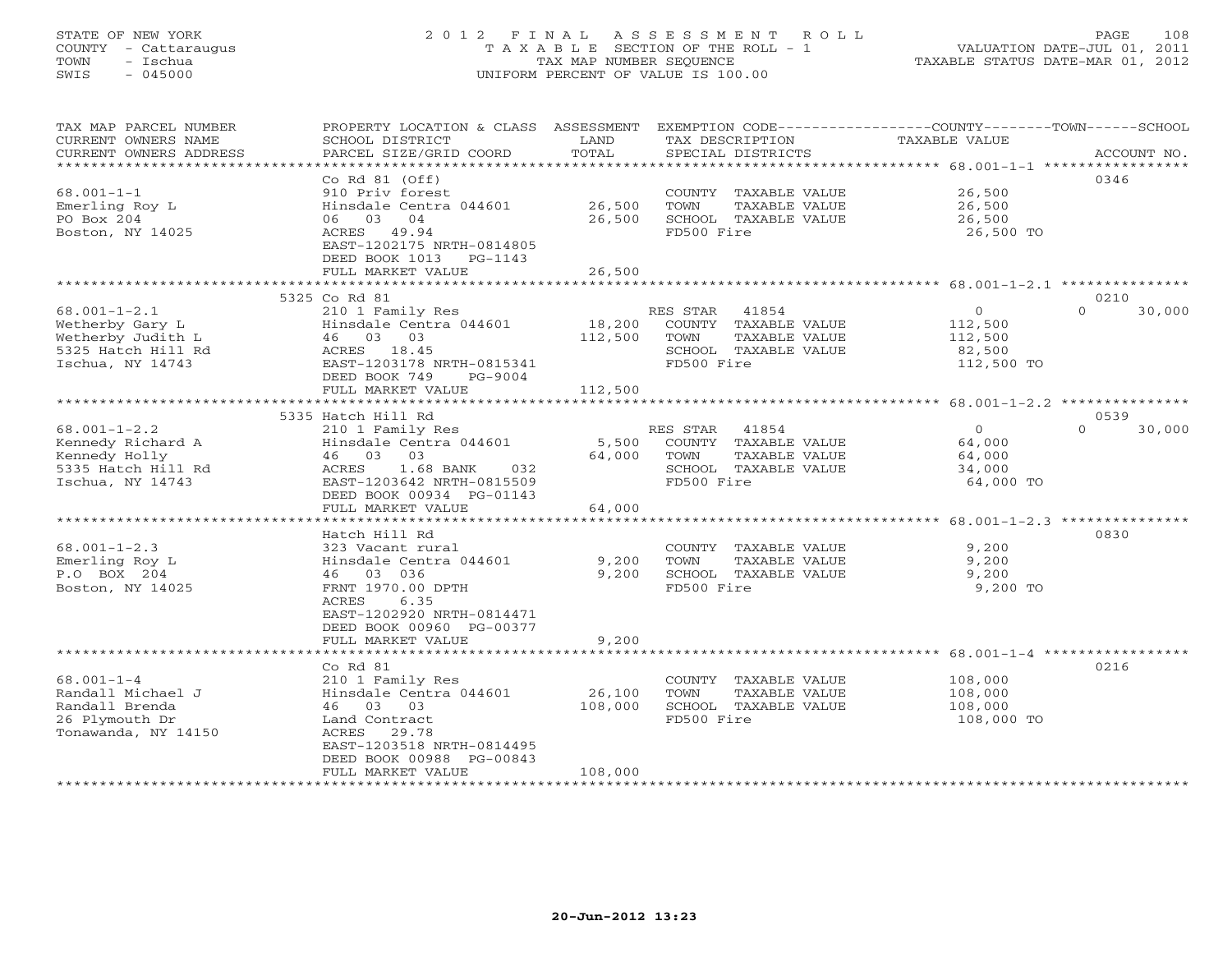STATE OF NEW YORK
COUNTY - Cattaraugus
TOWN - Ischua
SWIS - 045000

2012 FINAL ASSESSMENT ROLL
TAXABLE SECTION OF THE ROLL - 1
TAX MAP NUMBER SEQUENCE
UNIFORM PERCENT OF VALUE IS 100.00

VALUATION DATE-JUL 01, 2011
TAXABLE STATUS DATE-MAR 01, 2012

| TAX MAP PARCEL NUMBER / CURRENT OWNERS NAME / CURRENT OWNERS ADDRESS | PROPERTY LOCATION & CLASS / SCHOOL DISTRICT / PARCEL SIZE/GRID COORD | ASSESSMENT LAND | TOTAL | EXEMPTION CODE / TAX DESCRIPTION / SPECIAL DISTRICTS | COUNTY / TOWN / SCHOOL TAXABLE VALUE | ACCOUNT NO. |
|---|---|---|---|---|---|---|
| 68.001-1-1 | Co Rd 81 (Off) | | | | | 0346 |
| Emerling Roy L | 910 Priv forest | | | COUNTY TAXABLE VALUE | 26,500 | |
| PO Box 204 | Hinsdale Centra 044601 | 26,500 | | TOWN TAXABLE VALUE | 26,500 | |
| Boston, NY 14025 | 06 03 04 | | 26,500 | SCHOOL TAXABLE VALUE | 26,500 | |
| | ACRES 49.94 | | | FD500 Fire | 26,500 TO | |
| | EAST-1202175 NRTH-0814805 | | | | | |
| | DEED BOOK 1013 PG-1143 | | | | | |
| | FULL MARKET VALUE | | 26,500 | | | |
| 68.001-1-2.1 | 5325 Co Rd 81 | | | | | 0210 |
| Wetherby Gary L | 210 1 Family Res | | | RES STAR 41854 | 0 / 0 / 30,000 | |
| Wetherby Judith L | Hinsdale Centra 044601 | 18,200 | | COUNTY TAXABLE VALUE | 112,500 | |
| 5325 Hatch Hill Rd | 46 03 03 | | 112,500 | TOWN TAXABLE VALUE | 112,500 | |
| Ischua, NY 14743 | ACRES 18.45 | | | SCHOOL TAXABLE VALUE | 82,500 | |
| | EAST-1203178 NRTH-0815341 | | | FD500 Fire | 112,500 TO | |
| | DEED BOOK 749 PG-9004 | | | | | |
| | FULL MARKET VALUE | | 112,500 | | | |
| 68.001-1-2.2 | 5335 Hatch Hill Rd | | | | | 0539 |
| Kennedy Richard A | 210 1 Family Res | | | RES STAR 41854 | 0 / 0 / 30,000 | |
| Kennedy Holly | Hinsdale Centra 044601 | 5,500 | | COUNTY TAXABLE VALUE | 64,000 | |
| 5335 Hatch Hill Rd | 46 03 03 | | 64,000 | TOWN TAXABLE VALUE | 64,000 | |
| Ischua, NY 14743 | ACRES 1.68 BANK 032 | | | SCHOOL TAXABLE VALUE | 34,000 | |
| | EAST-1203642 NRTH-0815509 | | | FD500 Fire | 64,000 TO | |
| | DEED BOOK 00934 PG-01143 | | | | | |
| | FULL MARKET VALUE | | 64,000 | | | |
| 68.001-1-2.3 | Hatch Hill Rd | | | | | 0830 |
| Emerling Roy L | 323 Vacant rural | | | COUNTY TAXABLE VALUE | 9,200 | |
| P.O BOX 204 | Hinsdale Centra 044601 | 9,200 | | TOWN TAXABLE VALUE | 9,200 | |
| Boston, NY 14025 | 46 03 036 | | 9,200 | SCHOOL TAXABLE VALUE | 9,200 | |
| | FRNT 1970.00 DPTH | | | FD500 Fire | 9,200 TO | |
| | ACRES 6.35 | | | | | |
| | EAST-1202920 NRTH-0814471 | | | | | |
| | DEED BOOK 00960 PG-00377 | | | | | |
| | FULL MARKET VALUE | | 9,200 | | | |
| 68.001-1-4 | Co Rd 81 | | | | | 0216 |
| Randall Michael J | 210 1 Family Res | | | COUNTY TAXABLE VALUE | 108,000 | |
| Randall Brenda | Hinsdale Centra 044601 | 26,100 | | TOWN TAXABLE VALUE | 108,000 | |
| 26 Plymouth Dr | 46 03 03 | | 108,000 | SCHOOL TAXABLE VALUE | 108,000 | |
| Tonawanda, NY 14150 | Land Contract | | | FD500 Fire | 108,000 TO | |
| | ACRES 29.78 | | | | | |
| | EAST-1203518 NRTH-0814495 | | | | | |
| | DEED BOOK 00988 PG-00843 | | | | | |
| | FULL MARKET VALUE | | 108,000 | | | |

20-Jun-2012 13:23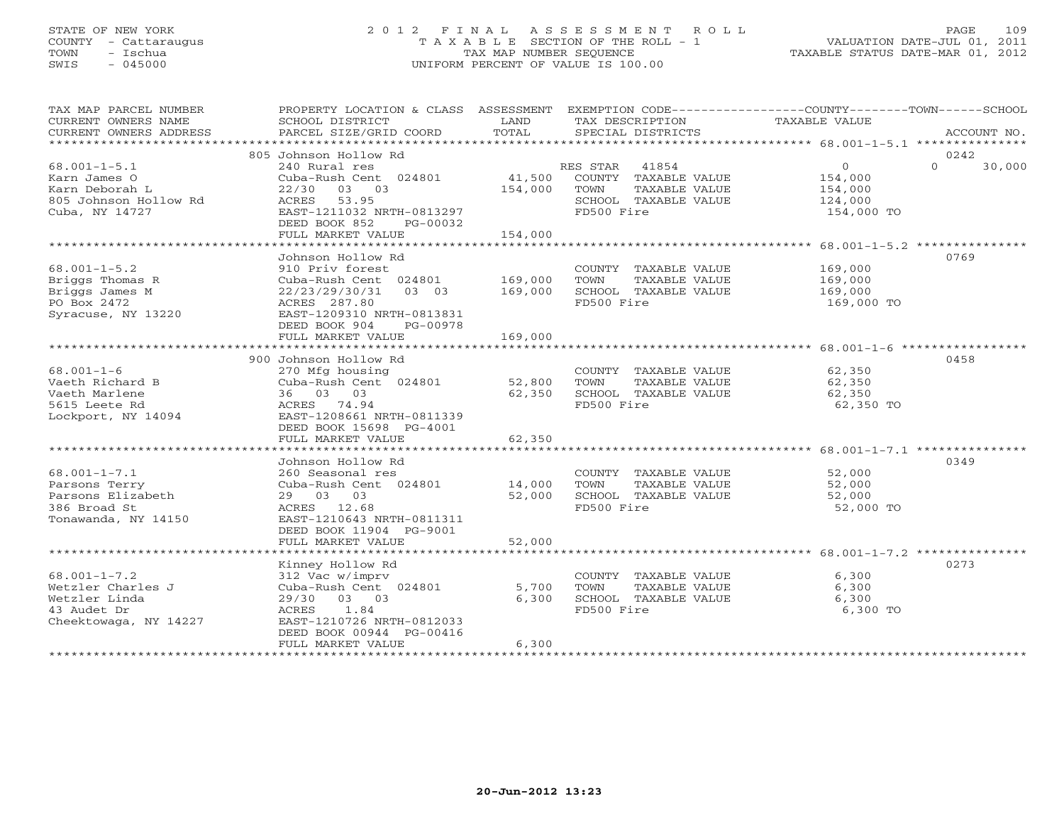STATE OF NEW YORK
COUNTY - Cattaraugus
TOWN - Ischua
SWIS - 045000

# 2012 FINAL ASSESSMENT ROLL
TAXABLE SECTION OF THE ROLL - 1
TAX MAP NUMBER SEQUENCE
UNIFORM PERCENT OF VALUE IS 100.00

VALUATION DATE-JUL 01, 2011
TAXABLE STATUS DATE-MAR 01, 2012

| TAX MAP PARCEL NUMBER / CURRENT OWNERS NAME / CURRENT OWNERS ADDRESS | PROPERTY LOCATION & CLASS / SCHOOL DISTRICT / PARCEL SIZE/GRID COORD | ASSESSMENT LAND | TOTAL | EXEMPTION CODE / TAX DESCRIPTION / SPECIAL DISTRICTS | COUNTY / TOWN TAXABLE VALUE | SCHOOL | ACCOUNT NO. |
|---|---|---|---|---|---|---|---|
| 68.001-1-5.1 | 805 Johnson Hollow Rd | | | | | | 0242 |
| 68.001-1-5.1 | 240 Rural res | | | RES STAR 41854 | 0 | 0 | 30,000 |
| Karn James O | Cuba-Rush Cent 024801 | 41,500 | | COUNTY TAXABLE VALUE | 154,000 | | |
| Karn Deborah L | 22/30 03 03 | | 154,000 | TOWN TAXABLE VALUE | 154,000 | | |
| 805 Johnson Hollow Rd | ACRES 53.95 | | | SCHOOL TAXABLE VALUE | 124,000 | | |
| Cuba, NY 14727 | EAST-1211032 NRTH-0813297 | | | FD500 Fire | 154,000 TO | | |
| | DEED BOOK 852 PG-00032 | | | | | | |
| | FULL MARKET VALUE | | 154,000 | | | | |
| 68.001-1-5.2 | Johnson Hollow Rd | | | | | | 0769 |
| 68.001-1-5.2 | 910 Priv forest | | | COUNTY TAXABLE VALUE | 169,000 | | |
| Briggs Thomas R | Cuba-Rush Cent 024801 | 169,000 | | TOWN TAXABLE VALUE | 169,000 | | |
| Briggs James M | 22/23/29/30/31 03 03 | | 169,000 | SCHOOL TAXABLE VALUE | 169,000 | | |
| PO Box 2472 | ACRES 287.80 | | | FD500 Fire | 169,000 TO | | |
| Syracuse, NY 13220 | EAST-1209310 NRTH-0813831 | | | | | | |
| | DEED BOOK 904 PG-00978 | | | | | | |
| | FULL MARKET VALUE | | 169,000 | | | | |
| 68.001-1-6 | 900 Johnson Hollow Rd | | | | | | 0458 |
| 68.001-1-6 | 270 Mfg housing | | | COUNTY TAXABLE VALUE | 62,350 | | |
| Vaeth Richard B | Cuba-Rush Cent 024801 | 52,800 | | TOWN TAXABLE VALUE | 62,350 | | |
| Vaeth Marlene | 36 03 03 | | 62,350 | SCHOOL TAXABLE VALUE | 62,350 | | |
| 5615 Leete Rd | ACRES 74.94 | | | FD500 Fire | 62,350 TO | | |
| Lockport, NY 14094 | EAST-1208661 NRTH-0811339 | | | | | | |
| | DEED BOOK 15698 PG-4001 | | | | | | |
| | FULL MARKET VALUE | | 62,350 | | | | |
| 68.001-1-7.1 | Johnson Hollow Rd | | | | | | 0349 |
| 68.001-1-7.1 | 260 Seasonal res | | | COUNTY TAXABLE VALUE | 52,000 | | |
| Parsons Terry | Cuba-Rush Cent 024801 | 14,000 | | TOWN TAXABLE VALUE | 52,000 | | |
| Parsons Elizabeth | 29 03 03 | | 52,000 | SCHOOL TAXABLE VALUE | 52,000 | | |
| 386 Broad St | ACRES 12.68 | | | FD500 Fire | 52,000 TO | | |
| Tonawanda, NY 14150 | EAST-1210643 NRTH-0811311 | | | | | | |
| | DEED BOOK 11904 PG-9001 | | | | | | |
| | FULL MARKET VALUE | | 52,000 | | | | |
| 68.001-1-7.2 | Kinney Hollow Rd | | | | | | 0273 |
| 68.001-1-7.2 | 312 Vac w/imprv | | | COUNTY TAXABLE VALUE | 6,300 | | |
| Wetzler Charles J | Cuba-Rush Cent 024801 | 5,700 | | TOWN TAXABLE VALUE | 6,300 | | |
| Wetzler Linda | 29/30 03 03 | | 6,300 | SCHOOL TAXABLE VALUE | 6,300 | | |
| 43 Audet Dr | ACRES 1.84 | | | FD500 Fire | 6,300 TO | | |
| Cheektowaga, NY 14227 | EAST-1210726 NRTH-0812033 | | | | | | |
| | DEED BOOK 00944 PG-00416 | | | | | | |
| | FULL MARKET VALUE | | 6,300 | | | | |

20-Jun-2012 13:23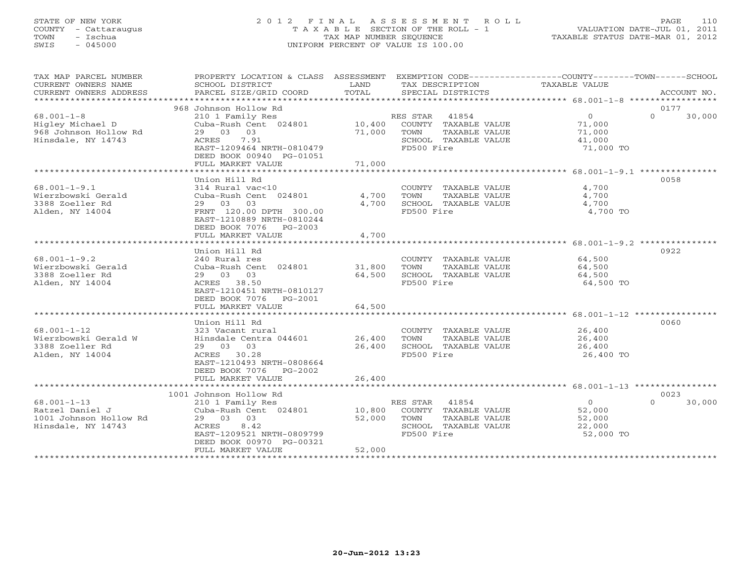STATE OF NEW YORK
COUNTY - Cattaraugus
TOWN - Ischua
SWIS - 045000

# 2012 FINAL ASSESSMENT ROLL

TAXABLE SECTION OF THE ROLL - 1
TAX MAP NUMBER SEQUENCE
UNIFORM PERCENT OF VALUE IS 100.00

VALUATION DATE-JUL 01, 2011
TAXABLE STATUS DATE-MAR 01, 2012

| TAX MAP PARCEL NUMBER / CURRENT OWNERS NAME / CURRENT OWNERS ADDRESS | PROPERTY LOCATION & CLASS / SCHOOL DISTRICT / PARCEL SIZE/GRID COORD | ASSESSMENT LAND | TOTAL | EXEMPTION CODE / TAX DESCRIPTION / SPECIAL DISTRICTS | COUNTY TAXABLE VALUE | TOWN | SCHOOL | ACCOUNT NO. |
|---|---|---|---|---|---|---|---|---|
| | 968 Johnson Hollow Rd | | | | | | | 0177 |
| 68.001-1-8 | 210 1 Family Res | | | RES STAR 41854 | 0 | 0 | 30,000 | |
| Higley Michael D | Cuba-Rush Cent 024801 | 10,400 | | COUNTY TAXABLE VALUE | 71,000 | | | |
| 968 Johnson Hollow Rd | 29 03 03 | | 71,000 | TOWN TAXABLE VALUE | 71,000 | | | |
| Hinsdale, NY 14743 | ACRES 7.91 | | | SCHOOL TAXABLE VALUE | 41,000 | | | |
| | EAST-1209464 NRTH-0810479 | | | FD500 Fire | 71,000 TO | | | |
| | DEED BOOK 00940 PG-01051 | | | | | | | |
| | FULL MARKET VALUE | | 71,000 | | | | | |
| | Union Hill Rd | | | | | | | 0058 |
| 68.001-1-9.1 | 314 Rural vac<10 | | | COUNTY TAXABLE VALUE | 4,700 | | | |
| Wierzbowski Gerald | Cuba-Rush Cent 024801 | 4,700 | | TOWN TAXABLE VALUE | 4,700 | | | |
| 3388 Zoeller Rd | 29 03 03 | | 4,700 | SCHOOL TAXABLE VALUE | 4,700 | | | |
| Alden, NY 14004 | FRNT 120.00 DPTH 300.00 | | | FD500 Fire | 4,700 TO | | | |
| | EAST-1210889 NRTH-0810244 | | | | | | | |
| | DEED BOOK 7076 PG-2003 | | | | | | | |
| | FULL MARKET VALUE | | 4,700 | | | | | |
| | Union Hill Rd | | | | | | | 0922 |
| 68.001-1-9.2 | 240 Rural res | | | COUNTY TAXABLE VALUE | 64,500 | | | |
| Wierzbowski Gerald | Cuba-Rush Cent 024801 | 31,800 | | TOWN TAXABLE VALUE | 64,500 | | | |
| 3388 Zoeller Rd | 29 03 03 | | 64,500 | SCHOOL TAXABLE VALUE | 64,500 | | | |
| Alden, NY 14004 | ACRES 38.50 | | | FD500 Fire | 64,500 TO | | | |
| | EAST-1210451 NRTH-0810127 | | | | | | | |
| | DEED BOOK 7076 PG-2001 | | | | | | | |
| | FULL MARKET VALUE | | 64,500 | | | | | |
| | Union Hill Rd | | | | | | | 0060 |
| 68.001-1-12 | 323 Vacant rural | | | COUNTY TAXABLE VALUE | 26,400 | | | |
| Wierzbowski Gerald W | Hinsdale Centra 044601 | 26,400 | | TOWN TAXABLE VALUE | 26,400 | | | |
| 3388 Zoeller Rd | 29 03 03 | | 26,400 | SCHOOL TAXABLE VALUE | 26,400 | | | |
| Alden, NY 14004 | ACRES 30.28 | | | FD500 Fire | 26,400 TO | | | |
| | EAST-1210493 NRTH-0808664 | | | | | | | |
| | DEED BOOK 7076 PG-2002 | | | | | | | |
| | FULL MARKET VALUE | | 26,400 | | | | | |
| | 1001 Johnson Hollow Rd | | | | | | | 0023 |
| 68.001-1-13 | 210 1 Family Res | | | RES STAR 41854 | 0 | 0 | 30,000 | |
| Ratzel Daniel J | Cuba-Rush Cent 024801 | 10,800 | | COUNTY TAXABLE VALUE | 52,000 | | | |
| 1001 Johnson Hollow Rd | 29 03 03 | | 52,000 | TOWN TAXABLE VALUE | 52,000 | | | |
| Hinsdale, NY 14743 | ACRES 8.42 | | | SCHOOL TAXABLE VALUE | 22,000 | | | |
| | EAST-1209521 NRTH-0809799 | | | FD500 Fire | 52,000 TO | | | |
| | DEED BOOK 00970 PG-00321 | | | | | | | |
| | FULL MARKET VALUE | | 52,000 | | | | | |

20-Jun-2012 13:23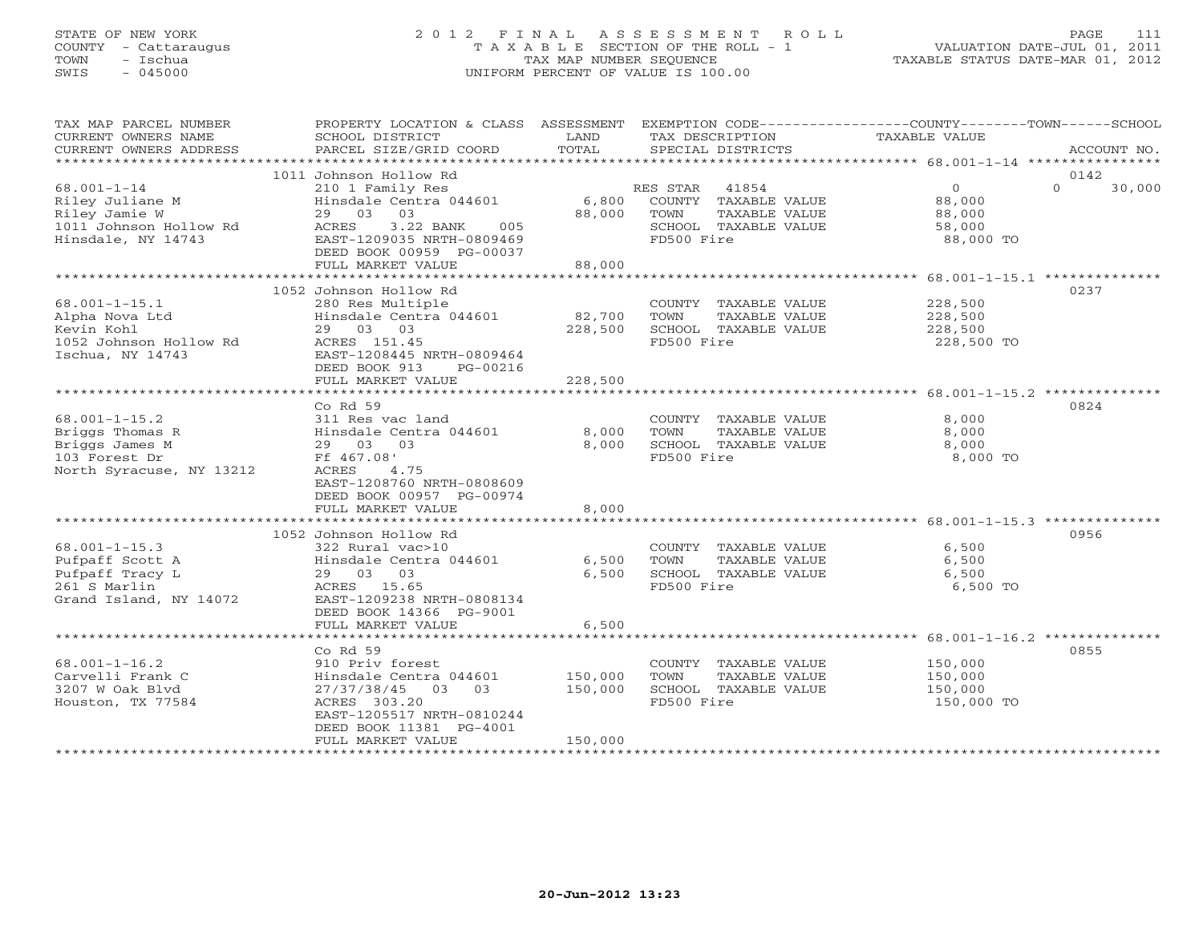STATE OF NEW YORK
COUNTY - Cattaraugus
TOWN - Ischua
SWIS - 045000

# 2012 FINAL ASSESSMENT ROLL
TAXABLE SECTION OF THE ROLL - 1
TAX MAP NUMBER SEQUENCE
UNIFORM PERCENT OF VALUE IS 100.00

VALUATION DATE-JUL 01, 2011
TAXABLE STATUS DATE-MAR 01, 2012

| TAX MAP PARCEL NUMBER / CURRENT OWNERS NAME / CURRENT OWNERS ADDRESS | PROPERTY LOCATION & CLASS / SCHOOL DISTRICT / PARCEL SIZE/GRID COORD | ASSESSMENT LAND | TOTAL | EXEMPTION CODE / TAX DESCRIPTION / SPECIAL DISTRICTS | COUNTY TAXABLE VALUE | TOWN | SCHOOL / ACCOUNT NO. |
|---|---|---|---|---|---|---|---|
| **68.001-1-14** | 1011 Johnson Hollow Rd | | | | | | 0142 |
| 68.001-1-14 | 210 1 Family Res | | | RES STAR 41854 | 0 | 0 | 30,000 |
| Riley Juliane M | Hinsdale Centra 044601 | 6,800 | | COUNTY TAXABLE VALUE | 88,000 | | |
| Riley Jamie W | 29 03 03 | | 88,000 | TOWN TAXABLE VALUE | 88,000 | | |
| 1011 Johnson Hollow Rd | ACRES 3.22 BANK 005 | | | SCHOOL TAXABLE VALUE | 58,000 | | |
| Hinsdale, NY 14743 | EAST-1209035 NRTH-0809469 | | | FD500 Fire | 88,000 TO | | |
| | DEED BOOK 00959 PG-00037 | | | | | | |
| | FULL MARKET VALUE | | 88,000 | | | | |
| **68.001-1-15.1** | 1052 Johnson Hollow Rd | | | | | | 0237 |
| 68.001-1-15.1 | 280 Res Multiple | | | COUNTY TAXABLE VALUE | 228,500 | | |
| Alpha Nova Ltd | Hinsdale Centra 044601 | 82,700 | | TOWN TAXABLE VALUE | 228,500 | | |
| Kevin Kohl | 29 03 03 | | 228,500 | SCHOOL TAXABLE VALUE | 228,500 | | |
| 1052 Johnson Hollow Rd | ACRES 151.45 | | | FD500 Fire | 228,500 TO | | |
| Ischua, NY 14743 | EAST-1208445 NRTH-0809464 | | | | | | |
| | DEED BOOK 913 PG-00216 | | | | | | |
| | FULL MARKET VALUE | | 228,500 | | | | |
| **68.001-1-15.2** | Co Rd 59 | | | | | | 0824 |
| 68.001-1-15.2 | 311 Res vac land | | | COUNTY TAXABLE VALUE | 8,000 | | |
| Briggs Thomas R | Hinsdale Centra 044601 | 8,000 | | TOWN TAXABLE VALUE | 8,000 | | |
| Briggs James M | 29 03 03 | | 8,000 | SCHOOL TAXABLE VALUE | 8,000 | | |
| 103 Forest Dr | Ff 467.08' | | | FD500 Fire | 8,000 TO | | |
| North Syracuse, NY 13212 | ACRES 4.75 | | | | | | |
| | EAST-1208760 NRTH-0808609 | | | | | | |
| | DEED BOOK 00957 PG-00974 | | | | | | |
| | FULL MARKET VALUE | | 8,000 | | | | |
| **68.001-1-15.3** | 1052 Johnson Hollow Rd | | | | | | 0956 |
| 68.001-1-15.3 | 322 Rural vac>10 | | | COUNTY TAXABLE VALUE | 6,500 | | |
| Pufpaff Scott A | Hinsdale Centra 044601 | 6,500 | | TOWN TAXABLE VALUE | 6,500 | | |
| Pufpaff Tracy L | 29 03 03 | | 6,500 | SCHOOL TAXABLE VALUE | 6,500 | | |
| 261 S Marlin | ACRES 15.65 | | | FD500 Fire | 6,500 TO | | |
| Grand Island, NY 14072 | EAST-1209238 NRTH-0808134 | | | | | | |
| | DEED BOOK 14366 PG-9001 | | | | | | |
| | FULL MARKET VALUE | | 6,500 | | | | |
| **68.001-1-16.2** | Co Rd 59 | | | | | | 0855 |
| 68.001-1-16.2 | 910 Priv forest | | | COUNTY TAXABLE VALUE | 150,000 | | |
| Carvelli Frank C | Hinsdale Centra 044601 | 150,000 | | TOWN TAXABLE VALUE | 150,000 | | |
| 3207 W Oak Blvd | 27/37/38/45 03 03 | | 150,000 | SCHOOL TAXABLE VALUE | 150,000 | | |
| Houston, TX 77584 | ACRES 303.20 | | | FD500 Fire | 150,000 TO | | |
| | EAST-1205517 NRTH-0810244 | | | | | | |
| | DEED BOOK 11381 PG-4001 | | | | | | |
| | FULL MARKET VALUE | | 150,000 | | | | |

20-Jun-2012 13:23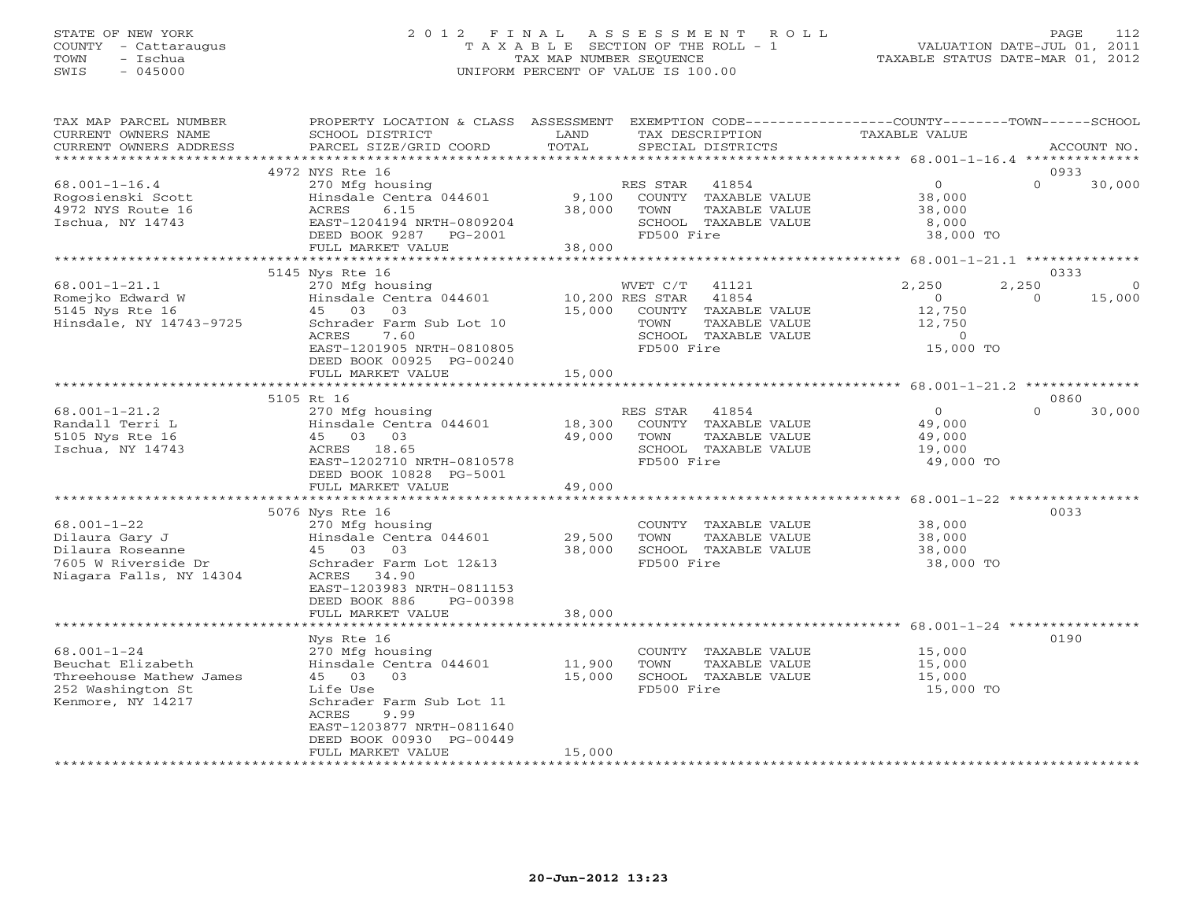STATE OF NEW YORK — COUNTY - Cattaraugus — TOWN - Ischua — SWIS - 045000

# 2012 FINAL ASSESSMENT ROLL
TAXABLE SECTION OF THE ROLL - 1
TAX MAP NUMBER SEQUENCE
UNIFORM PERCENT OF VALUE IS 100.00

VALUATION DATE-JUL 01, 2011
TAXABLE STATUS DATE-MAR 01, 2012

| TAX MAP PARCEL NUMBER / CURRENT OWNERS NAME / CURRENT OWNERS ADDRESS | PROPERTY LOCATION & CLASS / SCHOOL DISTRICT / PARCEL SIZE/GRID COORD | ASSESSMENT LAND / TOTAL | EXEMPTION CODE / TAX DESCRIPTION / SPECIAL DISTRICTS | COUNTY TAXABLE VALUE | TOWN | SCHOOL | ACCOUNT NO. |
|---|---|---|---|---|---|---|---|
| 68.001-1-16.4 | 4972 NYS Rte 16 | | | | | | 0933 |
| Rogosienski Scott | 270 Mfg housing | | RES STAR 41854 | 0 | 0 | 30,000 | |
| 4972 NYS Route 16 | Hinsdale Centra 044601 | 9,100 | COUNTY TAXABLE VALUE | 38,000 | | | |
| Ischua, NY 14743 | ACRES 6.15 | 38,000 | TOWN TAXABLE VALUE | 38,000 | | | |
| | EAST-1204194 NRTH-0809204 | | SCHOOL TAXABLE VALUE | 8,000 | | | |
| | DEED BOOK 9287 PG-2001 | | FD500 Fire | 38,000 TO | | | |
| | FULL MARKET VALUE | 38,000 | | | | | |
| 68.001-1-21.1 | 5145 Nys Rte 16 | | | | | | 0333 |
| Romejko Edward W | 270 Mfg housing | | WVET C/T 41121 | 2,250 | 2,250 | 0 | |
| 5145 Nys Rte 16 | Hinsdale Centra 044601 | 10,200 | RES STAR 41854 | 0 | 0 | 15,000 | |
| Hinsdale, NY 14743-9725 | 45 03 03 | 15,000 | COUNTY TAXABLE VALUE | 12,750 | | | |
| | Schrader Farm Sub Lot 10 | | TOWN TAXABLE VALUE | 12,750 | | | |
| | ACRES 7.60 | | SCHOOL TAXABLE VALUE | 0 | | | |
| | EAST-1201905 NRTH-0810805 | | FD500 Fire | 15,000 TO | | | |
| | DEED BOOK 00925 PG-00240 | | | | | | |
| | FULL MARKET VALUE | 15,000 | | | | | |
| 68.001-1-21.2 | 5105 Rt 16 | | | | | | 0860 |
| Randall Terri L | 270 Mfg housing | | RES STAR 41854 | 0 | 0 | 30,000 | |
| 5105 Nys Rte 16 | Hinsdale Centra 044601 | 18,300 | COUNTY TAXABLE VALUE | 49,000 | | | |
| Ischua, NY 14743 | 45 03 03 | 49,000 | TOWN TAXABLE VALUE | 49,000 | | | |
| | ACRES 18.65 | | SCHOOL TAXABLE VALUE | 19,000 | | | |
| | EAST-1202710 NRTH-0810578 | | FD500 Fire | 49,000 TO | | | |
| | DEED BOOK 10828 PG-5001 | | | | | | |
| | FULL MARKET VALUE | 49,000 | | | | | |
| 68.001-1-22 | 5076 Nys Rte 16 | | | | | | 0033 |
| Dilaura Gary J | 270 Mfg housing | | COUNTY TAXABLE VALUE | 38,000 | | | |
| Dilaura Roseanne | Hinsdale Centra 044601 | 29,500 | TOWN TAXABLE VALUE | 38,000 | | | |
| 7605 W Riverside Dr | 45 03 03 | 38,000 | SCHOOL TAXABLE VALUE | 38,000 | | | |
| Niagara Falls, NY 14304 | Schrader Farm Lot 12&13 | | FD500 Fire | 38,000 TO | | | |
| | ACRES 34.90 | | | | | | |
| | EAST-1203983 NRTH-0811153 | | | | | | |
| | DEED BOOK 886 PG-00398 | | | | | | |
| | FULL MARKET VALUE | 38,000 | | | | | |
| 68.001-1-24 | Nys Rte 16 | | | | | | 0190 |
| Beuchat Elizabeth | 270 Mfg housing | | COUNTY TAXABLE VALUE | 15,000 | | | |
| Threehouse Mathew James | Hinsdale Centra 044601 | 11,900 | TOWN TAXABLE VALUE | 15,000 | | | |
| 252 Washington St | 45 03 03 | 15,000 | SCHOOL TAXABLE VALUE | 15,000 | | | |
| Kenmore, NY 14217 | Life Use | | FD500 Fire | 15,000 TO | | | |
| | Schrader Farm Sub Lot 11 | | | | | | |
| | ACRES 9.99 | | | | | | |
| | EAST-1203877 NRTH-0811640 | | | | | | |
| | DEED BOOK 00930 PG-00449 | | | | | | |
| | FULL MARKET VALUE | 15,000 | | | | | |

20-Jun-2012 13:23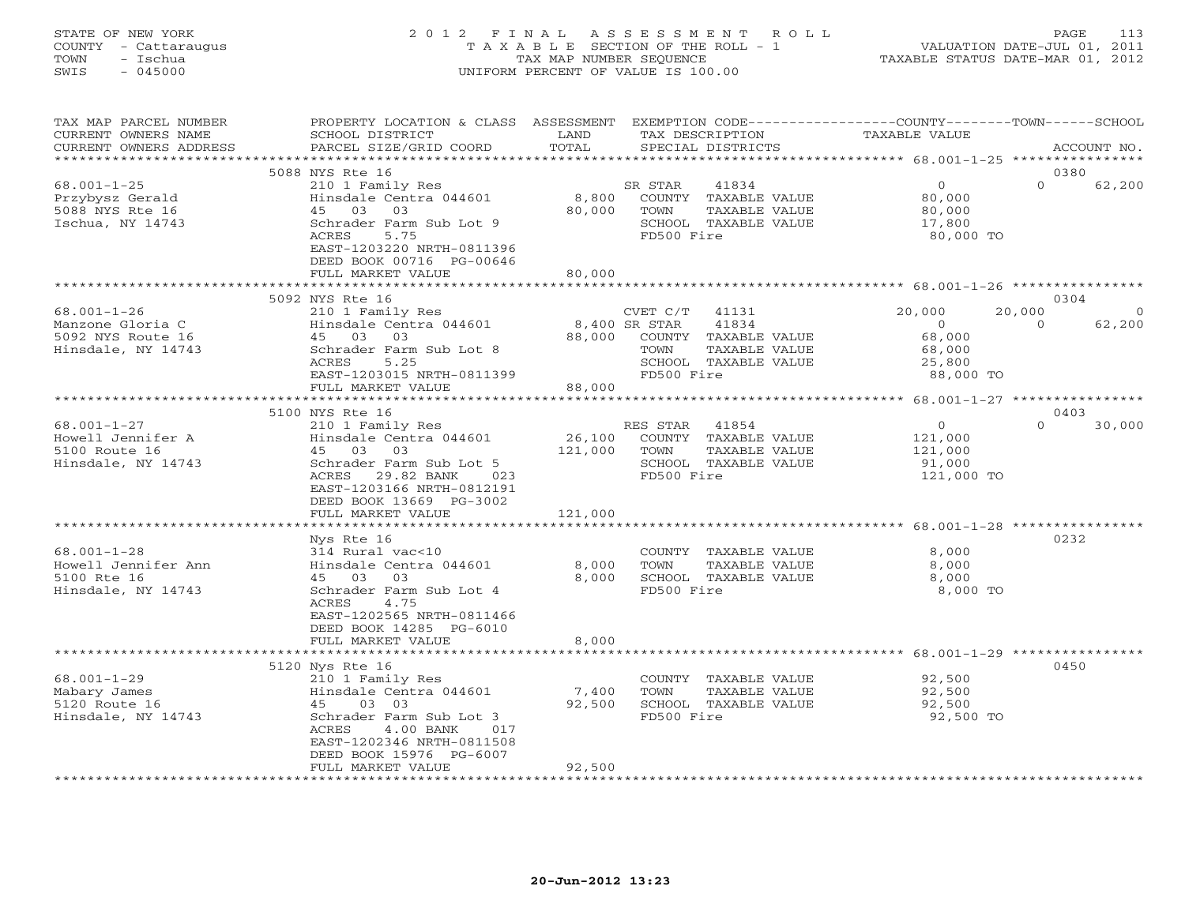STATE OF NEW YORK
COUNTY - Cattaraugus
TOWN - Ischua
SWIS - 045000

2012 FINAL ASSESSMENT ROLL
TAXABLE SECTION OF THE ROLL - 1
TAX MAP NUMBER SEQUENCE
UNIFORM PERCENT OF VALUE IS 100.00

VALUATION DATE-JUL 01, 2011
TAXABLE STATUS DATE-MAR 01, 2012

| TAX MAP PARCEL NUMBER / CURRENT OWNERS NAME / CURRENT OWNERS ADDRESS | PROPERTY LOCATION & CLASS / SCHOOL DISTRICT / PARCEL SIZE/GRID COORD | ASSESSMENT LAND / TOTAL | EXEMPTION CODE / TAX DESCRIPTION / SPECIAL DISTRICTS | COUNTY TAXABLE VALUE | TOWN | SCHOOL / ACCOUNT NO. |
|---|---|---|---|---|---|---|
| 68.001-1-25 | 5088 NYS Rte 16 | | | | | 0380 |
| Przybysz Gerald | 210 1 Family Res | | SR STAR 41834 | 0 | 0 | 62,200 |
| 5088 NYS Rte 16 | Hinsdale Centra 044601 | 8,800 | COUNTY TAXABLE VALUE | 80,000 | | |
| Ischua, NY 14743 | 45 03 03 | 80,000 | TOWN TAXABLE VALUE | 80,000 | | |
| | Schrader Farm Sub Lot 9 | | SCHOOL TAXABLE VALUE | 17,800 | | |
| | ACRES 5.75 | | FD500 Fire | 80,000 TO | | |
| | EAST-1203220 NRTH-0811396 | | | | | |
| | DEED BOOK 00716 PG-00646 | | | | | |
| | FULL MARKET VALUE | 80,000 | | | | |
| 68.001-1-26 | 5092 NYS Rte 16 | | | | | 0304 |
| Manzone Gloria C | 210 1 Family Res | | CVET C/T 41131 | 20,000 | 20,000 | 0 |
| 5092 NYS Route 16 | Hinsdale Centra 044601 | 8,400 | SR STAR 41834 | 0 | 0 | 62,200 |
| Hinsdale, NY 14743 | 45 03 03 | 88,000 | COUNTY TAXABLE VALUE | 68,000 | | |
| | Schrader Farm Sub Lot 8 | | TOWN TAXABLE VALUE | 68,000 | | |
| | ACRES 5.25 | | SCHOOL TAXABLE VALUE | 25,800 | | |
| | EAST-1203015 NRTH-0811399 | | FD500 Fire | 88,000 TO | | |
| | FULL MARKET VALUE | 88,000 | | | | |
| 68.001-1-27 | 5100 NYS Rte 16 | | | | | 0403 |
| Howell Jennifer A | 210 1 Family Res | | RES STAR 41854 | 0 | 0 | 30,000 |
| 5100 Route 16 | Hinsdale Centra 044601 | 26,100 | COUNTY TAXABLE VALUE | 121,000 | | |
| Hinsdale, NY 14743 | 45 03 03 | 121,000 | TOWN TAXABLE VALUE | 121,000 | | |
| | Schrader Farm Sub Lot 5 | | SCHOOL TAXABLE VALUE | 91,000 | | |
| | ACRES 29.82 BANK 023 | | FD500 Fire | 121,000 TO | | |
| | EAST-1203166 NRTH-0812191 | | | | | |
| | DEED BOOK 13669 PG-3002 | | | | | |
| | FULL MARKET VALUE | 121,000 | | | | |
| 68.001-1-28 | Nys Rte 16 | | | | | 0232 |
| Howell Jennifer Ann | 314 Rural vac<10 | | COUNTY TAXABLE VALUE | 8,000 | | |
| 5100 Rte 16 | Hinsdale Centra 044601 | 8,000 | TOWN TAXABLE VALUE | 8,000 | | |
| Hinsdale, NY 14743 | 45 03 03 | 8,000 | SCHOOL TAXABLE VALUE | 8,000 | | |
| | Schrader Farm Sub Lot 4 | | FD500 Fire | 8,000 TO | | |
| | ACRES 4.75 | | | | | |
| | EAST-1202565 NRTH-0811466 | | | | | |
| | DEED BOOK 14285 PG-6010 | | | | | |
| | FULL MARKET VALUE | 8,000 | | | | |
| 68.001-1-29 | 5120 Nys Rte 16 | | | | | 0450 |
| Mabary James | 210 1 Family Res | | COUNTY TAXABLE VALUE | 92,500 | | |
| 5120 Route 16 | Hinsdale Centra 044601 | 7,400 | TOWN TAXABLE VALUE | 92,500 | | |
| Hinsdale, NY 14743 | 45 03 03 | 92,500 | SCHOOL TAXABLE VALUE | 92,500 | | |
| | Schrader Farm Sub Lot 3 | | FD500 Fire | 92,500 TO | | |
| | ACRES 4.00 BANK 017 | | | | | |
| | EAST-1202346 NRTH-0811508 | | | | | |
| | DEED BOOK 15976 PG-6007 | | | | | |
| | FULL MARKET VALUE | 92,500 | | | | |

20-Jun-2012 13:23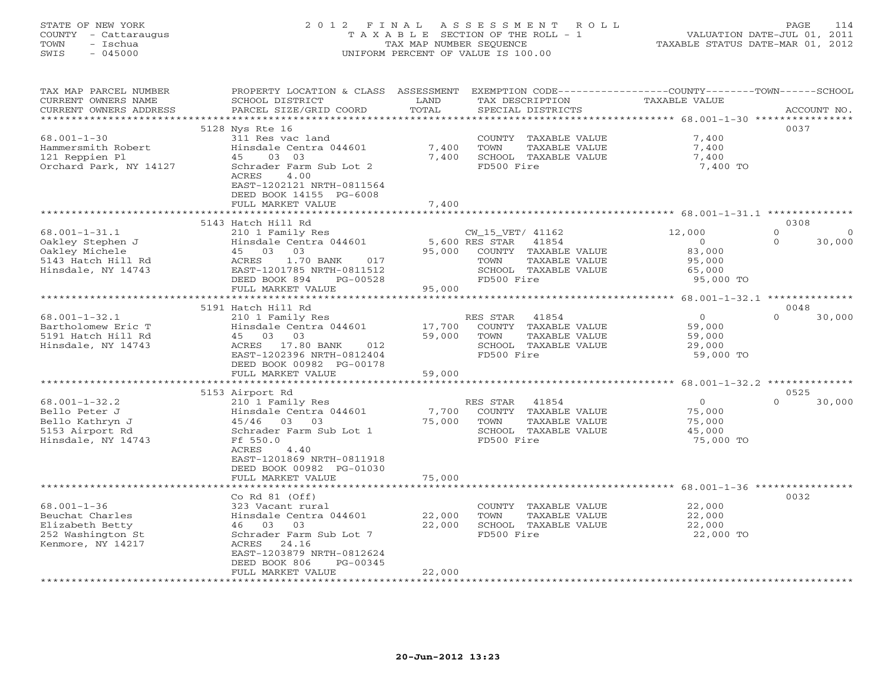STATE OF NEW YORK
COUNTY - Cattaraugus
TOWN - Ischua
SWIS - 045000

# 2012 FINAL ASSESSMENT ROLL
TAXABLE SECTION OF THE ROLL - 1
TAX MAP NUMBER SEQUENCE
UNIFORM PERCENT OF VALUE IS 100.00

VALUATION DATE-JUL 01, 2011
TAXABLE STATUS DATE-MAR 01, 2012

| TAX MAP PARCEL NUMBER / CURRENT OWNERS NAME / CURRENT OWNERS ADDRESS | PROPERTY LOCATION & CLASS / SCHOOL DISTRICT / PARCEL SIZE/GRID COORD | ASSESSMENT LAND / TOTAL | EXEMPTION CODE / TAX DESCRIPTION / SPECIAL DISTRICTS | COUNTY | TOWN | SCHOOL | ACCOUNT NO. |
|---|---|---|---|---|---|---|---|
| 68.001-1-30 | 5128 Nys Rte 16 | | | | | | 0037 |
| 68.001-1-30 | 311 Res vac land | | COUNTY TAXABLE VALUE | 7,400 | | | |
| Hammersmith Robert | Hinsdale Centra 044601 | 7,400 | TOWN TAXABLE VALUE | | 7,400 | | |
| 121 Reppien Pl | 45 03 03 | 7,400 | SCHOOL TAXABLE VALUE | | | 7,400 | |
| Orchard Park, NY 14127 | Schrader Farm Sub Lot 2 | | FD500 Fire | 7,400 TO | | | |
| | ACRES 4.00 | | | | | | |
| | EAST-1202121 NRTH-0811564 | | | | | | |
| | DEED BOOK 14155 PG-6008 | | | | | | |
| | FULL MARKET VALUE | 7,400 | | | | | |
| 68.001-1-31.1 | 5143 Hatch Hill Rd | | | | | | 0308 |
| 68.001-1-31.1 | 210 1 Family Res | | CW_15_VET/ 41162 | 12,000 | 0 | 0 | |
| Oakley Stephen J | Hinsdale Centra 044601 | 5,600 | RES STAR 41854 | 0 | 0 | 30,000 | |
| Oakley Michele | 45 03 03 | 95,000 | COUNTY TAXABLE VALUE | 83,000 | | | |
| 5143 Hatch Hill Rd | ACRES 1.70 BANK 017 | | TOWN TAXABLE VALUE | | 95,000 | | |
| Hinsdale, NY 14743 | EAST-1201785 NRTH-0811512 | | SCHOOL TAXABLE VALUE | | | 65,000 | |
| | DEED BOOK 894 PG-00528 | | FD500 Fire | 95,000 TO | | | |
| | FULL MARKET VALUE | 95,000 | | | | | |
| 68.001-1-32.1 | 5191 Hatch Hill Rd | | | | | | 0048 |
| 68.001-1-32.1 | 210 1 Family Res | | RES STAR 41854 | 0 | 0 | 30,000 | |
| Bartholomew Eric T | Hinsdale Centra 044601 | 17,700 | COUNTY TAXABLE VALUE | 59,000 | | | |
| 5191 Hatch Hill Rd | 45 03 03 | 59,000 | TOWN TAXABLE VALUE | | 59,000 | | |
| Hinsdale, NY 14743 | ACRES 17.80 BANK 012 | | SCHOOL TAXABLE VALUE | | | 29,000 | |
| | EAST-1202396 NRTH-0812404 | | FD500 Fire | 59,000 TO | | | |
| | DEED BOOK 00982 PG-00178 | | | | | | |
| | FULL MARKET VALUE | 59,000 | | | | | |
| 68.001-1-32.2 | 5153 Airport Rd | | | | | | 0525 |
| 68.001-1-32.2 | 210 1 Family Res | | RES STAR 41854 | 0 | 0 | 30,000 | |
| Bello Peter J | Hinsdale Centra 044601 | 7,700 | COUNTY TAXABLE VALUE | 75,000 | | | |
| Bello Kathryn J | 45/46 03 03 | 75,000 | TOWN TAXABLE VALUE | | 75,000 | | |
| 5153 Airport Rd | Schrader Farm Sub Lot 1 | | SCHOOL TAXABLE VALUE | | | 45,000 | |
| Hinsdale, NY 14743 | Ff 550.0 | | FD500 Fire | 75,000 TO | | | |
| | ACRES 4.40 | | | | | | |
| | EAST-1201869 NRTH-0811918 | | | | | | |
| | DEED BOOK 00982 PG-01030 | | | | | | |
| | FULL MARKET VALUE | 75,000 | | | | | |
| 68.001-1-36 | Co Rd 81 (Off) | | | | | | 0032 |
| 68.001-1-36 | 323 Vacant rural | | COUNTY TAXABLE VALUE | 22,000 | | | |
| Beuchat Charles | Hinsdale Centra 044601 | 22,000 | TOWN TAXABLE VALUE | | 22,000 | | |
| Elizabeth Betty | 46 03 03 | 22,000 | SCHOOL TAXABLE VALUE | | | 22,000 | |
| 252 Washington St | Schrader Farm Sub Lot 7 | | FD500 Fire | 22,000 TO | | | |
| Kenmore, NY 14217 | ACRES 24.16 | | | | | | |
| | EAST-1203879 NRTH-0812624 | | | | | | |
| | DEED BOOK 806 PG-00345 | | | | | | |
| | FULL MARKET VALUE | 22,000 | | | | | |

20-Jun-2012 13:23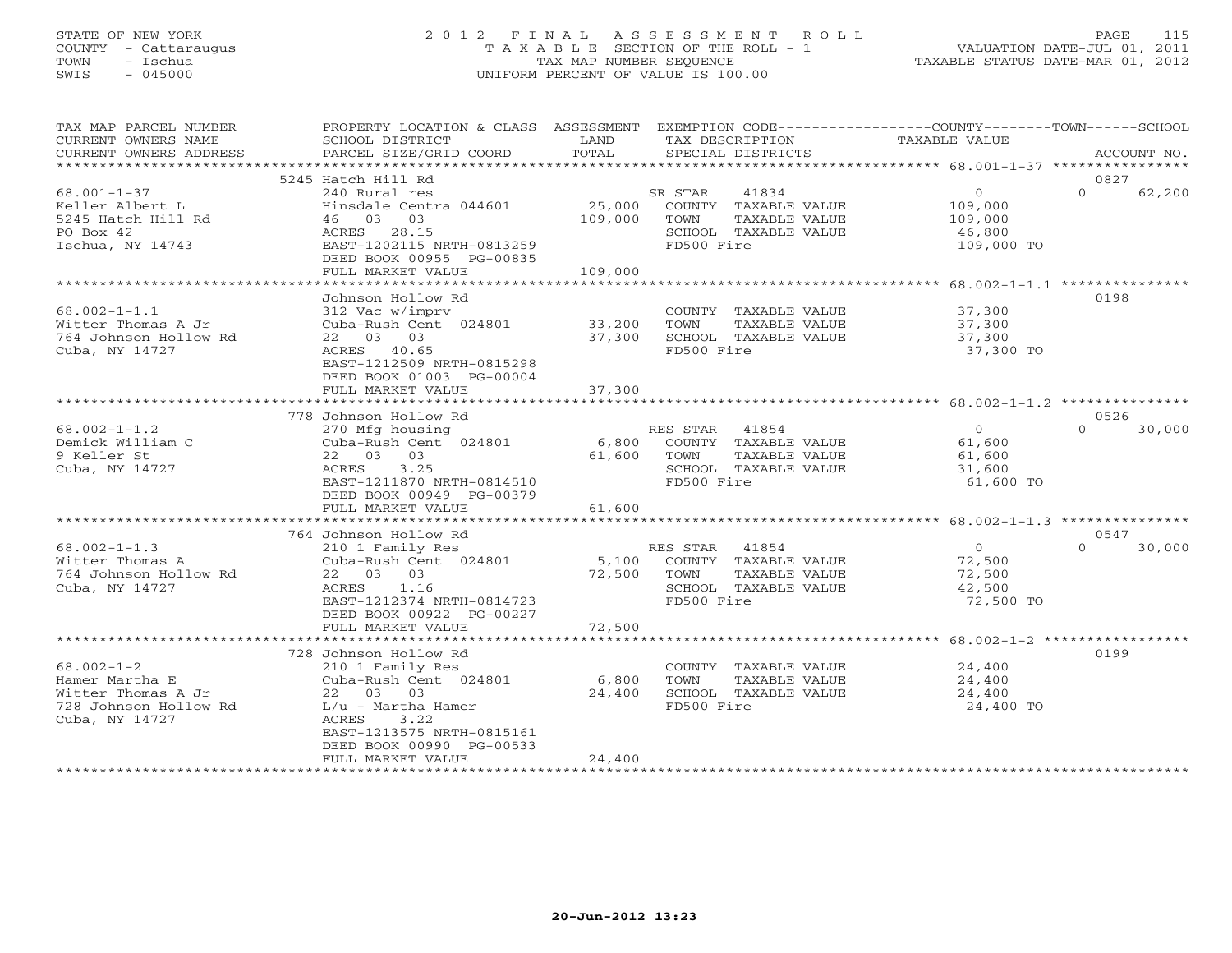STATE OF NEW YORK
COUNTY - Cattaraugus
TOWN - Ischua
SWIS - 045000

# 2012 FINAL ASSESSMENT ROLL

TAXABLE SECTION OF THE ROLL - 1
TAX MAP NUMBER SEQUENCE
UNIFORM PERCENT OF VALUE IS 100.00

VALUATION DATE-JUL 01, 2011
TAXABLE STATUS DATE-MAR 01, 2012

| TAX MAP PARCEL NUMBER / CURRENT OWNERS NAME / CURRENT OWNERS ADDRESS | PROPERTY LOCATION & CLASS / SCHOOL DISTRICT / PARCEL SIZE/GRID COORD | ASSESSMENT LAND | ASSESSMENT TOTAL | EXEMPTION CODE / TAX DESCRIPTION / SPECIAL DISTRICTS | COUNTY TAXABLE VALUE | TOWN | SCHOOL | ACCOUNT NO. |
|---|---|---|---|---|---|---|---|---|
| 68.001-1-37 | 5245 Hatch Hill Rd | | | | | | | 0827 |
| Keller Albert L | 240 Rural res | | | SR STAR 41834 | 0 | | 0 | 62,200 |
| 5245 Hatch Hill Rd | Hinsdale Centra 044601 | 25,000 | | COUNTY TAXABLE VALUE | 109,000 | | | |
| PO Box 42 | 46 03 03 | | 109,000 | TOWN TAXABLE VALUE | 109,000 | | | |
| Ischua, NY 14743 | ACRES 28.15 | | | SCHOOL TAXABLE VALUE | 46,800 | | | |
| | EAST-1202115 NRTH-0813259 | | | FD500 Fire | 109,000 TO | | | |
| | DEED BOOK 00955 PG-00835 | | | | | | | |
| | FULL MARKET VALUE | | 109,000 | | | | | |
| 68.002-1-1.1 | Johnson Hollow Rd | | | | | | | 0198 |
| Witter Thomas A Jr | 312 Vac w/imprv | | | COUNTY TAXABLE VALUE | 37,300 | | | |
| 764 Johnson Hollow Rd | Cuba-Rush Cent 024801 | 33,200 | | TOWN TAXABLE VALUE | 37,300 | | | |
| Cuba, NY 14727 | 22 03 03 | | 37,300 | SCHOOL TAXABLE VALUE | 37,300 | | | |
| | ACRES 40.65 | | | FD500 Fire | 37,300 TO | | | |
| | EAST-1212509 NRTH-0815298 | | | | | | | |
| | DEED BOOK 01003 PG-00004 | | | | | | | |
| | FULL MARKET VALUE | | 37,300 | | | | | |
| 68.002-1-1.2 | 778 Johnson Hollow Rd | | | | | | | 0526 |
| Demick William C | 270 Mfg housing | | | RES STAR 41854 | 0 | | 0 | 30,000 |
| 9 Keller St | Cuba-Rush Cent 024801 | 6,800 | | COUNTY TAXABLE VALUE | 61,600 | | | |
| Cuba, NY 14727 | 22 03 03 | | 61,600 | TOWN TAXABLE VALUE | 61,600 | | | |
| | ACRES 3.25 | | | SCHOOL TAXABLE VALUE | 31,600 | | | |
| | EAST-1211870 NRTH-0814510 | | | FD500 Fire | 61,600 TO | | | |
| | DEED BOOK 00949 PG-00379 | | | | | | | |
| | FULL MARKET VALUE | | 61,600 | | | | | |
| 68.002-1-1.3 | 764 Johnson Hollow Rd | | | | | | | 0547 |
| Witter Thomas A | 210 1 Family Res | | | RES STAR 41854 | 0 | | 0 | 30,000 |
| 764 Johnson Hollow Rd | Cuba-Rush Cent 024801 | 5,100 | | COUNTY TAXABLE VALUE | 72,500 | | | |
| Cuba, NY 14727 | 22 03 03 | | 72,500 | TOWN TAXABLE VALUE | 72,500 | | | |
| | ACRES 1.16 | | | SCHOOL TAXABLE VALUE | 42,500 | | | |
| | EAST-1212374 NRTH-0814723 | | | FD500 Fire | 72,500 TO | | | |
| | DEED BOOK 00922 PG-00227 | | | | | | | |
| | FULL MARKET VALUE | | 72,500 | | | | | |
| 68.002-1-2 | 728 Johnson Hollow Rd | | | | | | | 0199 |
| Hamer Martha E | 210 1 Family Res | | | COUNTY TAXABLE VALUE | 24,400 | | | |
| Witter Thomas A Jr | Cuba-Rush Cent 024801 | 6,800 | | TOWN TAXABLE VALUE | 24,400 | | | |
| 728 Johnson Hollow Rd | 22 03 03 | | 24,400 | SCHOOL TAXABLE VALUE | 24,400 | | | |
| Cuba, NY 14727 | L/u - Martha Hamer | | | FD500 Fire | 24,400 TO | | | |
| | ACRES 3.22 | | | | | | | |
| | EAST-1213575 NRTH-0815161 | | | | | | | |
| | DEED BOOK 00990 PG-00533 | | | | | | | |
| | FULL MARKET VALUE | | 24,400 | | | | | |

20-Jun-2012 13:23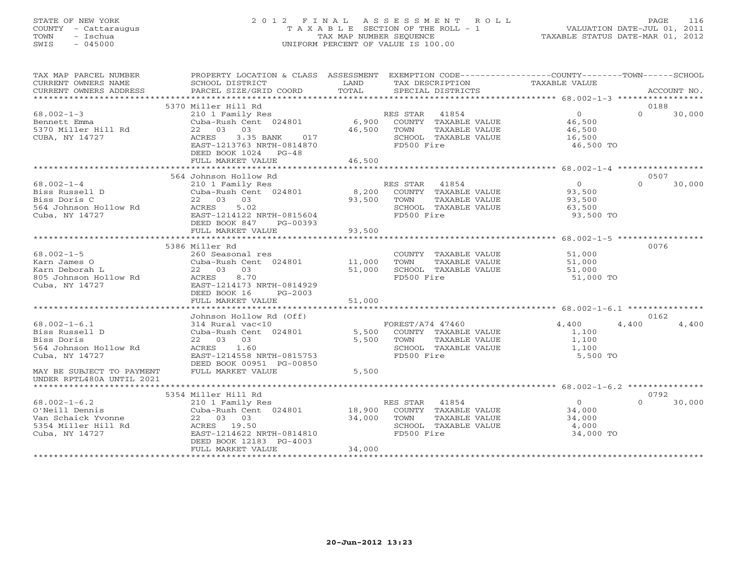STATE OF NEW YORK
COUNTY - Cattaraugus
TOWN - Ischua
SWIS - 045000

# 2012 FINAL ASSESSMENT ROLL
TAXABLE SECTION OF THE ROLL - 1
TAX MAP NUMBER SEQUENCE
UNIFORM PERCENT OF VALUE IS 100.00

VALUATION DATE-JUL 01, 2011
TAXABLE STATUS DATE-MAR 01, 2012

| TAX MAP PARCEL NUMBER / CURRENT OWNERS NAME / CURRENT OWNERS ADDRESS | PROPERTY LOCATION & CLASS / SCHOOL DISTRICT / PARCEL SIZE/GRID COORD | ASSESSMENT LAND | TOTAL | EXEMPTION CODE / TAX DESCRIPTION / SPECIAL DISTRICTS | COUNTY TAXABLE VALUE | TOWN | SCHOOL / ACCOUNT NO. |
|---|---|---|---|---|---|---|---|
| | 5370 Miller Hill Rd | | | | | | 0188 |
| 68.002-1-3 | 210 1 Family Res | | | RES STAR 41854 | 0 | 0 | 30,000 |
| Bennett Emma | Cuba-Rush Cent 024801 | 6,900 | | COUNTY TAXABLE VALUE | 46,500 | | |
| 5370 Miller Hill Rd | 22 03 03 | | 46,500 | TOWN TAXABLE VALUE | 46,500 | | |
| CUBA, NY 14727 | ACRES 3.35 BANK 017 | | | SCHOOL TAXABLE VALUE | 16,500 | | |
| | EAST-1213763 NRTH-0814870 | | | FD500 Fire | 46,500 TO | | |
| | DEED BOOK 1024 PG-48 | | | | | | |
| | FULL MARKET VALUE | | 46,500 | | | | |
| | 564 Johnson Hollow Rd | | | | | | 0507 |
| 68.002-1-4 | 210 1 Family Res | | | RES STAR 41854 | 0 | 0 | 30,000 |
| Biss Russell D | Cuba-Rush Cent 024801 | 8,200 | | COUNTY TAXABLE VALUE | 93,500 | | |
| Biss Doris C | 22 03 03 | | 93,500 | TOWN TAXABLE VALUE | 93,500 | | |
| 564 Johnson Hollow Rd | ACRES 5.02 | | | SCHOOL TAXABLE VALUE | 63,500 | | |
| Cuba, NY 14727 | EAST-1214122 NRTH-0815604 | | | FD500 Fire | 93,500 TO | | |
| | DEED BOOK 847 PG-00393 | | | | | | |
| | FULL MARKET VALUE | | 93,500 | | | | |
| | 5386 Miller Rd | | | | | | 0076 |
| 68.002-1-5 | 260 Seasonal res | | | COUNTY TAXABLE VALUE | 51,000 | | |
| Karn James O | Cuba-Rush Cent 024801 | 11,000 | | TOWN TAXABLE VALUE | 51,000 | | |
| Karn Deborah L | 22 03 03 | | 51,000 | SCHOOL TAXABLE VALUE | 51,000 | | |
| 805 Johnson Hollow Rd | ACRES 8.70 | | | FD500 Fire | 51,000 TO | | |
| Cuba, NY 14727 | EAST-1214173 NRTH-0814929 | | | | | | |
| | DEED BOOK 16 PG-2003 | | | | | | |
| | FULL MARKET VALUE | | 51,000 | | | | |
| | Johnson Hollow Rd (Off) | | | | | | 0162 |
| 68.002-1-6.1 | 314 Rural vac<10 | | | FOREST/A74 47460 | 4,400 | 4,400 | 4,400 |
| Biss Russell D | Cuba-Rush Cent 024801 | 5,500 | | COUNTY TAXABLE VALUE | 1,100 | | |
| Biss Doris | 22 03 03 | | 5,500 | TOWN TAXABLE VALUE | 1,100 | | |
| 564 Johnson Hollow Rd | ACRES 1.60 | | | SCHOOL TAXABLE VALUE | 1,100 | | |
| Cuba, NY 14727 | EAST-1214558 NRTH-0815753 | | | FD500 Fire | 5,500 TO | | |
| | DEED BOOK 00951 PG-00850 | | | | | | |
| MAY BE SUBJECT TO PAYMENT UNDER RPTL480A UNTIL 2021 | FULL MARKET VALUE | | 5,500 | | | | |
| | 5354 Miller Hill Rd | | | | | | 0792 |
| 68.002-1-6.2 | 210 1 Family Res | | | RES STAR 41854 | 0 | 0 | 30,000 |
| O'Neill Dennis | Cuba-Rush Cent 024801 | 18,900 | | COUNTY TAXABLE VALUE | 34,000 | | |
| Van Schaick Yvonne | 22 03 03 | | 34,000 | TOWN TAXABLE VALUE | 34,000 | | |
| 5354 Miller Hill Rd | ACRES 19.50 | | | SCHOOL TAXABLE VALUE | 4,000 | | |
| Cuba, NY 14727 | EAST-1214622 NRTH-0814810 | | | FD500 Fire | 34,000 TO | | |
| | DEED BOOK 12183 PG-4003 | | | | | | |
| | FULL MARKET VALUE | | 34,000 | | | | |

20-Jun-2012 13:23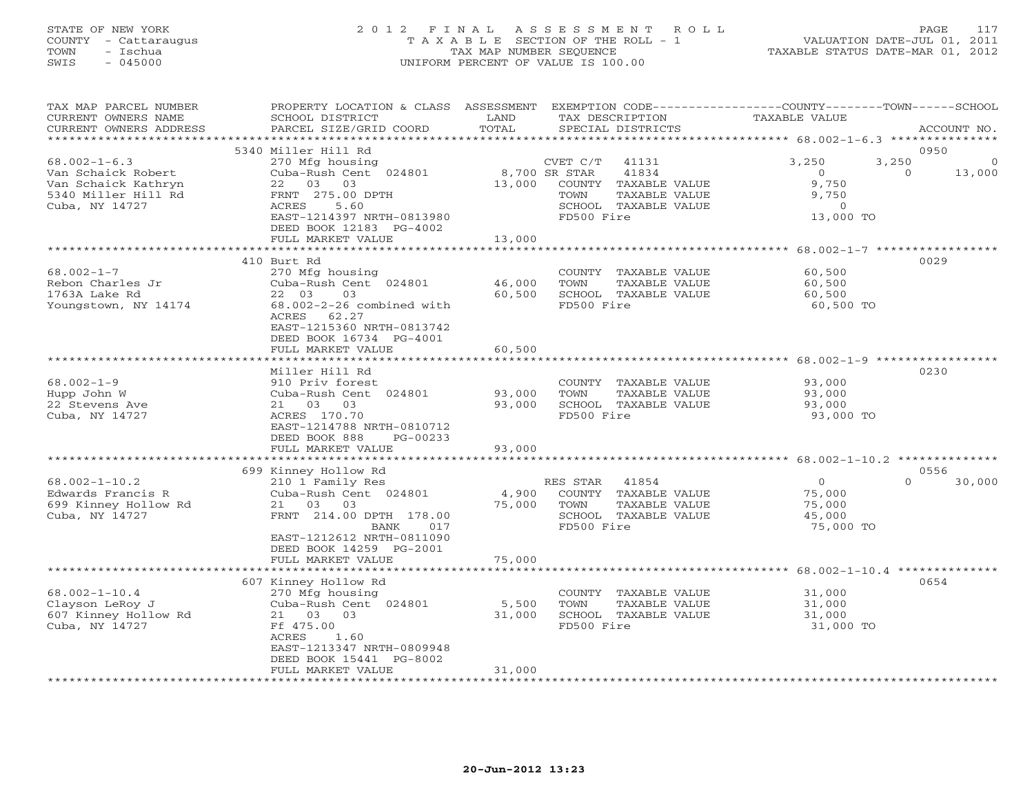STATE OF NEW YORK
COUNTY - Cattaraugus
TOWN - Ischua
SWIS - 045000

2012 FINAL ASSESSMENT ROLL
TAXABLE SECTION OF THE ROLL - 1
TAX MAP NUMBER SEQUENCE
UNIFORM PERCENT OF VALUE IS 100.00

VALUATION DATE-JUL 01, 2011
TAXABLE STATUS DATE-MAR 01, 2012

| TAX MAP PARCEL NUMBER / CURRENT OWNERS NAME / CURRENT OWNERS ADDRESS | PROPERTY LOCATION & CLASS / SCHOOL DISTRICT / PARCEL SIZE/GRID COORD | ASSESSMENT LAND | TOTAL | EXEMPTION CODE / TAX DESCRIPTION / SPECIAL DISTRICTS | COUNTY TAXABLE VALUE | TOWN | SCHOOL | ACCOUNT NO. |
|---|---|---|---|---|---|---|---|---|
| | 5340 Miller Hill Rd | | | | | | | 0950 |
| 68.002-1-6.3 | 270 Mfg housing | | | CVET C/T 41131 | 3,250 | 3,250 | 0 | |
| Van Schaick Robert | Cuba-Rush Cent 024801 | 8,700 | | SR STAR 41834 | 0 | 0 | 13,000 | |
| Van Schaick Kathryn | 22 03 03 | | 13,000 | COUNTY TAXABLE VALUE | 9,750 | | | |
| 5340 Miller Hill Rd | FRNT 275.00 DPTH | | | TOWN TAXABLE VALUE | 9,750 | | | |
| Cuba, NY 14727 | ACRES 5.60 | | | SCHOOL TAXABLE VALUE | 0 | | | |
| | EAST-1214397 NRTH-0813980 | | | FD500 Fire | 13,000 TO | | | |
| | DEED BOOK 12183 PG-4002 | | | | | | | |
| | FULL MARKET VALUE | | 13,000 | | | | | |
| | 410 Burt Rd | | | | | | | 0029 |
| 68.002-1-7 | 270 Mfg housing | | | COUNTY TAXABLE VALUE | 60,500 | | | |
| Rebon Charles Jr | Cuba-Rush Cent 024801 | 46,000 | | TOWN TAXABLE VALUE | 60,500 | | | |
| 1763A Lake Rd | 22 03 03 | | 60,500 | SCHOOL TAXABLE VALUE | 60,500 | | | |
| Youngstown, NY 14174 | 68.002-2-26 combined with | | | FD500 Fire | 60,500 TO | | | |
| | ACRES 62.27 | | | | | | | |
| | EAST-1215360 NRTH-0813742 | | | | | | | |
| | DEED BOOK 16734 PG-4001 | | | | | | | |
| | FULL MARKET VALUE | | 60,500 | | | | | |
| | Miller Hill Rd | | | | | | | 0230 |
| 68.002-1-9 | 910 Priv forest | | | COUNTY TAXABLE VALUE | 93,000 | | | |
| Hupp John W | Cuba-Rush Cent 024801 | 93,000 | | TOWN TAXABLE VALUE | 93,000 | | | |
| 22 Stevens Ave | 21 03 03 | | 93,000 | SCHOOL TAXABLE VALUE | 93,000 | | | |
| Cuba, NY 14727 | ACRES 170.70 | | | FD500 Fire | 93,000 TO | | | |
| | EAST-1214788 NRTH-0810712 | | | | | | | |
| | DEED BOOK 888 PG-00233 | | | | | | | |
| | FULL MARKET VALUE | | 93,000 | | | | | |
| | 699 Kinney Hollow Rd | | | | | | | 0556 |
| 68.002-1-10.2 | 210 1 Family Res | | | RES STAR 41854 | 0 | 0 | 30,000 | |
| Edwards Francis R | Cuba-Rush Cent 024801 | 4,900 | | COUNTY TAXABLE VALUE | 75,000 | | | |
| 699 Kinney Hollow Rd | 21 03 03 | | 75,000 | TOWN TAXABLE VALUE | 75,000 | | | |
| Cuba, NY 14727 | FRNT 214.00 DPTH 178.00 | | | SCHOOL TAXABLE VALUE | 45,000 | | | |
| | BANK 017 | | | FD500 Fire | 75,000 TO | | | |
| | EAST-1212612 NRTH-0811090 | | | | | | | |
| | DEED BOOK 14259 PG-2001 | | | | | | | |
| | FULL MARKET VALUE | | 75,000 | | | | | |
| | 607 Kinney Hollow Rd | | | | | | | 0654 |
| 68.002-1-10.4 | 270 Mfg housing | | | COUNTY TAXABLE VALUE | 31,000 | | | |
| Clayson LeRoy J | Cuba-Rush Cent 024801 | 5,500 | | TOWN TAXABLE VALUE | 31,000 | | | |
| 607 Kinney Hollow Rd | 21 03 03 | | 31,000 | SCHOOL TAXABLE VALUE | 31,000 | | | |
| Cuba, NY 14727 | Ff 475.00 | | | FD500 Fire | 31,000 TO | | | |
| | ACRES 1.60 | | | | | | | |
| | EAST-1213347 NRTH-0809948 | | | | | | | |
| | DEED BOOK 15441 PG-8002 | | | | | | | |
| | FULL MARKET VALUE | | 31,000 | | | | | |

20-Jun-2012 13:23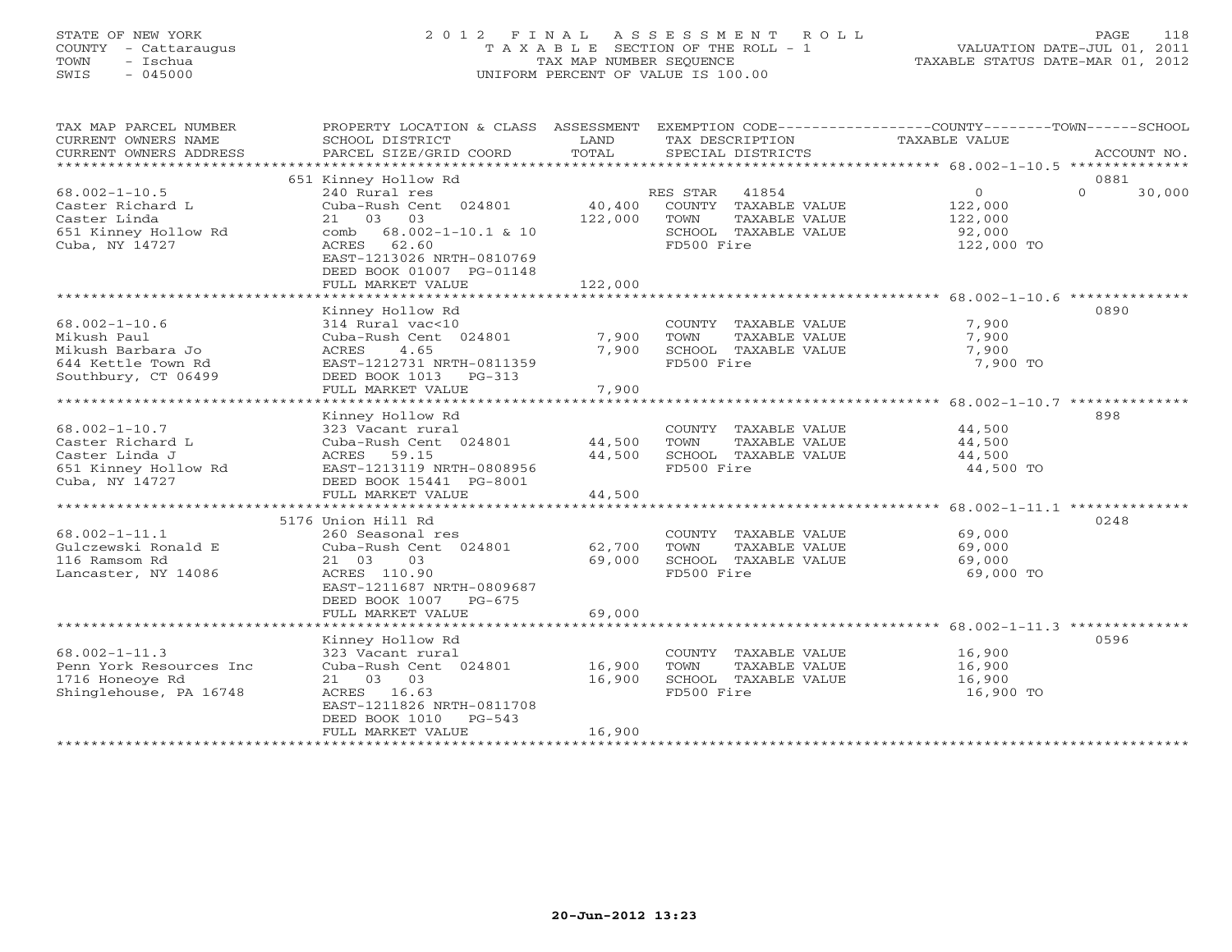STATE OF NEW YORK
COUNTY - Cattaraugus
TOWN - Ischua
SWIS - 045000

# 2012 FINAL ASSESSMENT ROLL

TAXABLE SECTION OF THE ROLL - 1
TAX MAP NUMBER SEQUENCE
UNIFORM PERCENT OF VALUE IS 100.00

VALUATION DATE-JUL 01, 2011
TAXABLE STATUS DATE-MAR 01, 2012

| TAX MAP PARCEL NUMBER / CURRENT OWNERS NAME / CURRENT OWNERS ADDRESS | PROPERTY LOCATION & CLASS / SCHOOL DISTRICT / PARCEL SIZE/GRID COORD | ASSESSMENT LAND / TOTAL | EXEMPTION CODE / TAX DESCRIPTION / SPECIAL DISTRICTS | COUNTY / TOWN / SCHOOL TAXABLE VALUE | ACCOUNT NO. |
|---|---|---|---|---|---|
| | 651 Kinney Hollow Rd | | | | 0881 |
| 68.002-1-10.5 | 240 Rural res | | RES STAR 41854 | 0 | 0 30,000 |
| Caster Richard L | Cuba-Rush Cent 024801 | 40,400 | COUNTY TAXABLE VALUE | 122,000 | |
| Caster Linda | 21 03 03 | 122,000 | TOWN TAXABLE VALUE | 122,000 | |
| 651 Kinney Hollow Rd | comb 68.002-1-10.1 & 10 | | SCHOOL TAXABLE VALUE | 92,000 | |
| Cuba, NY 14727 | ACRES 62.60 | | FD500 Fire | 122,000 TO | |
| | EAST-1213026 NRTH-0810769 | | | | |
| | DEED BOOK 01007 PG-01148 | | | | |
| | FULL MARKET VALUE | 122,000 | | | |
| | Kinney Hollow Rd | | | | 0890 |
| 68.002-1-10.6 | 314 Rural vac<10 | | COUNTY TAXABLE VALUE | 7,900 | |
| Mikush Paul | Cuba-Rush Cent 024801 | 7,900 | TOWN TAXABLE VALUE | 7,900 | |
| Mikush Barbara Jo | ACRES 4.65 | 7,900 | SCHOOL TAXABLE VALUE | 7,900 | |
| 644 Kettle Town Rd | EAST-1212731 NRTH-0811359 | | FD500 Fire | 7,900 TO | |
| Southbury, CT 06499 | DEED BOOK 1013 PG-313 | | | | |
| | FULL MARKET VALUE | 7,900 | | | |
| | Kinney Hollow Rd | | | | 898 |
| 68.002-1-10.7 | 323 Vacant rural | | COUNTY TAXABLE VALUE | 44,500 | |
| Caster Richard L | Cuba-Rush Cent 024801 | 44,500 | TOWN TAXABLE VALUE | 44,500 | |
| Caster Linda J | ACRES 59.15 | 44,500 | SCHOOL TAXABLE VALUE | 44,500 | |
| 651 Kinney Hollow Rd | EAST-1213119 NRTH-0808956 | | FD500 Fire | 44,500 TO | |
| Cuba, NY 14727 | DEED BOOK 15441 PG-8001 | | | | |
| | FULL MARKET VALUE | 44,500 | | | |
| | 5176 Union Hill Rd | | | | 0248 |
| 68.002-1-11.1 | 260 Seasonal res | | COUNTY TAXABLE VALUE | 69,000 | |
| Gulczewski Ronald E | Cuba-Rush Cent 024801 | 62,700 | TOWN TAXABLE VALUE | 69,000 | |
| 116 Ramsom Rd | 21 03 03 | 69,000 | SCHOOL TAXABLE VALUE | 69,000 | |
| Lancaster, NY 14086 | ACRES 110.90 | | FD500 Fire | 69,000 TO | |
| | EAST-1211687 NRTH-0809687 | | | | |
| | DEED BOOK 1007 PG-675 | | | | |
| | FULL MARKET VALUE | 69,000 | | | |
| | Kinney Hollow Rd | | | | 0596 |
| 68.002-1-11.3 | 323 Vacant rural | | COUNTY TAXABLE VALUE | 16,900 | |
| Penn York Resources Inc | Cuba-Rush Cent 024801 | 16,900 | TOWN TAXABLE VALUE | 16,900 | |
| 1716 Honeoye Rd | 21 03 03 | 16,900 | SCHOOL TAXABLE VALUE | 16,900 | |
| Shinglehouse, PA 16748 | ACRES 16.63 | | FD500 Fire | 16,900 TO | |
| | EAST-1211826 NRTH-0811708 | | | | |
| | DEED BOOK 1010 PG-543 | | | | |
| | FULL MARKET VALUE | 16,900 | | | |

20-Jun-2012 13:23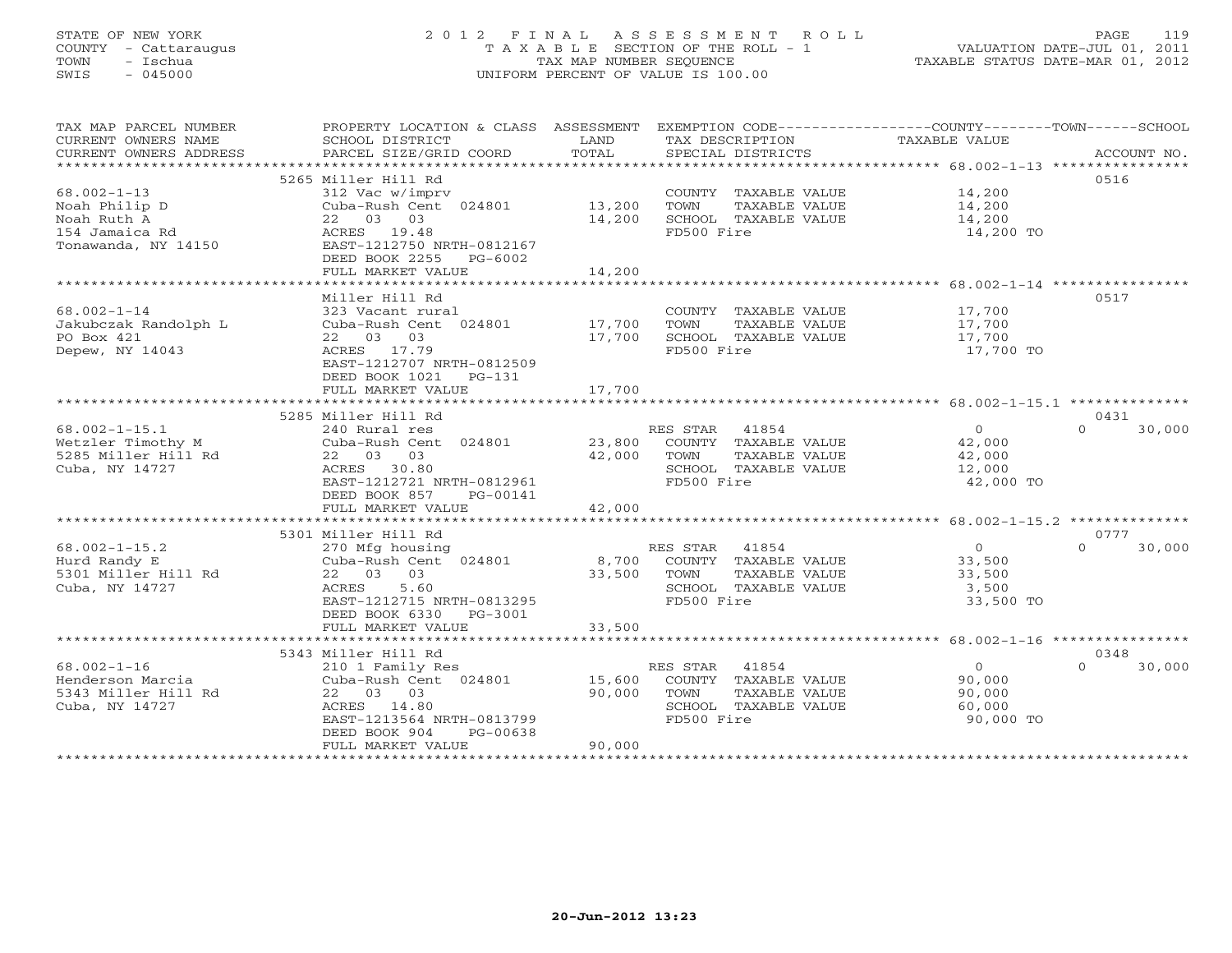STATE OF NEW YORK
COUNTY - Cattaraugus
TOWN - Ischua
SWIS - 045000

# 2012 FINAL ASSESSMENT ROLL

TAXABLE SECTION OF THE ROLL - 1
TAX MAP NUMBER SEQUENCE
UNIFORM PERCENT OF VALUE IS 100.00

VALUATION DATE-JUL 01, 2011
TAXABLE STATUS DATE-MAR 01, 2012

| TAX MAP PARCEL NUMBER / CURRENT OWNERS NAME / CURRENT OWNERS ADDRESS | PROPERTY LOCATION & CLASS / SCHOOL DISTRICT / PARCEL SIZE/GRID COORD | ASSESSMENT LAND | TOTAL | EXEMPTION CODE / TAX DESCRIPTION / SPECIAL DISTRICTS | COUNTY TAXABLE VALUE | TOWN | SCHOOL | ACCOUNT NO. |
|---|---|---|---|---|---|---|---|---|
| **68.002-1-13** | 5265 Miller Hill Rd | | | | | | | 0516 |
| Noah Philip D | 312 Vac w/imprv | | | COUNTY TAXABLE VALUE | 14,200 | | | |
| Noah Ruth A | Cuba-Rush Cent 024801 | 13,200 | | TOWN TAXABLE VALUE | 14,200 | | | |
| 154 Jamaica Rd | 22 03 03 | | 14,200 | SCHOOL TAXABLE VALUE | 14,200 | | | |
| Tonawanda, NY 14150 | ACRES 19.48 | | | FD500 Fire | 14,200 TO | | | |
| | EAST-1212750 NRTH-0812167 | | | | | | | |
| | DEED BOOK 2255 PG-6002 | | | | | | | |
| | FULL MARKET VALUE | | 14,200 | | | | | |
| **68.002-1-14** | Miller Hill Rd | | | | | | | 0517 |
| Jakubczak Randolph L | 323 Vacant rural | | | COUNTY TAXABLE VALUE | 17,700 | | | |
| PO Box 421 | Cuba-Rush Cent 024801 | 17,700 | | TOWN TAXABLE VALUE | 17,700 | | | |
| Depew, NY 14043 | 22 03 03 | | 17,700 | SCHOOL TAXABLE VALUE | 17,700 | | | |
| | ACRES 17.79 | | | FD500 Fire | 17,700 TO | | | |
| | EAST-1212707 NRTH-0812509 | | | | | | | |
| | DEED BOOK 1021 PG-131 | | | | | | | |
| | FULL MARKET VALUE | | 17,700 | | | | | |
| **68.002-1-15.1** | 5285 Miller Hill Rd | | | | | | | 0431 |
| Wetzler Timothy M | 240 Rural res | | | RES STAR 41854 | 0 | 0 | 30,000 | |
| 5285 Miller Hill Rd | Cuba-Rush Cent 024801 | 23,800 | | COUNTY TAXABLE VALUE | 42,000 | | | |
| Cuba, NY 14727 | 22 03 03 | | 42,000 | TOWN TAXABLE VALUE | 42,000 | | | |
| | ACRES 30.80 | | | SCHOOL TAXABLE VALUE | 12,000 | | | |
| | EAST-1212721 NRTH-0812961 | | | FD500 Fire | 42,000 TO | | | |
| | DEED BOOK 857 PG-00141 | | | | | | | |
| | FULL MARKET VALUE | | 42,000 | | | | | |
| **68.002-1-15.2** | 5301 Miller Hill Rd | | | | | | | 0777 |
| Hurd Randy E | 270 Mfg housing | | | RES STAR 41854 | 0 | 0 | 30,000 | |
| 5301 Miller Hill Rd | Cuba-Rush Cent 024801 | 8,700 | | COUNTY TAXABLE VALUE | 33,500 | | | |
| Cuba, NY 14727 | 22 03 03 | | 33,500 | TOWN TAXABLE VALUE | 33,500 | | | |
| | ACRES 5.60 | | | SCHOOL TAXABLE VALUE | 3,500 | | | |
| | EAST-1212715 NRTH-0813295 | | | FD500 Fire | 33,500 TO | | | |
| | DEED BOOK 6330 PG-3001 | | | | | | | |
| | FULL MARKET VALUE | | 33,500 | | | | | |
| **68.002-1-16** | 5343 Miller Hill Rd | | | | | | | 0348 |
| Henderson Marcia | 210 1 Family Res | | | RES STAR 41854 | 0 | 0 | 30,000 | |
| 5343 Miller Hill Rd | Cuba-Rush Cent 024801 | 15,600 | | COUNTY TAXABLE VALUE | 90,000 | | | |
| Cuba, NY 14727 | 22 03 03 | | 90,000 | TOWN TAXABLE VALUE | 90,000 | | | |
| | ACRES 14.80 | | | SCHOOL TAXABLE VALUE | 60,000 | | | |
| | EAST-1213564 NRTH-0813799 | | | FD500 Fire | 90,000 TO | | | |
| | DEED BOOK 904 PG-00638 | | | | | | | |
| | FULL MARKET VALUE | | 90,000 | | | | | |

20-Jun-2012 13:23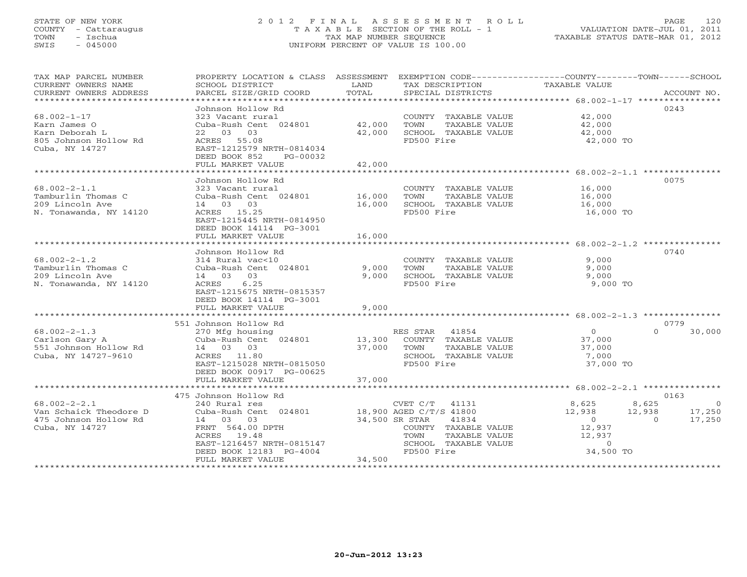STATE OF NEW YORK
COUNTY - Cattaraugus
TOWN - Ischua
SWIS - 045000

# 2012 FINAL ASSESSMENT ROLL
TAXABLE SECTION OF THE ROLL - 1
TAX MAP NUMBER SEQUENCE
UNIFORM PERCENT OF VALUE IS 100.00

VALUATION DATE-JUL 01, 2011
TAXABLE STATUS DATE-MAR 01, 2012

| TAX MAP PARCEL NUMBER / CURRENT OWNERS NAME / CURRENT OWNERS ADDRESS | PROPERTY LOCATION & CLASS / SCHOOL DISTRICT / PARCEL SIZE/GRID COORD | ASSESSMENT LAND | TOTAL | EXEMPTION CODE / TAX DESCRIPTION / SPECIAL DISTRICTS | COUNTY TAXABLE VALUE | TOWN | SCHOOL | ACCOUNT NO. |
|---|---|---|---|---|---|---|---|---|
| 68.002-1-17 | Johnson Hollow Rd | | | | | | | 0243 |
| | 323 Vacant rural | | | COUNTY TAXABLE VALUE | 42,000 | | | |
| Karn James O | Cuba-Rush Cent 024801 | 42,000 | | TOWN TAXABLE VALUE | 42,000 | | | |
| Karn Deborah L | 22 03 03 | | 42,000 | SCHOOL TAXABLE VALUE | 42,000 | | | |
| 805 Johnson Hollow Rd | ACRES 55.08 | | | FD500 Fire | 42,000 TO | | | |
| Cuba, NY 14727 | EAST-1212579 NRTH-0814034 | | | | | | | |
| | DEED BOOK 852 PG-00032 | | | | | | | |
| | FULL MARKET VALUE | | 42,000 | | | | | |
| 68.002-2-1.1 | Johnson Hollow Rd | | | | | | | 0075 |
| | 323 Vacant rural | | | COUNTY TAXABLE VALUE | 16,000 | | | |
| Tamburlin Thomas C | Cuba-Rush Cent 024801 | 16,000 | | TOWN TAXABLE VALUE | 16,000 | | | |
| 209 Lincoln Ave | 14 03 03 | | 16,000 | SCHOOL TAXABLE VALUE | 16,000 | | | |
| N. Tonawanda, NY 14120 | ACRES 15.25 | | | FD500 Fire | 16,000 TO | | | |
| | EAST-1215445 NRTH-0814950 | | | | | | | |
| | DEED BOOK 14114 PG-3001 | | | | | | | |
| | FULL MARKET VALUE | | 16,000 | | | | | |
| 68.002-2-1.2 | Johnson Hollow Rd | | | | | | | 0740 |
| | 314 Rural vac<10 | | | COUNTY TAXABLE VALUE | 9,000 | | | |
| Tamburlin Thomas C | Cuba-Rush Cent 024801 | 9,000 | | TOWN TAXABLE VALUE | 9,000 | | | |
| 209 Lincoln Ave | 14 03 03 | | 9,000 | SCHOOL TAXABLE VALUE | 9,000 | | | |
| N. Tonawanda, NY 14120 | ACRES 6.25 | | | FD500 Fire | 9,000 TO | | | |
| | EAST-1215675 NRTH-0815357 | | | | | | | |
| | DEED BOOK 14114 PG-3001 | | | | | | | |
| | FULL MARKET VALUE | | 9,000 | | | | | |
| 68.002-2-1.3 | 551 Johnson Hollow Rd | | | | | | | 0779 |
| | 270 Mfg housing | | | RES STAR 41854 | 0 | 0 | 30,000 | |
| Carlson Gary A | Cuba-Rush Cent 024801 | 13,300 | | COUNTY TAXABLE VALUE | 37,000 | | | |
| 551 Johnson Hollow Rd | 14 03 03 | | 37,000 | TOWN TAXABLE VALUE | 37,000 | | | |
| Cuba, NY 14727-9610 | ACRES 11.80 | | | SCHOOL TAXABLE VALUE | 7,000 | | | |
| | EAST-1215028 NRTH-0815050 | | | FD500 Fire | 37,000 TO | | | |
| | DEED BOOK 00917 PG-00625 | | | | | | | |
| | FULL MARKET VALUE | | 37,000 | | | | | |
| 68.002-2-2.1 | 475 Johnson Hollow Rd | | | | | | | 0163 |
| | 240 Rural res | | | CVET C/T 41131 | 8,625 | 8,625 | 0 | |
| Van Schaick Theodore D | Cuba-Rush Cent 024801 | 18,900 | | AGED C/T/S 41800 | 12,938 | 12,938 | 17,250 | |
| 475 Johnson Hollow Rd | 14 03 03 | | 34,500 | SR STAR 41834 | 0 | 0 | 17,250 | |
| Cuba, NY 14727 | FRNT 564.00 DPTH | | | COUNTY TAXABLE VALUE | 12,937 | | | |
| | ACRES 19.48 | | | TOWN TAXABLE VALUE | 12,937 | | | |
| | EAST-1216457 NRTH-0815147 | | | SCHOOL TAXABLE VALUE | 0 | | | |
| | DEED BOOK 12183 PG-4004 | | | FD500 Fire | 34,500 TO | | | |
| | FULL MARKET VALUE | | 34,500 | | | | | |

20-Jun-2012 13:23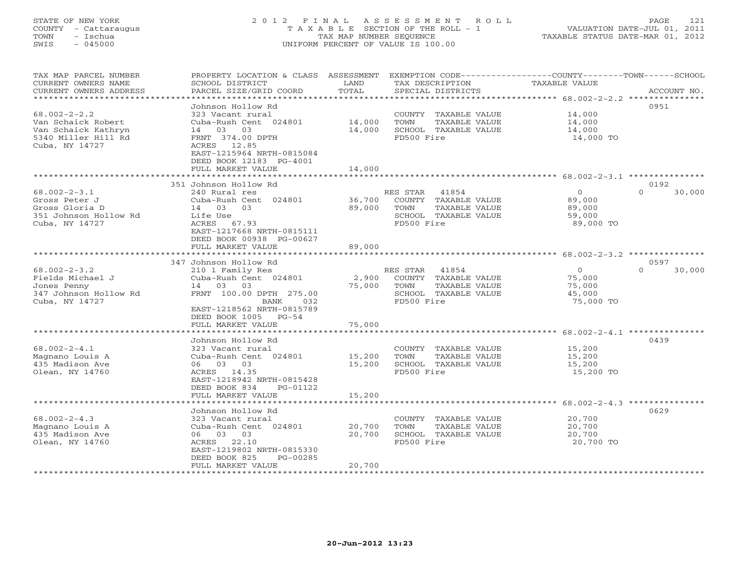STATE OF NEW YORK
COUNTY - Cattaraugus
TOWN - Ischua
SWIS - 045000

# 2012 FINAL ASSESSMENT ROLL
TAXABLE SECTION OF THE ROLL - 1
TAX MAP NUMBER SEQUENCE
UNIFORM PERCENT OF VALUE IS 100.00

VALUATION DATE-JUL 01, 2011
TAXABLE STATUS DATE-MAR 01, 2012

| TAX MAP PARCEL NUMBER / CURRENT OWNERS NAME / CURRENT OWNERS ADDRESS | PROPERTY LOCATION & CLASS / SCHOOL DISTRICT / PARCEL SIZE/GRID COORD | ASSESSMENT LAND / TOTAL | EXEMPTION CODE / TAX DESCRIPTION / SPECIAL DISTRICTS | COUNTY | TOWN | SCHOOL | ACCOUNT NO. |
|---|---|---|---|---|---|---|---|
| 68.002-2-2.2 | Johnson Hollow Rd | | | | | | 0951 |
| Van Schaick Robert | 323 Vacant rural | | COUNTY TAXABLE VALUE | 14,000 | | | |
| Van Schaick Kathryn | Cuba-Rush Cent 024801 | 14,000 | TOWN TAXABLE VALUE | | 14,000 | | |
| 5340 Miller Hill Rd | 14 03 03 | 14,000 | SCHOOL TAXABLE VALUE | | | 14,000 | |
| Cuba, NY 14727 | FRNT 374.00 DPTH | | FD500 Fire | 14,000 TO | | | |
| | ACRES 12.85 | | | | | | |
| | EAST-1215964 NRTH-0815084 | | | | | | |
| | DEED BOOK 12183 PG-4001 | | | | | | |
| | FULL MARKET VALUE | 14,000 | | | | | |
| 68.002-2-3.1 | 351 Johnson Hollow Rd | | | | | | 0192 |
| Gross Peter J | 240 Rural res | | RES STAR 41854 | 0 | 0 | 30,000 | |
| Gross Gloria D | Cuba-Rush Cent 024801 | 36,700 | COUNTY TAXABLE VALUE | 89,000 | | | |
| 351 Johnson Hollow Rd | 14 03 03 | 89,000 | TOWN TAXABLE VALUE | | 89,000 | | |
| Cuba, NY 14727 | Life Use | | SCHOOL TAXABLE VALUE | | | 59,000 | |
| | ACRES 67.93 | | FD500 Fire | 89,000 TO | | | |
| | EAST-1217668 NRTH-0815111 | | | | | | |
| | DEED BOOK 00938 PG-00627 | | | | | | |
| | FULL MARKET VALUE | 89,000 | | | | | |
| 68.002-2-3.2 | 347 Johnson Hollow Rd | | | | | | 0597 |
| Fields Michael J | 210 1 Family Res | | RES STAR 41854 | 0 | 0 | 30,000 | |
| Jones Penny | Cuba-Rush Cent 024801 | 2,900 | COUNTY TAXABLE VALUE | 75,000 | | | |
| 347 Johnson Hollow Rd | 14 03 03 | 75,000 | TOWN TAXABLE VALUE | | 75,000 | | |
| Cuba, NY 14727 | FRNT 100.00 DPTH 275.00 | | SCHOOL TAXABLE VALUE | | | 45,000 | |
| | BANK 032 | | FD500 Fire | 75,000 TO | | | |
| | EAST-1218562 NRTH-0815789 | | | | | | |
| | DEED BOOK 1005 PG-54 | | | | | | |
| | FULL MARKET VALUE | 75,000 | | | | | |
| 68.002-2-4.1 | Johnson Hollow Rd | | | | | | 0439 |
| Magnano Louis A | 323 Vacant rural | | COUNTY TAXABLE VALUE | 15,200 | | | |
| 435 Madison Ave | Cuba-Rush Cent 024801 | 15,200 | TOWN TAXABLE VALUE | | 15,200 | | |
| Olean, NY 14760 | 06 03 03 | 15,200 | SCHOOL TAXABLE VALUE | | | 15,200 | |
| | ACRES 14.35 | | FD500 Fire | 15,200 TO | | | |
| | EAST-1218942 NRTH-0815428 | | | | | | |
| | DEED BOOK 834 PG-01122 | | | | | | |
| | FULL MARKET VALUE | 15,200 | | | | | |
| 68.002-2-4.3 | Johnson Hollow Rd | | | | | | 0629 |
| Magnano Louis A | 323 Vacant rural | | COUNTY TAXABLE VALUE | 20,700 | | | |
| 435 Madison Ave | Cuba-Rush Cent 024801 | 20,700 | TOWN TAXABLE VALUE | | 20,700 | | |
| Olean, NY 14760 | 06 03 03 | 20,700 | SCHOOL TAXABLE VALUE | | | 20,700 | |
| | ACRES 22.10 | | FD500 Fire | 20,700 TO | | | |
| | EAST-1219802 NRTH-0815330 | | | | | | |
| | DEED BOOK 825 PG-00285 | | | | | | |
| | FULL MARKET VALUE | 20,700 | | | | | |

20-Jun-2012 13:23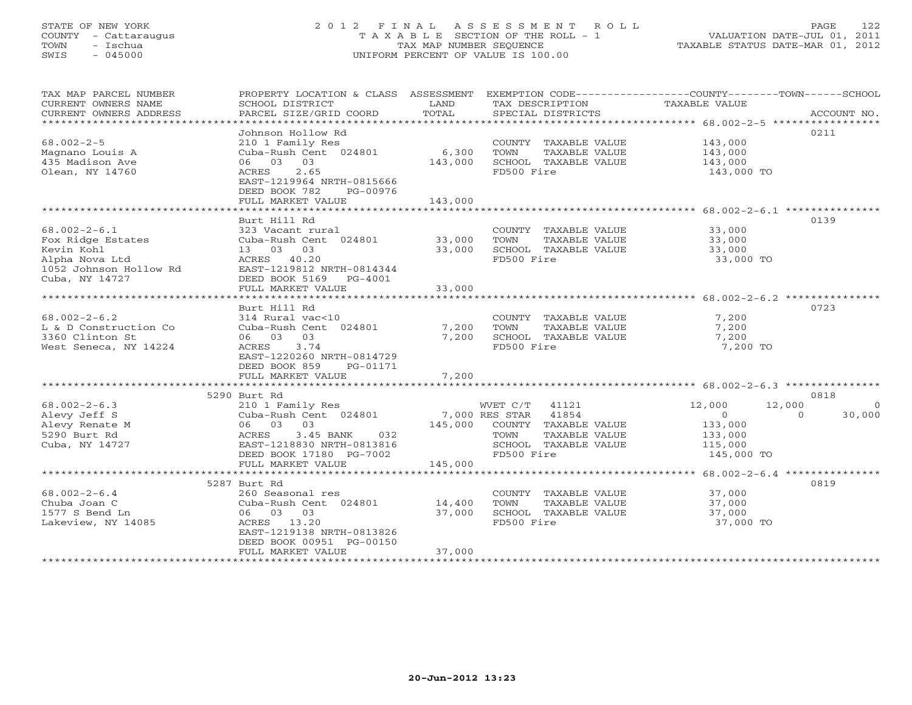STATE OF NEW YORK
COUNTY - Cattaraugus
TOWN - Ischua
SWIS - 045000

# 2012 FINAL ASSESSMENT ROLL

TAXABLE SECTION OF THE ROLL - 1
TAX MAP NUMBER SEQUENCE
UNIFORM PERCENT OF VALUE IS 100.00

VALUATION DATE-JUL 01, 2011
TAXABLE STATUS DATE-MAR 01, 2012

| TAX MAP PARCEL NUMBER / CURRENT OWNERS NAME / CURRENT OWNERS ADDRESS | PROPERTY LOCATION & CLASS / SCHOOL DISTRICT / PARCEL SIZE/GRID COORD | ASSESSMENT LAND | TOTAL | EXEMPTION CODE / TAX DESCRIPTION / SPECIAL DISTRICTS | COUNTY TAXABLE VALUE | TOWN | SCHOOL | ACCOUNT NO. |
|---|---|---|---|---|---|---|---|---|
| 68.002-2-5 | Johnson Hollow Rd | | | | | | | 0211 |
| Magnano Louis A | 210 1 Family Res | | | COUNTY TAXABLE VALUE | 143,000 | | | |
| 435 Madison Ave | Cuba-Rush Cent 024801 | 6,300 | | TOWN TAXABLE VALUE | 143,000 | | | |
| Olean, NY 14760 | 06 03 03 | | 143,000 | SCHOOL TAXABLE VALUE | 143,000 | | | |
| | ACRES 2.65 | | | FD500 Fire | 143,000 TO | | | |
| | EAST-1219964 NRTH-0815666 | | | | | | | |
| | DEED BOOK 782 PG-00976 | | | | | | | |
| | FULL MARKET VALUE | | 143,000 | | | | | |
| 68.002-2-6.1 | Burt Hill Rd | | | | | | | 0139 |
| Fox Ridge Estates | 323 Vacant rural | | | COUNTY TAXABLE VALUE | 33,000 | | | |
| Kevin Kohl | Cuba-Rush Cent 024801 | 33,000 | | TOWN TAXABLE VALUE | 33,000 | | | |
| Alpha Nova Ltd | 13 03 03 | | 33,000 | SCHOOL TAXABLE VALUE | 33,000 | | | |
| 1052 Johnson Hollow Rd | ACRES 40.20 | | | FD500 Fire | 33,000 TO | | | |
| Cuba, NY 14727 | EAST-1219812 NRTH-0814344 | | | | | | | |
| | DEED BOOK 5169 PG-4001 | | | | | | | |
| | FULL MARKET VALUE | | 33,000 | | | | | |
| 68.002-2-6.2 | Burt Hill Rd | | | | | | | 0723 |
| L & D Construction Co | 314 Rural vac<10 | | | COUNTY TAXABLE VALUE | 7,200 | | | |
| 3360 Clinton St | Cuba-Rush Cent 024801 | 7,200 | | TOWN TAXABLE VALUE | 7,200 | | | |
| West Seneca, NY 14224 | 06 03 03 | | 7,200 | SCHOOL TAXABLE VALUE | 7,200 | | | |
| | ACRES 3.74 | | | FD500 Fire | 7,200 TO | | | |
| | EAST-1220260 NRTH-0814729 | | | | | | | |
| | DEED BOOK 859 PG-01171 | | | | | | | |
| | FULL MARKET VALUE | | 7,200 | | | | | |
| 68.002-2-6.3 | 5290 Burt Rd | | | | | | | 0818 |
| Alevy Jeff S | 210 1 Family Res | | | WVET C/T 41121 | 12,000 | 12,000 | 0 | |
| Alevy Renate M | Cuba-Rush Cent 024801 | 7,000 | | RES STAR 41854 | 0 | 0 | 30,000 | |
| 5290 Burt Rd | 06 03 03 | | 145,000 | COUNTY TAXABLE VALUE | 133,000 | | | |
| Cuba, NY 14727 | ACRES 3.45 BANK 032 | | | TOWN TAXABLE VALUE | 133,000 | | | |
| | EAST-1218830 NRTH-0813816 | | | SCHOOL TAXABLE VALUE | 115,000 | | | |
| | DEED BOOK 17180 PG-7002 | | | FD500 Fire | 145,000 TO | | | |
| | FULL MARKET VALUE | | 145,000 | | | | | |
| 68.002-2-6.4 | 5287 Burt Rd | | | | | | | 0819 |
| Chuba Joan C | 260 Seasonal res | | | COUNTY TAXABLE VALUE | 37,000 | | | |
| 1577 S Bend Ln | Cuba-Rush Cent 024801 | 14,400 | | TOWN TAXABLE VALUE | 37,000 | | | |
| Lakeview, NY 14085 | 06 03 03 | | 37,000 | SCHOOL TAXABLE VALUE | 37,000 | | | |
| | ACRES 13.20 | | | FD500 Fire | 37,000 TO | | | |
| | EAST-1219138 NRTH-0813826 | | | | | | | |
| | DEED BOOK 00951 PG-00150 | | | | | | | |
| | FULL MARKET VALUE | | 37,000 | | | | | |

20-Jun-2012 13:23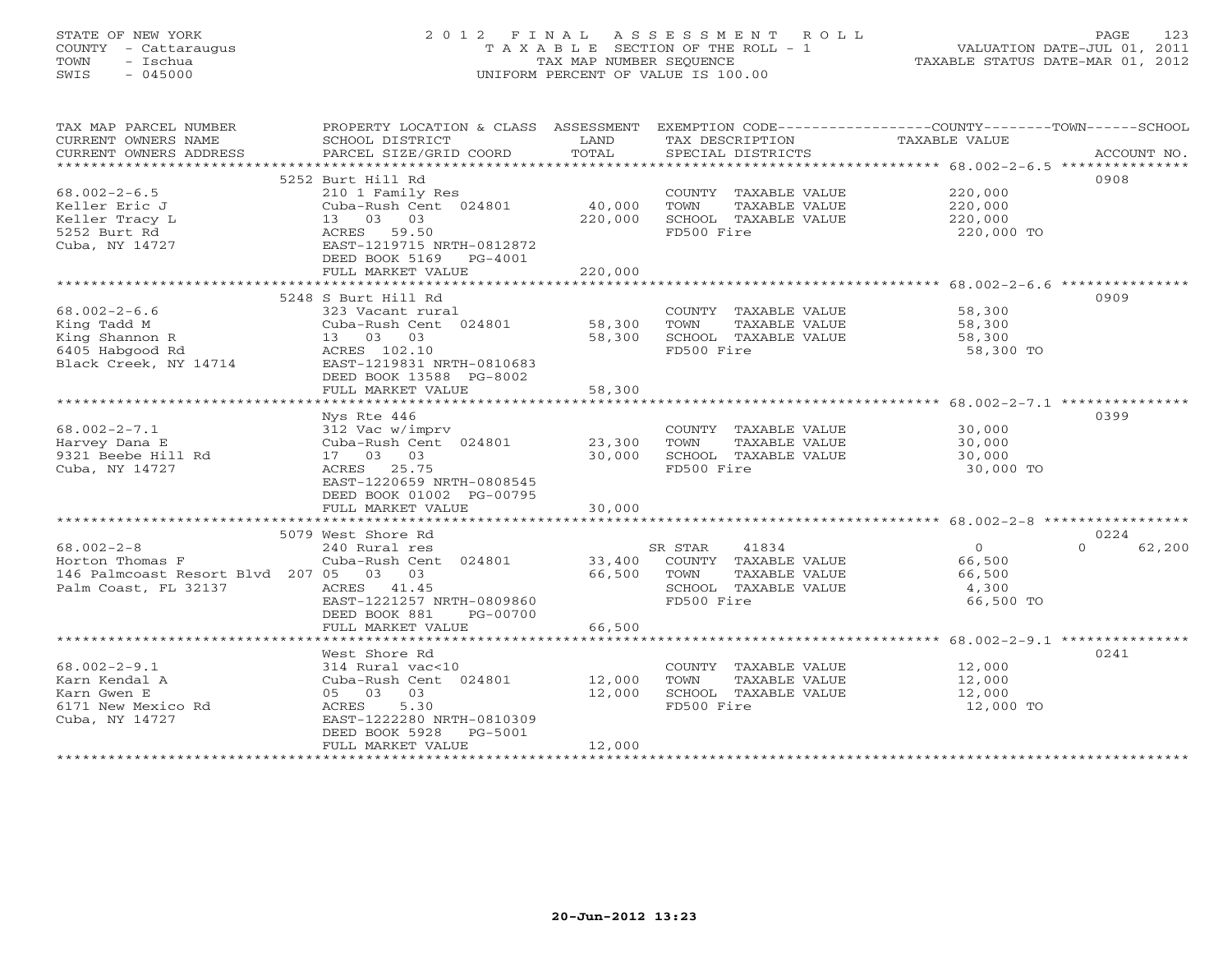STATE OF NEW YORK
COUNTY - Cattaraugus
TOWN - Ischua
SWIS - 045000

# 2012 FINAL ASSESSMENT ROLL
TAXABLE SECTION OF THE ROLL - 1
TAX MAP NUMBER SEQUENCE
UNIFORM PERCENT OF VALUE IS 100.00

VALUATION DATE-JUL 01, 2011
TAXABLE STATUS DATE-MAR 01, 2012

| TAX MAP PARCEL NUMBER / CURRENT OWNERS NAME / CURRENT OWNERS ADDRESS | PROPERTY LOCATION & CLASS / SCHOOL DISTRICT / PARCEL SIZE/GRID COORD | ASSESSMENT LAND | TOTAL | EXEMPTION CODE / TAX DESCRIPTION / SPECIAL DISTRICTS | COUNTY / TOWN TAXABLE VALUE | SCHOOL | ACCOUNT NO. |
|---|---|---|---|---|---|---|---|
| **68.002-2-6.5** | 5252 Burt Hill Rd | | | | | | 0908 |
| 68.002-2-6.5 | 210 1 Family Res | | | COUNTY TAXABLE VALUE | 220,000 | | |
| Keller Eric J | Cuba-Rush Cent 024801 | 40,000 | | TOWN TAXABLE VALUE | 220,000 | | |
| Keller Tracy L | 13 03 03 | | 220,000 | SCHOOL TAXABLE VALUE | 220,000 | | |
| 5252 Burt Rd | ACRES 59.50 | | | FD500 Fire | 220,000 TO | | |
| Cuba, NY 14727 | EAST-1219715 NRTH-0812872 | | | | | | |
| | DEED BOOK 5169 PG-4001 | | | | | | |
| | FULL MARKET VALUE | | 220,000 | | | | |
| **68.002-2-6.6** | 5248 S Burt Hill Rd | | | | | | 0909 |
| 68.002-2-6.6 | 323 Vacant rural | | | COUNTY TAXABLE VALUE | 58,300 | | |
| King Tadd M | Cuba-Rush Cent 024801 | 58,300 | | TOWN TAXABLE VALUE | 58,300 | | |
| King Shannon R | 13 03 03 | | 58,300 | SCHOOL TAXABLE VALUE | 58,300 | | |
| 6405 Habgood Rd | ACRES 102.10 | | | FD500 Fire | 58,300 TO | | |
| Black Creek, NY 14714 | EAST-1219831 NRTH-0810683 | | | | | | |
| | DEED BOOK 13588 PG-8002 | | | | | | |
| | FULL MARKET VALUE | | 58,300 | | | | |
| **68.002-2-7.1** | Nys Rte 446 | | | | | | 0399 |
| 68.002-2-7.1 | 312 Vac w/imprv | | | COUNTY TAXABLE VALUE | 30,000 | | |
| Harvey Dana E | Cuba-Rush Cent 024801 | 23,300 | | TOWN TAXABLE VALUE | 30,000 | | |
| 9321 Beebe Hill Rd | 17 03 03 | | 30,000 | SCHOOL TAXABLE VALUE | 30,000 | | |
| Cuba, NY 14727 | ACRES 25.75 | | | FD500 Fire | 30,000 TO | | |
| | EAST-1220659 NRTH-0808545 | | | | | | |
| | DEED BOOK 01002 PG-00795 | | | | | | |
| | FULL MARKET VALUE | | 30,000 | | | | |
| **68.002-2-8** | 5079 West Shore Rd | | | | | | 0224 |
| 68.002-2-8 | 240 Rural res | | | SR STAR 41834 | 0 | 0 | 62,200 |
| Horton Thomas F | Cuba-Rush Cent 024801 | 33,400 | | COUNTY TAXABLE VALUE | 66,500 | | |
| 146 Palmcoast Resort Blvd 207 | 05 03 03 | | 66,500 | TOWN TAXABLE VALUE | 66,500 | | |
| Palm Coast, FL 32137 | ACRES 41.45 | | | SCHOOL TAXABLE VALUE | 4,300 | | |
| | EAST-1221257 NRTH-0809860 | | | FD500 Fire | 66,500 TO | | |
| | DEED BOOK 881 PG-00700 | | | | | | |
| | FULL MARKET VALUE | | 66,500 | | | | |
| **68.002-2-9.1** | West Shore Rd | | | | | | 0241 |
| 68.002-2-9.1 | 314 Rural vac<10 | | | COUNTY TAXABLE VALUE | 12,000 | | |
| Karn Kendal A | Cuba-Rush Cent 024801 | 12,000 | | TOWN TAXABLE VALUE | 12,000 | | |
| Karn Gwen E | 05 03 03 | | 12,000 | SCHOOL TAXABLE VALUE | 12,000 | | |
| 6171 New Mexico Rd | ACRES 5.30 | | | FD500 Fire | 12,000 TO | | |
| Cuba, NY 14727 | EAST-1222280 NRTH-0810309 | | | | | | |
| | DEED BOOK 5928 PG-5001 | | | | | | |
| | FULL MARKET VALUE | | 12,000 | | | | |

20-Jun-2012 13:23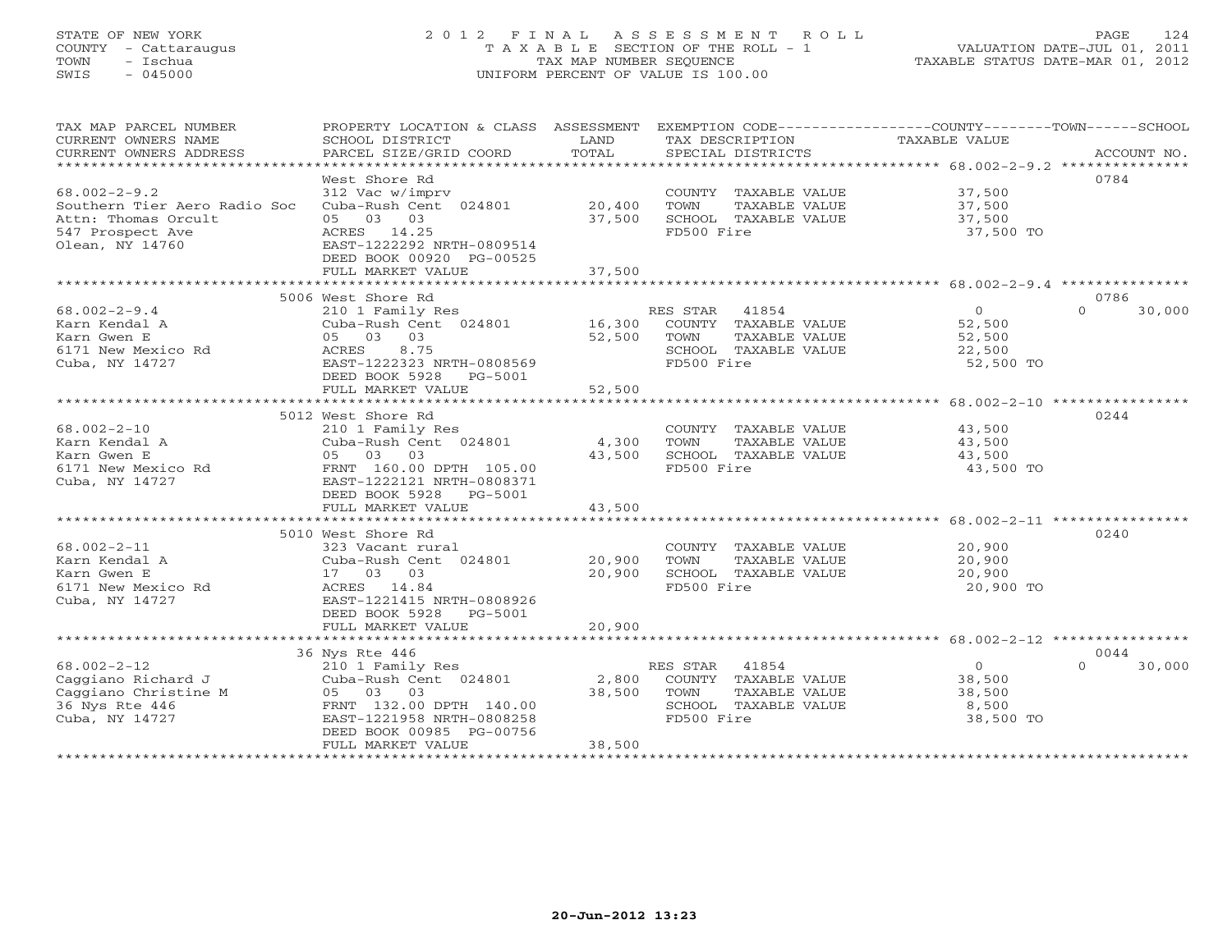STATE OF NEW YORK
COUNTY - Cattaraugus
TOWN - Ischua
SWIS - 045000

2012 FINAL ASSESSMENT ROLL
TAXABLE SECTION OF THE ROLL - 1
TAX MAP NUMBER SEQUENCE
UNIFORM PERCENT OF VALUE IS 100.00

VALUATION DATE-JUL 01, 2011
TAXABLE STATUS DATE-MAR 01, 2012

| TAX MAP PARCEL NUMBER / CURRENT OWNERS NAME / CURRENT OWNERS ADDRESS | PROPERTY LOCATION & CLASS / SCHOOL DISTRICT / PARCEL SIZE/GRID COORD | ASSESSMENT LAND / TOTAL | EXEMPTION CODE / TAX DESCRIPTION / SPECIAL DISTRICTS | COUNTY / TOWN / SCHOOL TAXABLE VALUE | ACCOUNT NO. |
|---|---|---|---|---|---|
| **68.002-2-9.2** | West Shore Rd | | | | 0784 |
| 68.002-2-9.2 | 312 Vac w/imprv | | COUNTY TAXABLE VALUE | 37,500 | |
| Southern Tier Aero Radio Soc | Cuba-Rush Cent 024801 | 20,400 | TOWN TAXABLE VALUE | 37,500 | |
| Attn: Thomas Orcult | 05 03 03 | 37,500 | SCHOOL TAXABLE VALUE | 37,500 | |
| 547 Prospect Ave | ACRES 14.25 | | FD500 Fire | 37,500 TO | |
| Olean, NY 14760 | EAST-1222292 NRTH-0809514 | | | | |
| | DEED BOOK 00920 PG-00525 | | | | |
| | FULL MARKET VALUE | 37,500 | | | |
| **68.002-2-9.4** | 5006 West Shore Rd | | | | 0786 |
| 68.002-2-9.4 | 210 1 Family Res | | RES STAR 41854 | 0 / 0 / 30,000 | |
| Karn Kendal A | Cuba-Rush Cent 024801 | 16,300 | COUNTY TAXABLE VALUE | 52,500 | |
| Karn Gwen E | 05 03 03 | 52,500 | TOWN TAXABLE VALUE | 52,500 | |
| 6171 New Mexico Rd | ACRES 8.75 | | SCHOOL TAXABLE VALUE | 22,500 | |
| Cuba, NY 14727 | EAST-1222323 NRTH-0808569 | | FD500 Fire | 52,500 TO | |
| | DEED BOOK 5928 PG-5001 | | | | |
| | FULL MARKET VALUE | 52,500 | | | |
| **68.002-2-10** | 5012 West Shore Rd | | | | 0244 |
| 68.002-2-10 | 210 1 Family Res | | COUNTY TAXABLE VALUE | 43,500 | |
| Karn Kendal A | Cuba-Rush Cent 024801 | 4,300 | TOWN TAXABLE VALUE | 43,500 | |
| Karn Gwen E | 05 03 03 | 43,500 | SCHOOL TAXABLE VALUE | 43,500 | |
| 6171 New Mexico Rd | FRNT 160.00 DPTH 105.00 | | FD500 Fire | 43,500 TO | |
| Cuba, NY 14727 | EAST-1222121 NRTH-0808371 | | | | |
| | DEED BOOK 5928 PG-5001 | | | | |
| | FULL MARKET VALUE | 43,500 | | | |
| **68.002-2-11** | 5010 West Shore Rd | | | | 0240 |
| 68.002-2-11 | 323 Vacant rural | | COUNTY TAXABLE VALUE | 20,900 | |
| Karn Kendal A | Cuba-Rush Cent 024801 | 20,900 | TOWN TAXABLE VALUE | 20,900 | |
| Karn Gwen E | 17 03 03 | 20,900 | SCHOOL TAXABLE VALUE | 20,900 | |
| 6171 New Mexico Rd | ACRES 14.84 | | FD500 Fire | 20,900 TO | |
| Cuba, NY 14727 | EAST-1221415 NRTH-0808926 | | | | |
| | DEED BOOK 5928 PG-5001 | | | | |
| | FULL MARKET VALUE | 20,900 | | | |
| **68.002-2-12** | 36 Nys Rte 446 | | | | 0044 |
| 68.002-2-12 | 210 1 Family Res | | RES STAR 41854 | 0 / 0 / 30,000 | |
| Caggiano Richard J | Cuba-Rush Cent 024801 | 2,800 | COUNTY TAXABLE VALUE | 38,500 | |
| Caggiano Christine M | 05 03 03 | 38,500 | TOWN TAXABLE VALUE | 38,500 | |
| 36 Nys Rte 446 | FRNT 132.00 DPTH 140.00 | | SCHOOL TAXABLE VALUE | 8,500 | |
| Cuba, NY 14727 | EAST-1221958 NRTH-0808258 | | FD500 Fire | 38,500 TO | |
| | DEED BOOK 00985 PG-00756 | | | | |
| | FULL MARKET VALUE | 38,500 | | | |

20-Jun-2012 13:23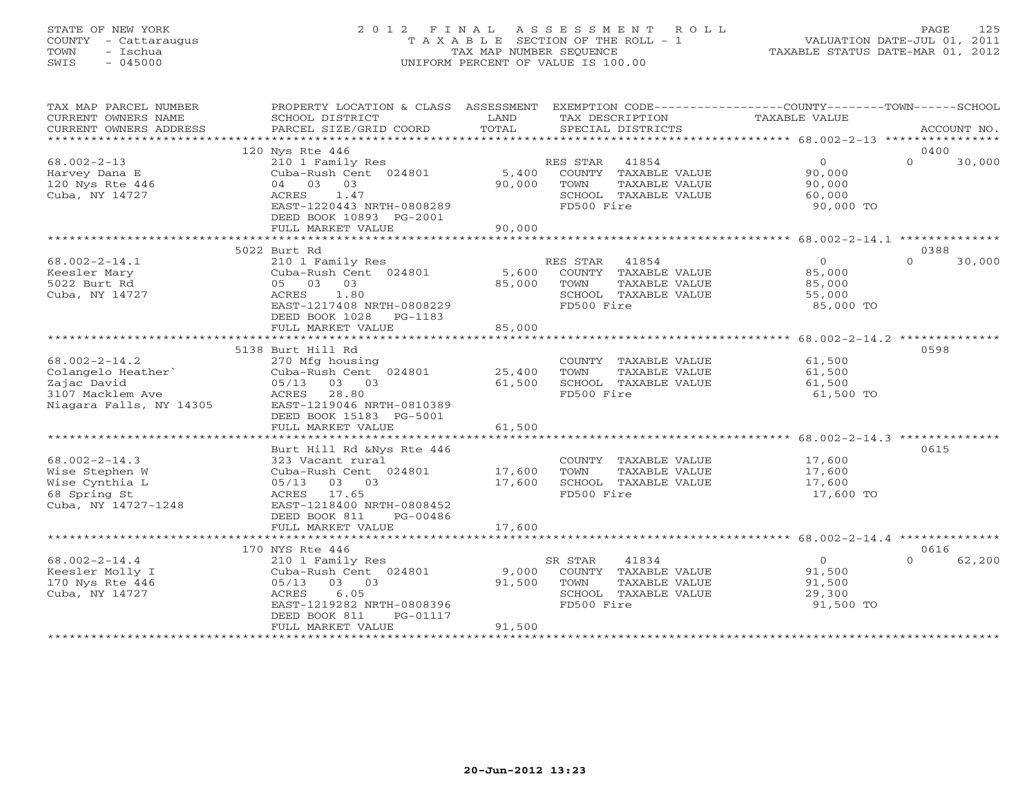STATE OF NEW YORK
COUNTY - Cattaraugus
TOWN - Ischua
SWIS - 045000

# 2012 FINAL ASSESSMENT ROLL

TAXABLE SECTION OF THE ROLL - 1
TAX MAP NUMBER SEQUENCE
UNIFORM PERCENT OF VALUE IS 100.00

VALUATION DATE-JUL 01, 2011
TAXABLE STATUS DATE-MAR 01, 2012

| TAX MAP PARCEL NUMBER / CURRENT OWNERS NAME / CURRENT OWNERS ADDRESS | PROPERTY LOCATION & CLASS / SCHOOL DISTRICT / PARCEL SIZE/GRID COORD | ASSESSMENT LAND / TOTAL | EXEMPTION CODE / TAX DESCRIPTION / SPECIAL DISTRICTS | COUNTY TAXABLE VALUE | TOWN | SCHOOL / ACCOUNT NO. |
|---|---|---|---|---|---|---|
| | 120 Nys Rte 446 | | | | | 0400 |
| 68.002-2-13 | 210 1 Family Res | | RES STAR 41854 | 0 | 0 | 30,000 |
| Harvey Dana E | Cuba-Rush Cent 024801 | 5,400 | COUNTY TAXABLE VALUE | 90,000 | | |
| 120 Nys Rte 446 | 04 03 03 | 90,000 | TOWN TAXABLE VALUE | 90,000 | | |
| Cuba, NY 14727 | ACRES 1.47 | | SCHOOL TAXABLE VALUE | 60,000 | | |
| | EAST-1220443 NRTH-0808289 | | FD500 Fire | 90,000 TO | | |
| | DEED BOOK 10893 PG-2001 | | | | | |
| | FULL MARKET VALUE | 90,000 | | | | |
| | 5022 Burt Rd | | | | | 0388 |
| 68.002-2-14.1 | 210 1 Family Res | | RES STAR 41854 | 0 | 0 | 30,000 |
| Keesler Mary | Cuba-Rush Cent 024801 | 5,600 | COUNTY TAXABLE VALUE | 85,000 | | |
| 5022 Burt Rd | 05 03 03 | 85,000 | TOWN TAXABLE VALUE | 85,000 | | |
| Cuba, NY 14727 | ACRES 1.80 | | SCHOOL TAXABLE VALUE | 55,000 | | |
| | EAST-1217408 NRTH-0808229 | | FD500 Fire | 85,000 TO | | |
| | DEED BOOK 1028 PG-1183 | | | | | |
| | FULL MARKET VALUE | 85,000 | | | | |
| | 5138 Burt Hill Rd | | | | | 0598 |
| 68.002-2-14.2 | 270 Mfg housing | | COUNTY TAXABLE VALUE | 61,500 | | |
| Colangelo Heather` | Cuba-Rush Cent 024801 | 25,400 | TOWN TAXABLE VALUE | 61,500 | | |
| Zajac David | 05/13 03 03 | 61,500 | SCHOOL TAXABLE VALUE | 61,500 | | |
| 3107 Macklem Ave | ACRES 28.80 | | FD500 Fire | 61,500 TO | | |
| Niagara Falls, NY 14305 | EAST-1219046 NRTH-0810389 | | | | | |
| | DEED BOOK 15183 PG-5001 | | | | | |
| | FULL MARKET VALUE | 61,500 | | | | |
| | Burt Hill Rd &Nys Rte 446 | | | | | 0615 |
| 68.002-2-14.3 | 323 Vacant rural | | COUNTY TAXABLE VALUE | 17,600 | | |
| Wise Stephen W | Cuba-Rush Cent 024801 | 17,600 | TOWN TAXABLE VALUE | 17,600 | | |
| Wise Cynthia L | 05/13 03 03 | 17,600 | SCHOOL TAXABLE VALUE | 17,600 | | |
| 68 Spring St | ACRES 17.65 | | FD500 Fire | 17,600 TO | | |
| Cuba, NY 14727-1248 | EAST-1218400 NRTH-0808452 | | | | | |
| | DEED BOOK 811 PG-00486 | | | | | |
| | FULL MARKET VALUE | 17,600 | | | | |
| | 170 NYS Rte 446 | | | | | 0616 |
| 68.002-2-14.4 | 210 1 Family Res | | SR STAR 41834 | 0 | 0 | 62,200 |
| Keesler Molly I | Cuba-Rush Cent 024801 | 9,000 | COUNTY TAXABLE VALUE | 91,500 | | |
| 170 Nys Rte 446 | 05/13 03 03 | 91,500 | TOWN TAXABLE VALUE | 91,500 | | |
| Cuba, NY 14727 | ACRES 6.05 | | SCHOOL TAXABLE VALUE | 29,300 | | |
| | EAST-1219282 NRTH-0808396 | | FD500 Fire | 91,500 TO | | |
| | DEED BOOK 811 PG-01117 | | | | | |
| | FULL MARKET VALUE | 91,500 | | | | |

20-Jun-2012 13:23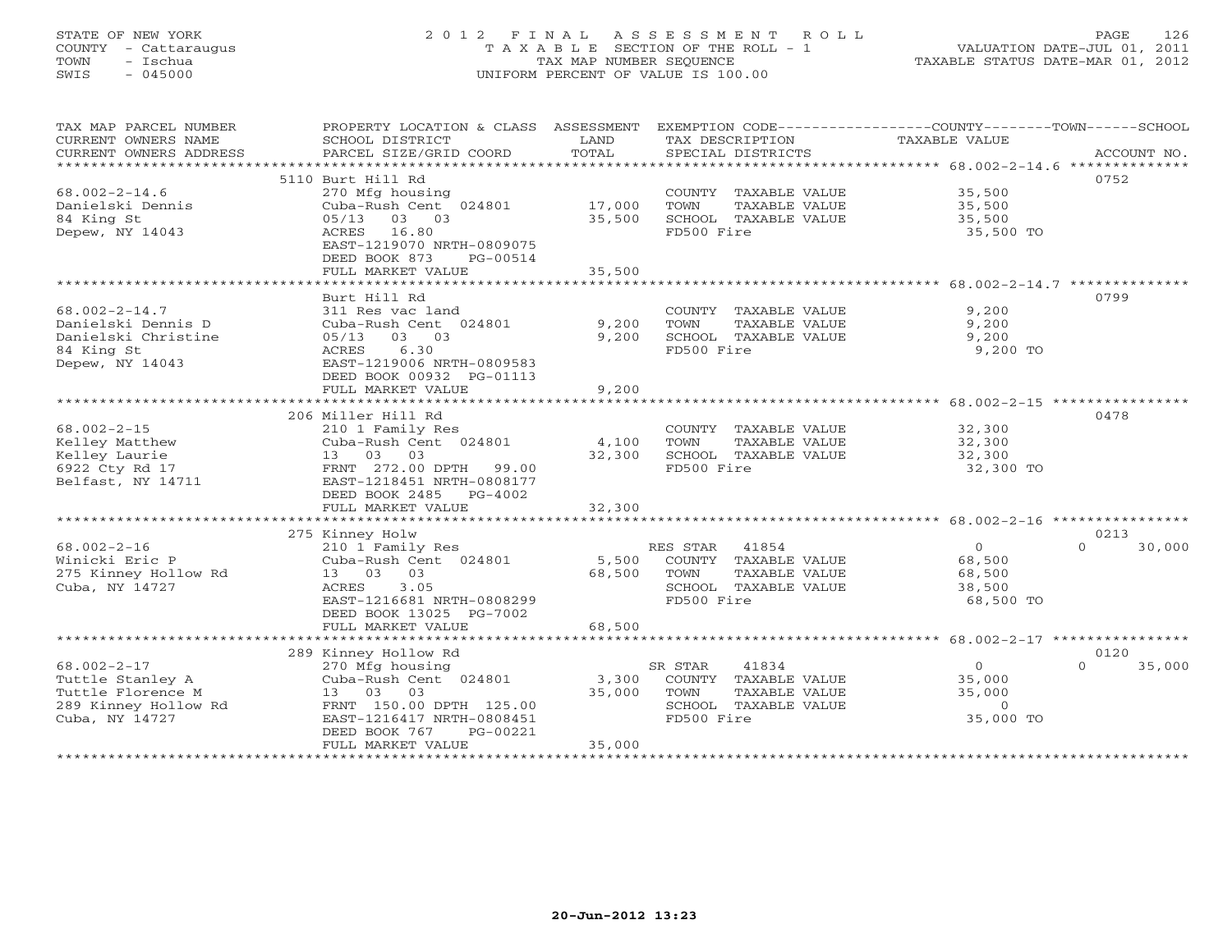STATE OF NEW YORK
COUNTY - Cattaraugus
TOWN - Ischua
SWIS - 045000

# 2012 FINAL ASSESSMENT ROLL
TAXABLE SECTION OF THE ROLL - 1
TAX MAP NUMBER SEQUENCE
UNIFORM PERCENT OF VALUE IS 100.00

VALUATION DATE-JUL 01, 2011
TAXABLE STATUS DATE-MAR 01, 2012

| TAX MAP PARCEL NUMBER / CURRENT OWNERS NAME / CURRENT OWNERS ADDRESS | PROPERTY LOCATION & CLASS / SCHOOL DISTRICT / PARCEL SIZE/GRID COORD | ASSESSMENT LAND | TOTAL | EXEMPTION CODE / TAX DESCRIPTION / SPECIAL DISTRICTS | COUNTY / TOWN TAXABLE VALUE | SCHOOL | ACCOUNT NO. |
|---|---|---|---|---|---|---|---|
| | 5110 Burt Hill Rd | | | | | | 0752 |
| 68.002-2-14.6 | 270 Mfg housing | | | COUNTY TAXABLE VALUE | 35,500 | | |
| Danielski Dennis | Cuba-Rush Cent 024801 | 17,000 | | TOWN TAXABLE VALUE | 35,500 | | |
| 84 King St | 05/13 03 03 | | 35,500 | SCHOOL TAXABLE VALUE | 35,500 | | |
| Depew, NY 14043 | ACRES 16.80 | | | FD500 Fire | 35,500 TO | | |
| | EAST-1219070 NRTH-0809075 | | | | | | |
| | DEED BOOK 873 PG-00514 | | | | | | |
| | FULL MARKET VALUE | | 35,500 | | | | |
| | Burt Hill Rd | | | | | | 0799 |
| 68.002-2-14.7 | 311 Res vac land | | | COUNTY TAXABLE VALUE | 9,200 | | |
| Danielski Dennis D | Cuba-Rush Cent 024801 | 9,200 | | TOWN TAXABLE VALUE | 9,200 | | |
| Danielski Christine | 05/13 03 03 | | 9,200 | SCHOOL TAXABLE VALUE | 9,200 | | |
| 84 King St | ACRES 6.30 | | | FD500 Fire | 9,200 TO | | |
| Depew, NY 14043 | EAST-1219006 NRTH-0809583 | | | | | | |
| | DEED BOOK 00932 PG-01113 | | | | | | |
| | FULL MARKET VALUE | | 9,200 | | | | |
| | 206 Miller Hill Rd | | | | | | 0478 |
| 68.002-2-15 | 210 1 Family Res | | | COUNTY TAXABLE VALUE | 32,300 | | |
| Kelley Matthew | Cuba-Rush Cent 024801 | 4,100 | | TOWN TAXABLE VALUE | 32,300 | | |
| Kelley Laurie | 13 03 03 | | 32,300 | SCHOOL TAXABLE VALUE | 32,300 | | |
| 6922 Cty Rd 17 | FRNT 272.00 DPTH 99.00 | | | FD500 Fire | 32,300 TO | | |
| Belfast, NY 14711 | EAST-1218451 NRTH-0808177 | | | | | | |
| | DEED BOOK 2485 PG-4002 | | | | | | |
| | FULL MARKET VALUE | | 32,300 | | | | |
| | 275 Kinney Holw | | | | | | 0213 |
| 68.002-2-16 | 210 1 Family Res | | | RES STAR 41854 | 0 | 0 | 30,000 |
| Winicki Eric P | Cuba-Rush Cent 024801 | 5,500 | | COUNTY TAXABLE VALUE | 68,500 | | |
| 275 Kinney Hollow Rd | 13 03 03 | | 68,500 | TOWN TAXABLE VALUE | 68,500 | | |
| Cuba, NY 14727 | ACRES 3.05 | | | SCHOOL TAXABLE VALUE | 38,500 | | |
| | EAST-1216681 NRTH-0808299 | | | FD500 Fire | 68,500 TO | | |
| | DEED BOOK 13025 PG-7002 | | | | | | |
| | FULL MARKET VALUE | | 68,500 | | | | |
| | 289 Kinney Hollow Rd | | | | | | 0120 |
| 68.002-2-17 | 270 Mfg housing | | | SR STAR 41834 | 0 | 0 | 35,000 |
| Tuttle Stanley A | Cuba-Rush Cent 024801 | 3,300 | | COUNTY TAXABLE VALUE | 35,000 | | |
| Tuttle Florence M | 13 03 03 | | 35,000 | TOWN TAXABLE VALUE | 35,000 | | |
| 289 Kinney Hollow Rd | FRNT 150.00 DPTH 125.00 | | | SCHOOL TAXABLE VALUE | 0 | | |
| Cuba, NY 14727 | EAST-1216417 NRTH-0808451 | | | FD500 Fire | 35,000 TO | | |
| | DEED BOOK 767 PG-00221 | | | | | | |
| | FULL MARKET VALUE | | 35,000 | | | | |

20-Jun-2012 13:23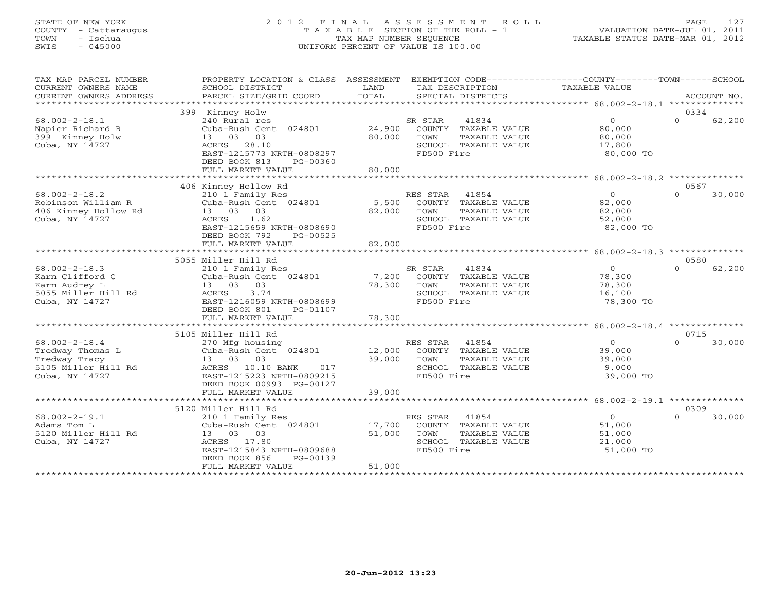STATE OF NEW YORK
COUNTY - Cattaraugus
TOWN - Ischua
SWIS - 045000

# 2012 FINAL ASSESSMENT ROLL
TAXABLE SECTION OF THE ROLL - 1
TAX MAP NUMBER SEQUENCE
UNIFORM PERCENT OF VALUE IS 100.00

VALUATION DATE-JUL 01, 2011
TAXABLE STATUS DATE-MAR 01, 2012

| TAX MAP PARCEL NUMBER / CURRENT OWNERS NAME / CURRENT OWNERS ADDRESS | PROPERTY LOCATION & CLASS / SCHOOL DISTRICT / PARCEL SIZE/GRID COORD | ASSESSMENT LAND / TOTAL | EXEMPTION CODE / TAX DESCRIPTION / SPECIAL DISTRICTS | COUNTY / TOWN / SCHOOL TAXABLE VALUE | ACCOUNT NO. |
|---|---|---|---|---|---|
| | 399 Kinney Holw | | | | 0334 |
| 68.002-2-18.1 | 240 Rural res | | SR STAR 41834 | 0 | 0 62,200 |
| Napier Richard R | Cuba-Rush Cent 024801 | 24,900 | COUNTY TAXABLE VALUE | 80,000 | |
| 399 Kinney Holw | 13 03 03 | 80,000 | TOWN TAXABLE VALUE | 80,000 | |
| Cuba, NY 14727 | ACRES 28.10 | | SCHOOL TAXABLE VALUE | 17,800 | |
| | EAST-1215773 NRTH-0808297 | | FD500 Fire | 80,000 TO | |
| | DEED BOOK 813 PG-00360 | | | | |
| | FULL MARKET VALUE | 80,000 | | | |
| | 406 Kinney Hollow Rd | | | | 0567 |
| 68.002-2-18.2 | 210 1 Family Res | | RES STAR 41854 | 0 | 0 30,000 |
| Robinson William R | Cuba-Rush Cent 024801 | 5,500 | COUNTY TAXABLE VALUE | 82,000 | |
| 406 Kinney Hollow Rd | 13 03 03 | 82,000 | TOWN TAXABLE VALUE | 82,000 | |
| Cuba, NY 14727 | ACRES 1.62 | | SCHOOL TAXABLE VALUE | 52,000 | |
| | EAST-1215659 NRTH-0808690 | | FD500 Fire | 82,000 TO | |
| | DEED BOOK 792 PG-00525 | | | | |
| | FULL MARKET VALUE | 82,000 | | | |
| | 5055 Miller Hill Rd | | | | 0580 |
| 68.002-2-18.3 | 210 1 Family Res | | SR STAR 41834 | 0 | 0 62,200 |
| Karn Clifford C | Cuba-Rush Cent 024801 | 7,200 | COUNTY TAXABLE VALUE | 78,300 | |
| Karn Audrey L | 13 03 03 | 78,300 | TOWN TAXABLE VALUE | 78,300 | |
| 5055 Miller Hill Rd | ACRES 3.74 | | SCHOOL TAXABLE VALUE | 16,100 | |
| Cuba, NY 14727 | EAST-1216059 NRTH-0808699 | | FD500 Fire | 78,300 TO | |
| | DEED BOOK 801 PG-01107 | | | | |
| | FULL MARKET VALUE | 78,300 | | | |
| | 5105 Miller Hill Rd | | | | 0715 |
| 68.002-2-18.4 | 270 Mfg housing | | RES STAR 41854 | 0 | 0 30,000 |
| Tredway Thomas L | Cuba-Rush Cent 024801 | 12,000 | COUNTY TAXABLE VALUE | 39,000 | |
| Tredway Tracy | 13 03 03 | 39,000 | TOWN TAXABLE VALUE | 39,000 | |
| 5105 Miller Hill Rd | ACRES 10.10 BANK 017 | | SCHOOL TAXABLE VALUE | 9,000 | |
| Cuba, NY 14727 | EAST-1215223 NRTH-0809215 | | FD500 Fire | 39,000 TO | |
| | DEED BOOK 00993 PG-00127 | | | | |
| | FULL MARKET VALUE | 39,000 | | | |
| | 5120 Miller Hill Rd | | | | 0309 |
| 68.002-2-19.1 | 210 1 Family Res | | RES STAR 41854 | 0 | 0 30,000 |
| Adams Tom L | Cuba-Rush Cent 024801 | 17,700 | COUNTY TAXABLE VALUE | 51,000 | |
| 5120 Miller Hill Rd | 13 03 03 | 51,000 | TOWN TAXABLE VALUE | 51,000 | |
| Cuba, NY 14727 | ACRES 17.80 | | SCHOOL TAXABLE VALUE | 21,000 | |
| | EAST-1215843 NRTH-0809688 | | FD500 Fire | 51,000 TO | |
| | DEED BOOK 856 PG-00139 | | | | |
| | FULL MARKET VALUE | 51,000 | | | |

20-Jun-2012 13:23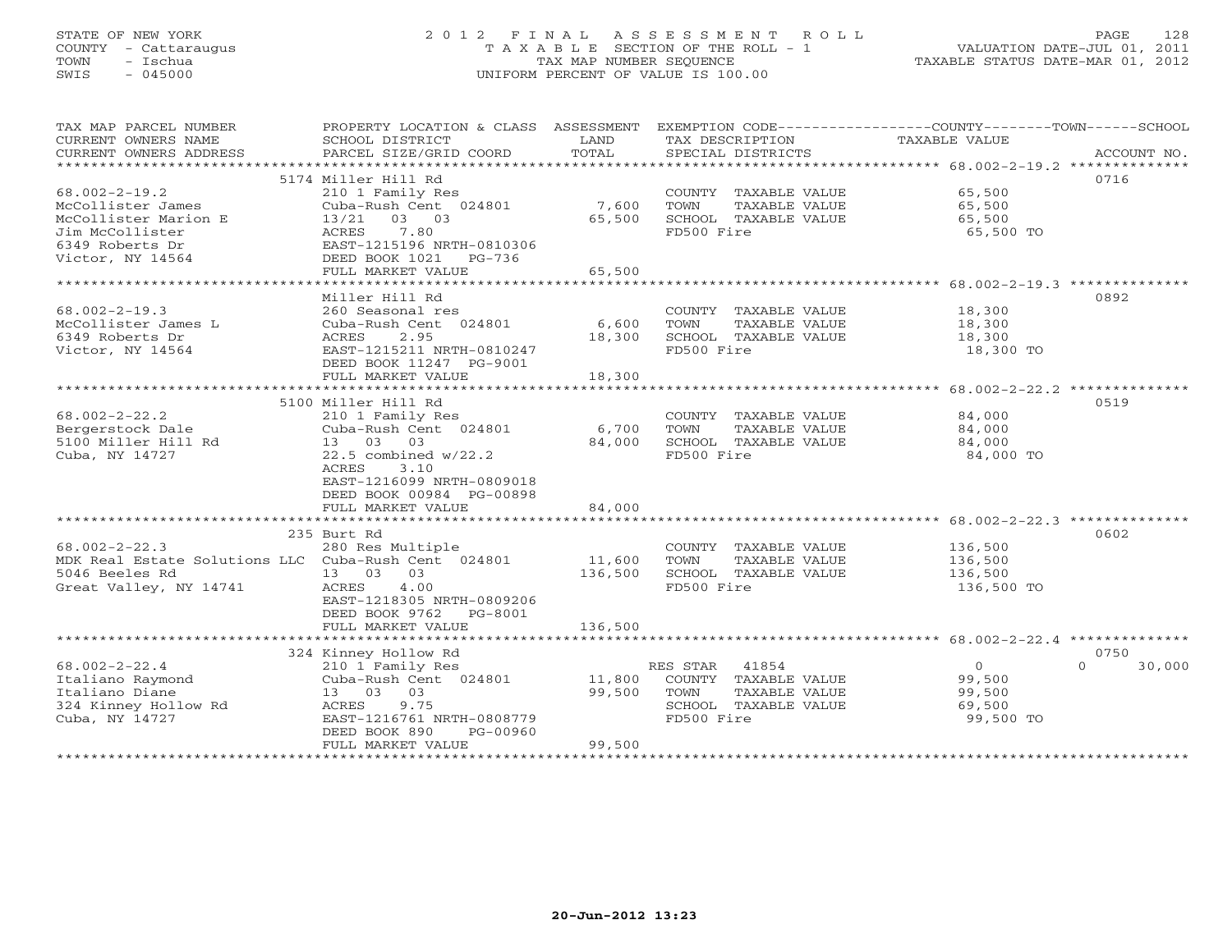STATE OF NEW YORK
COUNTY - Cattaraugus
TOWN - Ischua
SWIS - 045000

# 2012 FINAL ASSESSMENT ROLL
TAXABLE SECTION OF THE ROLL - 1
TAX MAP NUMBER SEQUENCE
UNIFORM PERCENT OF VALUE IS 100.00

VALUATION DATE-JUL 01, 2011
TAXABLE STATUS DATE-MAR 01, 2012

| TAX MAP PARCEL NUMBER / CURRENT OWNERS NAME / CURRENT OWNERS ADDRESS | PROPERTY LOCATION & CLASS / SCHOOL DISTRICT / PARCEL SIZE/GRID COORD | ASSESSMENT LAND | TOTAL | EXEMPTION CODE / TAX DESCRIPTION / SPECIAL DISTRICTS | COUNTY TAXABLE VALUE | TOWN | SCHOOL | ACCOUNT NO. |
|---|---|---|---|---|---|---|---|---|
| **68.002-2-19.2** | 5174 Miller Hill Rd | | | | | | | 0716 |
| 68.002-2-19.2 | 210 1 Family Res | | | COUNTY TAXABLE VALUE | 65,500 | | | |
| McCollister James | Cuba-Rush Cent 024801 | 7,600 | | TOWN TAXABLE VALUE | 65,500 | | | |
| McCollister Marion E | 13/21 03 03 | | 65,500 | SCHOOL TAXABLE VALUE | 65,500 | | | |
| Jim McCollister | ACRES 7.80 | | | FD500 Fire | 65,500 TO | | | |
| 6349 Roberts Dr | EAST-1215196 NRTH-0810306 | | | | | | | |
| Victor, NY 14564 | DEED BOOK 1021 PG-736 | | | | | | | |
| | FULL MARKET VALUE | | 65,500 | | | | | |
| **68.002-2-19.3** | Miller Hill Rd | | | | | | | 0892 |
| 68.002-2-19.3 | 260 Seasonal res | | | COUNTY TAXABLE VALUE | 18,300 | | | |
| McCollister James L | Cuba-Rush Cent 024801 | 6,600 | | TOWN TAXABLE VALUE | 18,300 | | | |
| 6349 Roberts Dr | ACRES 2.95 | | 18,300 | SCHOOL TAXABLE VALUE | 18,300 | | | |
| Victor, NY 14564 | EAST-1215211 NRTH-0810247 | | | FD500 Fire | 18,300 TO | | | |
| | DEED BOOK 11247 PG-9001 | | | | | | | |
| | FULL MARKET VALUE | | 18,300 | | | | | |
| **68.002-2-22.2** | 5100 Miller Hill Rd | | | | | | | 0519 |
| 68.002-2-22.2 | 210 1 Family Res | | | COUNTY TAXABLE VALUE | 84,000 | | | |
| Bergerstock Dale | Cuba-Rush Cent 024801 | 6,700 | | TOWN TAXABLE VALUE | 84,000 | | | |
| 5100 Miller Hill Rd | 13 03 03 | | 84,000 | SCHOOL TAXABLE VALUE | 84,000 | | | |
| Cuba, NY 14727 | 22.5 combined w/22.2 | | | FD500 Fire | 84,000 TO | | | |
| | ACRES 3.10 | | | | | | | |
| | EAST-1216099 NRTH-0809018 | | | | | | | |
| | DEED BOOK 00984 PG-00898 | | | | | | | |
| | FULL MARKET VALUE | | 84,000 | | | | | |
| **68.002-2-22.3** | 235 Burt Rd | | | | | | | 0602 |
| 68.002-2-22.3 | 280 Res Multiple | | | COUNTY TAXABLE VALUE | 136,500 | | | |
| MDK Real Estate Solutions LLC | Cuba-Rush Cent 024801 | 11,600 | | TOWN TAXABLE VALUE | 136,500 | | | |
| 5046 Beeles Rd | 13 03 03 | | 136,500 | SCHOOL TAXABLE VALUE | 136,500 | | | |
| Great Valley, NY 14741 | ACRES 4.00 | | | FD500 Fire | 136,500 TO | | | |
| | EAST-1218305 NRTH-0809206 | | | | | | | |
| | DEED BOOK 9762 PG-8001 | | | | | | | |
| | FULL MARKET VALUE | | 136,500 | | | | | |
| **68.002-2-22.4** | 324 Kinney Hollow Rd | | | | | | | 0750 |
| 68.002-2-22.4 | 210 1 Family Res | | | RES STAR 41854 | 0 | 0 | 30,000 | |
| Italiano Raymond | Cuba-Rush Cent 024801 | 11,800 | | COUNTY TAXABLE VALUE | 99,500 | | | |
| Italiano Diane | 13 03 03 | | 99,500 | TOWN TAXABLE VALUE | 99,500 | | | |
| 324 Kinney Hollow Rd | ACRES 9.75 | | | SCHOOL TAXABLE VALUE | 69,500 | | | |
| Cuba, NY 14727 | EAST-1216761 NRTH-0808779 | | | FD500 Fire | 99,500 TO | | | |
| | DEED BOOK 890 PG-00960 | | | | | | | |
| | FULL MARKET VALUE | | 99,500 | | | | | |

20-Jun-2012 13:23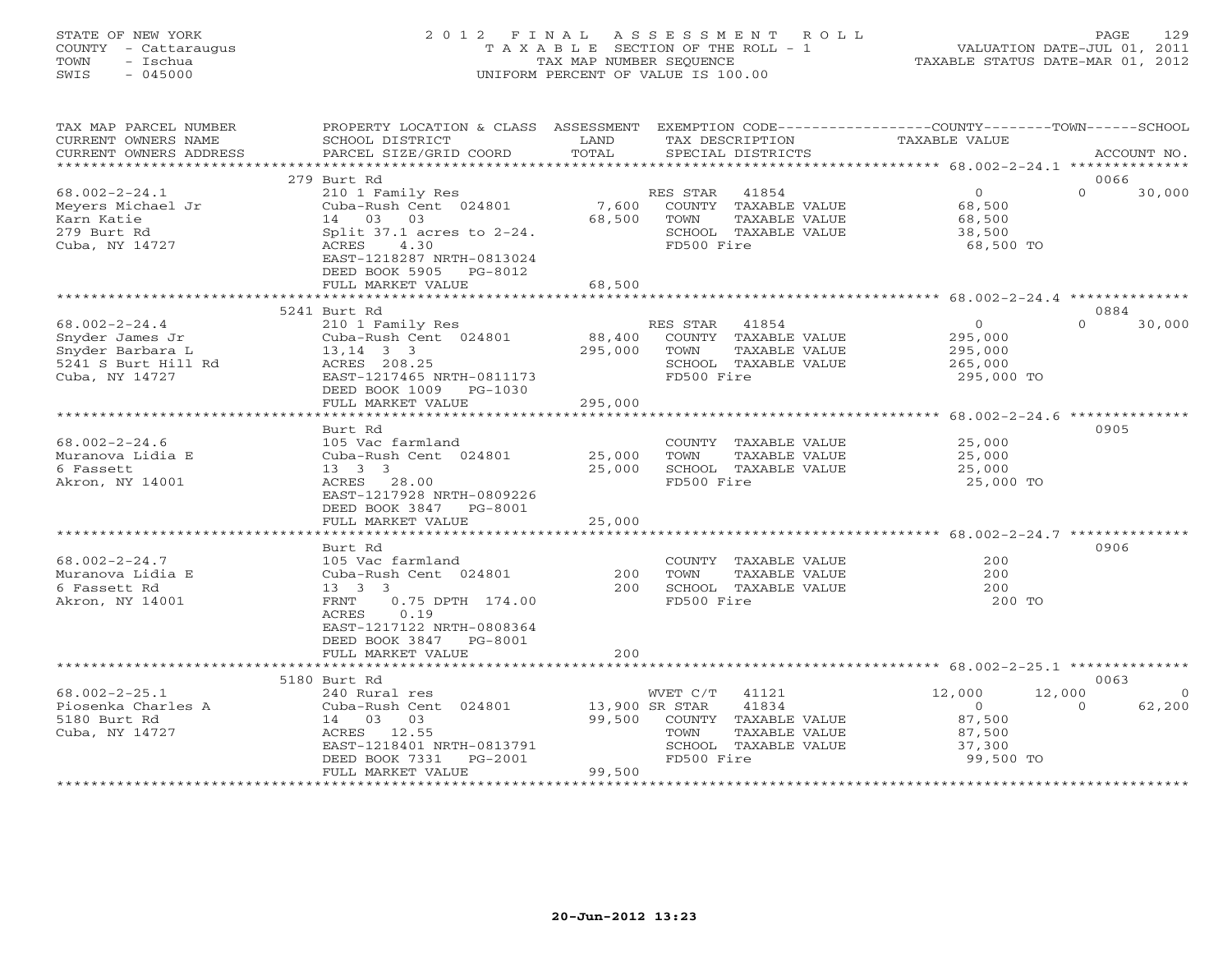STATE OF NEW YORK
COUNTY - Cattaraugus
TOWN - Ischua
SWIS - 045000

2012 FINAL ASSESSMENT ROLL
TAXABLE SECTION OF THE ROLL - 1
TAX MAP NUMBER SEQUENCE
UNIFORM PERCENT OF VALUE IS 100.00

VALUATION DATE-JUL 01, 2011
TAXABLE STATUS DATE-MAR 01, 2012

| TAX MAP PARCEL NUMBER / CURRENT OWNERS NAME / CURRENT OWNERS ADDRESS | PROPERTY LOCATION & CLASS / SCHOOL DISTRICT / PARCEL SIZE/GRID COORD | ASSESSMENT LAND | ASSESSMENT TOTAL | EXEMPTION CODE / TAX DESCRIPTION / SPECIAL DISTRICTS | COUNTY TAXABLE VALUE | TOWN | SCHOOL / ACCOUNT NO. |
|---|---|---|---|---|---|---|---|
| **68.002-2-24.1** | 279 Burt Rd | | | | | | 0066 |
| Meyers Michael Jr | 210 1 Family Res | | | RES STAR 41854 | 0 | 0 | 30,000 |
| Karn Katie | Cuba-Rush Cent 024801 | 7,600 | | COUNTY TAXABLE VALUE | 68,500 | | |
| 279 Burt Rd | 14 03 03 | | 68,500 | TOWN TAXABLE VALUE | 68,500 | | |
| Cuba, NY 14727 | Split 37.1 acres to 2-24. | | | SCHOOL TAXABLE VALUE | 38,500 | | |
| | ACRES 4.30 | | | FD500 Fire | 68,500 TO | | |
| | EAST-1218287 NRTH-0813024 | | | | | | |
| | DEED BOOK 5905 PG-8012 | | | | | | |
| | FULL MARKET VALUE | | 68,500 | | | | |
| **68.002-2-24.4** | 5241 Burt Rd | | | | | | 0884 |
| Snyder James Jr | 210 1 Family Res | | | RES STAR 41854 | 0 | 0 | 30,000 |
| Snyder Barbara L | Cuba-Rush Cent 024801 | 88,400 | | COUNTY TAXABLE VALUE | 295,000 | | |
| 5241 S Burt Hill Rd | 13,14 3 3 | | 295,000 | TOWN TAXABLE VALUE | 295,000 | | |
| Cuba, NY 14727 | ACRES 208.25 | | | SCHOOL TAXABLE VALUE | 265,000 | | |
| | EAST-1217465 NRTH-0811173 | | | FD500 Fire | 295,000 TO | | |
| | DEED BOOK 1009 PG-1030 | | | | | | |
| | FULL MARKET VALUE | | 295,000 | | | | |
| **68.002-2-24.6** | Burt Rd | | | | | | 0905 |
| Muranova Lidia E | 105 Vac farmland | | | COUNTY TAXABLE VALUE | 25,000 | | |
| 6 Fassett | Cuba-Rush Cent 024801 | 25,000 | | TOWN TAXABLE VALUE | 25,000 | | |
| Akron, NY 14001 | 13 3 3 | | 25,000 | SCHOOL TAXABLE VALUE | 25,000 | | |
| | ACRES 28.00 | | | FD500 Fire | 25,000 TO | | |
| | EAST-1217928 NRTH-0809226 | | | | | | |
| | DEED BOOK 3847 PG-8001 | | | | | | |
| | FULL MARKET VALUE | | 25,000 | | | | |
| **68.002-2-24.7** | Burt Rd | | | | | | 0906 |
| Muranova Lidia E | 105 Vac farmland | | | COUNTY TAXABLE VALUE | 200 | | |
| 6 Fassett Rd | Cuba-Rush Cent 024801 | 200 | | TOWN TAXABLE VALUE | 200 | | |
| Akron, NY 14001 | 13 3 3 | | 200 | SCHOOL TAXABLE VALUE | 200 | | |
| | FRNT 0.75 DPTH 174.00 | | | FD500 Fire | 200 TO | | |
| | ACRES 0.19 | | | | | | |
| | EAST-1217122 NRTH-0808364 | | | | | | |
| | DEED BOOK 3847 PG-8001 | | | | | | |
| | FULL MARKET VALUE | | 200 | | | | |
| **68.002-2-25.1** | 5180 Burt Rd | | | | | | 0063 |
| Piosenka Charles A | 240 Rural res | | | WVET C/T 41121 | 12,000 | 12,000 | 0 |
| 5180 Burt Rd | Cuba-Rush Cent 024801 | 13,900 | | SR STAR 41834 | 0 | 0 | 62,200 |
| Cuba, NY 14727 | 14 03 03 | | 99,500 | COUNTY TAXABLE VALUE | 87,500 | | |
| | ACRES 12.55 | | | TOWN TAXABLE VALUE | 87,500 | | |
| | EAST-1218401 NRTH-0813791 | | | SCHOOL TAXABLE VALUE | 37,300 | | |
| | DEED BOOK 7331 PG-2001 | | | FD500 Fire | 99,500 TO | | |
| | FULL MARKET VALUE | | 99,500 | | | | |

20-Jun-2012 13:23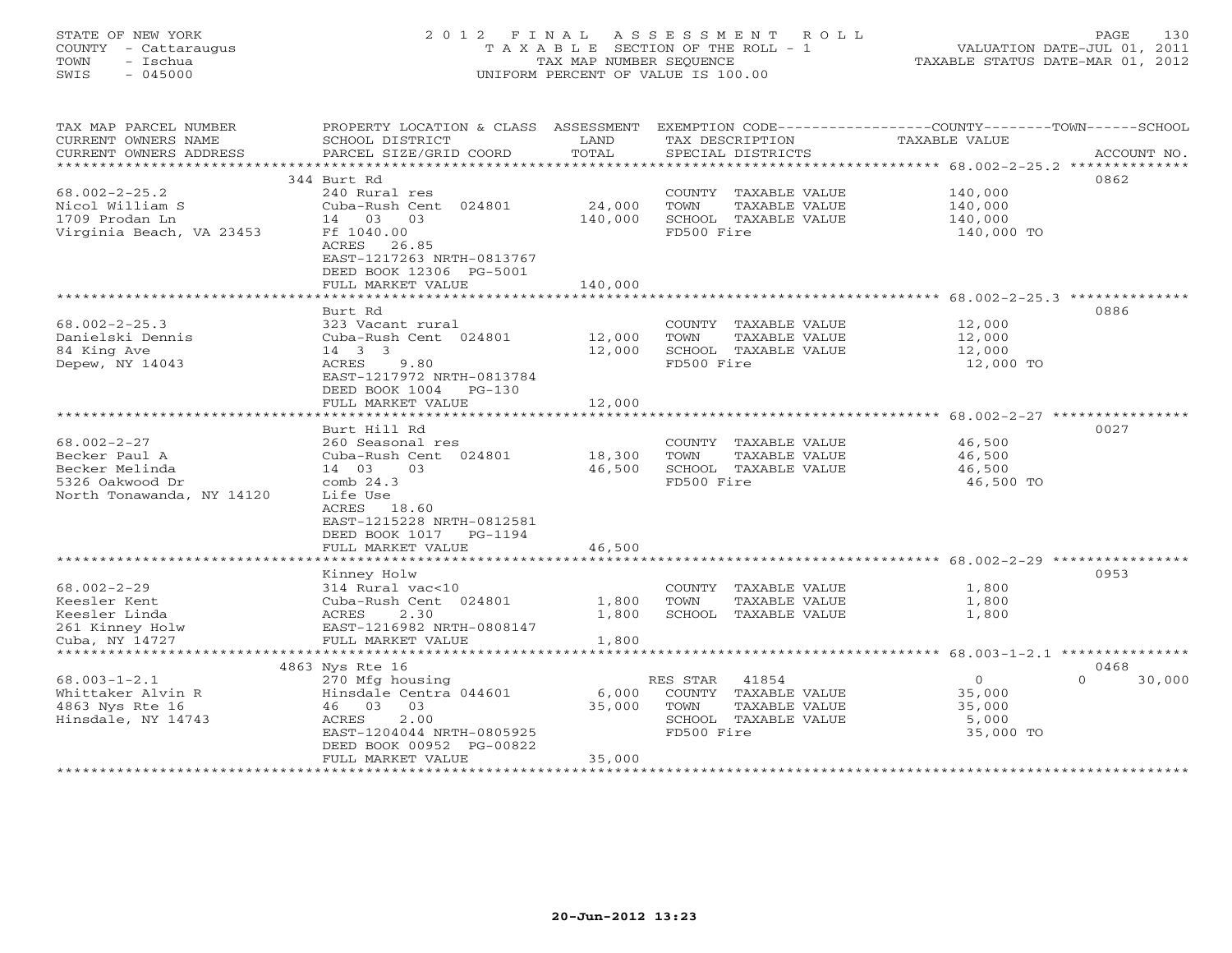STATE OF NEW YORK
COUNTY - Cattaraugus
TOWN - Ischua
SWIS - 045000

2012 FINAL ASSESSMENT ROLL
TAXABLE SECTION OF THE ROLL - 1
TAX MAP NUMBER SEQUENCE
UNIFORM PERCENT OF VALUE IS 100.00

VALUATION DATE-JUL 01, 2011
TAXABLE STATUS DATE-MAR 01, 2012

| TAX MAP PARCEL NUMBER / CURRENT OWNERS NAME / CURRENT OWNERS ADDRESS | PROPERTY LOCATION & CLASS / SCHOOL DISTRICT / PARCEL SIZE/GRID COORD | ASSESSMENT LAND / TOTAL | EXEMPTION CODE / TAX DESCRIPTION / SPECIAL DISTRICTS | COUNTY / TOWN / SCHOOL TAXABLE VALUE | ACCOUNT NO. |
|---|---|---|---|---|---|
| 68.002-2-25.2 | 344 Burt Rd | | | | 0862 |
| Nicol William S | 240 Rural res | | COUNTY TAXABLE VALUE | 140,000 | |
| 1709 Prodan Ln | Cuba-Rush Cent 024801 | 24,000 | TOWN TAXABLE VALUE | 140,000 | |
| Virginia Beach, VA 23453 | 14 03 03 | 140,000 | SCHOOL TAXABLE VALUE | 140,000 | |
| | Ff 1040.00 | | FD500 Fire | 140,000 TO | |
| | ACRES 26.85 | | | | |
| | EAST-1217263 NRTH-0813767 | | | | |
| | DEED BOOK 12306 PG-5001 | | | | |
| | FULL MARKET VALUE | 140,000 | | | |
| 68.002-2-25.3 | Burt Rd | | | | 0886 |
| Danielski Dennis | 323 Vacant rural | | COUNTY TAXABLE VALUE | 12,000 | |
| 84 King Ave | Cuba-Rush Cent 024801 | 12,000 | TOWN TAXABLE VALUE | 12,000 | |
| Depew, NY 14043 | 14 3 3 | 12,000 | SCHOOL TAXABLE VALUE | 12,000 | |
| | ACRES 9.80 | | FD500 Fire | 12,000 TO | |
| | EAST-1217972 NRTH-0813784 | | | | |
| | DEED BOOK 1004 PG-130 | | | | |
| | FULL MARKET VALUE | 12,000 | | | |
| 68.002-2-27 | Burt Hill Rd | | | | 0027 |
| Becker Paul A | 260 Seasonal res | | COUNTY TAXABLE VALUE | 46,500 | |
| Becker Melinda | Cuba-Rush Cent 024801 | 18,300 | TOWN TAXABLE VALUE | 46,500 | |
| 5326 Oakwood Dr | 14 03 03 | 46,500 | SCHOOL TAXABLE VALUE | 46,500 | |
| North Tonawanda, NY 14120 | comb 24.3 | | FD500 Fire | 46,500 TO | |
| | Life Use | | | | |
| | ACRES 18.60 | | | | |
| | EAST-1215228 NRTH-0812581 | | | | |
| | DEED BOOK 1017 PG-1194 | | | | |
| | FULL MARKET VALUE | 46,500 | | | |
| 68.002-2-29 | Kinney Holw | | | | 0953 |
| Keesler Kent | 314 Rural vac<10 | | COUNTY TAXABLE VALUE | 1,800 | |
| Keesler Linda | Cuba-Rush Cent 024801 | 1,800 | TOWN TAXABLE VALUE | 1,800 | |
| 261 Kinney Holw | ACRES 2.30 | 1,800 | SCHOOL TAXABLE VALUE | 1,800 | |
| Cuba, NY 14727 | EAST-1216982 NRTH-0808147 | | | | |
| | FULL MARKET VALUE | 1,800 | | | |
| 68.003-1-2.1 | 4863 Nys Rte 16 | | | | 0468 |
| Whittaker Alvin R | 270 Mfg housing | | RES STAR 41854 | 0 0 30,000 | |
| 4863 Nys Rte 16 | Hinsdale Centra 044601 | 6,000 | COUNTY TAXABLE VALUE | 35,000 | |
| Hinsdale, NY 14743 | 46 03 03 | 35,000 | TOWN TAXABLE VALUE | 35,000 | |
| | ACRES 2.00 | | SCHOOL TAXABLE VALUE | 5,000 | |
| | EAST-1204044 NRTH-0805925 | | FD500 Fire | 35,000 TO | |
| | DEED BOOK 00952 PG-00822 | | | | |
| | FULL MARKET VALUE | 35,000 | | | |

20-Jun-2012 13:23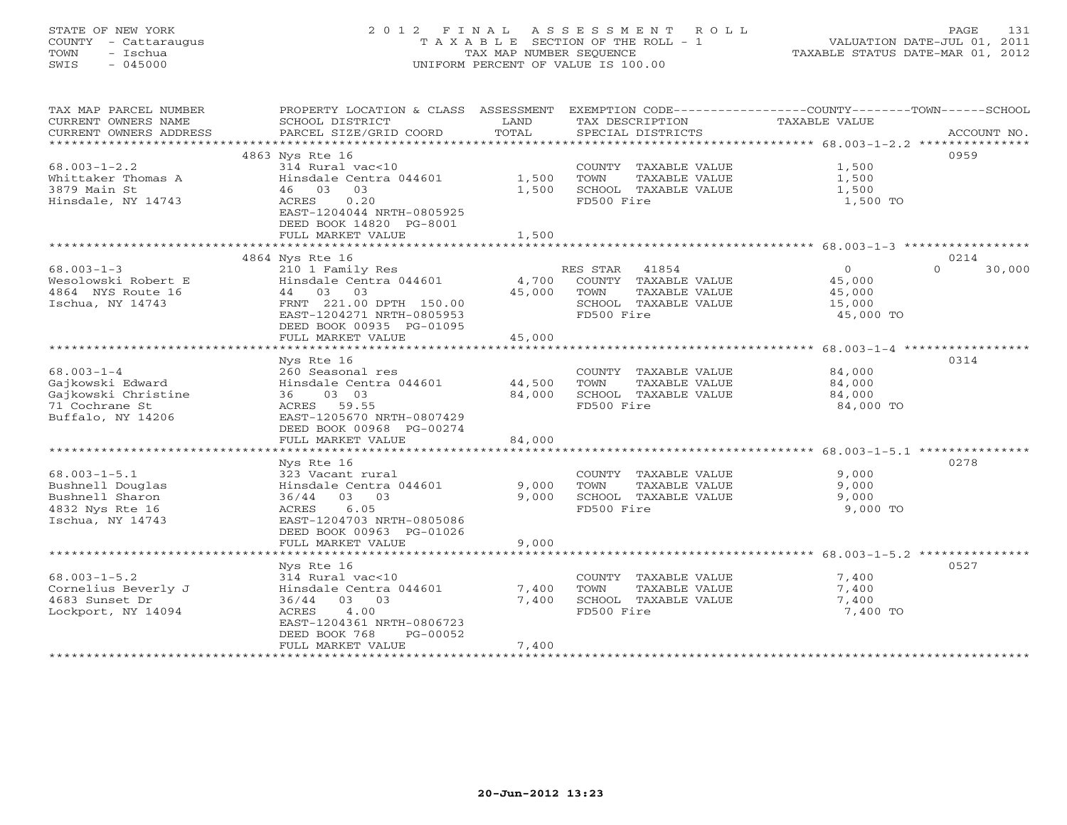STATE OF NEW YORK
COUNTY - Cattaraugus
TOWN - Ischua
SWIS - 045000

# 2012 FINAL ASSESSMENT ROLL
TAXABLE SECTION OF THE ROLL - 1
TAX MAP NUMBER SEQUENCE
UNIFORM PERCENT OF VALUE IS 100.00

VALUATION DATE-JUL 01, 2011
TAXABLE STATUS DATE-MAR 01, 2012

| TAX MAP PARCEL NUMBER / CURRENT OWNERS NAME / CURRENT OWNERS ADDRESS | PROPERTY LOCATION & CLASS / SCHOOL DISTRICT / PARCEL SIZE/GRID COORD | ASSESSMENT LAND | TOTAL | EXEMPTION CODE / TAX DESCRIPTION / SPECIAL DISTRICTS | COUNTY / TOWN TAXABLE VALUE | SCHOOL | ACCOUNT NO. |
|---|---|---|---|---|---|---|---|
| 68.003-1-2.2 | 4863 Nys Rte 16 | | | | | | 0959 |
| Whittaker Thomas A | 314 Rural vac<10 | | | COUNTY TAXABLE VALUE | 1,500 | | |
| 3879 Main St | Hinsdale Centra 044601 | 1,500 | | TOWN TAXABLE VALUE | 1,500 | | |
| Hinsdale, NY 14743 | 46 03 03 | | 1,500 | SCHOOL TAXABLE VALUE | 1,500 | | |
| | ACRES 0.20 | | | FD500 Fire | 1,500 TO | | |
| | EAST-1204044 NRTH-0805925 | | | | | | |
| | DEED BOOK 14820 PG-8001 | | | | | | |
| | FULL MARKET VALUE | | 1,500 | | | | |
| 68.003-1-3 | 4864 Nys Rte 16 | | | | | | 0214 |
| Wesolowski Robert E | 210 1 Family Res | | | RES STAR 41854 | 0 | 0 | 30,000 |
| 4864 NYS Route 16 | Hinsdale Centra 044601 | 4,700 | | COUNTY TAXABLE VALUE | 45,000 | | |
| Ischua, NY 14743 | 44 03 03 | | 45,000 | TOWN TAXABLE VALUE | 45,000 | | |
| | FRNT 221.00 DPTH 150.00 | | | SCHOOL TAXABLE VALUE | 15,000 | | |
| | EAST-1204271 NRTH-0805953 | | | FD500 Fire | 45,000 TO | | |
| | DEED BOOK 00935 PG-01095 | | | | | | |
| | FULL MARKET VALUE | | 45,000 | | | | |
| 68.003-1-4 | Nys Rte 16 | | | | | | 0314 |
| Gajkowski Edward | 260 Seasonal res | | | COUNTY TAXABLE VALUE | 84,000 | | |
| Gajkowski Christine | Hinsdale Centra 044601 | 44,500 | | TOWN TAXABLE VALUE | 84,000 | | |
| 71 Cochrane St | 36 03 03 | | 84,000 | SCHOOL TAXABLE VALUE | 84,000 | | |
| Buffalo, NY 14206 | ACRES 59.55 | | | FD500 Fire | 84,000 TO | | |
| | EAST-1205670 NRTH-0807429 | | | | | | |
| | DEED BOOK 00968 PG-00274 | | | | | | |
| | FULL MARKET VALUE | | 84,000 | | | | |
| 68.003-1-5.1 | Nys Rte 16 | | | | | | 0278 |
| Bushnell Douglas | 323 Vacant rural | | | COUNTY TAXABLE VALUE | 9,000 | | |
| Bushnell Sharon | Hinsdale Centra 044601 | 9,000 | | TOWN TAXABLE VALUE | 9,000 | | |
| 4832 Nys Rte 16 | 36/44 03 03 | | 9,000 | SCHOOL TAXABLE VALUE | 9,000 | | |
| Ischua, NY 14743 | ACRES 6.05 | | | FD500 Fire | 9,000 TO | | |
| | EAST-1204703 NRTH-0805086 | | | | | | |
| | DEED BOOK 00963 PG-01026 | | | | | | |
| | FULL MARKET VALUE | | 9,000 | | | | |
| 68.003-1-5.2 | Nys Rte 16 | | | | | | 0527 |
| Cornelius Beverly J | 314 Rural vac<10 | | | COUNTY TAXABLE VALUE | 7,400 | | |
| 4683 Sunset Dr | Hinsdale Centra 044601 | 7,400 | | TOWN TAXABLE VALUE | 7,400 | | |
| Lockport, NY 14094 | 36/44 03 03 | | 7,400 | SCHOOL TAXABLE VALUE | 7,400 | | |
| | ACRES 4.00 | | | FD500 Fire | 7,400 TO | | |
| | EAST-1204361 NRTH-0806723 | | | | | | |
| | DEED BOOK 768 PG-00052 | | | | | | |
| | FULL MARKET VALUE | | 7,400 | | | | |

20-Jun-2012 13:23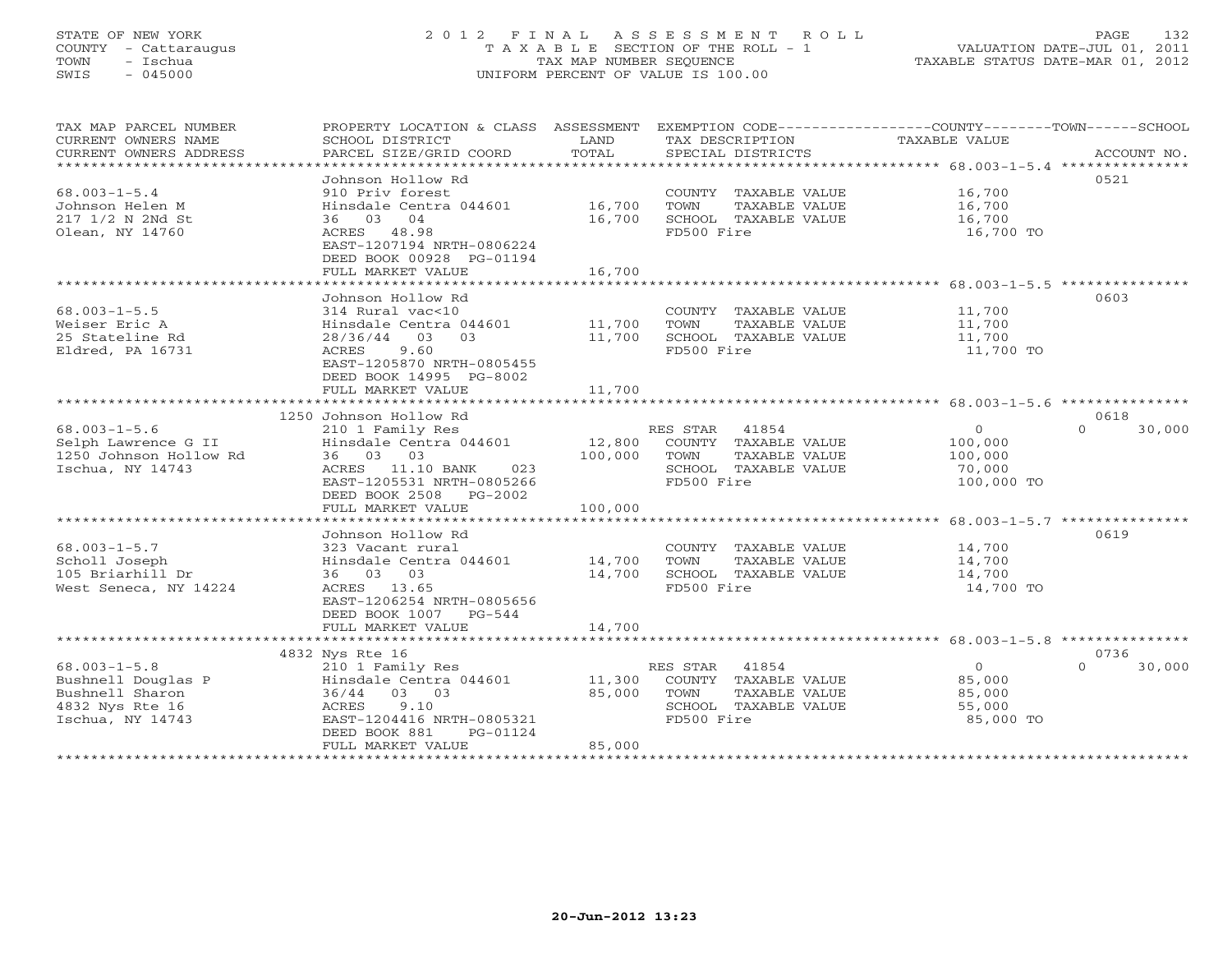STATE OF NEW YORK
COUNTY - Cattaraugus
TOWN - Ischua
SWIS - 045000

# 2012 FINAL ASSESSMENT ROLL

TAXABLE SECTION OF THE ROLL - 1
TAX MAP NUMBER SEQUENCE
UNIFORM PERCENT OF VALUE IS 100.00

VALUATION DATE-JUL 01, 2011
TAXABLE STATUS DATE-MAR 01, 2012

| TAX MAP PARCEL NUMBER / CURRENT OWNERS NAME / CURRENT OWNERS ADDRESS | PROPERTY LOCATION & CLASS / SCHOOL DISTRICT / PARCEL SIZE/GRID COORD | ASSESSMENT LAND / TOTAL | EXEMPTION CODE / TAX DESCRIPTION / SPECIAL DISTRICTS | COUNTY / TOWN / SCHOOL TAXABLE VALUE | ACCOUNT NO. |
|---|---|---|---|---|---|
| 68.003-1-5.4 | Johnson Hollow Rd | | | | 0521 |
| Johnson Helen M | 910 Priv forest | | COUNTY TAXABLE VALUE | 16,700 | |
| 217 1/2 N 2Nd St | Hinsdale Centra 044601 | 16,700 | TOWN TAXABLE VALUE | 16,700 | |
| Olean, NY 14760 | 36 03 04 | 16,700 | SCHOOL TAXABLE VALUE | 16,700 | |
| | ACRES 48.98 | | FD500 Fire | 16,700 TO | |
| | EAST-1207194 NRTH-0806224 | | | | |
| | DEED BOOK 00928 PG-01194 | | | | |
| | FULL MARKET VALUE | 16,700 | | | |
| 68.003-1-5.5 | Johnson Hollow Rd | | | | 0603 |
| Weiser Eric A | 314 Rural vac<10 | | COUNTY TAXABLE VALUE | 11,700 | |
| 25 Stateline Rd | Hinsdale Centra 044601 | 11,700 | TOWN TAXABLE VALUE | 11,700 | |
| Eldred, PA 16731 | 28/36/44 03 03 | 11,700 | SCHOOL TAXABLE VALUE | 11,700 | |
| | ACRES 9.60 | | FD500 Fire | 11,700 TO | |
| | EAST-1205870 NRTH-0805455 | | | | |
| | DEED BOOK 14995 PG-8002 | | | | |
| | FULL MARKET VALUE | 11,700 | | | |
| 68.003-1-5.6 | 1250 Johnson Hollow Rd | | | | 0618 |
| Selph Lawrence G II | 210 1 Family Res | | RES STAR 41854 | 0 / 0 / 30,000 | |
| 1250 Johnson Hollow Rd | Hinsdale Centra 044601 | 12,800 | COUNTY TAXABLE VALUE | 100,000 | |
| Ischua, NY 14743 | 36 03 03 | 100,000 | TOWN TAXABLE VALUE | 100,000 | |
| | ACRES 11.10 BANK 023 | | SCHOOL TAXABLE VALUE | 70,000 | |
| | EAST-1205531 NRTH-0805266 | | FD500 Fire | 100,000 TO | |
| | DEED BOOK 2508 PG-2002 | | | | |
| | FULL MARKET VALUE | 100,000 | | | |
| 68.003-1-5.7 | Johnson Hollow Rd | | | | 0619 |
| Scholl Joseph | 323 Vacant rural | | COUNTY TAXABLE VALUE | 14,700 | |
| 105 Briarhill Dr | Hinsdale Centra 044601 | 14,700 | TOWN TAXABLE VALUE | 14,700 | |
| West Seneca, NY 14224 | 36 03 03 | 14,700 | SCHOOL TAXABLE VALUE | 14,700 | |
| | ACRES 13.65 | | FD500 Fire | 14,700 TO | |
| | EAST-1206254 NRTH-0805656 | | | | |
| | DEED BOOK 1007 PG-544 | | | | |
| | FULL MARKET VALUE | 14,700 | | | |
| 68.003-1-5.8 | 4832 Nys Rte 16 | | | | 0736 |
| Bushnell Douglas P | 210 1 Family Res | | RES STAR 41854 | 0 / 0 / 30,000 | |
| Bushnell Sharon | Hinsdale Centra 044601 | 11,300 | COUNTY TAXABLE VALUE | 85,000 | |
| 4832 Nys Rte 16 | 36/44 03 03 | 85,000 | TOWN TAXABLE VALUE | 85,000 | |
| Ischua, NY 14743 | ACRES 9.10 | | SCHOOL TAXABLE VALUE | 55,000 | |
| | EAST-1204416 NRTH-0805321 | | FD500 Fire | 85,000 TO | |
| | DEED BOOK 881 PG-01124 | | | | |
| | FULL MARKET VALUE | 85,000 | | | |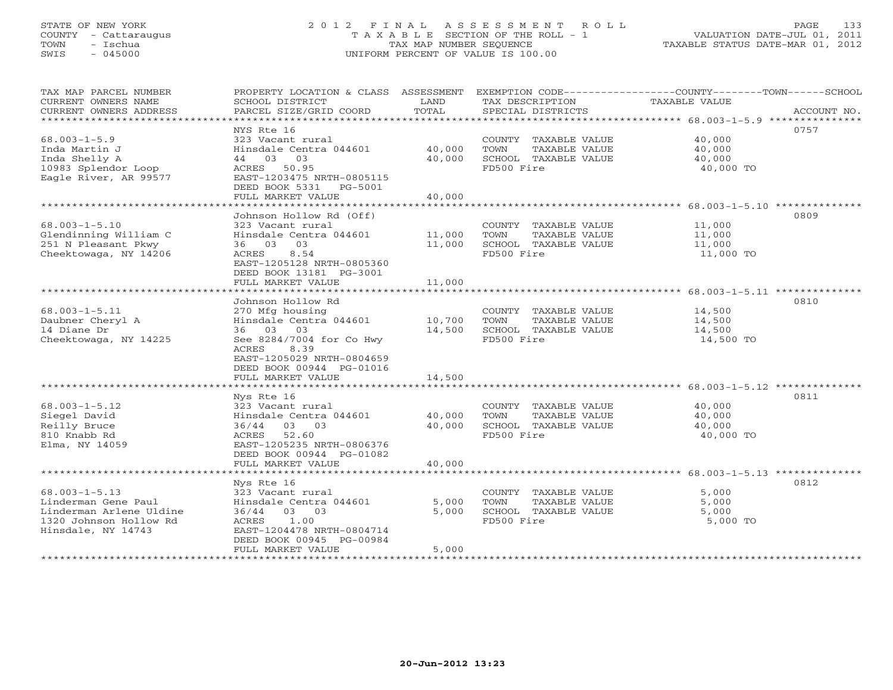STATE OF NEW YORK
COUNTY - Cattaraugus
TOWN - Ischua
SWIS - 045000

# 2012 FINAL ASSESSMENT ROLL

TAXABLE SECTION OF THE ROLL - 1
TAX MAP NUMBER SEQUENCE
UNIFORM PERCENT OF VALUE IS 100.00

VALUATION DATE-JUL 01, 2011
TAXABLE STATUS DATE-MAR 01, 2012

| TAX MAP PARCEL NUMBER / CURRENT OWNERS NAME / CURRENT OWNERS ADDRESS | PROPERTY LOCATION & CLASS / SCHOOL DISTRICT / PARCEL SIZE/GRID COORD | ASSESSMENT LAND | TOTAL | EXEMPTION CODE / TAX DESCRIPTION / SPECIAL DISTRICTS | TAXABLE VALUE (COUNTY / TOWN / SCHOOL) | ACCOUNT NO. |
|---|---|---|---|---|---|---|
| 68.003-1-5.9 | NYS Rte 16 | | | | | 0757 |
| Inda Martin J | 323 Vacant rural | | | COUNTY TAXABLE VALUE | 40,000 | |
| Inda Shelly A | Hinsdale Centra 044601 | 40,000 | | TOWN TAXABLE VALUE | 40,000 | |
| 10983 Splendor Loop | 44 03 03 | | 40,000 | SCHOOL TAXABLE VALUE | 40,000 | |
| Eagle River, AR 99577 | ACRES 50.95 | | | FD500 Fire | 40,000 TO | |
| | EAST-1203475 NRTH-0805115 | | | | | |
| | DEED BOOK 5331 PG-5001 | | | | | |
| | FULL MARKET VALUE | | 40,000 | | | |
| 68.003-1-5.10 | Johnson Hollow Rd (Off) | | | | | 0809 |
| Glendinning William C | 323 Vacant rural | | | COUNTY TAXABLE VALUE | 11,000 | |
| 251 N Pleasant Pkwy | Hinsdale Centra 044601 | 11,000 | | TOWN TAXABLE VALUE | 11,000 | |
| Cheektowaga, NY 14206 | 36 03 03 | | 11,000 | SCHOOL TAXABLE VALUE | 11,000 | |
| | ACRES 8.54 | | | FD500 Fire | 11,000 TO | |
| | EAST-1205128 NRTH-0805360 | | | | | |
| | DEED BOOK 13181 PG-3001 | | | | | |
| | FULL MARKET VALUE | | 11,000 | | | |
| 68.003-1-5.11 | Johnson Hollow Rd | | | | | 0810 |
| Daubner Cheryl A | 270 Mfg housing | | | COUNTY TAXABLE VALUE | 14,500 | |
| 14 Diane Dr | Hinsdale Centra 044601 | 10,700 | | TOWN TAXABLE VALUE | 14,500 | |
| Cheektowaga, NY 14225 | 36 03 03 | | 14,500 | SCHOOL TAXABLE VALUE | 14,500 | |
| | See 8284/7004 for Co Hwy | | | FD500 Fire | 14,500 TO | |
| | ACRES 8.39 | | | | | |
| | EAST-1205029 NRTH-0804659 | | | | | |
| | DEED BOOK 00944 PG-01016 | | | | | |
| | FULL MARKET VALUE | | 14,500 | | | |
| 68.003-1-5.12 | Nys Rte 16 | | | | | 0811 |
| Siegel David | 323 Vacant rural | | | COUNTY TAXABLE VALUE | 40,000 | |
| Reilly Bruce | Hinsdale Centra 044601 | 40,000 | | TOWN TAXABLE VALUE | 40,000 | |
| 810 Knabb Rd | 36/44 03 03 | | 40,000 | SCHOOL TAXABLE VALUE | 40,000 | |
| Elma, NY 14059 | ACRES 52.60 | | | FD500 Fire | 40,000 TO | |
| | EAST-1205235 NRTH-0806376 | | | | | |
| | DEED BOOK 00944 PG-01082 | | | | | |
| | FULL MARKET VALUE | | 40,000 | | | |
| 68.003-1-5.13 | Nys Rte 16 | | | | | 0812 |
| Linderman Gene Paul | 323 Vacant rural | | | COUNTY TAXABLE VALUE | 5,000 | |
| Linderman Arlene Uldine | Hinsdale Centra 044601 | 5,000 | | TOWN TAXABLE VALUE | 5,000 | |
| 1320 Johnson Hollow Rd | 36/44 03 03 | | 5,000 | SCHOOL TAXABLE VALUE | 5,000 | |
| Hinsdale, NY 14743 | ACRES 1.00 | | | FD500 Fire | 5,000 TO | |
| | EAST-1204478 NRTH-0804714 | | | | | |
| | DEED BOOK 00945 PG-00984 | | | | | |
| | FULL MARKET VALUE | | 5,000 | | | |

20-Jun-2012 13:23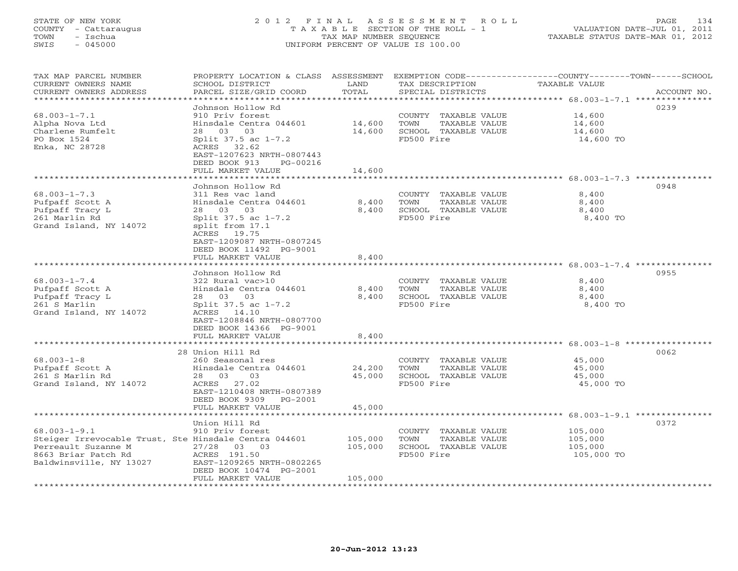STATE OF NEW YORK
COUNTY - Cattaraugus
TOWN - Ischua
SWIS - 045000

# 2012 FINAL ASSESSMENT ROLL
TAXABLE SECTION OF THE ROLL - 1
TAX MAP NUMBER SEQUENCE
UNIFORM PERCENT OF VALUE IS 100.00

VALUATION DATE-JUL 01, 2011
TAXABLE STATUS DATE-MAR 01, 2012

| TAX MAP PARCEL NUMBER / CURRENT OWNERS NAME / CURRENT OWNERS ADDRESS | PROPERTY LOCATION & CLASS / SCHOOL DISTRICT / PARCEL SIZE/GRID COORD | ASSESSMENT LAND / TOTAL | EXEMPTION CODE / TAX DESCRIPTION / SPECIAL DISTRICTS | COUNTY--------TOWN------SCHOOL TAXABLE VALUE | ACCOUNT NO. |
|---|---|---|---|---|---|
| 68.003-1-7.1 | Johnson Hollow Rd | | | | 0239 |
| Alpha Nova Ltd | 910 Priv forest | | COUNTY TAXABLE VALUE | 14,600 | |
| Charlene Rumfelt | Hinsdale Centra 044601 | 14,600 | TOWN TAXABLE VALUE | 14,600 | |
| PO Box 1524 | 28 03 03 | 14,600 | SCHOOL TAXABLE VALUE | 14,600 | |
| Enka, NC 28728 | Split 37.5 ac 1-7.2 | | FD500 Fire | 14,600 TO | |
| | ACRES 32.62 | | | | |
| | EAST-1207623 NRTH-0807443 | | | | |
| | DEED BOOK 913 PG-00216 | | | | |
| | FULL MARKET VALUE | 14,600 | | | |
| 68.003-1-7.3 | Johnson Hollow Rd | | | | 0948 |
| Pufpaff Scott A | 311 Res vac land | | COUNTY TAXABLE VALUE | 8,400 | |
| Pufpaff Tracy L | Hinsdale Centra 044601 | 8,400 | TOWN TAXABLE VALUE | 8,400 | |
| 261 Marlin Rd | 28 03 03 | 8,400 | SCHOOL TAXABLE VALUE | 8,400 | |
| Grand Island, NY 14072 | Split 37.5 ac 1-7.2 | | FD500 Fire | 8,400 TO | |
| | split from 17.1 | | | | |
| | ACRES 19.75 | | | | |
| | EAST-1209087 NRTH-0807245 | | | | |
| | DEED BOOK 11492 PG-9001 | | | | |
| | FULL MARKET VALUE | 8,400 | | | |
| 68.003-1-7.4 | Johnson Hollow Rd | | | | 0955 |
| Pufpaff Scott A | 322 Rural vac>10 | | COUNTY TAXABLE VALUE | 8,400 | |
| Pufpaff Tracy L | Hinsdale Centra 044601 | 8,400 | TOWN TAXABLE VALUE | 8,400 | |
| 261 S Marlin | 28 03 03 | 8,400 | SCHOOL TAXABLE VALUE | 8,400 | |
| Grand Island, NY 14072 | Split 37.5 ac 1-7.2 | | FD500 Fire | 8,400 TO | |
| | ACRES 14.10 | | | | |
| | EAST-1208846 NRTH-0807700 | | | | |
| | DEED BOOK 14366 PG-9001 | | | | |
| | FULL MARKET VALUE | 8,400 | | | |
| 68.003-1-8 | 28 Union Hill Rd | | | | 0062 |
| Pufpaff Scott A | 260 Seasonal res | | COUNTY TAXABLE VALUE | 45,000 | |
| 261 S Marlin Rd | Hinsdale Centra 044601 | 24,200 | TOWN TAXABLE VALUE | 45,000 | |
| Grand Island, NY 14072 | 28 03 03 | 45,000 | SCHOOL TAXABLE VALUE | 45,000 | |
| | ACRES 27.02 | | FD500 Fire | 45,000 TO | |
| | EAST-1210408 NRTH-0807389 | | | | |
| | DEED BOOK 9309 PG-2001 | | | | |
| | FULL MARKET VALUE | 45,000 | | | |
| 68.003-1-9.1 | Union Hill Rd | | | | 0372 |
| Steiger Irrevocable Trust, Ste | 910 Priv forest | | COUNTY TAXABLE VALUE | 105,000 | |
| Perreault Suzanne M | Hinsdale Centra 044601 | 105,000 | TOWN TAXABLE VALUE | 105,000 | |
| 8663 Briar Patch Rd | 27/28 03 03 | 105,000 | SCHOOL TAXABLE VALUE | 105,000 | |
| Baldwinsville, NY 13027 | ACRES 191.50 | | FD500 Fire | 105,000 TO | |
| | EAST-1209265 NRTH-0802265 | | | | |
| | DEED BOOK 10474 PG-2001 | | | | |
| | FULL MARKET VALUE | 105,000 | | | |

20-Jun-2012 13:23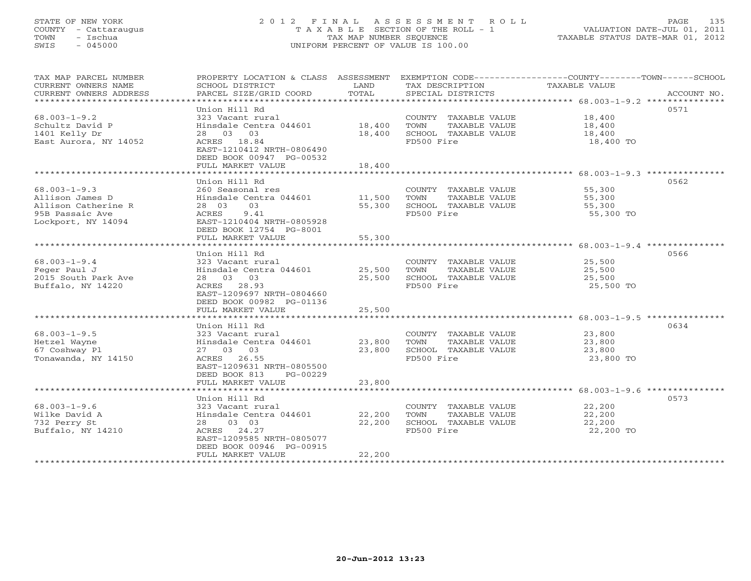STATE OF NEW YORK
COUNTY - Cattaraugus
TOWN - Ischua
SWIS - 045000

# 2012 FINAL ASSESSMENT ROLL

TAXABLE SECTION OF THE ROLL - 1
TAX MAP NUMBER SEQUENCE
UNIFORM PERCENT OF VALUE IS 100.00

VALUATION DATE-JUL 01, 2011
TAXABLE STATUS DATE-MAR 01, 2012

| TAX MAP PARCEL NUMBER / CURRENT OWNERS NAME / CURRENT OWNERS ADDRESS | PROPERTY LOCATION & CLASS / SCHOOL DISTRICT / PARCEL SIZE/GRID COORD | ASSESSMENT LAND | TOTAL | EXEMPTION CODE / TAX DESCRIPTION / SPECIAL DISTRICTS | TAXABLE VALUE (COUNTY / TOWN / SCHOOL) | ACCOUNT NO. |
|---|---|---|---|---|---|---|
| 68.003-1-9.2 | Union Hill Rd | | | | | 0571 |
| Schultz David P | 323 Vacant rural | | | COUNTY TAXABLE VALUE | 18,400 | |
| 1401 Kelly Dr | Hinsdale Centra 044601 | 18,400 | | TOWN TAXABLE VALUE | 18,400 | |
| East Aurora, NY 14052 | 28 03 03 | | 18,400 | SCHOOL TAXABLE VALUE | 18,400 | |
| | ACRES 18.84 | | | FD500 Fire | 18,400 TO | |
| | EAST-1210412 NRTH-0806490 | | | | | |
| | DEED BOOK 00947 PG-00532 | | | | | |
| | FULL MARKET VALUE | | 18,400 | | | |
| 68.003-1-9.3 | Union Hill Rd | | | | | 0562 |
| Allison James D | 260 Seasonal res | | | COUNTY TAXABLE VALUE | 55,300 | |
| Allison Catherine R | Hinsdale Centra 044601 | 11,500 | | TOWN TAXABLE VALUE | 55,300 | |
| 95B Passaic Ave | 28 03 03 | | 55,300 | SCHOOL TAXABLE VALUE | 55,300 | |
| Lockport, NY 14094 | ACRES 9.41 | | | FD500 Fire | 55,300 TO | |
| | EAST-1210404 NRTH-0805928 | | | | | |
| | DEED BOOK 12754 PG-8001 | | | | | |
| | FULL MARKET VALUE | | 55,300 | | | |
| 68.003-1-9.4 | Union Hill Rd | | | | | 0566 |
| Feger Paul J | 323 Vacant rural | | | COUNTY TAXABLE VALUE | 25,500 | |
| 2015 South Park Ave | Hinsdale Centra 044601 | 25,500 | | TOWN TAXABLE VALUE | 25,500 | |
| Buffalo, NY 14220 | 28 03 03 | | 25,500 | SCHOOL TAXABLE VALUE | 25,500 | |
| | ACRES 28.93 | | | FD500 Fire | 25,500 TO | |
| | EAST-1209697 NRTH-0804660 | | | | | |
| | DEED BOOK 00982 PG-01136 | | | | | |
| | FULL MARKET VALUE | | 25,500 | | | |
| 68.003-1-9.5 | Union Hill Rd | | | | | 0634 |
| Hetzel Wayne | 323 Vacant rural | | | COUNTY TAXABLE VALUE | 23,800 | |
| 67 Coshway Pl | Hinsdale Centra 044601 | 23,800 | | TOWN TAXABLE VALUE | 23,800 | |
| Tonawanda, NY 14150 | 27 03 03 | | 23,800 | SCHOOL TAXABLE VALUE | 23,800 | |
| | ACRES 26.55 | | | FD500 Fire | 23,800 TO | |
| | EAST-1209631 NRTH-0805500 | | | | | |
| | DEED BOOK 813 PG-00229 | | | | | |
| | FULL MARKET VALUE | | 23,800 | | | |
| 68.003-1-9.6 | Union Hill Rd | | | | | 0573 |
| Wilke David A | 323 Vacant rural | | | COUNTY TAXABLE VALUE | 22,200 | |
| 732 Perry St | Hinsdale Centra 044601 | 22,200 | | TOWN TAXABLE VALUE | 22,200 | |
| Buffalo, NY 14210 | 28 03 03 | | 22,200 | SCHOOL TAXABLE VALUE | 22,200 | |
| | ACRES 24.27 | | | FD500 Fire | 22,200 TO | |
| | EAST-1209585 NRTH-0805077 | | | | | |
| | DEED BOOK 00946 PG-00915 | | | | | |
| | FULL MARKET VALUE | | 22,200 | | | |

20-Jun-2012 13:23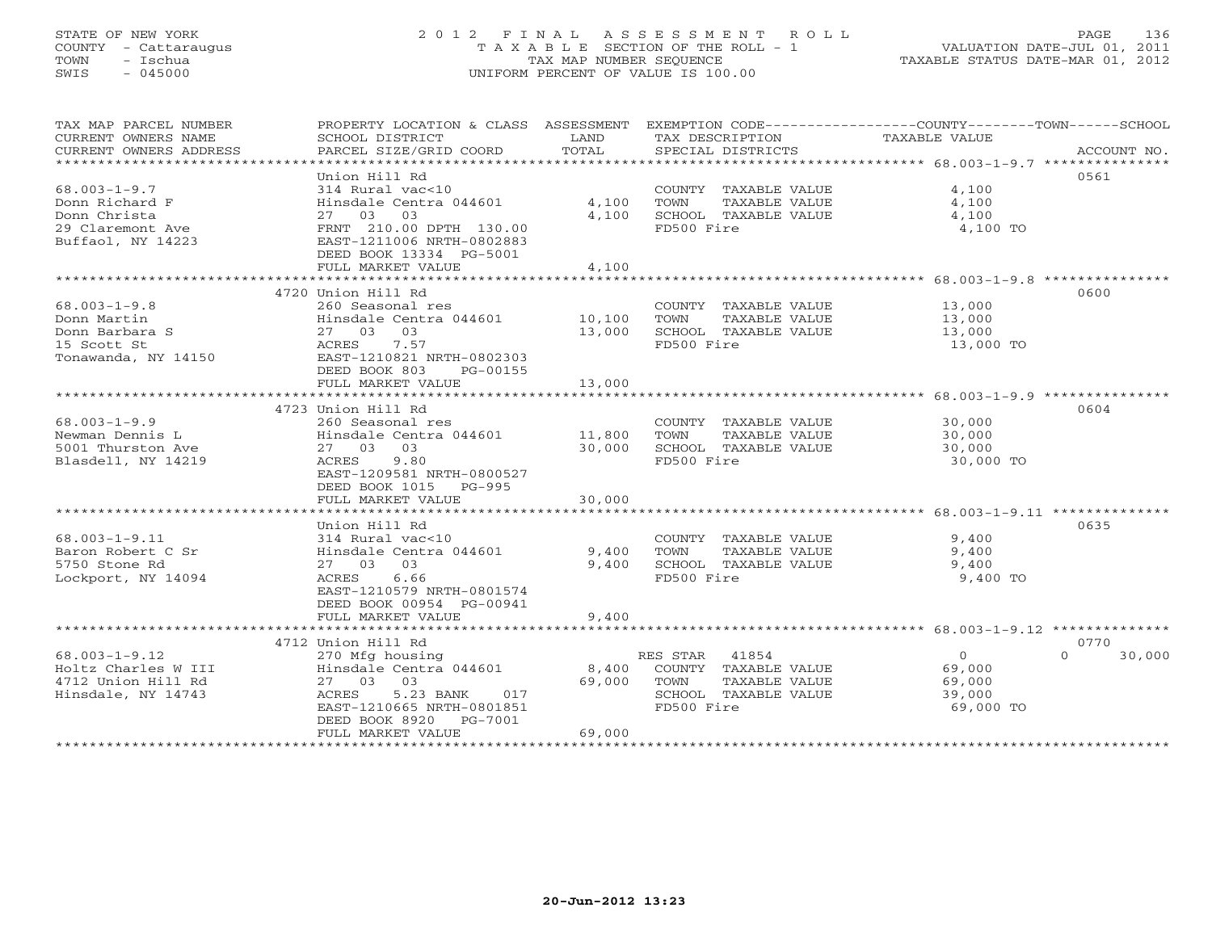STATE OF NEW YORK
COUNTY - Cattaraugus
TOWN - Ischua
SWIS - 045000

2012 FINAL ASSESSMENT ROLL
TAXABLE SECTION OF THE ROLL - 1
TAX MAP NUMBER SEQUENCE
UNIFORM PERCENT OF VALUE IS 100.00

VALUATION DATE-JUL 01, 2011
TAXABLE STATUS DATE-MAR 01, 2012

| TAX MAP PARCEL NUMBER / CURRENT OWNERS NAME / CURRENT OWNERS ADDRESS | PROPERTY LOCATION & CLASS / SCHOOL DISTRICT / PARCEL SIZE/GRID COORD | ASSESSMENT LAND / TOTAL | EXEMPTION CODE / TAX DESCRIPTION / SPECIAL DISTRICTS | COUNTY / TOWN / SCHOOL TAXABLE VALUE | ACCOUNT NO. |
|---|---|---|---|---|---|
| 68.003-1-9.7 | Union Hill Rd | | | | 0561 |
| | 314 Rural vac<10 | | COUNTY TAXABLE VALUE | 4,100 | |
| Donn Richard F | Hinsdale Centra 044601 | 4,100 | TOWN TAXABLE VALUE | 4,100 | |
| Donn Christa | 27 03 03 | 4,100 | SCHOOL TAXABLE VALUE | 4,100 | |
| 29 Claremont Ave | FRNT 210.00 DPTH 130.00 | | FD500 Fire | 4,100 TO | |
| Buffaol, NY 14223 | EAST-1211006 NRTH-0802883 | | | | |
| | DEED BOOK 13334 PG-5001 | | | | |
| | FULL MARKET VALUE | 4,100 | | | |
| 68.003-1-9.8 | 4720 Union Hill Rd | | | | 0600 |
| | 260 Seasonal res | | COUNTY TAXABLE VALUE | 13,000 | |
| Donn Martin | Hinsdale Centra 044601 | 10,100 | TOWN TAXABLE VALUE | 13,000 | |
| Donn Barbara S | 27 03 03 | 13,000 | SCHOOL TAXABLE VALUE | 13,000 | |
| 15 Scott St | ACRES 7.57 | | FD500 Fire | 13,000 TO | |
| Tonawanda, NY 14150 | EAST-1210821 NRTH-0802303 | | | | |
| | DEED BOOK 803 PG-00155 | | | | |
| | FULL MARKET VALUE | 13,000 | | | |
| 68.003-1-9.9 | 4723 Union Hill Rd | | | | 0604 |
| | 260 Seasonal res | | COUNTY TAXABLE VALUE | 30,000 | |
| Newman Dennis L | Hinsdale Centra 044601 | 11,800 | TOWN TAXABLE VALUE | 30,000 | |
| 5001 Thurston Ave | 27 03 03 | 30,000 | SCHOOL TAXABLE VALUE | 30,000 | |
| Blasdell, NY 14219 | ACRES 9.80 | | FD500 Fire | 30,000 TO | |
| | EAST-1209581 NRTH-0800527 | | | | |
| | DEED BOOK 1015 PG-995 | | | | |
| | FULL MARKET VALUE | 30,000 | | | |
| 68.003-1-9.11 | Union Hill Rd | | | | 0635 |
| | 314 Rural vac<10 | | COUNTY TAXABLE VALUE | 9,400 | |
| Baron Robert C Sr | Hinsdale Centra 044601 | 9,400 | TOWN TAXABLE VALUE | 9,400 | |
| 5750 Stone Rd | 27 03 03 | 9,400 | SCHOOL TAXABLE VALUE | 9,400 | |
| Lockport, NY 14094 | ACRES 6.66 | | FD500 Fire | 9,400 TO | |
| | EAST-1210579 NRTH-0801574 | | | | |
| | DEED BOOK 00954 PG-00941 | | | | |
| | FULL MARKET VALUE | 9,400 | | | |
| 68.003-1-9.12 | 4712 Union Hill Rd | | | | 0770 |
| | 270 Mfg housing | | RES STAR 41854 | 0 / 0 / 30,000 | |
| Holtz Charles W III | Hinsdale Centra 044601 | 8,400 | COUNTY TAXABLE VALUE | 69,000 | |
| 4712 Union Hill Rd | 27 03 03 | 69,000 | TOWN TAXABLE VALUE | 69,000 | |
| Hinsdale, NY 14743 | ACRES 5.23 BANK 017 | | SCHOOL TAXABLE VALUE | 39,000 | |
| | EAST-1210665 NRTH-0801851 | | FD500 Fire | 69,000 TO | |
| | DEED BOOK 8920 PG-7001 | | | | |
| | FULL MARKET VALUE | 69,000 | | | |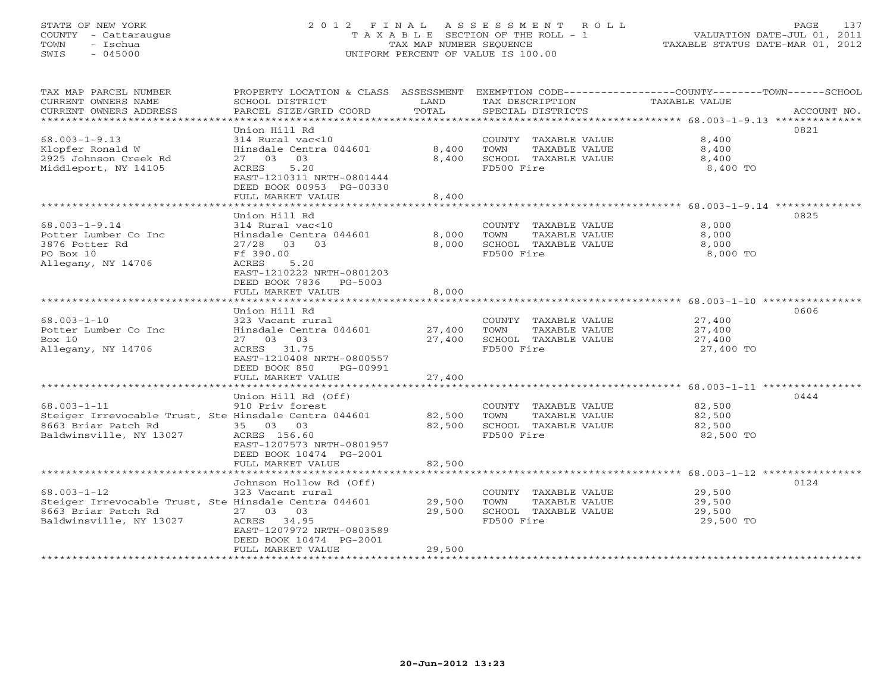STATE OF NEW YORK
COUNTY - Cattaraugus
TOWN - Ischua
SWIS - 045000

# 2012 FINAL ASSESSMENT ROLL

TAXABLE SECTION OF THE ROLL - 1
TAX MAP NUMBER SEQUENCE
UNIFORM PERCENT OF VALUE IS 100.00

VALUATION DATE-JUL 01, 2011
TAXABLE STATUS DATE-MAR 01, 2012

| TAX MAP PARCEL NUMBER / CURRENT OWNERS NAME / CURRENT OWNERS ADDRESS | PROPERTY LOCATION & CLASS / SCHOOL DISTRICT / PARCEL SIZE/GRID COORD | ASSESSMENT LAND | TOTAL | EXEMPTION CODE / TAX DESCRIPTION / SPECIAL DISTRICTS | TAXABLE VALUE (COUNTY / TOWN / SCHOOL) | ACCOUNT NO. |
|---|---|---|---|---|---|---|
| 68.003-1-9.13 | Union Hill Rd | | | | | 0821 |
| 68.003-1-9.13 | 314 Rural vac<10 | | | COUNTY TAXABLE VALUE | 8,400 | |
| Klopfer Ronald W | Hinsdale Centra 044601 | 8,400 | | TOWN TAXABLE VALUE | 8,400 | |
| 2925 Johnson Creek Rd | 27 03 03 | | 8,400 | SCHOOL TAXABLE VALUE | 8,400 | |
| Middleport, NY 14105 | ACRES 5.20 | | | FD500 Fire | 8,400 TO | |
| | EAST-1210311 NRTH-0801444 | | | | | |
| | DEED BOOK 00953 PG-00330 | | | | | |
| | FULL MARKET VALUE | | 8,400 | | | |
| 68.003-1-9.14 | Union Hill Rd | | | | | 0825 |
| 68.003-1-9.14 | 314 Rural vac<10 | | | COUNTY TAXABLE VALUE | 8,000 | |
| Potter Lumber Co Inc | Hinsdale Centra 044601 | 8,000 | | TOWN TAXABLE VALUE | 8,000 | |
| 3876 Potter Rd | 27/28 03 03 | | 8,000 | SCHOOL TAXABLE VALUE | 8,000 | |
| PO Box 10 | Ff 390.00 | | | FD500 Fire | 8,000 TO | |
| Allegany, NY 14706 | ACRES 5.20 | | | | | |
| | EAST-1210222 NRTH-0801203 | | | | | |
| | DEED BOOK 7836 PG-5003 | | | | | |
| | FULL MARKET VALUE | | 8,000 | | | |
| 68.003-1-10 | Union Hill Rd | | | | | 0606 |
| 68.003-1-10 | 323 Vacant rural | | | COUNTY TAXABLE VALUE | 27,400 | |
| Potter Lumber Co Inc | Hinsdale Centra 044601 | 27,400 | | TOWN TAXABLE VALUE | 27,400 | |
| Box 10 | 27 03 03 | | 27,400 | SCHOOL TAXABLE VALUE | 27,400 | |
| Allegany, NY 14706 | ACRES 31.75 | | | FD500 Fire | 27,400 TO | |
| | EAST-1210408 NRTH-0800557 | | | | | |
| | DEED BOOK 850 PG-00991 | | | | | |
| | FULL MARKET VALUE | | 27,400 | | | |
| 68.003-1-11 | Union Hill Rd (Off) | | | | | 0444 |
| 68.003-1-11 | 910 Priv forest | | | COUNTY TAXABLE VALUE | 82,500 | |
| Steiger Irrevocable Trust, Ste | Hinsdale Centra 044601 | 82,500 | | TOWN TAXABLE VALUE | 82,500 | |
| 8663 Briar Patch Rd | 35 03 03 | | 82,500 | SCHOOL TAXABLE VALUE | 82,500 | |
| Baldwinsville, NY 13027 | ACRES 156.60 | | | FD500 Fire | 82,500 TO | |
| | EAST-1207573 NRTH-0801957 | | | | | |
| | DEED BOOK 10474 PG-2001 | | | | | |
| | FULL MARKET VALUE | | 82,500 | | | |
| 68.003-1-12 | Johnson Hollow Rd (Off) | | | | | 0124 |
| 68.003-1-12 | 323 Vacant rural | | | COUNTY TAXABLE VALUE | 29,500 | |
| Steiger Irrevocable Trust, Ste | Hinsdale Centra 044601 | 29,500 | | TOWN TAXABLE VALUE | 29,500 | |
| 8663 Briar Patch Rd | 27 03 03 | | 29,500 | SCHOOL TAXABLE VALUE | 29,500 | |
| Baldwinsville, NY 13027 | ACRES 34.95 | | | FD500 Fire | 29,500 TO | |
| | EAST-1207972 NRTH-0803589 | | | | | |
| | DEED BOOK 10474 PG-2001 | | | | | |
| | FULL MARKET VALUE | | 29,500 | | | |

20-Jun-2012 13:23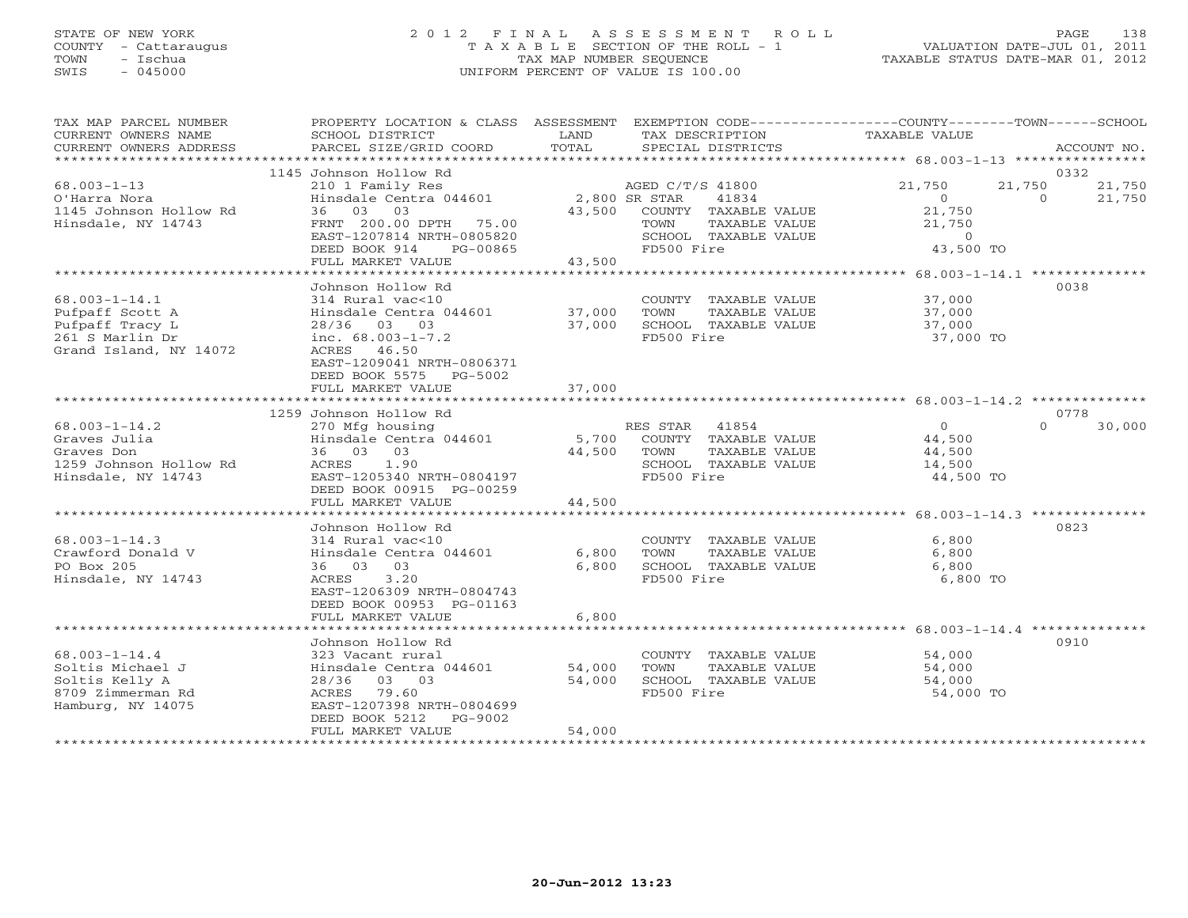STATE OF NEW YORK
COUNTY - Cattaraugus
TOWN - Ischua
SWIS - 045000

2012 FINAL ASSESSMENT ROLL
TAXABLE SECTION OF THE ROLL - 1
TAX MAP NUMBER SEQUENCE
UNIFORM PERCENT OF VALUE IS 100.00

VALUATION DATE-JUL 01, 2011
TAXABLE STATUS DATE-MAR 01, 2012

| TAX MAP PARCEL NUMBER / CURRENT OWNERS NAME / CURRENT OWNERS ADDRESS | PROPERTY LOCATION & CLASS / SCHOOL DISTRICT / PARCEL SIZE/GRID COORD | ASSESSMENT LAND | TOTAL | EXEMPTION CODE / TAX DESCRIPTION / SPECIAL DISTRICTS | COUNTY TAXABLE VALUE | TOWN | SCHOOL | ACCOUNT NO. |
|---|---|---|---|---|---|---|---|---|
| 68.003-1-13 | 1145 Johnson Hollow Rd | | | | | | | 0332 |
| | 210 1 Family Res | | | AGED C/T/S 41800 | 21,750 | 21,750 | 21,750 | |
| O'Harra Nora | Hinsdale Centra 044601 | 2,800 | | SR STAR 41834 | 0 | 0 | 21,750 | |
| 1145 Johnson Hollow Rd | 36 03 03 | | 43,500 | COUNTY TAXABLE VALUE | 21,750 | | | |
| Hinsdale, NY 14743 | FRNT 200.00 DPTH 75.00 | | | TOWN TAXABLE VALUE | 21,750 | | | |
| | EAST-1207814 NRTH-0805820 | | | SCHOOL TAXABLE VALUE | 0 | | | |
| | DEED BOOK 914 PG-00865 | | | FD500 Fire | 43,500 TO | | | |
| | FULL MARKET VALUE | | 43,500 | | | | | |
| 68.003-1-14.1 | Johnson Hollow Rd | | | | | | | 0038 |
| | 314 Rural vac<10 | | | COUNTY TAXABLE VALUE | 37,000 | | | |
| Pufpaff Scott A | Hinsdale Centra 044601 | 37,000 | | TOWN TAXABLE VALUE | 37,000 | | | |
| Pufpaff Tracy L | 28/36 03 03 | | 37,000 | SCHOOL TAXABLE VALUE | 37,000 | | | |
| 261 S Marlin Dr | inc. 68.003-1-7.2 | | | FD500 Fire | 37,000 TO | | | |
| Grand Island, NY 14072 | ACRES 46.50 | | | | | | | |
| | EAST-1209041 NRTH-0806371 | | | | | | | |
| | DEED BOOK 5575 PG-5002 | | | | | | | |
| | FULL MARKET VALUE | | 37,000 | | | | | |
| 68.003-1-14.2 | 1259 Johnson Hollow Rd | | | | | | | 0778 |
| | 270 Mfg housing | | | RES STAR 41854 | 0 | 0 | 30,000 | |
| Graves Julia | Hinsdale Centra 044601 | 5,700 | | COUNTY TAXABLE VALUE | 44,500 | | | |
| Graves Don | 36 03 03 | | 44,500 | TOWN TAXABLE VALUE | 44,500 | | | |
| 1259 Johnson Hollow Rd | ACRES 1.90 | | | SCHOOL TAXABLE VALUE | 14,500 | | | |
| Hinsdale, NY 14743 | EAST-1205340 NRTH-0804197 | | | FD500 Fire | 44,500 TO | | | |
| | DEED BOOK 00915 PG-00259 | | | | | | | |
| | FULL MARKET VALUE | | 44,500 | | | | | |
| 68.003-1-14.3 | Johnson Hollow Rd | | | | | | | 0823 |
| | 314 Rural vac<10 | | | COUNTY TAXABLE VALUE | 6,800 | | | |
| Crawford Donald V | Hinsdale Centra 044601 | 6,800 | | TOWN TAXABLE VALUE | 6,800 | | | |
| PO Box 205 | 36 03 03 | | 6,800 | SCHOOL TAXABLE VALUE | 6,800 | | | |
| Hinsdale, NY 14743 | ACRES 3.20 | | | FD500 Fire | 6,800 TO | | | |
| | EAST-1206309 NRTH-0804743 | | | | | | | |
| | DEED BOOK 00953 PG-01163 | | | | | | | |
| | FULL MARKET VALUE | | 6,800 | | | | | |
| 68.003-1-14.4 | Johnson Hollow Rd | | | | | | | 0910 |
| | 323 Vacant rural | | | COUNTY TAXABLE VALUE | 54,000 | | | |
| Soltis Michael J | Hinsdale Centra 044601 | 54,000 | | TOWN TAXABLE VALUE | 54,000 | | | |
| Soltis Kelly A | 28/36 03 03 | | 54,000 | SCHOOL TAXABLE VALUE | 54,000 | | | |
| 8709 Zimmerman Rd | ACRES 79.60 | | | FD500 Fire | 54,000 TO | | | |
| Hamburg, NY 14075 | EAST-1207398 NRTH-0804699 | | | | | | | |
| | DEED BOOK 5212 PG-9002 | | | | | | | |
| | FULL MARKET VALUE | | 54,000 | | | | | |

20-Jun-2012 13:23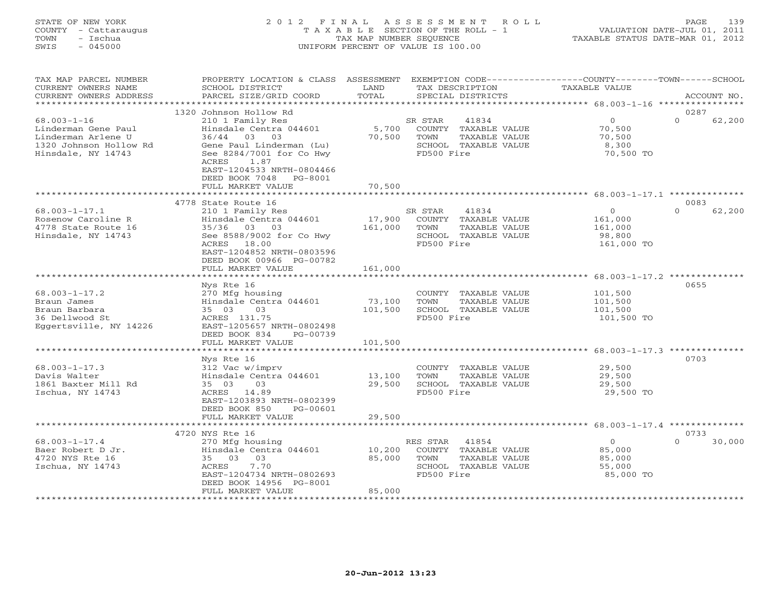STATE OF NEW YORK
COUNTY - Cattaraugus
TOWN - Ischua
SWIS - 045000

2 0 1 2 F I N A L A S S E S S M E N T R O L L
T A X A B L E SECTION OF THE ROLL - 1
TAX MAP NUMBER SEQUENCE
UNIFORM PERCENT OF VALUE IS 100.00

VALUATION DATE-JUL 01, 2011
TAXABLE STATUS DATE-MAR 01, 2012

| TAX MAP PARCEL NUMBER / CURRENT OWNERS NAME / CURRENT OWNERS ADDRESS | PROPERTY LOCATION & CLASS / SCHOOL DISTRICT / PARCEL SIZE/GRID COORD | ASSESSMENT LAND / TOTAL | EXEMPTION CODE / TAX DESCRIPTION / SPECIAL DISTRICTS | COUNTY TAXABLE VALUE | TOWN | SCHOOL | ACCOUNT NO. |
|---|---|---|---|---|---|---|---|
| | 1320 Johnson Hollow Rd | | | | | | 0287 |
| 68.003-1-16 | 210 1 Family Res | | SR STAR 41834 | 0 | 0 | 62,200 | |
| Linderman Gene Paul | Hinsdale Centra 044601 | 5,700 | COUNTY TAXABLE VALUE | 70,500 | | | |
| Linderman Arlene U | 36/44 03 03 | 70,500 | TOWN TAXABLE VALUE | 70,500 | | | |
| 1320 Johnson Hollow Rd | Gene Paul Linderman (Lu) | | SCHOOL TAXABLE VALUE | 8,300 | | | |
| Hinsdale, NY 14743 | See 8284/7001 for Co Hwy | | FD500 Fire | 70,500 TO | | | |
| | ACRES 1.87 | | | | | | |
| | EAST-1204533 NRTH-0804466 | | | | | | |
| | DEED BOOK 7048 PG-8001 | | | | | | |
| | FULL MARKET VALUE | 70,500 | | | | | |
| | 4778 State Route 16 | | | | | | 0083 |
| 68.003-1-17.1 | 210 1 Family Res | | SR STAR 41834 | 0 | 0 | 62,200 | |
| Rosenow Caroline R | Hinsdale Centra 044601 | 17,900 | COUNTY TAXABLE VALUE | 161,000 | | | |
| 4778 State Route 16 | 35/36 03 03 | 161,000 | TOWN TAXABLE VALUE | 161,000 | | | |
| Hinsdale, NY 14743 | See 8588/9002 for Co Hwy | | SCHOOL TAXABLE VALUE | 98,800 | | | |
| | ACRES 18.00 | | FD500 Fire | 161,000 TO | | | |
| | EAST-1204852 NRTH-0803596 | | | | | | |
| | DEED BOOK 00966 PG-00782 | | | | | | |
| | FULL MARKET VALUE | 161,000 | | | | | |
| | Nys Rte 16 | | | | | | 0655 |
| 68.003-1-17.2 | 270 Mfg housing | | COUNTY TAXABLE VALUE | 101,500 | | | |
| Braun James | Hinsdale Centra 044601 | 73,100 | TOWN TAXABLE VALUE | 101,500 | | | |
| Braun Barbara | 35 03 03 | 101,500 | SCHOOL TAXABLE VALUE | 101,500 | | | |
| 36 Dellwood St | ACRES 131.75 | | FD500 Fire | 101,500 TO | | | |
| Eggertsville, NY 14226 | EAST-1205657 NRTH-0802498 | | | | | | |
| | DEED BOOK 834 PG-00739 | | | | | | |
| | FULL MARKET VALUE | 101,500 | | | | | |
| | Nys Rte 16 | | | | | | 0703 |
| 68.003-1-17.3 | 312 Vac w/imprv | | COUNTY TAXABLE VALUE | 29,500 | | | |
| Davis Walter | Hinsdale Centra 044601 | 13,100 | TOWN TAXABLE VALUE | 29,500 | | | |
| 1861 Baxter Mill Rd | 35 03 03 | 29,500 | SCHOOL TAXABLE VALUE | 29,500 | | | |
| Ischua, NY 14743 | ACRES 14.89 | | FD500 Fire | 29,500 TO | | | |
| | EAST-1203893 NRTH-0802399 | | | | | | |
| | DEED BOOK 850 PG-00601 | | | | | | |
| | FULL MARKET VALUE | 29,500 | | | | | |
| | 4720 NYS Rte 16 | | | | | | 0733 |
| 68.003-1-17.4 | 270 Mfg housing | | RES STAR 41854 | 0 | 0 | 30,000 | |
| Baer Robert D Jr. | Hinsdale Centra 044601 | 10,200 | COUNTY TAXABLE VALUE | 85,000 | | | |
| 4720 NYS Rte 16 | 35 03 03 | 85,000 | TOWN TAXABLE VALUE | 85,000 | | | |
| Ischua, NY 14743 | ACRES 7.70 | | SCHOOL TAXABLE VALUE | 55,000 | | | |
| | EAST-1204734 NRTH-0802693 | | FD500 Fire | 85,000 TO | | | |
| | DEED BOOK 14956 PG-8001 | | | | | | |
| | FULL MARKET VALUE | 85,000 | | | | | |

20-Jun-2012 13:23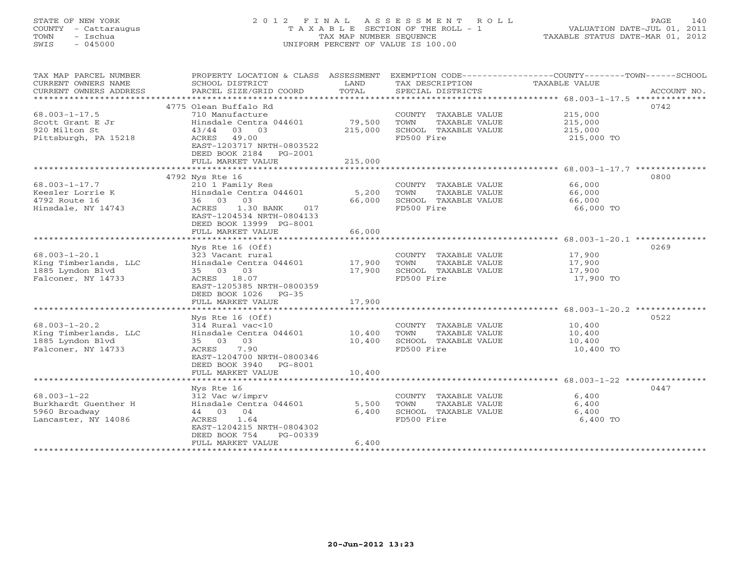STATE OF NEW YORK
COUNTY - Cattaraugus
TOWN - Ischua
SWIS - 045000

# 2012 FINAL ASSESSMENT ROLL
TAXABLE SECTION OF THE ROLL - 1
TAX MAP NUMBER SEQUENCE
UNIFORM PERCENT OF VALUE IS 100.00

VALUATION DATE-JUL 01, 2011
TAXABLE STATUS DATE-MAR 01, 2012

| TAX MAP PARCEL NUMBER / CURRENT OWNERS NAME / CURRENT OWNERS ADDRESS | PROPERTY LOCATION & CLASS / SCHOOL DISTRICT / PARCEL SIZE/GRID COORD | ASSESSMENT LAND / TOTAL | EXEMPTION CODE / TAX DESCRIPTION / SPECIAL DISTRICTS | COUNTY--------TOWN------SCHOOL TAXABLE VALUE | ACCOUNT NO. |
|---|---|---|---|---|---|
| 68.003-1-17.5 | 4775 Olean Buffalo Rd | | | | 0742 |
| | 710 Manufacture | | COUNTY TAXABLE VALUE | 215,000 | |
| Scott Grant E Jr | Hinsdale Centra 044601 | 79,500 | TOWN TAXABLE VALUE | 215,000 | |
| 920 Milton St | 43/44 03 03 | 215,000 | SCHOOL TAXABLE VALUE | 215,000 | |
| Pittsburgh, PA 15218 | ACRES 49.00 | | FD500 Fire | 215,000 TO | |
| | EAST-1203717 NRTH-0803522 | | | | |
| | DEED BOOK 2184 PG-2001 | | | | |
| | FULL MARKET VALUE | 215,000 | | | |
| 68.003-1-17.7 | 4792 Nys Rte 16 | | | | 0800 |
| | 210 1 Family Res | | COUNTY TAXABLE VALUE | 66,000 | |
| Keesler Lorrie K | Hinsdale Centra 044601 | 5,200 | TOWN TAXABLE VALUE | 66,000 | |
| 4792 Route 16 | 36 03 03 | 66,000 | SCHOOL TAXABLE VALUE | 66,000 | |
| Hinsdale, NY 14743 | ACRES 1.30 BANK 017 | | FD500 Fire | 66,000 TO | |
| | EAST-1204534 NRTH-0804133 | | | | |
| | DEED BOOK 13999 PG-8001 | | | | |
| | FULL MARKET VALUE | 66,000 | | | |
| 68.003-1-20.1 | Nys Rte 16 (Off) | | | | 0269 |
| | 323 Vacant rural | | COUNTY TAXABLE VALUE | 17,900 | |
| King Timberlands, LLC | Hinsdale Centra 044601 | 17,900 | TOWN TAXABLE VALUE | 17,900 | |
| 1885 Lyndon Blvd | 35 03 03 | 17,900 | SCHOOL TAXABLE VALUE | 17,900 | |
| Falconer, NY 14733 | ACRES 18.07 | | FD500 Fire | 17,900 TO | |
| | EAST-1205385 NRTH-0800359 | | | | |
| | DEED BOOK 1026 PG-35 | | | | |
| | FULL MARKET VALUE | 17,900 | | | |
| 68.003-1-20.2 | Nys Rte 16 (Off) | | | | 0522 |
| | 314 Rural vac<10 | | COUNTY TAXABLE VALUE | 10,400 | |
| King Timberlands, LLC | Hinsdale Centra 044601 | 10,400 | TOWN TAXABLE VALUE | 10,400 | |
| 1885 Lyndon Blvd | 35 03 03 | 10,400 | SCHOOL TAXABLE VALUE | 10,400 | |
| Falconer, NY 14733 | ACRES 7.90 | | FD500 Fire | 10,400 TO | |
| | EAST-1204700 NRTH-0800346 | | | | |
| | DEED BOOK 3940 PG-8001 | | | | |
| | FULL MARKET VALUE | 10,400 | | | |
| 68.003-1-22 | Nys Rte 16 | | | | 0447 |
| | 312 Vac w/imprv | | COUNTY TAXABLE VALUE | 6,400 | |
| Burkhardt Guenther H | Hinsdale Centra 044601 | 5,500 | TOWN TAXABLE VALUE | 6,400 | |
| 5960 Broadway | 44 03 04 | 6,400 | SCHOOL TAXABLE VALUE | 6,400 | |
| Lancaster, NY 14086 | ACRES 1.64 | | FD500 Fire | 6,400 TO | |
| | EAST-1204215 NRTH-0804302 | | | | |
| | DEED BOOK 754 PG-00339 | | | | |
| | FULL MARKET VALUE | 6,400 | | | |

20-Jun-2012 13:23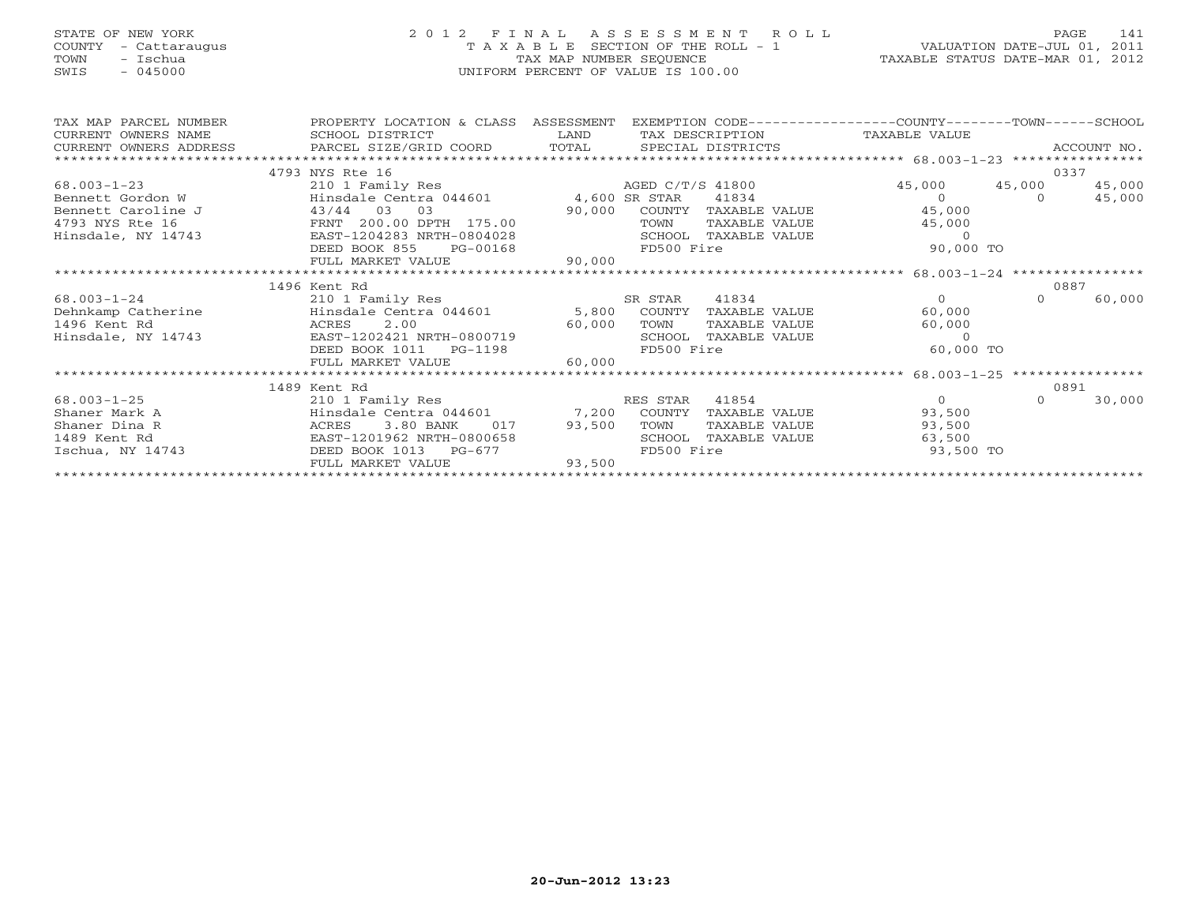STATE OF NEW YORK
COUNTY - Cattaraugus
TOWN - Ischua
SWIS - 045000

# 2012 FINAL ASSESSMENT ROLL
TAXABLE SECTION OF THE ROLL - 1
TAX MAP NUMBER SEQUENCE
UNIFORM PERCENT OF VALUE IS 100.00

VALUATION DATE-JUL 01, 2011
TAXABLE STATUS DATE-MAR 01, 2012

| TAX MAP PARCEL NUMBER / CURRENT OWNERS NAME / CURRENT OWNERS ADDRESS | PROPERTY LOCATION & CLASS / SCHOOL DISTRICT / PARCEL SIZE/GRID COORD | ASSESSMENT LAND | TOTAL | EXEMPTION CODE / TAX DESCRIPTION / SPECIAL DISTRICTS | COUNTY TAXABLE VALUE | TOWN | SCHOOL | ACCOUNT NO. |
|---|---|---|---|---|---|---|---|---|
| | 4793 NYS Rte 16 | | | | | | | 0337 |
| 68.003-1-23 | 210 1 Family Res | | | AGED C/T/S 41800 | 45,000 | 45,000 | 45,000 | |
| Bennett Gordon W | Hinsdale Centra 044601 | 4,600 | | SR STAR 41834 | 0 | 0 | 45,000 | |
| Bennett Caroline J | 43/44 03 03 | | 90,000 | COUNTY TAXABLE VALUE | 45,000 | | | |
| 4793 NYS Rte 16 | FRNT 200.00 DPTH 175.00 | | | TOWN TAXABLE VALUE | 45,000 | | | |
| Hinsdale, NY 14743 | EAST-1204283 NRTH-0804028 | | | SCHOOL TAXABLE VALUE | 0 | | | |
| | DEED BOOK 855 PG-00168 | | | FD500 Fire | 90,000 TO | | | |
| | FULL MARKET VALUE | | 90,000 | | | | | |
| | 1496 Kent Rd | | | | | | | 0887 |
| 68.003-1-24 | 210 1 Family Res | | | SR STAR 41834 | 0 | 0 | 60,000 | |
| Dehnkamp Catherine | Hinsdale Centra 044601 | 5,800 | | COUNTY TAXABLE VALUE | 60,000 | | | |
| 1496 Kent Rd | ACRES 2.00 | | 60,000 | TOWN TAXABLE VALUE | 60,000 | | | |
| Hinsdale, NY 14743 | EAST-1202421 NRTH-0800719 | | | SCHOOL TAXABLE VALUE | 0 | | | |
| | DEED BOOK 1011 PG-1198 | | | FD500 Fire | 60,000 TO | | | |
| | FULL MARKET VALUE | | 60,000 | | | | | |
| | 1489 Kent Rd | | | | | | | 0891 |
| 68.003-1-25 | 210 1 Family Res | | | RES STAR 41854 | 0 | 0 | 30,000 | |
| Shaner Mark A | Hinsdale Centra 044601 | 7,200 | | COUNTY TAXABLE VALUE | 93,500 | | | |
| Shaner Dina R | ACRES 3.80 BANK 017 | | 93,500 | TOWN TAXABLE VALUE | 93,500 | | | |
| 1489 Kent Rd | EAST-1201962 NRTH-0800658 | | | SCHOOL TAXABLE VALUE | 63,500 | | | |
| Ischua, NY 14743 | DEED BOOK 1013 PG-677 | | | FD500 Fire | 93,500 TO | | | |
| | FULL MARKET VALUE | | 93,500 | | | | | |

20-Jun-2012 13:23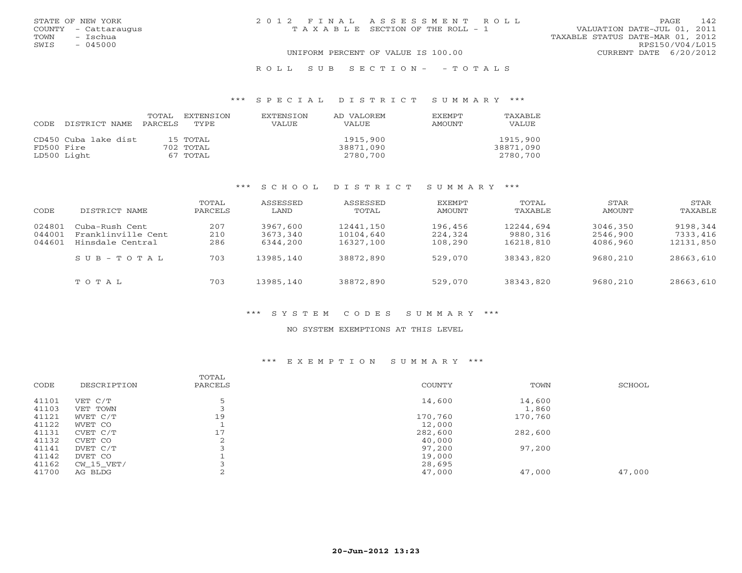STATE OF NEW YORK
COUNTY - Cattaraugus
TOWN - Ischua
SWIS - 045000

# 2012 FINAL ASSESSMENT ROLL
TAXABLE SECTION OF THE ROLL - 1

VALUATION DATE-JUL 01, 2011
TAXABLE STATUS DATE-MAR 01, 2012
RPS150/V04/L015
CURRENT DATE 6/20/2012

UNIFORM PERCENT OF VALUE IS 100.00

ROLL SUB SECTION- - TOTALS

## *** SPECIAL DISTRICT SUMMARY ***

| CODE | DISTRICT NAME | TOTAL PARCELS | EXTENSION TYPE | EXTENSION VALUE | AD VALOREM VALUE | EXEMPT AMOUNT | TAXABLE VALUE |
|---|---|---|---|---|---|---|---|
| CD450 | Cuba lake dist | 15 | TOTAL | | 1915,900 | | 1915,900 |
| FD500 | Fire | 702 | TOTAL | | 38871,090 | | 38871,090 |
| LD500 | Light | 67 | TOTAL | | 2780,700 | | 2780,700 |

## *** SCHOOL DISTRICT SUMMARY ***

| CODE | DISTRICT NAME | TOTAL PARCELS | ASSESSED LAND | ASSESSED TOTAL | EXEMPT AMOUNT | TOTAL TAXABLE | STAR AMOUNT | STAR TAXABLE |
|---|---|---|---|---|---|---|---|---|
| 024801 | Cuba-Rush Cent | 207 | 3967,600 | 12441,150 | 196,456 | 12244,694 | 3046,350 | 9198,344 |
| 044001 | Franklinville Cent | 210 | 3673,340 | 10104,640 | 224,324 | 9880,316 | 2546,900 | 7333,416 |
| 044601 | Hinsdale Central | 286 | 6344,200 | 16327,100 | 108,290 | 16218,810 | 4086,960 | 12131,850 |
| | SUB-TOTAL | 703 | 13985,140 | 38872,890 | 529,070 | 38343,820 | 9680,210 | 28663,610 |
| | TOTAL | 703 | 13985,140 | 38872,890 | 529,070 | 38343,820 | 9680,210 | 28663,610 |

## *** SYSTEM CODES SUMMARY ***

NO SYSTEM EXEMPTIONS AT THIS LEVEL

## *** EXEMPTION SUMMARY ***

| CODE | DESCRIPTION | TOTAL PARCELS | COUNTY | TOWN | SCHOOL |
|---|---|---|---|---|---|
| 41101 | VET C/T | 5 | 14,600 | 14,600 | |
| 41103 | VET TOWN | 3 | | 1,860 | |
| 41121 | WVET C/T | 19 | 170,760 | 170,760 | |
| 41122 | WVET CO | 1 | 12,000 | | |
| 41131 | CVET C/T | 17 | 282,600 | 282,600 | |
| 41132 | CVET CO | 2 | 40,000 | | |
| 41141 | DVET C/T | 3 | 97,200 | 97,200 | |
| 41142 | DVET CO | 1 | 19,000 | | |
| 41162 | CW_15_VET/ | 3 | 28,695 | | |
| 41700 | AG BLDG | 2 | 47,000 | 47,000 | 47,000 |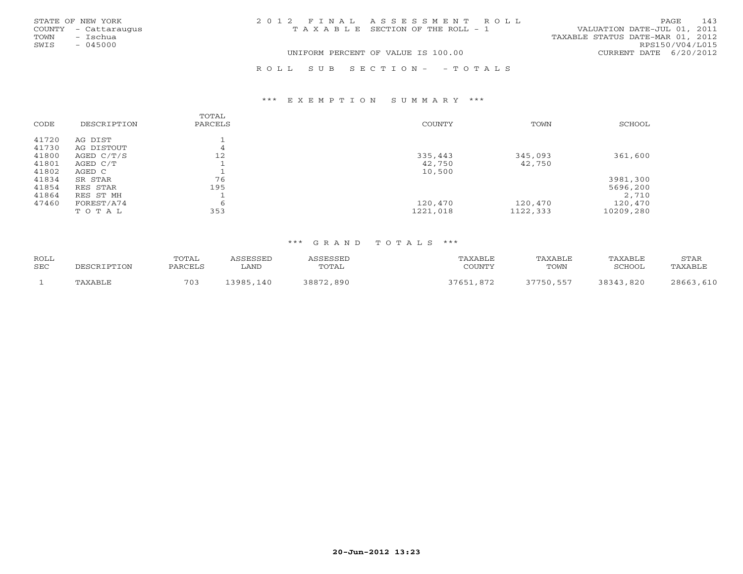STATE OF NEW YORK
COUNTY - Cattaraugus
TOWN - Ischua
SWIS - 045000

2012 FINAL ASSESSMENT ROLL
TAXABLE SECTION OF THE ROLL - 1
UNIFORM PERCENT OF VALUE IS 100.00

VALUATION DATE-JUL 01, 2011
TAXABLE STATUS DATE-MAR 01, 2012
RPS150/V04/L015
CURRENT DATE 6/20/2012

ROLL SUB SECTION- - TOTALS

## *** EXEMPTION SUMMARY ***

| CODE | DESCRIPTION | TOTAL PARCELS | COUNTY | TOWN | SCHOOL |
|---|---|---|---|---|---|
| 41720 | AG DIST | 1 | | | |
| 41730 | AG DISTOUT | 4 | | | |
| 41800 | AGED C/T/S | 12 | 335,443 | 345,093 | 361,600 |
| 41801 | AGED C/T | 1 | 42,750 | 42,750 | |
| 41802 | AGED C | 1 | 10,500 | | |
| 41834 | SR STAR | 76 | | | 3981,300 |
| 41854 | RES STAR | 195 | | | 5696,200 |
| 41864 | RES ST MH | 1 | | | 2,710 |
| 47460 | FOREST/A74 | 6 | 120,470 | 120,470 | 120,470 |
| | TOTAL | 353 | 1221,018 | 1122,333 | 10209,280 |

## *** GRAND TOTALS ***

| ROLL SEC | DESCRIPTION | TOTAL PARCELS | ASSESSED LAND | ASSESSED TOTAL | TAXABLE COUNTY | TAXABLE TOWN | TAXABLE SCHOOL | STAR TAXABLE |
|---|---|---|---|---|---|---|---|---|
| 1 | TAXABLE | 703 | 13985,140 | 38872,890 | 37651,872 | 37750,557 | 38343,820 | 28663,610 |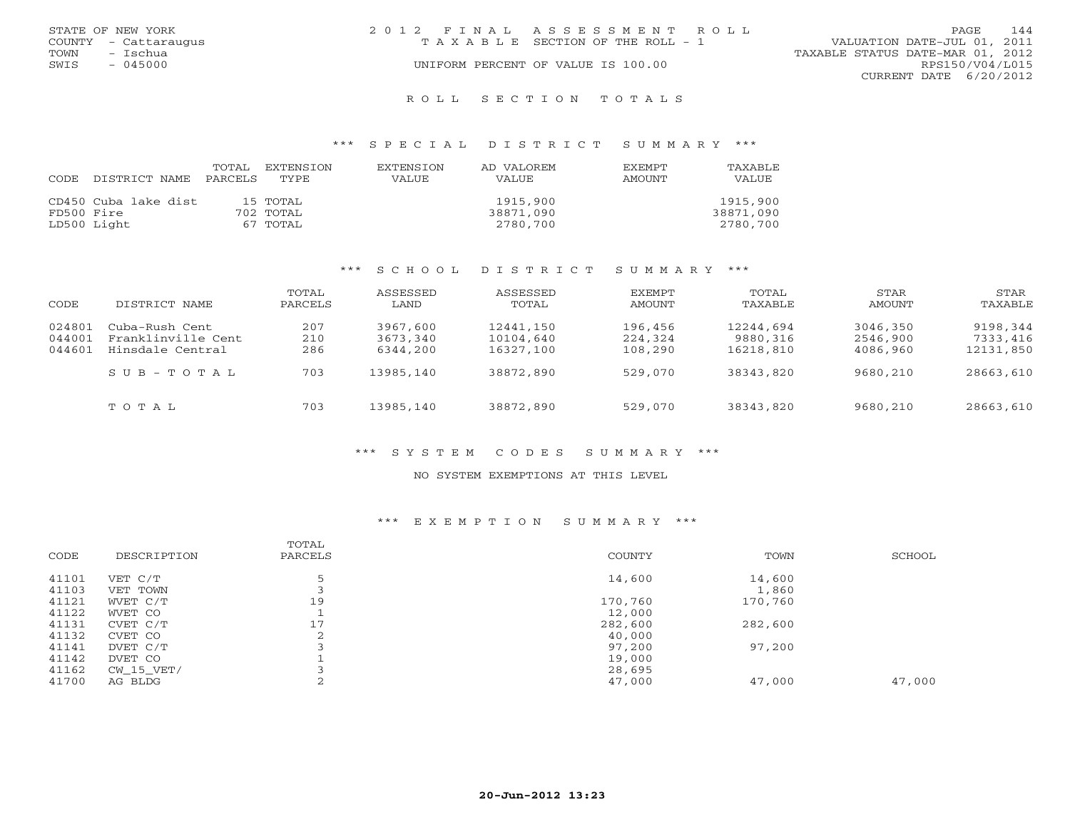STATE OF NEW YORK
COUNTY - Cattaraugus
TOWN - Ischua
SWIS - 045000

# 2012 FINAL ASSESSMENT ROLL

TAXABLE SECTION OF THE ROLL - 1

UNIFORM PERCENT OF VALUE IS 100.00

VALUATION DATE-JUL 01, 2011
TAXABLE STATUS DATE-MAR 01, 2012
RPS150/V04/L015
CURRENT DATE 6/20/2012

## ROLL SECTION TOTALS

### *** SPECIAL DISTRICT SUMMARY ***

| CODE | DISTRICT NAME | TOTAL PARCELS | EXTENSION TYPE | EXTENSION VALUE | AD VALOREM VALUE | EXEMPT AMOUNT | TAXABLE VALUE |
|---|---|---|---|---|---|---|---|
| CD450 | Cuba lake dist | 15 | TOTAL | | 1915,900 | | 1915,900 |
| FD500 | Fire | 702 | TOTAL | | 38871,090 | | 38871,090 |
| LD500 | Light | 67 | TOTAL | | 2780,700 | | 2780,700 |

### *** SCHOOL DISTRICT SUMMARY ***

| CODE | DISTRICT NAME | TOTAL PARCELS | ASSESSED LAND | ASSESSED TOTAL | EXEMPT AMOUNT | TOTAL TAXABLE | STAR AMOUNT | STAR TAXABLE |
|---|---|---|---|---|---|---|---|---|
| 024801 | Cuba-Rush Cent | 207 | 3967,600 | 12441,150 | 196,456 | 12244,694 | 3046,350 | 9198,344 |
| 044001 | Franklinville Cent | 210 | 3673,340 | 10104,640 | 224,324 | 9880,316 | 2546,900 | 7333,416 |
| 044601 | Hinsdale Central | 286 | 6344,200 | 16327,100 | 108,290 | 16218,810 | 4086,960 | 12131,850 |
| | SUB-TOTAL | 703 | 13985,140 | 38872,890 | 529,070 | 38343,820 | 9680,210 | 28663,610 |
| | TOTAL | 703 | 13985,140 | 38872,890 | 529,070 | 38343,820 | 9680,210 | 28663,610 |

### *** SYSTEM CODES SUMMARY ***

NO SYSTEM EXEMPTIONS AT THIS LEVEL

### *** EXEMPTION SUMMARY ***

| CODE | DESCRIPTION | TOTAL PARCELS | COUNTY | TOWN | SCHOOL |
|---|---|---|---|---|---|
| 41101 | VET C/T | 5 | 14,600 | 14,600 | |
| 41103 | VET TOWN | 3 | | 1,860 | |
| 41121 | WVET C/T | 19 | 170,760 | 170,760 | |
| 41122 | WVET CO | 1 | 12,000 | | |
| 41131 | CVET C/T | 17 | 282,600 | 282,600 | |
| 41132 | CVET CO | 2 | 40,000 | | |
| 41141 | DVET C/T | 3 | 97,200 | 97,200 | |
| 41142 | DVET CO | 1 | 19,000 | | |
| 41162 | CW_15_VET/ | 3 | 28,695 | | |
| 41700 | AG BLDG | 2 | 47,000 | 47,000 | 47,000 |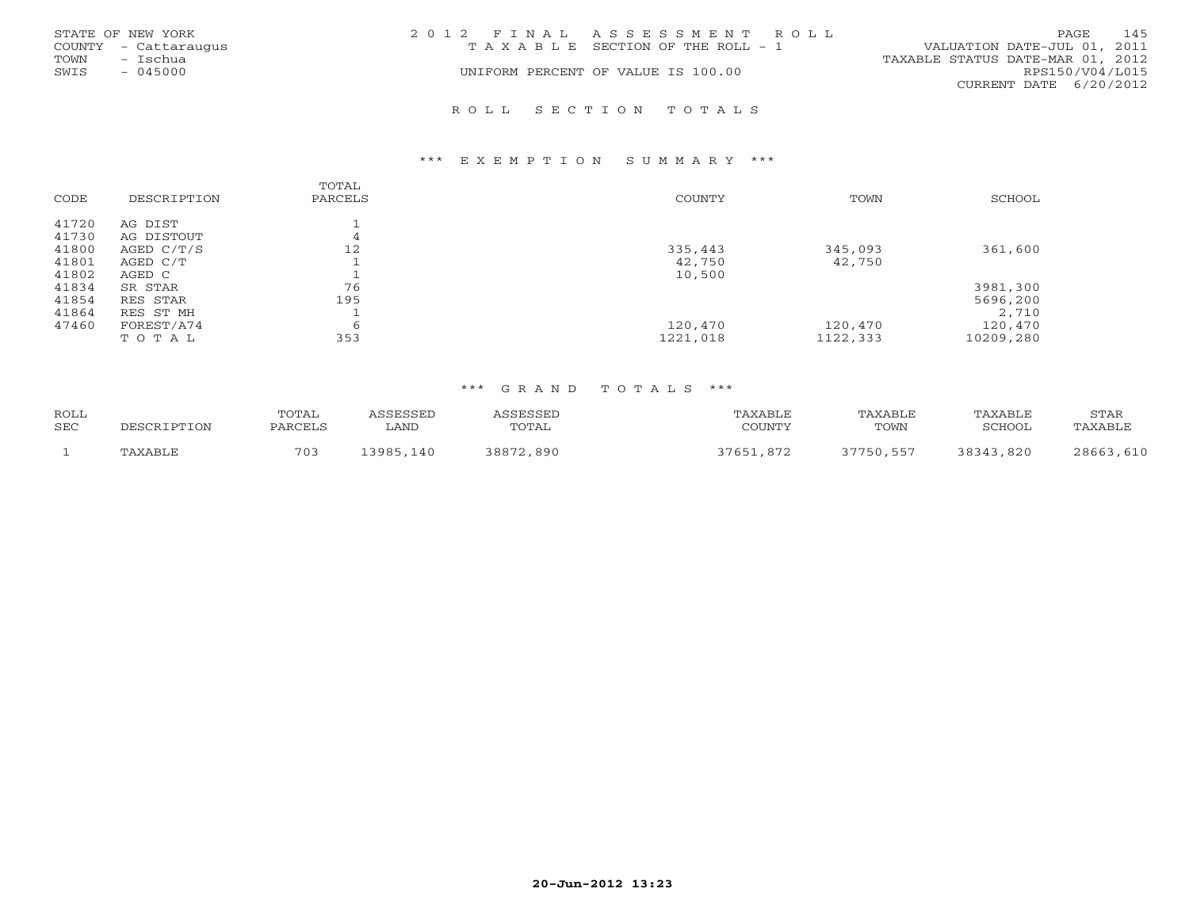STATE OF NEW YORK
COUNTY - Cattaraugus
TOWN - Ischua
SWIS - 045000

2 0 1 2 F I N A L A S S E S S M E N T R O L L
T A X A B L E SECTION OF THE ROLL - 1
UNIFORM PERCENT OF VALUE IS 100.00

VALUATION DATE-JUL 01, 2011
TAXABLE STATUS DATE-MAR 01, 2012
RPS150/V04/L015
CURRENT DATE 6/20/2012

## R O L L S E C T I O N T O T A L S

### *** E X E M P T I O N S U M M A R Y ***

| CODE | DESCRIPTION | TOTAL PARCELS | COUNTY | TOWN | SCHOOL |
|---|---|---|---|---|---|
| 41720 | AG DIST | 1 | | | |
| 41730 | AG DISTOUT | 4 | | | |
| 41800 | AGED C/T/S | 12 | 335,443 | 345,093 | 361,600 |
| 41801 | AGED C/T | 1 | 42,750 | 42,750 | |
| 41802 | AGED C | 1 | 10,500 | | |
| 41834 | SR STAR | 76 | | | 3981,300 |
| 41854 | RES STAR | 195 | | | 5696,200 |
| 41864 | RES ST MH | 1 | | | 2,710 |
| 47460 | FOREST/A74 | 6 | 120,470 | 120,470 | 120,470 |
| | T O T A L | 353 | 1221,018 | 1122,333 | 10209,280 |

### *** G R A N D T O T A L S ***

| ROLL SEC | DESCRIPTION | TOTAL PARCELS | ASSESSED LAND | ASSESSED TOTAL | TAXABLE COUNTY | TAXABLE TOWN | TAXABLE SCHOOL | STAR TAXABLE |
|---|---|---|---|---|---|---|---|---|
| 1 | TAXABLE | 703 | 13985,140 | 38872,890 | 37651,872 | 37750,557 | 38343,820 | 28663,610 |

20-Jun-2012 13:23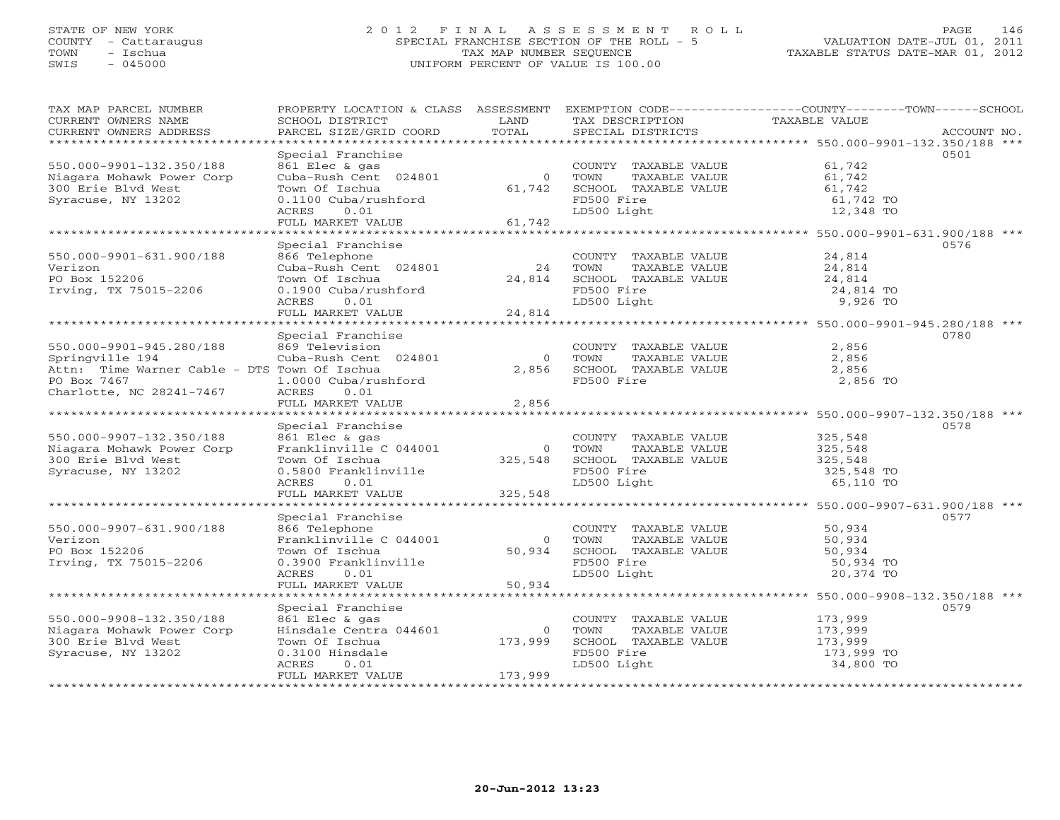STATE OF NEW YORK
COUNTY - Cattaraugus
TOWN - Ischua
SWIS - 045000

# 2012 FINAL ASSESSMENT ROLL

SPECIAL FRANCHISE SECTION OF THE ROLL - 5
TAX MAP NUMBER SEQUENCE
UNIFORM PERCENT OF VALUE IS 100.00

VALUATION DATE-JUL 01, 2011
TAXABLE STATUS DATE-MAR 01, 2012

| TAX MAP PARCEL NUMBER / CURRENT OWNERS NAME / CURRENT OWNERS ADDRESS | PROPERTY LOCATION & CLASS / SCHOOL DISTRICT / PARCEL SIZE/GRID COORD | ASSESSMENT LAND | TOTAL | EXEMPTION CODE / TAX DESCRIPTION / SPECIAL DISTRICTS | TAXABLE VALUE (COUNTY / TOWN / SCHOOL) | ACCOUNT NO. |
|---|---|---|---|---|---|---|
| 550.000-9901-132.350/188 | Special Franchise | | | | | 0501 |
| Niagara Mohawk Power Corp | 861 Elec & gas | | | COUNTY TAXABLE VALUE | 61,742 | |
| 300 Erie Blvd West | Cuba-Rush Cent 024801 | 0 | | TOWN TAXABLE VALUE | 61,742 | |
| Syracuse, NY 13202 | Town Of Ischua | | 61,742 | SCHOOL TAXABLE VALUE | 61,742 | |
| | 0.1100 Cuba/rushford | | | FD500 Fire | 61,742 TO | |
| | ACRES 0.01 | | | LD500 Light | 12,348 TO | |
| | FULL MARKET VALUE | | 61,742 | | | |
| 550.000-9901-631.900/188 | Special Franchise | | | | | 0576 |
| Verizon | 866 Telephone | | | COUNTY TAXABLE VALUE | 24,814 | |
| PO Box 152206 | Cuba-Rush Cent 024801 | 24 | | TOWN TAXABLE VALUE | 24,814 | |
| Irving, TX 75015-2206 | Town Of Ischua | | 24,814 | SCHOOL TAXABLE VALUE | 24,814 | |
| | 0.1900 Cuba/rushford | | | FD500 Fire | 24,814 TO | |
| | ACRES 0.01 | | | LD500 Light | 9,926 TO | |
| | FULL MARKET VALUE | | 24,814 | | | |
| 550.000-9901-945.280/188 | Special Franchise | | | | | 0780 |
| Springville 194 | 869 Television | | | COUNTY TAXABLE VALUE | 2,856 | |
| Attn: Time Warner Cable - DTS | Cuba-Rush Cent 024801 | 0 | | TOWN TAXABLE VALUE | 2,856 | |
| PO Box 7467 | Town Of Ischua | | 2,856 | SCHOOL TAXABLE VALUE | 2,856 | |
| Charlotte, NC 28241-7467 | 1.0000 Cuba/rushford | | | FD500 Fire | 2,856 TO | |
| | ACRES 0.01 | | | | | |
| | FULL MARKET VALUE | | 2,856 | | | |
| 550.000-9907-132.350/188 | Special Franchise | | | | | 0578 |
| Niagara Mohawk Power Corp | 861 Elec & gas | | | COUNTY TAXABLE VALUE | 325,548 | |
| 300 Erie Blvd West | Franklinville C 044001 | 0 | | TOWN TAXABLE VALUE | 325,548 | |
| Syracuse, NY 13202 | Town Of Ischua | | 325,548 | SCHOOL TAXABLE VALUE | 325,548 | |
| | 0.5800 Franklinville | | | FD500 Fire | 325,548 TO | |
| | ACRES 0.01 | | | LD500 Light | 65,110 TO | |
| | FULL MARKET VALUE | | 325,548 | | | |
| 550.000-9907-631.900/188 | Special Franchise | | | | | 0577 |
| Verizon | 866 Telephone | | | COUNTY TAXABLE VALUE | 50,934 | |
| PO Box 152206 | Franklinville C 044001 | 0 | | TOWN TAXABLE VALUE | 50,934 | |
| Irving, TX 75015-2206 | Town Of Ischua | | 50,934 | SCHOOL TAXABLE VALUE | 50,934 | |
| | 0.3900 Franklinville | | | FD500 Fire | 50,934 TO | |
| | ACRES 0.01 | | | LD500 Light | 20,374 TO | |
| | FULL MARKET VALUE | | 50,934 | | | |
| 550.000-9908-132.350/188 | Special Franchise | | | | | 0579 |
| Niagara Mohawk Power Corp | 861 Elec & gas | | | COUNTY TAXABLE VALUE | 173,999 | |
| 300 Erie Blvd West | Hinsdale Centra 044601 | 0 | | TOWN TAXABLE VALUE | 173,999 | |
| Syracuse, NY 13202 | Town Of Ischua | | 173,999 | SCHOOL TAXABLE VALUE | 173,999 | |
| | 0.3100 Hinsdale | | | FD500 Fire | 173,999 TO | |
| | ACRES 0.01 | | | LD500 Light | 34,800 TO | |
| | FULL MARKET VALUE | | 173,999 | | | |

20-Jun-2012 13:23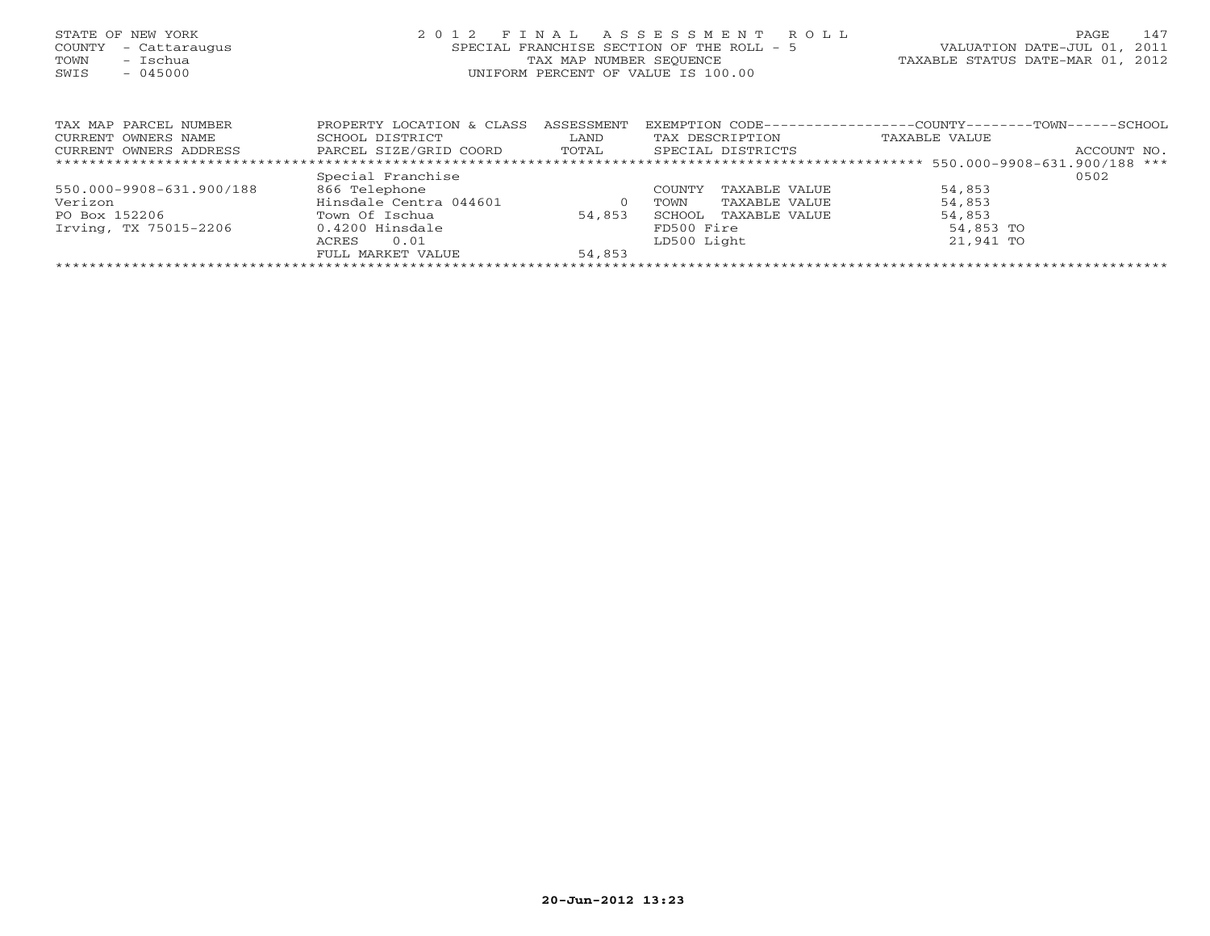STATE OF NEW YORK
COUNTY - Cattaraugus
TOWN - Ischua
SWIS - 045000

2012 FINAL ASSESSMENT ROLL
SPECIAL FRANCHISE SECTION OF THE ROLL - 5
TAX MAP NUMBER SEQUENCE
UNIFORM PERCENT OF VALUE IS 100.00

VALUATION DATE-JUL 01, 2011
TAXABLE STATUS DATE-MAR 01, 2012

| TAX MAP PARCEL NUMBER<br>CURRENT OWNERS NAME<br>CURRENT OWNERS ADDRESS | PROPERTY LOCATION & CLASS<br>SCHOOL DISTRICT<br>PARCEL SIZE/GRID COORD | ASSESSMENT<br>LAND<br>TOTAL | EXEMPTION CODE<br>TAX DESCRIPTION<br>SPECIAL DISTRICTS | COUNTY--------TOWN------SCHOOL<br>TAXABLE VALUE | ACCOUNT NO. |
|---|---|---|---|---|---|
| 550.000-9908-631.900/188 | Special Franchise | | | | 0502 |
| 550.000-9908-631.900/188 | 866 Telephone | | COUNTY TAXABLE VALUE | 54,853 | |
| Verizon | Hinsdale Centra 044601 | 0 | TOWN TAXABLE VALUE | 54,853 | |
| PO Box 152206 | Town Of Ischua | 54,853 | SCHOOL TAXABLE VALUE | 54,853 | |
| Irving, TX 75015-2206 | 0.4200 Hinsdale | | FD500 Fire | 54,853 TO | |
| | ACRES 0.01 | | LD500 Light | 21,941 TO | |
| | FULL MARKET VALUE | 54,853 | | | |

20-Jun-2012 13:23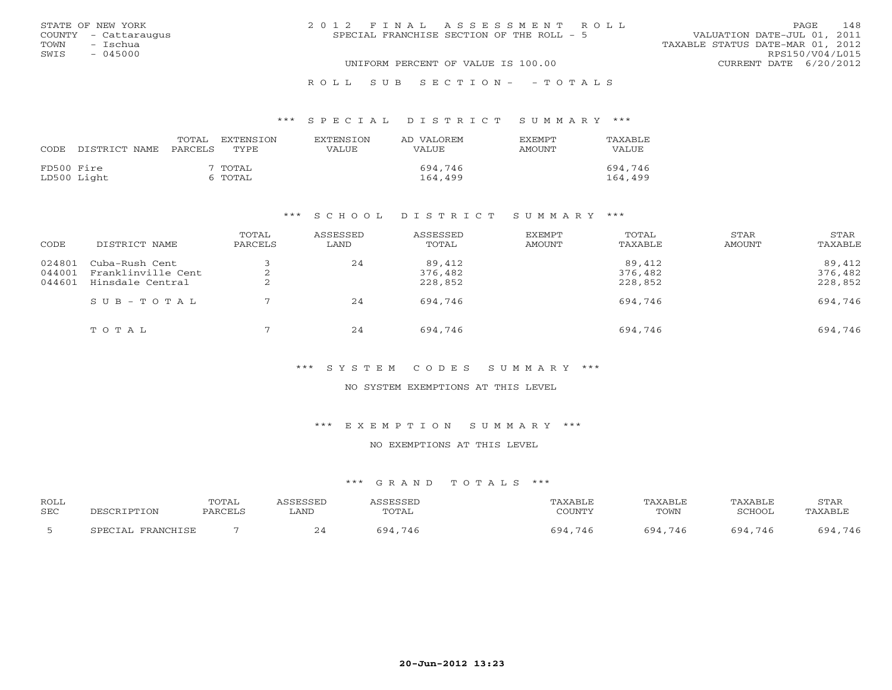STATE OF NEW YORK
COUNTY - Cattaraugus
TOWN - Ischua
SWIS - 045000

2012 FINAL ASSESSMENT ROLL
SPECIAL FRANCHISE SECTION OF THE ROLL - 5

VALUATION DATE-JUL 01, 2011
TAXABLE STATUS DATE-MAR 01, 2012
RPS150/V04/L015
CURRENT DATE 6/20/2012

UNIFORM PERCENT OF VALUE IS 100.00

ROLL SUB SECTION- - TOTALS

## *** SPECIAL DISTRICT SUMMARY ***

| CODE | DISTRICT NAME | TOTAL PARCELS | EXTENSION TYPE | EXTENSION VALUE | AD VALOREM VALUE | EXEMPT AMOUNT | TAXABLE VALUE |
|---|---|---|---|---|---|---|---|
| FD500 | Fire | 7 | TOTAL | | 694,746 | | 694,746 |
| LD500 | Light | 6 | TOTAL | | 164,499 | | 164,499 |

## *** SCHOOL DISTRICT SUMMARY ***

| CODE | DISTRICT NAME | TOTAL PARCELS | ASSESSED LAND | ASSESSED TOTAL | EXEMPT AMOUNT | TOTAL TAXABLE | STAR AMOUNT | STAR TAXABLE |
|---|---|---|---|---|---|---|---|---|
| 024801 | Cuba-Rush Cent | 3 | 24 | 89,412 | | 89,412 | | 89,412 |
| 044001 | Franklinville Cent | 2 | | 376,482 | | 376,482 | | 376,482 |
| 044601 | Hinsdale Central | 2 | | 228,852 | | 228,852 | | 228,852 |
| | SUB-TOTAL | 7 | 24 | 694,746 | | 694,746 | | 694,746 |
| | TOTAL | 7 | 24 | 694,746 | | 694,746 | | 694,746 |

## *** SYSTEM CODES SUMMARY ***

NO SYSTEM EXEMPTIONS AT THIS LEVEL

## *** EXEMPTION SUMMARY ***

NO EXEMPTIONS AT THIS LEVEL

## *** GRAND TOTALS ***

| ROLL SEC | DESCRIPTION | TOTAL PARCELS | ASSESSED LAND | ASSESSED TOTAL | TAXABLE COUNTY | TAXABLE TOWN | TAXABLE SCHOOL | STAR TAXABLE |
|---|---|---|---|---|---|---|---|---|
| 5 | SPECIAL FRANCHISE | 7 | 24 | 694,746 | 694,746 | 694,746 | 694,746 | 694,746 |

20-Jun-2012 13:23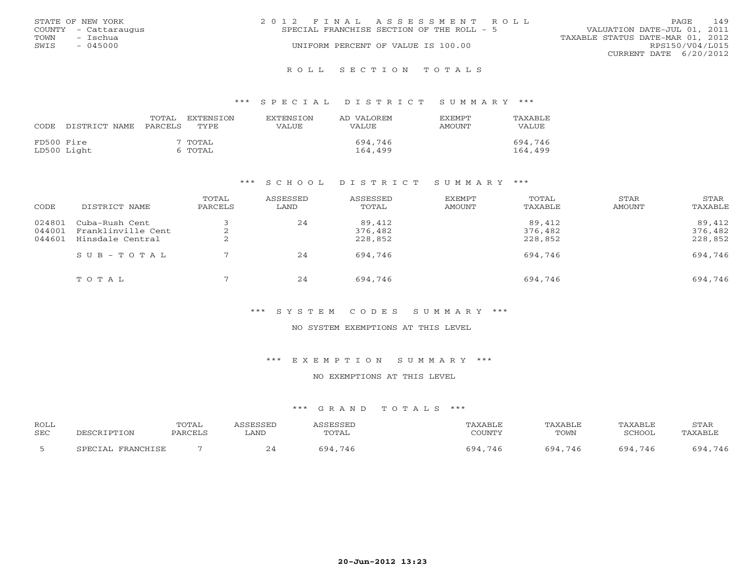STATE OF NEW YORK
COUNTY - Cattaraugus
TOWN - Ischua
SWIS - 045000

2 0 1 2 F I N A L A S S E S S M E N T R O L L
SPECIAL FRANCHISE SECTION OF THE ROLL - 5
UNIFORM PERCENT OF VALUE IS 100.00

VALUATION DATE-JUL 01, 2011
TAXABLE STATUS DATE-MAR 01, 2012
RPS150/V04/L015
CURRENT DATE 6/20/2012

## R O L L S E C T I O N T O T A L S

### *** S P E C I A L D I S T R I C T S U M M A R Y ***

| CODE | DISTRICT NAME | TOTAL PARCELS | EXTENSION TYPE | EXTENSION VALUE | AD VALOREM VALUE | EXEMPT AMOUNT | TAXABLE VALUE |
|---|---|---|---|---|---|---|---|
| FD500 | Fire | 7 | TOTAL | | 694,746 | | 694,746 |
| LD500 | Light | 6 | TOTAL | | 164,499 | | 164,499 |

### *** S C H O O L D I S T R I C T S U M M A R Y ***

| CODE | DISTRICT NAME | TOTAL PARCELS | ASSESSED LAND | ASSESSED TOTAL | EXEMPT AMOUNT | TOTAL TAXABLE | STAR AMOUNT | STAR TAXABLE |
|---|---|---|---|---|---|---|---|---|
| 024801 | Cuba-Rush Cent | 3 | 24 | 89,412 | | 89,412 | | 89,412 |
| 044001 | Franklinville Cent | 2 | | 376,482 | | 376,482 | | 376,482 |
| 044601 | Hinsdale Central | 2 | | 228,852 | | 228,852 | | 228,852 |
| | S U B - T O T A L | 7 | 24 | 694,746 | | 694,746 | | 694,746 |
| | T O T A L | 7 | 24 | 694,746 | | 694,746 | | 694,746 |

### *** S Y S T E M C O D E S S U M M A R Y ***

NO SYSTEM EXEMPTIONS AT THIS LEVEL

### *** E X E M P T I O N S U M M A R Y ***

NO EXEMPTIONS AT THIS LEVEL

### *** G R A N D T O T A L S ***

| ROLL SEC | DESCRIPTION | TOTAL PARCELS | ASSESSED LAND | ASSESSED TOTAL | TAXABLE COUNTY | TAXABLE TOWN | TAXABLE SCHOOL | STAR TAXABLE |
|---|---|---|---|---|---|---|---|---|
| 5 | SPECIAL FRANCHISE | 7 | 24 | 694,746 | 694,746 | 694,746 | 694,746 | 694,746 |

20-Jun-2012 13:23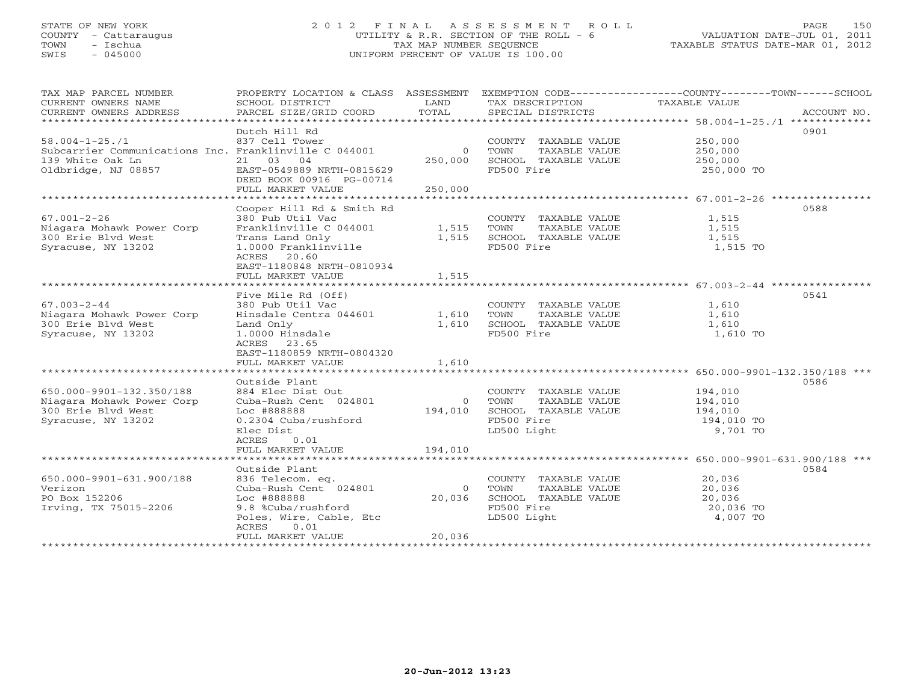STATE OF NEW YORK
COUNTY - Cattaraugus
TOWN - Ischua
SWIS - 045000

2012 FINAL ASSESSMENT ROLL
UTILITY & R.R. SECTION OF THE ROLL - 6
TAX MAP NUMBER SEQUENCE
UNIFORM PERCENT OF VALUE IS 100.00

VALUATION DATE-JUL 01, 2011
TAXABLE STATUS DATE-MAR 01, 2012

| TAX MAP PARCEL NUMBER / CURRENT OWNERS NAME / CURRENT OWNERS ADDRESS | PROPERTY LOCATION & CLASS / SCHOOL DISTRICT / PARCEL SIZE/GRID COORD | ASSESSMENT LAND | TOTAL | EXEMPTION CODE / TAX DESCRIPTION / SPECIAL DISTRICTS | COUNTY--------TOWN------SCHOOL TAXABLE VALUE | ACCOUNT NO. |
|---|---|---|---|---|---|---|
| **58.004-1-25./1** | Dutch Hill Rd | | | | | 0901 |
| 58.004-1-25./1 | 837 Cell Tower | | | COUNTY TAXABLE VALUE | 250,000 | |
| Subcarrier Communications Inc. | Franklinville C 044001 | 0 | | TOWN TAXABLE VALUE | 250,000 | |
| 139 White Oak Ln | 21 03 04 | | 250,000 | SCHOOL TAXABLE VALUE | 250,000 | |
| Oldbridge, NJ 08857 | EAST-0549889 NRTH-0815629 | | | FD500 Fire | 250,000 TO | |
| | DEED BOOK 00916 PG-00714 | | | | | |
| | FULL MARKET VALUE | | 250,000 | | | |
| **67.001-2-26** | Cooper Hill Rd & Smith Rd | | | | | 0588 |
| 67.001-2-26 | 380 Pub Util Vac | | | COUNTY TAXABLE VALUE | 1,515 | |
| Niagara Mohawk Power Corp | Franklinville C 044001 | 1,515 | | TOWN TAXABLE VALUE | 1,515 | |
| 300 Erie Blvd West | Trans Land Only | | 1,515 | SCHOOL TAXABLE VALUE | 1,515 | |
| Syracuse, NY 13202 | 1.0000 Franklinville | | | FD500 Fire | 1,515 TO | |
| | ACRES 20.60 | | | | | |
| | EAST-1180848 NRTH-0810934 | | | | | |
| | FULL MARKET VALUE | | 1,515 | | | |
| **67.003-2-44** | Five Mile Rd (Off) | | | | | 0541 |
| 67.003-2-44 | 380 Pub Util Vac | | | COUNTY TAXABLE VALUE | 1,610 | |
| Niagara Mohawk Power Corp | Hinsdale Centra 044601 | 1,610 | | TOWN TAXABLE VALUE | 1,610 | |
| 300 Erie Blvd West | Land Only | | 1,610 | SCHOOL TAXABLE VALUE | 1,610 | |
| Syracuse, NY 13202 | 1.0000 Hinsdale | | | FD500 Fire | 1,610 TO | |
| | ACRES 23.65 | | | | | |
| | EAST-1180859 NRTH-0804320 | | | | | |
| | FULL MARKET VALUE | | 1,610 | | | |
| **650.000-9901-132.350/188** | Outside Plant | | | | | 0586 |
| 650.000-9901-132.350/188 | 884 Elec Dist Out | | | COUNTY TAXABLE VALUE | 194,010 | |
| Niagara Mohawk Power Corp | Cuba-Rush Cent 024801 | 0 | | TOWN TAXABLE VALUE | 194,010 | |
| 300 Erie Blvd West | Loc #888888 | | 194,010 | SCHOOL TAXABLE VALUE | 194,010 | |
| Syracuse, NY 13202 | 0.2304 Cuba/rushford | | | FD500 Fire | 194,010 TO | |
| | Elec Dist | | | LD500 Light | 9,701 TO | |
| | ACRES 0.01 | | | | | |
| | FULL MARKET VALUE | | 194,010 | | | |
| **650.000-9901-631.900/188** | Outside Plant | | | | | 0584 |
| 650.000-9901-631.900/188 | 836 Telecom. eq. | | | COUNTY TAXABLE VALUE | 20,036 | |
| Verizon | Cuba-Rush Cent 024801 | 0 | | TOWN TAXABLE VALUE | 20,036 | |
| PO Box 152206 | Loc #888888 | | 20,036 | SCHOOL TAXABLE VALUE | 20,036 | |
| Irving, TX 75015-2206 | 9.8 %Cuba/rushford | | | FD500 Fire | 20,036 TO | |
| | Poles, Wire, Cable, Etc | | | LD500 Light | 4,007 TO | |
| | ACRES 0.01 | | | | | |
| | FULL MARKET VALUE | | 20,036 | | | |

20-Jun-2012 13:23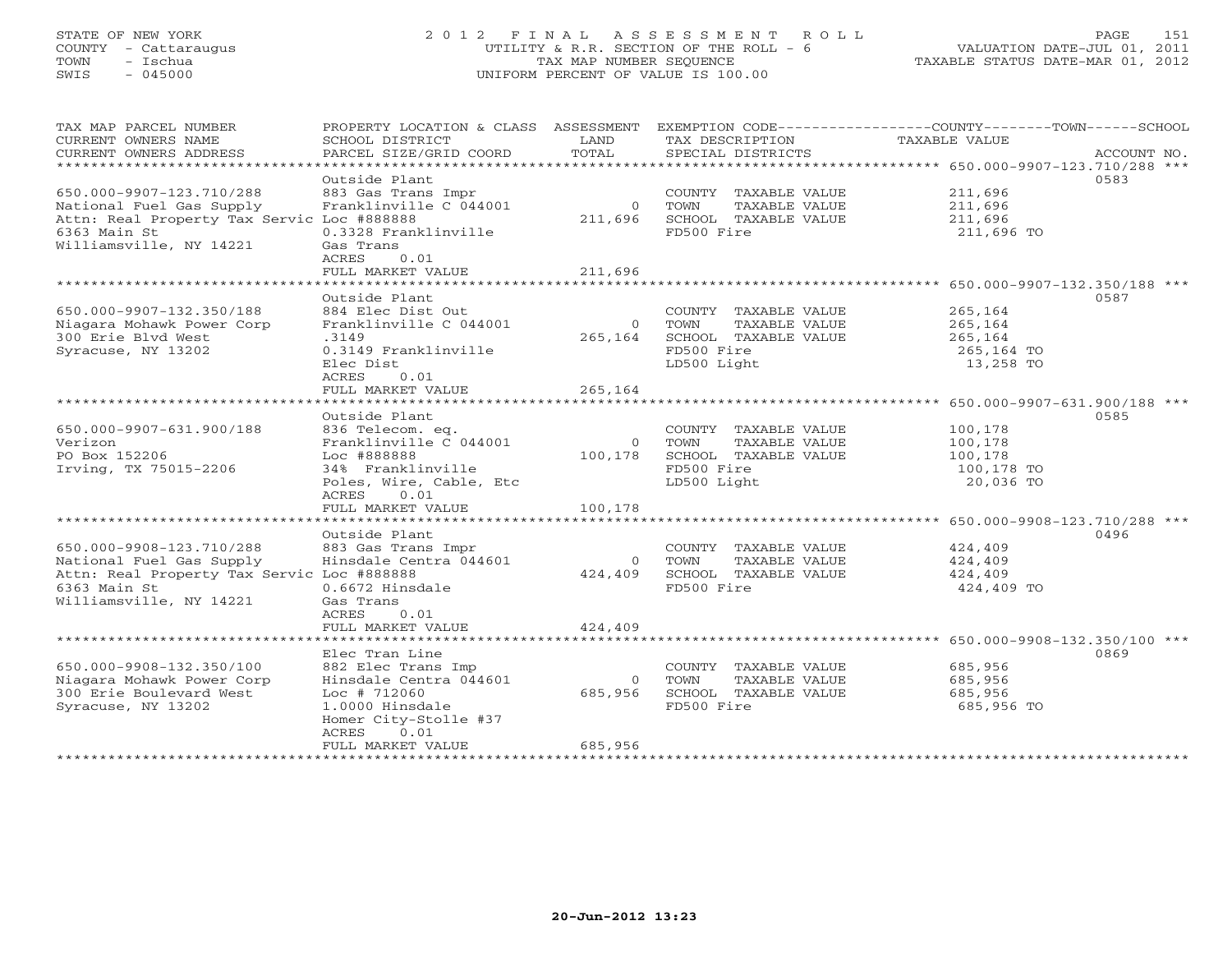STATE OF NEW YORK
COUNTY - Cattaraugus
TOWN - Ischua
SWIS - 045000

# 2012 FINAL ASSESSMENT ROLL
UTILITY & R.R. SECTION OF THE ROLL - 6
TAX MAP NUMBER SEQUENCE
UNIFORM PERCENT OF VALUE IS 100.00

VALUATION DATE-JUL 01, 2011
TAXABLE STATUS DATE-MAR 01, 2012

| TAX MAP PARCEL NUMBER / CURRENT OWNERS NAME / CURRENT OWNERS ADDRESS | PROPERTY LOCATION & CLASS / SCHOOL DISTRICT / PARCEL SIZE/GRID COORD | ASSESSMENT LAND / TOTAL | EXEMPTION CODE / TAX DESCRIPTION / SPECIAL DISTRICTS | COUNTY--------TOWN------SCHOOL TAXABLE VALUE | ACCOUNT NO. |
|---|---|---|---|---|---|
| **650.000-9907-123.710/288** | Outside Plant | | | | 0583 |
| 650.000-9907-123.710/288 | 883 Gas Trans Impr | | COUNTY TAXABLE VALUE | 211,696 | |
| National Fuel Gas Supply | Franklinville C 044001 | 0 | TOWN TAXABLE VALUE | 211,696 | |
| Attn: Real Property Tax Servic | Loc #888888 | 211,696 | SCHOOL TAXABLE VALUE | 211,696 | |
| 6363 Main St | 0.3328 Franklinville | | FD500 Fire | 211,696 TO | |
| Williamsville, NY 14221 | Gas Trans | | | | |
| | ACRES 0.01 | | | | |
| | FULL MARKET VALUE | 211,696 | | | |
| **650.000-9907-132.350/188** | Outside Plant | | | | 0587 |
| 650.000-9907-132.350/188 | 884 Elec Dist Out | | COUNTY TAXABLE VALUE | 265,164 | |
| Niagara Mohawk Power Corp | Franklinville C 044001 | 0 | TOWN TAXABLE VALUE | 265,164 | |
| 300 Erie Blvd West | .3149 | 265,164 | SCHOOL TAXABLE VALUE | 265,164 | |
| Syracuse, NY 13202 | 0.3149 Franklinville | | FD500 Fire | 265,164 TO | |
| | Elec Dist | | LD500 Light | 13,258 TO | |
| | ACRES 0.01 | | | | |
| | FULL MARKET VALUE | 265,164 | | | |
| **650.000-9907-631.900/188** | Outside Plant | | | | 0585 |
| 650.000-9907-631.900/188 | 836 Telecom. eq. | | COUNTY TAXABLE VALUE | 100,178 | |
| Verizon | Franklinville C 044001 | 0 | TOWN TAXABLE VALUE | 100,178 | |
| PO Box 152206 | Loc #888888 | 100,178 | SCHOOL TAXABLE VALUE | 100,178 | |
| Irving, TX 75015-2206 | 34% Franklinville | | FD500 Fire | 100,178 TO | |
| | Poles, Wire, Cable, Etc | | LD500 Light | 20,036 TO | |
| | ACRES 0.01 | | | | |
| | FULL MARKET VALUE | 100,178 | | | |
| **650.000-9908-123.710/288** | Outside Plant | | | | 0496 |
| 650.000-9908-123.710/288 | 883 Gas Trans Impr | | COUNTY TAXABLE VALUE | 424,409 | |
| National Fuel Gas Supply | Hinsdale Centra 044601 | 0 | TOWN TAXABLE VALUE | 424,409 | |
| Attn: Real Property Tax Servic | Loc #888888 | 424,409 | SCHOOL TAXABLE VALUE | 424,409 | |
| 6363 Main St | 0.6672 Hinsdale | | FD500 Fire | 424,409 TO | |
| Williamsville, NY 14221 | Gas Trans | | | | |
| | ACRES 0.01 | | | | |
| | FULL MARKET VALUE | 424,409 | | | |
| **650.000-9908-132.350/100** | Elec Tran Line | | | | 0869 |
| 650.000-9908-132.350/100 | 882 Elec Trans Imp | | COUNTY TAXABLE VALUE | 685,956 | |
| Niagara Mohawk Power Corp | Hinsdale Centra 044601 | 0 | TOWN TAXABLE VALUE | 685,956 | |
| 300 Erie Boulevard West | Loc # 712060 | 685,956 | SCHOOL TAXABLE VALUE | 685,956 | |
| Syracuse, NY 13202 | 1.0000 Hinsdale | | FD500 Fire | 685,956 TO | |
| | Homer City-Stolle #37 | | | | |
| | ACRES 0.01 | | | | |
| | FULL MARKET VALUE | 685,956 | | | |

20-Jun-2012 13:23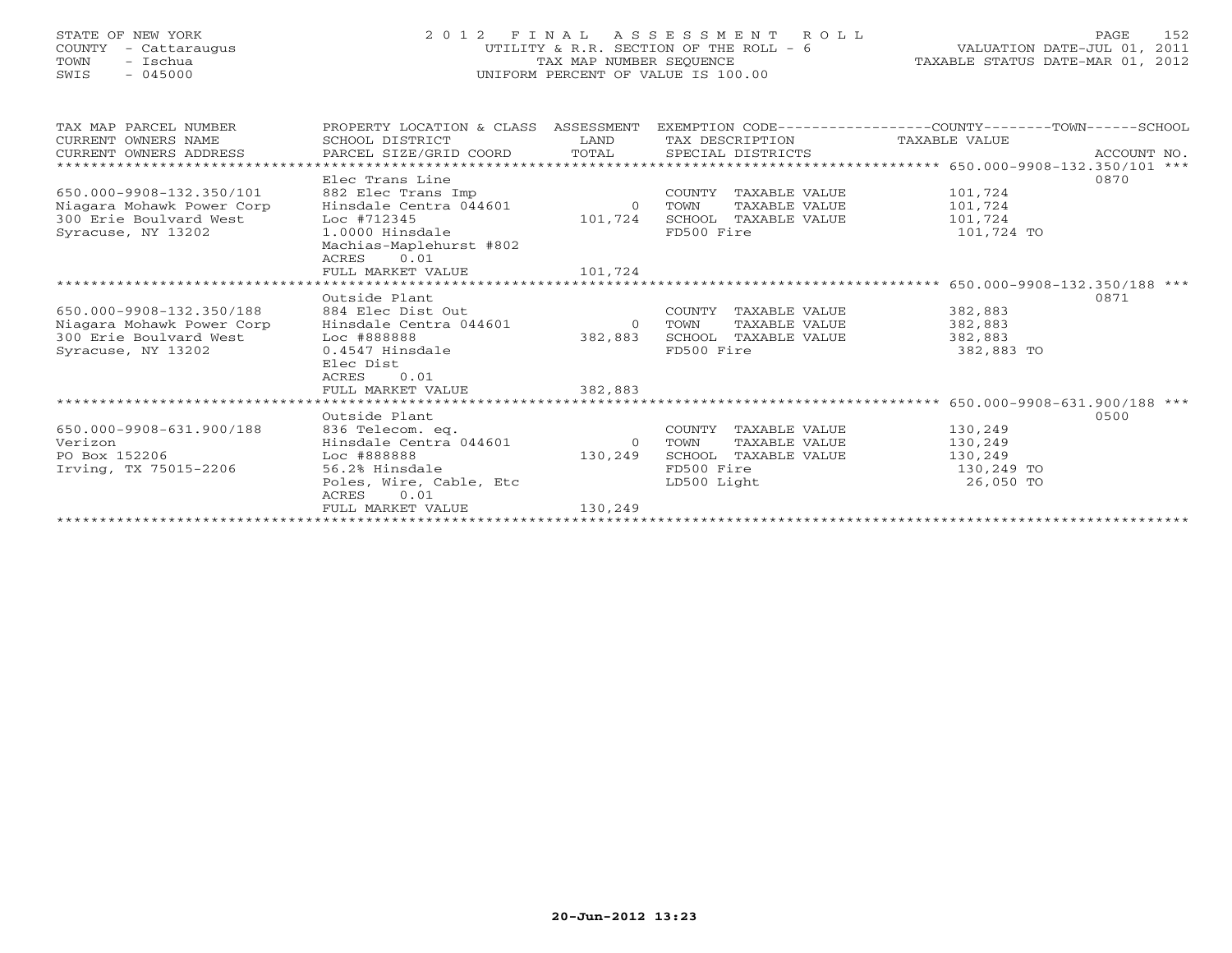STATE OF NEW YORK
COUNTY - Cattaraugus
TOWN - Ischua
SWIS - 045000

# 2012 FINAL ASSESSMENT ROLL

UTILITY & R.R. SECTION OF THE ROLL - 6
TAX MAP NUMBER SEQUENCE
UNIFORM PERCENT OF VALUE IS 100.00

VALUATION DATE-JUL 01, 2011
TAXABLE STATUS DATE-MAR 01, 2012

| TAX MAP PARCEL NUMBER / CURRENT OWNERS NAME / CURRENT OWNERS ADDRESS | PROPERTY LOCATION & CLASS / SCHOOL DISTRICT / PARCEL SIZE/GRID COORD | ASSESSMENT LAND / TOTAL | EXEMPTION CODE / TAX DESCRIPTION / SPECIAL DISTRICTS | COUNTY / TOWN / SCHOOL TAXABLE VALUE | ACCOUNT NO. |
|---|---|---|---|---|---|
| **650.000-9908-132.350/101** | Elec Trans Line | | | | 0870 |
| 650.000-9908-132.350/101 | 882 Elec Trans Imp | | COUNTY TAXABLE VALUE | 101,724 | |
| Niagara Mohawk Power Corp | Hinsdale Centra 044601 | 0 | TOWN TAXABLE VALUE | 101,724 | |
| 300 Erie Boulvard West | Loc #712345 | 101,724 | SCHOOL TAXABLE VALUE | 101,724 | |
| Syracuse, NY 13202 | 1.0000 Hinsdale | | FD500 Fire | 101,724 TO | |
| | Machias-Maplehurst #802 | | | | |
| | ACRES 0.01 | | | | |
| | FULL MARKET VALUE | 101,724 | | | |
| **650.000-9908-132.350/188** | Outside Plant | | | | 0871 |
| 650.000-9908-132.350/188 | 884 Elec Dist Out | | COUNTY TAXABLE VALUE | 382,883 | |
| Niagara Mohawk Power Corp | Hinsdale Centra 044601 | 0 | TOWN TAXABLE VALUE | 382,883 | |
| 300 Erie Boulvard West | Loc #888888 | 382,883 | SCHOOL TAXABLE VALUE | 382,883 | |
| Syracuse, NY 13202 | 0.4547 Hinsdale | | FD500 Fire | 382,883 TO | |
| | Elec Dist | | | | |
| | ACRES 0.01 | | | | |
| | FULL MARKET VALUE | 382,883 | | | |
| **650.000-9908-631.900/188** | Outside Plant | | | | 0500 |
| 650.000-9908-631.900/188 | 836 Telecom. eq. | | COUNTY TAXABLE VALUE | 130,249 | |
| Verizon | Hinsdale Centra 044601 | 0 | TOWN TAXABLE VALUE | 130,249 | |
| PO Box 152206 | Loc #888888 | 130,249 | SCHOOL TAXABLE VALUE | 130,249 | |
| Irving, TX 75015-2206 | 56.2% Hinsdale | | FD500 Fire | 130,249 TO | |
| | Poles, Wire, Cable, Etc | | LD500 Light | 26,050 TO | |
| | ACRES 0.01 | | | | |
| | FULL MARKET VALUE | 130,249 | | | |

20-Jun-2012 13:23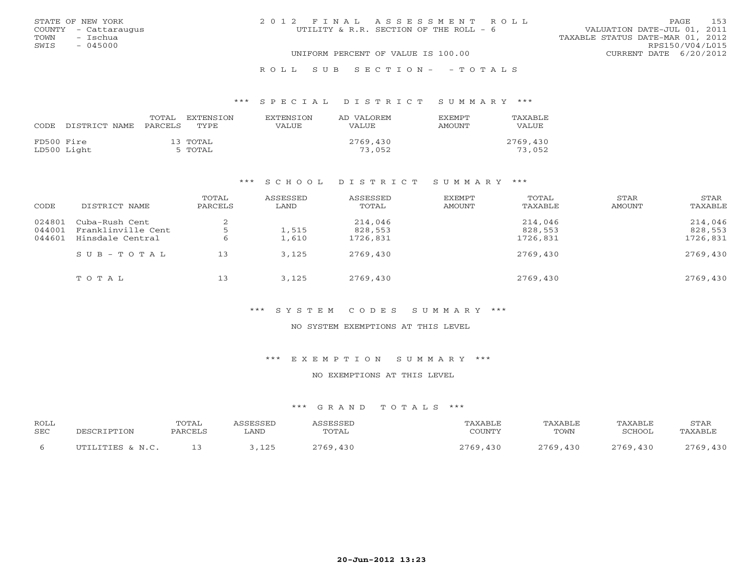STATE OF NEW YORK
COUNTY - Cattaraugus
TOWN - Ischua
SWIS - 045000

2012 FINAL ASSESSMENT ROLL
UTILITY & R.R. SECTION OF THE ROLL - 6
UNIFORM PERCENT OF VALUE IS 100.00

VALUATION DATE-JUL 01, 2011
TAXABLE STATUS DATE-MAR 01, 2012
RPS150/V04/L015
CURRENT DATE 6/20/2012

ROLL SUB SECTION- - TOTALS

## *** SPECIAL DISTRICT SUMMARY ***

| CODE | DISTRICT NAME | TOTAL PARCELS | EXTENSION TYPE | EXTENSION VALUE | AD VALOREM VALUE | EXEMPT AMOUNT | TAXABLE VALUE |
|---|---|---|---|---|---|---|---|
| FD500 | Fire | 13 | TOTAL | | 2769,430 | | 2769,430 |
| LD500 | Light | 5 | TOTAL | | 73,052 | | 73,052 |

## *** SCHOOL DISTRICT SUMMARY ***

| CODE | DISTRICT NAME | TOTAL PARCELS | ASSESSED LAND | ASSESSED TOTAL | EXEMPT AMOUNT | TOTAL TAXABLE | STAR AMOUNT | STAR TAXABLE |
|---|---|---|---|---|---|---|---|---|
| 024801 | Cuba-Rush Cent | 2 | | 214,046 | | 214,046 | | 214,046 |
| 044001 | Franklinville Cent | 5 | 1,515 | 828,553 | | 828,553 | | 828,553 |
| 044601 | Hinsdale Central | 6 | 1,610 | 1726,831 | | 1726,831 | | 1726,831 |
| | SUB-TOTAL | 13 | 3,125 | 2769,430 | | 2769,430 | | 2769,430 |
| | TOTAL | 13 | 3,125 | 2769,430 | | 2769,430 | | 2769,430 |

## *** SYSTEM CODES SUMMARY ***

NO SYSTEM EXEMPTIONS AT THIS LEVEL

## *** EXEMPTION SUMMARY ***

NO EXEMPTIONS AT THIS LEVEL

## *** GRAND TOTALS ***

| ROLL SEC | DESCRIPTION | TOTAL PARCELS | ASSESSED LAND | ASSESSED TOTAL | TAXABLE COUNTY | TAXABLE TOWN | TAXABLE SCHOOL | STAR TAXABLE |
|---|---|---|---|---|---|---|---|---|
| 6 | UTILITIES & N.C. | 13 | 3,125 | 2769,430 | 2769,430 | 2769,430 | 2769,430 | 2769,430 |

20-Jun-2012 13:23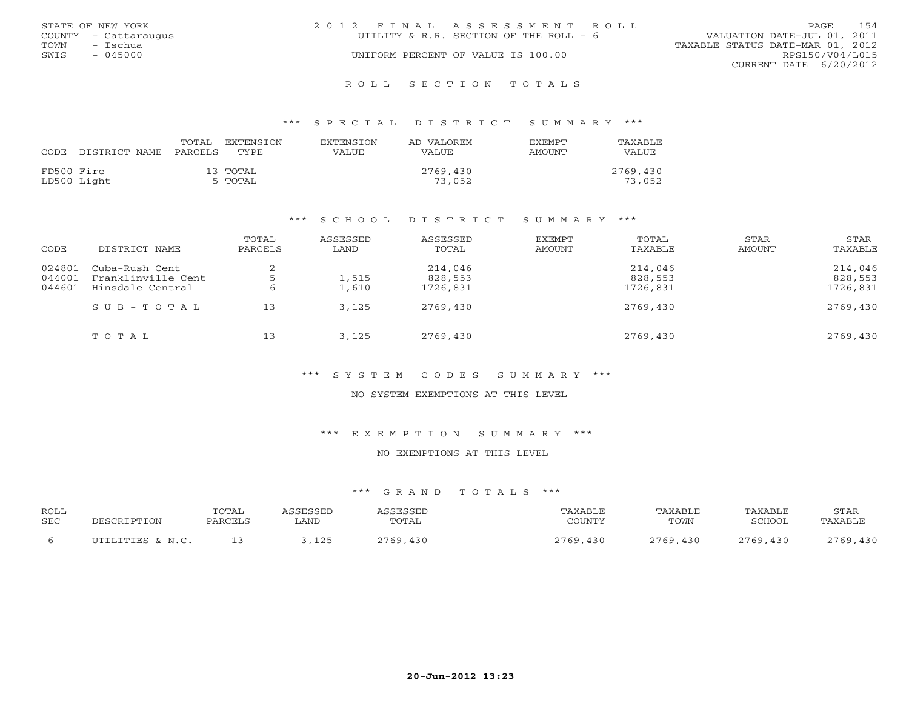STATE OF NEW YORK
COUNTY - Cattaraugus
TOWN - Ischua
SWIS - 045000

2012 FINAL ASSESSMENT ROLL
UTILITY & R.R. SECTION OF THE ROLL - 6
UNIFORM PERCENT OF VALUE IS 100.00

VALUATION DATE-JUL 01, 2011
TAXABLE STATUS DATE-MAR 01, 2012
RPS150/V04/L015
CURRENT DATE 6/20/2012

## ROLL SECTION TOTALS

### *** SPECIAL DISTRICT SUMMARY ***

| CODE | DISTRICT NAME | TOTAL PARCELS | EXTENSION TYPE | EXTENSION VALUE | AD VALOREM VALUE | EXEMPT AMOUNT | TAXABLE VALUE |
|---|---|---|---|---|---|---|---|
| FD500 | Fire | 13 | TOTAL | | 2769,430 | | 2769,430 |
| LD500 | Light | 5 | TOTAL | | 73,052 | | 73,052 |

### *** SCHOOL DISTRICT SUMMARY ***

| CODE | DISTRICT NAME | TOTAL PARCELS | ASSESSED LAND | ASSESSED TOTAL | EXEMPT AMOUNT | TOTAL TAXABLE | STAR AMOUNT | STAR TAXABLE |
|---|---|---|---|---|---|---|---|---|
| 024801 | Cuba-Rush Cent | 2 | | 214,046 | | 214,046 | | 214,046 |
| 044001 | Franklinville Cent | 5 | 1,515 | 828,553 | | 828,553 | | 828,553 |
| 044601 | Hinsdale Central | 6 | 1,610 | 1726,831 | | 1726,831 | | 1726,831 |
| | SUB-TOTAL | 13 | 3,125 | 2769,430 | | 2769,430 | | 2769,430 |
| | TOTAL | 13 | 3,125 | 2769,430 | | 2769,430 | | 2769,430 |

### *** SYSTEM CODES SUMMARY ***

NO SYSTEM EXEMPTIONS AT THIS LEVEL

### *** EXEMPTION SUMMARY ***

NO EXEMPTIONS AT THIS LEVEL

### *** GRAND TOTALS ***

| ROLL SEC | DESCRIPTION | TOTAL PARCELS | ASSESSED LAND | ASSESSED TOTAL | TAXABLE COUNTY | TAXABLE TOWN | TAXABLE SCHOOL | STAR TAXABLE |
|---|---|---|---|---|---|---|---|---|
| 6 | UTILITIES & N.C. | 13 | 3,125 | 2769,430 | 2769,430 | 2769,430 | 2769,430 | 2769,430 |

20-Jun-2012 13:23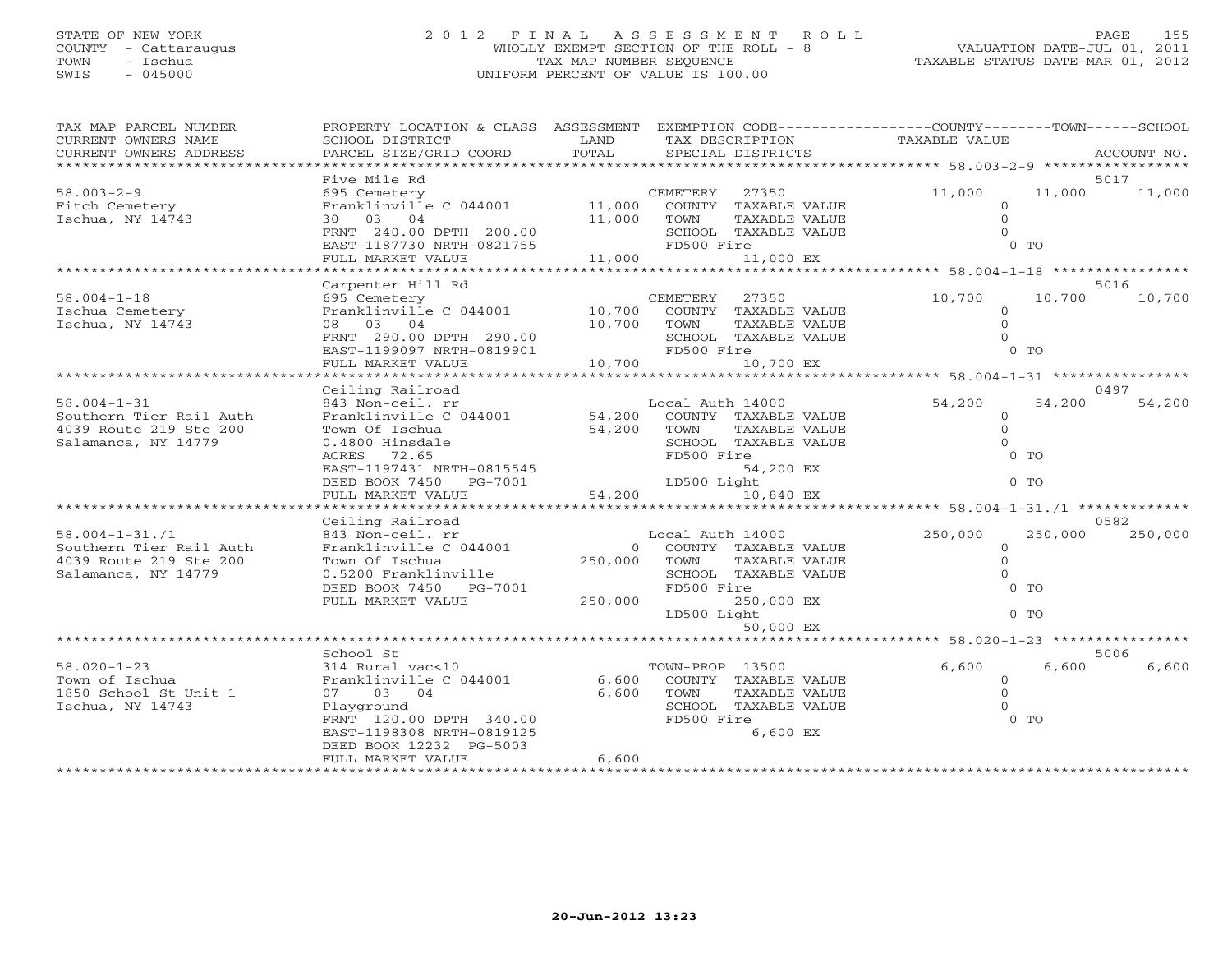STATE OF NEW YORK
COUNTY - Cattaraugus
TOWN - Ischua
SWIS - 045000

# 2012 FINAL ASSESSMENT ROLL
WHOLLY EXEMPT SECTION OF THE ROLL - 8
TAX MAP NUMBER SEQUENCE
UNIFORM PERCENT OF VALUE IS 100.00

VALUATION DATE-JUL 01, 2011
TAXABLE STATUS DATE-MAR 01, 2012

| TAX MAP PARCEL NUMBER / CURRENT OWNERS NAME / CURRENT OWNERS ADDRESS | PROPERTY LOCATION & CLASS / SCHOOL DISTRICT / PARCEL SIZE/GRID COORD | ASSESSMENT LAND | TOTAL | EXEMPTION CODE / TAX DESCRIPTION / SPECIAL DISTRICTS | COUNTY TAXABLE VALUE | TOWN | SCHOOL | ACCOUNT NO. |
|---|---|---|---|---|---|---|---|---|
| 58.003-2-9 | Five Mile Rd | | | | | | | 5017 |
| | 695 Cemetery | | | CEMETERY 27350 | 11,000 | 11,000 | 11,000 | |
| Fitch Cemetery | Franklinville C 044001 | 11,000 | | COUNTY TAXABLE VALUE | 0 | | | |
| Ischua, NY 14743 | 30 03 04 | | 11,000 | TOWN TAXABLE VALUE | 0 | | | |
| | FRNT 240.00 DPTH 200.00 | | | SCHOOL TAXABLE VALUE | 0 | | | |
| | EAST-1187730 NRTH-0821755 | | | FD500 Fire | 0 TO | | | |
| | FULL MARKET VALUE | | 11,000 | 11,000 EX | | | | |
| 58.004-1-18 | Carpenter Hill Rd | | | | | | | 5016 |
| | 695 Cemetery | | | CEMETERY 27350 | 10,700 | 10,700 | 10,700 | |
| Ischua Cemetery | Franklinville C 044001 | 10,700 | | COUNTY TAXABLE VALUE | 0 | | | |
| Ischua, NY 14743 | 08 03 04 | | 10,700 | TOWN TAXABLE VALUE | 0 | | | |
| | FRNT 290.00 DPTH 290.00 | | | SCHOOL TAXABLE VALUE | 0 | | | |
| | EAST-1199097 NRTH-0819901 | | | FD500 Fire | 0 TO | | | |
| | FULL MARKET VALUE | | 10,700 | 10,700 EX | | | | |
| 58.004-1-31 | Ceiling Railroad | | | | | | | 0497 |
| | 843 Non-ceil. rr | | | Local Auth 14000 | 54,200 | 54,200 | 54,200 | |
| Southern Tier Rail Auth | Franklinville C 044001 | 54,200 | | COUNTY TAXABLE VALUE | 0 | | | |
| 4039 Route 219 Ste 200 | Town Of Ischua | | 54,200 | TOWN TAXABLE VALUE | 0 | | | |
| Salamanca, NY 14779 | 0.4800 Hinsdale | | | SCHOOL TAXABLE VALUE | 0 | | | |
| | ACRES 72.65 | | | FD500 Fire | 0 TO | | | |
| | EAST-1197431 NRTH-0815545 | | | 54,200 EX | | | | |
| | DEED BOOK 7450 PG-7001 | | | LD500 Light | 0 TO | | | |
| | FULL MARKET VALUE | | 54,200 | 10,840 EX | | | | |
| 58.004-1-31./1 | Ceiling Railroad | | | | | | | 0582 |
| | 843 Non-ceil. rr | | | Local Auth 14000 | 250,000 | 250,000 | 250,000 | |
| Southern Tier Rail Auth | Franklinville C 044001 | 0 | | COUNTY TAXABLE VALUE | 0 | | | |
| 4039 Route 219 Ste 200 | Town Of Ischua | | 250,000 | TOWN TAXABLE VALUE | 0 | | | |
| Salamanca, NY 14779 | 0.5200 Franklinville | | | SCHOOL TAXABLE VALUE | 0 | | | |
| | DEED BOOK 7450 PG-7001 | | | FD500 Fire | 0 TO | | | |
| | FULL MARKET VALUE | | 250,000 | 250,000 EX | | | | |
| | | | | LD500 Light | 0 TO | | | |
| | | | | 50,000 EX | | | | |
| 58.020-1-23 | School St | | | | | | | 5006 |
| | 314 Rural vac<10 | | | TOWN-PROP 13500 | 6,600 | 6,600 | 6,600 | |
| Town of Ischua | Franklinville C 044001 | 6,600 | | COUNTY TAXABLE VALUE | 0 | | | |
| 1850 School St Unit 1 | 07 03 04 | | 6,600 | TOWN TAXABLE VALUE | 0 | | | |
| Ischua, NY 14743 | Playground | | | SCHOOL TAXABLE VALUE | 0 | | | |
| | FRNT 120.00 DPTH 340.00 | | | FD500 Fire | 0 TO | | | |
| | EAST-1198308 NRTH-0819125 | | | 6,600 EX | | | | |
| | DEED BOOK 12232 PG-5003 | | | | | | | |
| | FULL MARKET VALUE | | 6,600 | | | | | |

20-Jun-2012 13:23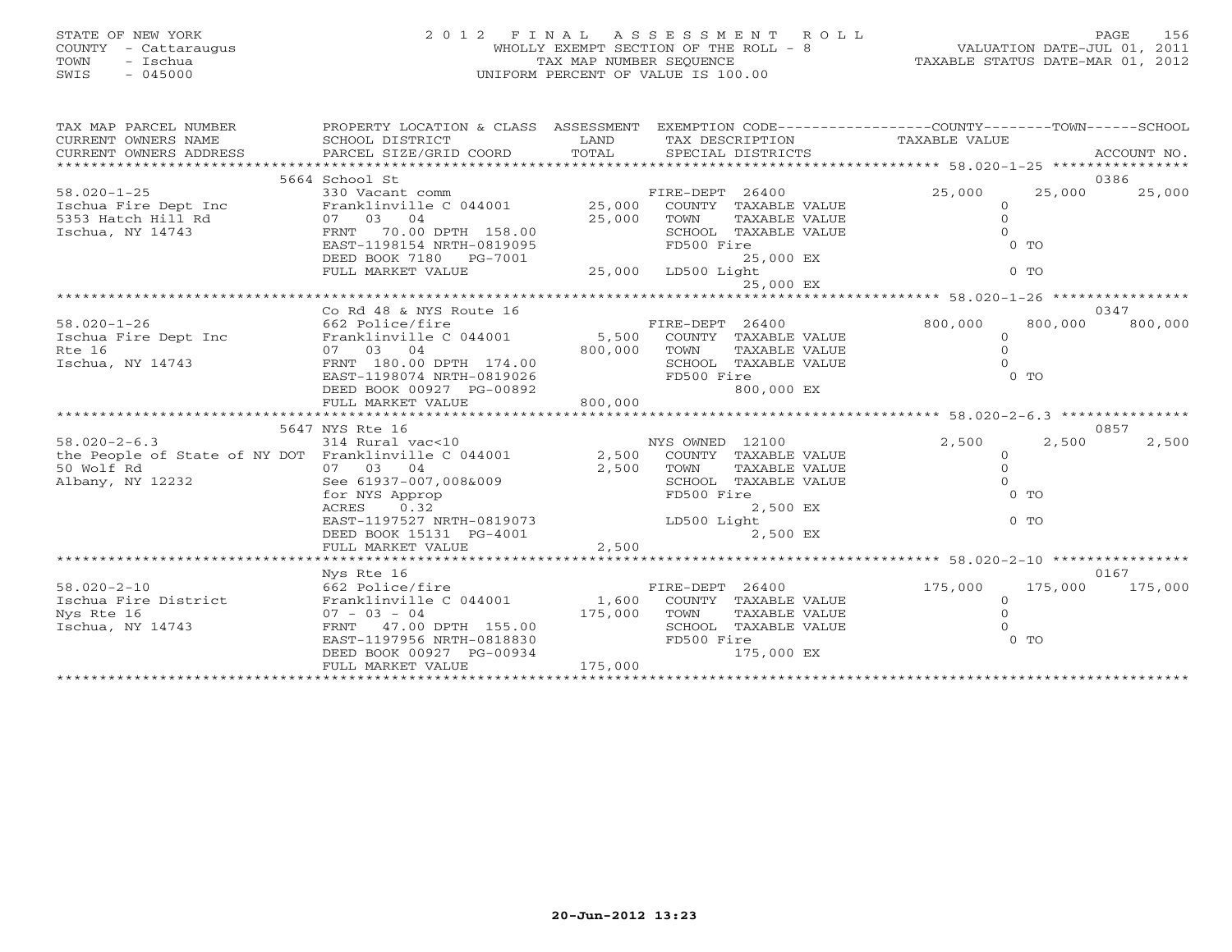STATE OF NEW YORK
COUNTY - Cattaraugus
TOWN - Ischua
SWIS - 045000

2012 FINAL ASSESSMENT ROLL
WHOLLY EXEMPT SECTION OF THE ROLL - 8
TAX MAP NUMBER SEQUENCE
UNIFORM PERCENT OF VALUE IS 100.00

VALUATION DATE-JUL 01, 2011
TAXABLE STATUS DATE-MAR 01, 2012

| TAX MAP PARCEL NUMBER / CURRENT OWNERS NAME / CURRENT OWNERS ADDRESS | PROPERTY LOCATION & CLASS / SCHOOL DISTRICT / PARCEL SIZE/GRID COORD | ASSESSMENT LAND | TOTAL | EXEMPTION CODE / TAX DESCRIPTION / SPECIAL DISTRICTS | COUNTY TAXABLE VALUE | TOWN | SCHOOL / ACCOUNT NO. |
|---|---|---|---|---|---|---|---|
| 5664 School St | | | | | | | 0386 |
| 58.020-1-25 | 330 Vacant comm | | | FIRE-DEPT 26400 | 25,000 | 25,000 | 25,000 |
| Ischua Fire Dept Inc | Franklinville C 044001 | 25,000 | | COUNTY TAXABLE VALUE | 0 | | |
| 5353 Hatch Hill Rd | 07 03 04 | | 25,000 | TOWN TAXABLE VALUE | 0 | | |
| Ischua, NY 14743 | FRNT 70.00 DPTH 158.00 | | | SCHOOL TAXABLE VALUE | 0 | | |
| | EAST-1198154 NRTH-0819095 | | | FD500 Fire | 0 TO | | |
| | DEED BOOK 7180 PG-7001 | | | 25,000 EX | | | |
| | FULL MARKET VALUE | | 25,000 | LD500 Light | 0 TO | | |
| | | | | 25,000 EX | | | |
| Co Rd 48 & NYS Route 16 | | | | | | | 0347 |
| 58.020-1-26 | 662 Police/fire | | | FIRE-DEPT 26400 | 800,000 | 800,000 | 800,000 |
| Ischua Fire Dept Inc | Franklinville C 044001 | 5,500 | | COUNTY TAXABLE VALUE | 0 | | |
| Rte 16 | 07 03 04 | | 800,000 | TOWN TAXABLE VALUE | 0 | | |
| Ischua, NY 14743 | FRNT 180.00 DPTH 174.00 | | | SCHOOL TAXABLE VALUE | 0 | | |
| | EAST-1198074 NRTH-0819026 | | | FD500 Fire | 0 TO | | |
| | DEED BOOK 00927 PG-00892 | | | 800,000 EX | | | |
| | FULL MARKET VALUE | | 800,000 | | | | |
| 5647 NYS Rte 16 | | | | | | | 0857 |
| 58.020-2-6.3 | 314 Rural vac<10 | | | NYS OWNED 12100 | 2,500 | 2,500 | 2,500 |
| the People of State of NY DOT | Franklinville C 044001 | 2,500 | | COUNTY TAXABLE VALUE | 0 | | |
| 50 Wolf Rd | 07 03 04 | | 2,500 | TOWN TAXABLE VALUE | 0 | | |
| Albany, NY 12232 | See 61937-007,008&009 | | | SCHOOL TAXABLE VALUE | 0 | | |
| | for NYS Approp | | | FD500 Fire | 0 TO | | |
| | ACRES 0.32 | | | 2,500 EX | | | |
| | EAST-1197527 NRTH-0819073 | | | LD500 Light | 0 TO | | |
| | DEED BOOK 15131 PG-4001 | | | 2,500 EX | | | |
| | FULL MARKET VALUE | | 2,500 | | | | |
| Nys Rte 16 | | | | | | | 0167 |
| 58.020-2-10 | 662 Police/fire | | | FIRE-DEPT 26400 | 175,000 | 175,000 | 175,000 |
| Ischua Fire District | Franklinville C 044001 | 1,600 | | COUNTY TAXABLE VALUE | 0 | | |
| Nys Rte 16 | 07 - 03 - 04 | | 175,000 | TOWN TAXABLE VALUE | 0 | | |
| Ischua, NY 14743 | FRNT 47.00 DPTH 155.00 | | | SCHOOL TAXABLE VALUE | 0 | | |
| | EAST-1197956 NRTH-0818830 | | | FD500 Fire | 0 TO | | |
| | DEED BOOK 00927 PG-00934 | | | 175,000 EX | | | |
| | FULL MARKET VALUE | | 175,000 | | | | |

20-Jun-2012 13:23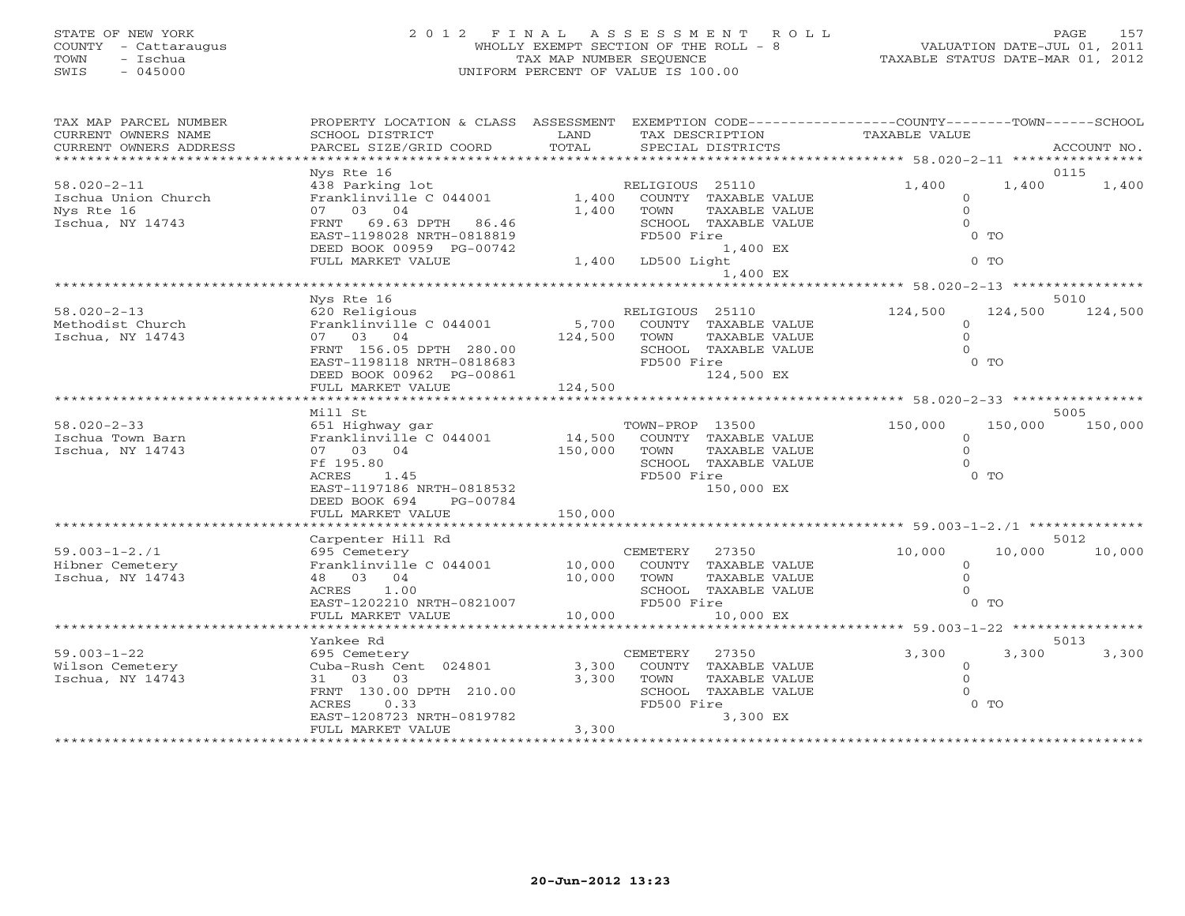STATE OF NEW YORK
COUNTY - Cattaraugus
TOWN - Ischua
SWIS - 045000

2012 FINAL ASSESSMENT ROLL
WHOLLY EXEMPT SECTION OF THE ROLL - 8
TAX MAP NUMBER SEQUENCE
UNIFORM PERCENT OF VALUE IS 100.00

VALUATION DATE-JUL 01, 2011
TAXABLE STATUS DATE-MAR 01, 2012

| TAX MAP PARCEL NUMBER / CURRENT OWNERS NAME / CURRENT OWNERS ADDRESS | PROPERTY LOCATION & CLASS / SCHOOL DISTRICT / PARCEL SIZE/GRID COORD | ASSESSMENT LAND / TOTAL | EXEMPTION CODE / TAX DESCRIPTION / SPECIAL DISTRICTS | COUNTY TAXABLE VALUE | TOWN | SCHOOL / ACCOUNT NO. |
|---|---|---|---|---|---|---|
| | Nys Rte 16 | | | | | 0115 |
| 58.020-2-11 | 438 Parking lot | | RELIGIOUS 25110 | 1,400 | 1,400 | 1,400 |
| Ischua Union Church | Franklinville C 044001 | 1,400 | COUNTY TAXABLE VALUE | 0 | | |
| Nys Rte 16 | 07 03 04 | 1,400 | TOWN TAXABLE VALUE | 0 | | |
| Ischua, NY 14743 | FRNT 69.63 DPTH 86.46 | | SCHOOL TAXABLE VALUE | 0 | | |
| | EAST-1198028 NRTH-0818819 | | FD500 Fire 1,400 EX | 0 TO | | |
| | DEED BOOK 00959 PG-00742 | | | | | |
| | FULL MARKET VALUE | 1,400 | LD500 Light 1,400 EX | 0 TO | | |
| | Nys Rte 16 | | | | | 5010 |
| 58.020-2-13 | 620 Religious | | RELIGIOUS 25110 | 124,500 | 124,500 | 124,500 |
| Methodist Church | Franklinville C 044001 | 5,700 | COUNTY TAXABLE VALUE | 0 | | |
| Ischua, NY 14743 | 07 03 04 | 124,500 | TOWN TAXABLE VALUE | 0 | | |
| | FRNT 156.05 DPTH 280.00 | | SCHOOL TAXABLE VALUE | 0 | | |
| | EAST-1198118 NRTH-0818683 | | FD500 Fire 124,500 EX | 0 TO | | |
| | DEED BOOK 00962 PG-00861 | | | | | |
| | FULL MARKET VALUE | 124,500 | | | | |
| | Mill St | | | | | 5005 |
| 58.020-2-33 | 651 Highway gar | | TOWN-PROP 13500 | 150,000 | 150,000 | 150,000 |
| Ischua Town Barn | Franklinville C 044001 | 14,500 | COUNTY TAXABLE VALUE | 0 | | |
| Ischua, NY 14743 | 07 03 04 | 150,000 | TOWN TAXABLE VALUE | 0 | | |
| | Ff 195.80 | | SCHOOL TAXABLE VALUE | 0 | | |
| | ACRES 1.45 | | FD500 Fire 150,000 EX | 0 TO | | |
| | EAST-1197186 NRTH-0818532 | | | | | |
| | DEED BOOK 694 PG-00784 | | | | | |
| | FULL MARKET VALUE | 150,000 | | | | |
| | Carpenter Hill Rd | | | | | 5012 |
| 59.003-1-2./1 | 695 Cemetery | | CEMETERY 27350 | 10,000 | 10,000 | 10,000 |
| Hibner Cemetery | Franklinville C 044001 | 10,000 | COUNTY TAXABLE VALUE | 0 | | |
| Ischua, NY 14743 | 48 03 04 | 10,000 | TOWN TAXABLE VALUE | 0 | | |
| | ACRES 1.00 | | SCHOOL TAXABLE VALUE | 0 | | |
| | EAST-1202210 NRTH-0821007 | | FD500 Fire | 0 TO | | |
| | FULL MARKET VALUE | 10,000 | 10,000 EX | | | |
| | Yankee Rd | | | | | 5013 |
| 59.003-1-22 | 695 Cemetery | | CEMETERY 27350 | 3,300 | 3,300 | 3,300 |
| Wilson Cemetery | Cuba-Rush Cent 024801 | 3,300 | COUNTY TAXABLE VALUE | 0 | | |
| Ischua, NY 14743 | 31 03 03 | 3,300 | TOWN TAXABLE VALUE | 0 | | |
| | FRNT 130.00 DPTH 210.00 | | SCHOOL TAXABLE VALUE | 0 | | |
| | ACRES 0.33 | | FD500 Fire 3,300 EX | 0 TO | | |
| | EAST-1208723 NRTH-0819782 | | | | | |
| | FULL MARKET VALUE | 3,300 | | | | |

20-Jun-2012 13:23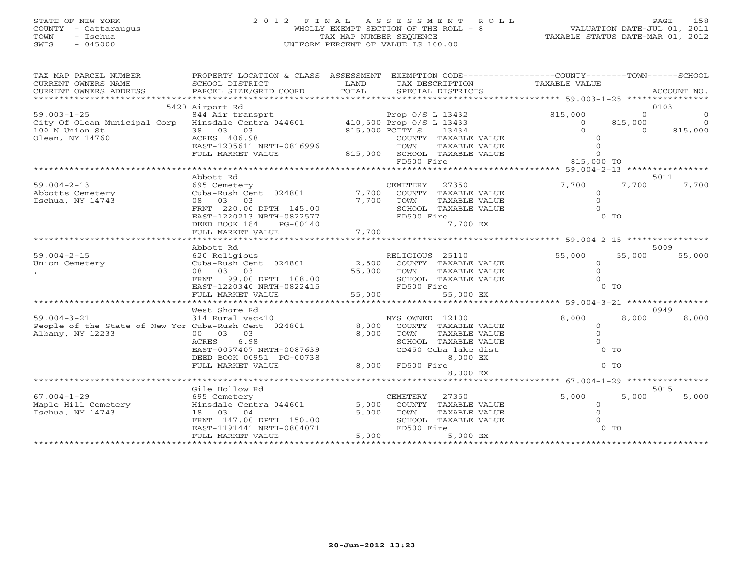STATE OF NEW YORK
COUNTY - Cattaraugus
TOWN - Ischua
SWIS - 045000

# 2012 FINAL ASSESSMENT ROLL

WHOLLY EXEMPT SECTION OF THE ROLL - 8
TAX MAP NUMBER SEQUENCE
UNIFORM PERCENT OF VALUE IS 100.00

VALUATION DATE-JUL 01, 2011
TAXABLE STATUS DATE-MAR 01, 2012

| TAX MAP PARCEL NUMBER / CURRENT OWNERS NAME / CURRENT OWNERS ADDRESS | PROPERTY LOCATION & CLASS / SCHOOL DISTRICT / PARCEL SIZE/GRID COORD | ASSESSMENT LAND / TOTAL | EXEMPTION CODE / TAX DESCRIPTION / SPECIAL DISTRICTS | COUNTY TAXABLE VALUE | TOWN | SCHOOL / ACCOUNT NO. |
|---|---|---|---|---|---|---|
| **59.003-1-25** | 5420 Airport Rd | | | | | 0103 |
| | 844 Air transprt | | Prop O/S L 13432 | 815,000 | 0 | 0 |
| City Of Olean Municipal Corp | Hinsdale Centra 044601 | 410,500 | Prop O/S L 13433 | 0 | 815,000 | 0 |
| 100 N Union St | 38 03 03 | 815,000 | FCITY S 13434 | 0 | 0 | 815,000 |
| Olean, NY 14760 | ACRES 406.98 | | COUNTY TAXABLE VALUE | 0 | | |
| | EAST-1205611 NRTH-0816996 | | TOWN TAXABLE VALUE | 0 | | |
| | FULL MARKET VALUE | 815,000 | SCHOOL TAXABLE VALUE | 0 | | |
| | | | FD500 Fire | 815,000 TO | | |
| **59.004-2-13** | Abbott Rd | | | | | 5011 |
| | 695 Cemetery | | CEMETERY 27350 | 7,700 | 7,700 | 7,700 |
| Abbotts Cemetery | Cuba-Rush Cent 024801 | 7,700 | COUNTY TAXABLE VALUE | 0 | | |
| Ischua, NY 14743 | 08 03 03 | 7,700 | TOWN TAXABLE VALUE | 0 | | |
| | FRNT 220.00 DPTH 145.00 | | SCHOOL TAXABLE VALUE | 0 | | |
| | EAST-1220213 NRTH-0822577 | | FD500 Fire | 0 TO | | |
| | DEED BOOK 184 PG-00140 | | 7,700 EX | | | |
| | FULL MARKET VALUE | 7,700 | | | | |
| **59.004-2-15** | Abbott Rd | | | | | 5009 |
| | 620 Religious | | RELIGIOUS 25110 | 55,000 | 55,000 | 55,000 |
| Union Cemetery | Cuba-Rush Cent 024801 | 2,500 | COUNTY TAXABLE VALUE | 0 | | |
| , | 08 03 03 | 55,000 | TOWN TAXABLE VALUE | 0 | | |
| | FRNT 99.00 DPTH 108.00 | | SCHOOL TAXABLE VALUE | 0 | | |
| | EAST-1220340 NRTH-0822415 | | FD500 Fire | 0 TO | | |
| | FULL MARKET VALUE | 55,000 | 55,000 EX | | | |
| **59.004-3-21** | West Shore Rd | | | | | 0949 |
| | 314 Rural vac<10 | | NYS OWNED 12100 | 8,000 | 8,000 | 8,000 |
| People of the State of New Yor | Cuba-Rush Cent 024801 | 8,000 | COUNTY TAXABLE VALUE | 0 | | |
| Albany, NY 12233 | 00 03 03 | 8,000 | TOWN TAXABLE VALUE | 0 | | |
| | ACRES 6.98 | | SCHOOL TAXABLE VALUE | 0 | | |
| | EAST-0057407 NRTH-0087639 | | CD450 Cuba lake dist | 0 TO | | |
| | DEED BOOK 00951 PG-00738 | | 8,000 EX | | | |
| | FULL MARKET VALUE | 8,000 | FD500 Fire | 0 TO | | |
| | | | 8,000 EX | | | |
| **67.004-1-29** | Gile Hollow Rd | | | | | 5015 |
| | 695 Cemetery | | CEMETERY 27350 | 5,000 | 5,000 | 5,000 |
| Maple Hill Cemetery | Hinsdale Centra 044601 | 5,000 | COUNTY TAXABLE VALUE | 0 | | |
| Ischua, NY 14743 | 18 03 04 | 5,000 | TOWN TAXABLE VALUE | 0 | | |
| | FRNT 147.00 DPTH 150.00 | | SCHOOL TAXABLE VALUE | 0 | | |
| | EAST-1191441 NRTH-0804071 | | FD500 Fire | 0 TO | | |
| | FULL MARKET VALUE | 5,000 | 5,000 EX | | | |

20-Jun-2012 13:23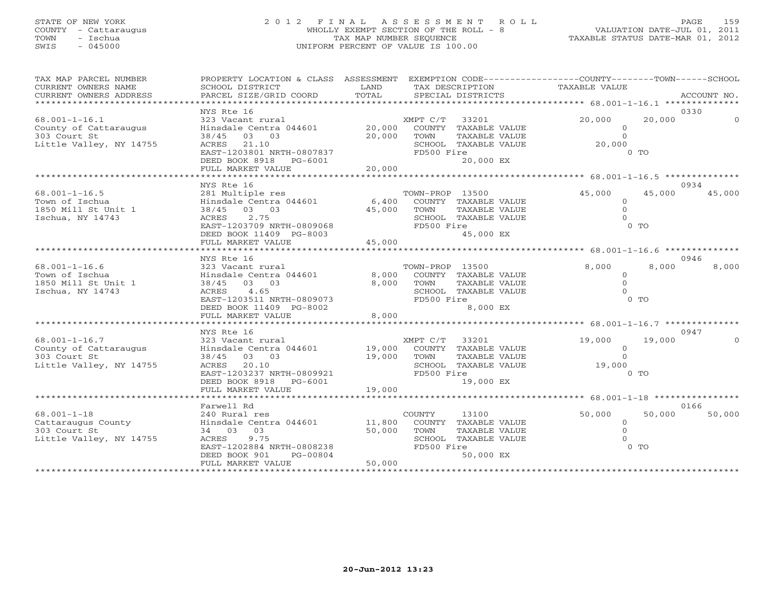STATE OF NEW YORK
COUNTY - Cattaraugus
TOWN - Ischua
SWIS - 045000

# 2012 FINAL ASSESSMENT ROLL

WHOLLY EXEMPT SECTION OF THE ROLL - 8
TAX MAP NUMBER SEQUENCE
UNIFORM PERCENT OF VALUE IS 100.00

VALUATION DATE-JUL 01, 2011
TAXABLE STATUS DATE-MAR 01, 2012

| TAX MAP PARCEL NUMBER / CURRENT OWNERS NAME / CURRENT OWNERS ADDRESS | PROPERTY LOCATION & CLASS / SCHOOL DISTRICT / PARCEL SIZE/GRID COORD | ASSESSMENT LAND / TOTAL | EXEMPTION CODE / TAX DESCRIPTION / SPECIAL DISTRICTS | COUNTY | TOWN | SCHOOL | ACCOUNT NO. |
|---|---|---|---|---|---|---|---|
| 68.001-1-16.1 | NYS Rte 16 | | | | | | 0330 |
| County of Cattaraugus | 323 Vacant rural | | XMPT C/T 33201 | 20,000 | 20,000 | 0 | |
| 303 Court St | Hinsdale Centra 044601 | 20,000 | COUNTY TAXABLE VALUE | 0 | | | |
| Little Valley, NY 14755 | 38/45 03 03 | 20,000 | TOWN TAXABLE VALUE | | 0 | | |
| | ACRES 21.10 | | SCHOOL TAXABLE VALUE | | | 20,000 | |
| | EAST-1203801 NRTH-0807837 | | FD500 Fire | | 0 TO | | |
| | DEED BOOK 8918 PG-6001 | | 20,000 EX | | | | |
| | FULL MARKET VALUE | 20,000 | | | | | |
| 68.001-1-16.5 | NYS Rte 16 | | | | | | 0934 |
| Town of Ischua | 281 Multiple res | | TOWN-PROP 13500 | 45,000 | 45,000 | 45,000 | |
| 1850 Mill St Unit 1 | Hinsdale Centra 044601 | 6,400 | COUNTY TAXABLE VALUE | 0 | | | |
| Ischua, NY 14743 | 38/45 03 03 | 45,000 | TOWN TAXABLE VALUE | | 0 | | |
| | ACRES 2.75 | | SCHOOL TAXABLE VALUE | | | 0 | |
| | EAST-1203709 NRTH-0809068 | | FD500 Fire | | 0 TO | | |
| | DEED BOOK 11409 PG-8003 | | 45,000 EX | | | | |
| | FULL MARKET VALUE | 45,000 | | | | | |
| 68.001-1-16.6 | NYS Rte 16 | | | | | | 0946 |
| Town of Ischua | 323 Vacant rural | | TOWN-PROP 13500 | 8,000 | 8,000 | 8,000 | |
| 1850 Mill St Unit 1 | Hinsdale Centra 044601 | 8,000 | COUNTY TAXABLE VALUE | 0 | | | |
| Ischua, NY 14743 | 38/45 03 03 | 8,000 | TOWN TAXABLE VALUE | | 0 | | |
| | ACRES 4.65 | | SCHOOL TAXABLE VALUE | | | 0 | |
| | EAST-1203511 NRTH-0809073 | | FD500 Fire | | 0 TO | | |
| | DEED BOOK 11409 PG-8002 | | 8,000 EX | | | | |
| | FULL MARKET VALUE | 8,000 | | | | | |
| 68.001-1-16.7 | NYS Rte 16 | | | | | | 0947 |
| County of Cattaraugus | 323 Vacant rural | | XMPT C/T 33201 | 19,000 | 19,000 | 0 | |
| 303 Court St | Hinsdale Centra 044601 | 19,000 | COUNTY TAXABLE VALUE | 0 | | | |
| Little Valley, NY 14755 | 38/45 03 03 | 19,000 | TOWN TAXABLE VALUE | | 0 | | |
| | ACRES 20.10 | | SCHOOL TAXABLE VALUE | | | 19,000 | |
| | EAST-1203237 NRTH-0809921 | | FD500 Fire | | 0 TO | | |
| | DEED BOOK 8918 PG-6001 | | 19,000 EX | | | | |
| | FULL MARKET VALUE | 19,000 | | | | | |
| 68.001-1-18 | Farwell Rd | | | | | | 0166 |
| Cattaraugus County | 240 Rural res | | COUNTY 13100 | 50,000 | 50,000 | 50,000 | |
| 303 Court St | Hinsdale Centra 044601 | 11,800 | COUNTY TAXABLE VALUE | 0 | | | |
| Little Valley, NY 14755 | 34 03 03 | 50,000 | TOWN TAXABLE VALUE | | 0 | | |
| | ACRES 9.75 | | SCHOOL TAXABLE VALUE | | | 0 | |
| | EAST-1202884 NRTH-0808238 | | FD500 Fire | | 0 TO | | |
| | DEED BOOK 901 PG-00804 | | 50,000 EX | | | | |
| | FULL MARKET VALUE | 50,000 | | | | | |

20-Jun-2012 13:23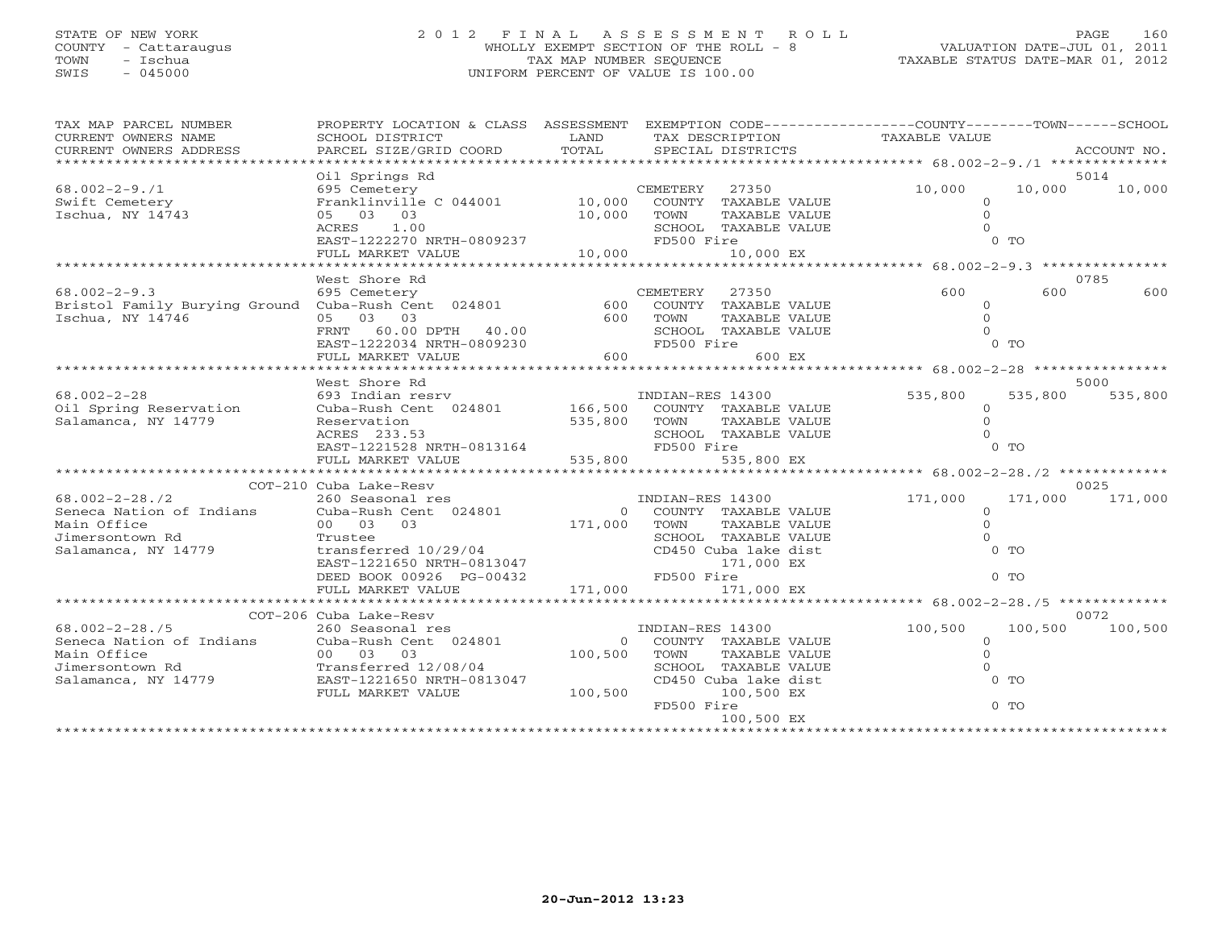STATE OF NEW YORK
COUNTY - Cattaraugus
TOWN - Ischua
SWIS - 045000

# 2012 FINAL ASSESSMENT ROLL

WHOLLY EXEMPT SECTION OF THE ROLL - 8
TAX MAP NUMBER SEQUENCE
UNIFORM PERCENT OF VALUE IS 100.00

VALUATION DATE-JUL 01, 2011
TAXABLE STATUS DATE-MAR 01, 2012

| TAX MAP PARCEL NUMBER / CURRENT OWNERS NAME / CURRENT OWNERS ADDRESS | PROPERTY LOCATION & CLASS / SCHOOL DISTRICT / PARCEL SIZE/GRID COORD | ASSESSMENT LAND / TOTAL | EXEMPTION CODE / TAX DESCRIPTION / SPECIAL DISTRICTS | COUNTY TAXABLE VALUE | TOWN | SCHOOL / ACCOUNT NO. |
|---|---|---|---|---|---|---|
| 68.002-2-9./1 | Oil Springs Rd | | | | | 5014 |
| 68.002-2-9./1 | 695 Cemetery | | CEMETERY 27350 | 10,000 | 10,000 | 10,000 |
| Swift Cemetery | Franklinville C 044001 | 10,000 | COUNTY TAXABLE VALUE | 0 | | |
| Ischua, NY 14743 | 05 03 03 | 10,000 | TOWN TAXABLE VALUE | 0 | | |
| | ACRES 1.00 | | SCHOOL TAXABLE VALUE | 0 | | |
| | EAST-1222270 NRTH-0809237 | | FD500 Fire | 0 TO | | |
| | FULL MARKET VALUE | 10,000 | 10,000 EX | | | |
| 68.002-2-9.3 | West Shore Rd | | | | | 0785 |
| 68.002-2-9.3 | 695 Cemetery | | CEMETERY 27350 | 600 | 600 | 600 |
| Bristol Family Burying Ground | Cuba-Rush Cent 024801 | 600 | COUNTY TAXABLE VALUE | 0 | | |
| Ischua, NY 14746 | 05 03 03 | 600 | TOWN TAXABLE VALUE | 0 | | |
| | FRNT 60.00 DPTH 40.00 | | SCHOOL TAXABLE VALUE | 0 | | |
| | EAST-1222034 NRTH-0809230 | | FD500 Fire | 0 TO | | |
| | FULL MARKET VALUE | 600 | 600 EX | | | |
| 68.002-2-28 | West Shore Rd | | | | | 5000 |
| 68.002-2-28 | 693 Indian resrv | | INDIAN-RES 14300 | 535,800 | 535,800 | 535,800 |
| Oil Spring Reservation | Cuba-Rush Cent 024801 | 166,500 | COUNTY TAXABLE VALUE | 0 | | |
| Salamanca, NY 14779 | Reservation | 535,800 | TOWN TAXABLE VALUE | 0 | | |
| | ACRES 233.53 | | SCHOOL TAXABLE VALUE | 0 | | |
| | EAST-1221528 NRTH-0813164 | | FD500 Fire | 0 TO | | |
| | FULL MARKET VALUE | 535,800 | 535,800 EX | | | |
| 68.002-2-28./2 | COT-210 Cuba Lake-Resv | | | | | 0025 |
| 68.002-2-28./2 | 260 Seasonal res | | INDIAN-RES 14300 | 171,000 | 171,000 | 171,000 |
| Seneca Nation of Indians | Cuba-Rush Cent 024801 | 0 | COUNTY TAXABLE VALUE | 0 | | |
| Main Office | 00 03 03 | 171,000 | TOWN TAXABLE VALUE | 0 | | |
| Jimersontown Rd | Trustee | | SCHOOL TAXABLE VALUE | 0 | | |
| Salamanca, NY 14779 | transferred 10/29/04 | | CD450 Cuba lake dist | 0 TO | | |
| | EAST-1221650 NRTH-0813047 | | 171,000 EX | | | |
| | DEED BOOK 00926 PG-00432 | | FD500 Fire | 0 TO | | |
| | FULL MARKET VALUE | 171,000 | 171,000 EX | | | |
| 68.002-2-28./5 | COT-206 Cuba Lake-Resv | | | | | 0072 |
| 68.002-2-28./5 | 260 Seasonal res | | INDIAN-RES 14300 | 100,500 | 100,500 | 100,500 |
| Seneca Nation of Indians | Cuba-Rush Cent 024801 | 0 | COUNTY TAXABLE VALUE | 0 | | |
| Main Office | 00 03 03 | 100,500 | TOWN TAXABLE VALUE | 0 | | |
| Jimersontown Rd | Transferred 12/08/04 | | SCHOOL TAXABLE VALUE | 0 | | |
| Salamanca, NY 14779 | EAST-1221650 NRTH-0813047 | | CD450 Cuba lake dist | 0 TO | | |
| | FULL MARKET VALUE | 100,500 | 100,500 EX | | | |
| | | | FD500 Fire | 0 TO | | |
| | | | 100,500 EX | | | |

20-Jun-2012 13:23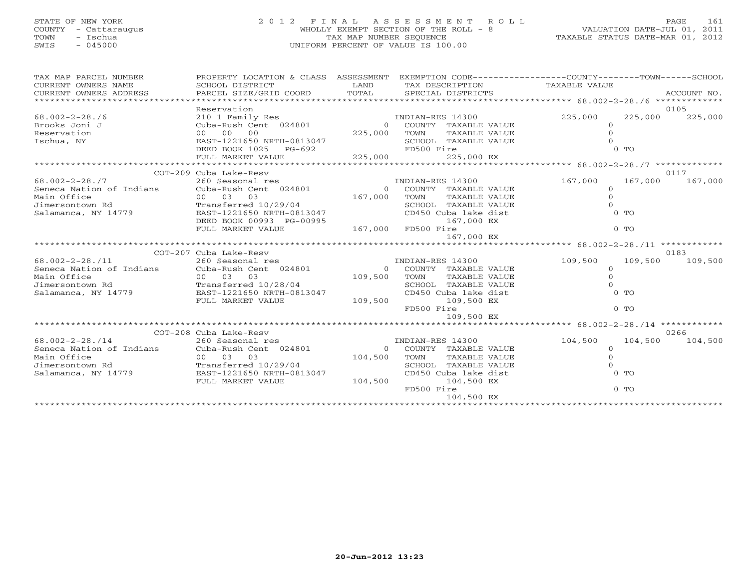STATE OF NEW YORK
COUNTY - Cattaraugus
TOWN - Ischua
SWIS - 045000

# 2012 FINAL ASSESSMENT ROLL

WHOLLY EXEMPT SECTION OF THE ROLL - 8
TAX MAP NUMBER SEQUENCE
UNIFORM PERCENT OF VALUE IS 100.00

VALUATION DATE-JUL 01, 2011
TAXABLE STATUS DATE-MAR 01, 2012

| TAX MAP PARCEL NUMBER / CURRENT OWNERS NAME / CURRENT OWNERS ADDRESS | PROPERTY LOCATION & CLASS / SCHOOL DISTRICT / PARCEL SIZE/GRID COORD | ASSESSMENT LAND / TOTAL | EXEMPTION CODE / TAX DESCRIPTION / SPECIAL DISTRICTS | COUNTY TAXABLE VALUE | TOWN | SCHOOL | ACCOUNT NO. |
|---|---|---|---|---|---|---|---|
| 68.002-2-28./6 | Reservation | | | | | | 0105 |
| | 210 1 Family Res | | INDIAN-RES 14300 | 225,000 | 225,000 | 225,000 | |
| Brooks Joni J | Cuba-Rush Cent 024801 | 0 | COUNTY TAXABLE VALUE | 0 | | | |
| Reservation | 00 00 00 | 225,000 | TOWN TAXABLE VALUE | 0 | | | |
| Ischua, NY | EAST-1221650 NRTH-0813047 | | SCHOOL TAXABLE VALUE | 0 | | | |
| | DEED BOOK 1025 PG-692 | | FD500 Fire | 0 TO | | | |
| | FULL MARKET VALUE | 225,000 | 225,000 EX | | | | |
| 68.002-2-28./7 | COT-209 Cuba Lake-Resv | | | | | | 0117 |
| | 260 Seasonal res | | INDIAN-RES 14300 | 167,000 | 167,000 | 167,000 | |
| Seneca Nation of Indians | Cuba-Rush Cent 024801 | 0 | COUNTY TAXABLE VALUE | 0 | | | |
| Main Office | 00 03 03 | 167,000 | TOWN TAXABLE VALUE | 0 | | | |
| Jimersontown Rd | Transferred 10/29/04 | | SCHOOL TAXABLE VALUE | 0 | | | |
| Salamanca, NY 14779 | EAST-1221650 NRTH-0813047 | | CD450 Cuba lake dist | 0 TO | | | |
| | DEED BOOK 00993 PG-00995 | | 167,000 EX | | | | |
| | FULL MARKET VALUE | 167,000 | FD500 Fire | 0 TO | | | |
| | | | 167,000 EX | | | | |
| 68.002-2-28./11 | COT-207 Cuba Lake-Resv | | | | | | 0183 |
| | 260 Seasonal res | | INDIAN-RES 14300 | 109,500 | 109,500 | 109,500 | |
| Seneca Nation of Indians | Cuba-Rush Cent 024801 | 0 | COUNTY TAXABLE VALUE | 0 | | | |
| Main Office | 00 03 03 | 109,500 | TOWN TAXABLE VALUE | 0 | | | |
| Jimersontown Rd | Transferred 10/28/04 | | SCHOOL TAXABLE VALUE | 0 | | | |
| Salamanca, NY 14779 | EAST-1221650 NRTH-0813047 | | CD450 Cuba lake dist | 0 TO | | | |
| | FULL MARKET VALUE | 109,500 | 109,500 EX | | | | |
| | | | FD500 Fire | 0 TO | | | |
| | | | 109,500 EX | | | | |
| 68.002-2-28./14 | COT-208 Cuba Lake-Resv | | | | | | 0266 |
| | 260 Seasonal res | | INDIAN-RES 14300 | 104,500 | 104,500 | 104,500 | |
| Seneca Nation of Indians | Cuba-Rush Cent 024801 | 0 | COUNTY TAXABLE VALUE | 0 | | | |
| Main Office | 00 03 03 | 104,500 | TOWN TAXABLE VALUE | 0 | | | |
| Jimersontown Rd | Transferred 10/29/04 | | SCHOOL TAXABLE VALUE | 0 | | | |
| Salamanca, NY 14779 | EAST-1221650 NRTH-0813047 | | CD450 Cuba lake dist | 0 TO | | | |
| | FULL MARKET VALUE | 104,500 | 104,500 EX | | | | |
| | | | FD500 Fire | 0 TO | | | |
| | | | 104,500 EX | | | | |

20-Jun-2012 13:23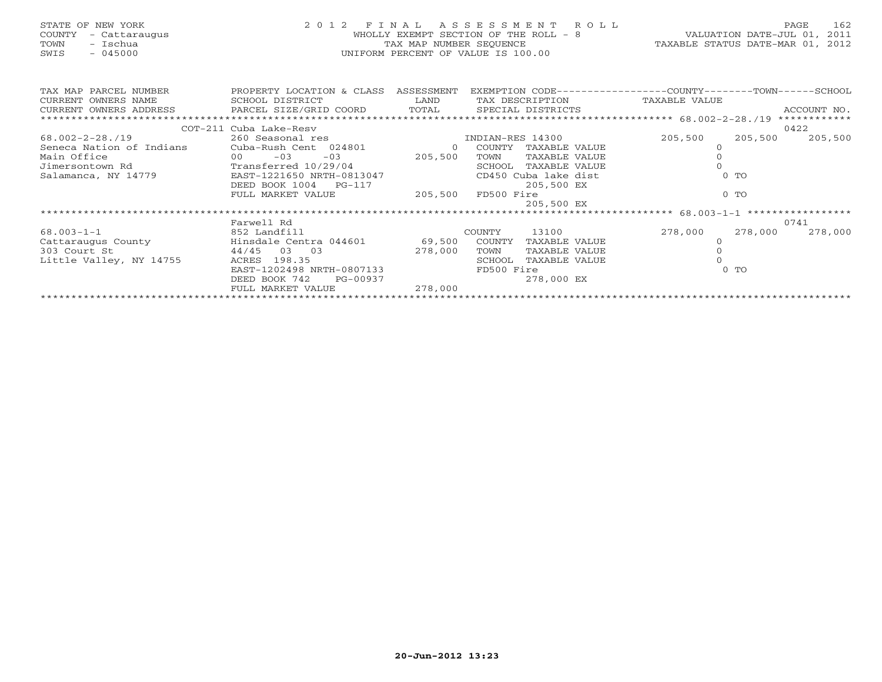STATE OF NEW YORK
COUNTY - Cattaraugus
TOWN - Ischua
SWIS - 045000

# 2012 FINAL ASSESSMENT ROLL

WHOLLY EXEMPT SECTION OF THE ROLL - 8
TAX MAP NUMBER SEQUENCE
UNIFORM PERCENT OF VALUE IS 100.00

VALUATION DATE-JUL 01, 2011
TAXABLE STATUS DATE-MAR 01, 2012

| TAX MAP PARCEL NUMBER / CURRENT OWNERS NAME / CURRENT OWNERS ADDRESS | PROPERTY LOCATION & CLASS / SCHOOL DISTRICT / PARCEL SIZE/GRID COORD | ASSESSMENT LAND / TOTAL | EXEMPTION CODE / TAX DESCRIPTION / SPECIAL DISTRICTS | COUNTY TAXABLE VALUE | TOWN | SCHOOL / ACCOUNT NO. |
|---|---|---|---|---|---|---|
| 68.002-2-28./19 | COT-211 Cuba Lake-Resv | | | | | 0422 |
| 68.002-2-28./19 | 260 Seasonal res | | INDIAN-RES 14300 | 205,500 | 205,500 | 205,500 |
| Seneca Nation of Indians | Cuba-Rush Cent 024801 | 0 | COUNTY TAXABLE VALUE | 0 | | |
| Main Office | 00 -03 -03 | 205,500 | TOWN TAXABLE VALUE | 0 | | |
| Jimersontown Rd | Transferred 10/29/04 | | SCHOOL TAXABLE VALUE | 0 | | |
| Salamanca, NY 14779 | EAST-1221650 NRTH-0813047 | | CD450 Cuba lake dist | 0 TO | | |
| | DEED BOOK 1004 PG-117 | | 205,500 EX | | | |
| | FULL MARKET VALUE | 205,500 | FD500 Fire | 0 TO | | |
| | | | 205,500 EX | | | |
| 68.003-1-1 | Farwell Rd | | | | | 0741 |
| 68.003-1-1 | 852 Landfill | | COUNTY 13100 | 278,000 | 278,000 | 278,000 |
| Cattaraugus County | Hinsdale Centra 044601 | 69,500 | COUNTY TAXABLE VALUE | 0 | | |
| 303 Court St | 44/45 03 03 | 278,000 | TOWN TAXABLE VALUE | 0 | | |
| Little Valley, NY 14755 | ACRES 198.35 | | SCHOOL TAXABLE VALUE | 0 | | |
| | EAST-1202498 NRTH-0807133 | | FD500 Fire | 0 TO | | |
| | DEED BOOK 742 PG-00937 | | 278,000 EX | | | |
| | FULL MARKET VALUE | 278,000 | | | | |

20-Jun-2012 13:23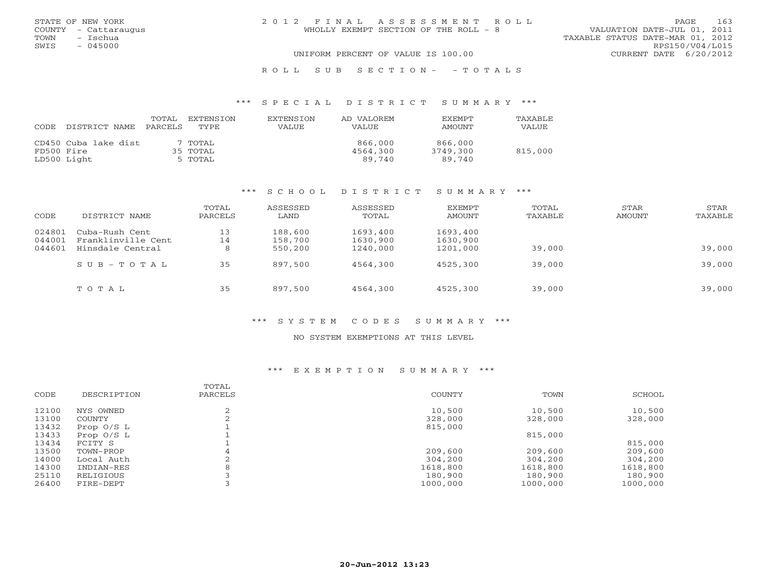STATE OF NEW YORK
COUNTY - Cattaraugus
TOWN - Ischua
SWIS - 045000

2012 FINAL ASSESSMENT ROLL
WHOLLY EXEMPT SECTION OF THE ROLL - 8
UNIFORM PERCENT OF VALUE IS 100.00

VALUATION DATE-JUL 01, 2011
TAXABLE STATUS DATE-MAR 01, 2012
RPS150/V04/L015
CURRENT DATE 6/20/2012

ROLL SUB SECTION- - TOTALS

### *** SPECIAL DISTRICT SUMMARY ***

| CODE | DISTRICT NAME | TOTAL PARCELS | EXTENSION TYPE | EXTENSION VALUE | AD VALOREM VALUE | EXEMPT AMOUNT | TAXABLE VALUE |
|---|---|---|---|---|---|---|---|
| CD450 | Cuba lake dist | 7 | TOTAL | | 866,000 | 866,000 | |
| FD500 | Fire | 35 | TOTAL | | 4564,300 | 3749,300 | 815,000 |
| LD500 | Light | 5 | TOTAL | | 89,740 | 89,740 | |

### *** SCHOOL DISTRICT SUMMARY ***

| CODE | DISTRICT NAME | TOTAL PARCELS | ASSESSED LAND | ASSESSED TOTAL | EXEMPT AMOUNT | TOTAL TAXABLE | STAR AMOUNT | STAR TAXABLE |
|---|---|---|---|---|---|---|---|---|
| 024801 | Cuba-Rush Cent | 13 | 188,600 | 1693,400 | 1693,400 | | | |
| 044001 | Franklinville Cent | 14 | 158,700 | 1630,900 | 1630,900 | | | |
| 044601 | Hinsdale Central | 8 | 550,200 | 1240,000 | 1201,000 | 39,000 | | 39,000 |
| | SUB-TOTAL | 35 | 897,500 | 4564,300 | 4525,300 | 39,000 | | 39,000 |
| | TOTAL | 35 | 897,500 | 4564,300 | 4525,300 | 39,000 | | 39,000 |

### *** SYSTEM CODES SUMMARY ***

NO SYSTEM EXEMPTIONS AT THIS LEVEL

### *** EXEMPTION SUMMARY ***

| CODE | DESCRIPTION | TOTAL PARCELS | COUNTY | TOWN | SCHOOL |
|---|---|---|---|---|---|
| 12100 | NYS OWNED | 2 | 10,500 | 10,500 | 10,500 |
| 13100 | COUNTY | 2 | 328,000 | 328,000 | 328,000 |
| 13432 | Prop O/S L | 1 | 815,000 | | |
| 13433 | Prop O/S L | 1 | | 815,000 | |
| 13434 | FCITY S | 1 | | | 815,000 |
| 13500 | TOWN-PROP | 4 | 209,600 | 209,600 | 209,600 |
| 14000 | Local Auth | 2 | 304,200 | 304,200 | 304,200 |
| 14300 | INDIAN-RES | 8 | 1618,800 | 1618,800 | 1618,800 |
| 25110 | RELIGIOUS | 3 | 180,900 | 180,900 | 180,900 |
| 26400 | FIRE-DEPT | 3 | 1000,000 | 1000,000 | 1000,000 |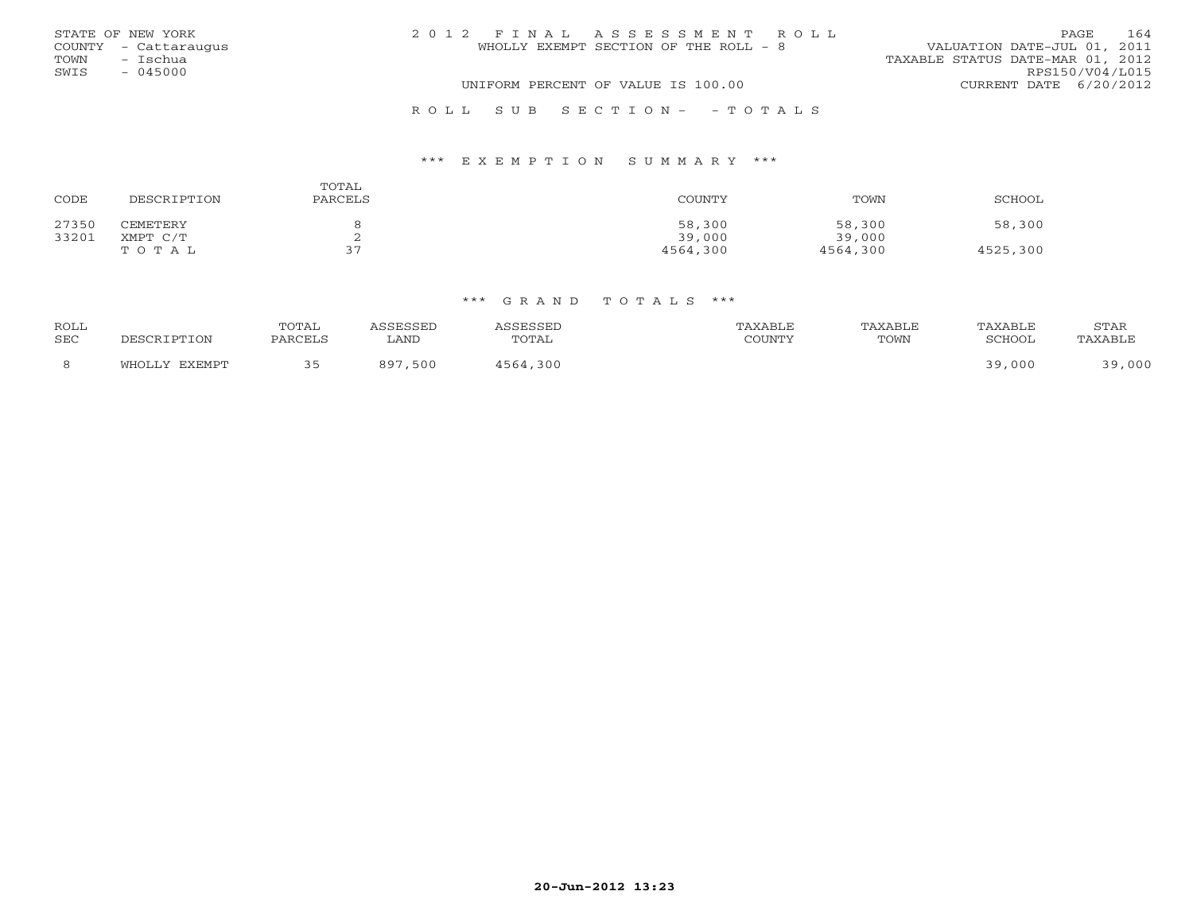STATE OF NEW YORK
COUNTY - Cattaraugus
TOWN - Ischua
SWIS - 045000

# 2012 FINAL ASSESSMENT ROLL

WHOLLY EXEMPT SECTION OF THE ROLL - 8

UNIFORM PERCENT OF VALUE IS 100.00

VALUATION DATE-JUL 01, 2011
TAXABLE STATUS DATE-MAR 01, 2012
RPS150/V04/L015
CURRENT DATE 6/20/2012

## ROLL SUB SECTION- - TOTALS

### *** EXEMPTION SUMMARY ***

| CODE | DESCRIPTION | TOTAL PARCELS | COUNTY | TOWN | SCHOOL |
|---|---|---|---|---|---|
| 27350 | CEMETERY | 8 | 58,300 | 58,300 | 58,300 |
| 33201 | XMPT C/T | 2 | 39,000 | 39,000 | |
| | TOTAL | 37 | 4564,300 | 4564,300 | 4525,300 |

### *** GRAND TOTALS ***

| ROLL SEC | DESCRIPTION | TOTAL PARCELS | ASSESSED LAND | ASSESSED TOTAL | TAXABLE COUNTY | TAXABLE TOWN | TAXABLE SCHOOL | STAR TAXABLE |
|---|---|---|---|---|---|---|---|---|
| 8 | WHOLLY EXEMPT | 35 | 897,500 | 4564,300 | | | 39,000 | 39,000 |

20-Jun-2012 13:23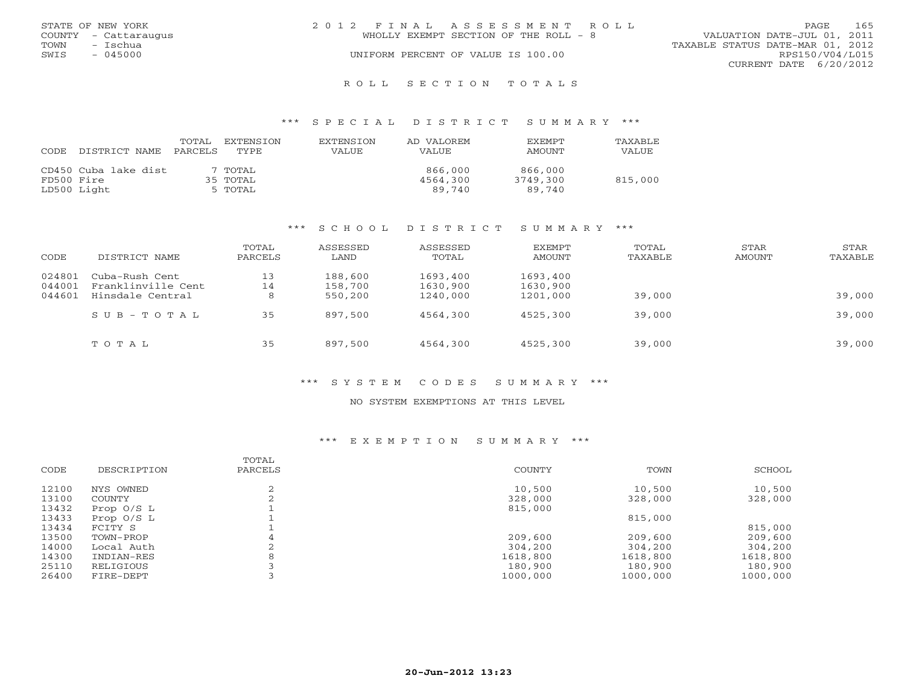STATE OF NEW YORK
COUNTY - Cattaraugus
TOWN - Ischua
SWIS - 045000

2012 FINAL ASSESSMENT ROLL
WHOLLY EXEMPT SECTION OF THE ROLL - 8
UNIFORM PERCENT OF VALUE IS 100.00

VALUATION DATE-JUL 01, 2011
TAXABLE STATUS DATE-MAR 01, 2012
RPS150/V04/L015
CURRENT DATE 6/20/2012

## ROLL SECTION TOTALS

### *** SPECIAL DISTRICT SUMMARY ***

| CODE | DISTRICT NAME | TOTAL PARCELS | EXTENSION TYPE | EXTENSION VALUE | AD VALOREM VALUE | EXEMPT AMOUNT | TAXABLE VALUE |
|---|---|---|---|---|---|---|---|
| CD450 | Cuba lake dist | 7 | TOTAL | | 866,000 | 866,000 | |
| FD500 | Fire | 35 | TOTAL | | 4564,300 | 3749,300 | 815,000 |
| LD500 | Light | 5 | TOTAL | | 89,740 | 89,740 | |

### *** SCHOOL DISTRICT SUMMARY ***

| CODE | DISTRICT NAME | TOTAL PARCELS | ASSESSED LAND | ASSESSED TOTAL | EXEMPT AMOUNT | TOTAL TAXABLE | STAR AMOUNT | STAR TAXABLE |
|---|---|---|---|---|---|---|---|---|
| 024801 | Cuba-Rush Cent | 13 | 188,600 | 1693,400 | 1693,400 | | | |
| 044001 | Franklinville Cent | 14 | 158,700 | 1630,900 | 1630,900 | | | |
| 044601 | Hinsdale Central | 8 | 550,200 | 1240,000 | 1201,000 | 39,000 | | 39,000 |
| | SUB-TOTAL | 35 | 897,500 | 4564,300 | 4525,300 | 39,000 | | 39,000 |
| | TOTAL | 35 | 897,500 | 4564,300 | 4525,300 | 39,000 | | 39,000 |

### *** SYSTEM CODES SUMMARY ***

NO SYSTEM EXEMPTIONS AT THIS LEVEL

### *** EXEMPTION SUMMARY ***

| CODE | DESCRIPTION | TOTAL PARCELS | COUNTY | TOWN | SCHOOL |
|---|---|---|---|---|---|
| 12100 | NYS OWNED | 2 | 10,500 | 10,500 | 10,500 |
| 13100 | COUNTY | 2 | 328,000 | 328,000 | 328,000 |
| 13432 | Prop O/S L | 1 | 815,000 | | |
| 13433 | Prop O/S L | 1 | | 815,000 | |
| 13434 | FCITY S | 1 | | | 815,000 |
| 13500 | TOWN-PROP | 4 | 209,600 | 209,600 | 209,600 |
| 14000 | Local Auth | 2 | 304,200 | 304,200 | 304,200 |
| 14300 | INDIAN-RES | 8 | 1618,800 | 1618,800 | 1618,800 |
| 25110 | RELIGIOUS | 3 | 180,900 | 180,900 | 180,900 |
| 26400 | FIRE-DEPT | 3 | 1000,000 | 1000,000 | 1000,000 |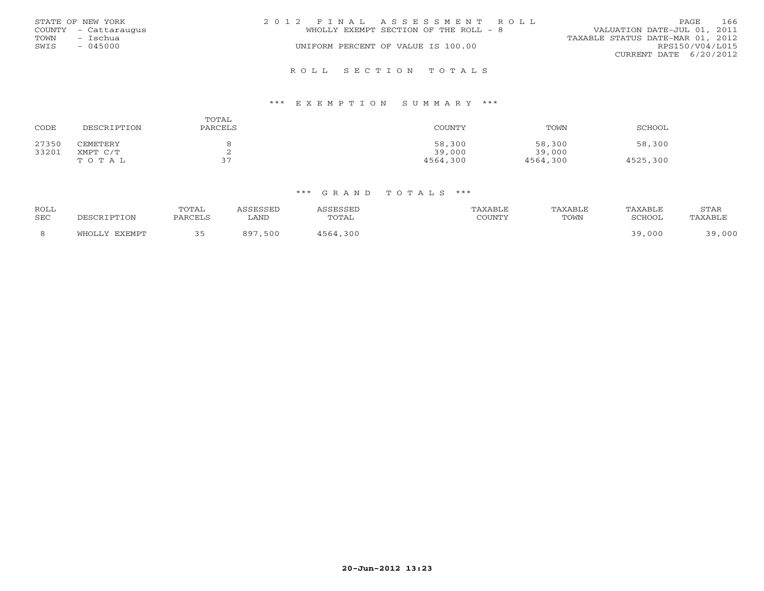STATE OF NEW YORK
COUNTY - Cattaraugus
TOWN - Ischua
SWIS - 045000

2012 FINAL ASSESSMENT ROLL
WHOLLY EXEMPT SECTION OF THE ROLL - 8
UNIFORM PERCENT OF VALUE IS 100.00

VALUATION DATE-JUL 01, 2011
TAXABLE STATUS DATE-MAR 01, 2012
RPS150/V04/L015
CURRENT DATE 6/20/2012

## ROLL SECTION TOTALS

### *** EXEMPTION SUMMARY ***

| CODE | DESCRIPTION | TOTAL PARCELS | COUNTY | TOWN | SCHOOL |
|---|---|---|---|---|---|
| 27350 | CEMETERY | 8 | 58,300 | 58,300 | 58,300 |
| 33201 | XMPT C/T | 2 | 39,000 | 39,000 | |
| | TOTAL | 37 | 4564,300 | 4564,300 | 4525,300 |

### *** GRAND TOTALS ***

| ROLL SEC | DESCRIPTION | TOTAL PARCELS | ASSESSED LAND | ASSESSED TOTAL | TAXABLE COUNTY | TAXABLE TOWN | TAXABLE SCHOOL | STAR TAXABLE |
|---|---|---|---|---|---|---|---|---|
| 8 | WHOLLY EXEMPT | 35 | 897,500 | 4564,300 | | | 39,000 | 39,000 |

20-Jun-2012 13:23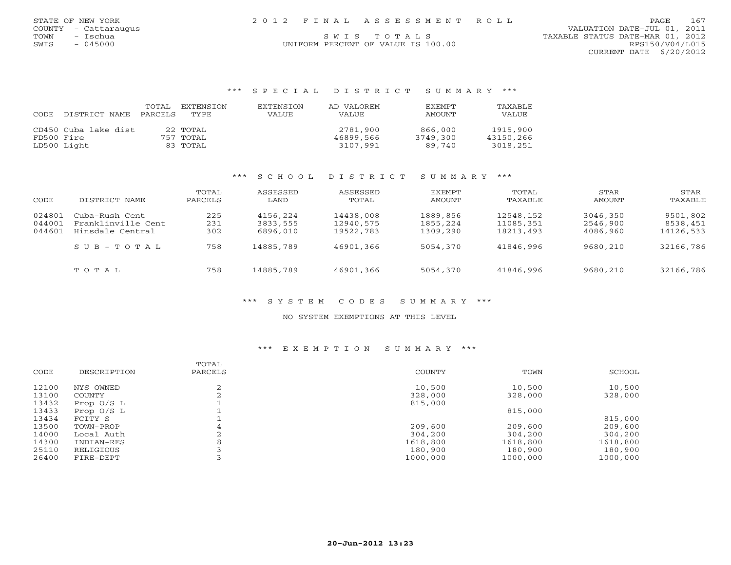STATE OF NEW YORK
COUNTY - Cattaraugus
TOWN - Ischua
SWIS - 045000

2012 FINAL ASSESSMENT ROLL

SWIS TOTALS

UNIFORM PERCENT OF VALUE IS 100.00

VALUATION DATE-JUL 01, 2011
TAXABLE STATUS DATE-MAR 01, 2012
RPS150/V04/L015
CURRENT DATE 6/20/2012

### *** SPECIAL DISTRICT SUMMARY ***

| CODE | DISTRICT NAME | TOTAL PARCELS | EXTENSION TYPE | EXTENSION VALUE | AD VALOREM VALUE | EXEMPT AMOUNT | TAXABLE VALUE |
|---|---|---|---|---|---|---|---|
| CD450 | Cuba lake dist | 22 | TOTAL | | 2781,900 | 866,000 | 1915,900 |
| FD500 | Fire | 757 | TOTAL | | 46899,566 | 3749,300 | 43150,266 |
| LD500 | Light | 83 | TOTAL | | 3107,991 | 89,740 | 3018,251 |

### *** SCHOOL DISTRICT SUMMARY ***

| CODE | DISTRICT NAME | TOTAL PARCELS | ASSESSED LAND | ASSESSED TOTAL | EXEMPT AMOUNT | TOTAL TAXABLE | STAR AMOUNT | STAR TAXABLE |
|---|---|---|---|---|---|---|---|---|
| 024801 | Cuba-Rush Cent | 225 | 4156,224 | 14438,008 | 1889,856 | 12548,152 | 3046,350 | 9501,802 |
| 044001 | Franklinville Cent | 231 | 3833,555 | 12940,575 | 1855,224 | 11085,351 | 2546,900 | 8538,451 |
| 044601 | Hinsdale Central | 302 | 6896,010 | 19522,783 | 1309,290 | 18213,493 | 4086,960 | 14126,533 |
| | SUB-TOTAL | 758 | 14885,789 | 46901,366 | 5054,370 | 41846,996 | 9680,210 | 32166,786 |
| | TOTAL | 758 | 14885,789 | 46901,366 | 5054,370 | 41846,996 | 9680,210 | 32166,786 |

### *** SYSTEM CODES SUMMARY ***

NO SYSTEM EXEMPTIONS AT THIS LEVEL

### *** EXEMPTION SUMMARY ***

| CODE | DESCRIPTION | TOTAL PARCELS | COUNTY | TOWN | SCHOOL |
|---|---|---|---|---|---|
| 12100 | NYS OWNED | 2 | 10,500 | 10,500 | 10,500 |
| 13100 | COUNTY | 2 | 328,000 | 328,000 | 328,000 |
| 13432 | Prop O/S L | 1 | 815,000 | | |
| 13433 | Prop O/S L | 1 | | 815,000 | |
| 13434 | FCITY S | 1 | | | 815,000 |
| 13500 | TOWN-PROP | 4 | 209,600 | 209,600 | 209,600 |
| 14000 | Local Auth | 2 | 304,200 | 304,200 | 304,200 |
| 14300 | INDIAN-RES | 8 | 1618,800 | 1618,800 | 1618,800 |
| 25110 | RELIGIOUS | 3 | 180,900 | 180,900 | 180,900 |
| 26400 | FIRE-DEPT | 3 | 1000,000 | 1000,000 | 1000,000 |

20-Jun-2012 13:23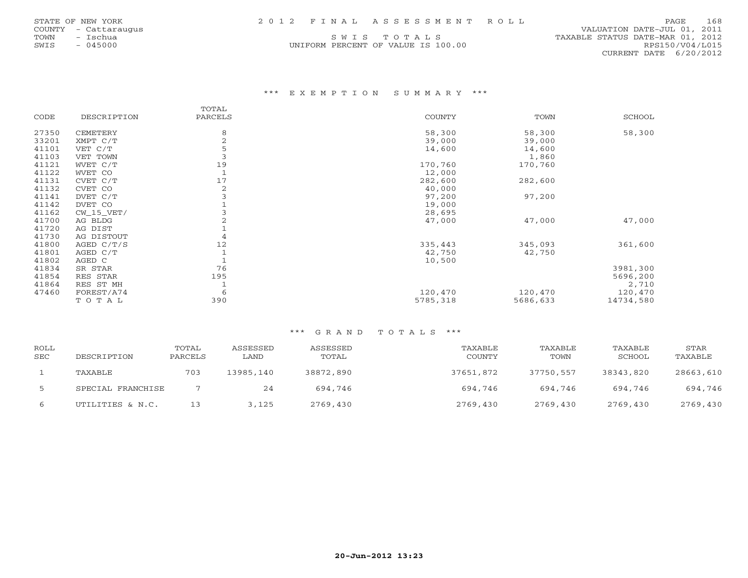STATE OF NEW YORK
COUNTY - Cattaraugus
TOWN - Ischua
SWIS - 045000

2012 FINAL ASSESSMENT ROLL

SWIS TOTALS

UNIFORM PERCENT OF VALUE IS 100.00

VALUATION DATE-JUL 01, 2011
TAXABLE STATUS DATE-MAR 01, 2012
RPS150/V04/L015
CURRENT DATE 6/20/2012

## *** EXEMPTION SUMMARY ***

| CODE | DESCRIPTION | TOTAL PARCELS | COUNTY | TOWN | SCHOOL |
|---|---|---|---|---|---|
| 27350 | CEMETERY | 8 | 58,300 | 58,300 | 58,300 |
| 33201 | XMPT C/T | 2 | 39,000 | 39,000 | |
| 41101 | VET C/T | 5 | 14,600 | 14,600 | |
| 41103 | VET TOWN | 3 | | 1,860 | |
| 41121 | WVET C/T | 19 | 170,760 | 170,760 | |
| 41122 | WVET CO | 1 | 12,000 | | |
| 41131 | CVET C/T | 17 | 282,600 | 282,600 | |
| 41132 | CVET CO | 2 | 40,000 | | |
| 41141 | DVET C/T | 3 | 97,200 | 97,200 | |
| 41142 | DVET CO | 1 | 19,000 | | |
| 41162 | CW_15_VET/ | 3 | 28,695 | | |
| 41700 | AG BLDG | 2 | 47,000 | 47,000 | 47,000 |
| 41720 | AG DIST | 1 | | | |
| 41730 | AG DISTOUT | 4 | | | |
| 41800 | AGED C/T/S | 12 | 335,443 | 345,093 | 361,600 |
| 41801 | AGED C/T | 1 | 42,750 | 42,750 | |
| 41802 | AGED C | 1 | 10,500 | | |
| 41834 | SR STAR | 76 | | | 3981,300 |
| 41854 | RES STAR | 195 | | | 5696,200 |
| 41864 | RES ST MH | 1 | | | 2,710 |
| 47460 | FOREST/A74 | 6 | 120,470 | 120,470 | 120,470 |
| | TOTAL | 390 | 5785,318 | 5686,633 | 14734,580 |

## *** GRAND TOTALS ***

| ROLL SEC | DESCRIPTION | TOTAL PARCELS | ASSESSED LAND | ASSESSED TOTAL | TAXABLE COUNTY | TAXABLE TOWN | TAXABLE SCHOOL | STAR TAXABLE |
|---|---|---|---|---|---|---|---|---|
| 1 | TAXABLE | 703 | 13985,140 | 38872,890 | 37651,872 | 37750,557 | 38343,820 | 28663,610 |
| 5 | SPECIAL FRANCHISE | 7 | 24 | 694,746 | 694,746 | 694,746 | 694,746 | 694,746 |
| 6 | UTILITIES & N.C. | 13 | 3,125 | 2769,430 | 2769,430 | 2769,430 | 2769,430 | 2769,430 |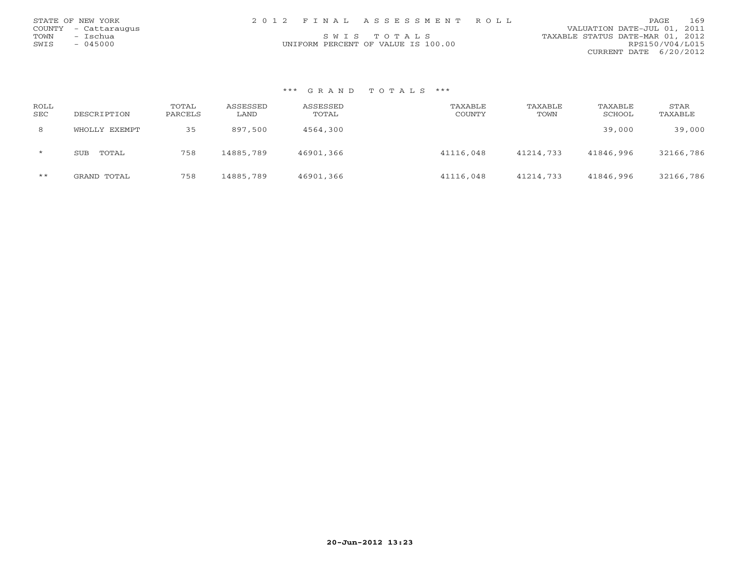STATE OF NEW YORK
COUNTY - Cattaraugus
TOWN - Ischua
SWIS - 045000

2 0 1 2 F I N A L A S S E S S M E N T R O L L

S W I S T O T A L S

UNIFORM PERCENT OF VALUE IS 100.00

VALUATION DATE-JUL 01, 2011
TAXABLE STATUS DATE-MAR 01, 2012
RPS150/V04/L015
CURRENT DATE 6/20/2012

### *** G R A N D T O T A L S ***

| ROLL SEC | DESCRIPTION | TOTAL PARCELS | ASSESSED LAND | ASSESSED TOTAL | TAXABLE COUNTY | TAXABLE TOWN | TAXABLE SCHOOL | STAR TAXABLE |
|---|---|---|---|---|---|---|---|---|
| 8 | WHOLLY EXEMPT | 35 | 897,500 | 4564,300 | | | 39,000 | 39,000 |
| * | SUB TOTAL | 758 | 14885,789 | 46901,366 | 41116,048 | 41214,733 | 41846,996 | 32166,786 |
| ** | GRAND TOTAL | 758 | 14885,789 | 46901,366 | 41116,048 | 41214,733 | 41846,996 | 32166,786 |

20-Jun-2012 13:23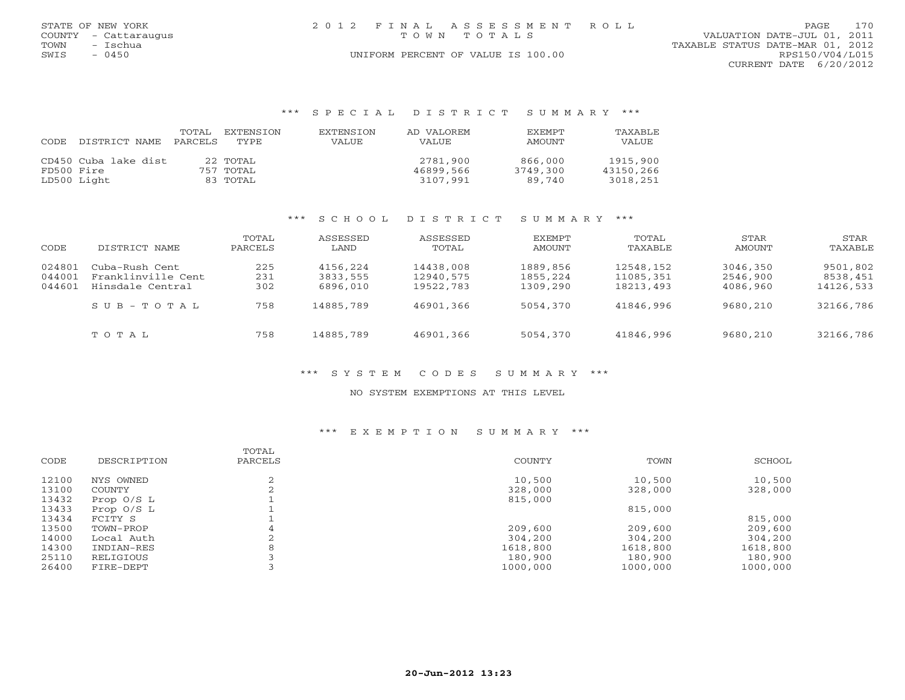STATE OF NEW YORK
COUNTY - Cattaraugus
TOWN - Ischua
SWIS - 0450

2012 FINAL ASSESSMENT ROLL
TOWN TOTALS
UNIFORM PERCENT OF VALUE IS 100.00

VALUATION DATE-JUL 01, 2011
TAXABLE STATUS DATE-MAR 01, 2012
RPS150/V04/L015
CURRENT DATE 6/20/2012

### *** SPECIAL DISTRICT SUMMARY ***

| CODE | DISTRICT NAME | TOTAL PARCELS | EXTENSION TYPE | EXTENSION VALUE | AD VALOREM VALUE | EXEMPT AMOUNT | TAXABLE VALUE |
|---|---|---|---|---|---|---|---|
| CD450 | Cuba lake dist | 22 | TOTAL | | 2781,900 | 866,000 | 1915,900 |
| FD500 | Fire | 757 | TOTAL | | 46899,566 | 3749,300 | 43150,266 |
| LD500 | Light | 83 | TOTAL | | 3107,991 | 89,740 | 3018,251 |

### *** SCHOOL DISTRICT SUMMARY ***

| CODE | DISTRICT NAME | TOTAL PARCELS | ASSESSED LAND | ASSESSED TOTAL | EXEMPT AMOUNT | TOTAL TAXABLE | STAR AMOUNT | STAR TAXABLE |
|---|---|---|---|---|---|---|---|---|
| 024801 | Cuba-Rush Cent | 225 | 4156,224 | 14438,008 | 1889,856 | 12548,152 | 3046,350 | 9501,802 |
| 044001 | Franklinville Cent | 231 | 3833,555 | 12940,575 | 1855,224 | 11085,351 | 2546,900 | 8538,451 |
| 044601 | Hinsdale Central | 302 | 6896,010 | 19522,783 | 1309,290 | 18213,493 | 4086,960 | 14126,533 |
| | SUB-TOTAL | 758 | 14885,789 | 46901,366 | 5054,370 | 41846,996 | 9680,210 | 32166,786 |
| | TOTAL | 758 | 14885,789 | 46901,366 | 5054,370 | 41846,996 | 9680,210 | 32166,786 |

### *** SYSTEM CODES SUMMARY ***

NO SYSTEM EXEMPTIONS AT THIS LEVEL

### *** EXEMPTION SUMMARY ***

| CODE | DESCRIPTION | TOTAL PARCELS | COUNTY | TOWN | SCHOOL |
|---|---|---|---|---|---|
| 12100 | NYS OWNED | 2 | 10,500 | 10,500 | 10,500 |
| 13100 | COUNTY | 2 | 328,000 | 328,000 | 328,000 |
| 13432 | Prop O/S L | 1 | 815,000 | | |
| 13433 | Prop O/S L | 1 | | 815,000 | |
| 13434 | FCITY S | 1 | | | 815,000 |
| 13500 | TOWN-PROP | 4 | 209,600 | 209,600 | 209,600 |
| 14000 | Local Auth | 2 | 304,200 | 304,200 | 304,200 |
| 14300 | INDIAN-RES | 8 | 1618,800 | 1618,800 | 1618,800 |
| 25110 | RELIGIOUS | 3 | 180,900 | 180,900 | 180,900 |
| 26400 | FIRE-DEPT | 3 | 1000,000 | 1000,000 | 1000,000 |

20-Jun-2012 13:23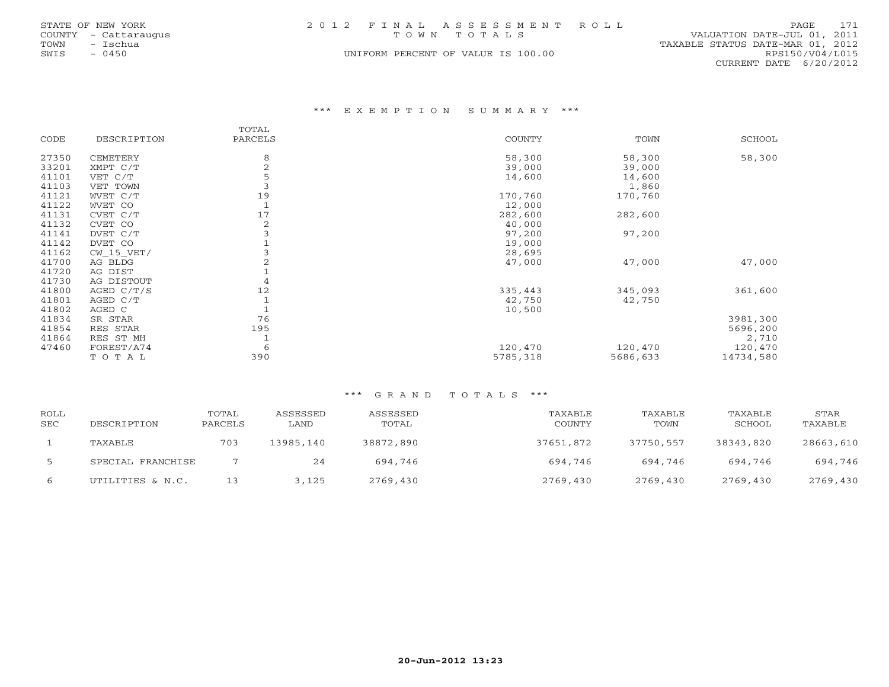STATE OF NEW YORK
COUNTY - Cattaraugus
TOWN - Ischua
SWIS - 0450

2 0 1 2 F I N A L A S S E S S M E N T R O L L
T O W N T O T A L S
UNIFORM PERCENT OF VALUE IS 100.00

VALUATION DATE-JUL 01, 2011
TAXABLE STATUS DATE-MAR 01, 2012
RPS150/V04/L015
CURRENT DATE 6/20/2012

### \*\*\* E X E M P T I O N S U M M A R Y \*\*\*

| CODE | DESCRIPTION | TOTAL PARCELS | COUNTY | TOWN | SCHOOL |
|---|---|---|---|---|---|
| 27350 | CEMETERY | 8 | 58,300 | 58,300 | 58,300 |
| 33201 | XMPT C/T | 2 | 39,000 | 39,000 | |
| 41101 | VET C/T | 5 | 14,600 | 14,600 | |
| 41103 | VET TOWN | 3 | | 1,860 | |
| 41121 | WVET C/T | 19 | 170,760 | 170,760 | |
| 41122 | WVET CO | 1 | 12,000 | | |
| 41131 | CVET C/T | 17 | 282,600 | 282,600 | |
| 41132 | CVET CO | 2 | 40,000 | | |
| 41141 | DVET C/T | 3 | 97,200 | 97,200 | |
| 41142 | DVET CO | 1 | 19,000 | | |
| 41162 | CW_15_VET/ | 3 | 28,695 | | |
| 41700 | AG BLDG | 2 | 47,000 | 47,000 | 47,000 |
| 41720 | AG DIST | 1 | | | |
| 41730 | AG DISTOUT | 4 | | | |
| 41800 | AGED C/T/S | 12 | 335,443 | 345,093 | 361,600 |
| 41801 | AGED C/T | 1 | 42,750 | 42,750 | |
| 41802 | AGED C | 1 | 10,500 | | |
| 41834 | SR STAR | 76 | | | 3981,300 |
| 41854 | RES STAR | 195 | | | 5696,200 |
| 41864 | RES ST MH | 1 | | | 2,710 |
| 47460 | FOREST/A74 | 6 | 120,470 | 120,470 | 120,470 |
| | T O T A L | 390 | 5785,318 | 5686,633 | 14734,580 |

### \*\*\* G R A N D T O T A L S \*\*\*

| ROLL SEC | DESCRIPTION | TOTAL PARCELS | ASSESSED LAND | ASSESSED TOTAL | TAXABLE COUNTY | TAXABLE TOWN | TAXABLE SCHOOL | STAR TAXABLE |
|---|---|---|---|---|---|---|---|---|
| 1 | TAXABLE | 703 | 13985,140 | 38872,890 | 37651,872 | 37750,557 | 38343,820 | 28663,610 |
| 5 | SPECIAL FRANCHISE | 7 | 24 | 694,746 | 694,746 | 694,746 | 694,746 | 694,746 |
| 6 | UTILITIES & N.C. | 13 | 3,125 | 2769,430 | 2769,430 | 2769,430 | 2769,430 | 2769,430 |

20-Jun-2012 13:23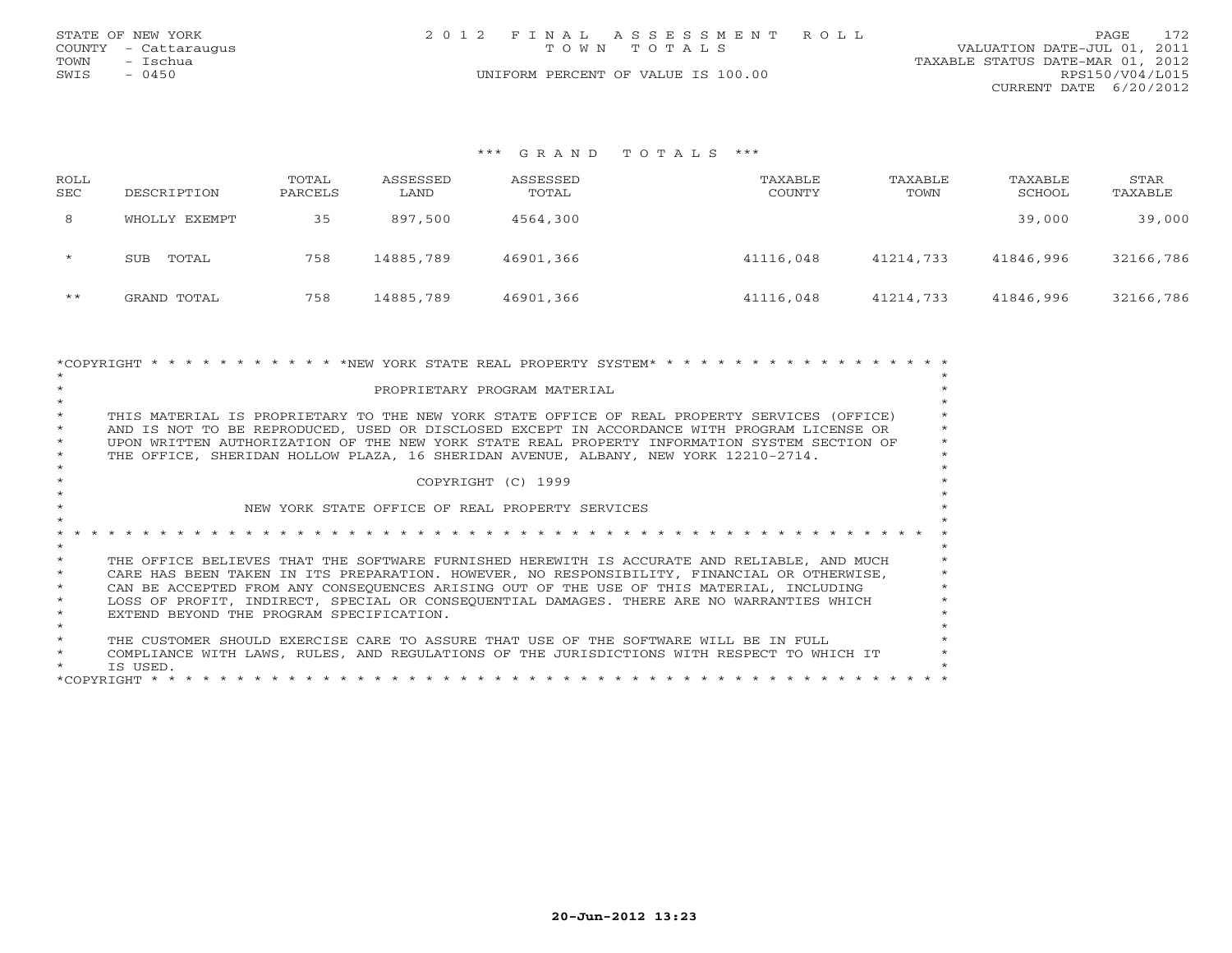STATE OF NEW YORK
COUNTY - Cattaraugus
TOWN - Ischua
SWIS - 0450

2012 FINAL ASSESSMENT ROLL
TOWN TOTALS
UNIFORM PERCENT OF VALUE IS 100.00

VALUATION DATE-JUL 01, 2011
TAXABLE STATUS DATE-MAR 01, 2012
RPS150/V04/L015
CURRENT DATE 6/20/2012

*** GRAND TOTALS ***

| ROLL SEC | DESCRIPTION | TOTAL PARCELS | ASSESSED LAND | ASSESSED TOTAL | TAXABLE COUNTY | TAXABLE TOWN | TAXABLE SCHOOL | STAR TAXABLE |
|---|---|---|---|---|---|---|---|---|
| 8 | WHOLLY EXEMPT | 35 | 897,500 | 4564,300 | | | 39,000 | 39,000 |
| * | SUB TOTAL | 758 | 14885,789 | 46901,366 | 41116,048 | 41214,733 | 41846,996 | 32166,786 |
| ** | GRAND TOTAL | 758 | 14885,789 | 46901,366 | 41116,048 | 41214,733 | 41846,996 | 32166,786 |

*COPYRIGHT * * * * * * * * * * * *NEW YORK STATE REAL PROPERTY SYSTEM* * * * * * * * * * * * * * * * * *

PROPRIETARY PROGRAM MATERIAL

THIS MATERIAL IS PROPRIETARY TO THE NEW YORK STATE OFFICE OF REAL PROPERTY SERVICES (OFFICE) AND IS NOT TO BE REPRODUCED, USED OR DISCLOSED EXCEPT IN ACCORDANCE WITH PROGRAM LICENSE OR UPON WRITTEN AUTHORIZATION OF THE NEW YORK STATE REAL PROPERTY INFORMATION SYSTEM SECTION OF THE OFFICE, SHERIDAN HOLLOW PLAZA, 16 SHERIDAN AVENUE, ALBANY, NEW YORK 12210-2714.

COPYRIGHT (C) 1999

NEW YORK STATE OFFICE OF REAL PROPERTY SERVICES

THE OFFICE BELIEVES THAT THE SOFTWARE FURNISHED HEREWITH IS ACCURATE AND RELIABLE, AND MUCH CARE HAS BEEN TAKEN IN ITS PREPARATION. HOWEVER, NO RESPONSIBILITY, FINANCIAL OR OTHERWISE, CAN BE ACCEPTED FROM ANY CONSEQUENCES ARISING OUT OF THE USE OF THIS MATERIAL, INCLUDING LOSS OF PROFIT, INDIRECT, SPECIAL OR CONSEQUENTIAL DAMAGES. THERE ARE NO WARRANTIES WHICH EXTEND BEYOND THE PROGRAM SPECIFICATION.

THE CUSTOMER SHOULD EXERCISE CARE TO ASSURE THAT USE OF THE SOFTWARE WILL BE IN FULL COMPLIANCE WITH LAWS, RULES, AND REGULATIONS OF THE JURISDICTIONS WITH RESPECT TO WHICH IT IS USED.

*COPYRIGHT * * * * * * * * * * * * * * * * * * * * * * * * * * * * * * * * * * * * * * * * * * * * *

20-Jun-2012 13:23